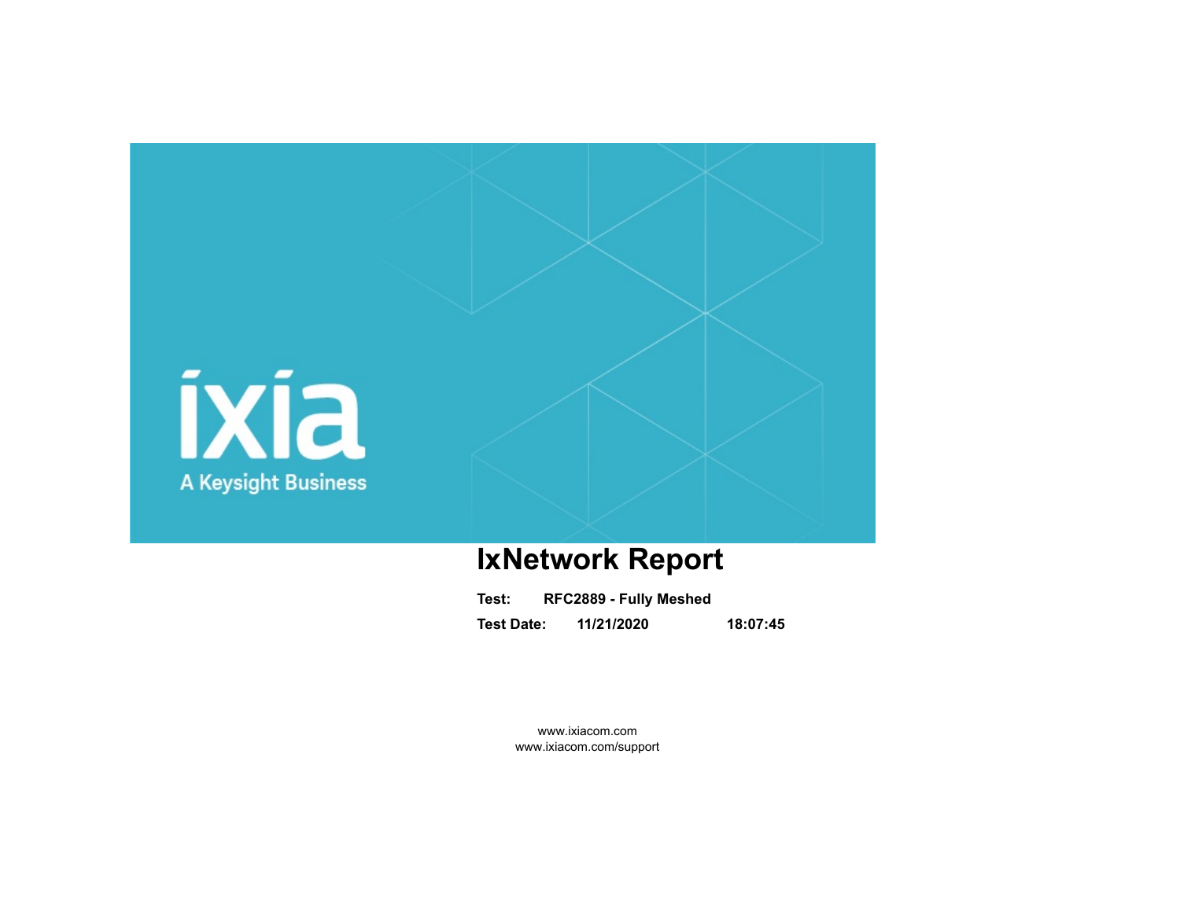ixia

A Keysight Business

# IxNetwork Report

**Test:** **RFC2889 - Fully Meshed**

**Test Date:** **11/21/2020** **18:07:45**

www.ixiacom.com
www.ixiacom.com/support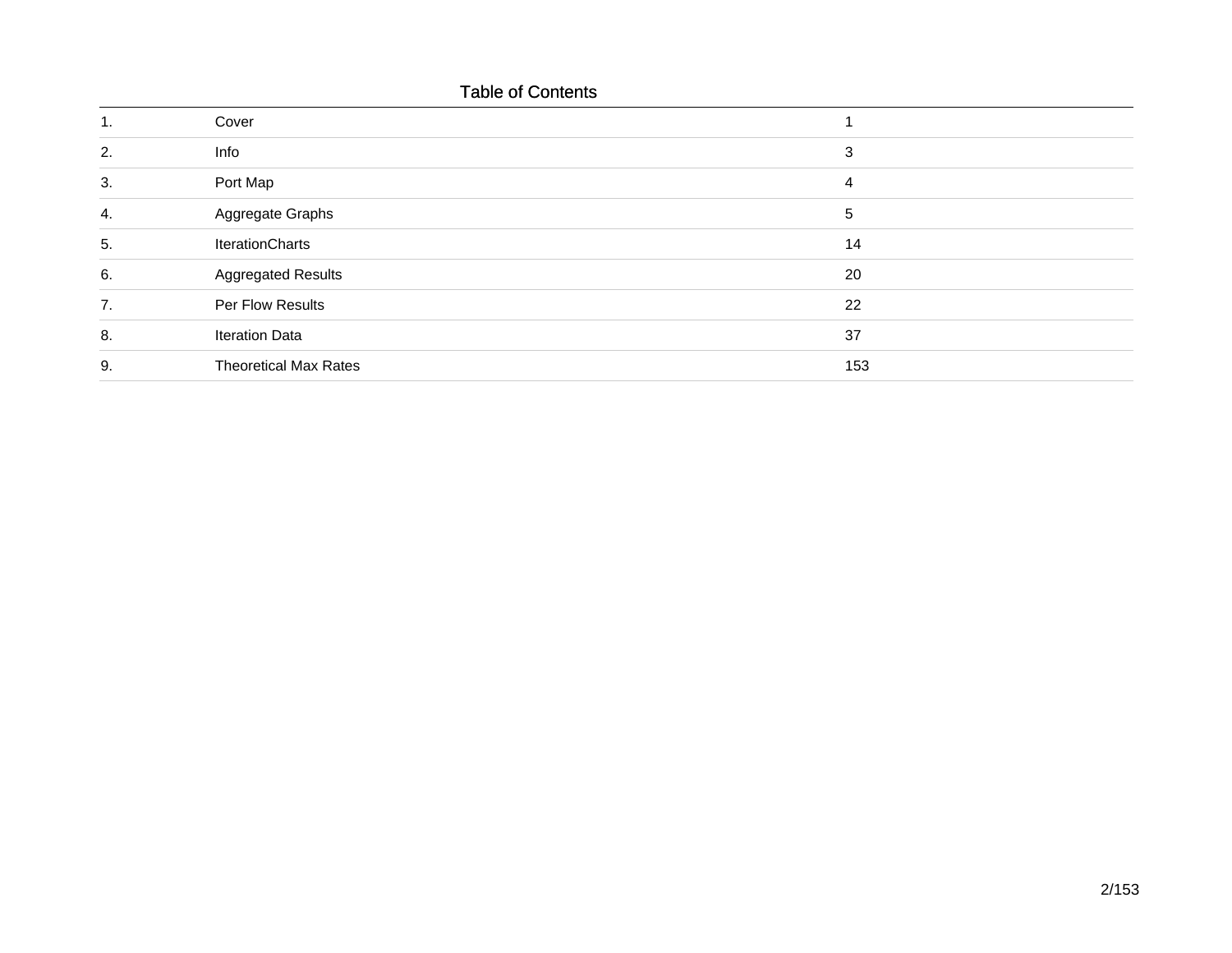## Table of Contents

| | | |
|---|---|---|
| 1. | Cover | 1 |
| 2. | Info | 3 |
| 3. | Port Map | 4 |
| 4. | Aggregate Graphs | 5 |
| 5. | IterationCharts | 14 |
| 6. | Aggregated Results | 20 |
| 7. | Per Flow Results | 22 |
| 8. | Iteration Data | 37 |
| 9. | Theoretical Max Rates | 153 |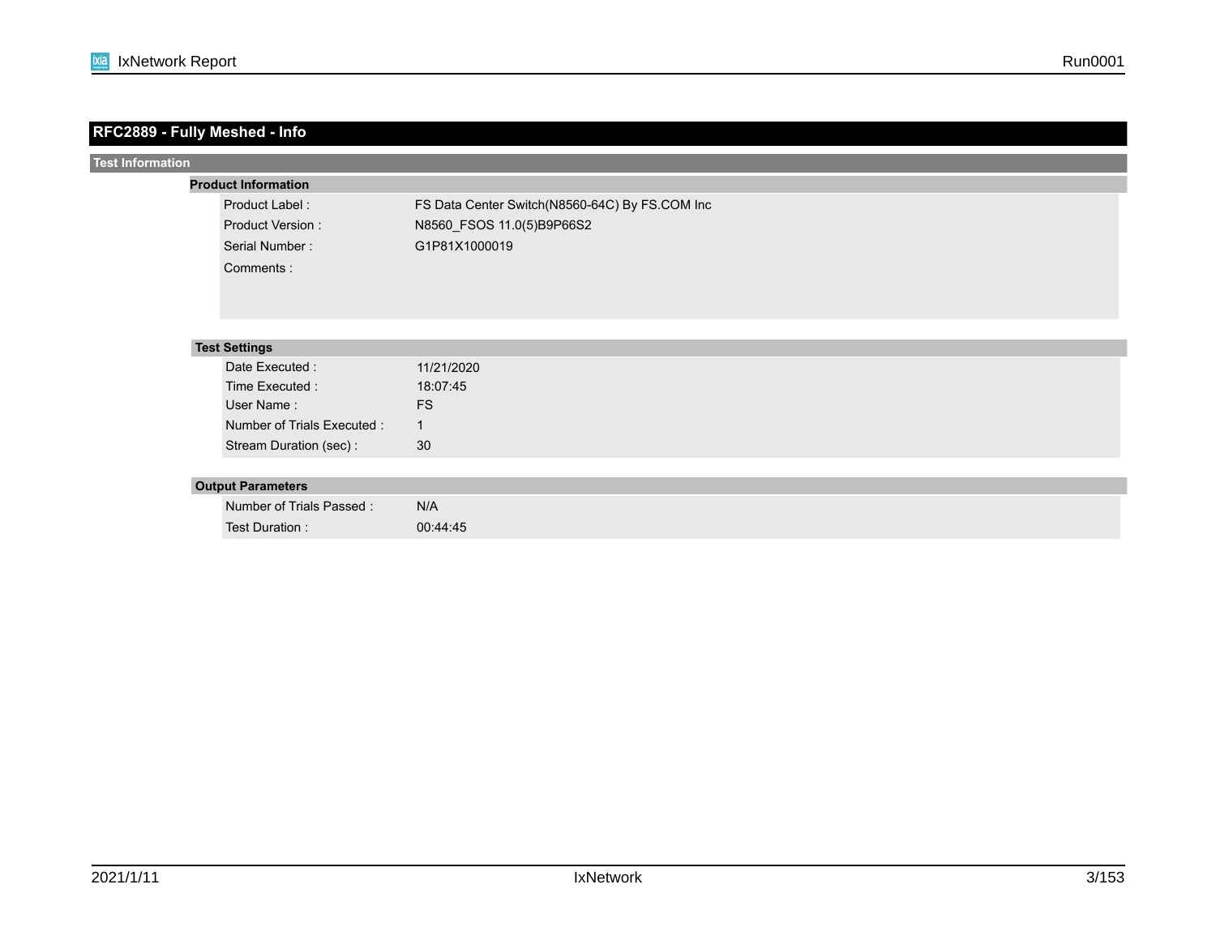# RFC2889 - Fully Meshed - Info

## Test Information

### Product Information

| | |
|---|---|
| Product Label : | FS Data Center Switch(N8560-64C) By FS.COM Inc |
| Product Version : | N8560_FSOS 11.0(5)B9P66S2 |
| Serial Number : | G1P81X1000019 |
| Comments : | |

### Test Settings

| | |
|---|---|
| Date Executed : | 11/21/2020 |
| Time Executed : | 18:07:45 |
| User Name : | FS |
| Number of Trials Executed : | 1 |
| Stream Duration (sec) : | 30 |

### Output Parameters

| | |
|---|---|
| Number of Trials Passed : | N/A |
| Test Duration : | 00:44:45 |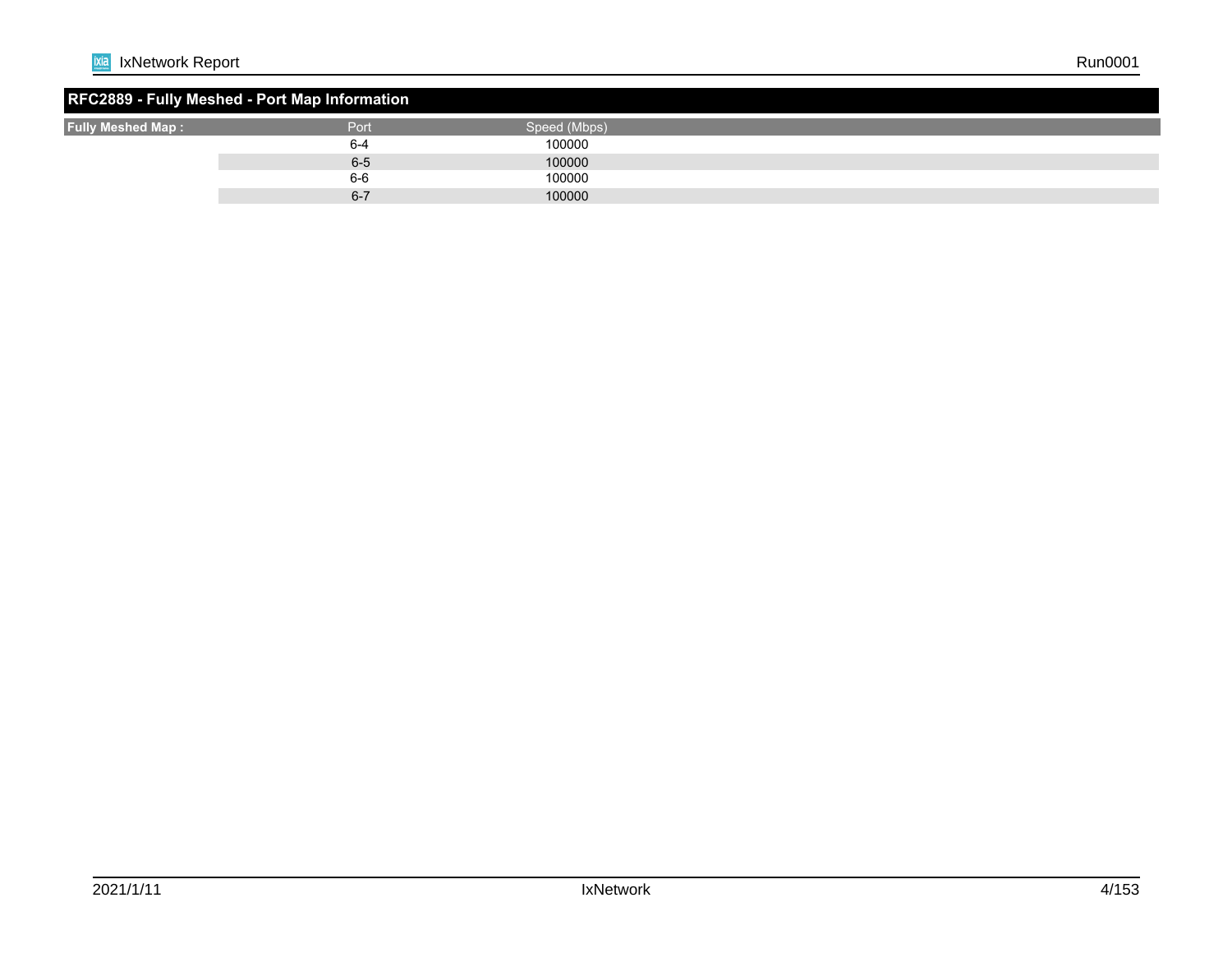## RFC2889 - Fully Meshed - Port Map Information

| Fully Meshed Map : | Port | Speed (Mbps) |
| --- | --- | --- |
| | 6-4 | 100000 |
| | 6-5 | 100000 |
| | 6-6 | 100000 |
| | 6-7 | 100000 |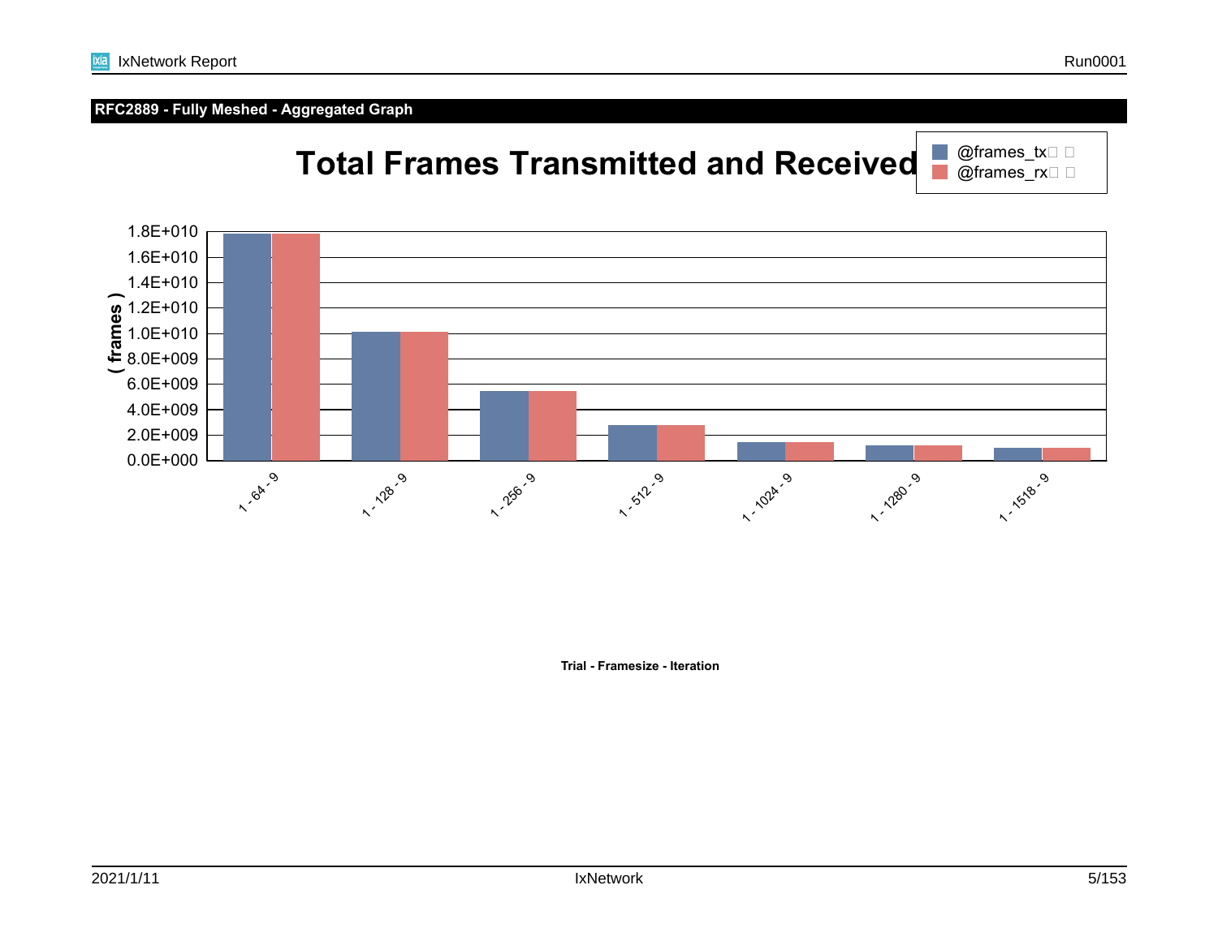## RFC2889 - Fully Meshed - Aggregated Graph

# Total Frames Transmitted and Received

- @frames_tx
- @frames_rx

( frames )

1.8E+010
1.6E+010
1.4E+010
1.2E+010
1.0E+010
8.0E+009
6.0E+009
4.0E+009
2.0E+009
0.0E+000

1 - 64 - 9
1 - 128 - 9
1 - 256 - 9
1 - 512 - 9
1 - 1024 - 9
1 - 1280 - 9
1 - 1518 - 9

**Trial - Framesize - Iteration**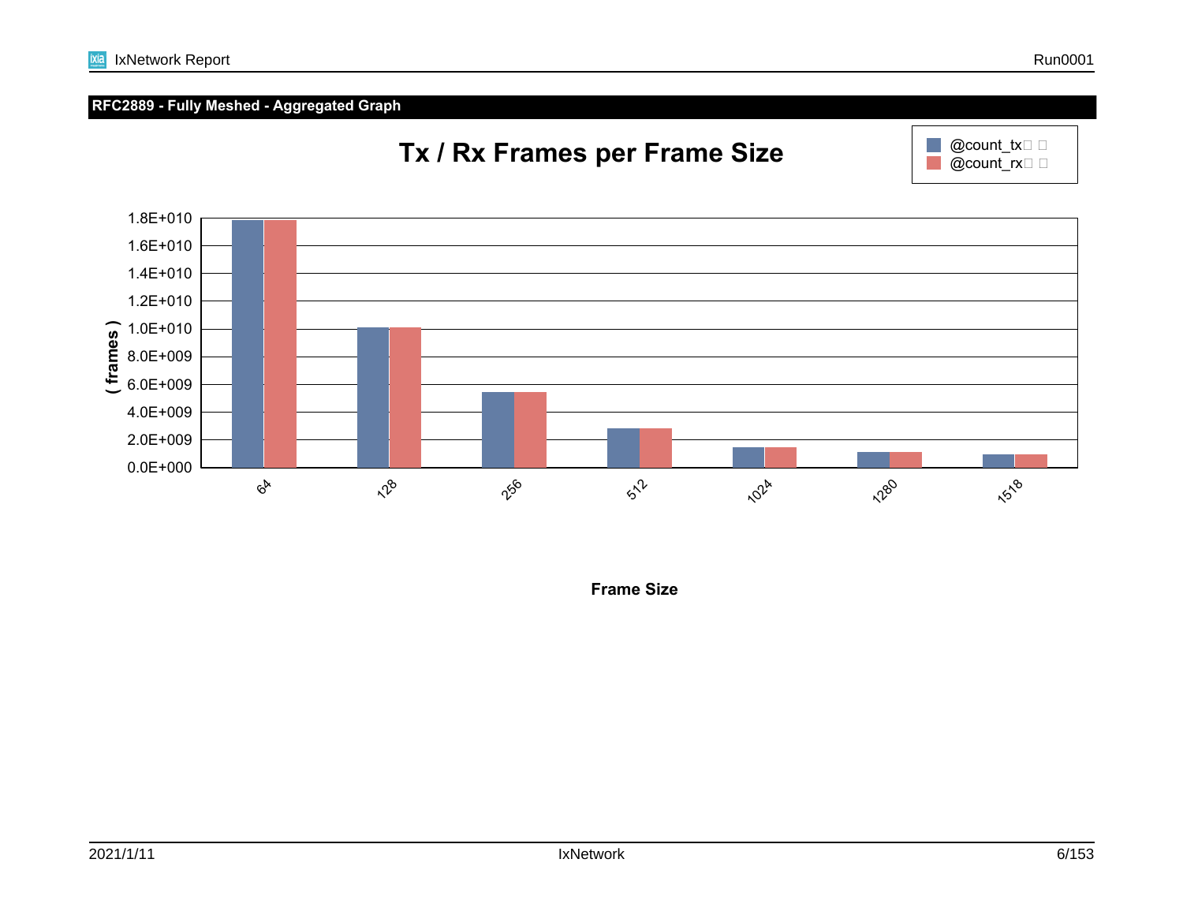## RFC2889 - Fully Meshed - Aggregated Graph

**Tx / Rx Frames per Frame Size**

Legend: @count_tx, @count_rx

Y-axis: ( frames ) — 0.0E+000, 2.0E+009, 4.0E+009, 6.0E+009, 8.0E+009, 1.0E+010, 1.2E+010, 1.4E+010, 1.6E+010, 1.8E+010

X-axis: Frame Size — 64, 128, 256, 512, 1024, 1280, 1518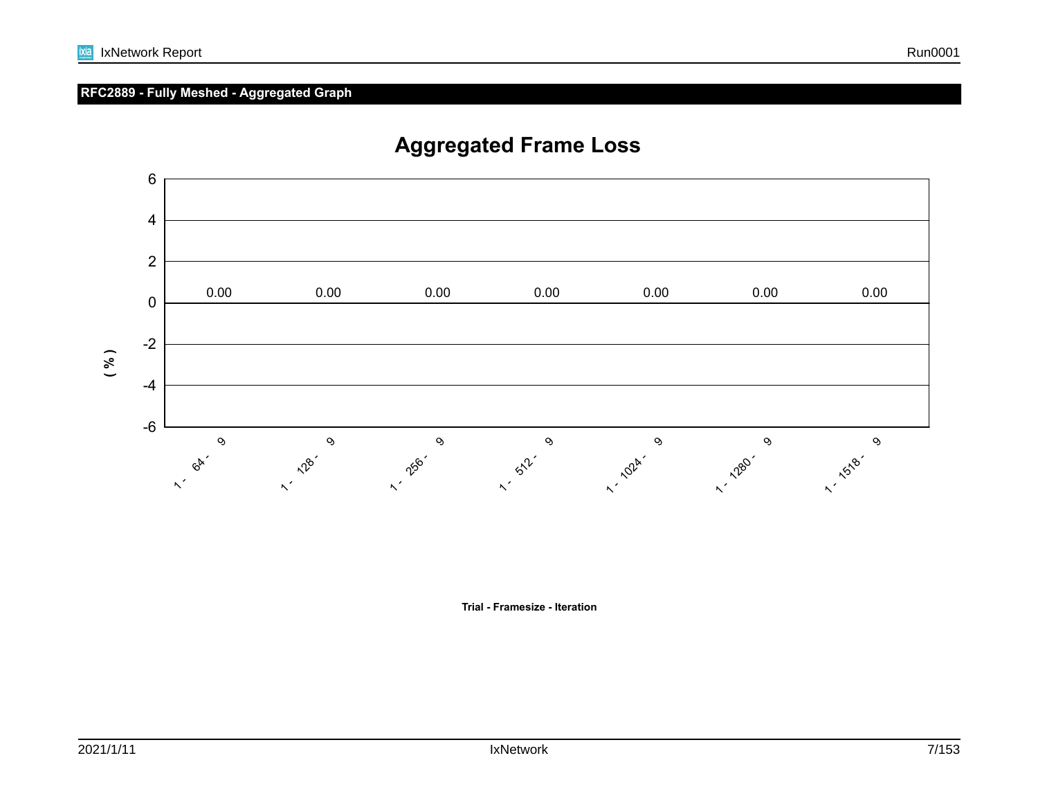## RFC2889 - Fully Meshed - Aggregated Graph

**Aggregated Frame Loss**

( % )

| Trial - Framesize - Iteration | Aggregated Frame Loss (%) |
|---|---|
| 1 - 64 - 9 | 0.00 |
| 1 - 128 - 9 | 0.00 |
| 1 - 256 - 9 | 0.00 |
| 1 - 512 - 9 | 0.00 |
| 1 - 1024 - 9 | 0.00 |
| 1 - 1280 - 9 | 0.00 |
| 1 - 1518 - 9 | 0.00 |

**Trial - Framesize - Iteration**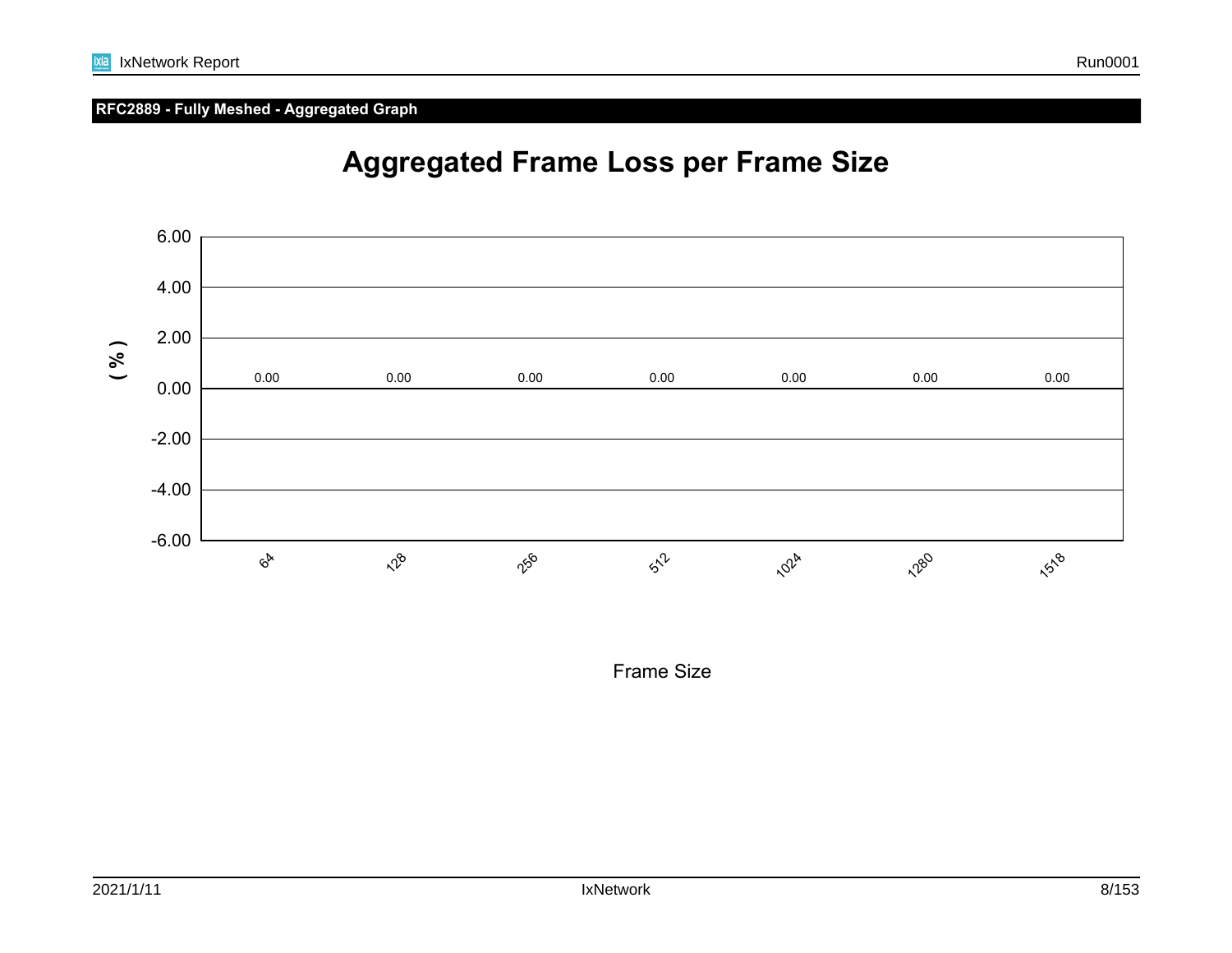**RFC2889 - Fully Meshed - Aggregated Graph**

## Aggregated Frame Loss per Frame Size

| Frame Size | ( % ) |
|---|---|
| 64 | 0.00 |
| 128 | 0.00 |
| 256 | 0.00 |
| 512 | 0.00 |
| 1024 | 0.00 |
| 1280 | 0.00 |
| 1518 | 0.00 |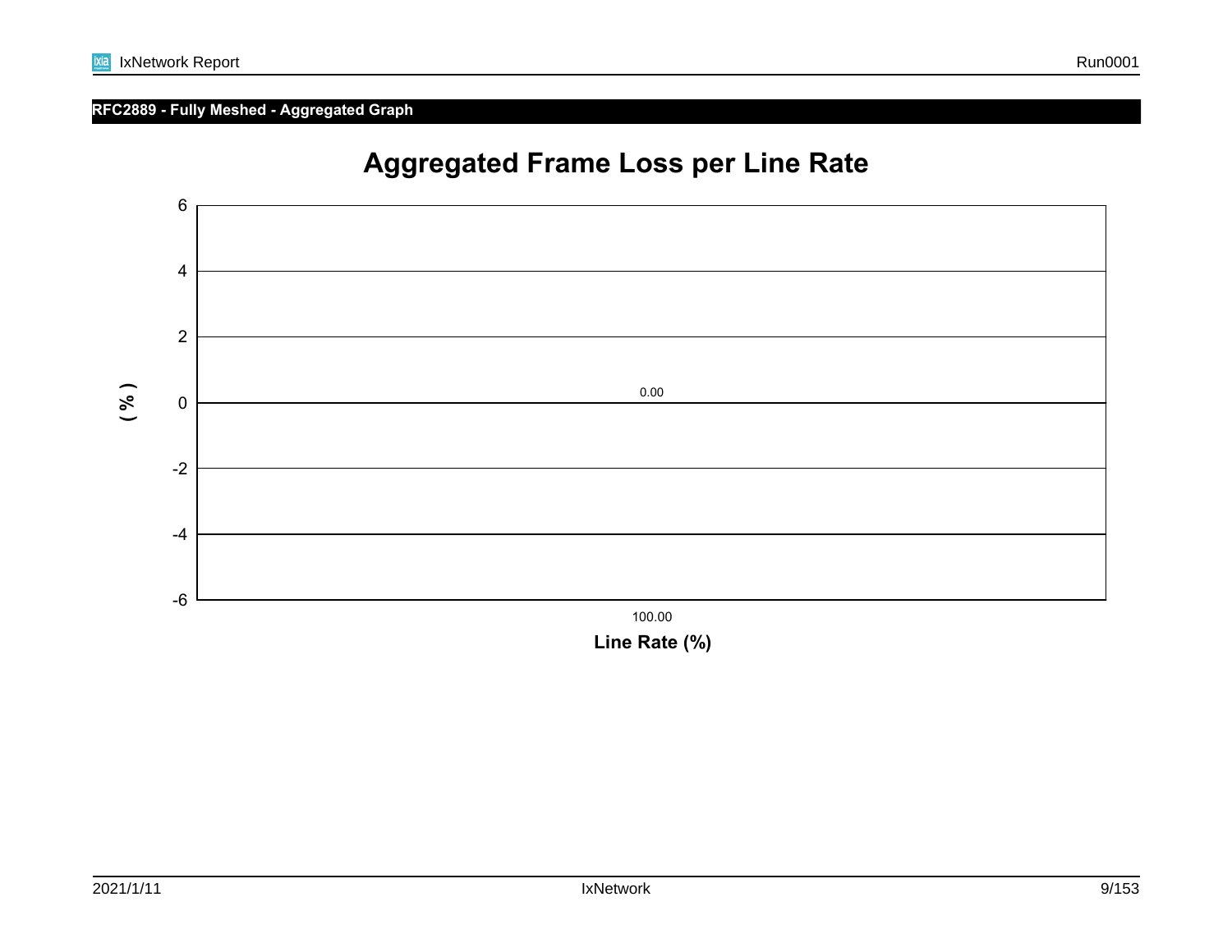## RFC2889 - Fully Meshed - Aggregated Graph

### Aggregated Frame Loss per Line Rate

( % )

6
4
2
0
-2
-4
-6

0.00

100.00

**Line Rate (%)**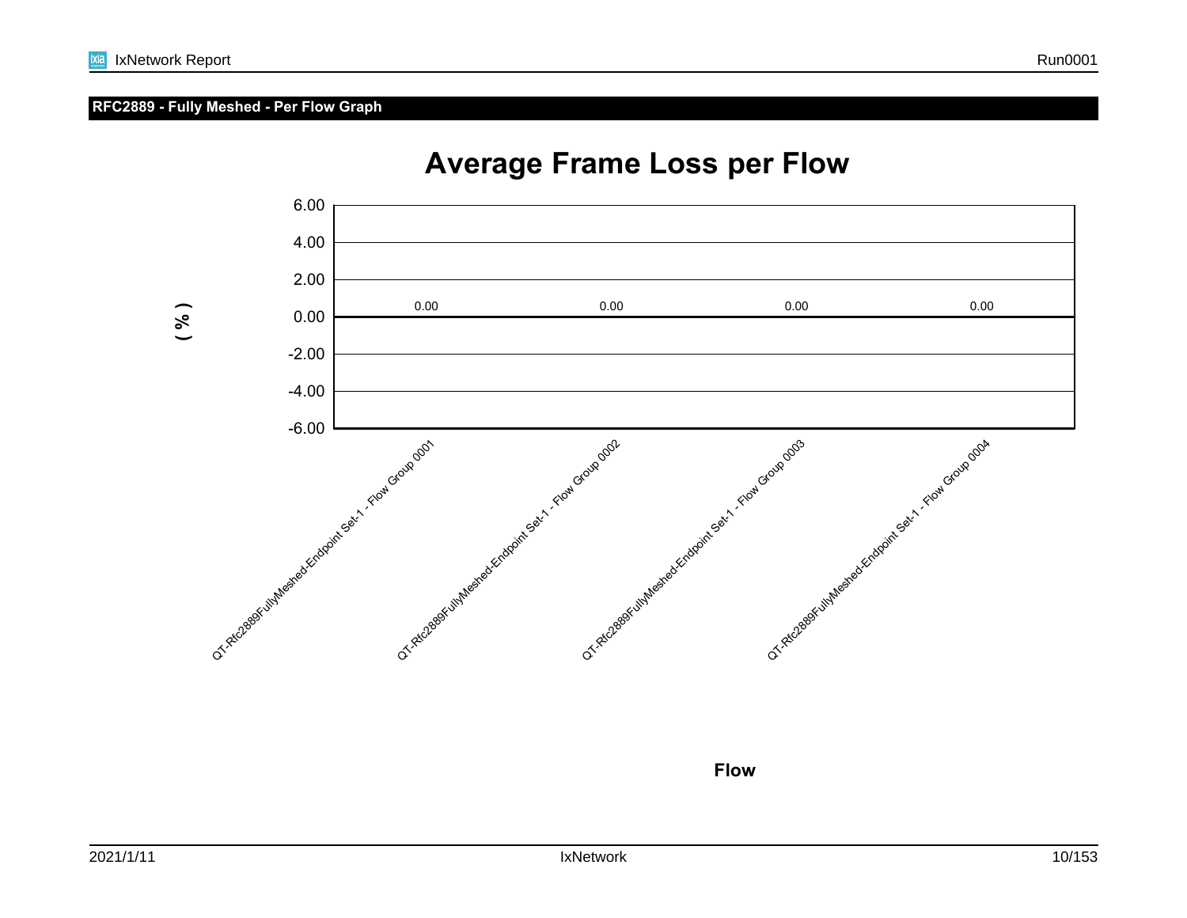## RFC2889 - Fully Meshed - Per Flow Graph

# Average Frame Loss per Flow

( % )

| Flow | Average Frame Loss (%) |
| --- | --- |
| QT-Rfc2889FullyMeshed-Endpoint Set-1 - Flow Group 0001 | 0.00 |
| QT-Rfc2889FullyMeshed-Endpoint Set-1 - Flow Group 0002 | 0.00 |
| QT-Rfc2889FullyMeshed-Endpoint Set-1 - Flow Group 0003 | 0.00 |
| QT-Rfc2889FullyMeshed-Endpoint Set-1 - Flow Group 0004 | 0.00 |

Flow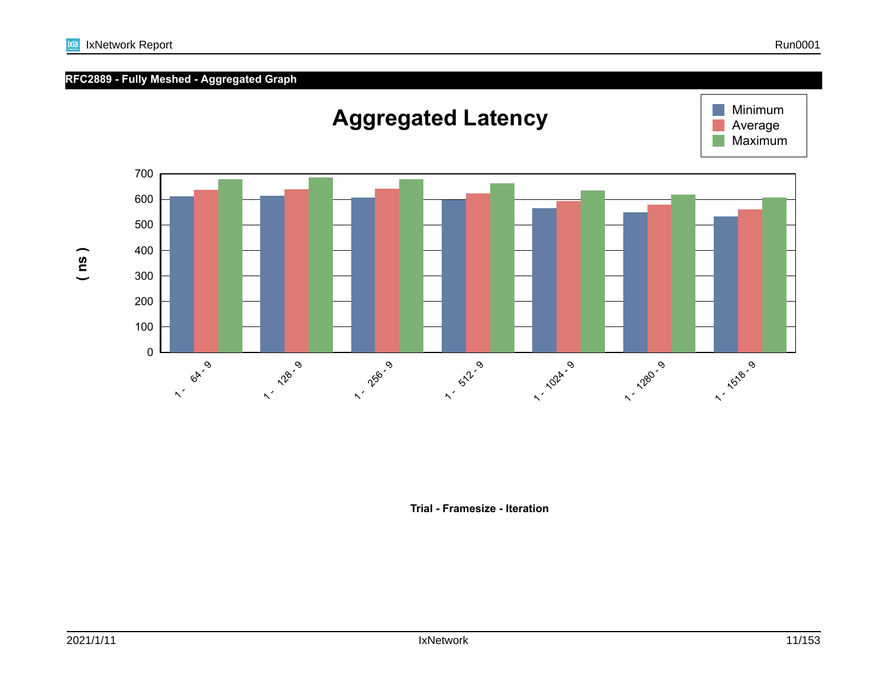## RFC2889 - Fully Meshed - Aggregated Graph

**Aggregated Latency**

Minimum
Average
Maximum

( ns )

700
600
500
400
300
200
100
0

1 - 64 - 9
1 - 128 - 9
1 - 256 - 9
1 - 512 - 9
1 - 1024 - 9
1 - 1280 - 9
1 - 1518 - 9

**Trial - Framesize - Iteration**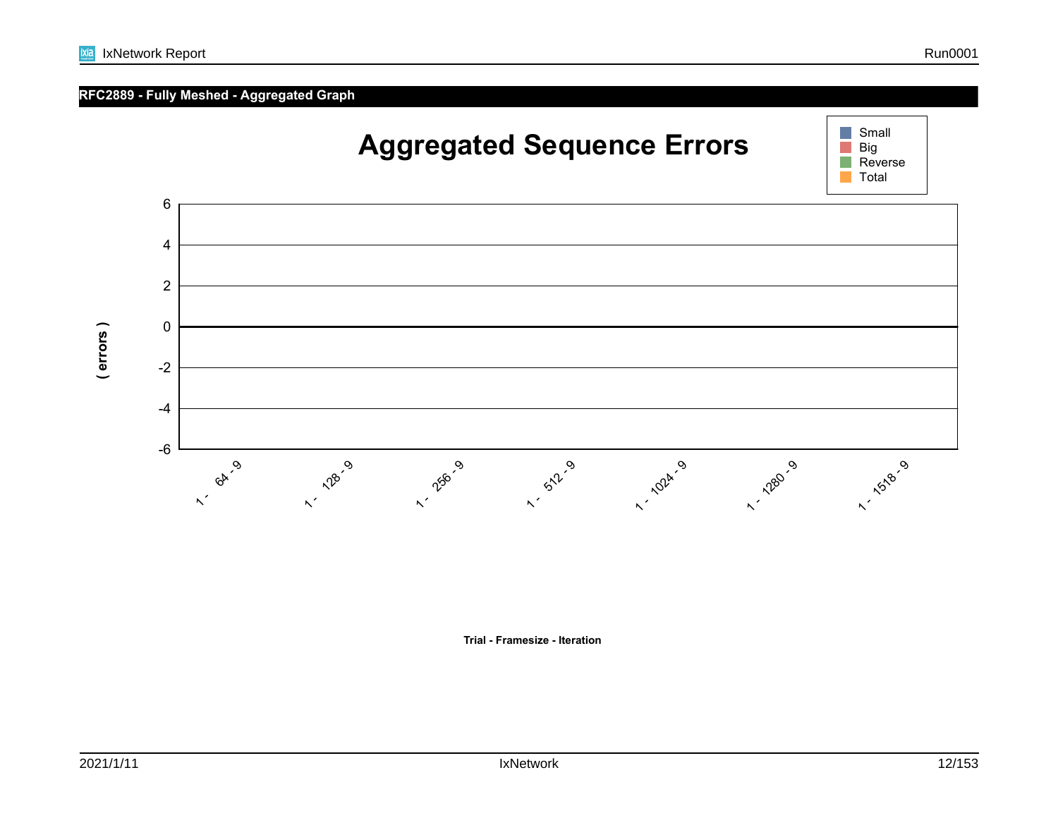## RFC2889 - Fully Meshed - Aggregated Graph

# Aggregated Sequence Errors

Small
Big
Reverse
Total

( errors )

6
4
2
0
-2
-4
-6

1 - 64 - 9
1 - 128 - 9
1 - 256 - 9
1 - 512 - 9
1 - 1024 - 9
1 - 1280 - 9
1 - 1518 - 9

**Trial - Framesize - Iteration**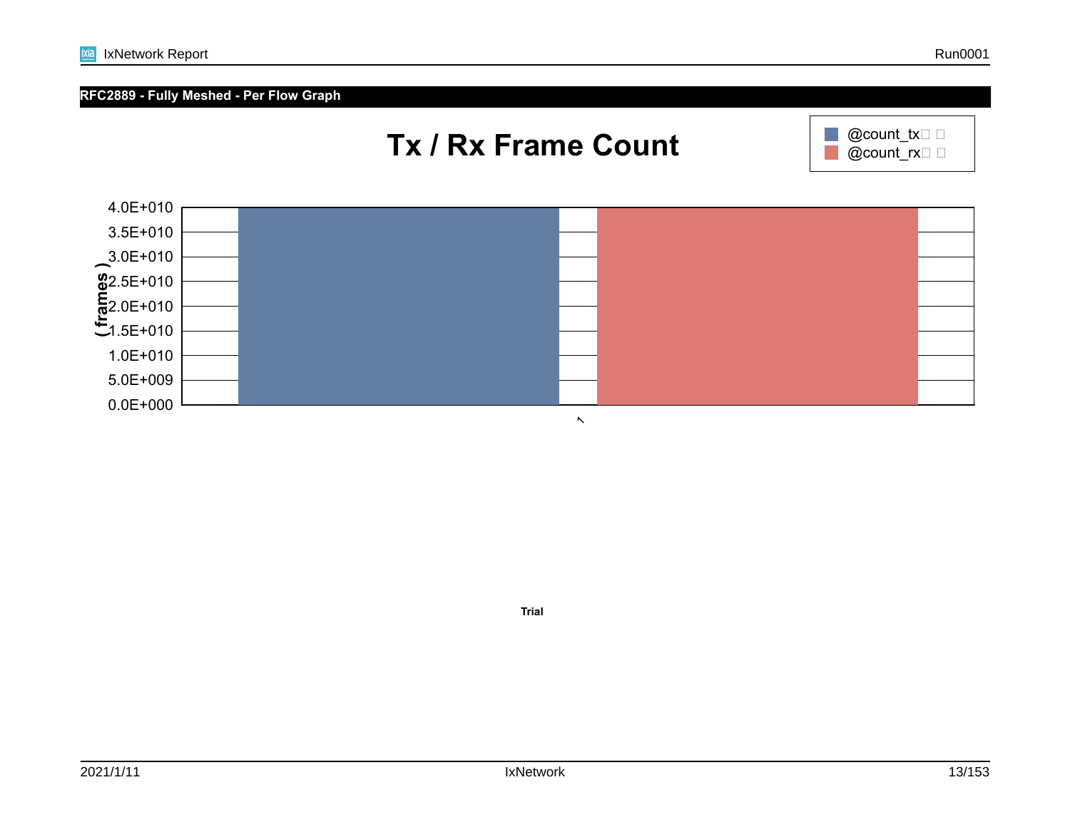## RFC2889 - Fully Meshed - Per Flow Graph

**Tx / Rx Frame Count**

@count_tx
@count_rx

4.0E+010
3.5E+010
3.0E+010
2.5E+010
2.0E+010
1.5E+010
1.0E+010
5.0E+009
0.0E+000

( frames )

1

**Trial**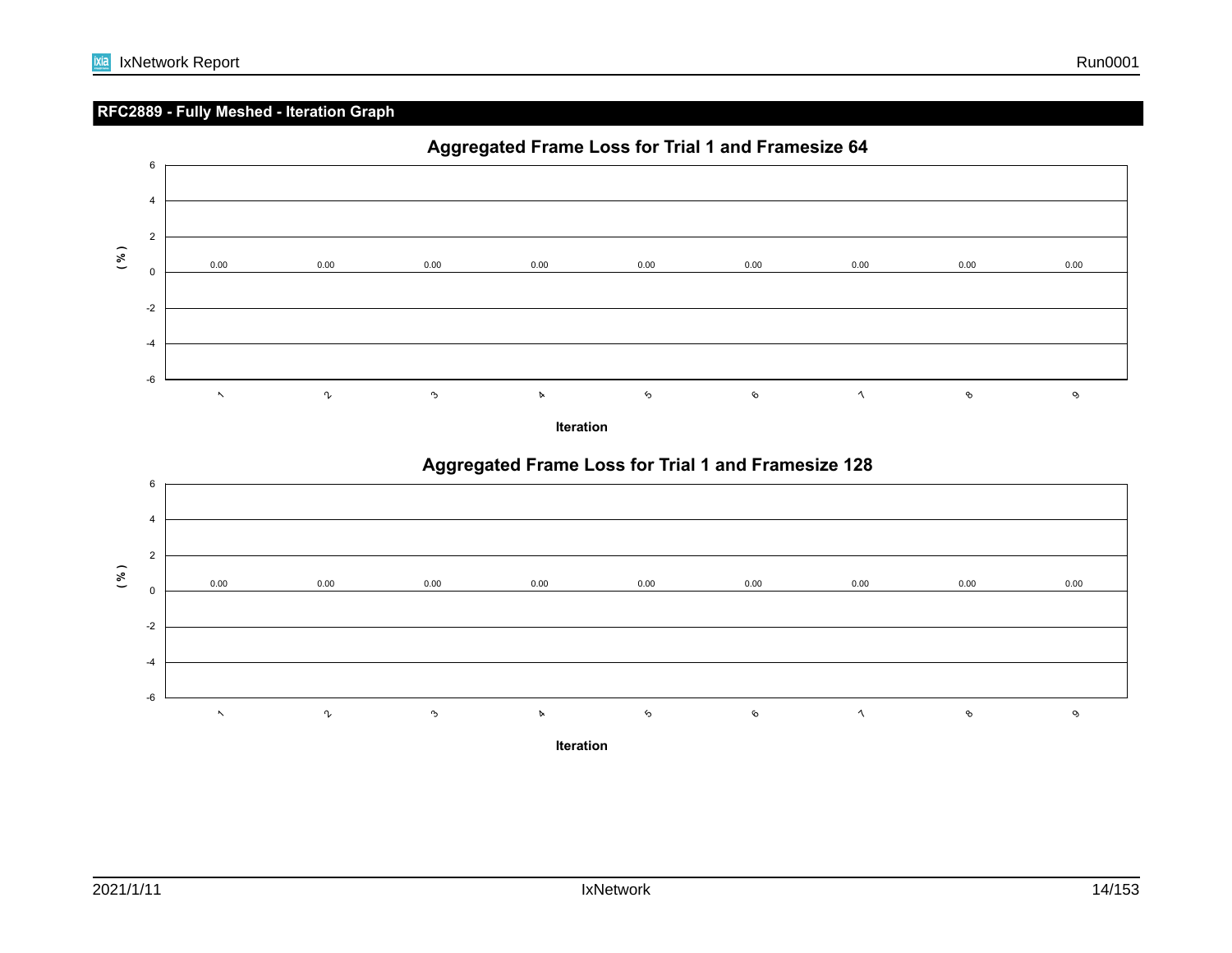## RFC2889 - Fully Meshed - Iteration Graph

**Aggregated Frame Loss for Trial 1 and Framesize 64**

( % )

| Iteration | 1 | 2 | 3 | 4 | 5 | 6 | 7 | 8 | 9 |
|---|---|---|---|---|---|---|---|---|---|
| ( % ) | 0.00 | 0.00 | 0.00 | 0.00 | 0.00 | 0.00 | 0.00 | 0.00 | 0.00 |

**Iteration**

**Aggregated Frame Loss for Trial 1 and Framesize 128**

( % )

| Iteration | 1 | 2 | 3 | 4 | 5 | 6 | 7 | 8 | 9 |
|---|---|---|---|---|---|---|---|---|---|
| ( % ) | 0.00 | 0.00 | 0.00 | 0.00 | 0.00 | 0.00 | 0.00 | 0.00 | 0.00 |

**Iteration**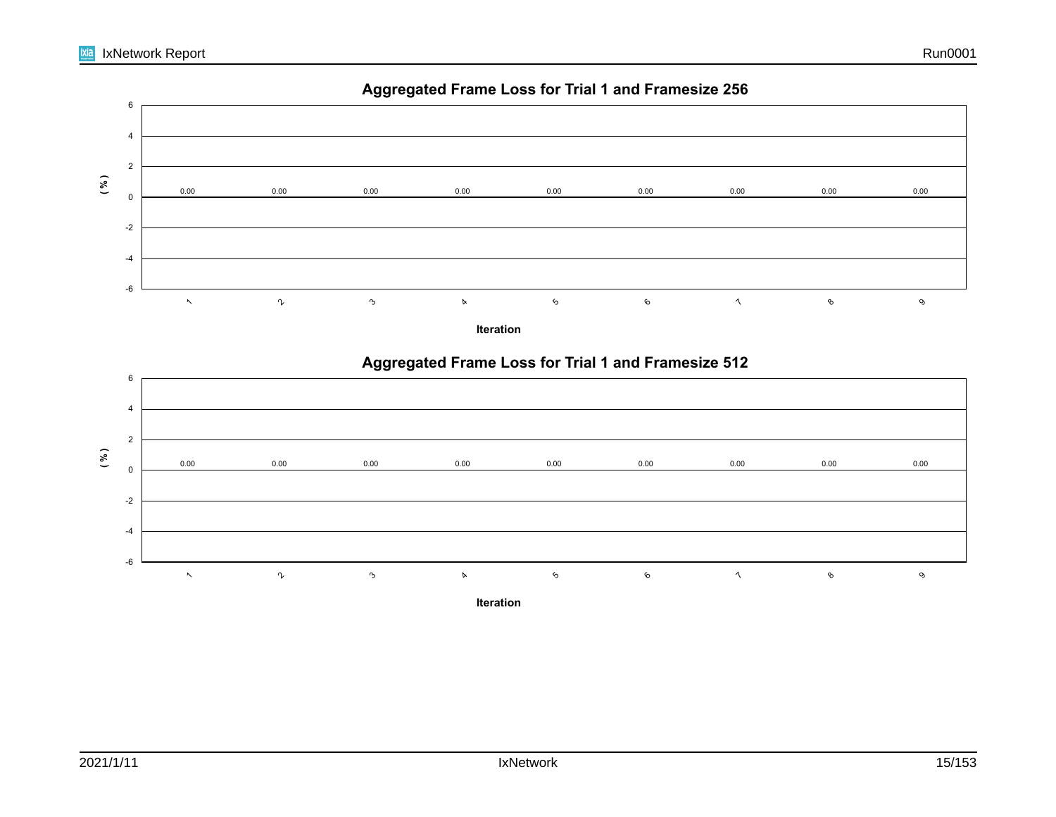## Aggregated Frame Loss for Trial 1 and Framesize 256

| Iteration | 1 | 2 | 3 | 4 | 5 | 6 | 7 | 8 | 9 |
|---|---|---|---|---|---|---|---|---|---|
| ( % ) | 0.00 | 0.00 | 0.00 | 0.00 | 0.00 | 0.00 | 0.00 | 0.00 | 0.00 |

## Aggregated Frame Loss for Trial 1 and Framesize 512

| Iteration | 1 | 2 | 3 | 4 | 5 | 6 | 7 | 8 | 9 |
|---|---|---|---|---|---|---|---|---|---|
| ( % ) | 0.00 | 0.00 | 0.00 | 0.00 | 0.00 | 0.00 | 0.00 | 0.00 | 0.00 |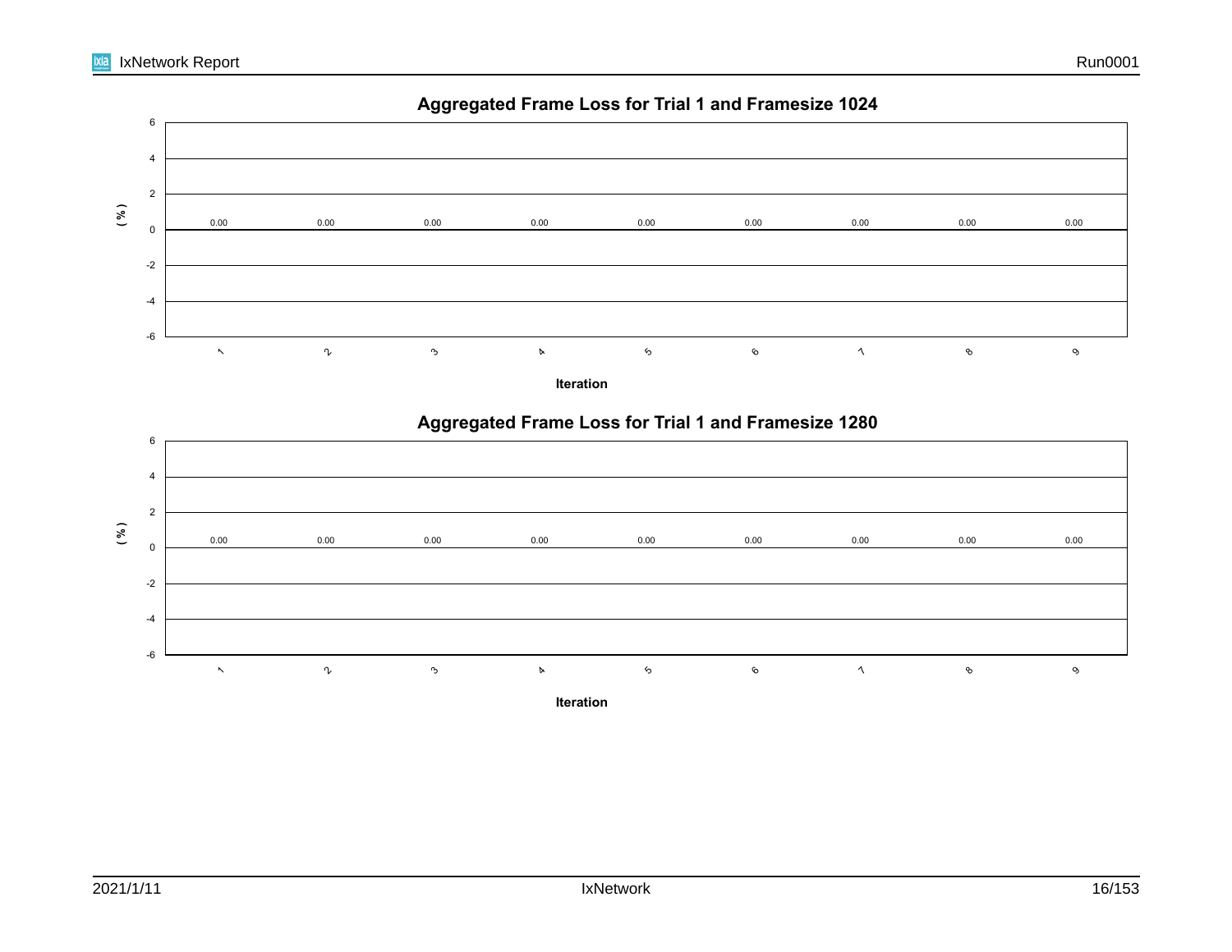## Aggregated Frame Loss for Trial 1 and Framesize 1024

| Iteration | 1 | 2 | 3 | 4 | 5 | 6 | 7 | 8 | 9 |
|---|---|---|---|---|---|---|---|---|---|
| ( % ) | 0.00 | 0.00 | 0.00 | 0.00 | 0.00 | 0.00 | 0.00 | 0.00 | 0.00 |

## Aggregated Frame Loss for Trial 1 and Framesize 1280

| Iteration | 1 | 2 | 3 | 4 | 5 | 6 | 7 | 8 | 9 |
|---|---|---|---|---|---|---|---|---|---|
| ( % ) | 0.00 | 0.00 | 0.00 | 0.00 | 0.00 | 0.00 | 0.00 | 0.00 | 0.00 |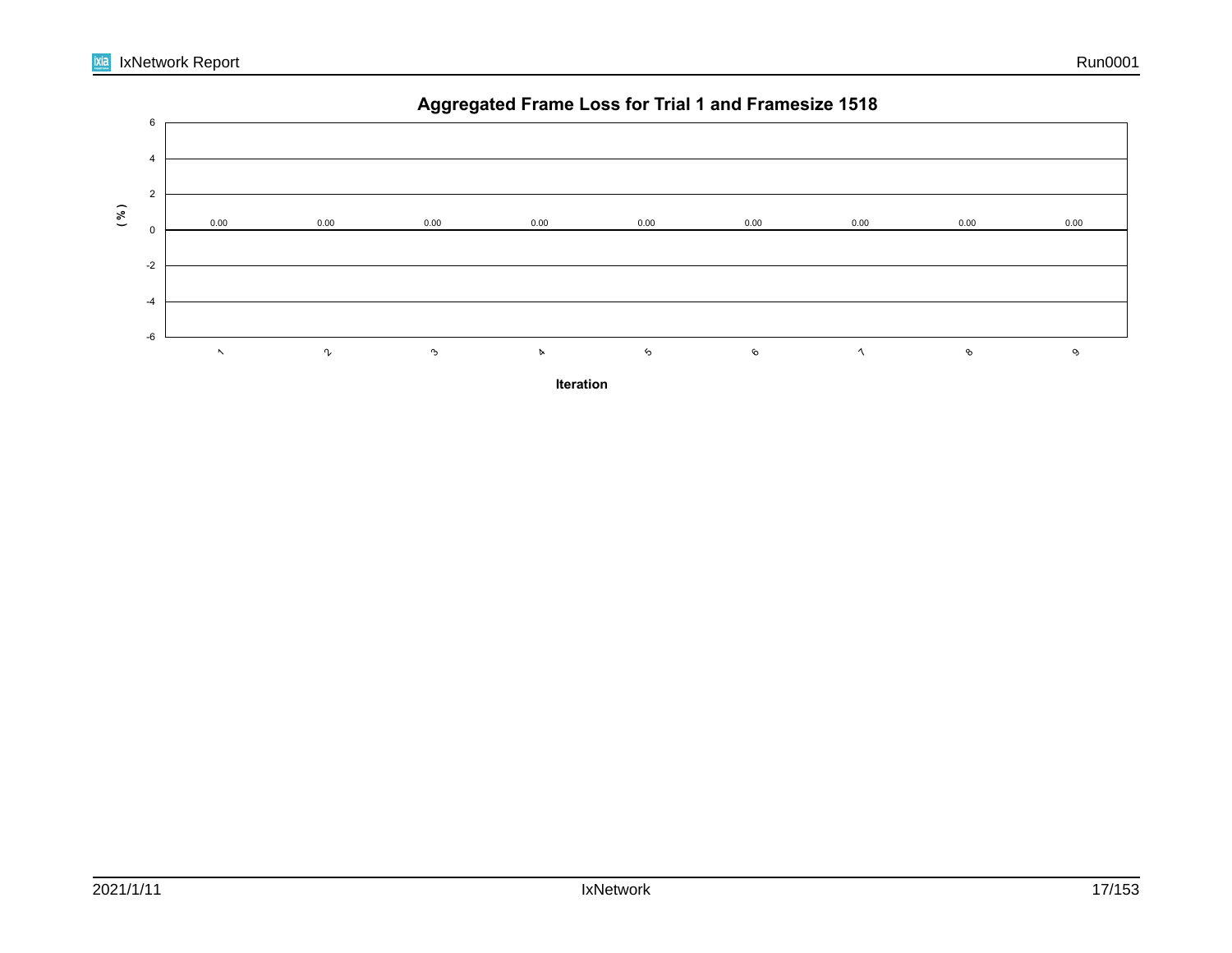## Aggregated Frame Loss for Trial 1 and Framesize 1518

| Iteration | 1 | 2 | 3 | 4 | 5 | 6 | 7 | 8 | 9 |
|---|---|---|---|---|---|---|---|---|---|
| ( % ) | 0.00 | 0.00 | 0.00 | 0.00 | 0.00 | 0.00 | 0.00 | 0.00 | 0.00 |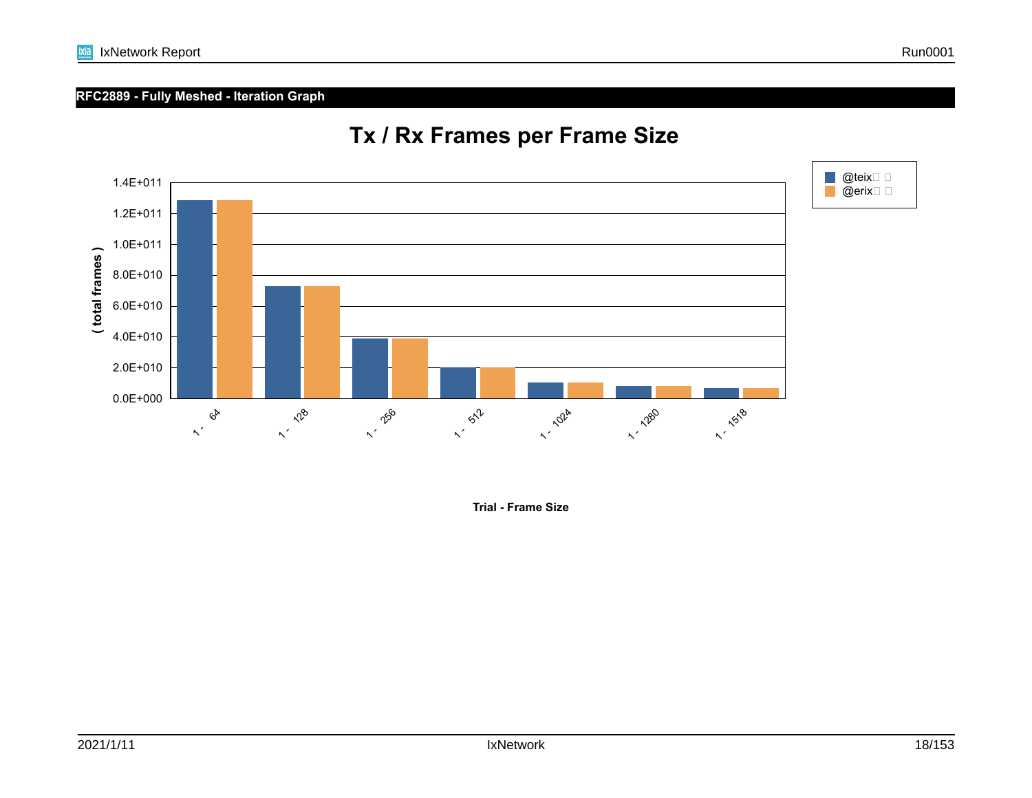## RFC2889 - Fully Meshed - Iteration Graph

### Tx / Rx Frames per Frame Size

( total frames )

1.4E+011
1.2E+011
1.0E+011
8.0E+010
6.0E+010
4.0E+010
2.0E+010
0.0E+000

1 - 64
1 - 128
1 - 256
1 - 512
1 - 1024
1 - 1280
1 - 1518

Trial - Frame Size

@teix
@erix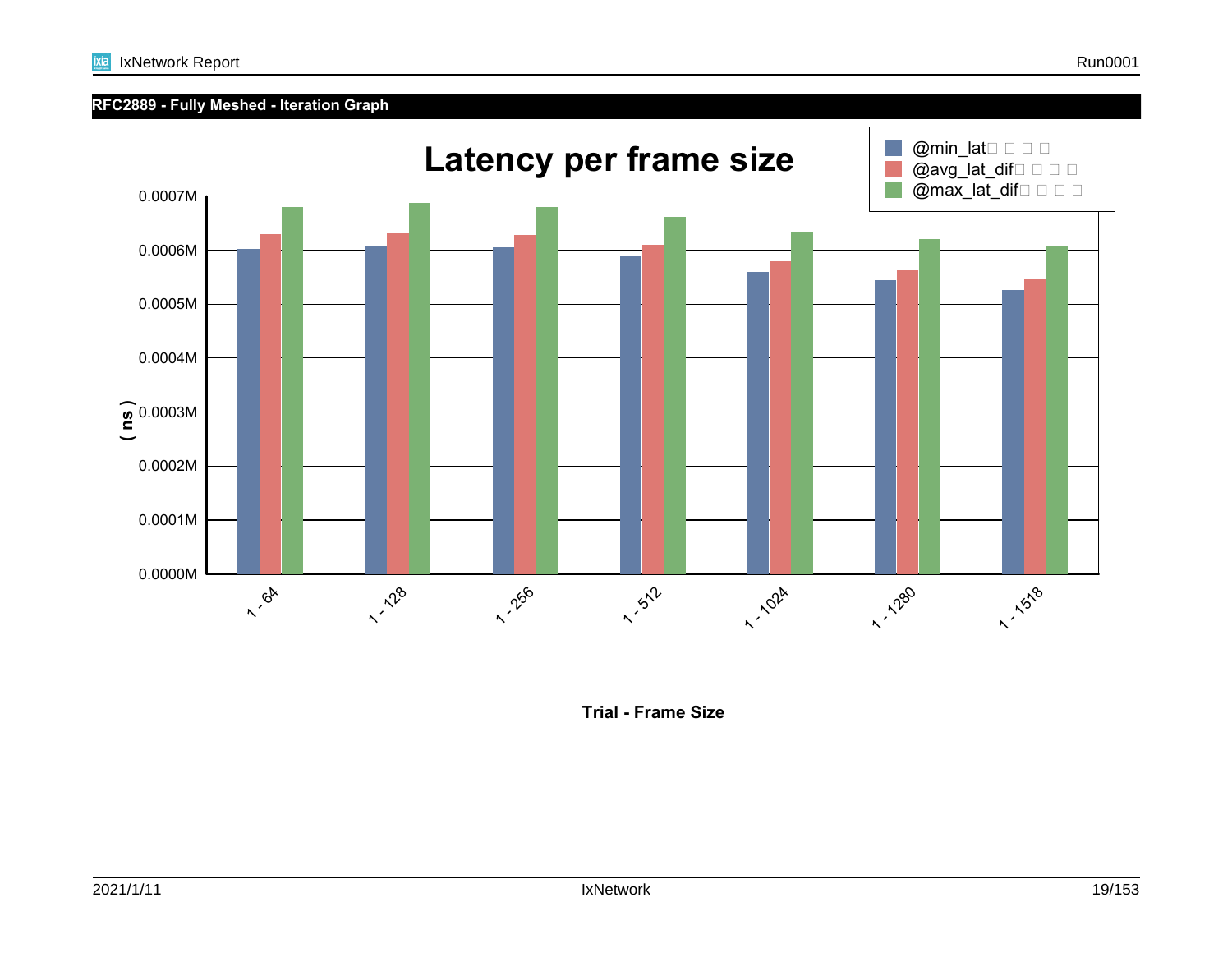## RFC2889 - Fully Meshed - Iteration Graph

### Latency per frame size

@min_lat□ □ □ □
@avg_lat_dif□ □ □ □
@max_lat_dif□ □ □ □

( ns )

0.0007M
0.0006M
0.0005M
0.0004M
0.0003M
0.0002M
0.0001M
0.0000M

1 - 64
1 - 128
1 - 256
1 - 512
1 - 1024
1 - 1280
1 - 1518

**Trial - Frame Size**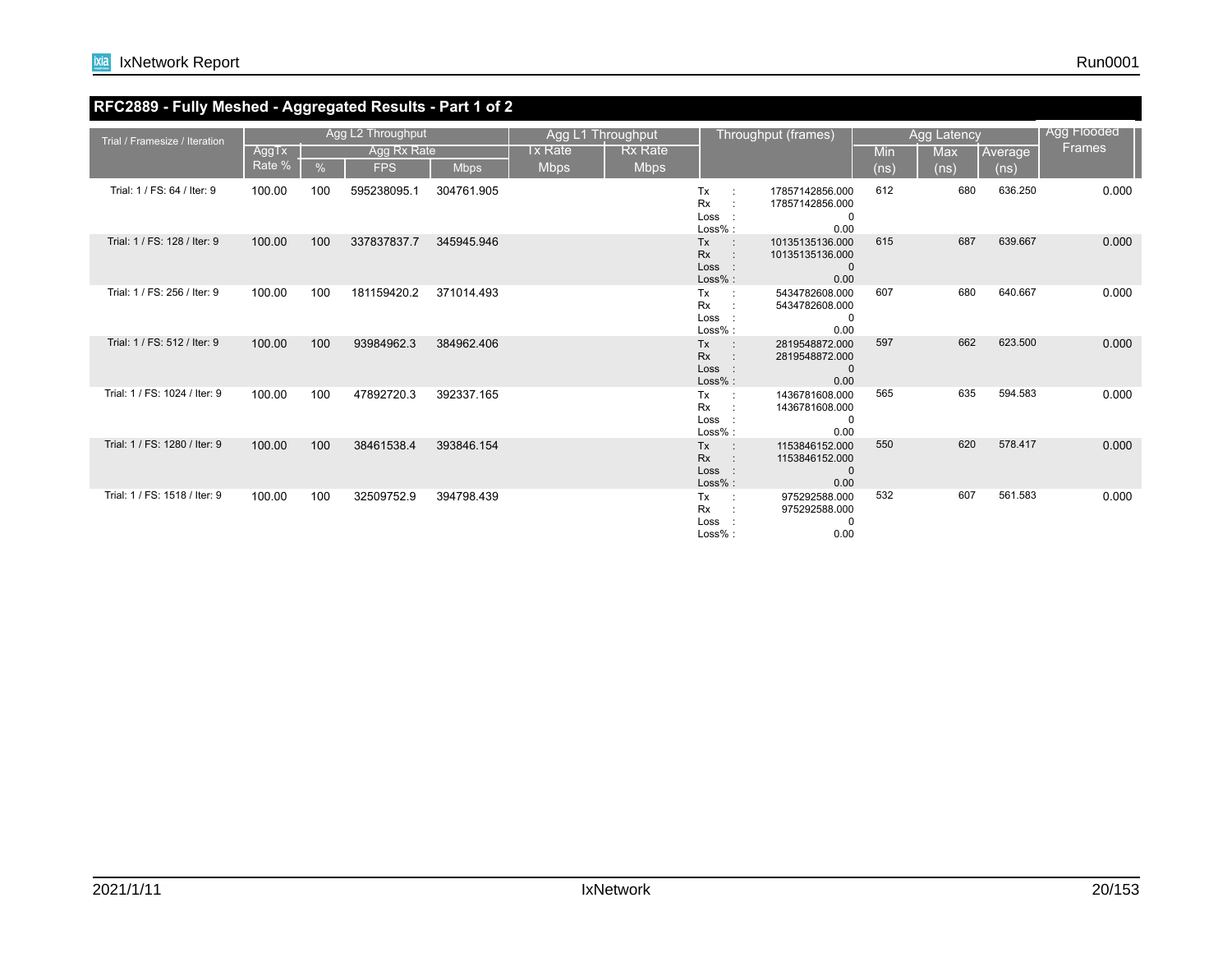## RFC2889 - Fully Meshed - Aggregated Results - Part 1 of 2

| Trial / Framesize / Iteration | Agg L2 Throughput | | | | Agg L1 Throughput | | Throughput (frames) | Agg Latency | | | Agg Flooded Frames |
|---|---|---|---|---|---|---|---|---|---|---|---|
| | AggTx Rate % | Agg Rx Rate | | | Tx Rate Mbps | Rx Rate Mbps | | Min (ns) | Max (ns) | Average (ns) | |
| | | % | FPS | Mbps | | | | | | | |
| Trial: 1 / FS: 64 / Iter: 9 | 100.00 | 100 | 595238095.1 | 304761.905 | | | Tx : 17857142856.000<br>Rx : 17857142856.000<br>Loss : 0<br>Loss% : 0.00 | 612 | 680 | 636.250 | 0.000 |
| Trial: 1 / FS: 128 / Iter: 9 | 100.00 | 100 | 337837837.7 | 345945.946 | | | Tx : 10135135136.000<br>Rx : 10135135136.000<br>Loss : 0<br>Loss% : 0.00 | 615 | 687 | 639.667 | 0.000 |
| Trial: 1 / FS: 256 / Iter: 9 | 100.00 | 100 | 181159420.2 | 371014.493 | | | Tx : 5434782608.000<br>Rx : 5434782608.000<br>Loss : 0<br>Loss% : 0.00 | 607 | 680 | 640.667 | 0.000 |
| Trial: 1 / FS: 512 / Iter: 9 | 100.00 | 100 | 93984962.3 | 384962.406 | | | Tx : 2819548872.000<br>Rx : 2819548872.000<br>Loss : 0<br>Loss% : 0.00 | 597 | 662 | 623.500 | 0.000 |
| Trial: 1 / FS: 1024 / Iter: 9 | 100.00 | 100 | 47892720.3 | 392337.165 | | | Tx : 1436781608.000<br>Rx : 1436781608.000<br>Loss : 0<br>Loss% : 0.00 | 565 | 635 | 594.583 | 0.000 |
| Trial: 1 / FS: 1280 / Iter: 9 | 100.00 | 100 | 38461538.4 | 393846.154 | | | Tx : 1153846152.000<br>Rx : 1153846152.000<br>Loss : 0<br>Loss% : 0.00 | 550 | 620 | 578.417 | 0.000 |
| Trial: 1 / FS: 1518 / Iter: 9 | 100.00 | 100 | 32509752.9 | 394798.439 | | | Tx : 975292588.000<br>Rx : 975292588.000<br>Loss : 0<br>Loss% : 0.00 | 532 | 607 | 561.583 | 0.000 |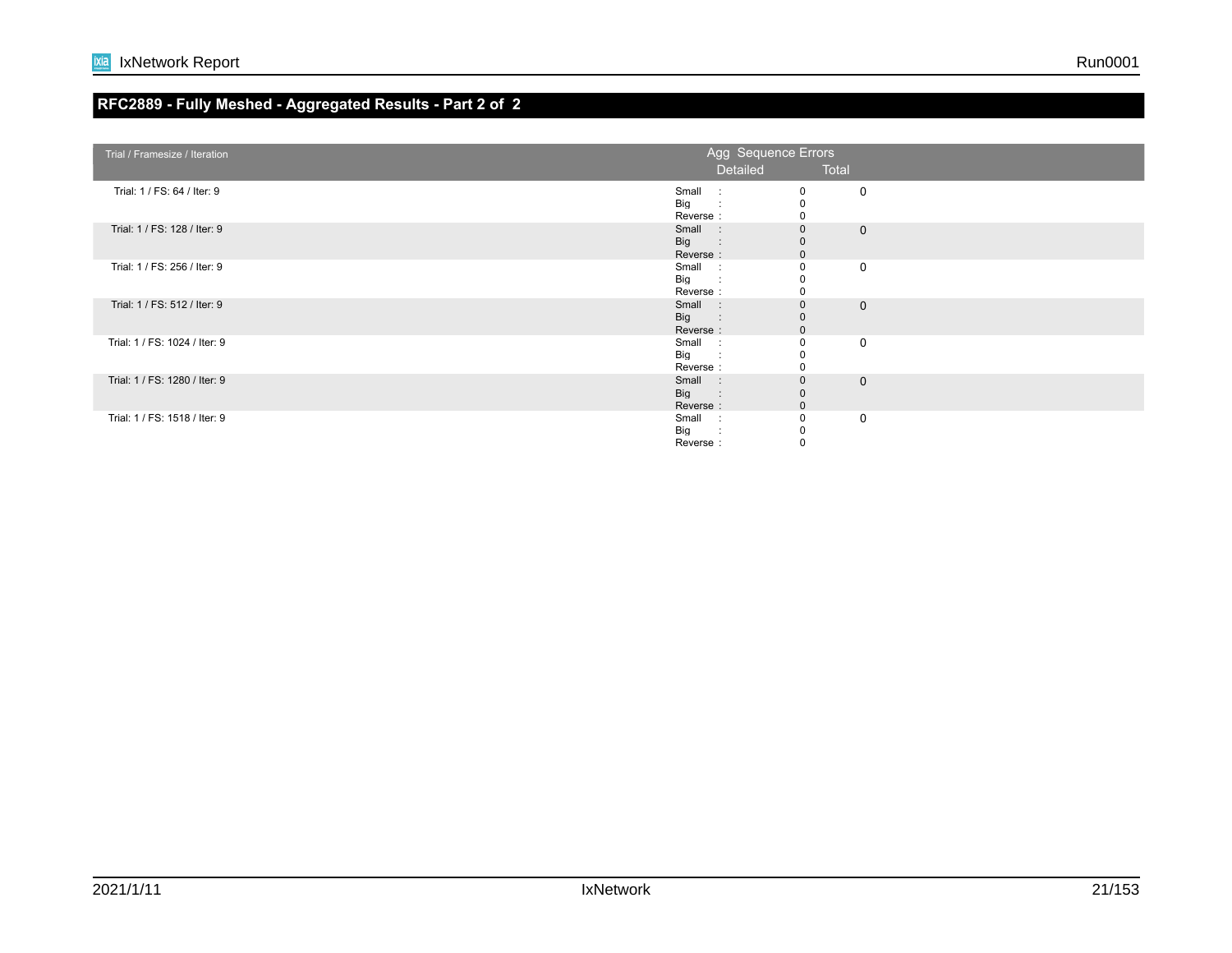## RFC2889 - Fully Meshed - Aggregated Results - Part 2 of 2

| Trial / Framesize / Iteration | Agg Sequence Errors Detailed | | Agg Sequence Errors Total |
|---|---|---|---|
| Trial: 1 / FS: 64 / Iter: 9 | Small :<br>Big :<br>Reverse : | 0<br>0<br>0 | 0 |
| Trial: 1 / FS: 128 / Iter: 9 | Small :<br>Big :<br>Reverse : | 0<br>0<br>0 | 0 |
| Trial: 1 / FS: 256 / Iter: 9 | Small :<br>Big :<br>Reverse : | 0<br>0<br>0 | 0 |
| Trial: 1 / FS: 512 / Iter: 9 | Small :<br>Big :<br>Reverse : | 0<br>0<br>0 | 0 |
| Trial: 1 / FS: 1024 / Iter: 9 | Small :<br>Big :<br>Reverse : | 0<br>0<br>0 | 0 |
| Trial: 1 / FS: 1280 / Iter: 9 | Small :<br>Big :<br>Reverse : | 0<br>0<br>0 | 0 |
| Trial: 1 / FS: 1518 / Iter: 9 | Small :<br>Big :<br>Reverse : | 0<br>0<br>0 | 0 |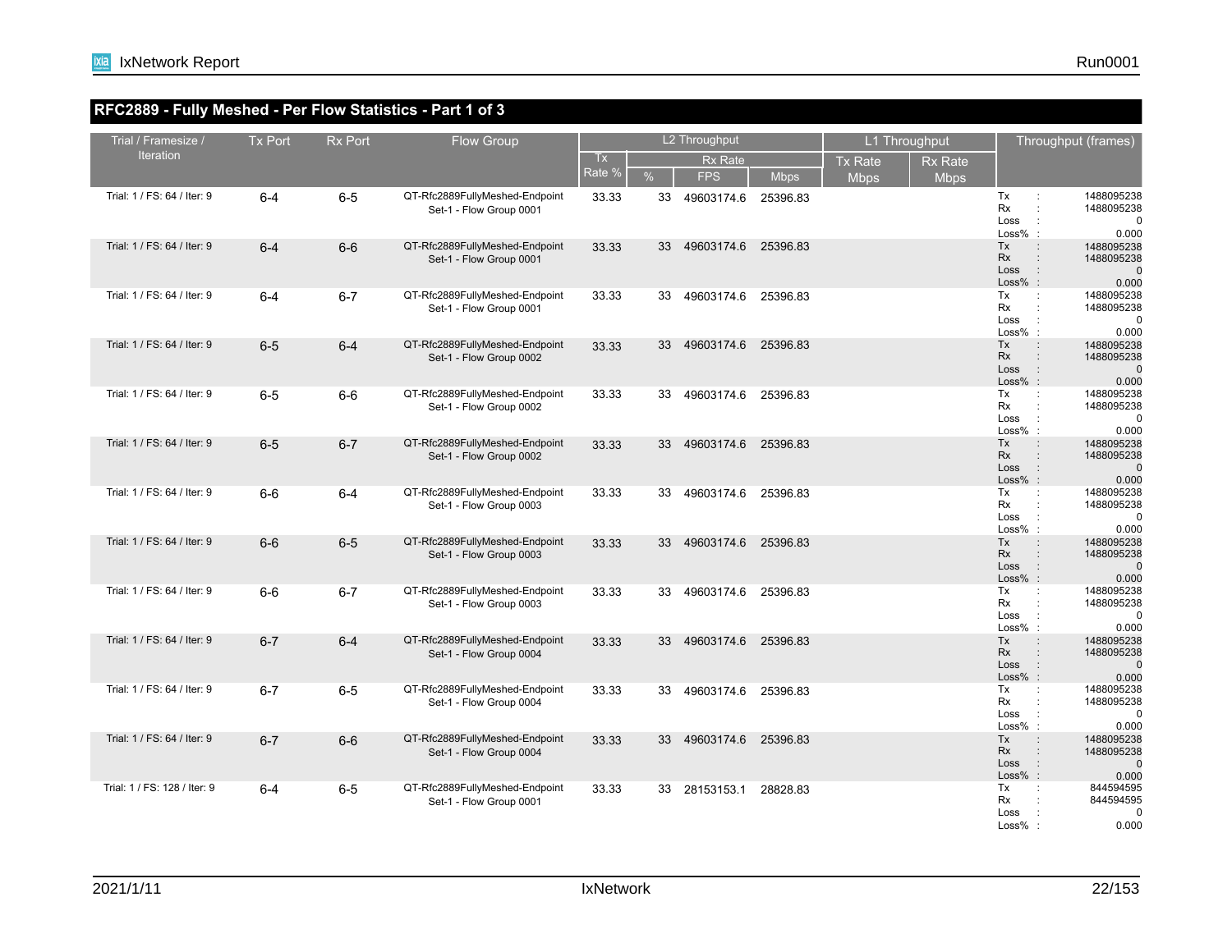## RFC2889 - Fully Meshed - Per Flow Statistics - Part 1 of 3

| Trial / Framesize / Iteration | Tx Port | Rx Port | Flow Group | L2 Throughput | | | | L1 Throughput | | Throughput (frames) |
|---|---|---|---|---|---|---|---|---|---|---|
| | | | | Tx Rate % | Rx Rate | | | Tx Rate Mbps | Rx Rate Mbps | |
| | | | | | % | FPS | Mbps | | | |
| Trial: 1 / FS: 64 / Iter: 9 | 6-4 | 6-5 | QT-Rfc2889FullyMeshed-Endpoint Set-1 - Flow Group 0001 | 33.33 | 33 | 49603174.6 | 25396.83 | | | Tx : 1488095238 Rx : 1488095238 Loss : 0 Loss% : 0.000 |
| Trial: 1 / FS: 64 / Iter: 9 | 6-4 | 6-6 | QT-Rfc2889FullyMeshed-Endpoint Set-1 - Flow Group 0001 | 33.33 | 33 | 49603174.6 | 25396.83 | | | Tx : 1488095238 Rx : 1488095238 Loss : 0 Loss% : 0.000 |
| Trial: 1 / FS: 64 / Iter: 9 | 6-4 | 6-7 | QT-Rfc2889FullyMeshed-Endpoint Set-1 - Flow Group 0001 | 33.33 | 33 | 49603174.6 | 25396.83 | | | Tx : 1488095238 Rx : 1488095238 Loss : 0 Loss% : 0.000 |
| Trial: 1 / FS: 64 / Iter: 9 | 6-5 | 6-4 | QT-Rfc2889FullyMeshed-Endpoint Set-1 - Flow Group 0002 | 33.33 | 33 | 49603174.6 | 25396.83 | | | Tx : 1488095238 Rx : 1488095238 Loss : 0 Loss% : 0.000 |
| Trial: 1 / FS: 64 / Iter: 9 | 6-5 | 6-6 | QT-Rfc2889FullyMeshed-Endpoint Set-1 - Flow Group 0002 | 33.33 | 33 | 49603174.6 | 25396.83 | | | Tx : 1488095238 Rx : 1488095238 Loss : 0 Loss% : 0.000 |
| Trial: 1 / FS: 64 / Iter: 9 | 6-5 | 6-7 | QT-Rfc2889FullyMeshed-Endpoint Set-1 - Flow Group 0002 | 33.33 | 33 | 49603174.6 | 25396.83 | | | Tx : 1488095238 Rx : 1488095238 Loss : 0 Loss% : 0.000 |
| Trial: 1 / FS: 64 / Iter: 9 | 6-6 | 6-4 | QT-Rfc2889FullyMeshed-Endpoint Set-1 - Flow Group 0003 | 33.33 | 33 | 49603174.6 | 25396.83 | | | Tx : 1488095238 Rx : 1488095238 Loss : 0 Loss% : 0.000 |
| Trial: 1 / FS: 64 / Iter: 9 | 6-6 | 6-5 | QT-Rfc2889FullyMeshed-Endpoint Set-1 - Flow Group 0003 | 33.33 | 33 | 49603174.6 | 25396.83 | | | Tx : 1488095238 Rx : 1488095238 Loss : 0 Loss% : 0.000 |
| Trial: 1 / FS: 64 / Iter: 9 | 6-6 | 6-7 | QT-Rfc2889FullyMeshed-Endpoint Set-1 - Flow Group 0003 | 33.33 | 33 | 49603174.6 | 25396.83 | | | Tx : 1488095238 Rx : 1488095238 Loss : 0 Loss% : 0.000 |
| Trial: 1 / FS: 64 / Iter: 9 | 6-7 | 6-4 | QT-Rfc2889FullyMeshed-Endpoint Set-1 - Flow Group 0004 | 33.33 | 33 | 49603174.6 | 25396.83 | | | Tx : 1488095238 Rx : 1488095238 Loss : 0 Loss% : 0.000 |
| Trial: 1 / FS: 64 / Iter: 9 | 6-7 | 6-5 | QT-Rfc2889FullyMeshed-Endpoint Set-1 - Flow Group 0004 | 33.33 | 33 | 49603174.6 | 25396.83 | | | Tx : 1488095238 Rx : 1488095238 Loss : 0 Loss% : 0.000 |
| Trial: 1 / FS: 64 / Iter: 9 | 6-7 | 6-6 | QT-Rfc2889FullyMeshed-Endpoint Set-1 - Flow Group 0004 | 33.33 | 33 | 49603174.6 | 25396.83 | | | Tx : 1488095238 Rx : 1488095238 Loss : 0 Loss% : 0.000 |
| Trial: 1 / FS: 128 / Iter: 9 | 6-4 | 6-5 | QT-Rfc2889FullyMeshed-Endpoint Set-1 - Flow Group 0001 | 33.33 | 33 | 28153153.1 | 28828.83 | | | Tx : 844594595 Rx : 844594595 Loss : 0 Loss% : 0.000 |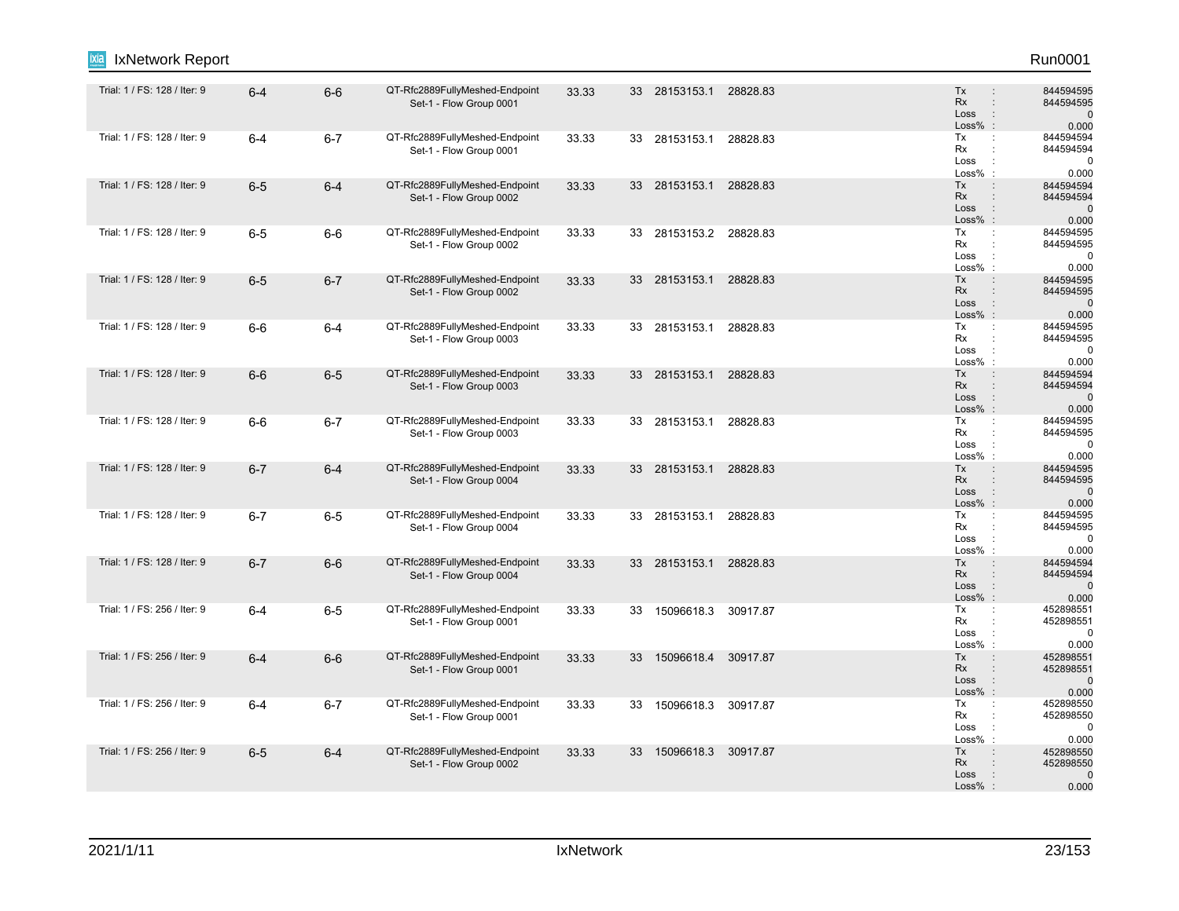| | | | | | | | | |
|---|---|---|---|---|---|---|---|---|
| Trial: 1 / FS: 128 / Iter: 9 | 6-4 | 6-6 | QT-Rfc2889FullyMeshed-Endpoint Set-1 - Flow Group 0001 | 33.33 | 33 | 28153153.1 | 28828.83 | Tx : 844594595<br>Rx : 844594595<br>Loss : 0<br>Loss% : 0.000 |
| Trial: 1 / FS: 128 / Iter: 9 | 6-4 | 6-7 | QT-Rfc2889FullyMeshed-Endpoint Set-1 - Flow Group 0001 | 33.33 | 33 | 28153153.1 | 28828.83 | Tx : 844594594<br>Rx : 844594594<br>Loss : 0<br>Loss% : 0.000 |
| Trial: 1 / FS: 128 / Iter: 9 | 6-5 | 6-4 | QT-Rfc2889FullyMeshed-Endpoint Set-1 - Flow Group 0002 | 33.33 | 33 | 28153153.1 | 28828.83 | Tx : 844594594<br>Rx : 844594594<br>Loss : 0<br>Loss% : 0.000 |
| Trial: 1 / FS: 128 / Iter: 9 | 6-5 | 6-6 | QT-Rfc2889FullyMeshed-Endpoint Set-1 - Flow Group 0002 | 33.33 | 33 | 28153153.2 | 28828.83 | Tx : 844594595<br>Rx : 844594595<br>Loss : 0<br>Loss% : 0.000 |
| Trial: 1 / FS: 128 / Iter: 9 | 6-5 | 6-7 | QT-Rfc2889FullyMeshed-Endpoint Set-1 - Flow Group 0002 | 33.33 | 33 | 28153153.1 | 28828.83 | Tx : 844594595<br>Rx : 844594595<br>Loss : 0<br>Loss% : 0.000 |
| Trial: 1 / FS: 128 / Iter: 9 | 6-6 | 6-4 | QT-Rfc2889FullyMeshed-Endpoint Set-1 - Flow Group 0003 | 33.33 | 33 | 28153153.1 | 28828.83 | Tx : 844594595<br>Rx : 844594595<br>Loss : 0<br>Loss% : 0.000 |
| Trial: 1 / FS: 128 / Iter: 9 | 6-6 | 6-5 | QT-Rfc2889FullyMeshed-Endpoint Set-1 - Flow Group 0003 | 33.33 | 33 | 28153153.1 | 28828.83 | Tx : 844594594<br>Rx : 844594594<br>Loss : 0<br>Loss% : 0.000 |
| Trial: 1 / FS: 128 / Iter: 9 | 6-6 | 6-7 | QT-Rfc2889FullyMeshed-Endpoint Set-1 - Flow Group 0003 | 33.33 | 33 | 28153153.1 | 28828.83 | Tx : 844594595<br>Rx : 844594595<br>Loss : 0<br>Loss% : 0.000 |
| Trial: 1 / FS: 128 / Iter: 9 | 6-7 | 6-4 | QT-Rfc2889FullyMeshed-Endpoint Set-1 - Flow Group 0004 | 33.33 | 33 | 28153153.1 | 28828.83 | Tx : 844594595<br>Rx : 844594595<br>Loss : 0<br>Loss% : 0.000 |
| Trial: 1 / FS: 128 / Iter: 9 | 6-7 | 6-5 | QT-Rfc2889FullyMeshed-Endpoint Set-1 - Flow Group 0004 | 33.33 | 33 | 28153153.1 | 28828.83 | Tx : 844594595<br>Rx : 844594595<br>Loss : 0<br>Loss% : 0.000 |
| Trial: 1 / FS: 128 / Iter: 9 | 6-7 | 6-6 | QT-Rfc2889FullyMeshed-Endpoint Set-1 - Flow Group 0004 | 33.33 | 33 | 28153153.1 | 28828.83 | Tx : 844594594<br>Rx : 844594594<br>Loss : 0<br>Loss% : 0.000 |
| Trial: 1 / FS: 256 / Iter: 9 | 6-4 | 6-5 | QT-Rfc2889FullyMeshed-Endpoint Set-1 - Flow Group 0001 | 33.33 | 33 | 15096618.3 | 30917.87 | Tx : 452898551<br>Rx : 452898551<br>Loss : 0<br>Loss% : 0.000 |
| Trial: 1 / FS: 256 / Iter: 9 | 6-4 | 6-6 | QT-Rfc2889FullyMeshed-Endpoint Set-1 - Flow Group 0001 | 33.33 | 33 | 15096618.4 | 30917.87 | Tx : 452898551<br>Rx : 452898551<br>Loss : 0<br>Loss% : 0.000 |
| Trial: 1 / FS: 256 / Iter: 9 | 6-4 | 6-7 | QT-Rfc2889FullyMeshed-Endpoint Set-1 - Flow Group 0001 | 33.33 | 33 | 15096618.3 | 30917.87 | Tx : 452898550<br>Rx : 452898550<br>Loss : 0<br>Loss% : 0.000 |
| Trial: 1 / FS: 256 / Iter: 9 | 6-5 | 6-4 | QT-Rfc2889FullyMeshed-Endpoint Set-1 - Flow Group 0002 | 33.33 | 33 | 15096618.3 | 30917.87 | Tx : 452898550<br>Rx : 452898550<br>Loss : 0<br>Loss% : 0.000 |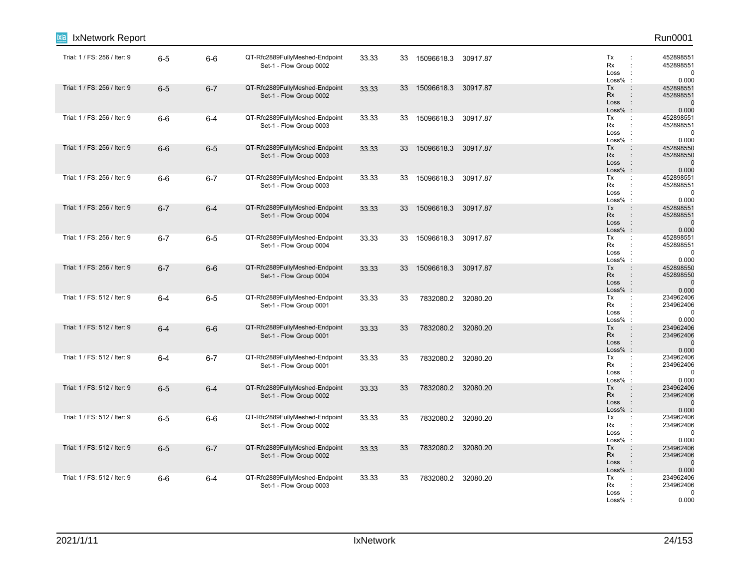| | | | | | | | | | | |
|---|---|---|---|---|---|---|---|---|---|---|
| Trial: 1 / FS: 256 / Iter: 9 | 6-5 | 6-6 | QT-Rfc2889FullyMeshed-Endpoint Set-1 - Flow Group 0002 | 33.33 | 33 | 15096618.3 | 30917.87 | Tx<br>Rx<br>Loss<br>Loss% | :<br>:<br>:<br>: | 452898551<br>452898551<br>0<br>0.000 |
| Trial: 1 / FS: 256 / Iter: 9 | 6-5 | 6-7 | QT-Rfc2889FullyMeshed-Endpoint Set-1 - Flow Group 0002 | 33.33 | 33 | 15096618.3 | 30917.87 | Tx<br>Rx<br>Loss<br>Loss% | :<br>:<br>:<br>: | 452898551<br>452898551<br>0<br>0.000 |
| Trial: 1 / FS: 256 / Iter: 9 | 6-6 | 6-4 | QT-Rfc2889FullyMeshed-Endpoint Set-1 - Flow Group 0003 | 33.33 | 33 | 15096618.3 | 30917.87 | Tx<br>Rx<br>Loss<br>Loss% | :<br>:<br>:<br>: | 452898551<br>452898551<br>0<br>0.000 |
| Trial: 1 / FS: 256 / Iter: 9 | 6-6 | 6-5 | QT-Rfc2889FullyMeshed-Endpoint Set-1 - Flow Group 0003 | 33.33 | 33 | 15096618.3 | 30917.87 | Tx<br>Rx<br>Loss<br>Loss% | :<br>:<br>:<br>: | 452898550<br>452898550<br>0<br>0.000 |
| Trial: 1 / FS: 256 / Iter: 9 | 6-6 | 6-7 | QT-Rfc2889FullyMeshed-Endpoint Set-1 - Flow Group 0003 | 33.33 | 33 | 15096618.3 | 30917.87 | Tx<br>Rx<br>Loss<br>Loss% | :<br>:<br>:<br>: | 452898551<br>452898551<br>0<br>0.000 |
| Trial: 1 / FS: 256 / Iter: 9 | 6-7 | 6-4 | QT-Rfc2889FullyMeshed-Endpoint Set-1 - Flow Group 0004 | 33.33 | 33 | 15096618.3 | 30917.87 | Tx<br>Rx<br>Loss<br>Loss% | :<br>:<br>:<br>: | 452898551<br>452898551<br>0<br>0.000 |
| Trial: 1 / FS: 256 / Iter: 9 | 6-7 | 6-5 | QT-Rfc2889FullyMeshed-Endpoint Set-1 - Flow Group 0004 | 33.33 | 33 | 15096618.3 | 30917.87 | Tx<br>Rx<br>Loss<br>Loss% | :<br>:<br>:<br>: | 452898551<br>452898551<br>0<br>0.000 |
| Trial: 1 / FS: 256 / Iter: 9 | 6-7 | 6-6 | QT-Rfc2889FullyMeshed-Endpoint Set-1 - Flow Group 0004 | 33.33 | 33 | 15096618.3 | 30917.87 | Tx<br>Rx<br>Loss<br>Loss% | :<br>:<br>:<br>: | 452898550<br>452898550<br>0<br>0.000 |
| Trial: 1 / FS: 512 / Iter: 9 | 6-4 | 6-5 | QT-Rfc2889FullyMeshed-Endpoint Set-1 - Flow Group 0001 | 33.33 | 33 | 7832080.2 | 32080.20 | Tx<br>Rx<br>Loss<br>Loss% | :<br>:<br>:<br>: | 234962406<br>234962406<br>0<br>0.000 |
| Trial: 1 / FS: 512 / Iter: 9 | 6-4 | 6-6 | QT-Rfc2889FullyMeshed-Endpoint Set-1 - Flow Group 0001 | 33.33 | 33 | 7832080.2 | 32080.20 | Tx<br>Rx<br>Loss<br>Loss% | :<br>:<br>:<br>: | 234962406<br>234962406<br>0<br>0.000 |
| Trial: 1 / FS: 512 / Iter: 9 | 6-4 | 6-7 | QT-Rfc2889FullyMeshed-Endpoint Set-1 - Flow Group 0001 | 33.33 | 33 | 7832080.2 | 32080.20 | Tx<br>Rx<br>Loss<br>Loss% | :<br>:<br>:<br>: | 234962406<br>234962406<br>0<br>0.000 |
| Trial: 1 / FS: 512 / Iter: 9 | 6-5 | 6-4 | QT-Rfc2889FullyMeshed-Endpoint Set-1 - Flow Group 0002 | 33.33 | 33 | 7832080.2 | 32080.20 | Tx<br>Rx<br>Loss<br>Loss% | :<br>:<br>:<br>: | 234962406<br>234962406<br>0<br>0.000 |
| Trial: 1 / FS: 512 / Iter: 9 | 6-5 | 6-6 | QT-Rfc2889FullyMeshed-Endpoint Set-1 - Flow Group 0002 | 33.33 | 33 | 7832080.2 | 32080.20 | Tx<br>Rx<br>Loss<br>Loss% | :<br>:<br>:<br>: | 234962406<br>234962406<br>0<br>0.000 |
| Trial: 1 / FS: 512 / Iter: 9 | 6-5 | 6-7 | QT-Rfc2889FullyMeshed-Endpoint Set-1 - Flow Group 0002 | 33.33 | 33 | 7832080.2 | 32080.20 | Tx<br>Rx<br>Loss<br>Loss% | :<br>:<br>:<br>: | 234962406<br>234962406<br>0<br>0.000 |
| Trial: 1 / FS: 512 / Iter: 9 | 6-6 | 6-4 | QT-Rfc2889FullyMeshed-Endpoint Set-1 - Flow Group 0003 | 33.33 | 33 | 7832080.2 | 32080.20 | Tx<br>Rx<br>Loss<br>Loss% | :<br>:<br>:<br>: | 234962406<br>234962406<br>0<br>0.000 |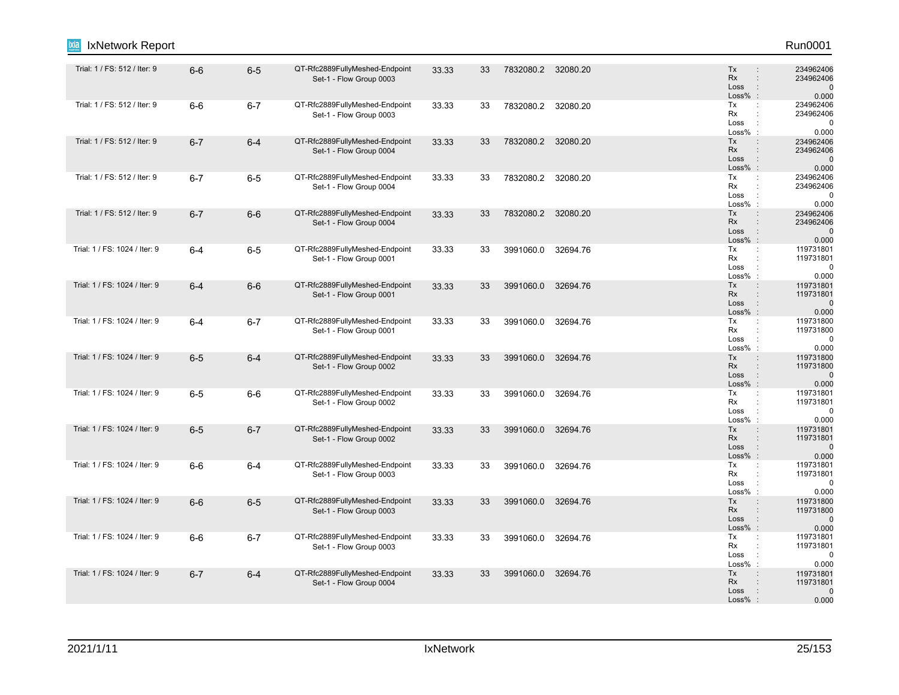| | | | | | | | | | |
|---|---|---|---|---|---|---|---|---|---|
| Trial: 1 / FS: 512 / Iter: 9 | 6-6 | 6-5 | QT-Rfc2889FullyMeshed-Endpoint Set-1 - Flow Group 0003 | 33.33 | 33 | 7832080.2 | 32080.20 | | Tx : 234962406<br>Rx : 234962406<br>Loss : 0<br>Loss% : 0.000 |
| Trial: 1 / FS: 512 / Iter: 9 | 6-6 | 6-7 | QT-Rfc2889FullyMeshed-Endpoint Set-1 - Flow Group 0003 | 33.33 | 33 | 7832080.2 | 32080.20 | | Tx : 234962406<br>Rx : 234962406<br>Loss : 0<br>Loss% : 0.000 |
| Trial: 1 / FS: 512 / Iter: 9 | 6-7 | 6-4 | QT-Rfc2889FullyMeshed-Endpoint Set-1 - Flow Group 0004 | 33.33 | 33 | 7832080.2 | 32080.20 | | Tx : 234962406<br>Rx : 234962406<br>Loss : 0<br>Loss% : 0.000 |
| Trial: 1 / FS: 512 / Iter: 9 | 6-7 | 6-5 | QT-Rfc2889FullyMeshed-Endpoint Set-1 - Flow Group 0004 | 33.33 | 33 | 7832080.2 | 32080.20 | | Tx : 234962406<br>Rx : 234962406<br>Loss : 0<br>Loss% : 0.000 |
| Trial: 1 / FS: 512 / Iter: 9 | 6-7 | 6-6 | QT-Rfc2889FullyMeshed-Endpoint Set-1 - Flow Group 0004 | 33.33 | 33 | 7832080.2 | 32080.20 | | Tx : 234962406<br>Rx : 234962406<br>Loss : 0<br>Loss% : 0.000 |
| Trial: 1 / FS: 1024 / Iter: 9 | 6-4 | 6-5 | QT-Rfc2889FullyMeshed-Endpoint Set-1 - Flow Group 0001 | 33.33 | 33 | 3991060.0 | 32694.76 | | Tx : 119731801<br>Rx : 119731801<br>Loss : 0<br>Loss% : 0.000 |
| Trial: 1 / FS: 1024 / Iter: 9 | 6-4 | 6-6 | QT-Rfc2889FullyMeshed-Endpoint Set-1 - Flow Group 0001 | 33.33 | 33 | 3991060.0 | 32694.76 | | Tx : 119731801<br>Rx : 119731801<br>Loss : 0<br>Loss% : 0.000 |
| Trial: 1 / FS: 1024 / Iter: 9 | 6-4 | 6-7 | QT-Rfc2889FullyMeshed-Endpoint Set-1 - Flow Group 0001 | 33.33 | 33 | 3991060.0 | 32694.76 | | Tx : 119731800<br>Rx : 119731800<br>Loss : 0<br>Loss% : 0.000 |
| Trial: 1 / FS: 1024 / Iter: 9 | 6-5 | 6-4 | QT-Rfc2889FullyMeshed-Endpoint Set-1 - Flow Group 0002 | 33.33 | 33 | 3991060.0 | 32694.76 | | Tx : 119731800<br>Rx : 119731800<br>Loss : 0<br>Loss% : 0.000 |
| Trial: 1 / FS: 1024 / Iter: 9 | 6-5 | 6-6 | QT-Rfc2889FullyMeshed-Endpoint Set-1 - Flow Group 0002 | 33.33 | 33 | 3991060.0 | 32694.76 | | Tx : 119731801<br>Rx : 119731801<br>Loss : 0<br>Loss% : 0.000 |
| Trial: 1 / FS: 1024 / Iter: 9 | 6-5 | 6-7 | QT-Rfc2889FullyMeshed-Endpoint Set-1 - Flow Group 0002 | 33.33 | 33 | 3991060.0 | 32694.76 | | Tx : 119731801<br>Rx : 119731801<br>Loss : 0<br>Loss% : 0.000 |
| Trial: 1 / FS: 1024 / Iter: 9 | 6-6 | 6-4 | QT-Rfc2889FullyMeshed-Endpoint Set-1 - Flow Group 0003 | 33.33 | 33 | 3991060.0 | 32694.76 | | Tx : 119731801<br>Rx : 119731801<br>Loss : 0<br>Loss% : 0.000 |
| Trial: 1 / FS: 1024 / Iter: 9 | 6-6 | 6-5 | QT-Rfc2889FullyMeshed-Endpoint Set-1 - Flow Group 0003 | 33.33 | 33 | 3991060.0 | 32694.76 | | Tx : 119731800<br>Rx : 119731800<br>Loss : 0<br>Loss% : 0.000 |
| Trial: 1 / FS: 1024 / Iter: 9 | 6-6 | 6-7 | QT-Rfc2889FullyMeshed-Endpoint Set-1 - Flow Group 0003 | 33.33 | 33 | 3991060.0 | 32694.76 | | Tx : 119731801<br>Rx : 119731801<br>Loss : 0<br>Loss% : 0.000 |
| Trial: 1 / FS: 1024 / Iter: 9 | 6-7 | 6-4 | QT-Rfc2889FullyMeshed-Endpoint Set-1 - Flow Group 0004 | 33.33 | 33 | 3991060.0 | 32694.76 | | Tx : 119731801<br>Rx : 119731801<br>Loss : 0<br>Loss% : 0.000 |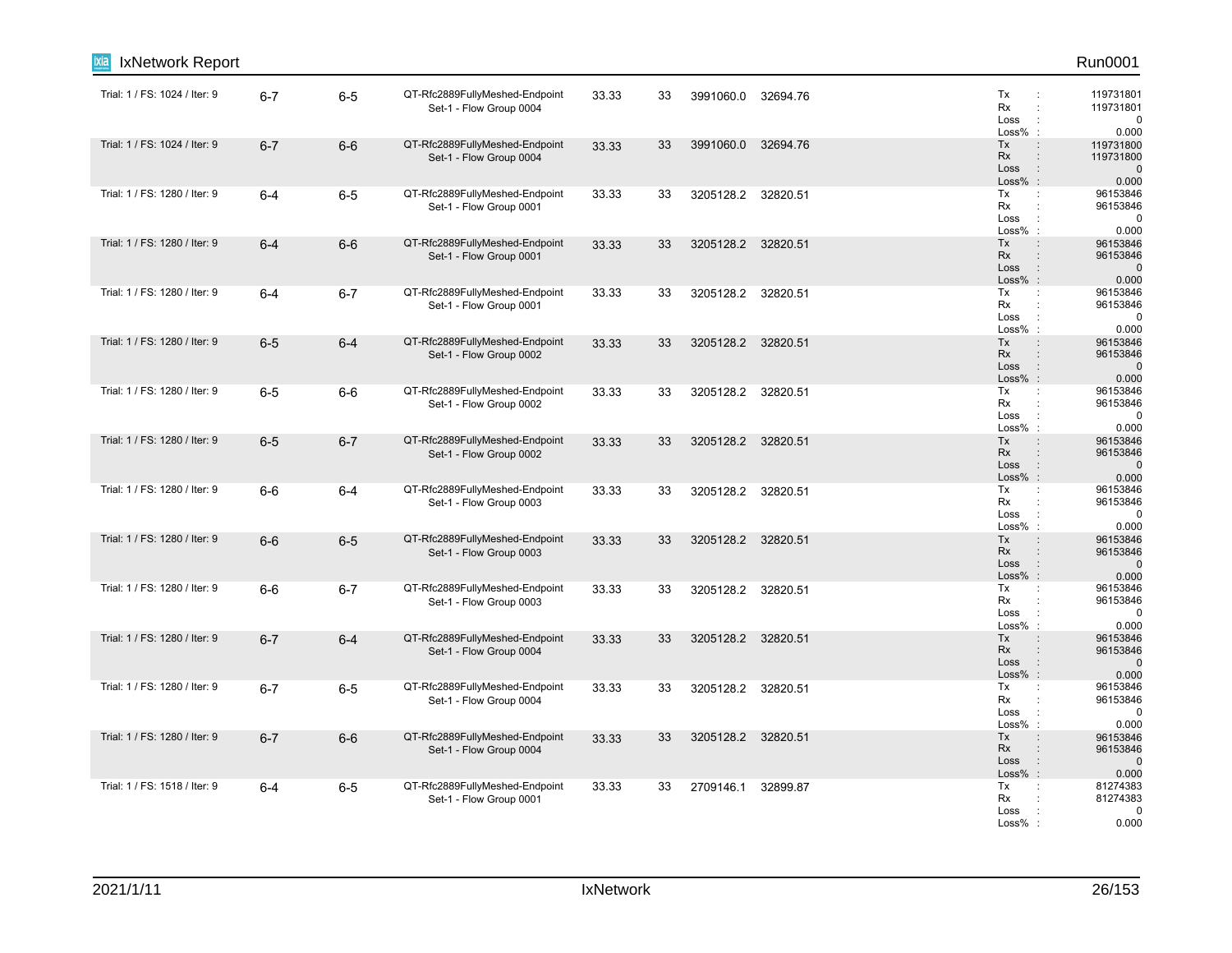| | | | | | | | | |
|---|---|---|---|---|---|---|---|---|
| Trial: 1 / FS: 1024 / Iter: 9 | 6-7 | 6-5 | QT-Rfc2889FullyMeshed-Endpoint Set-1 - Flow Group 0004 | 33.33 | 33 | 3991060.0 | 32694.76 | Tx : 119731801<br>Rx : 119731801<br>Loss : 0<br>Loss% : 0.000 |
| Trial: 1 / FS: 1024 / Iter: 9 | 6-7 | 6-6 | QT-Rfc2889FullyMeshed-Endpoint Set-1 - Flow Group 0004 | 33.33 | 33 | 3991060.0 | 32694.76 | Tx : 119731800<br>Rx : 119731800<br>Loss : 0<br>Loss% : 0.000 |
| Trial: 1 / FS: 1280 / Iter: 9 | 6-4 | 6-5 | QT-Rfc2889FullyMeshed-Endpoint Set-1 - Flow Group 0001 | 33.33 | 33 | 3205128.2 | 32820.51 | Tx : 96153846<br>Rx : 96153846<br>Loss : 0<br>Loss% : 0.000 |
| Trial: 1 / FS: 1280 / Iter: 9 | 6-4 | 6-6 | QT-Rfc2889FullyMeshed-Endpoint Set-1 - Flow Group 0001 | 33.33 | 33 | 3205128.2 | 32820.51 | Tx : 96153846<br>Rx : 96153846<br>Loss : 0<br>Loss% : 0.000 |
| Trial: 1 / FS: 1280 / Iter: 9 | 6-4 | 6-7 | QT-Rfc2889FullyMeshed-Endpoint Set-1 - Flow Group 0001 | 33.33 | 33 | 3205128.2 | 32820.51 | Tx : 96153846<br>Rx : 96153846<br>Loss : 0<br>Loss% : 0.000 |
| Trial: 1 / FS: 1280 / Iter: 9 | 6-5 | 6-4 | QT-Rfc2889FullyMeshed-Endpoint Set-1 - Flow Group 0002 | 33.33 | 33 | 3205128.2 | 32820.51 | Tx : 96153846<br>Rx : 96153846<br>Loss : 0<br>Loss% : 0.000 |
| Trial: 1 / FS: 1280 / Iter: 9 | 6-5 | 6-6 | QT-Rfc2889FullyMeshed-Endpoint Set-1 - Flow Group 0002 | 33.33 | 33 | 3205128.2 | 32820.51 | Tx : 96153846<br>Rx : 96153846<br>Loss : 0<br>Loss% : 0.000 |
| Trial: 1 / FS: 1280 / Iter: 9 | 6-5 | 6-7 | QT-Rfc2889FullyMeshed-Endpoint Set-1 - Flow Group 0002 | 33.33 | 33 | 3205128.2 | 32820.51 | Tx : 96153846<br>Rx : 96153846<br>Loss : 0<br>Loss% : 0.000 |
| Trial: 1 / FS: 1280 / Iter: 9 | 6-6 | 6-4 | QT-Rfc2889FullyMeshed-Endpoint Set-1 - Flow Group 0003 | 33.33 | 33 | 3205128.2 | 32820.51 | Tx : 96153846<br>Rx : 96153846<br>Loss : 0<br>Loss% : 0.000 |
| Trial: 1 / FS: 1280 / Iter: 9 | 6-6 | 6-5 | QT-Rfc2889FullyMeshed-Endpoint Set-1 - Flow Group 0003 | 33.33 | 33 | 3205128.2 | 32820.51 | Tx : 96153846<br>Rx : 96153846<br>Loss : 0<br>Loss% : 0.000 |
| Trial: 1 / FS: 1280 / Iter: 9 | 6-6 | 6-7 | QT-Rfc2889FullyMeshed-Endpoint Set-1 - Flow Group 0003 | 33.33 | 33 | 3205128.2 | 32820.51 | Tx : 96153846<br>Rx : 96153846<br>Loss : 0<br>Loss% : 0.000 |
| Trial: 1 / FS: 1280 / Iter: 9 | 6-7 | 6-4 | QT-Rfc2889FullyMeshed-Endpoint Set-1 - Flow Group 0004 | 33.33 | 33 | 3205128.2 | 32820.51 | Tx : 96153846<br>Rx : 96153846<br>Loss : 0<br>Loss% : 0.000 |
| Trial: 1 / FS: 1280 / Iter: 9 | 6-7 | 6-5 | QT-Rfc2889FullyMeshed-Endpoint Set-1 - Flow Group 0004 | 33.33 | 33 | 3205128.2 | 32820.51 | Tx : 96153846<br>Rx : 96153846<br>Loss : 0<br>Loss% : 0.000 |
| Trial: 1 / FS: 1280 / Iter: 9 | 6-7 | 6-6 | QT-Rfc2889FullyMeshed-Endpoint Set-1 - Flow Group 0004 | 33.33 | 33 | 3205128.2 | 32820.51 | Tx : 96153846<br>Rx : 96153846<br>Loss : 0<br>Loss% : 0.000 |
| Trial: 1 / FS: 1518 / Iter: 9 | 6-4 | 6-5 | QT-Rfc2889FullyMeshed-Endpoint Set-1 - Flow Group 0001 | 33.33 | 33 | 2709146.1 | 32899.87 | Tx : 81274383<br>Rx : 81274383<br>Loss : 0<br>Loss% : 0.000 |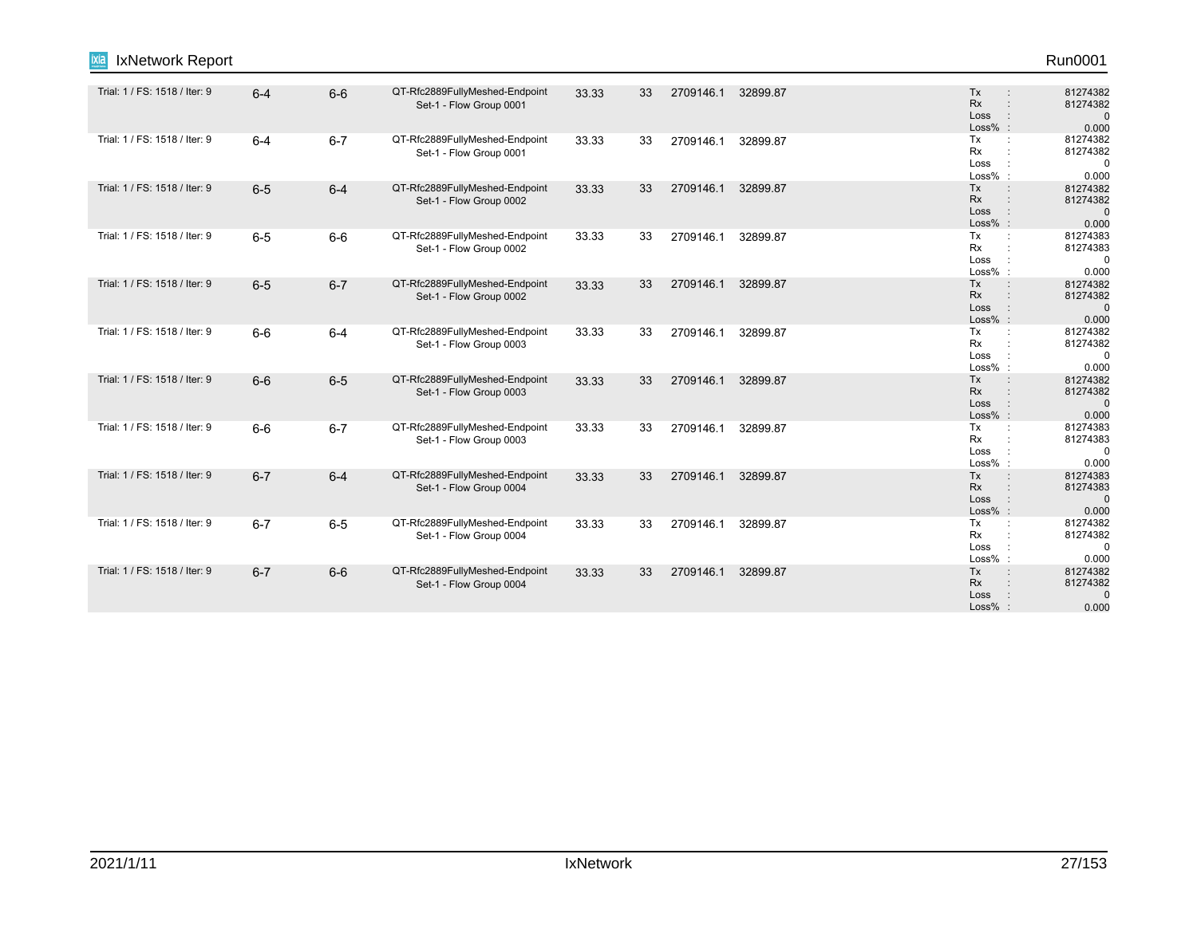| | | | | | | | | | |
|---|---|---|---|---|---|---|---|---|---|
| Trial: 1 / FS: 1518 / Iter: 9 | 6-4 | 6-6 | QT-Rfc2889FullyMeshed-Endpoint Set-1 - Flow Group 0001 | 33.33 | 33 | 2709146.1 | 32899.87 | Tx :<br>Rx :<br>Loss :<br>Loss% : | 81274382<br>81274382<br>0<br>0.000 |
| Trial: 1 / FS: 1518 / Iter: 9 | 6-4 | 6-7 | QT-Rfc2889FullyMeshed-Endpoint Set-1 - Flow Group 0001 | 33.33 | 33 | 2709146.1 | 32899.87 | Tx :<br>Rx :<br>Loss :<br>Loss% : | 81274382<br>81274382<br>0<br>0.000 |
| Trial: 1 / FS: 1518 / Iter: 9 | 6-5 | 6-4 | QT-Rfc2889FullyMeshed-Endpoint Set-1 - Flow Group 0002 | 33.33 | 33 | 2709146.1 | 32899.87 | Tx :<br>Rx :<br>Loss :<br>Loss% : | 81274382<br>81274382<br>0<br>0.000 |
| Trial: 1 / FS: 1518 / Iter: 9 | 6-5 | 6-6 | QT-Rfc2889FullyMeshed-Endpoint Set-1 - Flow Group 0002 | 33.33 | 33 | 2709146.1 | 32899.87 | Tx :<br>Rx :<br>Loss :<br>Loss% : | 81274383<br>81274383<br>0<br>0.000 |
| Trial: 1 / FS: 1518 / Iter: 9 | 6-5 | 6-7 | QT-Rfc2889FullyMeshed-Endpoint Set-1 - Flow Group 0002 | 33.33 | 33 | 2709146.1 | 32899.87 | Tx :<br>Rx :<br>Loss :<br>Loss% : | 81274382<br>81274382<br>0<br>0.000 |
| Trial: 1 / FS: 1518 / Iter: 9 | 6-6 | 6-4 | QT-Rfc2889FullyMeshed-Endpoint Set-1 - Flow Group 0003 | 33.33 | 33 | 2709146.1 | 32899.87 | Tx :<br>Rx :<br>Loss :<br>Loss% : | 81274382<br>81274382<br>0<br>0.000 |
| Trial: 1 / FS: 1518 / Iter: 9 | 6-6 | 6-5 | QT-Rfc2889FullyMeshed-Endpoint Set-1 - Flow Group 0003 | 33.33 | 33 | 2709146.1 | 32899.87 | Tx :<br>Rx :<br>Loss :<br>Loss% : | 81274382<br>81274382<br>0<br>0.000 |
| Trial: 1 / FS: 1518 / Iter: 9 | 6-6 | 6-7 | QT-Rfc2889FullyMeshed-Endpoint Set-1 - Flow Group 0003 | 33.33 | 33 | 2709146.1 | 32899.87 | Tx :<br>Rx :<br>Loss :<br>Loss% : | 81274383<br>81274383<br>0<br>0.000 |
| Trial: 1 / FS: 1518 / Iter: 9 | 6-7 | 6-4 | QT-Rfc2889FullyMeshed-Endpoint Set-1 - Flow Group 0004 | 33.33 | 33 | 2709146.1 | 32899.87 | Tx :<br>Rx :<br>Loss :<br>Loss% : | 81274383<br>81274383<br>0<br>0.000 |
| Trial: 1 / FS: 1518 / Iter: 9 | 6-7 | 6-5 | QT-Rfc2889FullyMeshed-Endpoint Set-1 - Flow Group 0004 | 33.33 | 33 | 2709146.1 | 32899.87 | Tx :<br>Rx :<br>Loss :<br>Loss% : | 81274382<br>81274382<br>0<br>0.000 |
| Trial: 1 / FS: 1518 / Iter: 9 | 6-7 | 6-6 | QT-Rfc2889FullyMeshed-Endpoint Set-1 - Flow Group 0004 | 33.33 | 33 | 2709146.1 | 32899.87 | Tx :<br>Rx :<br>Loss :<br>Loss% : | 81274382<br>81274382<br>0<br>0.000 |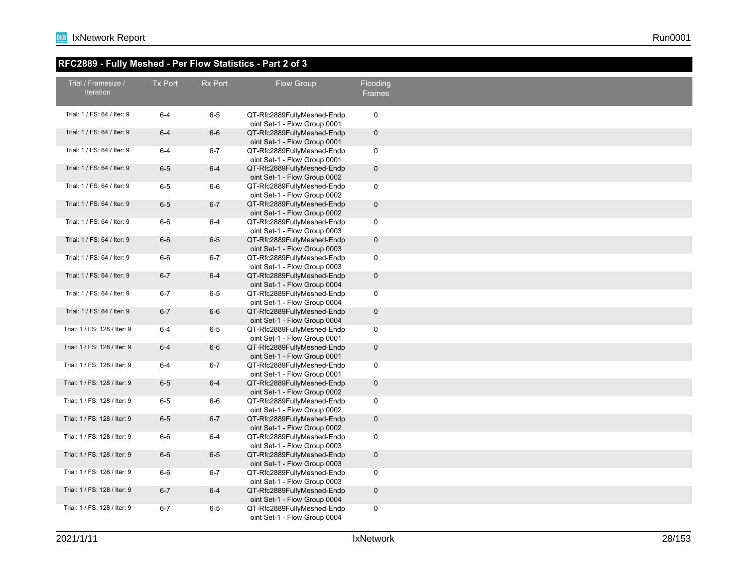## RFC2889 - Fully Meshed - Per Flow Statistics - Part 2 of 3

| Trial / Framesize / Iteration | Tx Port | Rx Port | Flow Group | Flooding Frames |
|---|---|---|---|---|
| Trial: 1 / FS: 64 / Iter: 9 | 6-4 | 6-5 | QT-Rfc2889FullyMeshed-Endpoint Set-1 - Flow Group 0001 | 0 |
| Trial: 1 / FS: 64 / Iter: 9 | 6-4 | 6-6 | QT-Rfc2889FullyMeshed-Endpoint Set-1 - Flow Group 0001 | 0 |
| Trial: 1 / FS: 64 / Iter: 9 | 6-4 | 6-7 | QT-Rfc2889FullyMeshed-Endpoint Set-1 - Flow Group 0001 | 0 |
| Trial: 1 / FS: 64 / Iter: 9 | 6-5 | 6-4 | QT-Rfc2889FullyMeshed-Endpoint Set-1 - Flow Group 0002 | 0 |
| Trial: 1 / FS: 64 / Iter: 9 | 6-5 | 6-6 | QT-Rfc2889FullyMeshed-Endpoint Set-1 - Flow Group 0002 | 0 |
| Trial: 1 / FS: 64 / Iter: 9 | 6-5 | 6-7 | QT-Rfc2889FullyMeshed-Endpoint Set-1 - Flow Group 0002 | 0 |
| Trial: 1 / FS: 64 / Iter: 9 | 6-6 | 6-4 | QT-Rfc2889FullyMeshed-Endpoint Set-1 - Flow Group 0003 | 0 |
| Trial: 1 / FS: 64 / Iter: 9 | 6-6 | 6-5 | QT-Rfc2889FullyMeshed-Endpoint Set-1 - Flow Group 0003 | 0 |
| Trial: 1 / FS: 64 / Iter: 9 | 6-6 | 6-7 | QT-Rfc2889FullyMeshed-Endpoint Set-1 - Flow Group 0003 | 0 |
| Trial: 1 / FS: 64 / Iter: 9 | 6-7 | 6-4 | QT-Rfc2889FullyMeshed-Endpoint Set-1 - Flow Group 0004 | 0 |
| Trial: 1 / FS: 64 / Iter: 9 | 6-7 | 6-5 | QT-Rfc2889FullyMeshed-Endpoint Set-1 - Flow Group 0004 | 0 |
| Trial: 1 / FS: 64 / Iter: 9 | 6-7 | 6-6 | QT-Rfc2889FullyMeshed-Endpoint Set-1 - Flow Group 0004 | 0 |
| Trial: 1 / FS: 128 / Iter: 9 | 6-4 | 6-5 | QT-Rfc2889FullyMeshed-Endpoint Set-1 - Flow Group 0001 | 0 |
| Trial: 1 / FS: 128 / Iter: 9 | 6-4 | 6-6 | QT-Rfc2889FullyMeshed-Endpoint Set-1 - Flow Group 0001 | 0 |
| Trial: 1 / FS: 128 / Iter: 9 | 6-4 | 6-7 | QT-Rfc2889FullyMeshed-Endpoint Set-1 - Flow Group 0001 | 0 |
| Trial: 1 / FS: 128 / Iter: 9 | 6-5 | 6-4 | QT-Rfc2889FullyMeshed-Endpoint Set-1 - Flow Group 0002 | 0 |
| Trial: 1 / FS: 128 / Iter: 9 | 6-5 | 6-6 | QT-Rfc2889FullyMeshed-Endpoint Set-1 - Flow Group 0002 | 0 |
| Trial: 1 / FS: 128 / Iter: 9 | 6-5 | 6-7 | QT-Rfc2889FullyMeshed-Endpoint Set-1 - Flow Group 0002 | 0 |
| Trial: 1 / FS: 128 / Iter: 9 | 6-6 | 6-4 | QT-Rfc2889FullyMeshed-Endpoint Set-1 - Flow Group 0003 | 0 |
| Trial: 1 / FS: 128 / Iter: 9 | 6-6 | 6-5 | QT-Rfc2889FullyMeshed-Endpoint Set-1 - Flow Group 0003 | 0 |
| Trial: 1 / FS: 128 / Iter: 9 | 6-6 | 6-7 | QT-Rfc2889FullyMeshed-Endpoint Set-1 - Flow Group 0003 | 0 |
| Trial: 1 / FS: 128 / Iter: 9 | 6-7 | 6-4 | QT-Rfc2889FullyMeshed-Endpoint Set-1 - Flow Group 0004 | 0 |
| Trial: 1 / FS: 128 / Iter: 9 | 6-7 | 6-5 | QT-Rfc2889FullyMeshed-Endpoint Set-1 - Flow Group 0004 | 0 |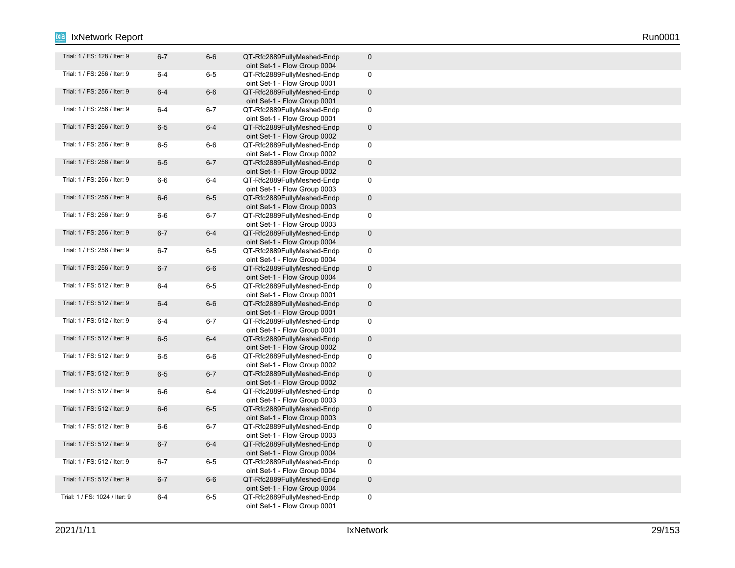| | | | | |
|---|---|---|---|---|
| Trial: 1 / FS: 128 / Iter: 9 | 6-7 | 6-6 | QT-Rfc2889FullyMeshed-Endpoint Set-1 - Flow Group 0004 | 0 |
| Trial: 1 / FS: 256 / Iter: 9 | 6-4 | 6-5 | QT-Rfc2889FullyMeshed-Endpoint Set-1 - Flow Group 0001 | 0 |
| Trial: 1 / FS: 256 / Iter: 9 | 6-4 | 6-6 | QT-Rfc2889FullyMeshed-Endpoint Set-1 - Flow Group 0001 | 0 |
| Trial: 1 / FS: 256 / Iter: 9 | 6-4 | 6-7 | QT-Rfc2889FullyMeshed-Endpoint Set-1 - Flow Group 0001 | 0 |
| Trial: 1 / FS: 256 / Iter: 9 | 6-5 | 6-4 | QT-Rfc2889FullyMeshed-Endpoint Set-1 - Flow Group 0002 | 0 |
| Trial: 1 / FS: 256 / Iter: 9 | 6-5 | 6-6 | QT-Rfc2889FullyMeshed-Endpoint Set-1 - Flow Group 0002 | 0 |
| Trial: 1 / FS: 256 / Iter: 9 | 6-5 | 6-7 | QT-Rfc2889FullyMeshed-Endpoint Set-1 - Flow Group 0002 | 0 |
| Trial: 1 / FS: 256 / Iter: 9 | 6-6 | 6-4 | QT-Rfc2889FullyMeshed-Endpoint Set-1 - Flow Group 0003 | 0 |
| Trial: 1 / FS: 256 / Iter: 9 | 6-6 | 6-5 | QT-Rfc2889FullyMeshed-Endpoint Set-1 - Flow Group 0003 | 0 |
| Trial: 1 / FS: 256 / Iter: 9 | 6-6 | 6-7 | QT-Rfc2889FullyMeshed-Endpoint Set-1 - Flow Group 0003 | 0 |
| Trial: 1 / FS: 256 / Iter: 9 | 6-7 | 6-4 | QT-Rfc2889FullyMeshed-Endpoint Set-1 - Flow Group 0004 | 0 |
| Trial: 1 / FS: 256 / Iter: 9 | 6-7 | 6-5 | QT-Rfc2889FullyMeshed-Endpoint Set-1 - Flow Group 0004 | 0 |
| Trial: 1 / FS: 256 / Iter: 9 | 6-7 | 6-6 | QT-Rfc2889FullyMeshed-Endpoint Set-1 - Flow Group 0004 | 0 |
| Trial: 1 / FS: 512 / Iter: 9 | 6-4 | 6-5 | QT-Rfc2889FullyMeshed-Endpoint Set-1 - Flow Group 0001 | 0 |
| Trial: 1 / FS: 512 / Iter: 9 | 6-4 | 6-6 | QT-Rfc2889FullyMeshed-Endpoint Set-1 - Flow Group 0001 | 0 |
| Trial: 1 / FS: 512 / Iter: 9 | 6-4 | 6-7 | QT-Rfc2889FullyMeshed-Endpoint Set-1 - Flow Group 0001 | 0 |
| Trial: 1 / FS: 512 / Iter: 9 | 6-5 | 6-4 | QT-Rfc2889FullyMeshed-Endpoint Set-1 - Flow Group 0002 | 0 |
| Trial: 1 / FS: 512 / Iter: 9 | 6-5 | 6-6 | QT-Rfc2889FullyMeshed-Endpoint Set-1 - Flow Group 0002 | 0 |
| Trial: 1 / FS: 512 / Iter: 9 | 6-5 | 6-7 | QT-Rfc2889FullyMeshed-Endpoint Set-1 - Flow Group 0002 | 0 |
| Trial: 1 / FS: 512 / Iter: 9 | 6-6 | 6-4 | QT-Rfc2889FullyMeshed-Endpoint Set-1 - Flow Group 0003 | 0 |
| Trial: 1 / FS: 512 / Iter: 9 | 6-6 | 6-5 | QT-Rfc2889FullyMeshed-Endpoint Set-1 - Flow Group 0003 | 0 |
| Trial: 1 / FS: 512 / Iter: 9 | 6-6 | 6-7 | QT-Rfc2889FullyMeshed-Endpoint Set-1 - Flow Group 0003 | 0 |
| Trial: 1 / FS: 512 / Iter: 9 | 6-7 | 6-4 | QT-Rfc2889FullyMeshed-Endpoint Set-1 - Flow Group 0004 | 0 |
| Trial: 1 / FS: 512 / Iter: 9 | 6-7 | 6-5 | QT-Rfc2889FullyMeshed-Endpoint Set-1 - Flow Group 0004 | 0 |
| Trial: 1 / FS: 512 / Iter: 9 | 6-7 | 6-6 | QT-Rfc2889FullyMeshed-Endpoint Set-1 - Flow Group 0004 | 0 |
| Trial: 1 / FS: 1024 / Iter: 9 | 6-4 | 6-5 | QT-Rfc2889FullyMeshed-Endpoint Set-1 - Flow Group 0001 | 0 |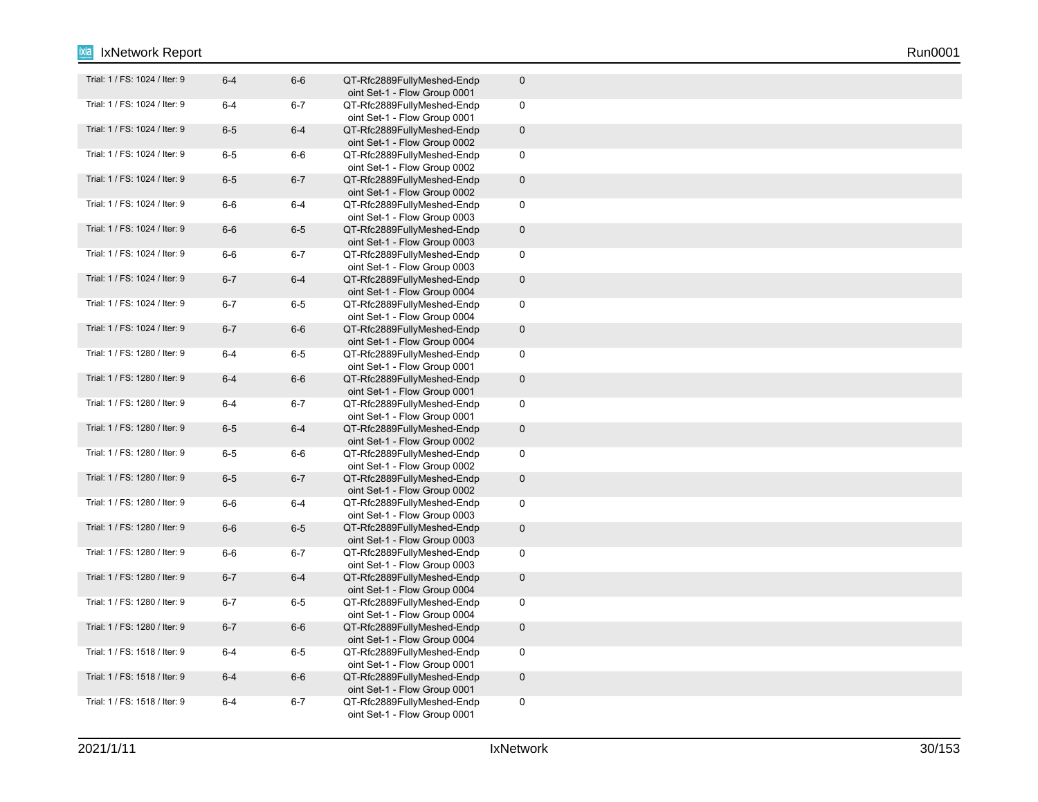| | | | | |
|---|---|---|---|---|
| Trial: 1 / FS: 1024 / Iter: 9 | 6-4 | 6-6 | QT-Rfc2889FullyMeshed-Endpoint Set-1 - Flow Group 0001 | 0 |
| Trial: 1 / FS: 1024 / Iter: 9 | 6-4 | 6-7 | QT-Rfc2889FullyMeshed-Endpoint Set-1 - Flow Group 0001 | 0 |
| Trial: 1 / FS: 1024 / Iter: 9 | 6-5 | 6-4 | QT-Rfc2889FullyMeshed-Endpoint Set-1 - Flow Group 0002 | 0 |
| Trial: 1 / FS: 1024 / Iter: 9 | 6-5 | 6-6 | QT-Rfc2889FullyMeshed-Endpoint Set-1 - Flow Group 0002 | 0 |
| Trial: 1 / FS: 1024 / Iter: 9 | 6-5 | 6-7 | QT-Rfc2889FullyMeshed-Endpoint Set-1 - Flow Group 0002 | 0 |
| Trial: 1 / FS: 1024 / Iter: 9 | 6-6 | 6-4 | QT-Rfc2889FullyMeshed-Endpoint Set-1 - Flow Group 0003 | 0 |
| Trial: 1 / FS: 1024 / Iter: 9 | 6-6 | 6-5 | QT-Rfc2889FullyMeshed-Endpoint Set-1 - Flow Group 0003 | 0 |
| Trial: 1 / FS: 1024 / Iter: 9 | 6-6 | 6-7 | QT-Rfc2889FullyMeshed-Endpoint Set-1 - Flow Group 0003 | 0 |
| Trial: 1 / FS: 1024 / Iter: 9 | 6-7 | 6-4 | QT-Rfc2889FullyMeshed-Endpoint Set-1 - Flow Group 0004 | 0 |
| Trial: 1 / FS: 1024 / Iter: 9 | 6-7 | 6-5 | QT-Rfc2889FullyMeshed-Endpoint Set-1 - Flow Group 0004 | 0 |
| Trial: 1 / FS: 1024 / Iter: 9 | 6-7 | 6-6 | QT-Rfc2889FullyMeshed-Endpoint Set-1 - Flow Group 0004 | 0 |
| Trial: 1 / FS: 1280 / Iter: 9 | 6-4 | 6-5 | QT-Rfc2889FullyMeshed-Endpoint Set-1 - Flow Group 0001 | 0 |
| Trial: 1 / FS: 1280 / Iter: 9 | 6-4 | 6-6 | QT-Rfc2889FullyMeshed-Endpoint Set-1 - Flow Group 0001 | 0 |
| Trial: 1 / FS: 1280 / Iter: 9 | 6-4 | 6-7 | QT-Rfc2889FullyMeshed-Endpoint Set-1 - Flow Group 0001 | 0 |
| Trial: 1 / FS: 1280 / Iter: 9 | 6-5 | 6-4 | QT-Rfc2889FullyMeshed-Endpoint Set-1 - Flow Group 0002 | 0 |
| Trial: 1 / FS: 1280 / Iter: 9 | 6-5 | 6-6 | QT-Rfc2889FullyMeshed-Endpoint Set-1 - Flow Group 0002 | 0 |
| Trial: 1 / FS: 1280 / Iter: 9 | 6-5 | 6-7 | QT-Rfc2889FullyMeshed-Endpoint Set-1 - Flow Group 0002 | 0 |
| Trial: 1 / FS: 1280 / Iter: 9 | 6-6 | 6-4 | QT-Rfc2889FullyMeshed-Endpoint Set-1 - Flow Group 0003 | 0 |
| Trial: 1 / FS: 1280 / Iter: 9 | 6-6 | 6-5 | QT-Rfc2889FullyMeshed-Endpoint Set-1 - Flow Group 0003 | 0 |
| Trial: 1 / FS: 1280 / Iter: 9 | 6-6 | 6-7 | QT-Rfc2889FullyMeshed-Endpoint Set-1 - Flow Group 0003 | 0 |
| Trial: 1 / FS: 1280 / Iter: 9 | 6-7 | 6-4 | QT-Rfc2889FullyMeshed-Endpoint Set-1 - Flow Group 0004 | 0 |
| Trial: 1 / FS: 1280 / Iter: 9 | 6-7 | 6-5 | QT-Rfc2889FullyMeshed-Endpoint Set-1 - Flow Group 0004 | 0 |
| Trial: 1 / FS: 1280 / Iter: 9 | 6-7 | 6-6 | QT-Rfc2889FullyMeshed-Endpoint Set-1 - Flow Group 0004 | 0 |
| Trial: 1 / FS: 1518 / Iter: 9 | 6-4 | 6-5 | QT-Rfc2889FullyMeshed-Endpoint Set-1 - Flow Group 0001 | 0 |
| Trial: 1 / FS: 1518 / Iter: 9 | 6-4 | 6-6 | QT-Rfc2889FullyMeshed-Endpoint Set-1 - Flow Group 0001 | 0 |
| Trial: 1 / FS: 1518 / Iter: 9 | 6-4 | 6-7 | QT-Rfc2889FullyMeshed-Endpoint Set-1 - Flow Group 0001 | 0 |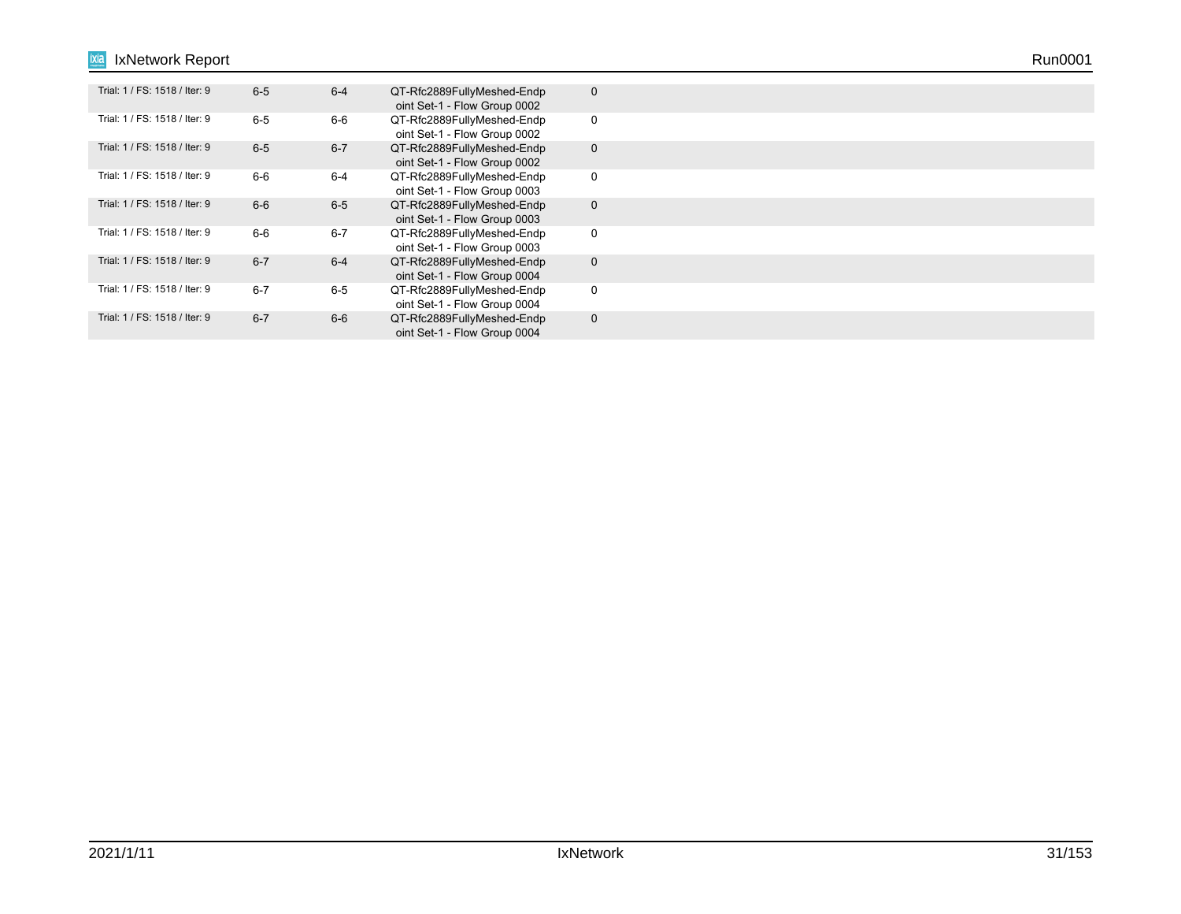| | | | | |
|---|---|---|---|---|
| Trial: 1 / FS: 1518 / Iter: 9 | 6-5 | 6-4 | QT-Rfc2889FullyMeshed-Endpoint Set-1 - Flow Group 0002 | 0 |
| Trial: 1 / FS: 1518 / Iter: 9 | 6-5 | 6-6 | QT-Rfc2889FullyMeshed-Endpoint Set-1 - Flow Group 0002 | 0 |
| Trial: 1 / FS: 1518 / Iter: 9 | 6-5 | 6-7 | QT-Rfc2889FullyMeshed-Endpoint Set-1 - Flow Group 0002 | 0 |
| Trial: 1 / FS: 1518 / Iter: 9 | 6-6 | 6-4 | QT-Rfc2889FullyMeshed-Endpoint Set-1 - Flow Group 0003 | 0 |
| Trial: 1 / FS: 1518 / Iter: 9 | 6-6 | 6-5 | QT-Rfc2889FullyMeshed-Endpoint Set-1 - Flow Group 0003 | 0 |
| Trial: 1 / FS: 1518 / Iter: 9 | 6-6 | 6-7 | QT-Rfc2889FullyMeshed-Endpoint Set-1 - Flow Group 0003 | 0 |
| Trial: 1 / FS: 1518 / Iter: 9 | 6-7 | 6-4 | QT-Rfc2889FullyMeshed-Endpoint Set-1 - Flow Group 0004 | 0 |
| Trial: 1 / FS: 1518 / Iter: 9 | 6-7 | 6-5 | QT-Rfc2889FullyMeshed-Endpoint Set-1 - Flow Group 0004 | 0 |
| Trial: 1 / FS: 1518 / Iter: 9 | 6-7 | 6-6 | QT-Rfc2889FullyMeshed-Endpoint Set-1 - Flow Group 0004 | 0 |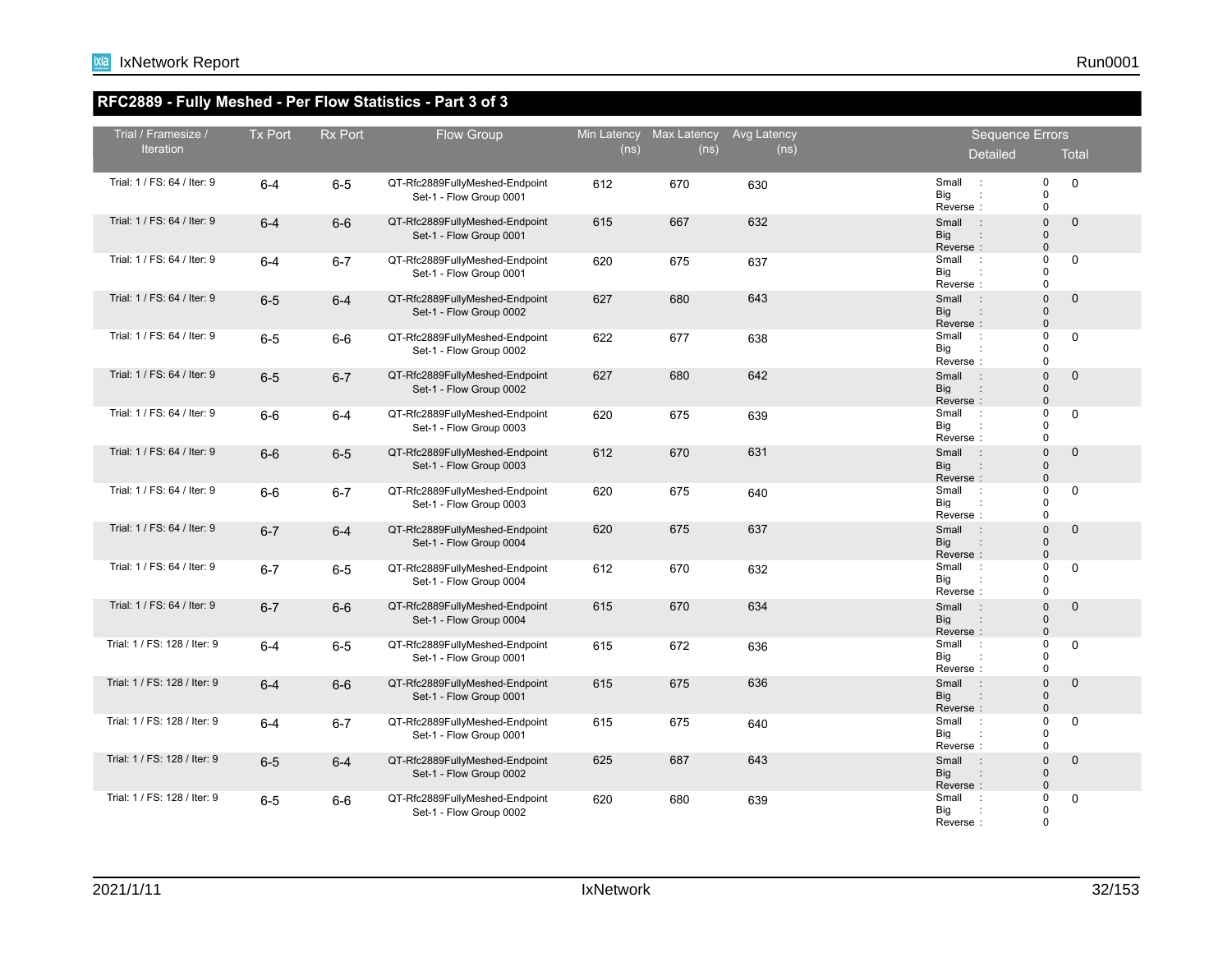## RFC2889 - Fully Meshed - Per Flow Statistics - Part 3 of 3

| Trial / Framesize / Iteration | Tx Port | Rx Port | Flow Group | Min Latency (ns) | Max Latency (ns) | Avg Latency (ns) | Sequence Errors | |
|---|---|---|---|---|---|---|---|---|
| | | | | | | | Detailed | Total |
| Trial: 1 / FS: 64 / Iter: 9 | 6-4 | 6-5 | QT-Rfc2889FullyMeshed-Endpoint Set-1 - Flow Group 0001 | 612 | 670 | 630 | Small : 0 Big : 0 Reverse : 0 | 0 |
| Trial: 1 / FS: 64 / Iter: 9 | 6-4 | 6-6 | QT-Rfc2889FullyMeshed-Endpoint Set-1 - Flow Group 0001 | 615 | 667 | 632 | Small : 0 Big : 0 Reverse : 0 | 0 |
| Trial: 1 / FS: 64 / Iter: 9 | 6-4 | 6-7 | QT-Rfc2889FullyMeshed-Endpoint Set-1 - Flow Group 0001 | 620 | 675 | 637 | Small : 0 Big : 0 Reverse : 0 | 0 |
| Trial: 1 / FS: 64 / Iter: 9 | 6-5 | 6-4 | QT-Rfc2889FullyMeshed-Endpoint Set-1 - Flow Group 0002 | 627 | 680 | 643 | Small : 0 Big : 0 Reverse : 0 | 0 |
| Trial: 1 / FS: 64 / Iter: 9 | 6-5 | 6-6 | QT-Rfc2889FullyMeshed-Endpoint Set-1 - Flow Group 0002 | 622 | 677 | 638 | Small : 0 Big : 0 Reverse : 0 | 0 |
| Trial: 1 / FS: 64 / Iter: 9 | 6-5 | 6-7 | QT-Rfc2889FullyMeshed-Endpoint Set-1 - Flow Group 0002 | 627 | 680 | 642 | Small : 0 Big : 0 Reverse : 0 | 0 |
| Trial: 1 / FS: 64 / Iter: 9 | 6-6 | 6-4 | QT-Rfc2889FullyMeshed-Endpoint Set-1 - Flow Group 0003 | 620 | 675 | 639 | Small : 0 Big : 0 Reverse : 0 | 0 |
| Trial: 1 / FS: 64 / Iter: 9 | 6-6 | 6-5 | QT-Rfc2889FullyMeshed-Endpoint Set-1 - Flow Group 0003 | 612 | 670 | 631 | Small : 0 Big : 0 Reverse : 0 | 0 |
| Trial: 1 / FS: 64 / Iter: 9 | 6-6 | 6-7 | QT-Rfc2889FullyMeshed-Endpoint Set-1 - Flow Group 0003 | 620 | 675 | 640 | Small : 0 Big : 0 Reverse : 0 | 0 |
| Trial: 1 / FS: 64 / Iter: 9 | 6-7 | 6-4 | QT-Rfc2889FullyMeshed-Endpoint Set-1 - Flow Group 0004 | 620 | 675 | 637 | Small : 0 Big : 0 Reverse : 0 | 0 |
| Trial: 1 / FS: 64 / Iter: 9 | 6-7 | 6-5 | QT-Rfc2889FullyMeshed-Endpoint Set-1 - Flow Group 0004 | 612 | 670 | 632 | Small : 0 Big : 0 Reverse : 0 | 0 |
| Trial: 1 / FS: 64 / Iter: 9 | 6-7 | 6-6 | QT-Rfc2889FullyMeshed-Endpoint Set-1 - Flow Group 0004 | 615 | 670 | 634 | Small : 0 Big : 0 Reverse : 0 | 0 |
| Trial: 1 / FS: 128 / Iter: 9 | 6-4 | 6-5 | QT-Rfc2889FullyMeshed-Endpoint Set-1 - Flow Group 0001 | 615 | 672 | 636 | Small : 0 Big : 0 Reverse : 0 | 0 |
| Trial: 1 / FS: 128 / Iter: 9 | 6-4 | 6-6 | QT-Rfc2889FullyMeshed-Endpoint Set-1 - Flow Group 0001 | 615 | 675 | 636 | Small : 0 Big : 0 Reverse : 0 | 0 |
| Trial: 1 / FS: 128 / Iter: 9 | 6-4 | 6-7 | QT-Rfc2889FullyMeshed-Endpoint Set-1 - Flow Group 0001 | 615 | 675 | 640 | Small : 0 Big : 0 Reverse : 0 | 0 |
| Trial: 1 / FS: 128 / Iter: 9 | 6-5 | 6-4 | QT-Rfc2889FullyMeshed-Endpoint Set-1 - Flow Group 0002 | 625 | 687 | 643 | Small : 0 Big : 0 Reverse : 0 | 0 |
| Trial: 1 / FS: 128 / Iter: 9 | 6-5 | 6-6 | QT-Rfc2889FullyMeshed-Endpoint Set-1 - Flow Group 0002 | 620 | 680 | 639 | Small : 0 Big : 0 Reverse : 0 | 0 |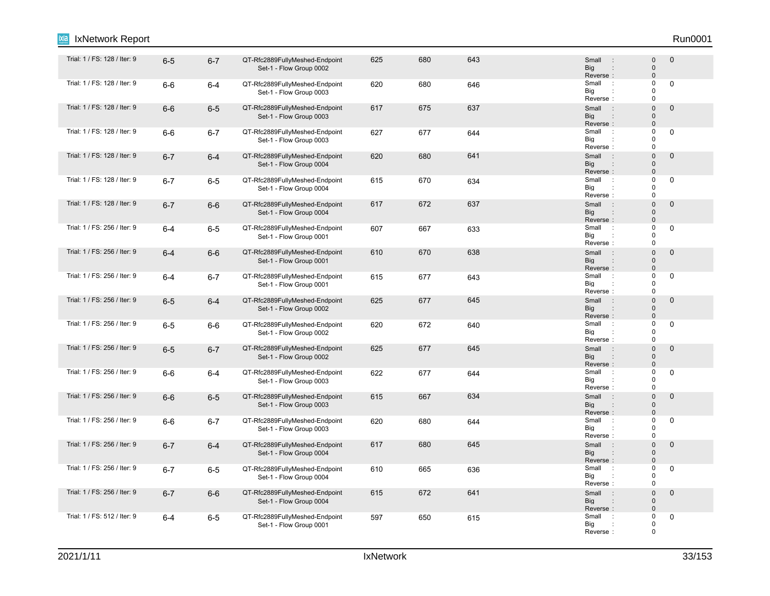| | | | | | | | | | |
|---|---|---|---|---|---|---|---|---|---|
| Trial: 1 / FS: 128 / Iter: 9 | 6-5 | 6-7 | QT-Rfc2889FullyMeshed-Endpoint Set-1 - Flow Group 0002 | 625 | 680 | 643 | | Small : 0<br>Big : 0<br>Reverse : 0 | 0 |
| Trial: 1 / FS: 128 / Iter: 9 | 6-6 | 6-4 | QT-Rfc2889FullyMeshed-Endpoint Set-1 - Flow Group 0003 | 620 | 680 | 646 | | Small : 0<br>Big : 0<br>Reverse : 0 | 0 |
| Trial: 1 / FS: 128 / Iter: 9 | 6-6 | 6-5 | QT-Rfc2889FullyMeshed-Endpoint Set-1 - Flow Group 0003 | 617 | 675 | 637 | | Small : 0<br>Big : 0<br>Reverse : 0 | 0 |
| Trial: 1 / FS: 128 / Iter: 9 | 6-6 | 6-7 | QT-Rfc2889FullyMeshed-Endpoint Set-1 - Flow Group 0003 | 627 | 677 | 644 | | Small : 0<br>Big : 0<br>Reverse : 0 | 0 |
| Trial: 1 / FS: 128 / Iter: 9 | 6-7 | 6-4 | QT-Rfc2889FullyMeshed-Endpoint Set-1 - Flow Group 0004 | 620 | 680 | 641 | | Small : 0<br>Big : 0<br>Reverse : 0 | 0 |
| Trial: 1 / FS: 128 / Iter: 9 | 6-7 | 6-5 | QT-Rfc2889FullyMeshed-Endpoint Set-1 - Flow Group 0004 | 615 | 670 | 634 | | Small : 0<br>Big : 0<br>Reverse : 0 | 0 |
| Trial: 1 / FS: 128 / Iter: 9 | 6-7 | 6-6 | QT-Rfc2889FullyMeshed-Endpoint Set-1 - Flow Group 0004 | 617 | 672 | 637 | | Small : 0<br>Big : 0<br>Reverse : 0 | 0 |
| Trial: 1 / FS: 256 / Iter: 9 | 6-4 | 6-5 | QT-Rfc2889FullyMeshed-Endpoint Set-1 - Flow Group 0001 | 607 | 667 | 633 | | Small : 0<br>Big : 0<br>Reverse : 0 | 0 |
| Trial: 1 / FS: 256 / Iter: 9 | 6-4 | 6-6 | QT-Rfc2889FullyMeshed-Endpoint Set-1 - Flow Group 0001 | 610 | 670 | 638 | | Small : 0<br>Big : 0<br>Reverse : 0 | 0 |
| Trial: 1 / FS: 256 / Iter: 9 | 6-4 | 6-7 | QT-Rfc2889FullyMeshed-Endpoint Set-1 - Flow Group 0001 | 615 | 677 | 643 | | Small : 0<br>Big : 0<br>Reverse : 0 | 0 |
| Trial: 1 / FS: 256 / Iter: 9 | 6-5 | 6-4 | QT-Rfc2889FullyMeshed-Endpoint Set-1 - Flow Group 0002 | 625 | 677 | 645 | | Small : 0<br>Big : 0<br>Reverse : 0 | 0 |
| Trial: 1 / FS: 256 / Iter: 9 | 6-5 | 6-6 | QT-Rfc2889FullyMeshed-Endpoint Set-1 - Flow Group 0002 | 620 | 672 | 640 | | Small : 0<br>Big : 0<br>Reverse : 0 | 0 |
| Trial: 1 / FS: 256 / Iter: 9 | 6-5 | 6-7 | QT-Rfc2889FullyMeshed-Endpoint Set-1 - Flow Group 0002 | 625 | 677 | 645 | | Small : 0<br>Big : 0<br>Reverse : 0 | 0 |
| Trial: 1 / FS: 256 / Iter: 9 | 6-6 | 6-4 | QT-Rfc2889FullyMeshed-Endpoint Set-1 - Flow Group 0003 | 622 | 677 | 644 | | Small : 0<br>Big : 0<br>Reverse : 0 | 0 |
| Trial: 1 / FS: 256 / Iter: 9 | 6-6 | 6-5 | QT-Rfc2889FullyMeshed-Endpoint Set-1 - Flow Group 0003 | 615 | 667 | 634 | | Small : 0<br>Big : 0<br>Reverse : 0 | 0 |
| Trial: 1 / FS: 256 / Iter: 9 | 6-6 | 6-7 | QT-Rfc2889FullyMeshed-Endpoint Set-1 - Flow Group 0003 | 620 | 680 | 644 | | Small : 0<br>Big : 0<br>Reverse : 0 | 0 |
| Trial: 1 / FS: 256 / Iter: 9 | 6-7 | 6-4 | QT-Rfc2889FullyMeshed-Endpoint Set-1 - Flow Group 0004 | 617 | 680 | 645 | | Small : 0<br>Big : 0<br>Reverse : 0 | 0 |
| Trial: 1 / FS: 256 / Iter: 9 | 6-7 | 6-5 | QT-Rfc2889FullyMeshed-Endpoint Set-1 - Flow Group 0004 | 610 | 665 | 636 | | Small : 0<br>Big : 0<br>Reverse : 0 | 0 |
| Trial: 1 / FS: 256 / Iter: 9 | 6-7 | 6-6 | QT-Rfc2889FullyMeshed-Endpoint Set-1 - Flow Group 0004 | 615 | 672 | 641 | | Small : 0<br>Big : 0<br>Reverse : 0 | 0 |
| Trial: 1 / FS: 512 / Iter: 9 | 6-4 | 6-5 | QT-Rfc2889FullyMeshed-Endpoint Set-1 - Flow Group 0001 | 597 | 650 | 615 | | Small : 0<br>Big : 0<br>Reverse : 0 | 0 |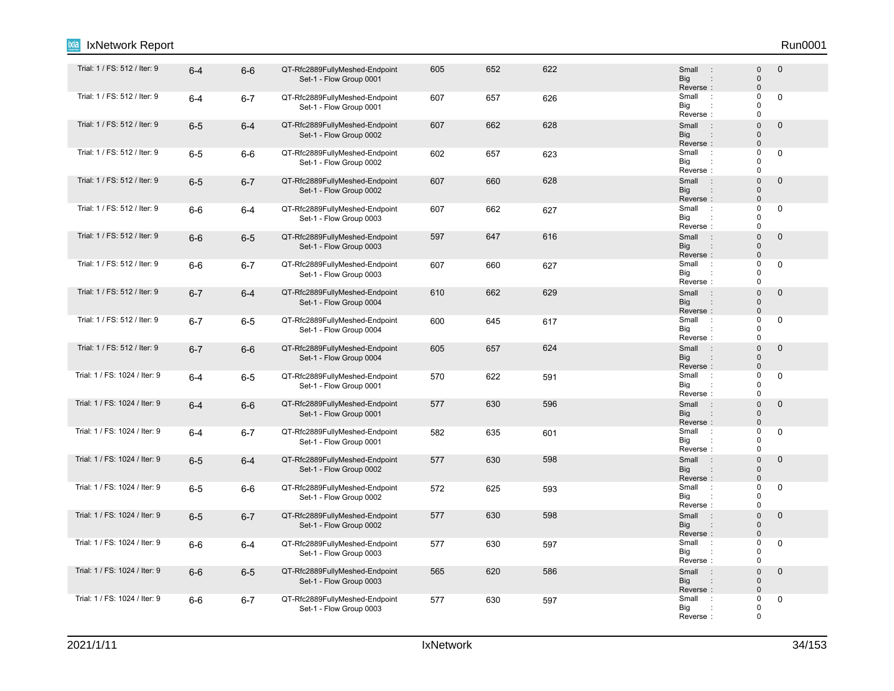| | | | | | | | | | |
|---|---|---|---|---|---|---|---|---|---|
| Trial: 1 / FS: 512 / Iter: 9 | 6-4 | 6-6 | QT-Rfc2889FullyMeshed-Endpoint Set-1 - Flow Group 0001 | 605 | 652 | 622 | | Small : 0<br>Big : 0<br>Reverse : 0 | 0 |
| Trial: 1 / FS: 512 / Iter: 9 | 6-4 | 6-7 | QT-Rfc2889FullyMeshed-Endpoint Set-1 - Flow Group 0001 | 607 | 657 | 626 | | Small : 0<br>Big : 0<br>Reverse : 0 | 0 |
| Trial: 1 / FS: 512 / Iter: 9 | 6-5 | 6-4 | QT-Rfc2889FullyMeshed-Endpoint Set-1 - Flow Group 0002 | 607 | 662 | 628 | | Small : 0<br>Big : 0<br>Reverse : 0 | 0 |
| Trial: 1 / FS: 512 / Iter: 9 | 6-5 | 6-6 | QT-Rfc2889FullyMeshed-Endpoint Set-1 - Flow Group 0002 | 602 | 657 | 623 | | Small : 0<br>Big : 0<br>Reverse : 0 | 0 |
| Trial: 1 / FS: 512 / Iter: 9 | 6-5 | 6-7 | QT-Rfc2889FullyMeshed-Endpoint Set-1 - Flow Group 0002 | 607 | 660 | 628 | | Small : 0<br>Big : 0<br>Reverse : 0 | 0 |
| Trial: 1 / FS: 512 / Iter: 9 | 6-6 | 6-4 | QT-Rfc2889FullyMeshed-Endpoint Set-1 - Flow Group 0003 | 607 | 662 | 627 | | Small : 0<br>Big : 0<br>Reverse : 0 | 0 |
| Trial: 1 / FS: 512 / Iter: 9 | 6-6 | 6-5 | QT-Rfc2889FullyMeshed-Endpoint Set-1 - Flow Group 0003 | 597 | 647 | 616 | | Small : 0<br>Big : 0<br>Reverse : 0 | 0 |
| Trial: 1 / FS: 512 / Iter: 9 | 6-6 | 6-7 | QT-Rfc2889FullyMeshed-Endpoint Set-1 - Flow Group 0003 | 607 | 660 | 627 | | Small : 0<br>Big : 0<br>Reverse : 0 | 0 |
| Trial: 1 / FS: 512 / Iter: 9 | 6-7 | 6-4 | QT-Rfc2889FullyMeshed-Endpoint Set-1 - Flow Group 0004 | 610 | 662 | 629 | | Small : 0<br>Big : 0<br>Reverse : 0 | 0 |
| Trial: 1 / FS: 512 / Iter: 9 | 6-7 | 6-5 | QT-Rfc2889FullyMeshed-Endpoint Set-1 - Flow Group 0004 | 600 | 645 | 617 | | Small : 0<br>Big : 0<br>Reverse : 0 | 0 |
| Trial: 1 / FS: 512 / Iter: 9 | 6-7 | 6-6 | QT-Rfc2889FullyMeshed-Endpoint Set-1 - Flow Group 0004 | 605 | 657 | 624 | | Small : 0<br>Big : 0<br>Reverse : 0 | 0 |
| Trial: 1 / FS: 1024 / Iter: 9 | 6-4 | 6-5 | QT-Rfc2889FullyMeshed-Endpoint Set-1 - Flow Group 0001 | 570 | 622 | 591 | | Small : 0<br>Big : 0<br>Reverse : 0 | 0 |
| Trial: 1 / FS: 1024 / Iter: 9 | 6-4 | 6-6 | QT-Rfc2889FullyMeshed-Endpoint Set-1 - Flow Group 0001 | 577 | 630 | 596 | | Small : 0<br>Big : 0<br>Reverse : 0 | 0 |
| Trial: 1 / FS: 1024 / Iter: 9 | 6-4 | 6-7 | QT-Rfc2889FullyMeshed-Endpoint Set-1 - Flow Group 0001 | 582 | 635 | 601 | | Small : 0<br>Big : 0<br>Reverse : 0 | 0 |
| Trial: 1 / FS: 1024 / Iter: 9 | 6-5 | 6-4 | QT-Rfc2889FullyMeshed-Endpoint Set-1 - Flow Group 0002 | 577 | 630 | 598 | | Small : 0<br>Big : 0<br>Reverse : 0 | 0 |
| Trial: 1 / FS: 1024 / Iter: 9 | 6-5 | 6-6 | QT-Rfc2889FullyMeshed-Endpoint Set-1 - Flow Group 0002 | 572 | 625 | 593 | | Small : 0<br>Big : 0<br>Reverse : 0 | 0 |
| Trial: 1 / FS: 1024 / Iter: 9 | 6-5 | 6-7 | QT-Rfc2889FullyMeshed-Endpoint Set-1 - Flow Group 0002 | 577 | 630 | 598 | | Small : 0<br>Big : 0<br>Reverse : 0 | 0 |
| Trial: 1 / FS: 1024 / Iter: 9 | 6-6 | 6-4 | QT-Rfc2889FullyMeshed-Endpoint Set-1 - Flow Group 0003 | 577 | 630 | 597 | | Small : 0<br>Big : 0<br>Reverse : 0 | 0 |
| Trial: 1 / FS: 1024 / Iter: 9 | 6-6 | 6-5 | QT-Rfc2889FullyMeshed-Endpoint Set-1 - Flow Group 0003 | 565 | 620 | 586 | | Small : 0<br>Big : 0<br>Reverse : 0 | 0 |
| Trial: 1 / FS: 1024 / Iter: 9 | 6-6 | 6-7 | QT-Rfc2889FullyMeshed-Endpoint Set-1 - Flow Group 0003 | 577 | 630 | 597 | | Small : 0<br>Big : 0<br>Reverse : 0 | 0 |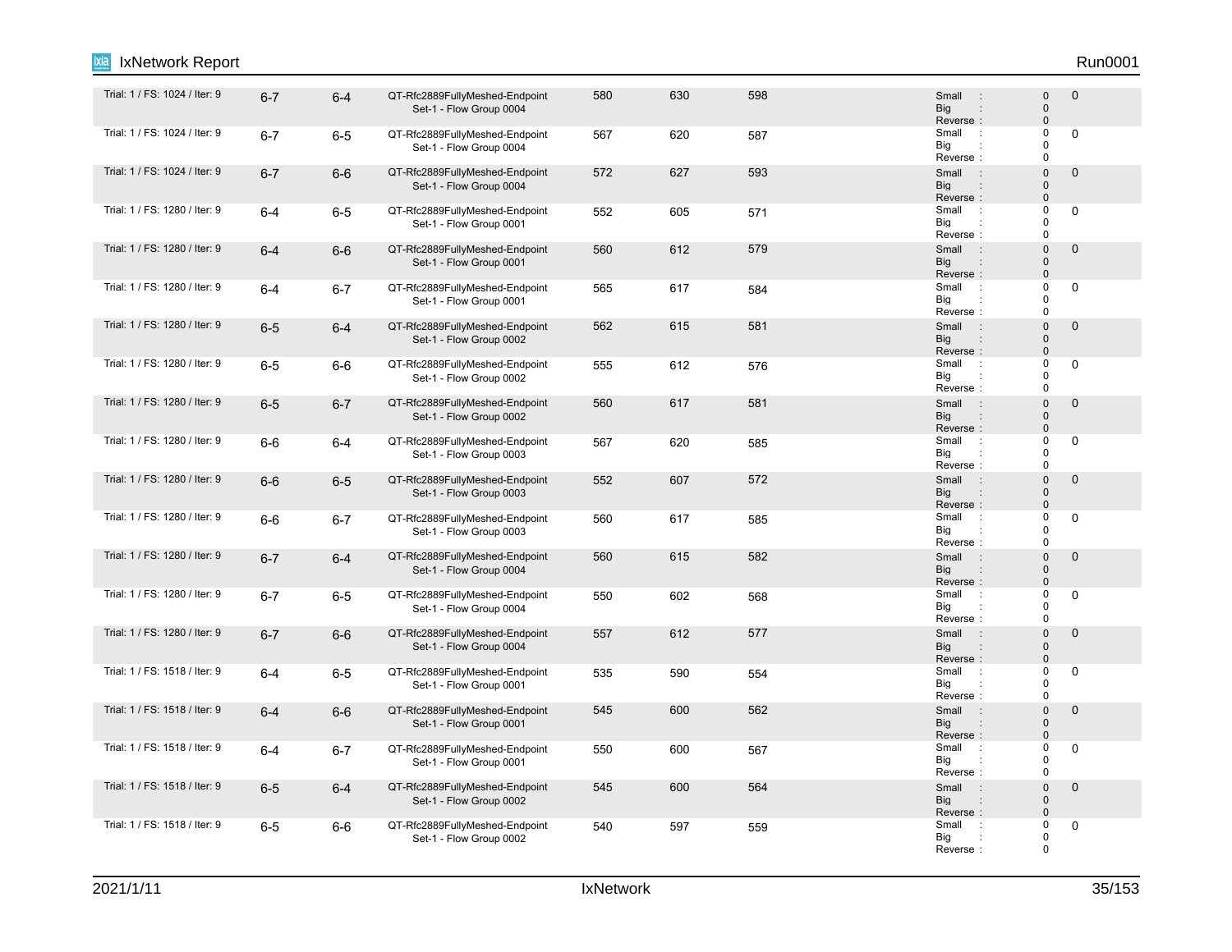| | | | | | | | | | |
|---|---|---|---|---|---|---|---|---|---|
| Trial: 1 / FS: 1024 / Iter: 9 | 6-7 | 6-4 | QT-Rfc2889FullyMeshed-Endpoint Set-1 - Flow Group 0004 | 580 | 630 | 598 | | Small : 0<br>Big : 0<br>Reverse : 0 | 0 |
| Trial: 1 / FS: 1024 / Iter: 9 | 6-7 | 6-5 | QT-Rfc2889FullyMeshed-Endpoint Set-1 - Flow Group 0004 | 567 | 620 | 587 | | Small : 0<br>Big : 0<br>Reverse : 0 | 0 |
| Trial: 1 / FS: 1024 / Iter: 9 | 6-7 | 6-6 | QT-Rfc2889FullyMeshed-Endpoint Set-1 - Flow Group 0004 | 572 | 627 | 593 | | Small : 0<br>Big : 0<br>Reverse : 0 | 0 |
| Trial: 1 / FS: 1280 / Iter: 9 | 6-4 | 6-5 | QT-Rfc2889FullyMeshed-Endpoint Set-1 - Flow Group 0001 | 552 | 605 | 571 | | Small : 0<br>Big : 0<br>Reverse : 0 | 0 |
| Trial: 1 / FS: 1280 / Iter: 9 | 6-4 | 6-6 | QT-Rfc2889FullyMeshed-Endpoint Set-1 - Flow Group 0001 | 560 | 612 | 579 | | Small : 0<br>Big : 0<br>Reverse : 0 | 0 |
| Trial: 1 / FS: 1280 / Iter: 9 | 6-4 | 6-7 | QT-Rfc2889FullyMeshed-Endpoint Set-1 - Flow Group 0001 | 565 | 617 | 584 | | Small : 0<br>Big : 0<br>Reverse : 0 | 0 |
| Trial: 1 / FS: 1280 / Iter: 9 | 6-5 | 6-4 | QT-Rfc2889FullyMeshed-Endpoint Set-1 - Flow Group 0002 | 562 | 615 | 581 | | Small : 0<br>Big : 0<br>Reverse : 0 | 0 |
| Trial: 1 / FS: 1280 / Iter: 9 | 6-5 | 6-6 | QT-Rfc2889FullyMeshed-Endpoint Set-1 - Flow Group 0002 | 555 | 612 | 576 | | Small : 0<br>Big : 0<br>Reverse : 0 | 0 |
| Trial: 1 / FS: 1280 / Iter: 9 | 6-5 | 6-7 | QT-Rfc2889FullyMeshed-Endpoint Set-1 - Flow Group 0002 | 560 | 617 | 581 | | Small : 0<br>Big : 0<br>Reverse : 0 | 0 |
| Trial: 1 / FS: 1280 / Iter: 9 | 6-6 | 6-4 | QT-Rfc2889FullyMeshed-Endpoint Set-1 - Flow Group 0003 | 567 | 620 | 585 | | Small : 0<br>Big : 0<br>Reverse : 0 | 0 |
| Trial: 1 / FS: 1280 / Iter: 9 | 6-6 | 6-5 | QT-Rfc2889FullyMeshed-Endpoint Set-1 - Flow Group 0003 | 552 | 607 | 572 | | Small : 0<br>Big : 0<br>Reverse : 0 | 0 |
| Trial: 1 / FS: 1280 / Iter: 9 | 6-6 | 6-7 | QT-Rfc2889FullyMeshed-Endpoint Set-1 - Flow Group 0003 | 560 | 617 | 585 | | Small : 0<br>Big : 0<br>Reverse : 0 | 0 |
| Trial: 1 / FS: 1280 / Iter: 9 | 6-7 | 6-4 | QT-Rfc2889FullyMeshed-Endpoint Set-1 - Flow Group 0004 | 560 | 615 | 582 | | Small : 0<br>Big : 0<br>Reverse : 0 | 0 |
| Trial: 1 / FS: 1280 / Iter: 9 | 6-7 | 6-5 | QT-Rfc2889FullyMeshed-Endpoint Set-1 - Flow Group 0004 | 550 | 602 | 568 | | Small : 0<br>Big : 0<br>Reverse : 0 | 0 |
| Trial: 1 / FS: 1280 / Iter: 9 | 6-7 | 6-6 | QT-Rfc2889FullyMeshed-Endpoint Set-1 - Flow Group 0004 | 557 | 612 | 577 | | Small : 0<br>Big : 0<br>Reverse : 0 | 0 |
| Trial: 1 / FS: 1518 / Iter: 9 | 6-4 | 6-5 | QT-Rfc2889FullyMeshed-Endpoint Set-1 - Flow Group 0001 | 535 | 590 | 554 | | Small : 0<br>Big : 0<br>Reverse : 0 | 0 |
| Trial: 1 / FS: 1518 / Iter: 9 | 6-4 | 6-6 | QT-Rfc2889FullyMeshed-Endpoint Set-1 - Flow Group 0001 | 545 | 600 | 562 | | Small : 0<br>Big : 0<br>Reverse : 0 | 0 |
| Trial: 1 / FS: 1518 / Iter: 9 | 6-4 | 6-7 | QT-Rfc2889FullyMeshed-Endpoint Set-1 - Flow Group 0001 | 550 | 600 | 567 | | Small : 0<br>Big : 0<br>Reverse : 0 | 0 |
| Trial: 1 / FS: 1518 / Iter: 9 | 6-5 | 6-4 | QT-Rfc2889FullyMeshed-Endpoint Set-1 - Flow Group 0002 | 545 | 600 | 564 | | Small : 0<br>Big : 0<br>Reverse : 0 | 0 |
| Trial: 1 / FS: 1518 / Iter: 9 | 6-5 | 6-6 | QT-Rfc2889FullyMeshed-Endpoint Set-1 - Flow Group 0002 | 540 | 597 | 559 | | Small : 0<br>Big : 0<br>Reverse : 0 | 0 |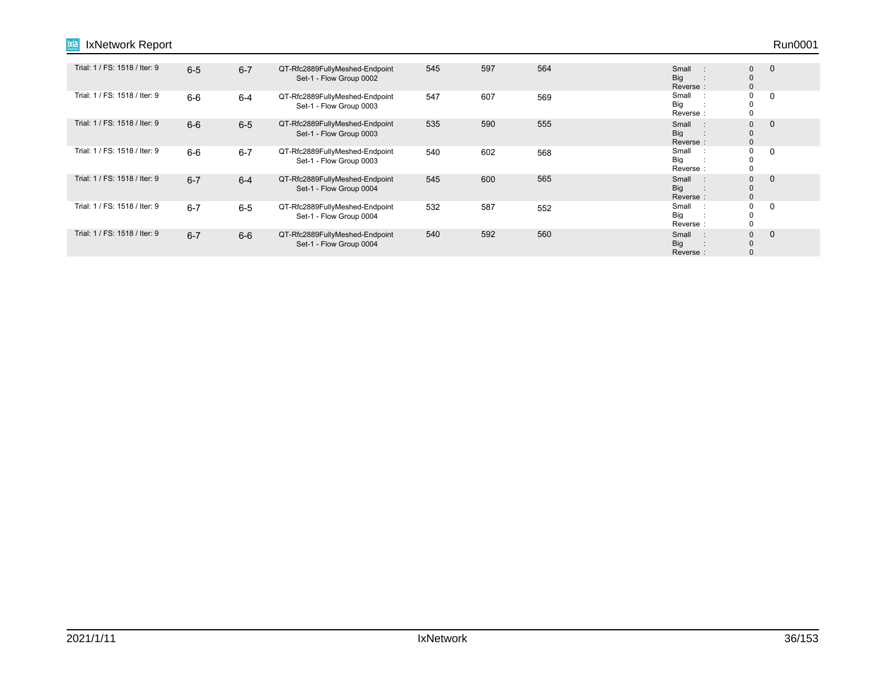| | | | | | | | | | | |
|---|---|---|---|---|---|---|---|---|---|---|
| Trial: 1 / FS: 1518 / Iter: 9 | 6-5 | 6-7 | QT-Rfc2889FullyMeshed-Endpoint Set-1 - Flow Group 0002 | 545 | 597 | 564 | | Small :<br>Big :<br>Reverse : | 0<br>0<br>0 | 0 |
| Trial: 1 / FS: 1518 / Iter: 9 | 6-6 | 6-4 | QT-Rfc2889FullyMeshed-Endpoint Set-1 - Flow Group 0003 | 547 | 607 | 569 | | Small :<br>Big :<br>Reverse : | 0<br>0<br>0 | 0 |
| Trial: 1 / FS: 1518 / Iter: 9 | 6-6 | 6-5 | QT-Rfc2889FullyMeshed-Endpoint Set-1 - Flow Group 0003 | 535 | 590 | 555 | | Small :<br>Big :<br>Reverse : | 0<br>0<br>0 | 0 |
| Trial: 1 / FS: 1518 / Iter: 9 | 6-6 | 6-7 | QT-Rfc2889FullyMeshed-Endpoint Set-1 - Flow Group 0003 | 540 | 602 | 568 | | Small :<br>Big :<br>Reverse : | 0<br>0<br>0 | 0 |
| Trial: 1 / FS: 1518 / Iter: 9 | 6-7 | 6-4 | QT-Rfc2889FullyMeshed-Endpoint Set-1 - Flow Group 0004 | 545 | 600 | 565 | | Small :<br>Big :<br>Reverse : | 0<br>0<br>0 | 0 |
| Trial: 1 / FS: 1518 / Iter: 9 | 6-7 | 6-5 | QT-Rfc2889FullyMeshed-Endpoint Set-1 - Flow Group 0004 | 532 | 587 | 552 | | Small :<br>Big :<br>Reverse : | 0<br>0<br>0 | 0 |
| Trial: 1 / FS: 1518 / Iter: 9 | 6-7 | 6-6 | QT-Rfc2889FullyMeshed-Endpoint Set-1 - Flow Group 0004 | 540 | 592 | 560 | | Small :<br>Big :<br>Reverse : | 0<br>0<br>0 | 0 |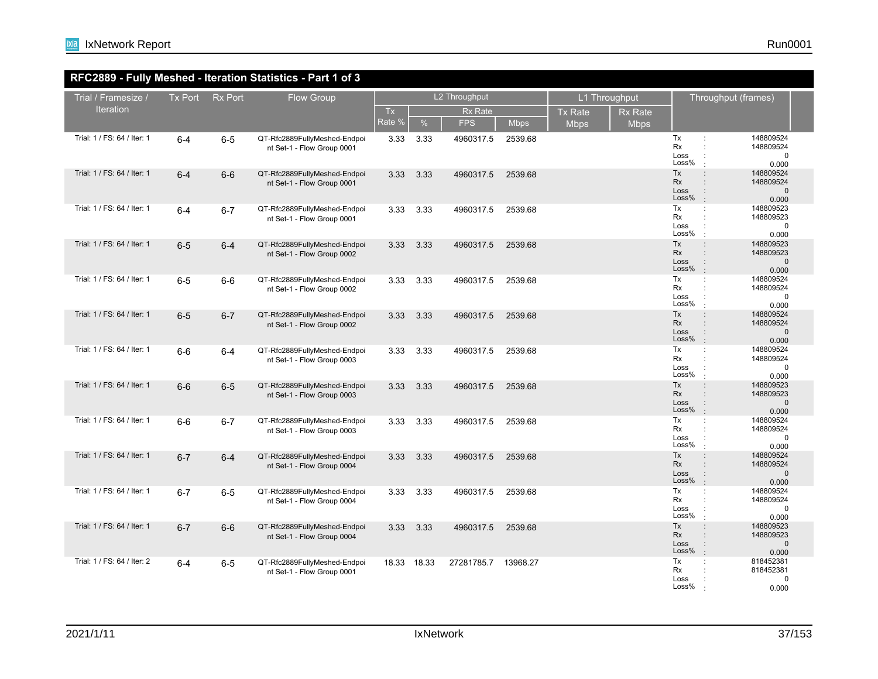## RFC2889 - Fully Meshed - Iteration Statistics - Part 1 of 3

| Trial / Framesize / Iteration | Tx Port | Rx Port | Flow Group | L2 Throughput | | | | L1 Throughput | | Throughput (frames) |
|---|---|---|---|---|---|---|---|---|---|---|
| | | | | Tx Rate % | Rx Rate | | | Tx Rate Mbps | Rx Rate Mbps | |
| | | | | | % | FPS | Mbps | | | |
| Trial: 1 / FS: 64 / Iter: 1 | 6-4 | 6-5 | QT-Rfc2889FullyMeshed-Endpoint Set-1 - Flow Group 0001 | 3.33 | 3.33 | 4960317.5 | 2539.68 | | | Tx : 148809524<br>Rx : 148809524<br>Loss : 0<br>Loss% : 0.000 |
| Trial: 1 / FS: 64 / Iter: 1 | 6-4 | 6-6 | QT-Rfc2889FullyMeshed-Endpoint Set-1 - Flow Group 0001 | 3.33 | 3.33 | 4960317.5 | 2539.68 | | | Tx : 148809524<br>Rx : 148809524<br>Loss : 0<br>Loss% : 0.000 |
| Trial: 1 / FS: 64 / Iter: 1 | 6-4 | 6-7 | QT-Rfc2889FullyMeshed-Endpoint Set-1 - Flow Group 0001 | 3.33 | 3.33 | 4960317.5 | 2539.68 | | | Tx : 148809523<br>Rx : 148809523<br>Loss : 0<br>Loss% : 0.000 |
| Trial: 1 / FS: 64 / Iter: 1 | 6-5 | 6-4 | QT-Rfc2889FullyMeshed-Endpoint Set-1 - Flow Group 0002 | 3.33 | 3.33 | 4960317.5 | 2539.68 | | | Tx : 148809523<br>Rx : 148809523<br>Loss : 0<br>Loss% : 0.000 |
| Trial: 1 / FS: 64 / Iter: 1 | 6-5 | 6-6 | QT-Rfc2889FullyMeshed-Endpoint Set-1 - Flow Group 0002 | 3.33 | 3.33 | 4960317.5 | 2539.68 | | | Tx : 148809524<br>Rx : 148809524<br>Loss : 0<br>Loss% : 0.000 |
| Trial: 1 / FS: 64 / Iter: 1 | 6-5 | 6-7 | QT-Rfc2889FullyMeshed-Endpoint Set-1 - Flow Group 0002 | 3.33 | 3.33 | 4960317.5 | 2539.68 | | | Tx : 148809524<br>Rx : 148809524<br>Loss : 0<br>Loss% : 0.000 |
| Trial: 1 / FS: 64 / Iter: 1 | 6-6 | 6-4 | QT-Rfc2889FullyMeshed-Endpoint Set-1 - Flow Group 0003 | 3.33 | 3.33 | 4960317.5 | 2539.68 | | | Tx : 148809524<br>Rx : 148809524<br>Loss : 0<br>Loss% : 0.000 |
| Trial: 1 / FS: 64 / Iter: 1 | 6-6 | 6-5 | QT-Rfc2889FullyMeshed-Endpoint Set-1 - Flow Group 0003 | 3.33 | 3.33 | 4960317.5 | 2539.68 | | | Tx : 148809523<br>Rx : 148809523<br>Loss : 0<br>Loss% : 0.000 |
| Trial: 1 / FS: 64 / Iter: 1 | 6-6 | 6-7 | QT-Rfc2889FullyMeshed-Endpoint Set-1 - Flow Group 0003 | 3.33 | 3.33 | 4960317.5 | 2539.68 | | | Tx : 148809524<br>Rx : 148809524<br>Loss : 0<br>Loss% : 0.000 |
| Trial: 1 / FS: 64 / Iter: 1 | 6-7 | 6-4 | QT-Rfc2889FullyMeshed-Endpoint Set-1 - Flow Group 0004 | 3.33 | 3.33 | 4960317.5 | 2539.68 | | | Tx : 148809524<br>Rx : 148809524<br>Loss : 0<br>Loss% : 0.000 |
| Trial: 1 / FS: 64 / Iter: 1 | 6-7 | 6-5 | QT-Rfc2889FullyMeshed-Endpoint Set-1 - Flow Group 0004 | 3.33 | 3.33 | 4960317.5 | 2539.68 | | | Tx : 148809524<br>Rx : 148809524<br>Loss : 0<br>Loss% : 0.000 |
| Trial: 1 / FS: 64 / Iter: 1 | 6-7 | 6-6 | QT-Rfc2889FullyMeshed-Endpoint Set-1 - Flow Group 0004 | 3.33 | 3.33 | 4960317.5 | 2539.68 | | | Tx : 148809523<br>Rx : 148809523<br>Loss : 0<br>Loss% : 0.000 |
| Trial: 1 / FS: 64 / Iter: 2 | 6-4 | 6-5 | QT-Rfc2889FullyMeshed-Endpoint Set-1 - Flow Group 0001 | 18.33 | 18.33 | 27281785.7 | 13968.27 | | | Tx : 818452381<br>Rx : 818452381<br>Loss : 0<br>Loss% : 0.000 |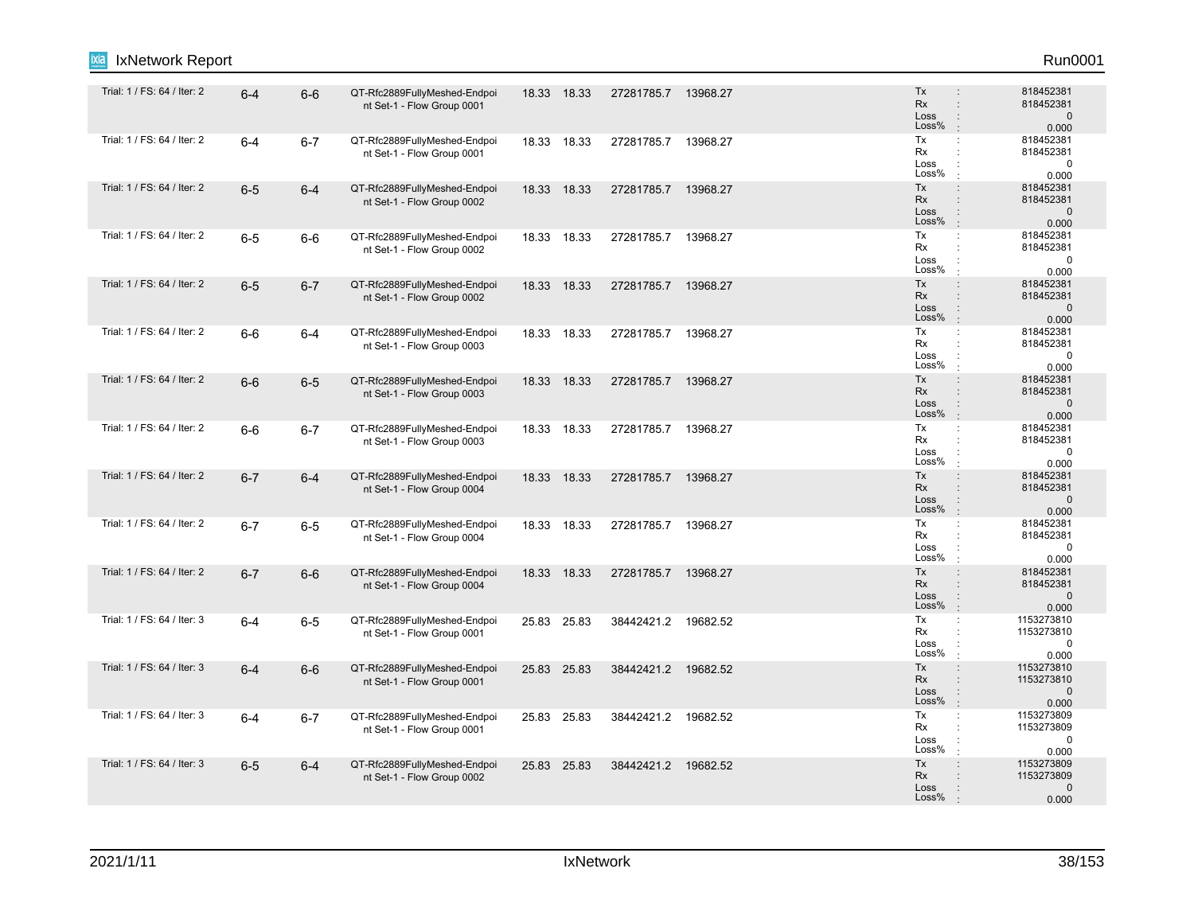| | | | | | | | | |
|---|---|---|---|---|---|---|---|---|
| Trial: 1 / FS: 64 / Iter: 2 | 6-4 | 6-6 | QT-Rfc2889FullyMeshed-Endpoint Set-1 - Flow Group 0001 | 18.33 | 18.33 | 27281785.7 | 13968.27 | Tx : 818452381<br>Rx : 818452381<br>Loss : 0<br>Loss% : 0.000 |
| Trial: 1 / FS: 64 / Iter: 2 | 6-4 | 6-7 | QT-Rfc2889FullyMeshed-Endpoint Set-1 - Flow Group 0001 | 18.33 | 18.33 | 27281785.7 | 13968.27 | Tx : 818452381<br>Rx : 818452381<br>Loss : 0<br>Loss% : 0.000 |
| Trial: 1 / FS: 64 / Iter: 2 | 6-5 | 6-4 | QT-Rfc2889FullyMeshed-Endpoint Set-1 - Flow Group 0002 | 18.33 | 18.33 | 27281785.7 | 13968.27 | Tx : 818452381<br>Rx : 818452381<br>Loss : 0<br>Loss% : 0.000 |
| Trial: 1 / FS: 64 / Iter: 2 | 6-5 | 6-6 | QT-Rfc2889FullyMeshed-Endpoint Set-1 - Flow Group 0002 | 18.33 | 18.33 | 27281785.7 | 13968.27 | Tx : 818452381<br>Rx : 818452381<br>Loss : 0<br>Loss% : 0.000 |
| Trial: 1 / FS: 64 / Iter: 2 | 6-5 | 6-7 | QT-Rfc2889FullyMeshed-Endpoint Set-1 - Flow Group 0002 | 18.33 | 18.33 | 27281785.7 | 13968.27 | Tx : 818452381<br>Rx : 818452381<br>Loss : 0<br>Loss% : 0.000 |
| Trial: 1 / FS: 64 / Iter: 2 | 6-6 | 6-4 | QT-Rfc2889FullyMeshed-Endpoint Set-1 - Flow Group 0003 | 18.33 | 18.33 | 27281785.7 | 13968.27 | Tx : 818452381<br>Rx : 818452381<br>Loss : 0<br>Loss% : 0.000 |
| Trial: 1 / FS: 64 / Iter: 2 | 6-6 | 6-5 | QT-Rfc2889FullyMeshed-Endpoint Set-1 - Flow Group 0003 | 18.33 | 18.33 | 27281785.7 | 13968.27 | Tx : 818452381<br>Rx : 818452381<br>Loss : 0<br>Loss% : 0.000 |
| Trial: 1 / FS: 64 / Iter: 2 | 6-6 | 6-7 | QT-Rfc2889FullyMeshed-Endpoint Set-1 - Flow Group 0003 | 18.33 | 18.33 | 27281785.7 | 13968.27 | Tx : 818452381<br>Rx : 818452381<br>Loss : 0<br>Loss% : 0.000 |
| Trial: 1 / FS: 64 / Iter: 2 | 6-7 | 6-4 | QT-Rfc2889FullyMeshed-Endpoint Set-1 - Flow Group 0004 | 18.33 | 18.33 | 27281785.7 | 13968.27 | Tx : 818452381<br>Rx : 818452381<br>Loss : 0<br>Loss% : 0.000 |
| Trial: 1 / FS: 64 / Iter: 2 | 6-7 | 6-5 | QT-Rfc2889FullyMeshed-Endpoint Set-1 - Flow Group 0004 | 18.33 | 18.33 | 27281785.7 | 13968.27 | Tx : 818452381<br>Rx : 818452381<br>Loss : 0<br>Loss% : 0.000 |
| Trial: 1 / FS: 64 / Iter: 2 | 6-7 | 6-6 | QT-Rfc2889FullyMeshed-Endpoint Set-1 - Flow Group 0004 | 18.33 | 18.33 | 27281785.7 | 13968.27 | Tx : 818452381<br>Rx : 818452381<br>Loss : 0<br>Loss% : 0.000 |
| Trial: 1 / FS: 64 / Iter: 3 | 6-4 | 6-5 | QT-Rfc2889FullyMeshed-Endpoint Set-1 - Flow Group 0001 | 25.83 | 25.83 | 38442421.2 | 19682.52 | Tx : 1153273810<br>Rx : 1153273810<br>Loss : 0<br>Loss% : 0.000 |
| Trial: 1 / FS: 64 / Iter: 3 | 6-4 | 6-6 | QT-Rfc2889FullyMeshed-Endpoint Set-1 - Flow Group 0001 | 25.83 | 25.83 | 38442421.2 | 19682.52 | Tx : 1153273810<br>Rx : 1153273810<br>Loss : 0<br>Loss% : 0.000 |
| Trial: 1 / FS: 64 / Iter: 3 | 6-4 | 6-7 | QT-Rfc2889FullyMeshed-Endpoint Set-1 - Flow Group 0001 | 25.83 | 25.83 | 38442421.2 | 19682.52 | Tx : 1153273809<br>Rx : 1153273809<br>Loss : 0<br>Loss% : 0.000 |
| Trial: 1 / FS: 64 / Iter: 3 | 6-5 | 6-4 | QT-Rfc2889FullyMeshed-Endpoint Set-1 - Flow Group 0002 | 25.83 | 25.83 | 38442421.2 | 19682.52 | Tx : 1153273809<br>Rx : 1153273809<br>Loss : 0<br>Loss% : 0.000 |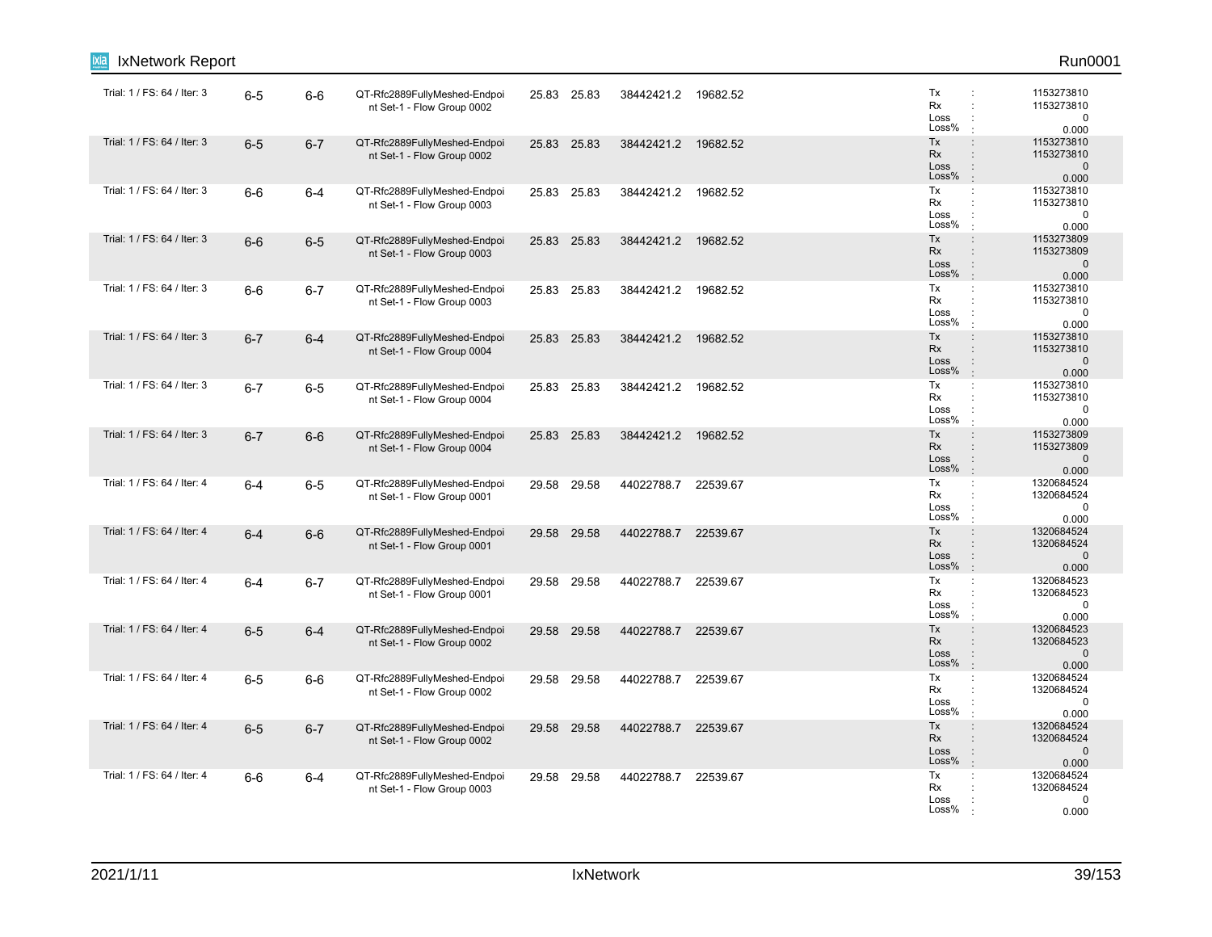| | | | | | | | | |
|---|---|---|---|---|---|---|---|---|
| Trial: 1 / FS: 64 / Iter: 3 | 6-5 | 6-6 | QT-Rfc2889FullyMeshed-Endpoint Set-1 - Flow Group 0002 | 25.83 | 25.83 | 38442421.2 | 19682.52 | Tx : 1153273810<br>Rx : 1153273810<br>Loss : 0<br>Loss% : 0.000 |
| Trial: 1 / FS: 64 / Iter: 3 | 6-5 | 6-7 | QT-Rfc2889FullyMeshed-Endpoint Set-1 - Flow Group 0002 | 25.83 | 25.83 | 38442421.2 | 19682.52 | Tx : 1153273810<br>Rx : 1153273810<br>Loss : 0<br>Loss% : 0.000 |
| Trial: 1 / FS: 64 / Iter: 3 | 6-6 | 6-4 | QT-Rfc2889FullyMeshed-Endpoint Set-1 - Flow Group 0003 | 25.83 | 25.83 | 38442421.2 | 19682.52 | Tx : 1153273810<br>Rx : 1153273810<br>Loss : 0<br>Loss% : 0.000 |
| Trial: 1 / FS: 64 / Iter: 3 | 6-6 | 6-5 | QT-Rfc2889FullyMeshed-Endpoint Set-1 - Flow Group 0003 | 25.83 | 25.83 | 38442421.2 | 19682.52 | Tx : 1153273809<br>Rx : 1153273809<br>Loss : 0<br>Loss% : 0.000 |
| Trial: 1 / FS: 64 / Iter: 3 | 6-6 | 6-7 | QT-Rfc2889FullyMeshed-Endpoint Set-1 - Flow Group 0003 | 25.83 | 25.83 | 38442421.2 | 19682.52 | Tx : 1153273810<br>Rx : 1153273810<br>Loss : 0<br>Loss% : 0.000 |
| Trial: 1 / FS: 64 / Iter: 3 | 6-7 | 6-4 | QT-Rfc2889FullyMeshed-Endpoint Set-1 - Flow Group 0004 | 25.83 | 25.83 | 38442421.2 | 19682.52 | Tx : 1153273810<br>Rx : 1153273810<br>Loss : 0<br>Loss% : 0.000 |
| Trial: 1 / FS: 64 / Iter: 3 | 6-7 | 6-5 | QT-Rfc2889FullyMeshed-Endpoint Set-1 - Flow Group 0004 | 25.83 | 25.83 | 38442421.2 | 19682.52 | Tx : 1153273810<br>Rx : 1153273810<br>Loss : 0<br>Loss% : 0.000 |
| Trial: 1 / FS: 64 / Iter: 3 | 6-7 | 6-6 | QT-Rfc2889FullyMeshed-Endpoint Set-1 - Flow Group 0004 | 25.83 | 25.83 | 38442421.2 | 19682.52 | Tx : 1153273809<br>Rx : 1153273809<br>Loss : 0<br>Loss% : 0.000 |
| Trial: 1 / FS: 64 / Iter: 4 | 6-4 | 6-5 | QT-Rfc2889FullyMeshed-Endpoint Set-1 - Flow Group 0001 | 29.58 | 29.58 | 44022788.7 | 22539.67 | Tx : 1320684524<br>Rx : 1320684524<br>Loss : 0<br>Loss% : 0.000 |
| Trial: 1 / FS: 64 / Iter: 4 | 6-4 | 6-6 | QT-Rfc2889FullyMeshed-Endpoint Set-1 - Flow Group 0001 | 29.58 | 29.58 | 44022788.7 | 22539.67 | Tx : 1320684524<br>Rx : 1320684524<br>Loss : 0<br>Loss% : 0.000 |
| Trial: 1 / FS: 64 / Iter: 4 | 6-4 | 6-7 | QT-Rfc2889FullyMeshed-Endpoint Set-1 - Flow Group 0001 | 29.58 | 29.58 | 44022788.7 | 22539.67 | Tx : 1320684523<br>Rx : 1320684523<br>Loss : 0<br>Loss% : 0.000 |
| Trial: 1 / FS: 64 / Iter: 4 | 6-5 | 6-4 | QT-Rfc2889FullyMeshed-Endpoint Set-1 - Flow Group 0002 | 29.58 | 29.58 | 44022788.7 | 22539.67 | Tx : 1320684523<br>Rx : 1320684523<br>Loss : 0<br>Loss% : 0.000 |
| Trial: 1 / FS: 64 / Iter: 4 | 6-5 | 6-6 | QT-Rfc2889FullyMeshed-Endpoint Set-1 - Flow Group 0002 | 29.58 | 29.58 | 44022788.7 | 22539.67 | Tx : 1320684524<br>Rx : 1320684524<br>Loss : 0<br>Loss% : 0.000 |
| Trial: 1 / FS: 64 / Iter: 4 | 6-5 | 6-7 | QT-Rfc2889FullyMeshed-Endpoint Set-1 - Flow Group 0002 | 29.58 | 29.58 | 44022788.7 | 22539.67 | Tx : 1320684524<br>Rx : 1320684524<br>Loss : 0<br>Loss% : 0.000 |
| Trial: 1 / FS: 64 / Iter: 4 | 6-6 | 6-4 | QT-Rfc2889FullyMeshed-Endpoint Set-1 - Flow Group 0003 | 29.58 | 29.58 | 44022788.7 | 22539.67 | Tx : 1320684524<br>Rx : 1320684524<br>Loss : 0<br>Loss% : 0.000 |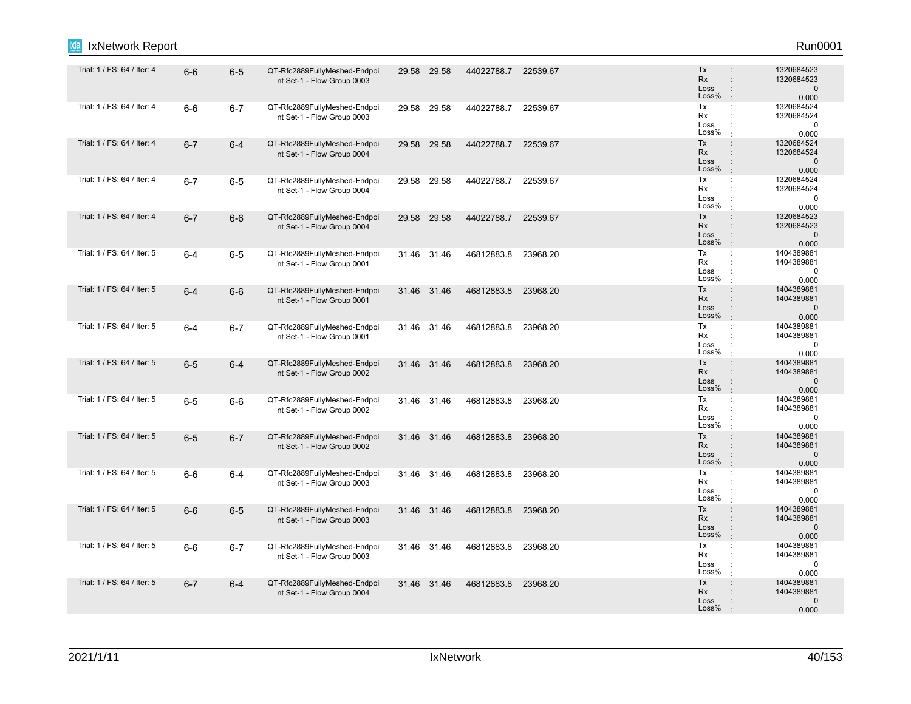| | | | | | | | | |
|---|---|---|---|---|---|---|---|---|
| Trial: 1 / FS: 64 / Iter: 4 | 6-6 | 6-5 | QT-Rfc2889FullyMeshed-Endpoint Set-1 - Flow Group 0003 | 29.58 | 29.58 | 44022788.7 | 22539.67 | Tx : 1320684523<br>Rx : 1320684523<br>Loss : 0<br>Loss% : 0.000 |
| Trial: 1 / FS: 64 / Iter: 4 | 6-6 | 6-7 | QT-Rfc2889FullyMeshed-Endpoint Set-1 - Flow Group 0003 | 29.58 | 29.58 | 44022788.7 | 22539.67 | Tx : 1320684524<br>Rx : 1320684524<br>Loss : 0<br>Loss% : 0.000 |
| Trial: 1 / FS: 64 / Iter: 4 | 6-7 | 6-4 | QT-Rfc2889FullyMeshed-Endpoint Set-1 - Flow Group 0004 | 29.58 | 29.58 | 44022788.7 | 22539.67 | Tx : 1320684524<br>Rx : 1320684524<br>Loss : 0<br>Loss% : 0.000 |
| Trial: 1 / FS: 64 / Iter: 4 | 6-7 | 6-5 | QT-Rfc2889FullyMeshed-Endpoint Set-1 - Flow Group 0004 | 29.58 | 29.58 | 44022788.7 | 22539.67 | Tx : 1320684524<br>Rx : 1320684524<br>Loss : 0<br>Loss% : 0.000 |
| Trial: 1 / FS: 64 / Iter: 4 | 6-7 | 6-6 | QT-Rfc2889FullyMeshed-Endpoint Set-1 - Flow Group 0004 | 29.58 | 29.58 | 44022788.7 | 22539.67 | Tx : 1320684523<br>Rx : 1320684523<br>Loss : 0<br>Loss% : 0.000 |
| Trial: 1 / FS: 64 / Iter: 5 | 6-4 | 6-5 | QT-Rfc2889FullyMeshed-Endpoint Set-1 - Flow Group 0001 | 31.46 | 31.46 | 46812883.8 | 23968.20 | Tx : 1404389881<br>Rx : 1404389881<br>Loss : 0<br>Loss% : 0.000 |
| Trial: 1 / FS: 64 / Iter: 5 | 6-4 | 6-6 | QT-Rfc2889FullyMeshed-Endpoint Set-1 - Flow Group 0001 | 31.46 | 31.46 | 46812883.8 | 23968.20 | Tx : 1404389881<br>Rx : 1404389881<br>Loss : 0<br>Loss% : 0.000 |
| Trial: 1 / FS: 64 / Iter: 5 | 6-4 | 6-7 | QT-Rfc2889FullyMeshed-Endpoint Set-1 - Flow Group 0001 | 31.46 | 31.46 | 46812883.8 | 23968.20 | Tx : 1404389881<br>Rx : 1404389881<br>Loss : 0<br>Loss% : 0.000 |
| Trial: 1 / FS: 64 / Iter: 5 | 6-5 | 6-4 | QT-Rfc2889FullyMeshed-Endpoint Set-1 - Flow Group 0002 | 31.46 | 31.46 | 46812883.8 | 23968.20 | Tx : 1404389881<br>Rx : 1404389881<br>Loss : 0<br>Loss% : 0.000 |
| Trial: 1 / FS: 64 / Iter: 5 | 6-5 | 6-6 | QT-Rfc2889FullyMeshed-Endpoint Set-1 - Flow Group 0002 | 31.46 | 31.46 | 46812883.8 | 23968.20 | Tx : 1404389881<br>Rx : 1404389881<br>Loss : 0<br>Loss% : 0.000 |
| Trial: 1 / FS: 64 / Iter: 5 | 6-5 | 6-7 | QT-Rfc2889FullyMeshed-Endpoint Set-1 - Flow Group 0002 | 31.46 | 31.46 | 46812883.8 | 23968.20 | Tx : 1404389881<br>Rx : 1404389881<br>Loss : 0<br>Loss% : 0.000 |
| Trial: 1 / FS: 64 / Iter: 5 | 6-6 | 6-4 | QT-Rfc2889FullyMeshed-Endpoint Set-1 - Flow Group 0003 | 31.46 | 31.46 | 46812883.8 | 23968.20 | Tx : 1404389881<br>Rx : 1404389881<br>Loss : 0<br>Loss% : 0.000 |
| Trial: 1 / FS: 64 / Iter: 5 | 6-6 | 6-5 | QT-Rfc2889FullyMeshed-Endpoint Set-1 - Flow Group 0003 | 31.46 | 31.46 | 46812883.8 | 23968.20 | Tx : 1404389881<br>Rx : 1404389881<br>Loss : 0<br>Loss% : 0.000 |
| Trial: 1 / FS: 64 / Iter: 5 | 6-6 | 6-7 | QT-Rfc2889FullyMeshed-Endpoint Set-1 - Flow Group 0003 | 31.46 | 31.46 | 46812883.8 | 23968.20 | Tx : 1404389881<br>Rx : 1404389881<br>Loss : 0<br>Loss% : 0.000 |
| Trial: 1 / FS: 64 / Iter: 5 | 6-7 | 6-4 | QT-Rfc2889FullyMeshed-Endpoint Set-1 - Flow Group 0004 | 31.46 | 31.46 | 46812883.8 | 23968.20 | Tx : 1404389881<br>Rx : 1404389881<br>Loss : 0<br>Loss% : 0.000 |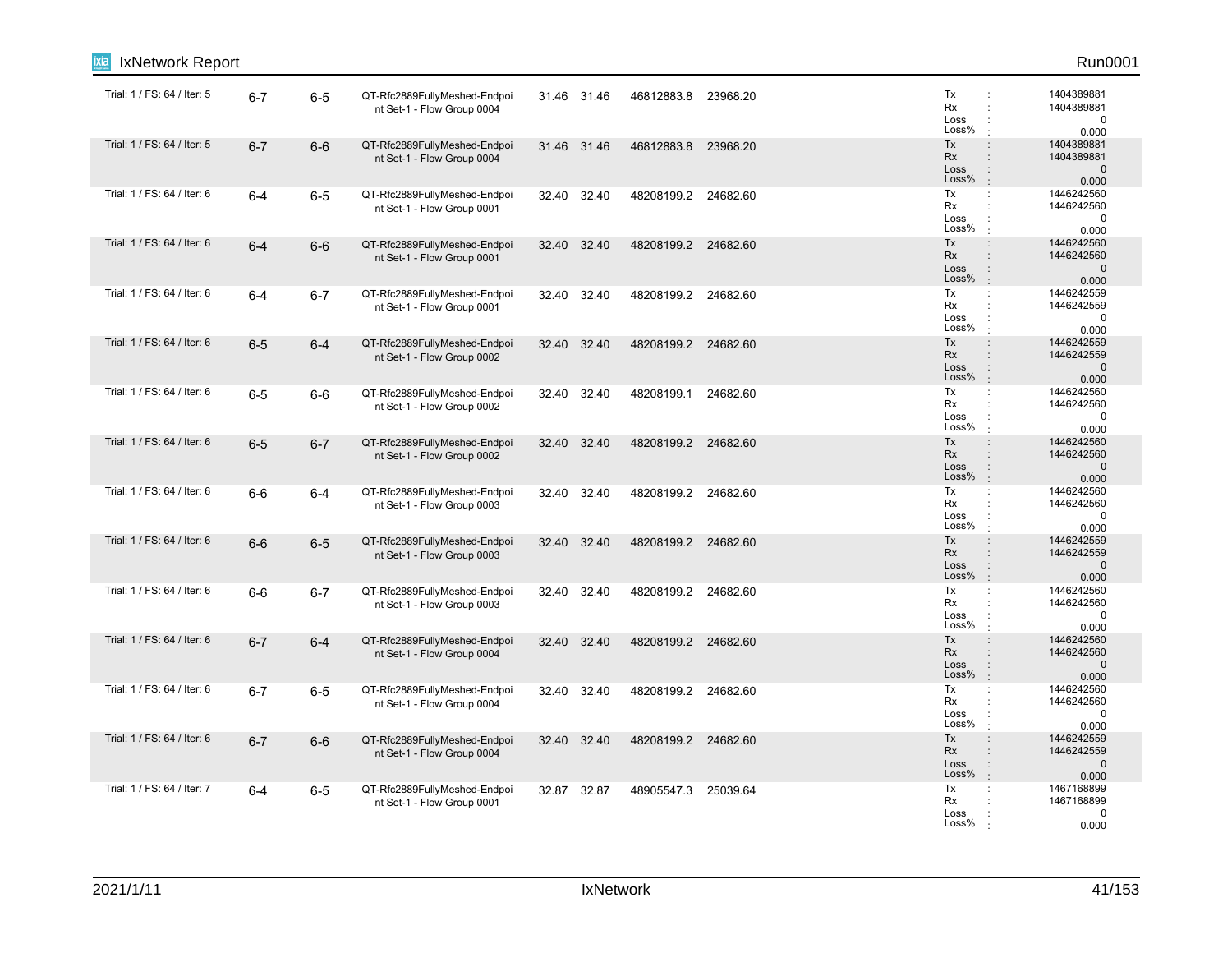| | | | | | | | | |
|---|---|---|---|---|---|---|---|---|
| Trial: 1 / FS: 64 / Iter: 5 | 6-7 | 6-5 | QT-Rfc2889FullyMeshed-Endpoint Set-1 - Flow Group 0004 | 31.46 | 31.46 | 46812883.8 | 23968.20 | Tx : 1404389881<br>Rx : 1404389881<br>Loss : 0<br>Loss% : 0.000 |
| Trial: 1 / FS: 64 / Iter: 5 | 6-7 | 6-6 | QT-Rfc2889FullyMeshed-Endpoint Set-1 - Flow Group 0004 | 31.46 | 31.46 | 46812883.8 | 23968.20 | Tx : 1404389881<br>Rx : 1404389881<br>Loss : 0<br>Loss% : 0.000 |
| Trial: 1 / FS: 64 / Iter: 6 | 6-4 | 6-5 | QT-Rfc2889FullyMeshed-Endpoint Set-1 - Flow Group 0001 | 32.40 | 32.40 | 48208199.2 | 24682.60 | Tx : 1446242560<br>Rx : 1446242560<br>Loss : 0<br>Loss% : 0.000 |
| Trial: 1 / FS: 64 / Iter: 6 | 6-4 | 6-6 | QT-Rfc2889FullyMeshed-Endpoint Set-1 - Flow Group 0001 | 32.40 | 32.40 | 48208199.2 | 24682.60 | Tx : 1446242560<br>Rx : 1446242560<br>Loss : 0<br>Loss% : 0.000 |
| Trial: 1 / FS: 64 / Iter: 6 | 6-4 | 6-7 | QT-Rfc2889FullyMeshed-Endpoint Set-1 - Flow Group 0001 | 32.40 | 32.40 | 48208199.2 | 24682.60 | Tx : 1446242559<br>Rx : 1446242559<br>Loss : 0<br>Loss% : 0.000 |
| Trial: 1 / FS: 64 / Iter: 6 | 6-5 | 6-4 | QT-Rfc2889FullyMeshed-Endpoint Set-1 - Flow Group 0002 | 32.40 | 32.40 | 48208199.2 | 24682.60 | Tx : 1446242559<br>Rx : 1446242559<br>Loss : 0<br>Loss% : 0.000 |
| Trial: 1 / FS: 64 / Iter: 6 | 6-5 | 6-6 | QT-Rfc2889FullyMeshed-Endpoint Set-1 - Flow Group 0002 | 32.40 | 32.40 | 48208199.1 | 24682.60 | Tx : 1446242560<br>Rx : 1446242560<br>Loss : 0<br>Loss% : 0.000 |
| Trial: 1 / FS: 64 / Iter: 6 | 6-5 | 6-7 | QT-Rfc2889FullyMeshed-Endpoint Set-1 - Flow Group 0002 | 32.40 | 32.40 | 48208199.2 | 24682.60 | Tx : 1446242560<br>Rx : 1446242560<br>Loss : 0<br>Loss% : 0.000 |
| Trial: 1 / FS: 64 / Iter: 6 | 6-6 | 6-4 | QT-Rfc2889FullyMeshed-Endpoint Set-1 - Flow Group 0003 | 32.40 | 32.40 | 48208199.2 | 24682.60 | Tx : 1446242560<br>Rx : 1446242560<br>Loss : 0<br>Loss% : 0.000 |
| Trial: 1 / FS: 64 / Iter: 6 | 6-6 | 6-5 | QT-Rfc2889FullyMeshed-Endpoint Set-1 - Flow Group 0003 | 32.40 | 32.40 | 48208199.2 | 24682.60 | Tx : 1446242559<br>Rx : 1446242559<br>Loss : 0<br>Loss% : 0.000 |
| Trial: 1 / FS: 64 / Iter: 6 | 6-6 | 6-7 | QT-Rfc2889FullyMeshed-Endpoint Set-1 - Flow Group 0003 | 32.40 | 32.40 | 48208199.2 | 24682.60 | Tx : 1446242560<br>Rx : 1446242560<br>Loss : 0<br>Loss% : 0.000 |
| Trial: 1 / FS: 64 / Iter: 6 | 6-7 | 6-4 | QT-Rfc2889FullyMeshed-Endpoint Set-1 - Flow Group 0004 | 32.40 | 32.40 | 48208199.2 | 24682.60 | Tx : 1446242560<br>Rx : 1446242560<br>Loss : 0<br>Loss% : 0.000 |
| Trial: 1 / FS: 64 / Iter: 6 | 6-7 | 6-5 | QT-Rfc2889FullyMeshed-Endpoint Set-1 - Flow Group 0004 | 32.40 | 32.40 | 48208199.2 | 24682.60 | Tx : 1446242560<br>Rx : 1446242560<br>Loss : 0<br>Loss% : 0.000 |
| Trial: 1 / FS: 64 / Iter: 6 | 6-7 | 6-6 | QT-Rfc2889FullyMeshed-Endpoint Set-1 - Flow Group 0004 | 32.40 | 32.40 | 48208199.2 | 24682.60 | Tx : 1446242559<br>Rx : 1446242559<br>Loss : 0<br>Loss% : 0.000 |
| Trial: 1 / FS: 64 / Iter: 7 | 6-4 | 6-5 | QT-Rfc2889FullyMeshed-Endpoint Set-1 - Flow Group 0001 | 32.87 | 32.87 | 48905547.3 | 25039.64 | Tx : 1467168899<br>Rx : 1467168899<br>Loss : 0<br>Loss% : 0.000 |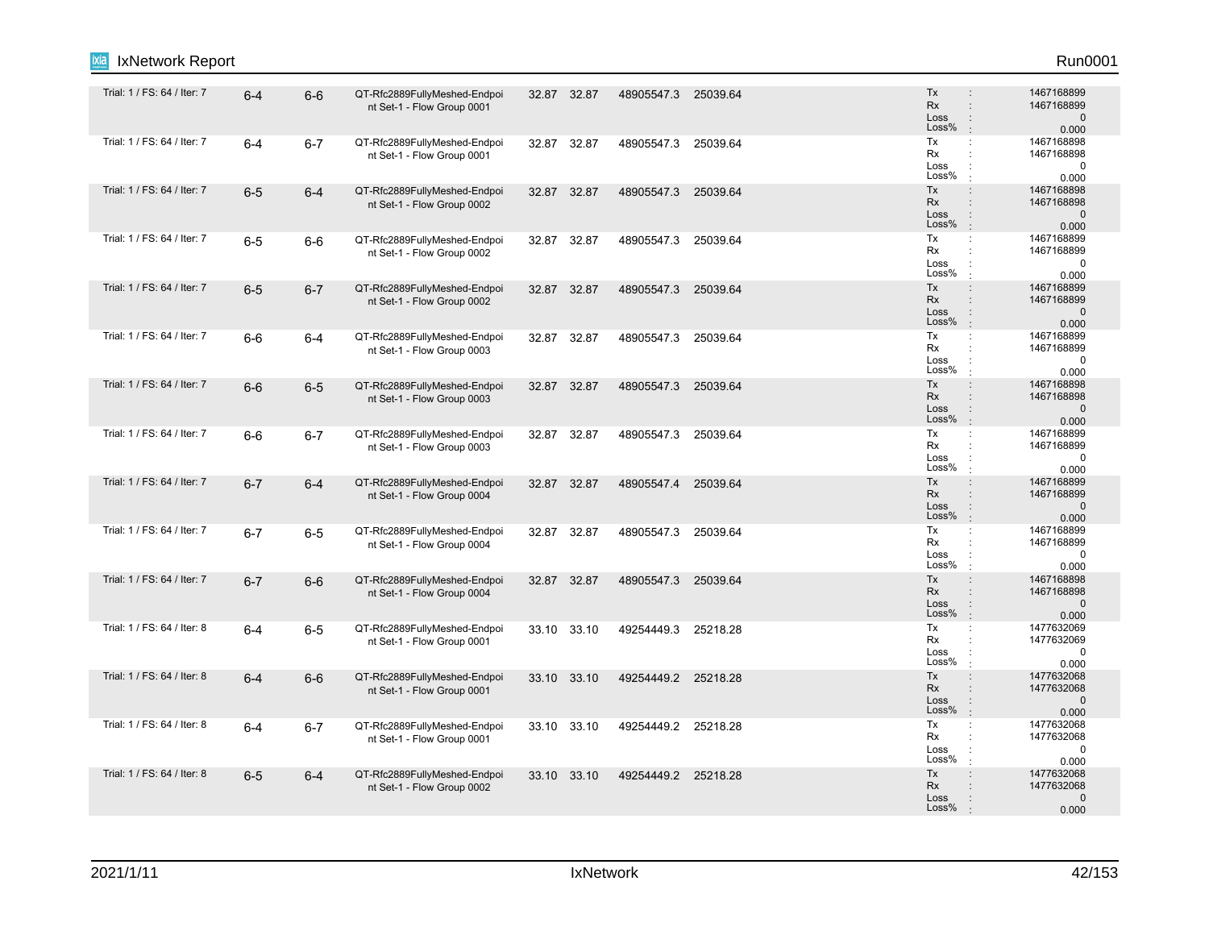| | | | | | | | | | |
|---|---|---|---|---|---|---|---|---|---|
| Trial: 1 / FS: 64 / Iter: 7 | 6-4 | 6-6 | QT-Rfc2889FullyMeshed-Endpoint Set-1 - Flow Group 0001 | 32.87 | 32.87 | 48905547.3 | 25039.64 | Tx :<br>Rx :<br>Loss :<br>Loss% : | 1467168899<br>1467168899<br>0<br>0.000 |
| Trial: 1 / FS: 64 / Iter: 7 | 6-4 | 6-7 | QT-Rfc2889FullyMeshed-Endpoint Set-1 - Flow Group 0001 | 32.87 | 32.87 | 48905547.3 | 25039.64 | Tx :<br>Rx :<br>Loss :<br>Loss% : | 1467168898<br>1467168898<br>0<br>0.000 |
| Trial: 1 / FS: 64 / Iter: 7 | 6-5 | 6-4 | QT-Rfc2889FullyMeshed-Endpoint Set-1 - Flow Group 0002 | 32.87 | 32.87 | 48905547.3 | 25039.64 | Tx :<br>Rx :<br>Loss :<br>Loss% : | 1467168898<br>1467168898<br>0<br>0.000 |
| Trial: 1 / FS: 64 / Iter: 7 | 6-5 | 6-6 | QT-Rfc2889FullyMeshed-Endpoint Set-1 - Flow Group 0002 | 32.87 | 32.87 | 48905547.3 | 25039.64 | Tx :<br>Rx :<br>Loss :<br>Loss% : | 1467168899<br>1467168899<br>0<br>0.000 |
| Trial: 1 / FS: 64 / Iter: 7 | 6-5 | 6-7 | QT-Rfc2889FullyMeshed-Endpoint Set-1 - Flow Group 0002 | 32.87 | 32.87 | 48905547.3 | 25039.64 | Tx :<br>Rx :<br>Loss :<br>Loss% : | 1467168899<br>1467168899<br>0<br>0.000 |
| Trial: 1 / FS: 64 / Iter: 7 | 6-6 | 6-4 | QT-Rfc2889FullyMeshed-Endpoint Set-1 - Flow Group 0003 | 32.87 | 32.87 | 48905547.3 | 25039.64 | Tx :<br>Rx :<br>Loss :<br>Loss% : | 1467168899<br>1467168899<br>0<br>0.000 |
| Trial: 1 / FS: 64 / Iter: 7 | 6-6 | 6-5 | QT-Rfc2889FullyMeshed-Endpoint Set-1 - Flow Group 0003 | 32.87 | 32.87 | 48905547.3 | 25039.64 | Tx :<br>Rx :<br>Loss :<br>Loss% : | 1467168898<br>1467168898<br>0<br>0.000 |
| Trial: 1 / FS: 64 / Iter: 7 | 6-6 | 6-7 | QT-Rfc2889FullyMeshed-Endpoint Set-1 - Flow Group 0003 | 32.87 | 32.87 | 48905547.3 | 25039.64 | Tx :<br>Rx :<br>Loss :<br>Loss% : | 1467168899<br>1467168899<br>0<br>0.000 |
| Trial: 1 / FS: 64 / Iter: 7 | 6-7 | 6-4 | QT-Rfc2889FullyMeshed-Endpoint Set-1 - Flow Group 0004 | 32.87 | 32.87 | 48905547.4 | 25039.64 | Tx :<br>Rx :<br>Loss :<br>Loss% : | 1467168899<br>1467168899<br>0<br>0.000 |
| Trial: 1 / FS: 64 / Iter: 7 | 6-7 | 6-5 | QT-Rfc2889FullyMeshed-Endpoint Set-1 - Flow Group 0004 | 32.87 | 32.87 | 48905547.3 | 25039.64 | Tx :<br>Rx :<br>Loss :<br>Loss% : | 1467168899<br>1467168899<br>0<br>0.000 |
| Trial: 1 / FS: 64 / Iter: 7 | 6-7 | 6-6 | QT-Rfc2889FullyMeshed-Endpoint Set-1 - Flow Group 0004 | 32.87 | 32.87 | 48905547.3 | 25039.64 | Tx :<br>Rx :<br>Loss :<br>Loss% : | 1467168898<br>1467168898<br>0<br>0.000 |
| Trial: 1 / FS: 64 / Iter: 8 | 6-4 | 6-5 | QT-Rfc2889FullyMeshed-Endpoint Set-1 - Flow Group 0001 | 33.10 | 33.10 | 49254449.3 | 25218.28 | Tx :<br>Rx :<br>Loss :<br>Loss% : | 1477632069<br>1477632069<br>0<br>0.000 |
| Trial: 1 / FS: 64 / Iter: 8 | 6-4 | 6-6 | QT-Rfc2889FullyMeshed-Endpoint Set-1 - Flow Group 0001 | 33.10 | 33.10 | 49254449.2 | 25218.28 | Tx :<br>Rx :<br>Loss :<br>Loss% : | 1477632068<br>1477632068<br>0<br>0.000 |
| Trial: 1 / FS: 64 / Iter: 8 | 6-4 | 6-7 | QT-Rfc2889FullyMeshed-Endpoint Set-1 - Flow Group 0001 | 33.10 | 33.10 | 49254449.2 | 25218.28 | Tx :<br>Rx :<br>Loss :<br>Loss% : | 1477632068<br>1477632068<br>0<br>0.000 |
| Trial: 1 / FS: 64 / Iter: 8 | 6-5 | 6-4 | QT-Rfc2889FullyMeshed-Endpoint Set-1 - Flow Group 0002 | 33.10 | 33.10 | 49254449.2 | 25218.28 | Tx :<br>Rx :<br>Loss :<br>Loss% : | 1477632068<br>1477632068<br>0<br>0.000 |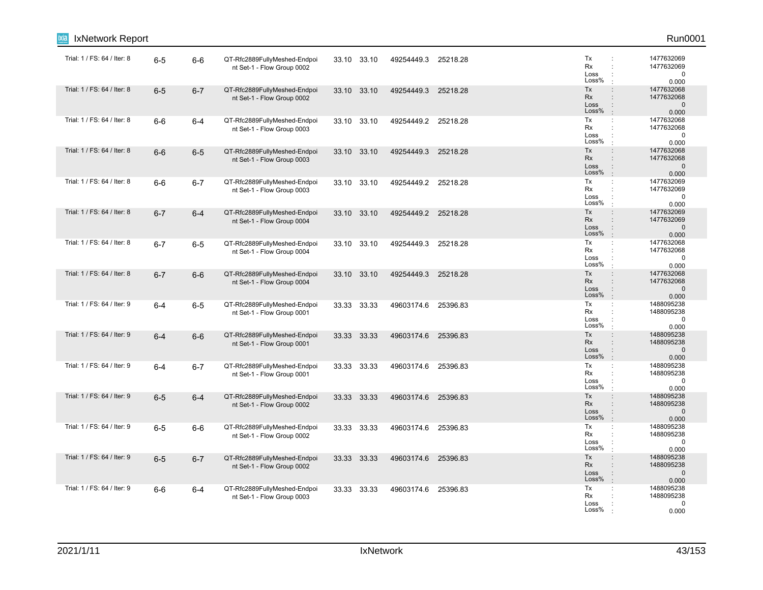| | | | | | | | | | |
|---|---|---|---|---|---|---|---|---|---|
| Trial: 1 / FS: 64 / Iter: 8 | 6-5 | 6-6 | QT-Rfc2889FullyMeshed-Endpoint Set-1 - Flow Group 0002 | 33.10 | 33.10 | 49254449.3 | 25218.28 | Tx<br>Rx<br>Loss<br>Loss% | :<br>:<br>:<br>: | 1477632069<br>1477632069<br>0<br>0.000 |
| Trial: 1 / FS: 64 / Iter: 8 | 6-5 | 6-7 | QT-Rfc2889FullyMeshed-Endpoint Set-1 - Flow Group 0002 | 33.10 | 33.10 | 49254449.3 | 25218.28 | Tx<br>Rx<br>Loss<br>Loss% | :<br>:<br>:<br>: | 1477632068<br>1477632068<br>0<br>0.000 |
| Trial: 1 / FS: 64 / Iter: 8 | 6-6 | 6-4 | QT-Rfc2889FullyMeshed-Endpoint Set-1 - Flow Group 0003 | 33.10 | 33.10 | 49254449.2 | 25218.28 | Tx<br>Rx<br>Loss<br>Loss% | :<br>:<br>:<br>: | 1477632068<br>1477632068<br>0<br>0.000 |
| Trial: 1 / FS: 64 / Iter: 8 | 6-6 | 6-5 | QT-Rfc2889FullyMeshed-Endpoint Set-1 - Flow Group 0003 | 33.10 | 33.10 | 49254449.3 | 25218.28 | Tx<br>Rx<br>Loss<br>Loss% | :<br>:<br>:<br>: | 1477632068<br>1477632068<br>0<br>0.000 |
| Trial: 1 / FS: 64 / Iter: 8 | 6-6 | 6-7 | QT-Rfc2889FullyMeshed-Endpoint Set-1 - Flow Group 0003 | 33.10 | 33.10 | 49254449.2 | 25218.28 | Tx<br>Rx<br>Loss<br>Loss% | :<br>:<br>:<br>: | 1477632069<br>1477632069<br>0<br>0.000 |
| Trial: 1 / FS: 64 / Iter: 8 | 6-7 | 6-4 | QT-Rfc2889FullyMeshed-Endpoint Set-1 - Flow Group 0004 | 33.10 | 33.10 | 49254449.2 | 25218.28 | Tx<br>Rx<br>Loss<br>Loss% | :<br>:<br>:<br>: | 1477632069<br>1477632069<br>0<br>0.000 |
| Trial: 1 / FS: 64 / Iter: 8 | 6-7 | 6-5 | QT-Rfc2889FullyMeshed-Endpoint Set-1 - Flow Group 0004 | 33.10 | 33.10 | 49254449.3 | 25218.28 | Tx<br>Rx<br>Loss<br>Loss% | :<br>:<br>:<br>: | 1477632068<br>1477632068<br>0<br>0.000 |
| Trial: 1 / FS: 64 / Iter: 8 | 6-7 | 6-6 | QT-Rfc2889FullyMeshed-Endpoint Set-1 - Flow Group 0004 | 33.10 | 33.10 | 49254449.3 | 25218.28 | Tx<br>Rx<br>Loss<br>Loss% | :<br>:<br>:<br>: | 1477632068<br>1477632068<br>0<br>0.000 |
| Trial: 1 / FS: 64 / Iter: 9 | 6-4 | 6-5 | QT-Rfc2889FullyMeshed-Endpoint Set-1 - Flow Group 0001 | 33.33 | 33.33 | 49603174.6 | 25396.83 | Tx<br>Rx<br>Loss<br>Loss% | :<br>:<br>:<br>: | 1488095238<br>1488095238<br>0<br>0.000 |
| Trial: 1 / FS: 64 / Iter: 9 | 6-4 | 6-6 | QT-Rfc2889FullyMeshed-Endpoint Set-1 - Flow Group 0001 | 33.33 | 33.33 | 49603174.6 | 25396.83 | Tx<br>Rx<br>Loss<br>Loss% | :<br>:<br>:<br>: | 1488095238<br>1488095238<br>0<br>0.000 |
| Trial: 1 / FS: 64 / Iter: 9 | 6-4 | 6-7 | QT-Rfc2889FullyMeshed-Endpoint Set-1 - Flow Group 0001 | 33.33 | 33.33 | 49603174.6 | 25396.83 | Tx<br>Rx<br>Loss<br>Loss% | :<br>:<br>:<br>: | 1488095238<br>1488095238<br>0<br>0.000 |
| Trial: 1 / FS: 64 / Iter: 9 | 6-5 | 6-4 | QT-Rfc2889FullyMeshed-Endpoint Set-1 - Flow Group 0002 | 33.33 | 33.33 | 49603174.6 | 25396.83 | Tx<br>Rx<br>Loss<br>Loss% | :<br>:<br>:<br>: | 1488095238<br>1488095238<br>0<br>0.000 |
| Trial: 1 / FS: 64 / Iter: 9 | 6-5 | 6-6 | QT-Rfc2889FullyMeshed-Endpoint Set-1 - Flow Group 0002 | 33.33 | 33.33 | 49603174.6 | 25396.83 | Tx<br>Rx<br>Loss<br>Loss% | :<br>:<br>:<br>: | 1488095238<br>1488095238<br>0<br>0.000 |
| Trial: 1 / FS: 64 / Iter: 9 | 6-5 | 6-7 | QT-Rfc2889FullyMeshed-Endpoint Set-1 - Flow Group 0002 | 33.33 | 33.33 | 49603174.6 | 25396.83 | Tx<br>Rx<br>Loss<br>Loss% | :<br>:<br>:<br>: | 1488095238<br>1488095238<br>0<br>0.000 |
| Trial: 1 / FS: 64 / Iter: 9 | 6-6 | 6-4 | QT-Rfc2889FullyMeshed-Endpoint Set-1 - Flow Group 0003 | 33.33 | 33.33 | 49603174.6 | 25396.83 | Tx<br>Rx<br>Loss<br>Loss% | :<br>:<br>:<br>: | 1488095238<br>1488095238<br>0<br>0.000 |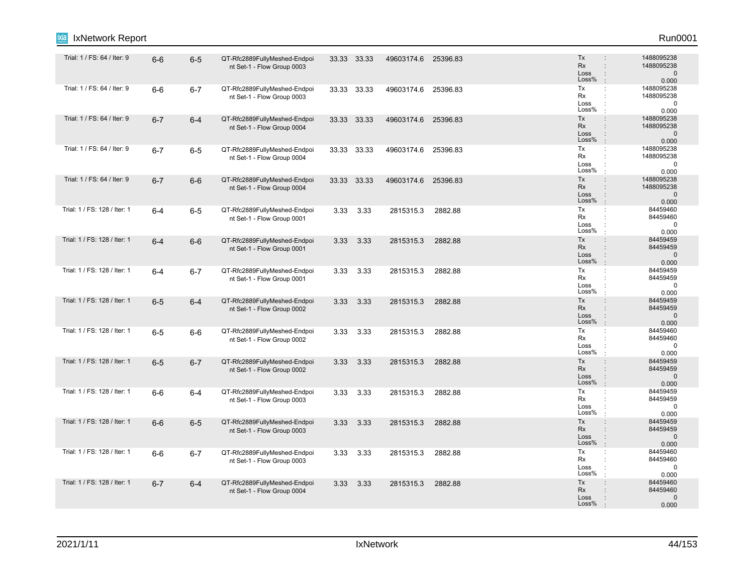| | | | | | | | | |
|---|---|---|---|---|---|---|---|---|
| Trial: 1 / FS: 64 / Iter: 9 | 6-6 | 6-5 | QT-Rfc2889FullyMeshed-Endpoint Set-1 - Flow Group 0003 | 33.33 | 33.33 | 49603174.6 | 25396.83 | Tx : 1488095238<br>Rx : 1488095238<br>Loss : 0<br>Loss% : 0.000 |
| Trial: 1 / FS: 64 / Iter: 9 | 6-6 | 6-7 | QT-Rfc2889FullyMeshed-Endpoint Set-1 - Flow Group 0003 | 33.33 | 33.33 | 49603174.6 | 25396.83 | Tx : 1488095238<br>Rx : 1488095238<br>Loss : 0<br>Loss% : 0.000 |
| Trial: 1 / FS: 64 / Iter: 9 | 6-7 | 6-4 | QT-Rfc2889FullyMeshed-Endpoint Set-1 - Flow Group 0004 | 33.33 | 33.33 | 49603174.6 | 25396.83 | Tx : 1488095238<br>Rx : 1488095238<br>Loss : 0<br>Loss% : 0.000 |
| Trial: 1 / FS: 64 / Iter: 9 | 6-7 | 6-5 | QT-Rfc2889FullyMeshed-Endpoint Set-1 - Flow Group 0004 | 33.33 | 33.33 | 49603174.6 | 25396.83 | Tx : 1488095238<br>Rx : 1488095238<br>Loss : 0<br>Loss% : 0.000 |
| Trial: 1 / FS: 64 / Iter: 9 | 6-7 | 6-6 | QT-Rfc2889FullyMeshed-Endpoint Set-1 - Flow Group 0004 | 33.33 | 33.33 | 49603174.6 | 25396.83 | Tx : 1488095238<br>Rx : 1488095238<br>Loss : 0<br>Loss% : 0.000 |
| Trial: 1 / FS: 128 / Iter: 1 | 6-4 | 6-5 | QT-Rfc2889FullyMeshed-Endpoint Set-1 - Flow Group 0001 | 3.33 | 3.33 | 2815315.3 | 2882.88 | Tx : 84459460<br>Rx : 84459460<br>Loss : 0<br>Loss% : 0.000 |
| Trial: 1 / FS: 128 / Iter: 1 | 6-4 | 6-6 | QT-Rfc2889FullyMeshed-Endpoint Set-1 - Flow Group 0001 | 3.33 | 3.33 | 2815315.3 | 2882.88 | Tx : 84459459<br>Rx : 84459459<br>Loss : 0<br>Loss% : 0.000 |
| Trial: 1 / FS: 128 / Iter: 1 | 6-4 | 6-7 | QT-Rfc2889FullyMeshed-Endpoint Set-1 - Flow Group 0001 | 3.33 | 3.33 | 2815315.3 | 2882.88 | Tx : 84459459<br>Rx : 84459459<br>Loss : 0<br>Loss% : 0.000 |
| Trial: 1 / FS: 128 / Iter: 1 | 6-5 | 6-4 | QT-Rfc2889FullyMeshed-Endpoint Set-1 - Flow Group 0002 | 3.33 | 3.33 | 2815315.3 | 2882.88 | Tx : 84459459<br>Rx : 84459459<br>Loss : 0<br>Loss% : 0.000 |
| Trial: 1 / FS: 128 / Iter: 1 | 6-5 | 6-6 | QT-Rfc2889FullyMeshed-Endpoint Set-1 - Flow Group 0002 | 3.33 | 3.33 | 2815315.3 | 2882.88 | Tx : 84459460<br>Rx : 84459460<br>Loss : 0<br>Loss% : 0.000 |
| Trial: 1 / FS: 128 / Iter: 1 | 6-5 | 6-7 | QT-Rfc2889FullyMeshed-Endpoint Set-1 - Flow Group 0002 | 3.33 | 3.33 | 2815315.3 | 2882.88 | Tx : 84459459<br>Rx : 84459459<br>Loss : 0<br>Loss% : 0.000 |
| Trial: 1 / FS: 128 / Iter: 1 | 6-6 | 6-4 | QT-Rfc2889FullyMeshed-Endpoint Set-1 - Flow Group 0003 | 3.33 | 3.33 | 2815315.3 | 2882.88 | Tx : 84459459<br>Rx : 84459459<br>Loss : 0<br>Loss% : 0.000 |
| Trial: 1 / FS: 128 / Iter: 1 | 6-6 | 6-5 | QT-Rfc2889FullyMeshed-Endpoint Set-1 - Flow Group 0003 | 3.33 | 3.33 | 2815315.3 | 2882.88 | Tx : 84459459<br>Rx : 84459459<br>Loss : 0<br>Loss% : 0.000 |
| Trial: 1 / FS: 128 / Iter: 1 | 6-6 | 6-7 | QT-Rfc2889FullyMeshed-Endpoint Set-1 - Flow Group 0003 | 3.33 | 3.33 | 2815315.3 | 2882.88 | Tx : 84459460<br>Rx : 84459460<br>Loss : 0<br>Loss% : 0.000 |
| Trial: 1 / FS: 128 / Iter: 1 | 6-7 | 6-4 | QT-Rfc2889FullyMeshed-Endpoint Set-1 - Flow Group 0004 | 3.33 | 3.33 | 2815315.3 | 2882.88 | Tx : 84459460<br>Rx : 84459460<br>Loss : 0<br>Loss% : 0.000 |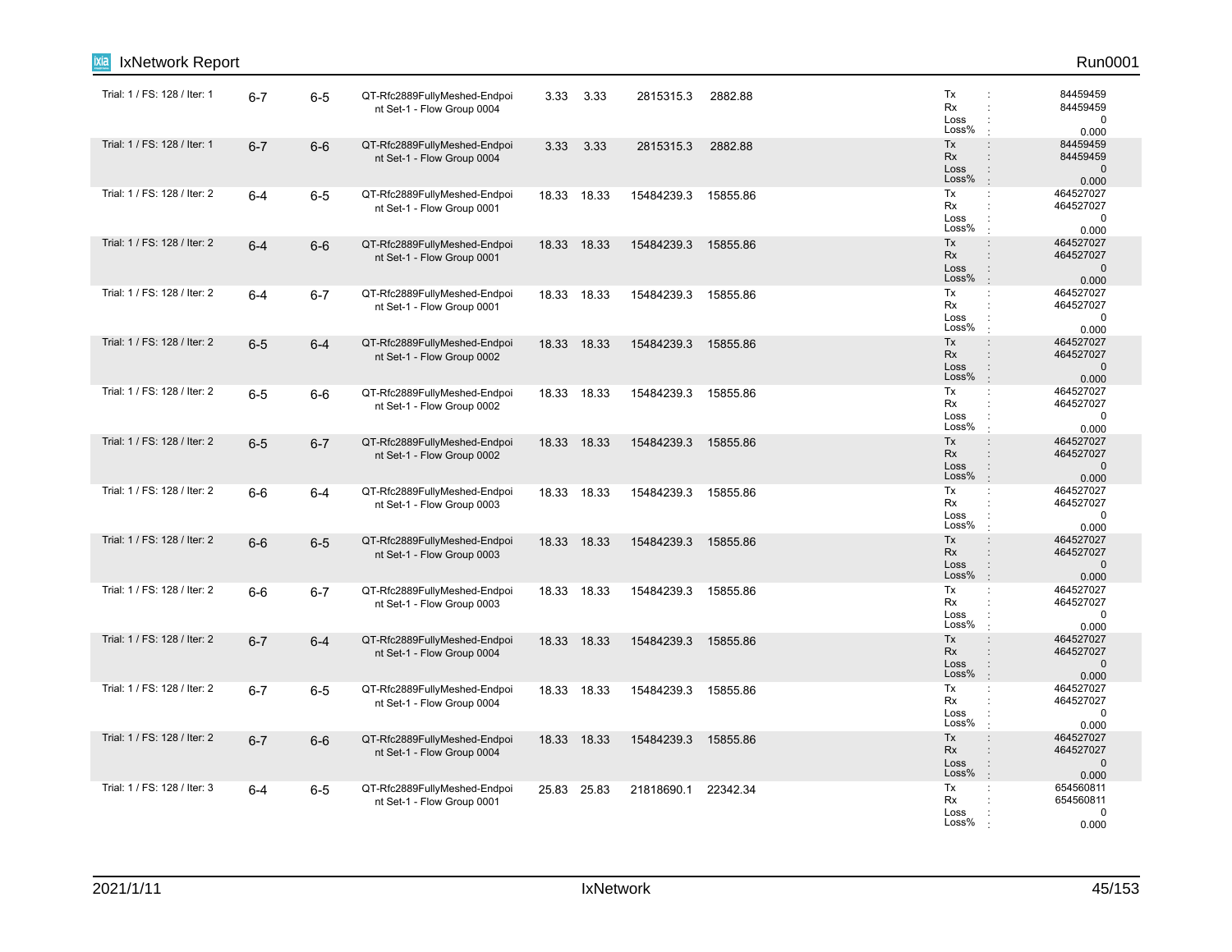| | | | | | | | | |
|---|---|---|---|---|---|---|---|---|
| Trial: 1 / FS: 128 / Iter: 1 | 6-7 | 6-5 | QT-Rfc2889FullyMeshed-Endpoint Set-1 - Flow Group 0004 | 3.33 | 3.33 | 2815315.3 | 2882.88 | Tx : 84459459<br>Rx : 84459459<br>Loss : 0<br>Loss% : 0.000 |
| Trial: 1 / FS: 128 / Iter: 1 | 6-7 | 6-6 | QT-Rfc2889FullyMeshed-Endpoint Set-1 - Flow Group 0004 | 3.33 | 3.33 | 2815315.3 | 2882.88 | Tx : 84459459<br>Rx : 84459459<br>Loss : 0<br>Loss% : 0.000 |
| Trial: 1 / FS: 128 / Iter: 2 | 6-4 | 6-5 | QT-Rfc2889FullyMeshed-Endpoint Set-1 - Flow Group 0001 | 18.33 | 18.33 | 15484239.3 | 15855.86 | Tx : 464527027<br>Rx : 464527027<br>Loss : 0<br>Loss% : 0.000 |
| Trial: 1 / FS: 128 / Iter: 2 | 6-4 | 6-6 | QT-Rfc2889FullyMeshed-Endpoint Set-1 - Flow Group 0001 | 18.33 | 18.33 | 15484239.3 | 15855.86 | Tx : 464527027<br>Rx : 464527027<br>Loss : 0<br>Loss% : 0.000 |
| Trial: 1 / FS: 128 / Iter: 2 | 6-4 | 6-7 | QT-Rfc2889FullyMeshed-Endpoint Set-1 - Flow Group 0001 | 18.33 | 18.33 | 15484239.3 | 15855.86 | Tx : 464527027<br>Rx : 464527027<br>Loss : 0<br>Loss% : 0.000 |
| Trial: 1 / FS: 128 / Iter: 2 | 6-5 | 6-4 | QT-Rfc2889FullyMeshed-Endpoint Set-1 - Flow Group 0002 | 18.33 | 18.33 | 15484239.3 | 15855.86 | Tx : 464527027<br>Rx : 464527027<br>Loss : 0<br>Loss% : 0.000 |
| Trial: 1 / FS: 128 / Iter: 2 | 6-5 | 6-6 | QT-Rfc2889FullyMeshed-Endpoint Set-1 - Flow Group 0002 | 18.33 | 18.33 | 15484239.3 | 15855.86 | Tx : 464527027<br>Rx : 464527027<br>Loss : 0<br>Loss% : 0.000 |
| Trial: 1 / FS: 128 / Iter: 2 | 6-5 | 6-7 | QT-Rfc2889FullyMeshed-Endpoint Set-1 - Flow Group 0002 | 18.33 | 18.33 | 15484239.3 | 15855.86 | Tx : 464527027<br>Rx : 464527027<br>Loss : 0<br>Loss% : 0.000 |
| Trial: 1 / FS: 128 / Iter: 2 | 6-6 | 6-4 | QT-Rfc2889FullyMeshed-Endpoint Set-1 - Flow Group 0003 | 18.33 | 18.33 | 15484239.3 | 15855.86 | Tx : 464527027<br>Rx : 464527027<br>Loss : 0<br>Loss% : 0.000 |
| Trial: 1 / FS: 128 / Iter: 2 | 6-6 | 6-5 | QT-Rfc2889FullyMeshed-Endpoint Set-1 - Flow Group 0003 | 18.33 | 18.33 | 15484239.3 | 15855.86 | Tx : 464527027<br>Rx : 464527027<br>Loss : 0<br>Loss% : 0.000 |
| Trial: 1 / FS: 128 / Iter: 2 | 6-6 | 6-7 | QT-Rfc2889FullyMeshed-Endpoint Set-1 - Flow Group 0003 | 18.33 | 18.33 | 15484239.3 | 15855.86 | Tx : 464527027<br>Rx : 464527027<br>Loss : 0<br>Loss% : 0.000 |
| Trial: 1 / FS: 128 / Iter: 2 | 6-7 | 6-4 | QT-Rfc2889FullyMeshed-Endpoint Set-1 - Flow Group 0004 | 18.33 | 18.33 | 15484239.3 | 15855.86 | Tx : 464527027<br>Rx : 464527027<br>Loss : 0<br>Loss% : 0.000 |
| Trial: 1 / FS: 128 / Iter: 2 | 6-7 | 6-5 | QT-Rfc2889FullyMeshed-Endpoint Set-1 - Flow Group 0004 | 18.33 | 18.33 | 15484239.3 | 15855.86 | Tx : 464527027<br>Rx : 464527027<br>Loss : 0<br>Loss% : 0.000 |
| Trial: 1 / FS: 128 / Iter: 2 | 6-7 | 6-6 | QT-Rfc2889FullyMeshed-Endpoint Set-1 - Flow Group 0004 | 18.33 | 18.33 | 15484239.3 | 15855.86 | Tx : 464527027<br>Rx : 464527027<br>Loss : 0<br>Loss% : 0.000 |
| Trial: 1 / FS: 128 / Iter: 3 | 6-4 | 6-5 | QT-Rfc2889FullyMeshed-Endpoint Set-1 - Flow Group 0001 | 25.83 | 25.83 | 21818690.1 | 22342.34 | Tx : 654560811<br>Rx : 654560811<br>Loss : 0<br>Loss% : 0.000 |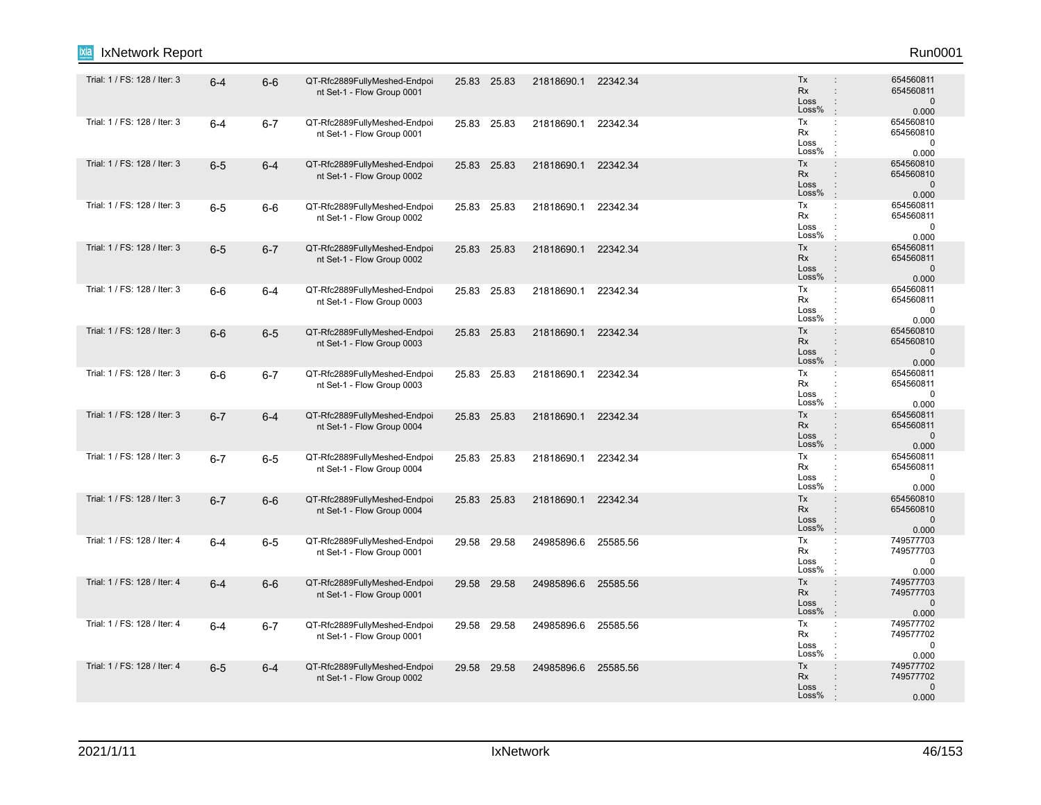| | | | | | | | | | |
|---|---|---|---|---|---|---|---|---|---|
| Trial: 1 / FS: 128 / Iter: 3 | 6-4 | 6-6 | QT-Rfc2889FullyMeshed-Endpoint Set-1 - Flow Group 0001 | 25.83 | 25.83 | 21818690.1 | 22342.34 | Tx :<br>Rx :<br>Loss :<br>Loss% : | 654560811<br>654560811<br>0<br>0.000 |
| Trial: 1 / FS: 128 / Iter: 3 | 6-4 | 6-7 | QT-Rfc2889FullyMeshed-Endpoint Set-1 - Flow Group 0001 | 25.83 | 25.83 | 21818690.1 | 22342.34 | Tx :<br>Rx :<br>Loss :<br>Loss% : | 654560810<br>654560810<br>0<br>0.000 |
| Trial: 1 / FS: 128 / Iter: 3 | 6-5 | 6-4 | QT-Rfc2889FullyMeshed-Endpoint Set-1 - Flow Group 0002 | 25.83 | 25.83 | 21818690.1 | 22342.34 | Tx :<br>Rx :<br>Loss :<br>Loss% : | 654560810<br>654560810<br>0<br>0.000 |
| Trial: 1 / FS: 128 / Iter: 3 | 6-5 | 6-6 | QT-Rfc2889FullyMeshed-Endpoint Set-1 - Flow Group 0002 | 25.83 | 25.83 | 21818690.1 | 22342.34 | Tx :<br>Rx :<br>Loss :<br>Loss% : | 654560811<br>654560811<br>0<br>0.000 |
| Trial: 1 / FS: 128 / Iter: 3 | 6-5 | 6-7 | QT-Rfc2889FullyMeshed-Endpoint Set-1 - Flow Group 0002 | 25.83 | 25.83 | 21818690.1 | 22342.34 | Tx :<br>Rx :<br>Loss :<br>Loss% : | 654560811<br>654560811<br>0<br>0.000 |
| Trial: 1 / FS: 128 / Iter: 3 | 6-6 | 6-4 | QT-Rfc2889FullyMeshed-Endpoint Set-1 - Flow Group 0003 | 25.83 | 25.83 | 21818690.1 | 22342.34 | Tx :<br>Rx :<br>Loss :<br>Loss% : | 654560811<br>654560811<br>0<br>0.000 |
| Trial: 1 / FS: 128 / Iter: 3 | 6-6 | 6-5 | QT-Rfc2889FullyMeshed-Endpoint Set-1 - Flow Group 0003 | 25.83 | 25.83 | 21818690.1 | 22342.34 | Tx :<br>Rx :<br>Loss :<br>Loss% : | 654560810<br>654560810<br>0<br>0.000 |
| Trial: 1 / FS: 128 / Iter: 3 | 6-6 | 6-7 | QT-Rfc2889FullyMeshed-Endpoint Set-1 - Flow Group 0003 | 25.83 | 25.83 | 21818690.1 | 22342.34 | Tx :<br>Rx :<br>Loss :<br>Loss% : | 654560811<br>654560811<br>0<br>0.000 |
| Trial: 1 / FS: 128 / Iter: 3 | 6-7 | 6-4 | QT-Rfc2889FullyMeshed-Endpoint Set-1 - Flow Group 0004 | 25.83 | 25.83 | 21818690.1 | 22342.34 | Tx :<br>Rx :<br>Loss :<br>Loss% : | 654560811<br>654560811<br>0<br>0.000 |
| Trial: 1 / FS: 128 / Iter: 3 | 6-7 | 6-5 | QT-Rfc2889FullyMeshed-Endpoint Set-1 - Flow Group 0004 | 25.83 | 25.83 | 21818690.1 | 22342.34 | Tx :<br>Rx :<br>Loss :<br>Loss% : | 654560811<br>654560811<br>0<br>0.000 |
| Trial: 1 / FS: 128 / Iter: 3 | 6-7 | 6-6 | QT-Rfc2889FullyMeshed-Endpoint Set-1 - Flow Group 0004 | 25.83 | 25.83 | 21818690.1 | 22342.34 | Tx :<br>Rx :<br>Loss :<br>Loss% : | 654560810<br>654560810<br>0<br>0.000 |
| Trial: 1 / FS: 128 / Iter: 4 | 6-4 | 6-5 | QT-Rfc2889FullyMeshed-Endpoint Set-1 - Flow Group 0001 | 29.58 | 29.58 | 24985896.6 | 25585.56 | Tx :<br>Rx :<br>Loss :<br>Loss% : | 749577703<br>749577703<br>0<br>0.000 |
| Trial: 1 / FS: 128 / Iter: 4 | 6-4 | 6-6 | QT-Rfc2889FullyMeshed-Endpoint Set-1 - Flow Group 0001 | 29.58 | 29.58 | 24985896.6 | 25585.56 | Tx :<br>Rx :<br>Loss :<br>Loss% : | 749577703<br>749577703<br>0<br>0.000 |
| Trial: 1 / FS: 128 / Iter: 4 | 6-4 | 6-7 | QT-Rfc2889FullyMeshed-Endpoint Set-1 - Flow Group 0001 | 29.58 | 29.58 | 24985896.6 | 25585.56 | Tx :<br>Rx :<br>Loss :<br>Loss% : | 749577702<br>749577702<br>0<br>0.000 |
| Trial: 1 / FS: 128 / Iter: 4 | 6-5 | 6-4 | QT-Rfc2889FullyMeshed-Endpoint Set-1 - Flow Group 0002 | 29.58 | 29.58 | 24985896.6 | 25585.56 | Tx :<br>Rx :<br>Loss :<br>Loss% : | 749577702<br>749577702<br>0<br>0.000 |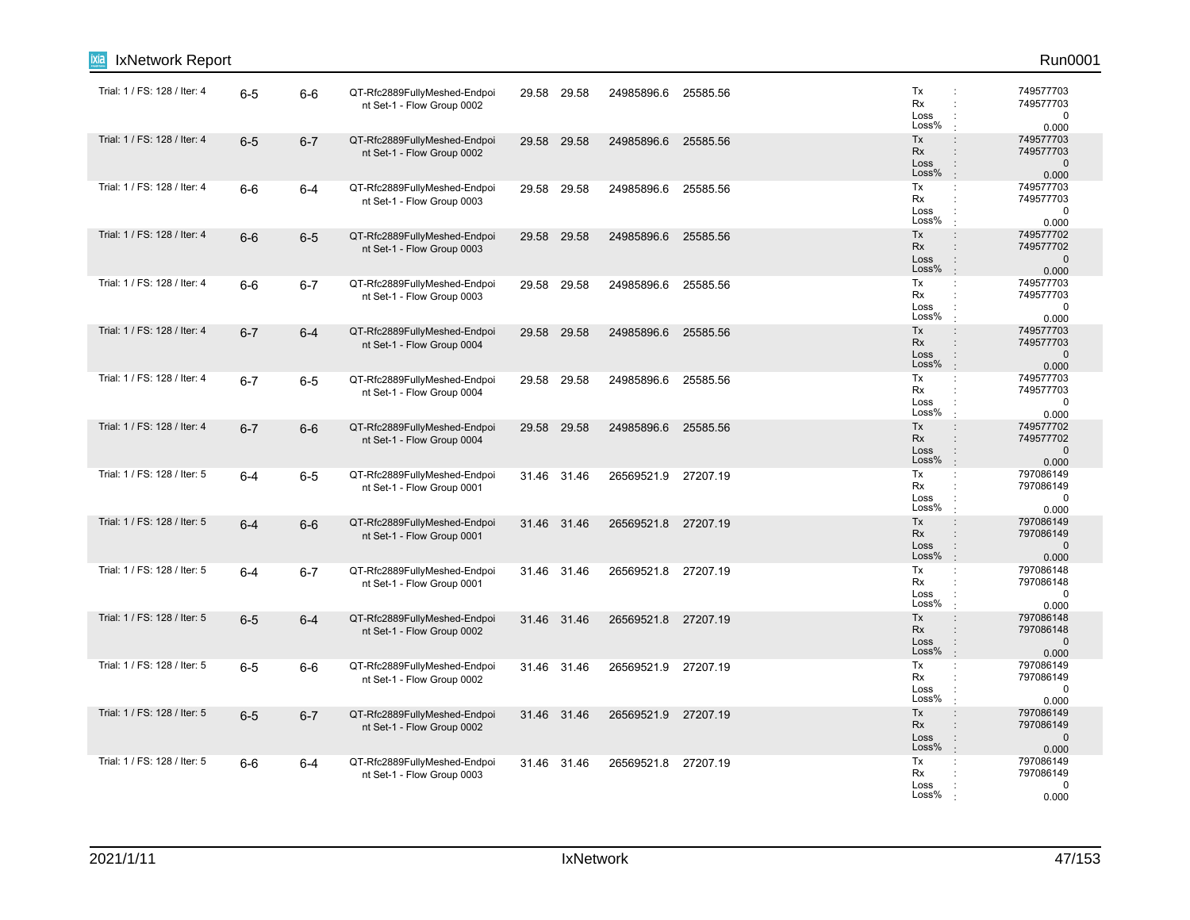| | | | | | | | | | |
|---|---|---|---|---|---|---|---|---|---|
| Trial: 1 / FS: 128 / Iter: 4 | 6-5 | 6-6 | QT-Rfc2889FullyMeshed-Endpoint Set-1 - Flow Group 0002 | 29.58 | 29.58 | 24985896.6 | 25585.56 | Tx : 749577703<br>Rx : 749577703<br>Loss : 0<br>Loss% : 0.000 |
| Trial: 1 / FS: 128 / Iter: 4 | 6-5 | 6-7 | QT-Rfc2889FullyMeshed-Endpoint Set-1 - Flow Group 0002 | 29.58 | 29.58 | 24985896.6 | 25585.56 | Tx : 749577703<br>Rx : 749577703<br>Loss : 0<br>Loss% : 0.000 |
| Trial: 1 / FS: 128 / Iter: 4 | 6-6 | 6-4 | QT-Rfc2889FullyMeshed-Endpoint Set-1 - Flow Group 0003 | 29.58 | 29.58 | 24985896.6 | 25585.56 | Tx : 749577703<br>Rx : 749577703<br>Loss : 0<br>Loss% : 0.000 |
| Trial: 1 / FS: 128 / Iter: 4 | 6-6 | 6-5 | QT-Rfc2889FullyMeshed-Endpoint Set-1 - Flow Group 0003 | 29.58 | 29.58 | 24985896.6 | 25585.56 | Tx : 749577702<br>Rx : 749577702<br>Loss : 0<br>Loss% : 0.000 |
| Trial: 1 / FS: 128 / Iter: 4 | 6-6 | 6-7 | QT-Rfc2889FullyMeshed-Endpoint Set-1 - Flow Group 0003 | 29.58 | 29.58 | 24985896.6 | 25585.56 | Tx : 749577703<br>Rx : 749577703<br>Loss : 0<br>Loss% : 0.000 |
| Trial: 1 / FS: 128 / Iter: 4 | 6-7 | 6-4 | QT-Rfc2889FullyMeshed-Endpoint Set-1 - Flow Group 0004 | 29.58 | 29.58 | 24985896.6 | 25585.56 | Tx : 749577703<br>Rx : 749577703<br>Loss : 0<br>Loss% : 0.000 |
| Trial: 1 / FS: 128 / Iter: 4 | 6-7 | 6-5 | QT-Rfc2889FullyMeshed-Endpoint Set-1 - Flow Group 0004 | 29.58 | 29.58 | 24985896.6 | 25585.56 | Tx : 749577703<br>Rx : 749577703<br>Loss : 0<br>Loss% : 0.000 |
| Trial: 1 / FS: 128 / Iter: 4 | 6-7 | 6-6 | QT-Rfc2889FullyMeshed-Endpoint Set-1 - Flow Group 0004 | 29.58 | 29.58 | 24985896.6 | 25585.56 | Tx : 749577702<br>Rx : 749577702<br>Loss : 0<br>Loss% : 0.000 |
| Trial: 1 / FS: 128 / Iter: 5 | 6-4 | 6-5 | QT-Rfc2889FullyMeshed-Endpoint Set-1 - Flow Group 0001 | 31.46 | 31.46 | 26569521.9 | 27207.19 | Tx : 797086149<br>Rx : 797086149<br>Loss : 0<br>Loss% : 0.000 |
| Trial: 1 / FS: 128 / Iter: 5 | 6-4 | 6-6 | QT-Rfc2889FullyMeshed-Endpoint Set-1 - Flow Group 0001 | 31.46 | 31.46 | 26569521.8 | 27207.19 | Tx : 797086149<br>Rx : 797086149<br>Loss : 0<br>Loss% : 0.000 |
| Trial: 1 / FS: 128 / Iter: 5 | 6-4 | 6-7 | QT-Rfc2889FullyMeshed-Endpoint Set-1 - Flow Group 0001 | 31.46 | 31.46 | 26569521.8 | 27207.19 | Tx : 797086148<br>Rx : 797086148<br>Loss : 0<br>Loss% : 0.000 |
| Trial: 1 / FS: 128 / Iter: 5 | 6-5 | 6-4 | QT-Rfc2889FullyMeshed-Endpoint Set-1 - Flow Group 0002 | 31.46 | 31.46 | 26569521.8 | 27207.19 | Tx : 797086148<br>Rx : 797086148<br>Loss : 0<br>Loss% : 0.000 |
| Trial: 1 / FS: 128 / Iter: 5 | 6-5 | 6-6 | QT-Rfc2889FullyMeshed-Endpoint Set-1 - Flow Group 0002 | 31.46 | 31.46 | 26569521.9 | 27207.19 | Tx : 797086149<br>Rx : 797086149<br>Loss : 0<br>Loss% : 0.000 |
| Trial: 1 / FS: 128 / Iter: 5 | 6-5 | 6-7 | QT-Rfc2889FullyMeshed-Endpoint Set-1 - Flow Group 0002 | 31.46 | 31.46 | 26569521.9 | 27207.19 | Tx : 797086149<br>Rx : 797086149<br>Loss : 0<br>Loss% : 0.000 |
| Trial: 1 / FS: 128 / Iter: 5 | 6-6 | 6-4 | QT-Rfc2889FullyMeshed-Endpoint Set-1 - Flow Group 0003 | 31.46 | 31.46 | 26569521.8 | 27207.19 | Tx : 797086149<br>Rx : 797086149<br>Loss : 0<br>Loss% : 0.000 |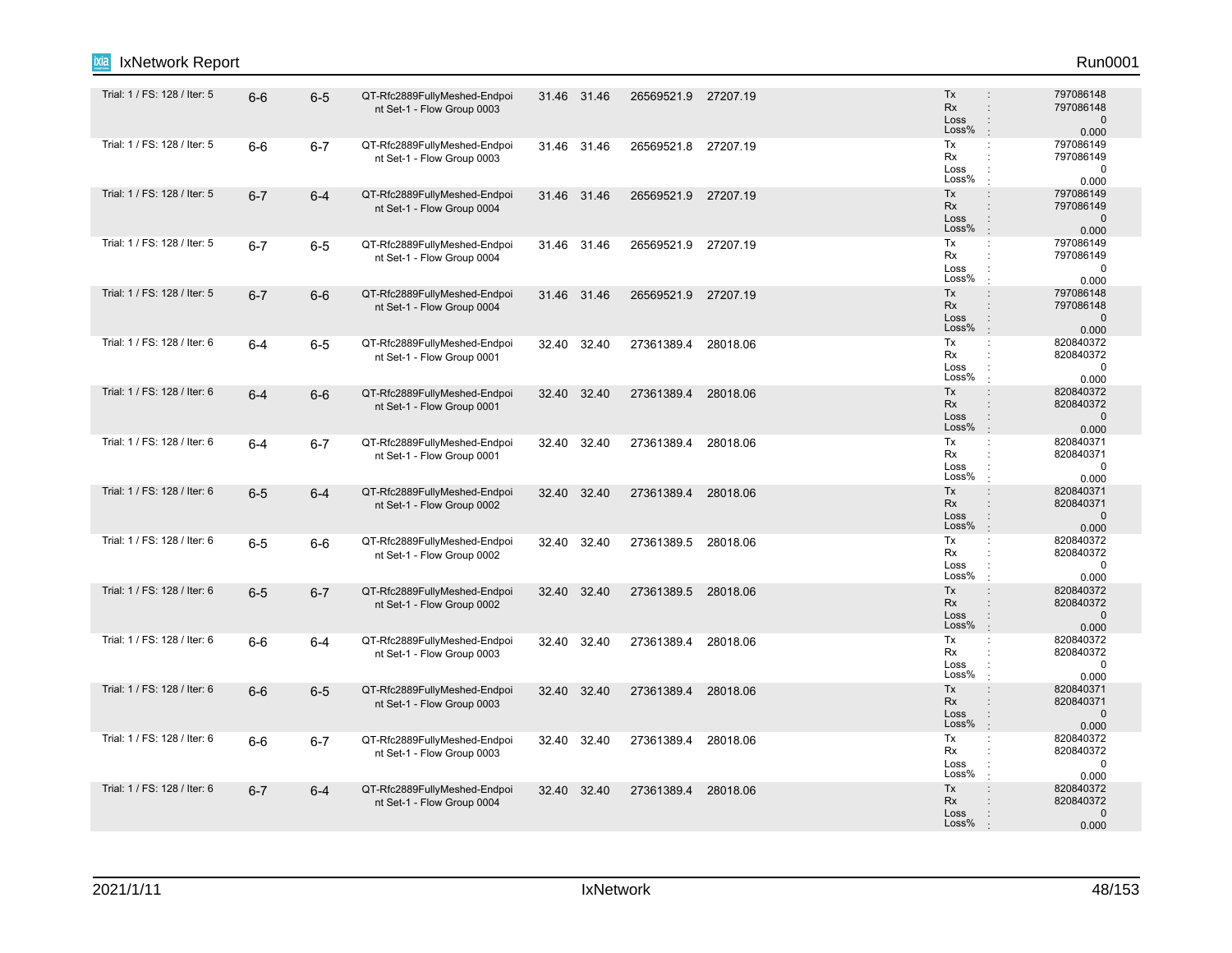| | | | | | | | | |
|---|---|---|---|---|---|---|---|---|
| Trial: 1 / FS: 128 / Iter: 5 | 6-6 | 6-5 | QT-Rfc2889FullyMeshed-Endpoint Set-1 - Flow Group 0003 | 31.46 | 31.46 | 26569521.9 | 27207.19 | Tx : 797086148<br>Rx : 797086148<br>Loss : 0<br>Loss% : 0.000 |
| Trial: 1 / FS: 128 / Iter: 5 | 6-6 | 6-7 | QT-Rfc2889FullyMeshed-Endpoint Set-1 - Flow Group 0003 | 31.46 | 31.46 | 26569521.8 | 27207.19 | Tx : 797086149<br>Rx : 797086149<br>Loss : 0<br>Loss% : 0.000 |
| Trial: 1 / FS: 128 / Iter: 5 | 6-7 | 6-4 | QT-Rfc2889FullyMeshed-Endpoint Set-1 - Flow Group 0004 | 31.46 | 31.46 | 26569521.9 | 27207.19 | Tx : 797086149<br>Rx : 797086149<br>Loss : 0<br>Loss% : 0.000 |
| Trial: 1 / FS: 128 / Iter: 5 | 6-7 | 6-5 | QT-Rfc2889FullyMeshed-Endpoint Set-1 - Flow Group 0004 | 31.46 | 31.46 | 26569521.9 | 27207.19 | Tx : 797086149<br>Rx : 797086149<br>Loss : 0<br>Loss% : 0.000 |
| Trial: 1 / FS: 128 / Iter: 5 | 6-7 | 6-6 | QT-Rfc2889FullyMeshed-Endpoint Set-1 - Flow Group 0004 | 31.46 | 31.46 | 26569521.9 | 27207.19 | Tx : 797086148<br>Rx : 797086148<br>Loss : 0<br>Loss% : 0.000 |
| Trial: 1 / FS: 128 / Iter: 6 | 6-4 | 6-5 | QT-Rfc2889FullyMeshed-Endpoint Set-1 - Flow Group 0001 | 32.40 | 32.40 | 27361389.4 | 28018.06 | Tx : 820840372<br>Rx : 820840372<br>Loss : 0<br>Loss% : 0.000 |
| Trial: 1 / FS: 128 / Iter: 6 | 6-4 | 6-6 | QT-Rfc2889FullyMeshed-Endpoint Set-1 - Flow Group 0001 | 32.40 | 32.40 | 27361389.4 | 28018.06 | Tx : 820840372<br>Rx : 820840372<br>Loss : 0<br>Loss% : 0.000 |
| Trial: 1 / FS: 128 / Iter: 6 | 6-4 | 6-7 | QT-Rfc2889FullyMeshed-Endpoint Set-1 - Flow Group 0001 | 32.40 | 32.40 | 27361389.4 | 28018.06 | Tx : 820840371<br>Rx : 820840371<br>Loss : 0<br>Loss% : 0.000 |
| Trial: 1 / FS: 128 / Iter: 6 | 6-5 | 6-4 | QT-Rfc2889FullyMeshed-Endpoint Set-1 - Flow Group 0002 | 32.40 | 32.40 | 27361389.4 | 28018.06 | Tx : 820840371<br>Rx : 820840371<br>Loss : 0<br>Loss% : 0.000 |
| Trial: 1 / FS: 128 / Iter: 6 | 6-5 | 6-6 | QT-Rfc2889FullyMeshed-Endpoint Set-1 - Flow Group 0002 | 32.40 | 32.40 | 27361389.5 | 28018.06 | Tx : 820840372<br>Rx : 820840372<br>Loss : 0<br>Loss% : 0.000 |
| Trial: 1 / FS: 128 / Iter: 6 | 6-5 | 6-7 | QT-Rfc2889FullyMeshed-Endpoint Set-1 - Flow Group 0002 | 32.40 | 32.40 | 27361389.5 | 28018.06 | Tx : 820840372<br>Rx : 820840372<br>Loss : 0<br>Loss% : 0.000 |
| Trial: 1 / FS: 128 / Iter: 6 | 6-6 | 6-4 | QT-Rfc2889FullyMeshed-Endpoint Set-1 - Flow Group 0003 | 32.40 | 32.40 | 27361389.4 | 28018.06 | Tx : 820840372<br>Rx : 820840372<br>Loss : 0<br>Loss% : 0.000 |
| Trial: 1 / FS: 128 / Iter: 6 | 6-6 | 6-5 | QT-Rfc2889FullyMeshed-Endpoint Set-1 - Flow Group 0003 | 32.40 | 32.40 | 27361389.4 | 28018.06 | Tx : 820840371<br>Rx : 820840371<br>Loss : 0<br>Loss% : 0.000 |
| Trial: 1 / FS: 128 / Iter: 6 | 6-6 | 6-7 | QT-Rfc2889FullyMeshed-Endpoint Set-1 - Flow Group 0003 | 32.40 | 32.40 | 27361389.4 | 28018.06 | Tx : 820840372<br>Rx : 820840372<br>Loss : 0<br>Loss% : 0.000 |
| Trial: 1 / FS: 128 / Iter: 6 | 6-7 | 6-4 | QT-Rfc2889FullyMeshed-Endpoint Set-1 - Flow Group 0004 | 32.40 | 32.40 | 27361389.4 | 28018.06 | Tx : 820840372<br>Rx : 820840372<br>Loss : 0<br>Loss% : 0.000 |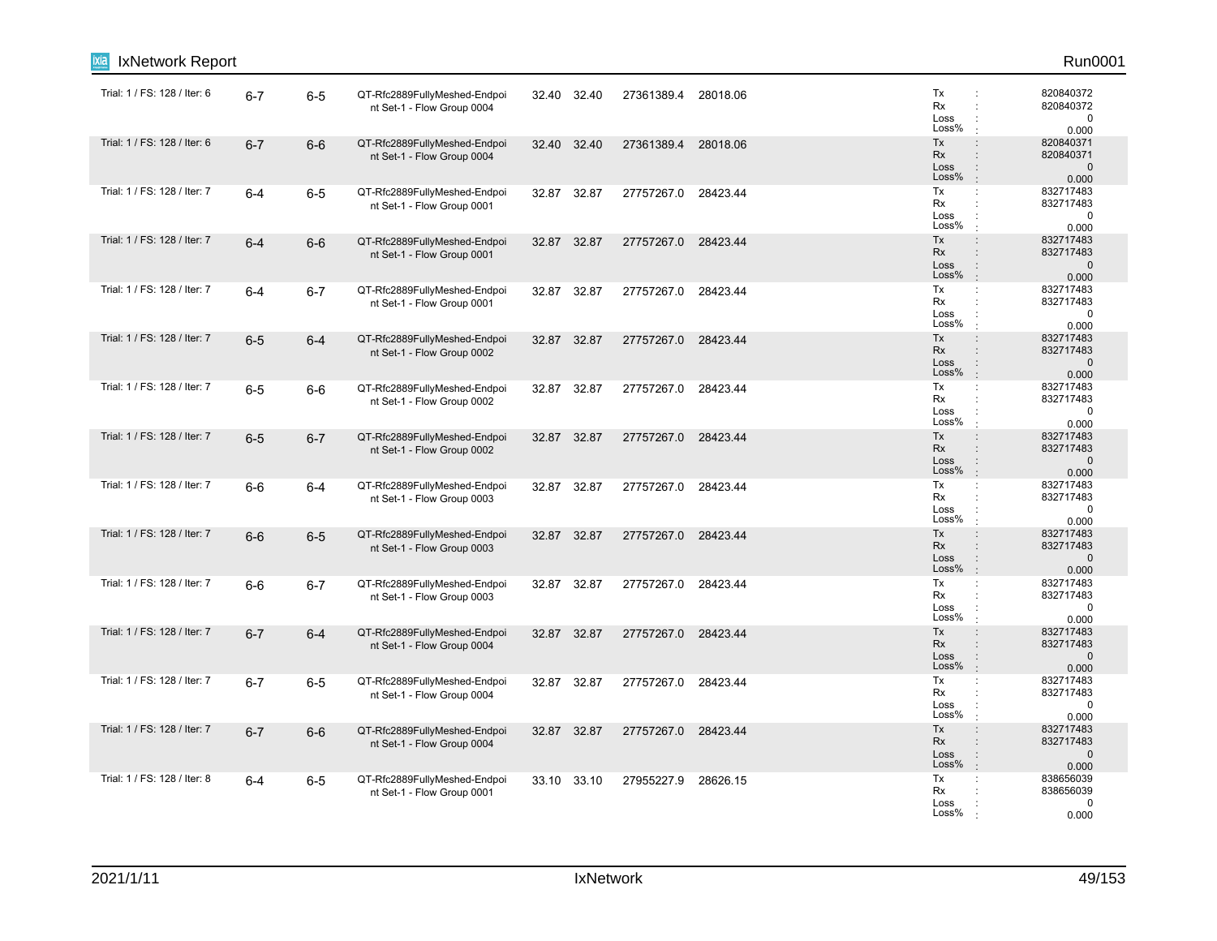| | | | | | | | | |
|---|---|---|---|---|---|---|---|---|
| Trial: 1 / FS: 128 / Iter: 6 | 6-7 | 6-5 | QT-Rfc2889FullyMeshed-Endpoint Set-1 - Flow Group 0004 | 32.40 | 32.40 | 27361389.4 | 28018.06 | Tx : 820840372<br>Rx : 820840372<br>Loss : 0<br>Loss% : 0.000 |
| Trial: 1 / FS: 128 / Iter: 6 | 6-7 | 6-6 | QT-Rfc2889FullyMeshed-Endpoint Set-1 - Flow Group 0004 | 32.40 | 32.40 | 27361389.4 | 28018.06 | Tx : 820840371<br>Rx : 820840371<br>Loss : 0<br>Loss% : 0.000 |
| Trial: 1 / FS: 128 / Iter: 7 | 6-4 | 6-5 | QT-Rfc2889FullyMeshed-Endpoint Set-1 - Flow Group 0001 | 32.87 | 32.87 | 27757267.0 | 28423.44 | Tx : 832717483<br>Rx : 832717483<br>Loss : 0<br>Loss% : 0.000 |
| Trial: 1 / FS: 128 / Iter: 7 | 6-4 | 6-6 | QT-Rfc2889FullyMeshed-Endpoint Set-1 - Flow Group 0001 | 32.87 | 32.87 | 27757267.0 | 28423.44 | Tx : 832717483<br>Rx : 832717483<br>Loss : 0<br>Loss% : 0.000 |
| Trial: 1 / FS: 128 / Iter: 7 | 6-4 | 6-7 | QT-Rfc2889FullyMeshed-Endpoint Set-1 - Flow Group 0001 | 32.87 | 32.87 | 27757267.0 | 28423.44 | Tx : 832717483<br>Rx : 832717483<br>Loss : 0<br>Loss% : 0.000 |
| Trial: 1 / FS: 128 / Iter: 7 | 6-5 | 6-4 | QT-Rfc2889FullyMeshed-Endpoint Set-1 - Flow Group 0002 | 32.87 | 32.87 | 27757267.0 | 28423.44 | Tx : 832717483<br>Rx : 832717483<br>Loss : 0<br>Loss% : 0.000 |
| Trial: 1 / FS: 128 / Iter: 7 | 6-5 | 6-6 | QT-Rfc2889FullyMeshed-Endpoint Set-1 - Flow Group 0002 | 32.87 | 32.87 | 27757267.0 | 28423.44 | Tx : 832717483<br>Rx : 832717483<br>Loss : 0<br>Loss% : 0.000 |
| Trial: 1 / FS: 128 / Iter: 7 | 6-5 | 6-7 | QT-Rfc2889FullyMeshed-Endpoint Set-1 - Flow Group 0002 | 32.87 | 32.87 | 27757267.0 | 28423.44 | Tx : 832717483<br>Rx : 832717483<br>Loss : 0<br>Loss% : 0.000 |
| Trial: 1 / FS: 128 / Iter: 7 | 6-6 | 6-4 | QT-Rfc2889FullyMeshed-Endpoint Set-1 - Flow Group 0003 | 32.87 | 32.87 | 27757267.0 | 28423.44 | Tx : 832717483<br>Rx : 832717483<br>Loss : 0<br>Loss% : 0.000 |
| Trial: 1 / FS: 128 / Iter: 7 | 6-6 | 6-5 | QT-Rfc2889FullyMeshed-Endpoint Set-1 - Flow Group 0003 | 32.87 | 32.87 | 27757267.0 | 28423.44 | Tx : 832717483<br>Rx : 832717483<br>Loss : 0<br>Loss% : 0.000 |
| Trial: 1 / FS: 128 / Iter: 7 | 6-6 | 6-7 | QT-Rfc2889FullyMeshed-Endpoint Set-1 - Flow Group 0003 | 32.87 | 32.87 | 27757267.0 | 28423.44 | Tx : 832717483<br>Rx : 832717483<br>Loss : 0<br>Loss% : 0.000 |
| Trial: 1 / FS: 128 / Iter: 7 | 6-7 | 6-4 | QT-Rfc2889FullyMeshed-Endpoint Set-1 - Flow Group 0004 | 32.87 | 32.87 | 27757267.0 | 28423.44 | Tx : 832717483<br>Rx : 832717483<br>Loss : 0<br>Loss% : 0.000 |
| Trial: 1 / FS: 128 / Iter: 7 | 6-7 | 6-5 | QT-Rfc2889FullyMeshed-Endpoint Set-1 - Flow Group 0004 | 32.87 | 32.87 | 27757267.0 | 28423.44 | Tx : 832717483<br>Rx : 832717483<br>Loss : 0<br>Loss% : 0.000 |
| Trial: 1 / FS: 128 / Iter: 7 | 6-7 | 6-6 | QT-Rfc2889FullyMeshed-Endpoint Set-1 - Flow Group 0004 | 32.87 | 32.87 | 27757267.0 | 28423.44 | Tx : 832717483<br>Rx : 832717483<br>Loss : 0<br>Loss% : 0.000 |
| Trial: 1 / FS: 128 / Iter: 8 | 6-4 | 6-5 | QT-Rfc2889FullyMeshed-Endpoint Set-1 - Flow Group 0001 | 33.10 | 33.10 | 27955227.9 | 28626.15 | Tx : 838656039<br>Rx : 838656039<br>Loss : 0<br>Loss% : 0.000 |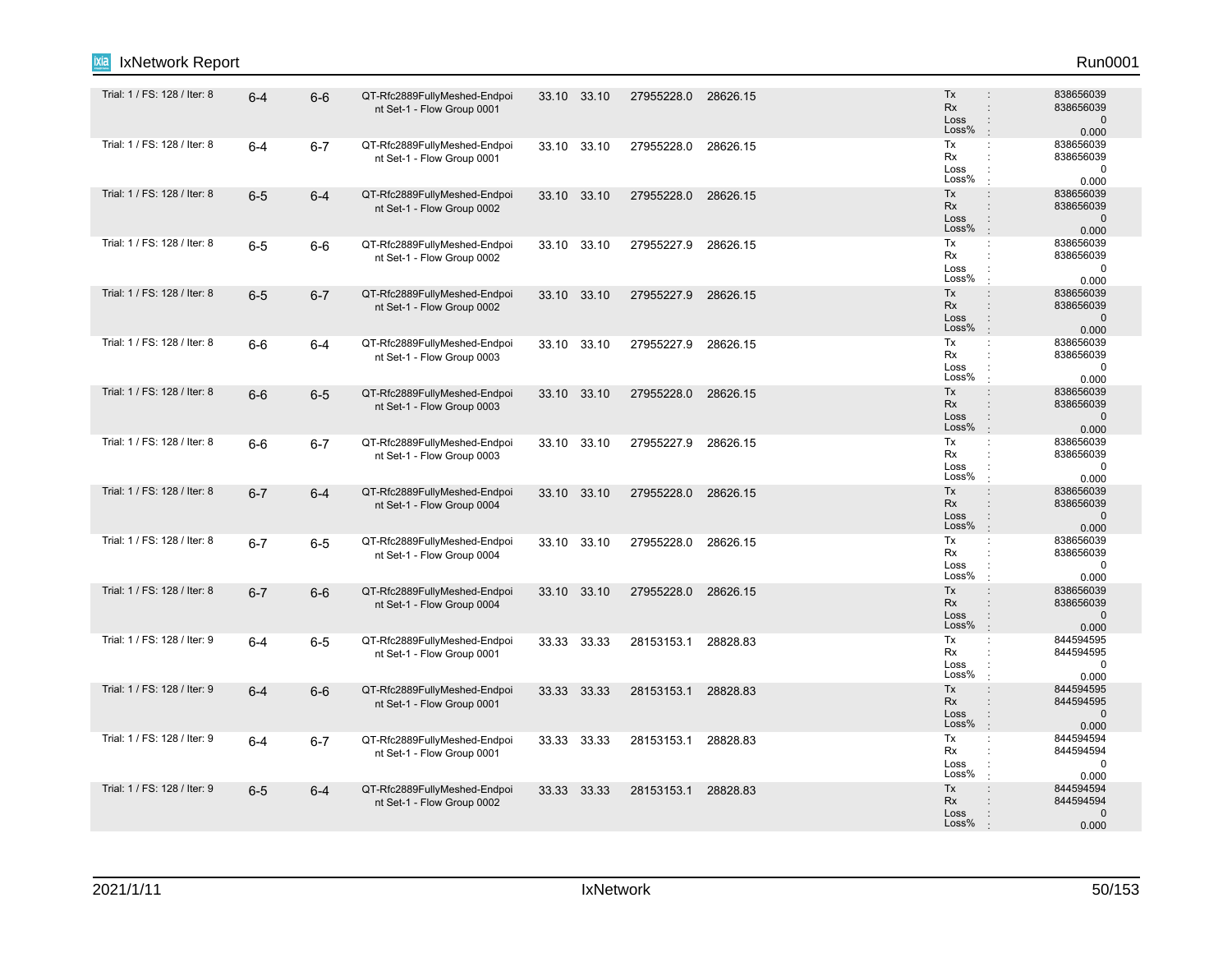| Trial | Tx Port | Rx Port | Flow Group | | | | | Stats |
|---|---|---|---|---|---|---|---|---|
| Trial: 1 / FS: 128 / Iter: 8 | 6-4 | 6-6 | QT-Rfc2889FullyMeshed-Endpoint Set-1 - Flow Group 0001 | 33.10 | 33.10 | 27955228.0 | 28626.15 | Tx : 838656039<br>Rx : 838656039<br>Loss : 0<br>Loss% : 0.000 |
| Trial: 1 / FS: 128 / Iter: 8 | 6-4 | 6-7 | QT-Rfc2889FullyMeshed-Endpoint Set-1 - Flow Group 0001 | 33.10 | 33.10 | 27955228.0 | 28626.15 | Tx : 838656039<br>Rx : 838656039<br>Loss : 0<br>Loss% : 0.000 |
| Trial: 1 / FS: 128 / Iter: 8 | 6-5 | 6-4 | QT-Rfc2889FullyMeshed-Endpoint Set-1 - Flow Group 0002 | 33.10 | 33.10 | 27955228.0 | 28626.15 | Tx : 838656039<br>Rx : 838656039<br>Loss : 0<br>Loss% : 0.000 |
| Trial: 1 / FS: 128 / Iter: 8 | 6-5 | 6-6 | QT-Rfc2889FullyMeshed-Endpoint Set-1 - Flow Group 0002 | 33.10 | 33.10 | 27955227.9 | 28626.15 | Tx : 838656039<br>Rx : 838656039<br>Loss : 0<br>Loss% : 0.000 |
| Trial: 1 / FS: 128 / Iter: 8 | 6-5 | 6-7 | QT-Rfc2889FullyMeshed-Endpoint Set-1 - Flow Group 0002 | 33.10 | 33.10 | 27955227.9 | 28626.15 | Tx : 838656039<br>Rx : 838656039<br>Loss : 0<br>Loss% : 0.000 |
| Trial: 1 / FS: 128 / Iter: 8 | 6-6 | 6-4 | QT-Rfc2889FullyMeshed-Endpoint Set-1 - Flow Group 0003 | 33.10 | 33.10 | 27955227.9 | 28626.15 | Tx : 838656039<br>Rx : 838656039<br>Loss : 0<br>Loss% : 0.000 |
| Trial: 1 / FS: 128 / Iter: 8 | 6-6 | 6-5 | QT-Rfc2889FullyMeshed-Endpoint Set-1 - Flow Group 0003 | 33.10 | 33.10 | 27955228.0 | 28626.15 | Tx : 838656039<br>Rx : 838656039<br>Loss : 0<br>Loss% : 0.000 |
| Trial: 1 / FS: 128 / Iter: 8 | 6-6 | 6-7 | QT-Rfc2889FullyMeshed-Endpoint Set-1 - Flow Group 0003 | 33.10 | 33.10 | 27955227.9 | 28626.15 | Tx : 838656039<br>Rx : 838656039<br>Loss : 0<br>Loss% : 0.000 |
| Trial: 1 / FS: 128 / Iter: 8 | 6-7 | 6-4 | QT-Rfc2889FullyMeshed-Endpoint Set-1 - Flow Group 0004 | 33.10 | 33.10 | 27955228.0 | 28626.15 | Tx : 838656039<br>Rx : 838656039<br>Loss : 0<br>Loss% : 0.000 |
| Trial: 1 / FS: 128 / Iter: 8 | 6-7 | 6-5 | QT-Rfc2889FullyMeshed-Endpoint Set-1 - Flow Group 0004 | 33.10 | 33.10 | 27955228.0 | 28626.15 | Tx : 838656039<br>Rx : 838656039<br>Loss : 0<br>Loss% : 0.000 |
| Trial: 1 / FS: 128 / Iter: 8 | 6-7 | 6-6 | QT-Rfc2889FullyMeshed-Endpoint Set-1 - Flow Group 0004 | 33.10 | 33.10 | 27955228.0 | 28626.15 | Tx : 838656039<br>Rx : 838656039<br>Loss : 0<br>Loss% : 0.000 |
| Trial: 1 / FS: 128 / Iter: 9 | 6-4 | 6-5 | QT-Rfc2889FullyMeshed-Endpoint Set-1 - Flow Group 0001 | 33.33 | 33.33 | 28153153.1 | 28828.83 | Tx : 844594595<br>Rx : 844594595<br>Loss : 0<br>Loss% : 0.000 |
| Trial: 1 / FS: 128 / Iter: 9 | 6-4 | 6-6 | QT-Rfc2889FullyMeshed-Endpoint Set-1 - Flow Group 0001 | 33.33 | 33.33 | 28153153.1 | 28828.83 | Tx : 844594595<br>Rx : 844594595<br>Loss : 0<br>Loss% : 0.000 |
| Trial: 1 / FS: 128 / Iter: 9 | 6-4 | 6-7 | QT-Rfc2889FullyMeshed-Endpoint Set-1 - Flow Group 0001 | 33.33 | 33.33 | 28153153.1 | 28828.83 | Tx : 844594594<br>Rx : 844594594<br>Loss : 0<br>Loss% : 0.000 |
| Trial: 1 / FS: 128 / Iter: 9 | 6-5 | 6-4 | QT-Rfc2889FullyMeshed-Endpoint Set-1 - Flow Group 0002 | 33.33 | 33.33 | 28153153.1 | 28828.83 | Tx : 844594594<br>Rx : 844594594<br>Loss : 0<br>Loss% : 0.000 |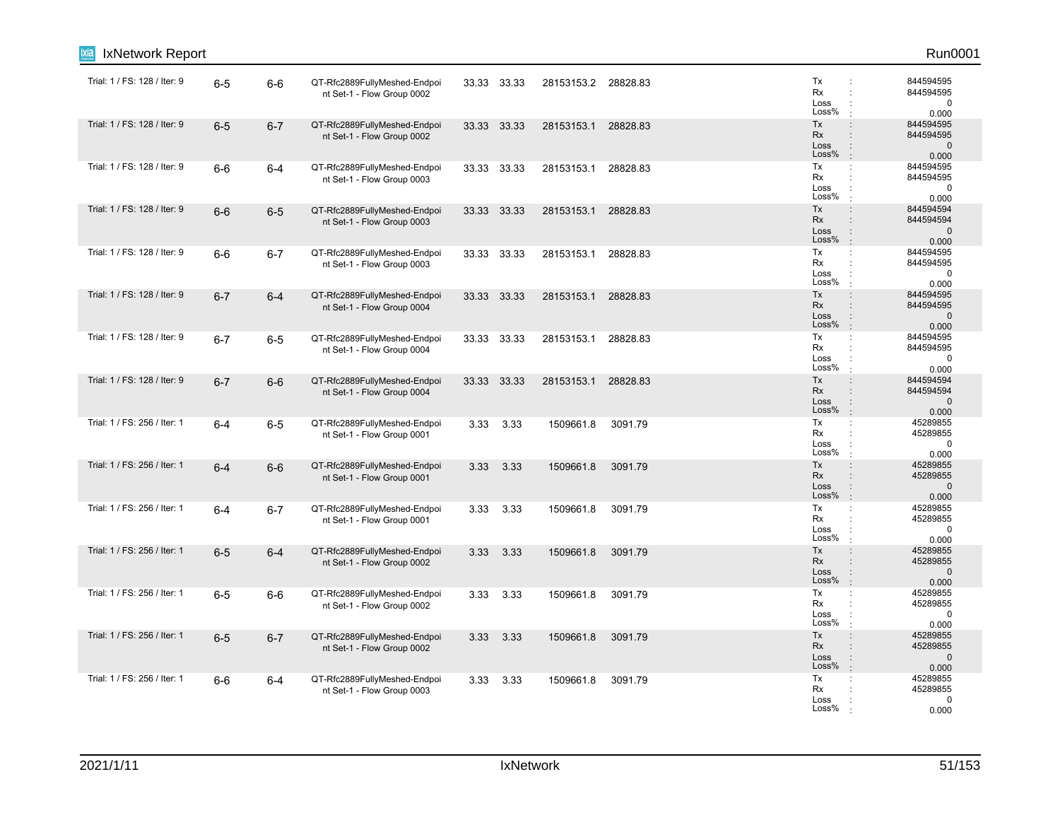| | | | | | | | | | |
|---|---|---|---|---|---|---|---|---|---|
| Trial: 1 / FS: 128 / Iter: 9 | 6-5 | 6-6 | QT-Rfc2889FullyMeshed-Endpoint Set-1 - Flow Group 0002 | 33.33 | 33.33 | 28153153.2 | 28828.83 | Tx : 844594595<br>Rx : 844594595<br>Loss : 0<br>Loss% : 0.000 |
| Trial: 1 / FS: 128 / Iter: 9 | 6-5 | 6-7 | QT-Rfc2889FullyMeshed-Endpoint Set-1 - Flow Group 0002 | 33.33 | 33.33 | 28153153.1 | 28828.83 | Tx : 844594595<br>Rx : 844594595<br>Loss : 0<br>Loss% : 0.000 |
| Trial: 1 / FS: 128 / Iter: 9 | 6-6 | 6-4 | QT-Rfc2889FullyMeshed-Endpoint Set-1 - Flow Group 0003 | 33.33 | 33.33 | 28153153.1 | 28828.83 | Tx : 844594595<br>Rx : 844594595<br>Loss : 0<br>Loss% : 0.000 |
| Trial: 1 / FS: 128 / Iter: 9 | 6-6 | 6-5 | QT-Rfc2889FullyMeshed-Endpoint Set-1 - Flow Group 0003 | 33.33 | 33.33 | 28153153.1 | 28828.83 | Tx : 844594594<br>Rx : 844594594<br>Loss : 0<br>Loss% : 0.000 |
| Trial: 1 / FS: 128 / Iter: 9 | 6-6 | 6-7 | QT-Rfc2889FullyMeshed-Endpoint Set-1 - Flow Group 0003 | 33.33 | 33.33 | 28153153.1 | 28828.83 | Tx : 844594595<br>Rx : 844594595<br>Loss : 0<br>Loss% : 0.000 |
| Trial: 1 / FS: 128 / Iter: 9 | 6-7 | 6-4 | QT-Rfc2889FullyMeshed-Endpoint Set-1 - Flow Group 0004 | 33.33 | 33.33 | 28153153.1 | 28828.83 | Tx : 844594595<br>Rx : 844594595<br>Loss : 0<br>Loss% : 0.000 |
| Trial: 1 / FS: 128 / Iter: 9 | 6-7 | 6-5 | QT-Rfc2889FullyMeshed-Endpoint Set-1 - Flow Group 0004 | 33.33 | 33.33 | 28153153.1 | 28828.83 | Tx : 844594595<br>Rx : 844594595<br>Loss : 0<br>Loss% : 0.000 |
| Trial: 1 / FS: 128 / Iter: 9 | 6-7 | 6-6 | QT-Rfc2889FullyMeshed-Endpoint Set-1 - Flow Group 0004 | 33.33 | 33.33 | 28153153.1 | 28828.83 | Tx : 844594594<br>Rx : 844594594<br>Loss : 0<br>Loss% : 0.000 |
| Trial: 1 / FS: 256 / Iter: 1 | 6-4 | 6-5 | QT-Rfc2889FullyMeshed-Endpoint Set-1 - Flow Group 0001 | 3.33 | 3.33 | 1509661.8 | 3091.79 | Tx : 45289855<br>Rx : 45289855<br>Loss : 0<br>Loss% : 0.000 |
| Trial: 1 / FS: 256 / Iter: 1 | 6-4 | 6-6 | QT-Rfc2889FullyMeshed-Endpoint Set-1 - Flow Group 0001 | 3.33 | 3.33 | 1509661.8 | 3091.79 | Tx : 45289855<br>Rx : 45289855<br>Loss : 0<br>Loss% : 0.000 |
| Trial: 1 / FS: 256 / Iter: 1 | 6-4 | 6-7 | QT-Rfc2889FullyMeshed-Endpoint Set-1 - Flow Group 0001 | 3.33 | 3.33 | 1509661.8 | 3091.79 | Tx : 45289855<br>Rx : 45289855<br>Loss : 0<br>Loss% : 0.000 |
| Trial: 1 / FS: 256 / Iter: 1 | 6-5 | 6-4 | QT-Rfc2889FullyMeshed-Endpoint Set-1 - Flow Group 0002 | 3.33 | 3.33 | 1509661.8 | 3091.79 | Tx : 45289855<br>Rx : 45289855<br>Loss : 0<br>Loss% : 0.000 |
| Trial: 1 / FS: 256 / Iter: 1 | 6-5 | 6-6 | QT-Rfc2889FullyMeshed-Endpoint Set-1 - Flow Group 0002 | 3.33 | 3.33 | 1509661.8 | 3091.79 | Tx : 45289855<br>Rx : 45289855<br>Loss : 0<br>Loss% : 0.000 |
| Trial: 1 / FS: 256 / Iter: 1 | 6-5 | 6-7 | QT-Rfc2889FullyMeshed-Endpoint Set-1 - Flow Group 0002 | 3.33 | 3.33 | 1509661.8 | 3091.79 | Tx : 45289855<br>Rx : 45289855<br>Loss : 0<br>Loss% : 0.000 |
| Trial: 1 / FS: 256 / Iter: 1 | 6-6 | 6-4 | QT-Rfc2889FullyMeshed-Endpoint Set-1 - Flow Group 0003 | 3.33 | 3.33 | 1509661.8 | 3091.79 | Tx : 45289855<br>Rx : 45289855<br>Loss : 0<br>Loss% : 0.000 |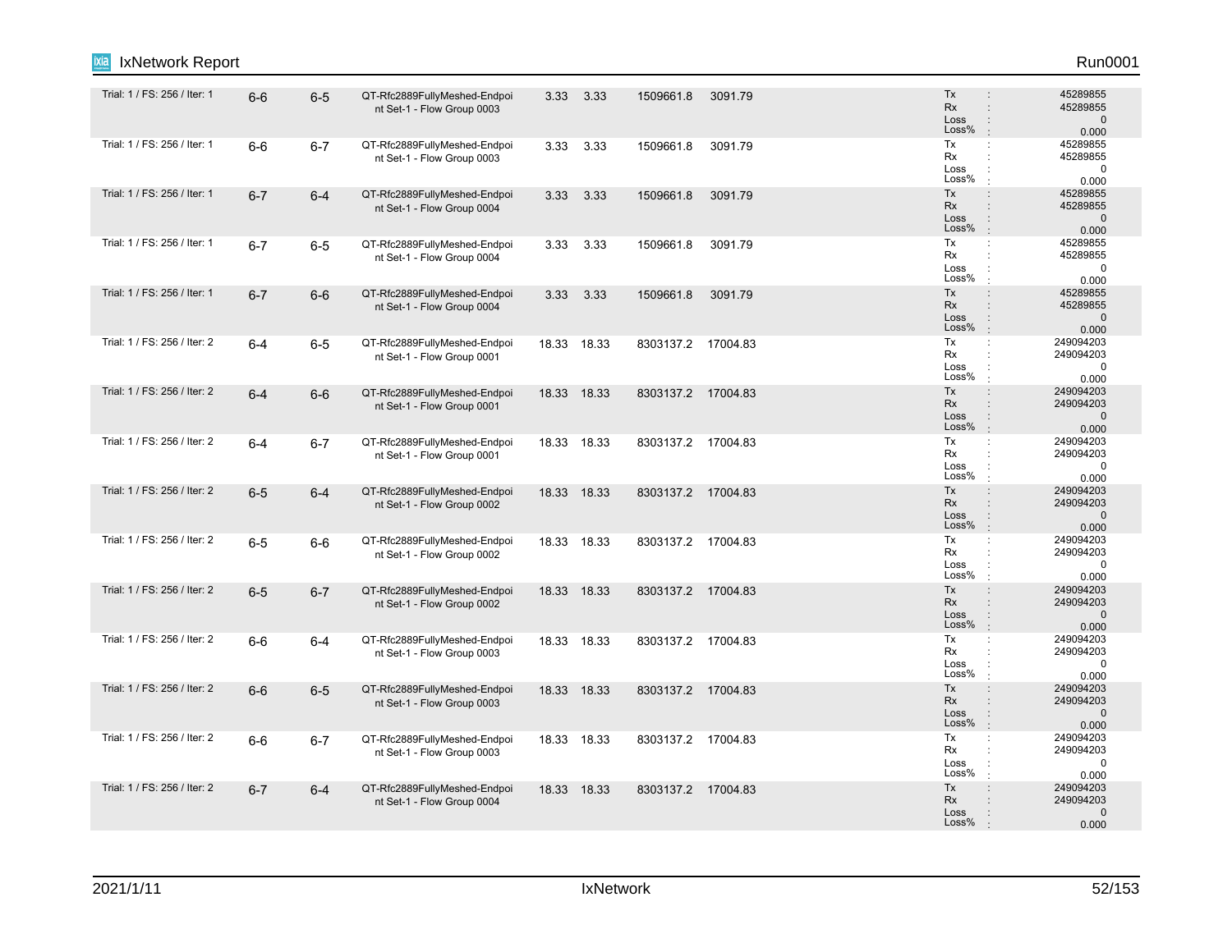| | | | | | | | | |
|---|---|---|---|---|---|---|---|---|
| Trial: 1 / FS: 256 / Iter: 1 | 6-6 | 6-5 | QT-Rfc2889FullyMeshed-Endpoint Set-1 - Flow Group 0003 | 3.33 | 3.33 | 1509661.8 | 3091.79 | Tx : 45289855<br>Rx : 45289855<br>Loss : 0<br>Loss% : 0.000 |
| Trial: 1 / FS: 256 / Iter: 1 | 6-6 | 6-7 | QT-Rfc2889FullyMeshed-Endpoint Set-1 - Flow Group 0003 | 3.33 | 3.33 | 1509661.8 | 3091.79 | Tx : 45289855<br>Rx : 45289855<br>Loss : 0<br>Loss% : 0.000 |
| Trial: 1 / FS: 256 / Iter: 1 | 6-7 | 6-4 | QT-Rfc2889FullyMeshed-Endpoint Set-1 - Flow Group 0004 | 3.33 | 3.33 | 1509661.8 | 3091.79 | Tx : 45289855<br>Rx : 45289855<br>Loss : 0<br>Loss% : 0.000 |
| Trial: 1 / FS: 256 / Iter: 1 | 6-7 | 6-5 | QT-Rfc2889FullyMeshed-Endpoint Set-1 - Flow Group 0004 | 3.33 | 3.33 | 1509661.8 | 3091.79 | Tx : 45289855<br>Rx : 45289855<br>Loss : 0<br>Loss% : 0.000 |
| Trial: 1 / FS: 256 / Iter: 1 | 6-7 | 6-6 | QT-Rfc2889FullyMeshed-Endpoint Set-1 - Flow Group 0004 | 3.33 | 3.33 | 1509661.8 | 3091.79 | Tx : 45289855<br>Rx : 45289855<br>Loss : 0<br>Loss% : 0.000 |
| Trial: 1 / FS: 256 / Iter: 2 | 6-4 | 6-5 | QT-Rfc2889FullyMeshed-Endpoint Set-1 - Flow Group 0001 | 18.33 | 18.33 | 8303137.2 | 17004.83 | Tx : 249094203<br>Rx : 249094203<br>Loss : 0<br>Loss% : 0.000 |
| Trial: 1 / FS: 256 / Iter: 2 | 6-4 | 6-6 | QT-Rfc2889FullyMeshed-Endpoint Set-1 - Flow Group 0001 | 18.33 | 18.33 | 8303137.2 | 17004.83 | Tx : 249094203<br>Rx : 249094203<br>Loss : 0<br>Loss% : 0.000 |
| Trial: 1 / FS: 256 / Iter: 2 | 6-4 | 6-7 | QT-Rfc2889FullyMeshed-Endpoint Set-1 - Flow Group 0001 | 18.33 | 18.33 | 8303137.2 | 17004.83 | Tx : 249094203<br>Rx : 249094203<br>Loss : 0<br>Loss% : 0.000 |
| Trial: 1 / FS: 256 / Iter: 2 | 6-5 | 6-4 | QT-Rfc2889FullyMeshed-Endpoint Set-1 - Flow Group 0002 | 18.33 | 18.33 | 8303137.2 | 17004.83 | Tx : 249094203<br>Rx : 249094203<br>Loss : 0<br>Loss% : 0.000 |
| Trial: 1 / FS: 256 / Iter: 2 | 6-5 | 6-6 | QT-Rfc2889FullyMeshed-Endpoint Set-1 - Flow Group 0002 | 18.33 | 18.33 | 8303137.2 | 17004.83 | Tx : 249094203<br>Rx : 249094203<br>Loss : 0<br>Loss% : 0.000 |
| Trial: 1 / FS: 256 / Iter: 2 | 6-5 | 6-7 | QT-Rfc2889FullyMeshed-Endpoint Set-1 - Flow Group 0002 | 18.33 | 18.33 | 8303137.2 | 17004.83 | Tx : 249094203<br>Rx : 249094203<br>Loss : 0<br>Loss% : 0.000 |
| Trial: 1 / FS: 256 / Iter: 2 | 6-6 | 6-4 | QT-Rfc2889FullyMeshed-Endpoint Set-1 - Flow Group 0003 | 18.33 | 18.33 | 8303137.2 | 17004.83 | Tx : 249094203<br>Rx : 249094203<br>Loss : 0<br>Loss% : 0.000 |
| Trial: 1 / FS: 256 / Iter: 2 | 6-6 | 6-5 | QT-Rfc2889FullyMeshed-Endpoint Set-1 - Flow Group 0003 | 18.33 | 18.33 | 8303137.2 | 17004.83 | Tx : 249094203<br>Rx : 249094203<br>Loss : 0<br>Loss% : 0.000 |
| Trial: 1 / FS: 256 / Iter: 2 | 6-6 | 6-7 | QT-Rfc2889FullyMeshed-Endpoint Set-1 - Flow Group 0003 | 18.33 | 18.33 | 8303137.2 | 17004.83 | Tx : 249094203<br>Rx : 249094203<br>Loss : 0<br>Loss% : 0.000 |
| Trial: 1 / FS: 256 / Iter: 2 | 6-7 | 6-4 | QT-Rfc2889FullyMeshed-Endpoint Set-1 - Flow Group 0004 | 18.33 | 18.33 | 8303137.2 | 17004.83 | Tx : 249094203<br>Rx : 249094203<br>Loss : 0<br>Loss% : 0.000 |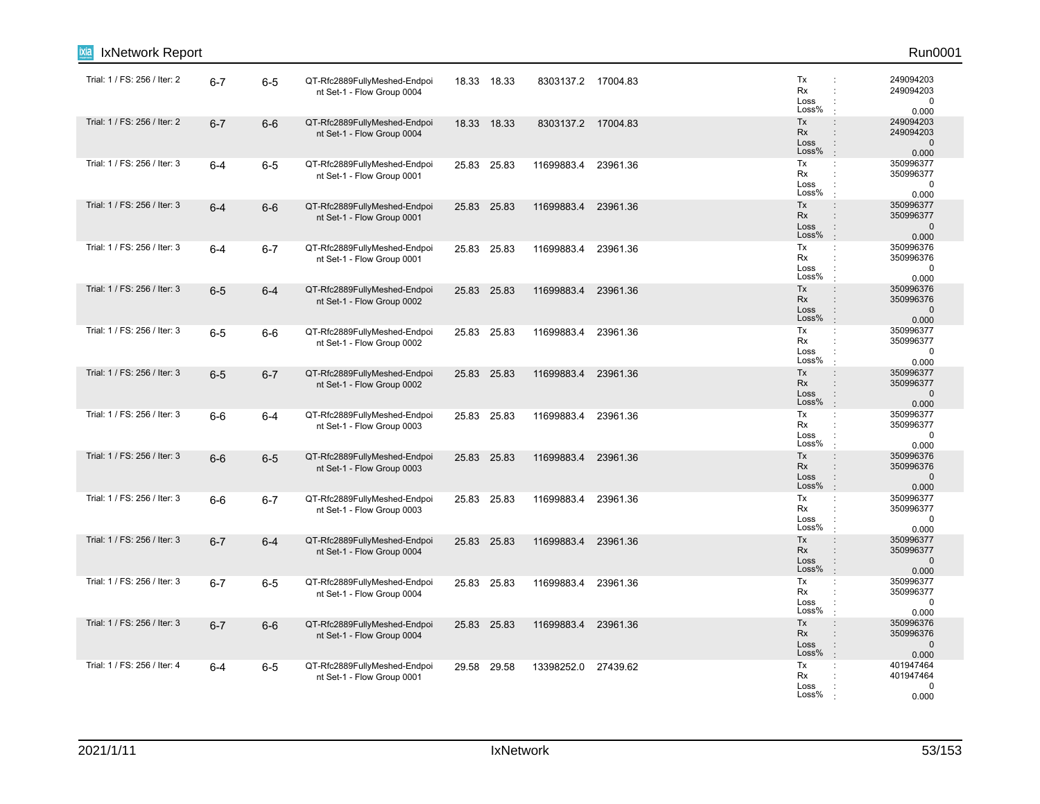| | | | | | | | | | |
|---|---|---|---|---|---|---|---|---|---|
| Trial: 1 / FS: 256 / Iter: 2 | 6-7 | 6-5 | QT-Rfc2889FullyMeshed-Endpoint Set-1 - Flow Group 0004 | 18.33 | 18.33 | 8303137.2 | 17004.83 | Tx :<br>Rx :<br>Loss :<br>Loss% : | 249094203<br>249094203<br>0<br>0.000 |
| Trial: 1 / FS: 256 / Iter: 2 | 6-7 | 6-6 | QT-Rfc2889FullyMeshed-Endpoint Set-1 - Flow Group 0004 | 18.33 | 18.33 | 8303137.2 | 17004.83 | Tx :<br>Rx :<br>Loss :<br>Loss% : | 249094203<br>249094203<br>0<br>0.000 |
| Trial: 1 / FS: 256 / Iter: 3 | 6-4 | 6-5 | QT-Rfc2889FullyMeshed-Endpoint Set-1 - Flow Group 0001 | 25.83 | 25.83 | 11699883.4 | 23961.36 | Tx :<br>Rx :<br>Loss :<br>Loss% : | 350996377<br>350996377<br>0<br>0.000 |
| Trial: 1 / FS: 256 / Iter: 3 | 6-4 | 6-6 | QT-Rfc2889FullyMeshed-Endpoint Set-1 - Flow Group 0001 | 25.83 | 25.83 | 11699883.4 | 23961.36 | Tx :<br>Rx :<br>Loss :<br>Loss% : | 350996377<br>350996377<br>0<br>0.000 |
| Trial: 1 / FS: 256 / Iter: 3 | 6-4 | 6-7 | QT-Rfc2889FullyMeshed-Endpoint Set-1 - Flow Group 0001 | 25.83 | 25.83 | 11699883.4 | 23961.36 | Tx :<br>Rx :<br>Loss :<br>Loss% : | 350996376<br>350996376<br>0<br>0.000 |
| Trial: 1 / FS: 256 / Iter: 3 | 6-5 | 6-4 | QT-Rfc2889FullyMeshed-Endpoint Set-1 - Flow Group 0002 | 25.83 | 25.83 | 11699883.4 | 23961.36 | Tx :<br>Rx :<br>Loss :<br>Loss% : | 350996376<br>350996376<br>0<br>0.000 |
| Trial: 1 / FS: 256 / Iter: 3 | 6-5 | 6-6 | QT-Rfc2889FullyMeshed-Endpoint Set-1 - Flow Group 0002 | 25.83 | 25.83 | 11699883.4 | 23961.36 | Tx :<br>Rx :<br>Loss :<br>Loss% : | 350996377<br>350996377<br>0<br>0.000 |
| Trial: 1 / FS: 256 / Iter: 3 | 6-5 | 6-7 | QT-Rfc2889FullyMeshed-Endpoint Set-1 - Flow Group 0002 | 25.83 | 25.83 | 11699883.4 | 23961.36 | Tx :<br>Rx :<br>Loss :<br>Loss% : | 350996377<br>350996377<br>0<br>0.000 |
| Trial: 1 / FS: 256 / Iter: 3 | 6-6 | 6-4 | QT-Rfc2889FullyMeshed-Endpoint Set-1 - Flow Group 0003 | 25.83 | 25.83 | 11699883.4 | 23961.36 | Tx :<br>Rx :<br>Loss :<br>Loss% : | 350996377<br>350996377<br>0<br>0.000 |
| Trial: 1 / FS: 256 / Iter: 3 | 6-6 | 6-5 | QT-Rfc2889FullyMeshed-Endpoint Set-1 - Flow Group 0003 | 25.83 | 25.83 | 11699883.4 | 23961.36 | Tx :<br>Rx :<br>Loss :<br>Loss% : | 350996376<br>350996376<br>0<br>0.000 |
| Trial: 1 / FS: 256 / Iter: 3 | 6-6 | 6-7 | QT-Rfc2889FullyMeshed-Endpoint Set-1 - Flow Group 0003 | 25.83 | 25.83 | 11699883.4 | 23961.36 | Tx :<br>Rx :<br>Loss :<br>Loss% : | 350996377<br>350996377<br>0<br>0.000 |
| Trial: 1 / FS: 256 / Iter: 3 | 6-7 | 6-4 | QT-Rfc2889FullyMeshed-Endpoint Set-1 - Flow Group 0004 | 25.83 | 25.83 | 11699883.4 | 23961.36 | Tx :<br>Rx :<br>Loss :<br>Loss% : | 350996377<br>350996377<br>0<br>0.000 |
| Trial: 1 / FS: 256 / Iter: 3 | 6-7 | 6-5 | QT-Rfc2889FullyMeshed-Endpoint Set-1 - Flow Group 0004 | 25.83 | 25.83 | 11699883.4 | 23961.36 | Tx :<br>Rx :<br>Loss :<br>Loss% : | 350996377<br>350996377<br>0<br>0.000 |
| Trial: 1 / FS: 256 / Iter: 3 | 6-7 | 6-6 | QT-Rfc2889FullyMeshed-Endpoint Set-1 - Flow Group 0004 | 25.83 | 25.83 | 11699883.4 | 23961.36 | Tx :<br>Rx :<br>Loss :<br>Loss% : | 350996376<br>350996376<br>0<br>0.000 |
| Trial: 1 / FS: 256 / Iter: 4 | 6-4 | 6-5 | QT-Rfc2889FullyMeshed-Endpoint Set-1 - Flow Group 0001 | 29.58 | 29.58 | 13398252.0 | 27439.62 | Tx :<br>Rx :<br>Loss :<br>Loss% : | 401947464<br>401947464<br>0<br>0.000 |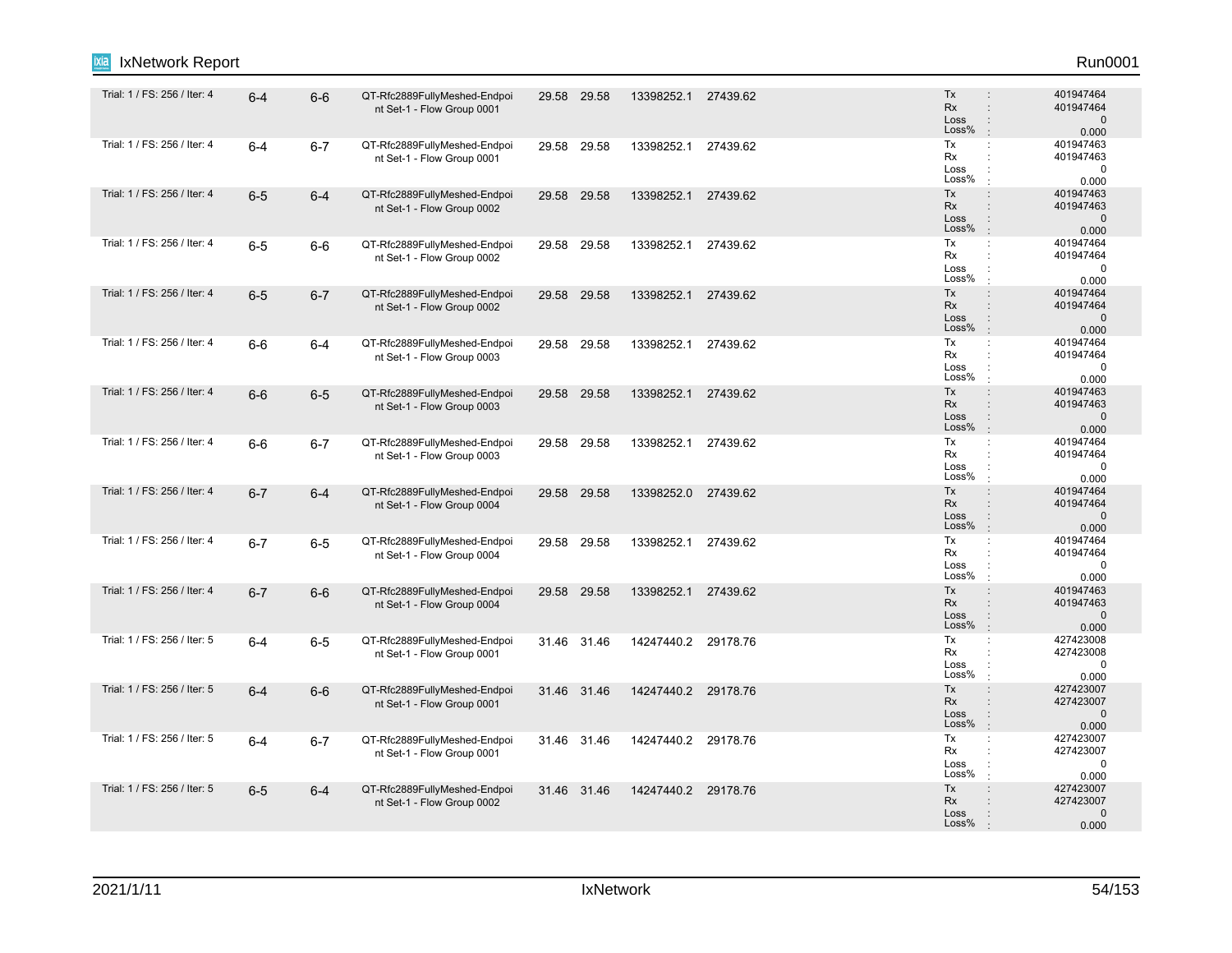| Trial | Tx Port | Rx Port | Traffic Item | | | | | Stats |
|---|---|---|---|---|---|---|---|---|
| Trial: 1 / FS: 256 / Iter: 4 | 6-4 | 6-6 | QT-Rfc2889FullyMeshed-Endpoint Set-1 - Flow Group 0001 | 29.58 | 29.58 | 13398252.1 | 27439.62 | Tx : 401947464<br>Rx : 401947464<br>Loss : 0<br>Loss% : 0.000 |
| Trial: 1 / FS: 256 / Iter: 4 | 6-4 | 6-7 | QT-Rfc2889FullyMeshed-Endpoint Set-1 - Flow Group 0001 | 29.58 | 29.58 | 13398252.1 | 27439.62 | Tx : 401947463<br>Rx : 401947463<br>Loss : 0<br>Loss% : 0.000 |
| Trial: 1 / FS: 256 / Iter: 4 | 6-5 | 6-4 | QT-Rfc2889FullyMeshed-Endpoint Set-1 - Flow Group 0002 | 29.58 | 29.58 | 13398252.1 | 27439.62 | Tx : 401947463<br>Rx : 401947463<br>Loss : 0<br>Loss% : 0.000 |
| Trial: 1 / FS: 256 / Iter: 4 | 6-5 | 6-6 | QT-Rfc2889FullyMeshed-Endpoint Set-1 - Flow Group 0002 | 29.58 | 29.58 | 13398252.1 | 27439.62 | Tx : 401947464<br>Rx : 401947464<br>Loss : 0<br>Loss% : 0.000 |
| Trial: 1 / FS: 256 / Iter: 4 | 6-5 | 6-7 | QT-Rfc2889FullyMeshed-Endpoint Set-1 - Flow Group 0002 | 29.58 | 29.58 | 13398252.1 | 27439.62 | Tx : 401947464<br>Rx : 401947464<br>Loss : 0<br>Loss% : 0.000 |
| Trial: 1 / FS: 256 / Iter: 4 | 6-6 | 6-4 | QT-Rfc2889FullyMeshed-Endpoint Set-1 - Flow Group 0003 | 29.58 | 29.58 | 13398252.1 | 27439.62 | Tx : 401947464<br>Rx : 401947464<br>Loss : 0<br>Loss% : 0.000 |
| Trial: 1 / FS: 256 / Iter: 4 | 6-6 | 6-5 | QT-Rfc2889FullyMeshed-Endpoint Set-1 - Flow Group 0003 | 29.58 | 29.58 | 13398252.1 | 27439.62 | Tx : 401947463<br>Rx : 401947463<br>Loss : 0<br>Loss% : 0.000 |
| Trial: 1 / FS: 256 / Iter: 4 | 6-6 | 6-7 | QT-Rfc2889FullyMeshed-Endpoint Set-1 - Flow Group 0003 | 29.58 | 29.58 | 13398252.1 | 27439.62 | Tx : 401947464<br>Rx : 401947464<br>Loss : 0<br>Loss% : 0.000 |
| Trial: 1 / FS: 256 / Iter: 4 | 6-7 | 6-4 | QT-Rfc2889FullyMeshed-Endpoint Set-1 - Flow Group 0004 | 29.58 | 29.58 | 13398252.0 | 27439.62 | Tx : 401947464<br>Rx : 401947464<br>Loss : 0<br>Loss% : 0.000 |
| Trial: 1 / FS: 256 / Iter: 4 | 6-7 | 6-5 | QT-Rfc2889FullyMeshed-Endpoint Set-1 - Flow Group 0004 | 29.58 | 29.58 | 13398252.1 | 27439.62 | Tx : 401947464<br>Rx : 401947464<br>Loss : 0<br>Loss% : 0.000 |
| Trial: 1 / FS: 256 / Iter: 4 | 6-7 | 6-6 | QT-Rfc2889FullyMeshed-Endpoint Set-1 - Flow Group 0004 | 29.58 | 29.58 | 13398252.1 | 27439.62 | Tx : 401947463<br>Rx : 401947463<br>Loss : 0<br>Loss% : 0.000 |
| Trial: 1 / FS: 256 / Iter: 5 | 6-4 | 6-5 | QT-Rfc2889FullyMeshed-Endpoint Set-1 - Flow Group 0001 | 31.46 | 31.46 | 14247440.2 | 29178.76 | Tx : 427423008<br>Rx : 427423008<br>Loss : 0<br>Loss% : 0.000 |
| Trial: 1 / FS: 256 / Iter: 5 | 6-4 | 6-6 | QT-Rfc2889FullyMeshed-Endpoint Set-1 - Flow Group 0001 | 31.46 | 31.46 | 14247440.2 | 29178.76 | Tx : 427423007<br>Rx : 427423007<br>Loss : 0<br>Loss% : 0.000 |
| Trial: 1 / FS: 256 / Iter: 5 | 6-4 | 6-7 | QT-Rfc2889FullyMeshed-Endpoint Set-1 - Flow Group 0001 | 31.46 | 31.46 | 14247440.2 | 29178.76 | Tx : 427423007<br>Rx : 427423007<br>Loss : 0<br>Loss% : 0.000 |
| Trial: 1 / FS: 256 / Iter: 5 | 6-5 | 6-4 | QT-Rfc2889FullyMeshed-Endpoint Set-1 - Flow Group 0002 | 31.46 | 31.46 | 14247440.2 | 29178.76 | Tx : 427423007<br>Rx : 427423007<br>Loss : 0<br>Loss% : 0.000 |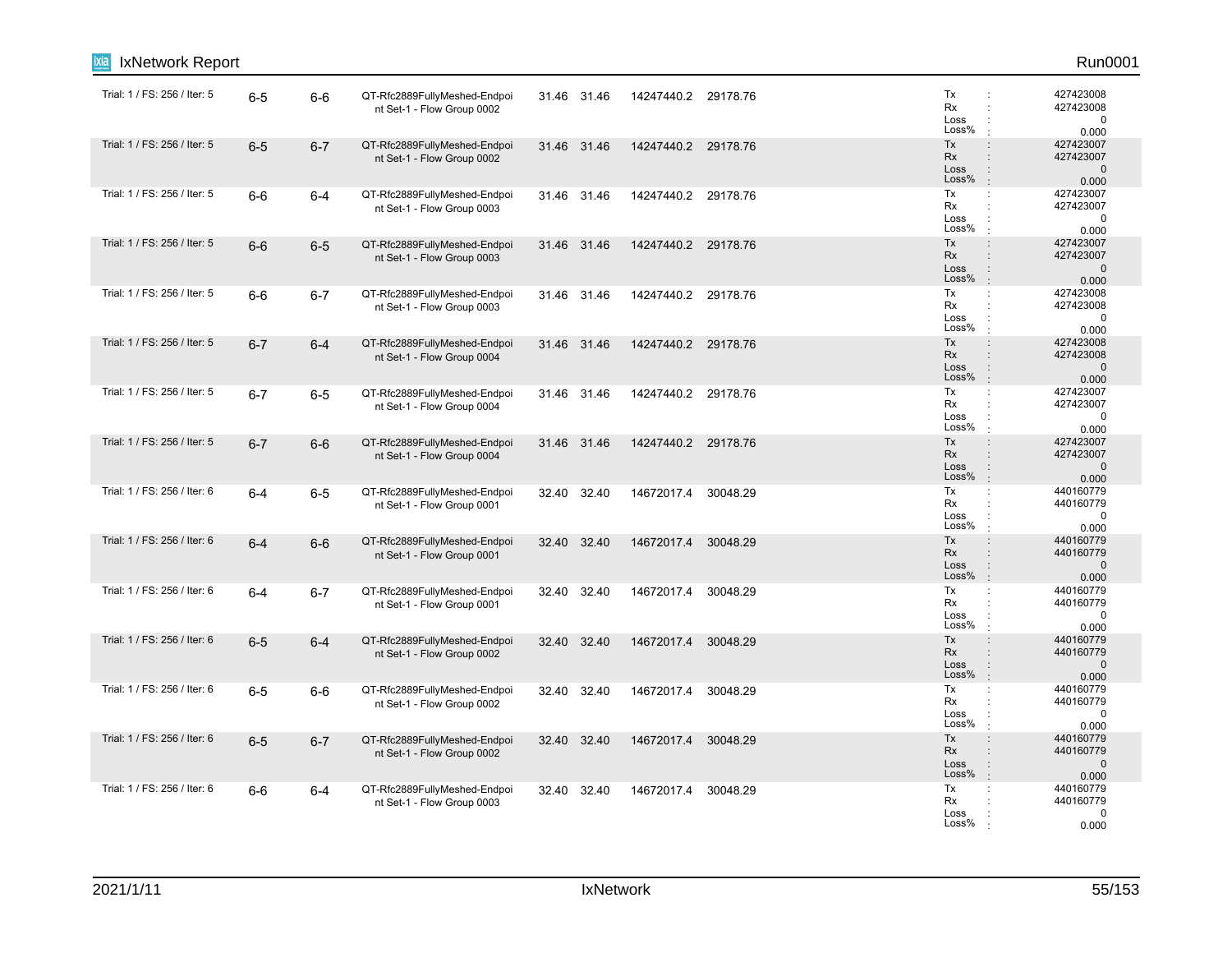| | | | | | | | | |
|---|---|---|---|---|---|---|---|---|
| Trial: 1 / FS: 256 / Iter: 5 | 6-5 | 6-6 | QT-Rfc2889FullyMeshed-Endpoint Set-1 - Flow Group 0002 | 31.46 | 31.46 | 14247440.2 | 29178.76 | Tx : 427423008<br>Rx : 427423008<br>Loss : 0<br>Loss% : 0.000 |
| Trial: 1 / FS: 256 / Iter: 5 | 6-5 | 6-7 | QT-Rfc2889FullyMeshed-Endpoint Set-1 - Flow Group 0002 | 31.46 | 31.46 | 14247440.2 | 29178.76 | Tx : 427423007<br>Rx : 427423007<br>Loss : 0<br>Loss% : 0.000 |
| Trial: 1 / FS: 256 / Iter: 5 | 6-6 | 6-4 | QT-Rfc2889FullyMeshed-Endpoint Set-1 - Flow Group 0003 | 31.46 | 31.46 | 14247440.2 | 29178.76 | Tx : 427423007<br>Rx : 427423007<br>Loss : 0<br>Loss% : 0.000 |
| Trial: 1 / FS: 256 / Iter: 5 | 6-6 | 6-5 | QT-Rfc2889FullyMeshed-Endpoint Set-1 - Flow Group 0003 | 31.46 | 31.46 | 14247440.2 | 29178.76 | Tx : 427423007<br>Rx : 427423007<br>Loss : 0<br>Loss% : 0.000 |
| Trial: 1 / FS: 256 / Iter: 5 | 6-6 | 6-7 | QT-Rfc2889FullyMeshed-Endpoint Set-1 - Flow Group 0003 | 31.46 | 31.46 | 14247440.2 | 29178.76 | Tx : 427423008<br>Rx : 427423008<br>Loss : 0<br>Loss% : 0.000 |
| Trial: 1 / FS: 256 / Iter: 5 | 6-7 | 6-4 | QT-Rfc2889FullyMeshed-Endpoint Set-1 - Flow Group 0004 | 31.46 | 31.46 | 14247440.2 | 29178.76 | Tx : 427423008<br>Rx : 427423008<br>Loss : 0<br>Loss% : 0.000 |
| Trial: 1 / FS: 256 / Iter: 5 | 6-7 | 6-5 | QT-Rfc2889FullyMeshed-Endpoint Set-1 - Flow Group 0004 | 31.46 | 31.46 | 14247440.2 | 29178.76 | Tx : 427423007<br>Rx : 427423007<br>Loss : 0<br>Loss% : 0.000 |
| Trial: 1 / FS: 256 / Iter: 5 | 6-7 | 6-6 | QT-Rfc2889FullyMeshed-Endpoint Set-1 - Flow Group 0004 | 31.46 | 31.46 | 14247440.2 | 29178.76 | Tx : 427423007<br>Rx : 427423007<br>Loss : 0<br>Loss% : 0.000 |
| Trial: 1 / FS: 256 / Iter: 6 | 6-4 | 6-5 | QT-Rfc2889FullyMeshed-Endpoint Set-1 - Flow Group 0001 | 32.40 | 32.40 | 14672017.4 | 30048.29 | Tx : 440160779<br>Rx : 440160779<br>Loss : 0<br>Loss% : 0.000 |
| Trial: 1 / FS: 256 / Iter: 6 | 6-4 | 6-6 | QT-Rfc2889FullyMeshed-Endpoint Set-1 - Flow Group 0001 | 32.40 | 32.40 | 14672017.4 | 30048.29 | Tx : 440160779<br>Rx : 440160779<br>Loss : 0<br>Loss% : 0.000 |
| Trial: 1 / FS: 256 / Iter: 6 | 6-4 | 6-7 | QT-Rfc2889FullyMeshed-Endpoint Set-1 - Flow Group 0001 | 32.40 | 32.40 | 14672017.4 | 30048.29 | Tx : 440160779<br>Rx : 440160779<br>Loss : 0<br>Loss% : 0.000 |
| Trial: 1 / FS: 256 / Iter: 6 | 6-5 | 6-4 | QT-Rfc2889FullyMeshed-Endpoint Set-1 - Flow Group 0002 | 32.40 | 32.40 | 14672017.4 | 30048.29 | Tx : 440160779<br>Rx : 440160779<br>Loss : 0<br>Loss% : 0.000 |
| Trial: 1 / FS: 256 / Iter: 6 | 6-5 | 6-6 | QT-Rfc2889FullyMeshed-Endpoint Set-1 - Flow Group 0002 | 32.40 | 32.40 | 14672017.4 | 30048.29 | Tx : 440160779<br>Rx : 440160779<br>Loss : 0<br>Loss% : 0.000 |
| Trial: 1 / FS: 256 / Iter: 6 | 6-5 | 6-7 | QT-Rfc2889FullyMeshed-Endpoint Set-1 - Flow Group 0002 | 32.40 | 32.40 | 14672017.4 | 30048.29 | Tx : 440160779<br>Rx : 440160779<br>Loss : 0<br>Loss% : 0.000 |
| Trial: 1 / FS: 256 / Iter: 6 | 6-6 | 6-4 | QT-Rfc2889FullyMeshed-Endpoint Set-1 - Flow Group 0003 | 32.40 | 32.40 | 14672017.4 | 30048.29 | Tx : 440160779<br>Rx : 440160779<br>Loss : 0<br>Loss% : 0.000 |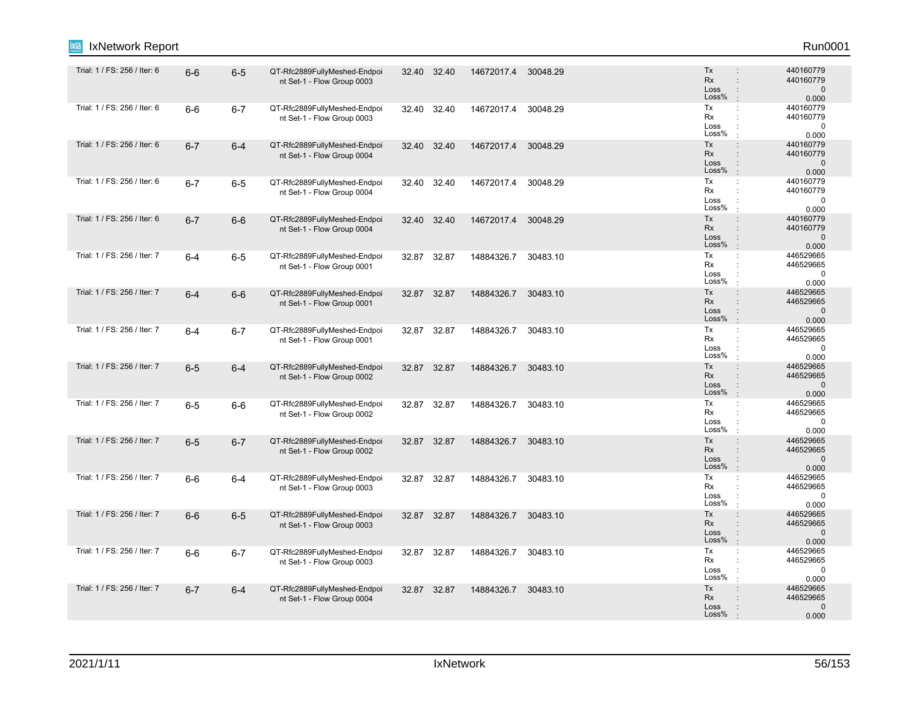| | | | | | | | | | |
|---|---|---|---|---|---|---|---|---|---|
| Trial: 1 / FS: 256 / Iter: 6 | 6-6 | 6-5 | QT-Rfc2889FullyMeshed-Endpoint Set-1 - Flow Group 0003 | 32.40 | 32.40 | 14672017.4 | 30048.29 | Tx :<br>Rx :<br>Loss :<br>Loss% : | 440160779<br>440160779<br>0<br>0.000 |
| Trial: 1 / FS: 256 / Iter: 6 | 6-6 | 6-7 | QT-Rfc2889FullyMeshed-Endpoint Set-1 - Flow Group 0003 | 32.40 | 32.40 | 14672017.4 | 30048.29 | Tx :<br>Rx :<br>Loss :<br>Loss% : | 440160779<br>440160779<br>0<br>0.000 |
| Trial: 1 / FS: 256 / Iter: 6 | 6-7 | 6-4 | QT-Rfc2889FullyMeshed-Endpoint Set-1 - Flow Group 0004 | 32.40 | 32.40 | 14672017.4 | 30048.29 | Tx :<br>Rx :<br>Loss :<br>Loss% : | 440160779<br>440160779<br>0<br>0.000 |
| Trial: 1 / FS: 256 / Iter: 6 | 6-7 | 6-5 | QT-Rfc2889FullyMeshed-Endpoint Set-1 - Flow Group 0004 | 32.40 | 32.40 | 14672017.4 | 30048.29 | Tx :<br>Rx :<br>Loss :<br>Loss% : | 440160779<br>440160779<br>0<br>0.000 |
| Trial: 1 / FS: 256 / Iter: 6 | 6-7 | 6-6 | QT-Rfc2889FullyMeshed-Endpoint Set-1 - Flow Group 0004 | 32.40 | 32.40 | 14672017.4 | 30048.29 | Tx :<br>Rx :<br>Loss :<br>Loss% : | 440160779<br>440160779<br>0<br>0.000 |
| Trial: 1 / FS: 256 / Iter: 7 | 6-4 | 6-5 | QT-Rfc2889FullyMeshed-Endpoint Set-1 - Flow Group 0001 | 32.87 | 32.87 | 14884326.7 | 30483.10 | Tx :<br>Rx :<br>Loss :<br>Loss% : | 446529665<br>446529665<br>0<br>0.000 |
| Trial: 1 / FS: 256 / Iter: 7 | 6-4 | 6-6 | QT-Rfc2889FullyMeshed-Endpoint Set-1 - Flow Group 0001 | 32.87 | 32.87 | 14884326.7 | 30483.10 | Tx :<br>Rx :<br>Loss :<br>Loss% : | 446529665<br>446529665<br>0<br>0.000 |
| Trial: 1 / FS: 256 / Iter: 7 | 6-4 | 6-7 | QT-Rfc2889FullyMeshed-Endpoint Set-1 - Flow Group 0001 | 32.87 | 32.87 | 14884326.7 | 30483.10 | Tx :<br>Rx :<br>Loss :<br>Loss% : | 446529665<br>446529665<br>0<br>0.000 |
| Trial: 1 / FS: 256 / Iter: 7 | 6-5 | 6-4 | QT-Rfc2889FullyMeshed-Endpoint Set-1 - Flow Group 0002 | 32.87 | 32.87 | 14884326.7 | 30483.10 | Tx :<br>Rx :<br>Loss :<br>Loss% : | 446529665<br>446529665<br>0<br>0.000 |
| Trial: 1 / FS: 256 / Iter: 7 | 6-5 | 6-6 | QT-Rfc2889FullyMeshed-Endpoint Set-1 - Flow Group 0002 | 32.87 | 32.87 | 14884326.7 | 30483.10 | Tx :<br>Rx :<br>Loss :<br>Loss% : | 446529665<br>446529665<br>0<br>0.000 |
| Trial: 1 / FS: 256 / Iter: 7 | 6-5 | 6-7 | QT-Rfc2889FullyMeshed-Endpoint Set-1 - Flow Group 0002 | 32.87 | 32.87 | 14884326.7 | 30483.10 | Tx :<br>Rx :<br>Loss :<br>Loss% : | 446529665<br>446529665<br>0<br>0.000 |
| Trial: 1 / FS: 256 / Iter: 7 | 6-6 | 6-4 | QT-Rfc2889FullyMeshed-Endpoint Set-1 - Flow Group 0003 | 32.87 | 32.87 | 14884326.7 | 30483.10 | Tx :<br>Rx :<br>Loss :<br>Loss% : | 446529665<br>446529665<br>0<br>0.000 |
| Trial: 1 / FS: 256 / Iter: 7 | 6-6 | 6-5 | QT-Rfc2889FullyMeshed-Endpoint Set-1 - Flow Group 0003 | 32.87 | 32.87 | 14884326.7 | 30483.10 | Tx :<br>Rx :<br>Loss :<br>Loss% : | 446529665<br>446529665<br>0<br>0.000 |
| Trial: 1 / FS: 256 / Iter: 7 | 6-6 | 6-7 | QT-Rfc2889FullyMeshed-Endpoint Set-1 - Flow Group 0003 | 32.87 | 32.87 | 14884326.7 | 30483.10 | Tx :<br>Rx :<br>Loss :<br>Loss% : | 446529665<br>446529665<br>0<br>0.000 |
| Trial: 1 / FS: 256 / Iter: 7 | 6-7 | 6-4 | QT-Rfc2889FullyMeshed-Endpoint Set-1 - Flow Group 0004 | 32.87 | 32.87 | 14884326.7 | 30483.10 | Tx :<br>Rx :<br>Loss :<br>Loss% : | 446529665<br>446529665<br>0<br>0.000 |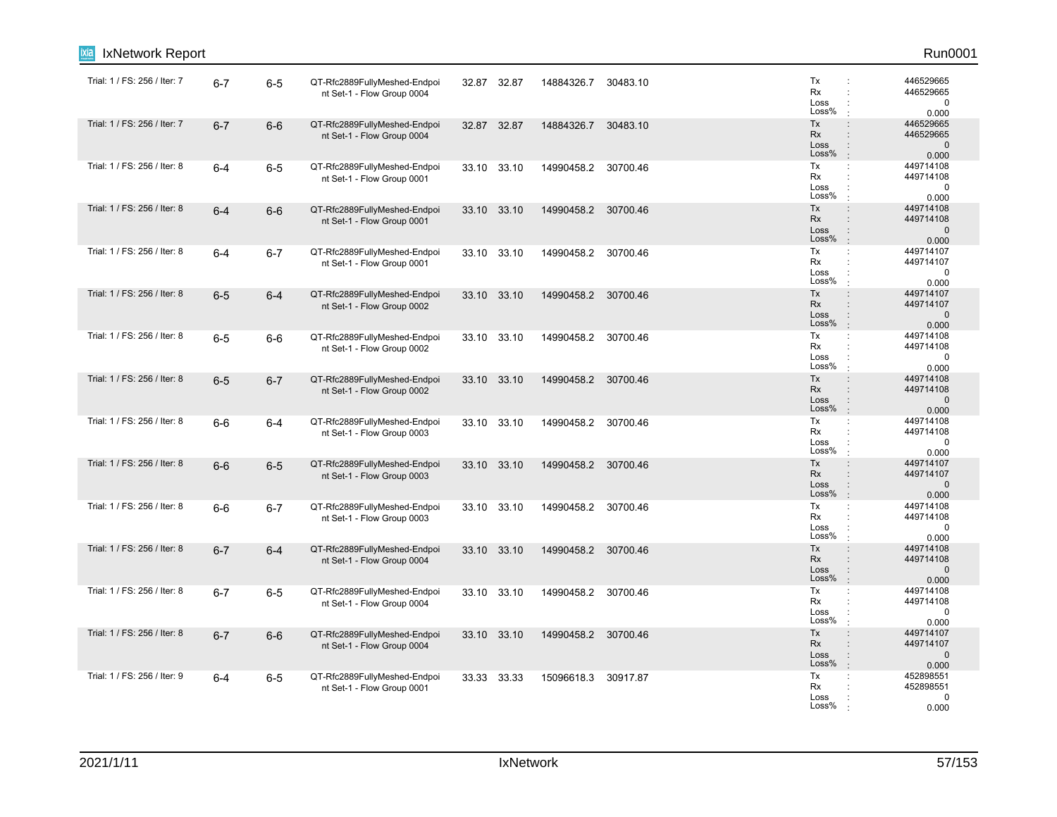| Trial / FS / Iter | Tx Port | Rx Port | Traffic Item | | | | | Stats |
|---|---|---|---|---|---|---|---|---|
| Trial: 1 / FS: 256 / Iter: 7 | 6-7 | 6-5 | QT-Rfc2889FullyMeshed-Endpoint Set-1 - Flow Group 0004 | 32.87 | 32.87 | 14884326.7 | 30483.10 | Tx : 446529665<br>Rx : 446529665<br>Loss : 0<br>Loss% : 0.000 |
| Trial: 1 / FS: 256 / Iter: 7 | 6-7 | 6-6 | QT-Rfc2889FullyMeshed-Endpoint Set-1 - Flow Group 0004 | 32.87 | 32.87 | 14884326.7 | 30483.10 | Tx : 446529665<br>Rx : 446529665<br>Loss : 0<br>Loss% : 0.000 |
| Trial: 1 / FS: 256 / Iter: 8 | 6-4 | 6-5 | QT-Rfc2889FullyMeshed-Endpoint Set-1 - Flow Group 0001 | 33.10 | 33.10 | 14990458.2 | 30700.46 | Tx : 449714108<br>Rx : 449714108<br>Loss : 0<br>Loss% : 0.000 |
| Trial: 1 / FS: 256 / Iter: 8 | 6-4 | 6-6 | QT-Rfc2889FullyMeshed-Endpoint Set-1 - Flow Group 0001 | 33.10 | 33.10 | 14990458.2 | 30700.46 | Tx : 449714108<br>Rx : 449714108<br>Loss : 0<br>Loss% : 0.000 |
| Trial: 1 / FS: 256 / Iter: 8 | 6-4 | 6-7 | QT-Rfc2889FullyMeshed-Endpoint Set-1 - Flow Group 0001 | 33.10 | 33.10 | 14990458.2 | 30700.46 | Tx : 449714107<br>Rx : 449714107<br>Loss : 0<br>Loss% : 0.000 |
| Trial: 1 / FS: 256 / Iter: 8 | 6-5 | 6-4 | QT-Rfc2889FullyMeshed-Endpoint Set-1 - Flow Group 0002 | 33.10 | 33.10 | 14990458.2 | 30700.46 | Tx : 449714107<br>Rx : 449714107<br>Loss : 0<br>Loss% : 0.000 |
| Trial: 1 / FS: 256 / Iter: 8 | 6-5 | 6-6 | QT-Rfc2889FullyMeshed-Endpoint Set-1 - Flow Group 0002 | 33.10 | 33.10 | 14990458.2 | 30700.46 | Tx : 449714108<br>Rx : 449714108<br>Loss : 0<br>Loss% : 0.000 |
| Trial: 1 / FS: 256 / Iter: 8 | 6-5 | 6-7 | QT-Rfc2889FullyMeshed-Endpoint Set-1 - Flow Group 0002 | 33.10 | 33.10 | 14990458.2 | 30700.46 | Tx : 449714108<br>Rx : 449714108<br>Loss : 0<br>Loss% : 0.000 |
| Trial: 1 / FS: 256 / Iter: 8 | 6-6 | 6-4 | QT-Rfc2889FullyMeshed-Endpoint Set-1 - Flow Group 0003 | 33.10 | 33.10 | 14990458.2 | 30700.46 | Tx : 449714108<br>Rx : 449714108<br>Loss : 0<br>Loss% : 0.000 |
| Trial: 1 / FS: 256 / Iter: 8 | 6-6 | 6-5 | QT-Rfc2889FullyMeshed-Endpoint Set-1 - Flow Group 0003 | 33.10 | 33.10 | 14990458.2 | 30700.46 | Tx : 449714107<br>Rx : 449714107<br>Loss : 0<br>Loss% : 0.000 |
| Trial: 1 / FS: 256 / Iter: 8 | 6-6 | 6-7 | QT-Rfc2889FullyMeshed-Endpoint Set-1 - Flow Group 0003 | 33.10 | 33.10 | 14990458.2 | 30700.46 | Tx : 449714108<br>Rx : 449714108<br>Loss : 0<br>Loss% : 0.000 |
| Trial: 1 / FS: 256 / Iter: 8 | 6-7 | 6-4 | QT-Rfc2889FullyMeshed-Endpoint Set-1 - Flow Group 0004 | 33.10 | 33.10 | 14990458.2 | 30700.46 | Tx : 449714108<br>Rx : 449714108<br>Loss : 0<br>Loss% : 0.000 |
| Trial: 1 / FS: 256 / Iter: 8 | 6-7 | 6-5 | QT-Rfc2889FullyMeshed-Endpoint Set-1 - Flow Group 0004 | 33.10 | 33.10 | 14990458.2 | 30700.46 | Tx : 449714108<br>Rx : 449714108<br>Loss : 0<br>Loss% : 0.000 |
| Trial: 1 / FS: 256 / Iter: 8 | 6-7 | 6-6 | QT-Rfc2889FullyMeshed-Endpoint Set-1 - Flow Group 0004 | 33.10 | 33.10 | 14990458.2 | 30700.46 | Tx : 449714107<br>Rx : 449714107<br>Loss : 0<br>Loss% : 0.000 |
| Trial: 1 / FS: 256 / Iter: 9 | 6-4 | 6-5 | QT-Rfc2889FullyMeshed-Endpoint Set-1 - Flow Group 0001 | 33.33 | 33.33 | 15096618.3 | 30917.87 | Tx : 452898551<br>Rx : 452898551<br>Loss : 0<br>Loss% : 0.000 |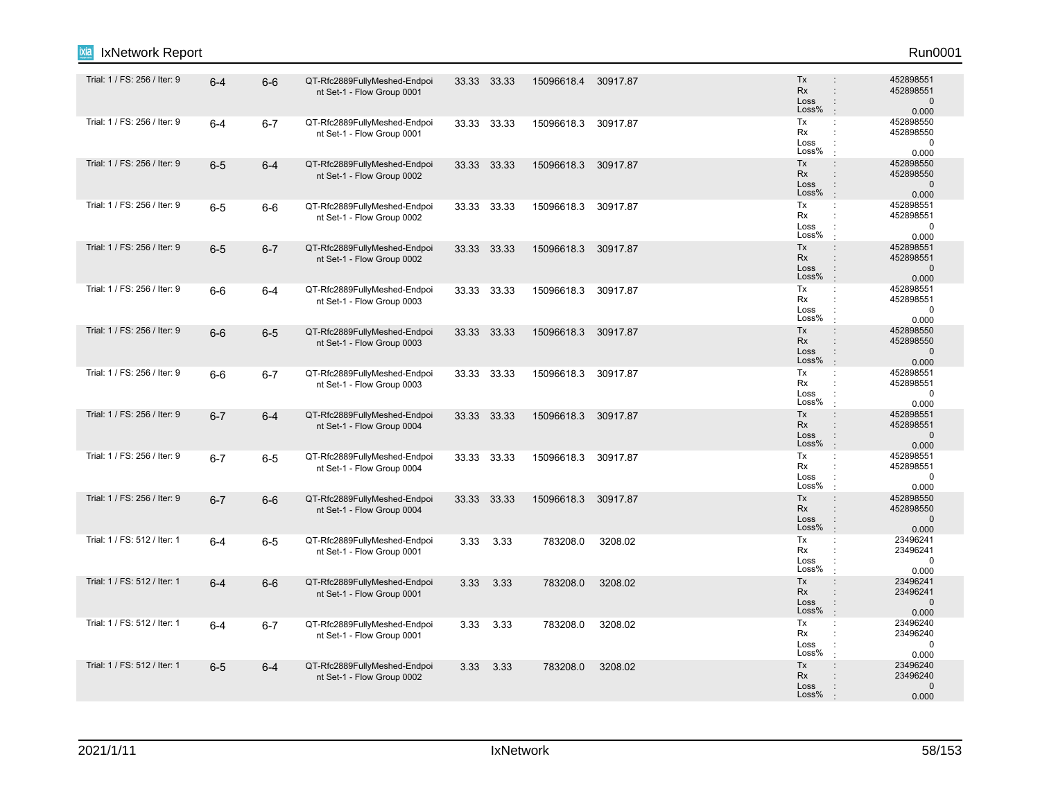| | | | | | | | | | |
|---|---|---|---|---|---|---|---|---|---|
| Trial: 1 / FS: 256 / Iter: 9 | 6-4 | 6-6 | QT-Rfc2889FullyMeshed-Endpoint Set-1 - Flow Group 0001 | 33.33 | 33.33 | 15096618.4 | 30917.87 | Tx : <br>Rx : <br>Loss : <br>Loss% : | 452898551<br>452898551<br>0<br>0.000 |
| Trial: 1 / FS: 256 / Iter: 9 | 6-4 | 6-7 | QT-Rfc2889FullyMeshed-Endpoint Set-1 - Flow Group 0001 | 33.33 | 33.33 | 15096618.3 | 30917.87 | Tx : <br>Rx : <br>Loss : <br>Loss% : | 452898550<br>452898550<br>0<br>0.000 |
| Trial: 1 / FS: 256 / Iter: 9 | 6-5 | 6-4 | QT-Rfc2889FullyMeshed-Endpoint Set-1 - Flow Group 0002 | 33.33 | 33.33 | 15096618.3 | 30917.87 | Tx : <br>Rx : <br>Loss : <br>Loss% : | 452898550<br>452898550<br>0<br>0.000 |
| Trial: 1 / FS: 256 / Iter: 9 | 6-5 | 6-6 | QT-Rfc2889FullyMeshed-Endpoint Set-1 - Flow Group 0002 | 33.33 | 33.33 | 15096618.3 | 30917.87 | Tx : <br>Rx : <br>Loss : <br>Loss% : | 452898551<br>452898551<br>0<br>0.000 |
| Trial: 1 / FS: 256 / Iter: 9 | 6-5 | 6-7 | QT-Rfc2889FullyMeshed-Endpoint Set-1 - Flow Group 0002 | 33.33 | 33.33 | 15096618.3 | 30917.87 | Tx : <br>Rx : <br>Loss : <br>Loss% : | 452898551<br>452898551<br>0<br>0.000 |
| Trial: 1 / FS: 256 / Iter: 9 | 6-6 | 6-4 | QT-Rfc2889FullyMeshed-Endpoint Set-1 - Flow Group 0003 | 33.33 | 33.33 | 15096618.3 | 30917.87 | Tx : <br>Rx : <br>Loss : <br>Loss% : | 452898551<br>452898551<br>0<br>0.000 |
| Trial: 1 / FS: 256 / Iter: 9 | 6-6 | 6-5 | QT-Rfc2889FullyMeshed-Endpoint Set-1 - Flow Group 0003 | 33.33 | 33.33 | 15096618.3 | 30917.87 | Tx : <br>Rx : <br>Loss : <br>Loss% : | 452898550<br>452898550<br>0<br>0.000 |
| Trial: 1 / FS: 256 / Iter: 9 | 6-6 | 6-7 | QT-Rfc2889FullyMeshed-Endpoint Set-1 - Flow Group 0003 | 33.33 | 33.33 | 15096618.3 | 30917.87 | Tx : <br>Rx : <br>Loss : <br>Loss% : | 452898551<br>452898551<br>0<br>0.000 |
| Trial: 1 / FS: 256 / Iter: 9 | 6-7 | 6-4 | QT-Rfc2889FullyMeshed-Endpoint Set-1 - Flow Group 0004 | 33.33 | 33.33 | 15096618.3 | 30917.87 | Tx : <br>Rx : <br>Loss : <br>Loss% : | 452898551<br>452898551<br>0<br>0.000 |
| Trial: 1 / FS: 256 / Iter: 9 | 6-7 | 6-5 | QT-Rfc2889FullyMeshed-Endpoint Set-1 - Flow Group 0004 | 33.33 | 33.33 | 15096618.3 | 30917.87 | Tx : <br>Rx : <br>Loss : <br>Loss% : | 452898551<br>452898551<br>0<br>0.000 |
| Trial: 1 / FS: 256 / Iter: 9 | 6-7 | 6-6 | QT-Rfc2889FullyMeshed-Endpoint Set-1 - Flow Group 0004 | 33.33 | 33.33 | 15096618.3 | 30917.87 | Tx : <br>Rx : <br>Loss : <br>Loss% : | 452898550<br>452898550<br>0<br>0.000 |
| Trial: 1 / FS: 512 / Iter: 1 | 6-4 | 6-5 | QT-Rfc2889FullyMeshed-Endpoint Set-1 - Flow Group 0001 | 3.33 | 3.33 | 783208.0 | 3208.02 | Tx : <br>Rx : <br>Loss : <br>Loss% : | 23496241<br>23496241<br>0<br>0.000 |
| Trial: 1 / FS: 512 / Iter: 1 | 6-4 | 6-6 | QT-Rfc2889FullyMeshed-Endpoint Set-1 - Flow Group 0001 | 3.33 | 3.33 | 783208.0 | 3208.02 | Tx : <br>Rx : <br>Loss : <br>Loss% : | 23496241<br>23496241<br>0<br>0.000 |
| Trial: 1 / FS: 512 / Iter: 1 | 6-4 | 6-7 | QT-Rfc2889FullyMeshed-Endpoint Set-1 - Flow Group 0001 | 3.33 | 3.33 | 783208.0 | 3208.02 | Tx : <br>Rx : <br>Loss : <br>Loss% : | 23496240<br>23496240<br>0<br>0.000 |
| Trial: 1 / FS: 512 / Iter: 1 | 6-5 | 6-4 | QT-Rfc2889FullyMeshed-Endpoint Set-1 - Flow Group 0002 | 3.33 | 3.33 | 783208.0 | 3208.02 | Tx : <br>Rx : <br>Loss : <br>Loss% : | 23496240<br>23496240<br>0<br>0.000 |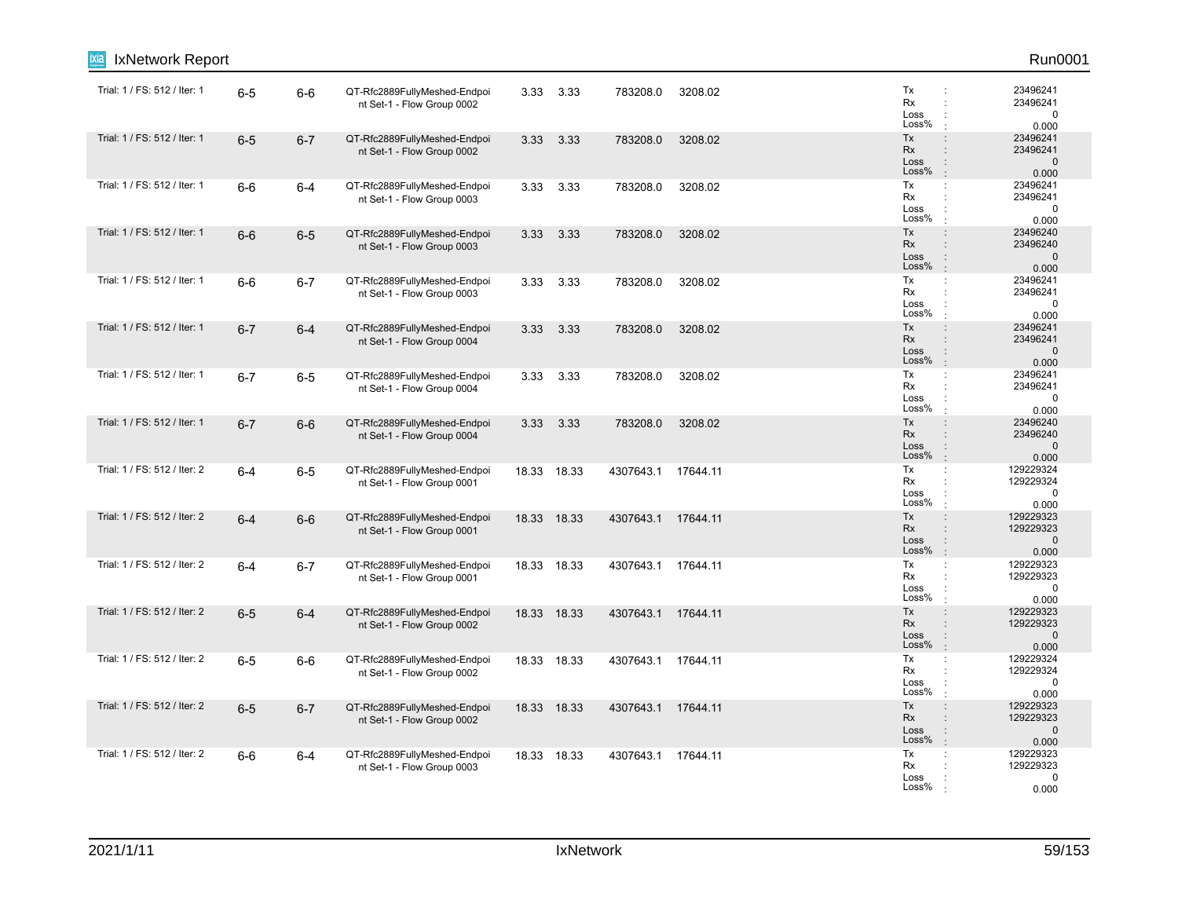| | | | | | | | | |
|---|---|---|---|---|---|---|---|---|
| Trial: 1 / FS: 512 / Iter: 1 | 6-5 | 6-6 | QT-Rfc2889FullyMeshed-Endpoint Set-1 - Flow Group 0002 | 3.33 | 3.33 | 783208.0 | 3208.02 | Tx : 23496241<br>Rx : 23496241<br>Loss : 0<br>Loss% : 0.000 |
| Trial: 1 / FS: 512 / Iter: 1 | 6-5 | 6-7 | QT-Rfc2889FullyMeshed-Endpoint Set-1 - Flow Group 0002 | 3.33 | 3.33 | 783208.0 | 3208.02 | Tx : 23496241<br>Rx : 23496241<br>Loss : 0<br>Loss% : 0.000 |
| Trial: 1 / FS: 512 / Iter: 1 | 6-6 | 6-4 | QT-Rfc2889FullyMeshed-Endpoint Set-1 - Flow Group 0003 | 3.33 | 3.33 | 783208.0 | 3208.02 | Tx : 23496241<br>Rx : 23496241<br>Loss : 0<br>Loss% : 0.000 |
| Trial: 1 / FS: 512 / Iter: 1 | 6-6 | 6-5 | QT-Rfc2889FullyMeshed-Endpoint Set-1 - Flow Group 0003 | 3.33 | 3.33 | 783208.0 | 3208.02 | Tx : 23496240<br>Rx : 23496240<br>Loss : 0<br>Loss% : 0.000 |
| Trial: 1 / FS: 512 / Iter: 1 | 6-6 | 6-7 | QT-Rfc2889FullyMeshed-Endpoint Set-1 - Flow Group 0003 | 3.33 | 3.33 | 783208.0 | 3208.02 | Tx : 23496241<br>Rx : 23496241<br>Loss : 0<br>Loss% : 0.000 |
| Trial: 1 / FS: 512 / Iter: 1 | 6-7 | 6-4 | QT-Rfc2889FullyMeshed-Endpoint Set-1 - Flow Group 0004 | 3.33 | 3.33 | 783208.0 | 3208.02 | Tx : 23496241<br>Rx : 23496241<br>Loss : 0<br>Loss% : 0.000 |
| Trial: 1 / FS: 512 / Iter: 1 | 6-7 | 6-5 | QT-Rfc2889FullyMeshed-Endpoint Set-1 - Flow Group 0004 | 3.33 | 3.33 | 783208.0 | 3208.02 | Tx : 23496241<br>Rx : 23496241<br>Loss : 0<br>Loss% : 0.000 |
| Trial: 1 / FS: 512 / Iter: 1 | 6-7 | 6-6 | QT-Rfc2889FullyMeshed-Endpoint Set-1 - Flow Group 0004 | 3.33 | 3.33 | 783208.0 | 3208.02 | Tx : 23496240<br>Rx : 23496240<br>Loss : 0<br>Loss% : 0.000 |
| Trial: 1 / FS: 512 / Iter: 2 | 6-4 | 6-5 | QT-Rfc2889FullyMeshed-Endpoint Set-1 - Flow Group 0001 | 18.33 | 18.33 | 4307643.1 | 17644.11 | Tx : 129229324<br>Rx : 129229324<br>Loss : 0<br>Loss% : 0.000 |
| Trial: 1 / FS: 512 / Iter: 2 | 6-4 | 6-6 | QT-Rfc2889FullyMeshed-Endpoint Set-1 - Flow Group 0001 | 18.33 | 18.33 | 4307643.1 | 17644.11 | Tx : 129229323<br>Rx : 129229323<br>Loss : 0<br>Loss% : 0.000 |
| Trial: 1 / FS: 512 / Iter: 2 | 6-4 | 6-7 | QT-Rfc2889FullyMeshed-Endpoint Set-1 - Flow Group 0001 | 18.33 | 18.33 | 4307643.1 | 17644.11 | Tx : 129229323<br>Rx : 129229323<br>Loss : 0<br>Loss% : 0.000 |
| Trial: 1 / FS: 512 / Iter: 2 | 6-5 | 6-4 | QT-Rfc2889FullyMeshed-Endpoint Set-1 - Flow Group 0002 | 18.33 | 18.33 | 4307643.1 | 17644.11 | Tx : 129229323<br>Rx : 129229323<br>Loss : 0<br>Loss% : 0.000 |
| Trial: 1 / FS: 512 / Iter: 2 | 6-5 | 6-6 | QT-Rfc2889FullyMeshed-Endpoint Set-1 - Flow Group 0002 | 18.33 | 18.33 | 4307643.1 | 17644.11 | Tx : 129229324<br>Rx : 129229324<br>Loss : 0<br>Loss% : 0.000 |
| Trial: 1 / FS: 512 / Iter: 2 | 6-5 | 6-7 | QT-Rfc2889FullyMeshed-Endpoint Set-1 - Flow Group 0002 | 18.33 | 18.33 | 4307643.1 | 17644.11 | Tx : 129229323<br>Rx : 129229323<br>Loss : 0<br>Loss% : 0.000 |
| Trial: 1 / FS: 512 / Iter: 2 | 6-6 | 6-4 | QT-Rfc2889FullyMeshed-Endpoint Set-1 - Flow Group 0003 | 18.33 | 18.33 | 4307643.1 | 17644.11 | Tx : 129229323<br>Rx : 129229323<br>Loss : 0<br>Loss% : 0.000 |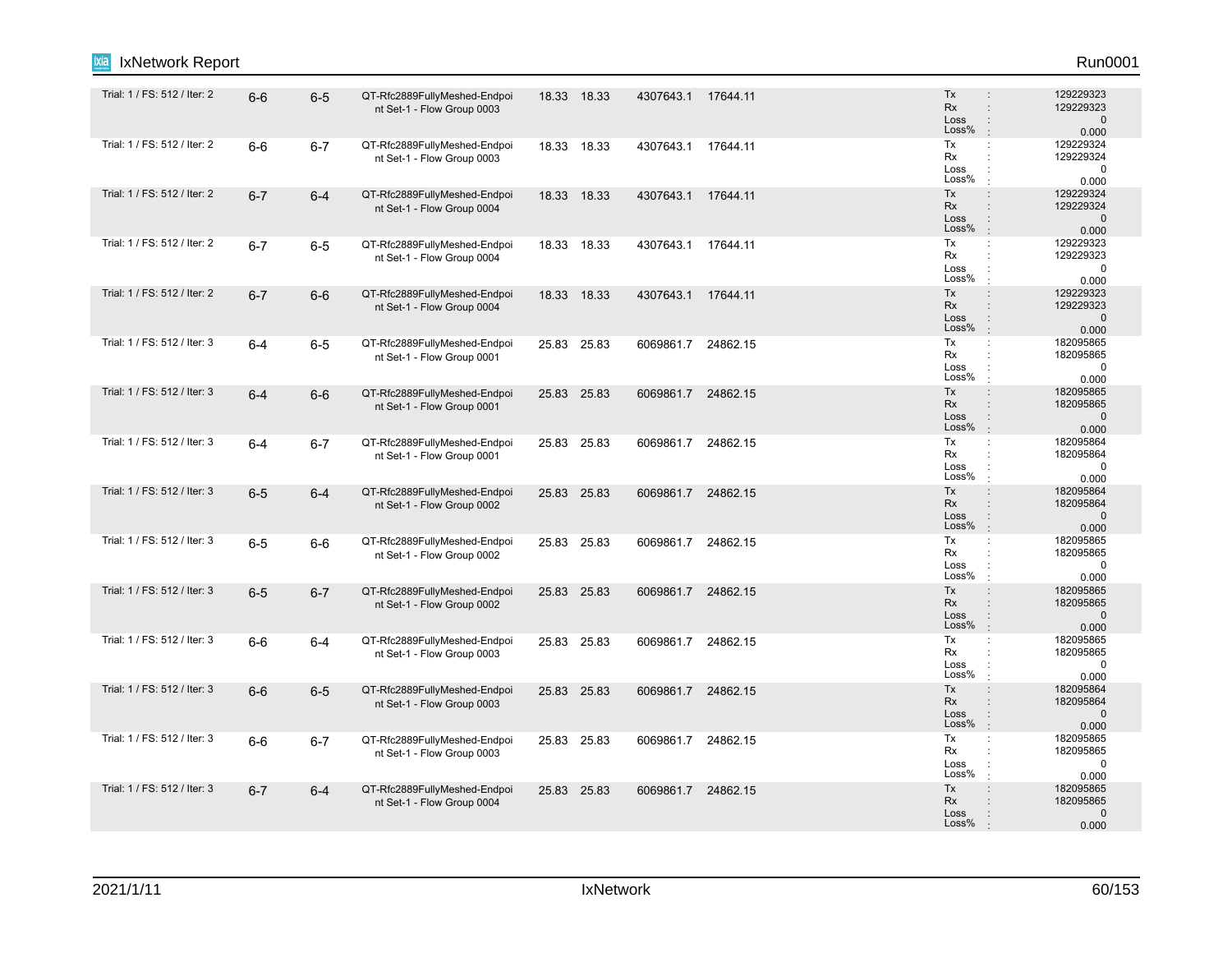| | | | | | | | | |
|---|---|---|---|---|---|---|---|---|
| Trial: 1 / FS: 512 / Iter: 2 | 6-6 | 6-5 | QT-Rfc2889FullyMeshed-Endpoint Set-1 - Flow Group 0003 | 18.33 | 18.33 | 4307643.1 | 17644.11 | Tx : 129229323<br>Rx : 129229323<br>Loss : 0<br>Loss% : 0.000 |
| Trial: 1 / FS: 512 / Iter: 2 | 6-6 | 6-7 | QT-Rfc2889FullyMeshed-Endpoint Set-1 - Flow Group 0003 | 18.33 | 18.33 | 4307643.1 | 17644.11 | Tx : 129229324<br>Rx : 129229324<br>Loss : 0<br>Loss% : 0.000 |
| Trial: 1 / FS: 512 / Iter: 2 | 6-7 | 6-4 | QT-Rfc2889FullyMeshed-Endpoint Set-1 - Flow Group 0004 | 18.33 | 18.33 | 4307643.1 | 17644.11 | Tx : 129229324<br>Rx : 129229324<br>Loss : 0<br>Loss% : 0.000 |
| Trial: 1 / FS: 512 / Iter: 2 | 6-7 | 6-5 | QT-Rfc2889FullyMeshed-Endpoint Set-1 - Flow Group 0004 | 18.33 | 18.33 | 4307643.1 | 17644.11 | Tx : 129229323<br>Rx : 129229323<br>Loss : 0<br>Loss% : 0.000 |
| Trial: 1 / FS: 512 / Iter: 2 | 6-7 | 6-6 | QT-Rfc2889FullyMeshed-Endpoint Set-1 - Flow Group 0004 | 18.33 | 18.33 | 4307643.1 | 17644.11 | Tx : 129229323<br>Rx : 129229323<br>Loss : 0<br>Loss% : 0.000 |
| Trial: 1 / FS: 512 / Iter: 3 | 6-4 | 6-5 | QT-Rfc2889FullyMeshed-Endpoint Set-1 - Flow Group 0001 | 25.83 | 25.83 | 6069861.7 | 24862.15 | Tx : 182095865<br>Rx : 182095865<br>Loss : 0<br>Loss% : 0.000 |
| Trial: 1 / FS: 512 / Iter: 3 | 6-4 | 6-6 | QT-Rfc2889FullyMeshed-Endpoint Set-1 - Flow Group 0001 | 25.83 | 25.83 | 6069861.7 | 24862.15 | Tx : 182095865<br>Rx : 182095865<br>Loss : 0<br>Loss% : 0.000 |
| Trial: 1 / FS: 512 / Iter: 3 | 6-4 | 6-7 | QT-Rfc2889FullyMeshed-Endpoint Set-1 - Flow Group 0001 | 25.83 | 25.83 | 6069861.7 | 24862.15 | Tx : 182095864<br>Rx : 182095864<br>Loss : 0<br>Loss% : 0.000 |
| Trial: 1 / FS: 512 / Iter: 3 | 6-5 | 6-4 | QT-Rfc2889FullyMeshed-Endpoint Set-1 - Flow Group 0002 | 25.83 | 25.83 | 6069861.7 | 24862.15 | Tx : 182095864<br>Rx : 182095864<br>Loss : 0<br>Loss% : 0.000 |
| Trial: 1 / FS: 512 / Iter: 3 | 6-5 | 6-6 | QT-Rfc2889FullyMeshed-Endpoint Set-1 - Flow Group 0002 | 25.83 | 25.83 | 6069861.7 | 24862.15 | Tx : 182095865<br>Rx : 182095865<br>Loss : 0<br>Loss% : 0.000 |
| Trial: 1 / FS: 512 / Iter: 3 | 6-5 | 6-7 | QT-Rfc2889FullyMeshed-Endpoint Set-1 - Flow Group 0002 | 25.83 | 25.83 | 6069861.7 | 24862.15 | Tx : 182095865<br>Rx : 182095865<br>Loss : 0<br>Loss% : 0.000 |
| Trial: 1 / FS: 512 / Iter: 3 | 6-6 | 6-4 | QT-Rfc2889FullyMeshed-Endpoint Set-1 - Flow Group 0003 | 25.83 | 25.83 | 6069861.7 | 24862.15 | Tx : 182095865<br>Rx : 182095865<br>Loss : 0<br>Loss% : 0.000 |
| Trial: 1 / FS: 512 / Iter: 3 | 6-6 | 6-5 | QT-Rfc2889FullyMeshed-Endpoint Set-1 - Flow Group 0003 | 25.83 | 25.83 | 6069861.7 | 24862.15 | Tx : 182095864<br>Rx : 182095864<br>Loss : 0<br>Loss% : 0.000 |
| Trial: 1 / FS: 512 / Iter: 3 | 6-6 | 6-7 | QT-Rfc2889FullyMeshed-Endpoint Set-1 - Flow Group 0003 | 25.83 | 25.83 | 6069861.7 | 24862.15 | Tx : 182095865<br>Rx : 182095865<br>Loss : 0<br>Loss% : 0.000 |
| Trial: 1 / FS: 512 / Iter: 3 | 6-7 | 6-4 | QT-Rfc2889FullyMeshed-Endpoint Set-1 - Flow Group 0004 | 25.83 | 25.83 | 6069861.7 | 24862.15 | Tx : 182095865<br>Rx : 182095865<br>Loss : 0<br>Loss% : 0.000 |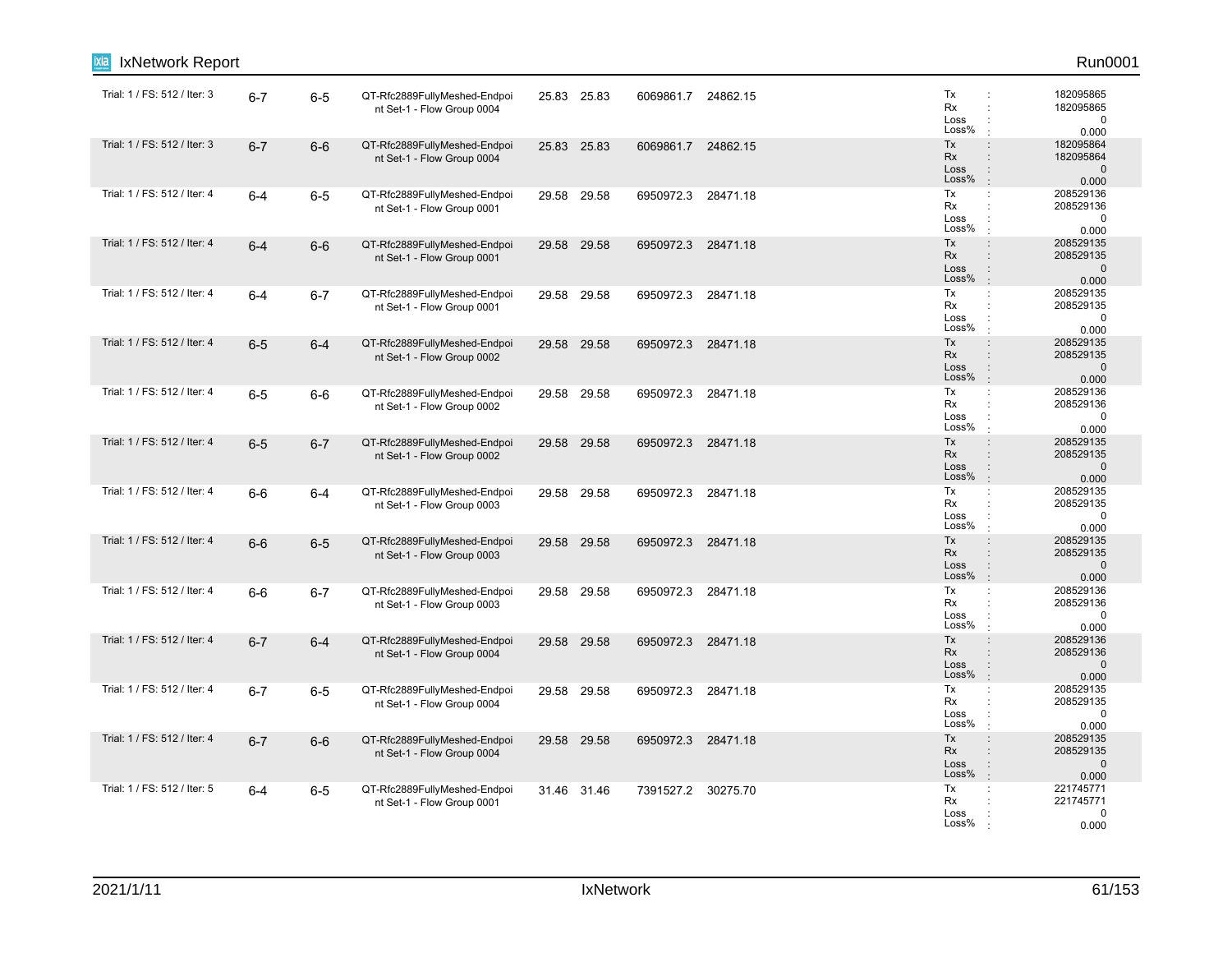| | | | | | | | | |
|---|---|---|---|---|---|---|---|---|
| Trial: 1 / FS: 512 / Iter: 3 | 6-7 | 6-5 | QT-Rfc2889FullyMeshed-Endpoint Set-1 - Flow Group 0004 | 25.83 | 25.83 | 6069861.7 | 24862.15 | Tx : 182095865<br>Rx : 182095865<br>Loss : 0<br>Loss% : 0.000 |
| Trial: 1 / FS: 512 / Iter: 3 | 6-7 | 6-6 | QT-Rfc2889FullyMeshed-Endpoint Set-1 - Flow Group 0004 | 25.83 | 25.83 | 6069861.7 | 24862.15 | Tx : 182095864<br>Rx : 182095864<br>Loss : 0<br>Loss% : 0.000 |
| Trial: 1 / FS: 512 / Iter: 4 | 6-4 | 6-5 | QT-Rfc2889FullyMeshed-Endpoint Set-1 - Flow Group 0001 | 29.58 | 29.58 | 6950972.3 | 28471.18 | Tx : 208529136<br>Rx : 208529136<br>Loss : 0<br>Loss% : 0.000 |
| Trial: 1 / FS: 512 / Iter: 4 | 6-4 | 6-6 | QT-Rfc2889FullyMeshed-Endpoint Set-1 - Flow Group 0001 | 29.58 | 29.58 | 6950972.3 | 28471.18 | Tx : 208529135<br>Rx : 208529135<br>Loss : 0<br>Loss% : 0.000 |
| Trial: 1 / FS: 512 / Iter: 4 | 6-4 | 6-7 | QT-Rfc2889FullyMeshed-Endpoint Set-1 - Flow Group 0001 | 29.58 | 29.58 | 6950972.3 | 28471.18 | Tx : 208529135<br>Rx : 208529135<br>Loss : 0<br>Loss% : 0.000 |
| Trial: 1 / FS: 512 / Iter: 4 | 6-5 | 6-4 | QT-Rfc2889FullyMeshed-Endpoint Set-1 - Flow Group 0002 | 29.58 | 29.58 | 6950972.3 | 28471.18 | Tx : 208529135<br>Rx : 208529135<br>Loss : 0<br>Loss% : 0.000 |
| Trial: 1 / FS: 512 / Iter: 4 | 6-5 | 6-6 | QT-Rfc2889FullyMeshed-Endpoint Set-1 - Flow Group 0002 | 29.58 | 29.58 | 6950972.3 | 28471.18 | Tx : 208529136<br>Rx : 208529136<br>Loss : 0<br>Loss% : 0.000 |
| Trial: 1 / FS: 512 / Iter: 4 | 6-5 | 6-7 | QT-Rfc2889FullyMeshed-Endpoint Set-1 - Flow Group 0002 | 29.58 | 29.58 | 6950972.3 | 28471.18 | Tx : 208529135<br>Rx : 208529135<br>Loss : 0<br>Loss% : 0.000 |
| Trial: 1 / FS: 512 / Iter: 4 | 6-6 | 6-4 | QT-Rfc2889FullyMeshed-Endpoint Set-1 - Flow Group 0003 | 29.58 | 29.58 | 6950972.3 | 28471.18 | Tx : 208529135<br>Rx : 208529135<br>Loss : 0<br>Loss% : 0.000 |
| Trial: 1 / FS: 512 / Iter: 4 | 6-6 | 6-5 | QT-Rfc2889FullyMeshed-Endpoint Set-1 - Flow Group 0003 | 29.58 | 29.58 | 6950972.3 | 28471.18 | Tx : 208529135<br>Rx : 208529135<br>Loss : 0<br>Loss% : 0.000 |
| Trial: 1 / FS: 512 / Iter: 4 | 6-6 | 6-7 | QT-Rfc2889FullyMeshed-Endpoint Set-1 - Flow Group 0003 | 29.58 | 29.58 | 6950972.3 | 28471.18 | Tx : 208529136<br>Rx : 208529136<br>Loss : 0<br>Loss% : 0.000 |
| Trial: 1 / FS: 512 / Iter: 4 | 6-7 | 6-4 | QT-Rfc2889FullyMeshed-Endpoint Set-1 - Flow Group 0004 | 29.58 | 29.58 | 6950972.3 | 28471.18 | Tx : 208529136<br>Rx : 208529136<br>Loss : 0<br>Loss% : 0.000 |
| Trial: 1 / FS: 512 / Iter: 4 | 6-7 | 6-5 | QT-Rfc2889FullyMeshed-Endpoint Set-1 - Flow Group 0004 | 29.58 | 29.58 | 6950972.3 | 28471.18 | Tx : 208529135<br>Rx : 208529135<br>Loss : 0<br>Loss% : 0.000 |
| Trial: 1 / FS: 512 / Iter: 4 | 6-7 | 6-6 | QT-Rfc2889FullyMeshed-Endpoint Set-1 - Flow Group 0004 | 29.58 | 29.58 | 6950972.3 | 28471.18 | Tx : 208529135<br>Rx : 208529135<br>Loss : 0<br>Loss% : 0.000 |
| Trial: 1 / FS: 512 / Iter: 5 | 6-4 | 6-5 | QT-Rfc2889FullyMeshed-Endpoint Set-1 - Flow Group 0001 | 31.46 | 31.46 | 7391527.2 | 30275.70 | Tx : 221745771<br>Rx : 221745771<br>Loss : 0<br>Loss% : 0.000 |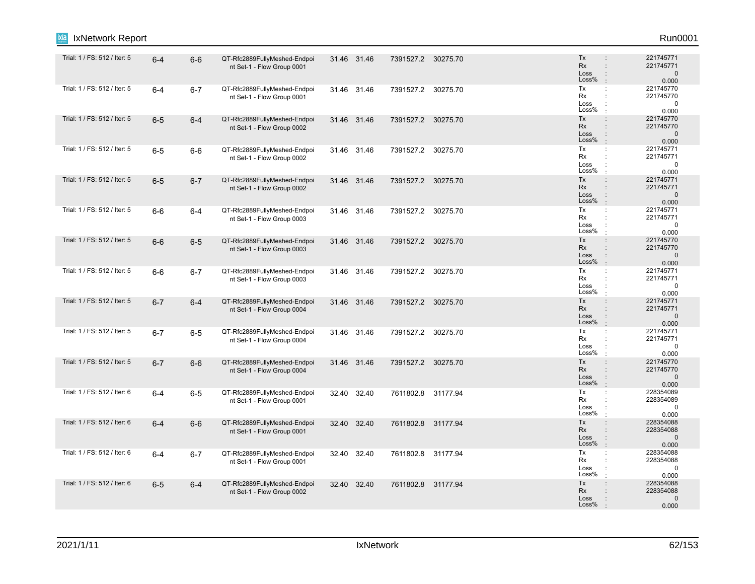| | | | | | | | | |
|---|---|---|---|---|---|---|---|---|
| Trial: 1 / FS: 512 / Iter: 5 | 6-4 | 6-6 | QT-Rfc2889FullyMeshed-Endpoint Set-1 - Flow Group 0001 | 31.46 | 31.46 | 7391527.2 | 30275.70 | Tx : 221745771<br>Rx : 221745771<br>Loss : 0<br>Loss% : 0.000 |
| Trial: 1 / FS: 512 / Iter: 5 | 6-4 | 6-7 | QT-Rfc2889FullyMeshed-Endpoint Set-1 - Flow Group 0001 | 31.46 | 31.46 | 7391527.2 | 30275.70 | Tx : 221745770<br>Rx : 221745770<br>Loss : 0<br>Loss% : 0.000 |
| Trial: 1 / FS: 512 / Iter: 5 | 6-5 | 6-4 | QT-Rfc2889FullyMeshed-Endpoint Set-1 - Flow Group 0002 | 31.46 | 31.46 | 7391527.2 | 30275.70 | Tx : 221745770<br>Rx : 221745770<br>Loss : 0<br>Loss% : 0.000 |
| Trial: 1 / FS: 512 / Iter: 5 | 6-5 | 6-6 | QT-Rfc2889FullyMeshed-Endpoint Set-1 - Flow Group 0002 | 31.46 | 31.46 | 7391527.2 | 30275.70 | Tx : 221745771<br>Rx : 221745771<br>Loss : 0<br>Loss% : 0.000 |
| Trial: 1 / FS: 512 / Iter: 5 | 6-5 | 6-7 | QT-Rfc2889FullyMeshed-Endpoint Set-1 - Flow Group 0002 | 31.46 | 31.46 | 7391527.2 | 30275.70 | Tx : 221745771<br>Rx : 221745771<br>Loss : 0<br>Loss% : 0.000 |
| Trial: 1 / FS: 512 / Iter: 5 | 6-6 | 6-4 | QT-Rfc2889FullyMeshed-Endpoint Set-1 - Flow Group 0003 | 31.46 | 31.46 | 7391527.2 | 30275.70 | Tx : 221745771<br>Rx : 221745771<br>Loss : 0<br>Loss% : 0.000 |
| Trial: 1 / FS: 512 / Iter: 5 | 6-6 | 6-5 | QT-Rfc2889FullyMeshed-Endpoint Set-1 - Flow Group 0003 | 31.46 | 31.46 | 7391527.2 | 30275.70 | Tx : 221745770<br>Rx : 221745770<br>Loss : 0<br>Loss% : 0.000 |
| Trial: 1 / FS: 512 / Iter: 5 | 6-6 | 6-7 | QT-Rfc2889FullyMeshed-Endpoint Set-1 - Flow Group 0003 | 31.46 | 31.46 | 7391527.2 | 30275.70 | Tx : 221745771<br>Rx : 221745771<br>Loss : 0<br>Loss% : 0.000 |
| Trial: 1 / FS: 512 / Iter: 5 | 6-7 | 6-4 | QT-Rfc2889FullyMeshed-Endpoint Set-1 - Flow Group 0004 | 31.46 | 31.46 | 7391527.2 | 30275.70 | Tx : 221745771<br>Rx : 221745771<br>Loss : 0<br>Loss% : 0.000 |
| Trial: 1 / FS: 512 / Iter: 5 | 6-7 | 6-5 | QT-Rfc2889FullyMeshed-Endpoint Set-1 - Flow Group 0004 | 31.46 | 31.46 | 7391527.2 | 30275.70 | Tx : 221745771<br>Rx : 221745771<br>Loss : 0<br>Loss% : 0.000 |
| Trial: 1 / FS: 512 / Iter: 5 | 6-7 | 6-6 | QT-Rfc2889FullyMeshed-Endpoint Set-1 - Flow Group 0004 | 31.46 | 31.46 | 7391527.2 | 30275.70 | Tx : 221745770<br>Rx : 221745770<br>Loss : 0<br>Loss% : 0.000 |
| Trial: 1 / FS: 512 / Iter: 6 | 6-4 | 6-5 | QT-Rfc2889FullyMeshed-Endpoint Set-1 - Flow Group 0001 | 32.40 | 32.40 | 7611802.8 | 31177.94 | Tx : 228354089<br>Rx : 228354089<br>Loss : 0<br>Loss% : 0.000 |
| Trial: 1 / FS: 512 / Iter: 6 | 6-4 | 6-6 | QT-Rfc2889FullyMeshed-Endpoint Set-1 - Flow Group 0001 | 32.40 | 32.40 | 7611802.8 | 31177.94 | Tx : 228354088<br>Rx : 228354088<br>Loss : 0<br>Loss% : 0.000 |
| Trial: 1 / FS: 512 / Iter: 6 | 6-4 | 6-7 | QT-Rfc2889FullyMeshed-Endpoint Set-1 - Flow Group 0001 | 32.40 | 32.40 | 7611802.8 | 31177.94 | Tx : 228354088<br>Rx : 228354088<br>Loss : 0<br>Loss% : 0.000 |
| Trial: 1 / FS: 512 / Iter: 6 | 6-5 | 6-4 | QT-Rfc2889FullyMeshed-Endpoint Set-1 - Flow Group 0002 | 32.40 | 32.40 | 7611802.8 | 31177.94 | Tx : 228354088<br>Rx : 228354088<br>Loss : 0<br>Loss% : 0.000 |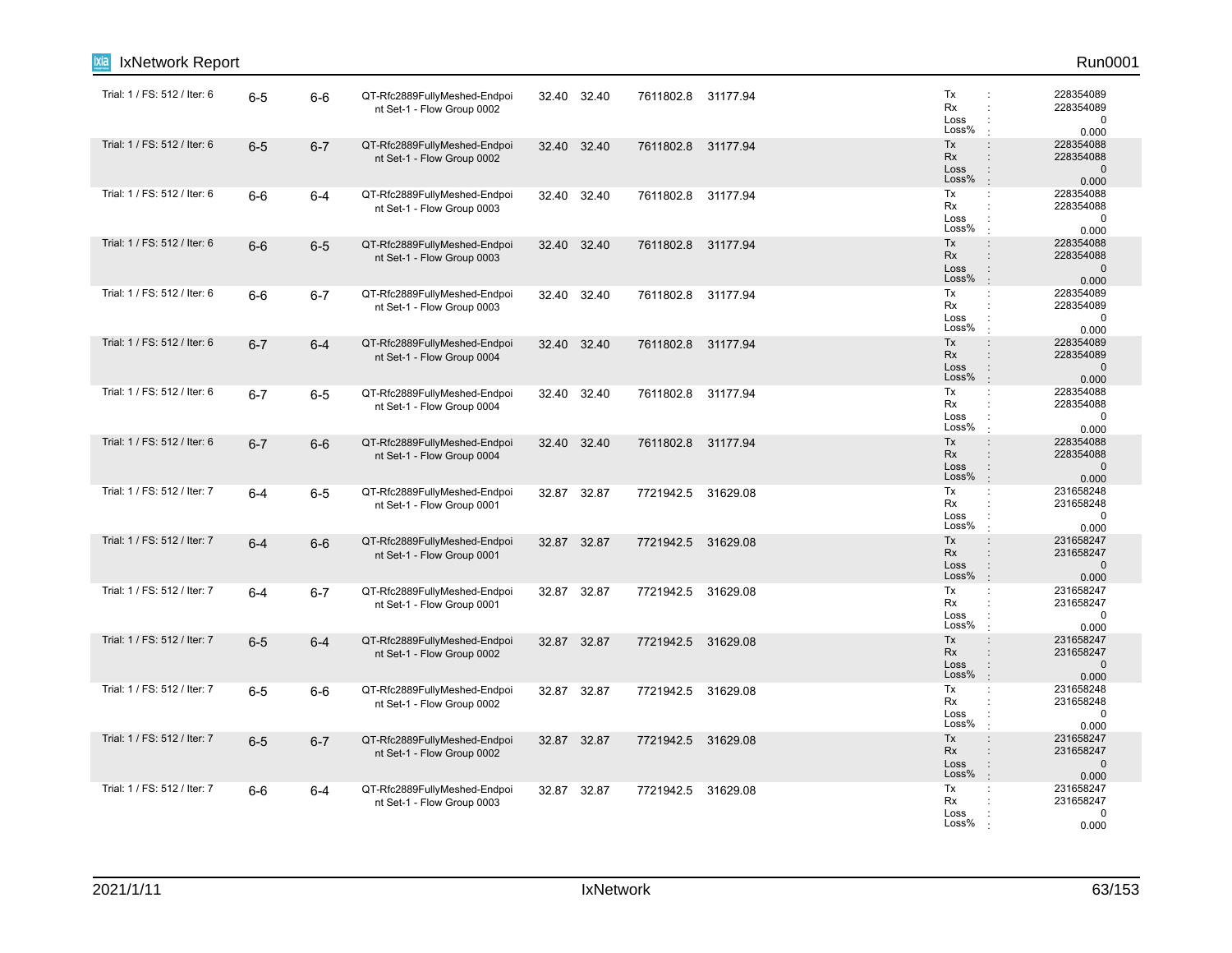| | | | | | | | | |
|---|---|---|---|---|---|---|---|---|
| Trial: 1 / FS: 512 / Iter: 6 | 6-5 | 6-6 | QT-Rfc2889FullyMeshed-Endpoint Set-1 - Flow Group 0002 | 32.40 | 32.40 | 7611802.8 | 31177.94 | Tx : 228354089<br>Rx : 228354089<br>Loss : 0<br>Loss% : 0.000 |
| Trial: 1 / FS: 512 / Iter: 6 | 6-5 | 6-7 | QT-Rfc2889FullyMeshed-Endpoint Set-1 - Flow Group 0002 | 32.40 | 32.40 | 7611802.8 | 31177.94 | Tx : 228354088<br>Rx : 228354088<br>Loss : 0<br>Loss% : 0.000 |
| Trial: 1 / FS: 512 / Iter: 6 | 6-6 | 6-4 | QT-Rfc2889FullyMeshed-Endpoint Set-1 - Flow Group 0003 | 32.40 | 32.40 | 7611802.8 | 31177.94 | Tx : 228354088<br>Rx : 228354088<br>Loss : 0<br>Loss% : 0.000 |
| Trial: 1 / FS: 512 / Iter: 6 | 6-6 | 6-5 | QT-Rfc2889FullyMeshed-Endpoint Set-1 - Flow Group 0003 | 32.40 | 32.40 | 7611802.8 | 31177.94 | Tx : 228354088<br>Rx : 228354088<br>Loss : 0<br>Loss% : 0.000 |
| Trial: 1 / FS: 512 / Iter: 6 | 6-6 | 6-7 | QT-Rfc2889FullyMeshed-Endpoint Set-1 - Flow Group 0003 | 32.40 | 32.40 | 7611802.8 | 31177.94 | Tx : 228354089<br>Rx : 228354089<br>Loss : 0<br>Loss% : 0.000 |
| Trial: 1 / FS: 512 / Iter: 6 | 6-7 | 6-4 | QT-Rfc2889FullyMeshed-Endpoint Set-1 - Flow Group 0004 | 32.40 | 32.40 | 7611802.8 | 31177.94 | Tx : 228354089<br>Rx : 228354089<br>Loss : 0<br>Loss% : 0.000 |
| Trial: 1 / FS: 512 / Iter: 6 | 6-7 | 6-5 | QT-Rfc2889FullyMeshed-Endpoint Set-1 - Flow Group 0004 | 32.40 | 32.40 | 7611802.8 | 31177.94 | Tx : 228354088<br>Rx : 228354088<br>Loss : 0<br>Loss% : 0.000 |
| Trial: 1 / FS: 512 / Iter: 6 | 6-7 | 6-6 | QT-Rfc2889FullyMeshed-Endpoint Set-1 - Flow Group 0004 | 32.40 | 32.40 | 7611802.8 | 31177.94 | Tx : 228354088<br>Rx : 228354088<br>Loss : 0<br>Loss% : 0.000 |
| Trial: 1 / FS: 512 / Iter: 7 | 6-4 | 6-5 | QT-Rfc2889FullyMeshed-Endpoint Set-1 - Flow Group 0001 | 32.87 | 32.87 | 7721942.5 | 31629.08 | Tx : 231658248<br>Rx : 231658248<br>Loss : 0<br>Loss% : 0.000 |
| Trial: 1 / FS: 512 / Iter: 7 | 6-4 | 6-6 | QT-Rfc2889FullyMeshed-Endpoint Set-1 - Flow Group 0001 | 32.87 | 32.87 | 7721942.5 | 31629.08 | Tx : 231658247<br>Rx : 231658247<br>Loss : 0<br>Loss% : 0.000 |
| Trial: 1 / FS: 512 / Iter: 7 | 6-4 | 6-7 | QT-Rfc2889FullyMeshed-Endpoint Set-1 - Flow Group 0001 | 32.87 | 32.87 | 7721942.5 | 31629.08 | Tx : 231658247<br>Rx : 231658247<br>Loss : 0<br>Loss% : 0.000 |
| Trial: 1 / FS: 512 / Iter: 7 | 6-5 | 6-4 | QT-Rfc2889FullyMeshed-Endpoint Set-1 - Flow Group 0002 | 32.87 | 32.87 | 7721942.5 | 31629.08 | Tx : 231658247<br>Rx : 231658247<br>Loss : 0<br>Loss% : 0.000 |
| Trial: 1 / FS: 512 / Iter: 7 | 6-5 | 6-6 | QT-Rfc2889FullyMeshed-Endpoint Set-1 - Flow Group 0002 | 32.87 | 32.87 | 7721942.5 | 31629.08 | Tx : 231658248<br>Rx : 231658248<br>Loss : 0<br>Loss% : 0.000 |
| Trial: 1 / FS: 512 / Iter: 7 | 6-5 | 6-7 | QT-Rfc2889FullyMeshed-Endpoint Set-1 - Flow Group 0002 | 32.87 | 32.87 | 7721942.5 | 31629.08 | Tx : 231658247<br>Rx : 231658247<br>Loss : 0<br>Loss% : 0.000 |
| Trial: 1 / FS: 512 / Iter: 7 | 6-6 | 6-4 | QT-Rfc2889FullyMeshed-Endpoint Set-1 - Flow Group 0003 | 32.87 | 32.87 | 7721942.5 | 31629.08 | Tx : 231658247<br>Rx : 231658247<br>Loss : 0<br>Loss% : 0.000 |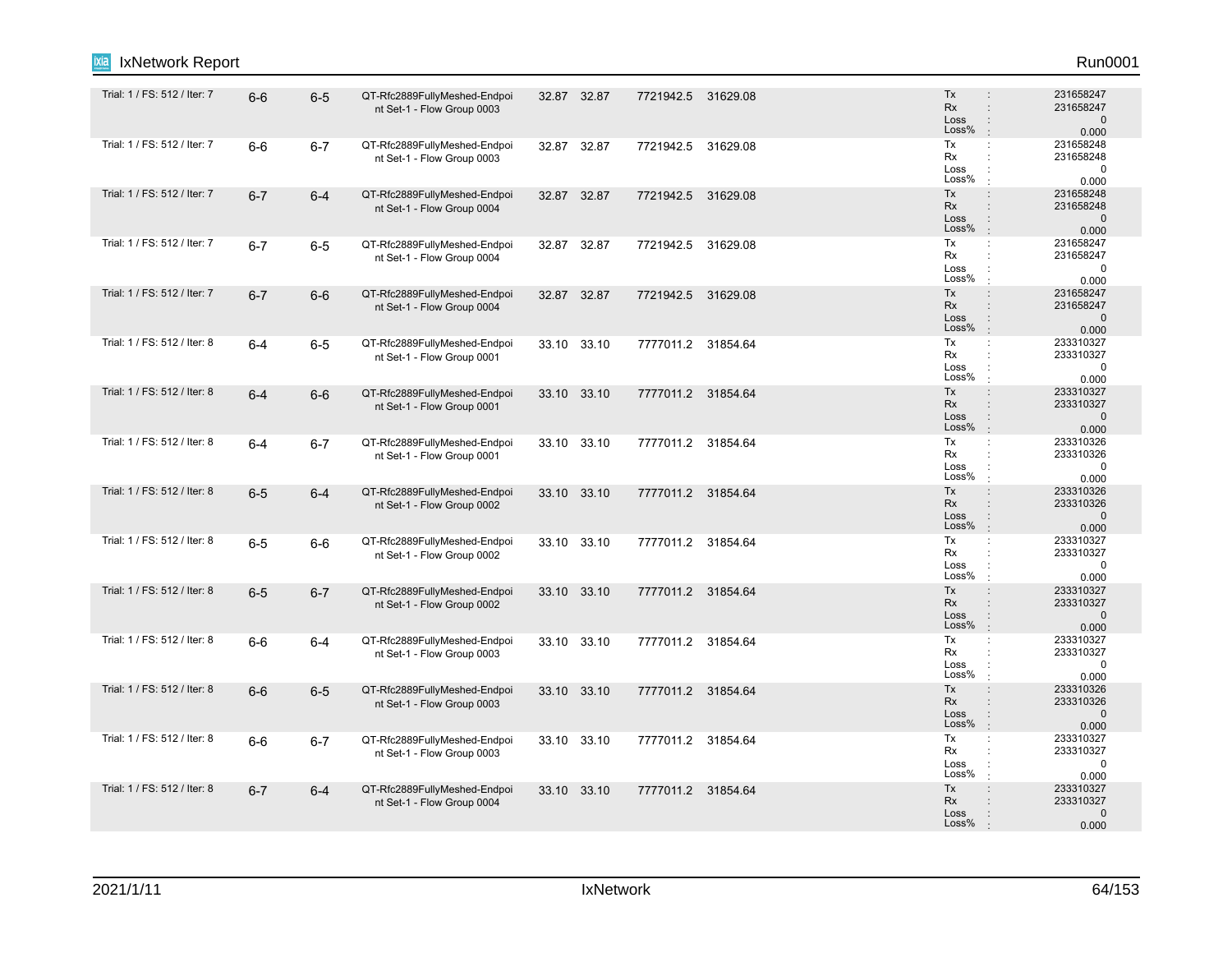| | | | | | | | | | |
|---|---|---|---|---|---|---|---|---|---|
| Trial: 1 / FS: 512 / Iter: 7 | 6-6 | 6-5 | QT-Rfc2889FullyMeshed-Endpoint Set-1 - Flow Group 0003 | 32.87 | 32.87 | 7721942.5 | 31629.08 | Tx :<br>Rx :<br>Loss :<br>Loss% : | 231658247<br>231658247<br>0<br>0.000 |
| Trial: 1 / FS: 512 / Iter: 7 | 6-6 | 6-7 | QT-Rfc2889FullyMeshed-Endpoint Set-1 - Flow Group 0003 | 32.87 | 32.87 | 7721942.5 | 31629.08 | Tx :<br>Rx :<br>Loss :<br>Loss% : | 231658248<br>231658248<br>0<br>0.000 |
| Trial: 1 / FS: 512 / Iter: 7 | 6-7 | 6-4 | QT-Rfc2889FullyMeshed-Endpoint Set-1 - Flow Group 0004 | 32.87 | 32.87 | 7721942.5 | 31629.08 | Tx :<br>Rx :<br>Loss :<br>Loss% : | 231658248<br>231658248<br>0<br>0.000 |
| Trial: 1 / FS: 512 / Iter: 7 | 6-7 | 6-5 | QT-Rfc2889FullyMeshed-Endpoint Set-1 - Flow Group 0004 | 32.87 | 32.87 | 7721942.5 | 31629.08 | Tx :<br>Rx :<br>Loss :<br>Loss% : | 231658247<br>231658247<br>0<br>0.000 |
| Trial: 1 / FS: 512 / Iter: 7 | 6-7 | 6-6 | QT-Rfc2889FullyMeshed-Endpoint Set-1 - Flow Group 0004 | 32.87 | 32.87 | 7721942.5 | 31629.08 | Tx :<br>Rx :<br>Loss :<br>Loss% : | 231658247<br>231658247<br>0<br>0.000 |
| Trial: 1 / FS: 512 / Iter: 8 | 6-4 | 6-5 | QT-Rfc2889FullyMeshed-Endpoint Set-1 - Flow Group 0001 | 33.10 | 33.10 | 7777011.2 | 31854.64 | Tx :<br>Rx :<br>Loss :<br>Loss% : | 233310327<br>233310327<br>0<br>0.000 |
| Trial: 1 / FS: 512 / Iter: 8 | 6-4 | 6-6 | QT-Rfc2889FullyMeshed-Endpoint Set-1 - Flow Group 0001 | 33.10 | 33.10 | 7777011.2 | 31854.64 | Tx :<br>Rx :<br>Loss :<br>Loss% : | 233310327<br>233310327<br>0<br>0.000 |
| Trial: 1 / FS: 512 / Iter: 8 | 6-4 | 6-7 | QT-Rfc2889FullyMeshed-Endpoint Set-1 - Flow Group 0001 | 33.10 | 33.10 | 7777011.2 | 31854.64 | Tx :<br>Rx :<br>Loss :<br>Loss% : | 233310326<br>233310326<br>0<br>0.000 |
| Trial: 1 / FS: 512 / Iter: 8 | 6-5 | 6-4 | QT-Rfc2889FullyMeshed-Endpoint Set-1 - Flow Group 0002 | 33.10 | 33.10 | 7777011.2 | 31854.64 | Tx :<br>Rx :<br>Loss :<br>Loss% : | 233310326<br>233310326<br>0<br>0.000 |
| Trial: 1 / FS: 512 / Iter: 8 | 6-5 | 6-6 | QT-Rfc2889FullyMeshed-Endpoint Set-1 - Flow Group 0002 | 33.10 | 33.10 | 7777011.2 | 31854.64 | Tx :<br>Rx :<br>Loss :<br>Loss% : | 233310327<br>233310327<br>0<br>0.000 |
| Trial: 1 / FS: 512 / Iter: 8 | 6-5 | 6-7 | QT-Rfc2889FullyMeshed-Endpoint Set-1 - Flow Group 0002 | 33.10 | 33.10 | 7777011.2 | 31854.64 | Tx :<br>Rx :<br>Loss :<br>Loss% : | 233310327<br>233310327<br>0<br>0.000 |
| Trial: 1 / FS: 512 / Iter: 8 | 6-6 | 6-4 | QT-Rfc2889FullyMeshed-Endpoint Set-1 - Flow Group 0003 | 33.10 | 33.10 | 7777011.2 | 31854.64 | Tx :<br>Rx :<br>Loss :<br>Loss% : | 233310327<br>233310327<br>0<br>0.000 |
| Trial: 1 / FS: 512 / Iter: 8 | 6-6 | 6-5 | QT-Rfc2889FullyMeshed-Endpoint Set-1 - Flow Group 0003 | 33.10 | 33.10 | 7777011.2 | 31854.64 | Tx :<br>Rx :<br>Loss :<br>Loss% : | 233310326<br>233310326<br>0<br>0.000 |
| Trial: 1 / FS: 512 / Iter: 8 | 6-6 | 6-7 | QT-Rfc2889FullyMeshed-Endpoint Set-1 - Flow Group 0003 | 33.10 | 33.10 | 7777011.2 | 31854.64 | Tx :<br>Rx :<br>Loss :<br>Loss% : | 233310327<br>233310327<br>0<br>0.000 |
| Trial: 1 / FS: 512 / Iter: 8 | 6-7 | 6-4 | QT-Rfc2889FullyMeshed-Endpoint Set-1 - Flow Group 0004 | 33.10 | 33.10 | 7777011.2 | 31854.64 | Tx :<br>Rx :<br>Loss :<br>Loss% : | 233310327<br>233310327<br>0<br>0.000 |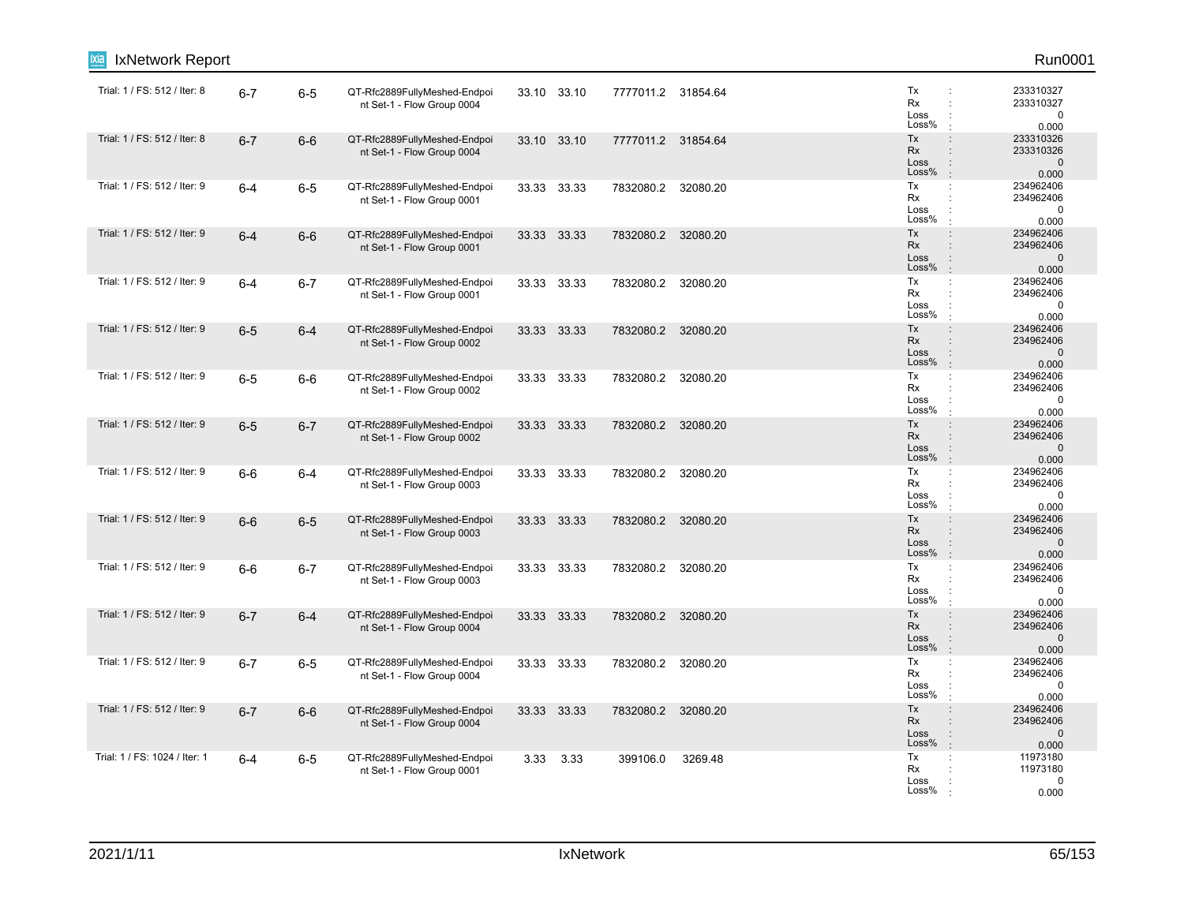| | | | | | | | | |
|---|---|---|---|---|---|---|---|---|
| Trial: 1 / FS: 512 / Iter: 8 | 6-7 | 6-5 | QT-Rfc2889FullyMeshed-Endpoint Set-1 - Flow Group 0004 | 33.10 | 33.10 | 7777011.2 | 31854.64 | Tx : 233310327<br>Rx : 233310327<br>Loss : 0<br>Loss% : 0.000 |
| Trial: 1 / FS: 512 / Iter: 8 | 6-7 | 6-6 | QT-Rfc2889FullyMeshed-Endpoint Set-1 - Flow Group 0004 | 33.10 | 33.10 | 7777011.2 | 31854.64 | Tx : 233310326<br>Rx : 233310326<br>Loss : 0<br>Loss% : 0.000 |
| Trial: 1 / FS: 512 / Iter: 9 | 6-4 | 6-5 | QT-Rfc2889FullyMeshed-Endpoint Set-1 - Flow Group 0001 | 33.33 | 33.33 | 7832080.2 | 32080.20 | Tx : 234962406<br>Rx : 234962406<br>Loss : 0<br>Loss% : 0.000 |
| Trial: 1 / FS: 512 / Iter: 9 | 6-4 | 6-6 | QT-Rfc2889FullyMeshed-Endpoint Set-1 - Flow Group 0001 | 33.33 | 33.33 | 7832080.2 | 32080.20 | Tx : 234962406<br>Rx : 234962406<br>Loss : 0<br>Loss% : 0.000 |
| Trial: 1 / FS: 512 / Iter: 9 | 6-4 | 6-7 | QT-Rfc2889FullyMeshed-Endpoint Set-1 - Flow Group 0001 | 33.33 | 33.33 | 7832080.2 | 32080.20 | Tx : 234962406<br>Rx : 234962406<br>Loss : 0<br>Loss% : 0.000 |
| Trial: 1 / FS: 512 / Iter: 9 | 6-5 | 6-4 | QT-Rfc2889FullyMeshed-Endpoint Set-1 - Flow Group 0002 | 33.33 | 33.33 | 7832080.2 | 32080.20 | Tx : 234962406<br>Rx : 234962406<br>Loss : 0<br>Loss% : 0.000 |
| Trial: 1 / FS: 512 / Iter: 9 | 6-5 | 6-6 | QT-Rfc2889FullyMeshed-Endpoint Set-1 - Flow Group 0002 | 33.33 | 33.33 | 7832080.2 | 32080.20 | Tx : 234962406<br>Rx : 234962406<br>Loss : 0<br>Loss% : 0.000 |
| Trial: 1 / FS: 512 / Iter: 9 | 6-5 | 6-7 | QT-Rfc2889FullyMeshed-Endpoint Set-1 - Flow Group 0002 | 33.33 | 33.33 | 7832080.2 | 32080.20 | Tx : 234962406<br>Rx : 234962406<br>Loss : 0<br>Loss% : 0.000 |
| Trial: 1 / FS: 512 / Iter: 9 | 6-6 | 6-4 | QT-Rfc2889FullyMeshed-Endpoint Set-1 - Flow Group 0003 | 33.33 | 33.33 | 7832080.2 | 32080.20 | Tx : 234962406<br>Rx : 234962406<br>Loss : 0<br>Loss% : 0.000 |
| Trial: 1 / FS: 512 / Iter: 9 | 6-6 | 6-5 | QT-Rfc2889FullyMeshed-Endpoint Set-1 - Flow Group 0003 | 33.33 | 33.33 | 7832080.2 | 32080.20 | Tx : 234962406<br>Rx : 234962406<br>Loss : 0<br>Loss% : 0.000 |
| Trial: 1 / FS: 512 / Iter: 9 | 6-6 | 6-7 | QT-Rfc2889FullyMeshed-Endpoint Set-1 - Flow Group 0003 | 33.33 | 33.33 | 7832080.2 | 32080.20 | Tx : 234962406<br>Rx : 234962406<br>Loss : 0<br>Loss% : 0.000 |
| Trial: 1 / FS: 512 / Iter: 9 | 6-7 | 6-4 | QT-Rfc2889FullyMeshed-Endpoint Set-1 - Flow Group 0004 | 33.33 | 33.33 | 7832080.2 | 32080.20 | Tx : 234962406<br>Rx : 234962406<br>Loss : 0<br>Loss% : 0.000 |
| Trial: 1 / FS: 512 / Iter: 9 | 6-7 | 6-5 | QT-Rfc2889FullyMeshed-Endpoint Set-1 - Flow Group 0004 | 33.33 | 33.33 | 7832080.2 | 32080.20 | Tx : 234962406<br>Rx : 234962406<br>Loss : 0<br>Loss% : 0.000 |
| Trial: 1 / FS: 512 / Iter: 9 | 6-7 | 6-6 | QT-Rfc2889FullyMeshed-Endpoint Set-1 - Flow Group 0004 | 33.33 | 33.33 | 7832080.2 | 32080.20 | Tx : 234962406<br>Rx : 234962406<br>Loss : 0<br>Loss% : 0.000 |
| Trial: 1 / FS: 1024 / Iter: 1 | 6-4 | 6-5 | QT-Rfc2889FullyMeshed-Endpoint Set-1 - Flow Group 0001 | 3.33 | 3.33 | 399106.0 | 3269.48 | Tx : 11973180<br>Rx : 11973180<br>Loss : 0<br>Loss% : 0.000 |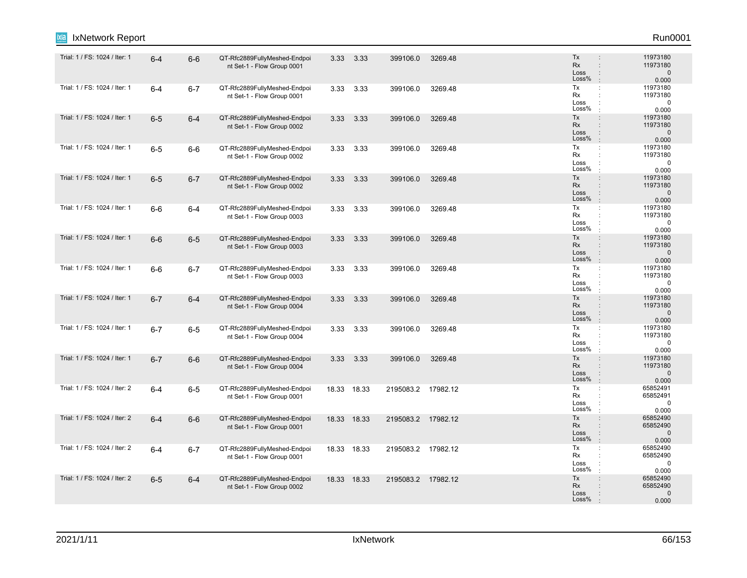| | | | | | | | | | |
|---|---|---|---|---|---|---|---|---|---|
| Trial: 1 / FS: 1024 / Iter: 1 | 6-4 | 6-6 | QT-Rfc2889FullyMeshed-Endpoint Set-1 - Flow Group 0001 | 3.33 | 3.33 | 399106.0 | 3269.48 | | Tx : 11973180<br>Rx : 11973180<br>Loss : 0<br>Loss% : 0.000 |
| Trial: 1 / FS: 1024 / Iter: 1 | 6-4 | 6-7 | QT-Rfc2889FullyMeshed-Endpoint Set-1 - Flow Group 0001 | 3.33 | 3.33 | 399106.0 | 3269.48 | | Tx : 11973180<br>Rx : 11973180<br>Loss : 0<br>Loss% : 0.000 |
| Trial: 1 / FS: 1024 / Iter: 1 | 6-5 | 6-4 | QT-Rfc2889FullyMeshed-Endpoint Set-1 - Flow Group 0002 | 3.33 | 3.33 | 399106.0 | 3269.48 | | Tx : 11973180<br>Rx : 11973180<br>Loss : 0<br>Loss% : 0.000 |
| Trial: 1 / FS: 1024 / Iter: 1 | 6-5 | 6-6 | QT-Rfc2889FullyMeshed-Endpoint Set-1 - Flow Group 0002 | 3.33 | 3.33 | 399106.0 | 3269.48 | | Tx : 11973180<br>Rx : 11973180<br>Loss : 0<br>Loss% : 0.000 |
| Trial: 1 / FS: 1024 / Iter: 1 | 6-5 | 6-7 | QT-Rfc2889FullyMeshed-Endpoint Set-1 - Flow Group 0002 | 3.33 | 3.33 | 399106.0 | 3269.48 | | Tx : 11973180<br>Rx : 11973180<br>Loss : 0<br>Loss% : 0.000 |
| Trial: 1 / FS: 1024 / Iter: 1 | 6-6 | 6-4 | QT-Rfc2889FullyMeshed-Endpoint Set-1 - Flow Group 0003 | 3.33 | 3.33 | 399106.0 | 3269.48 | | Tx : 11973180<br>Rx : 11973180<br>Loss : 0<br>Loss% : 0.000 |
| Trial: 1 / FS: 1024 / Iter: 1 | 6-6 | 6-5 | QT-Rfc2889FullyMeshed-Endpoint Set-1 - Flow Group 0003 | 3.33 | 3.33 | 399106.0 | 3269.48 | | Tx : 11973180<br>Rx : 11973180<br>Loss : 0<br>Loss% : 0.000 |
| Trial: 1 / FS: 1024 / Iter: 1 | 6-6 | 6-7 | QT-Rfc2889FullyMeshed-Endpoint Set-1 - Flow Group 0003 | 3.33 | 3.33 | 399106.0 | 3269.48 | | Tx : 11973180<br>Rx : 11973180<br>Loss : 0<br>Loss% : 0.000 |
| Trial: 1 / FS: 1024 / Iter: 1 | 6-7 | 6-4 | QT-Rfc2889FullyMeshed-Endpoint Set-1 - Flow Group 0004 | 3.33 | 3.33 | 399106.0 | 3269.48 | | Tx : 11973180<br>Rx : 11973180<br>Loss : 0<br>Loss% : 0.000 |
| Trial: 1 / FS: 1024 / Iter: 1 | 6-7 | 6-5 | QT-Rfc2889FullyMeshed-Endpoint Set-1 - Flow Group 0004 | 3.33 | 3.33 | 399106.0 | 3269.48 | | Tx : 11973180<br>Rx : 11973180<br>Loss : 0<br>Loss% : 0.000 |
| Trial: 1 / FS: 1024 / Iter: 1 | 6-7 | 6-6 | QT-Rfc2889FullyMeshed-Endpoint Set-1 - Flow Group 0004 | 3.33 | 3.33 | 399106.0 | 3269.48 | | Tx : 11973180<br>Rx : 11973180<br>Loss : 0<br>Loss% : 0.000 |
| Trial: 1 / FS: 1024 / Iter: 2 | 6-4 | 6-5 | QT-Rfc2889FullyMeshed-Endpoint Set-1 - Flow Group 0001 | 18.33 | 18.33 | 2195083.2 | 17982.12 | | Tx : 65852491<br>Rx : 65852491<br>Loss : 0<br>Loss% : 0.000 |
| Trial: 1 / FS: 1024 / Iter: 2 | 6-4 | 6-6 | QT-Rfc2889FullyMeshed-Endpoint Set-1 - Flow Group 0001 | 18.33 | 18.33 | 2195083.2 | 17982.12 | | Tx : 65852490<br>Rx : 65852490<br>Loss : 0<br>Loss% : 0.000 |
| Trial: 1 / FS: 1024 / Iter: 2 | 6-4 | 6-7 | QT-Rfc2889FullyMeshed-Endpoint Set-1 - Flow Group 0001 | 18.33 | 18.33 | 2195083.2 | 17982.12 | | Tx : 65852490<br>Rx : 65852490<br>Loss : 0<br>Loss% : 0.000 |
| Trial: 1 / FS: 1024 / Iter: 2 | 6-5 | 6-4 | QT-Rfc2889FullyMeshed-Endpoint Set-1 - Flow Group 0002 | 18.33 | 18.33 | 2195083.2 | 17982.12 | | Tx : 65852490<br>Rx : 65852490<br>Loss : 0<br>Loss% : 0.000 |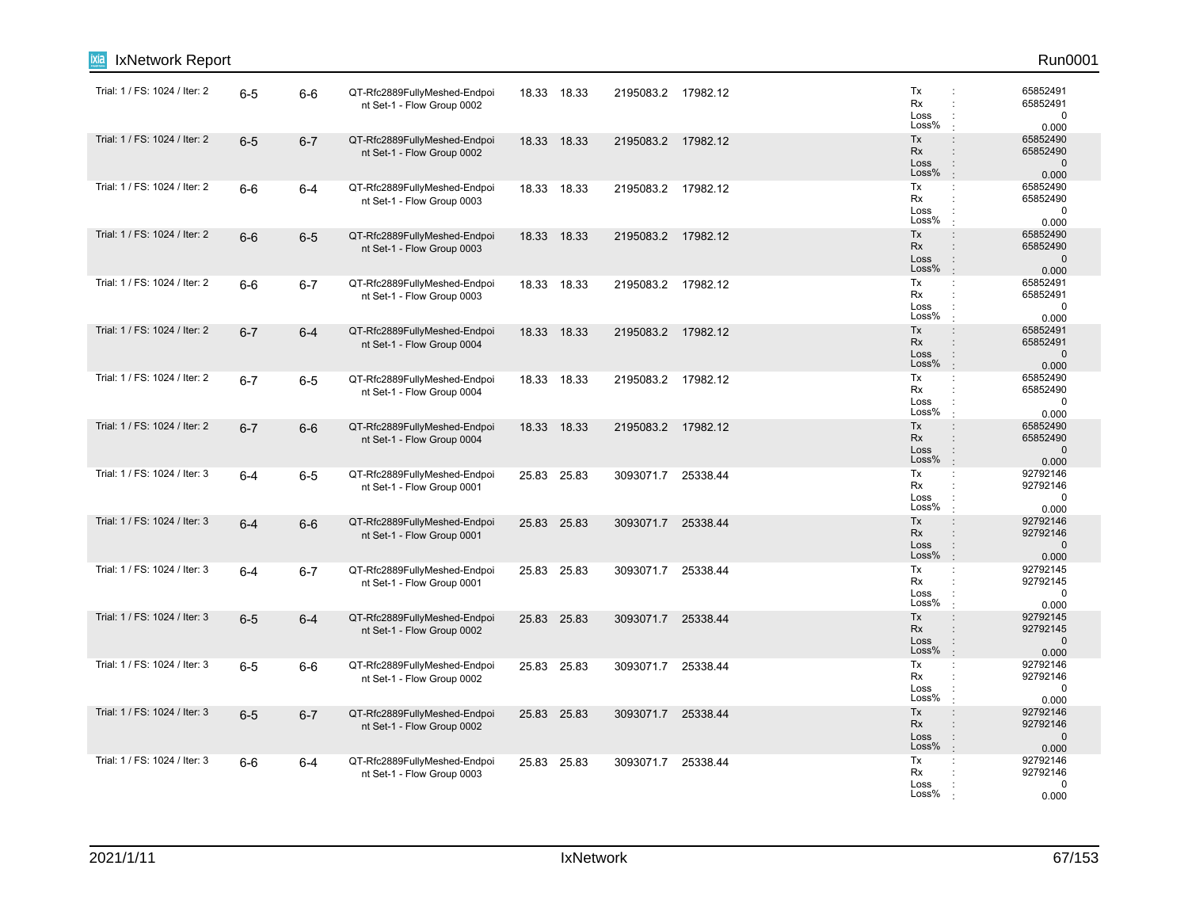| Trial | Tx Port | Rx Port | Traffic Item | | | | | Stats |
|---|---|---|---|---|---|---|---|---|
| Trial: 1 / FS: 1024 / Iter: 2 | 6-5 | 6-6 | QT-Rfc2889FullyMeshed-Endpoint Set-1 - Flow Group 0002 | 18.33 | 18.33 | 2195083.2 | 17982.12 | Tx : 65852491<br>Rx : 65852491<br>Loss : 0<br>Loss% : 0.000 |
| Trial: 1 / FS: 1024 / Iter: 2 | 6-5 | 6-7 | QT-Rfc2889FullyMeshed-Endpoint Set-1 - Flow Group 0002 | 18.33 | 18.33 | 2195083.2 | 17982.12 | Tx : 65852490<br>Rx : 65852490<br>Loss : 0<br>Loss% : 0.000 |
| Trial: 1 / FS: 1024 / Iter: 2 | 6-6 | 6-4 | QT-Rfc2889FullyMeshed-Endpoint Set-1 - Flow Group 0003 | 18.33 | 18.33 | 2195083.2 | 17982.12 | Tx : 65852490<br>Rx : 65852490<br>Loss : 0<br>Loss% : 0.000 |
| Trial: 1 / FS: 1024 / Iter: 2 | 6-6 | 6-5 | QT-Rfc2889FullyMeshed-Endpoint Set-1 - Flow Group 0003 | 18.33 | 18.33 | 2195083.2 | 17982.12 | Tx : 65852490<br>Rx : 65852490<br>Loss : 0<br>Loss% : 0.000 |
| Trial: 1 / FS: 1024 / Iter: 2 | 6-6 | 6-7 | QT-Rfc2889FullyMeshed-Endpoint Set-1 - Flow Group 0003 | 18.33 | 18.33 | 2195083.2 | 17982.12 | Tx : 65852491<br>Rx : 65852491<br>Loss : 0<br>Loss% : 0.000 |
| Trial: 1 / FS: 1024 / Iter: 2 | 6-7 | 6-4 | QT-Rfc2889FullyMeshed-Endpoint Set-1 - Flow Group 0004 | 18.33 | 18.33 | 2195083.2 | 17982.12 | Tx : 65852491<br>Rx : 65852491<br>Loss : 0<br>Loss% : 0.000 |
| Trial: 1 / FS: 1024 / Iter: 2 | 6-7 | 6-5 | QT-Rfc2889FullyMeshed-Endpoint Set-1 - Flow Group 0004 | 18.33 | 18.33 | 2195083.2 | 17982.12 | Tx : 65852490<br>Rx : 65852490<br>Loss : 0<br>Loss% : 0.000 |
| Trial: 1 / FS: 1024 / Iter: 2 | 6-7 | 6-6 | QT-Rfc2889FullyMeshed-Endpoint Set-1 - Flow Group 0004 | 18.33 | 18.33 | 2195083.2 | 17982.12 | Tx : 65852490<br>Rx : 65852490<br>Loss : 0<br>Loss% : 0.000 |
| Trial: 1 / FS: 1024 / Iter: 3 | 6-4 | 6-5 | QT-Rfc2889FullyMeshed-Endpoint Set-1 - Flow Group 0001 | 25.83 | 25.83 | 3093071.7 | 25338.44 | Tx : 92792146<br>Rx : 92792146<br>Loss : 0<br>Loss% : 0.000 |
| Trial: 1 / FS: 1024 / Iter: 3 | 6-4 | 6-6 | QT-Rfc2889FullyMeshed-Endpoint Set-1 - Flow Group 0001 | 25.83 | 25.83 | 3093071.7 | 25338.44 | Tx : 92792146<br>Rx : 92792146<br>Loss : 0<br>Loss% : 0.000 |
| Trial: 1 / FS: 1024 / Iter: 3 | 6-4 | 6-7 | QT-Rfc2889FullyMeshed-Endpoint Set-1 - Flow Group 0001 | 25.83 | 25.83 | 3093071.7 | 25338.44 | Tx : 92792145<br>Rx : 92792145<br>Loss : 0<br>Loss% : 0.000 |
| Trial: 1 / FS: 1024 / Iter: 3 | 6-5 | 6-4 | QT-Rfc2889FullyMeshed-Endpoint Set-1 - Flow Group 0002 | 25.83 | 25.83 | 3093071.7 | 25338.44 | Tx : 92792145<br>Rx : 92792145<br>Loss : 0<br>Loss% : 0.000 |
| Trial: 1 / FS: 1024 / Iter: 3 | 6-5 | 6-6 | QT-Rfc2889FullyMeshed-Endpoint Set-1 - Flow Group 0002 | 25.83 | 25.83 | 3093071.7 | 25338.44 | Tx : 92792146<br>Rx : 92792146<br>Loss : 0<br>Loss% : 0.000 |
| Trial: 1 / FS: 1024 / Iter: 3 | 6-5 | 6-7 | QT-Rfc2889FullyMeshed-Endpoint Set-1 - Flow Group 0002 | 25.83 | 25.83 | 3093071.7 | 25338.44 | Tx : 92792146<br>Rx : 92792146<br>Loss : 0<br>Loss% : 0.000 |
| Trial: 1 / FS: 1024 / Iter: 3 | 6-6 | 6-4 | QT-Rfc2889FullyMeshed-Endpoint Set-1 - Flow Group 0003 | 25.83 | 25.83 | 3093071.7 | 25338.44 | Tx : 92792146<br>Rx : 92792146<br>Loss : 0<br>Loss% : 0.000 |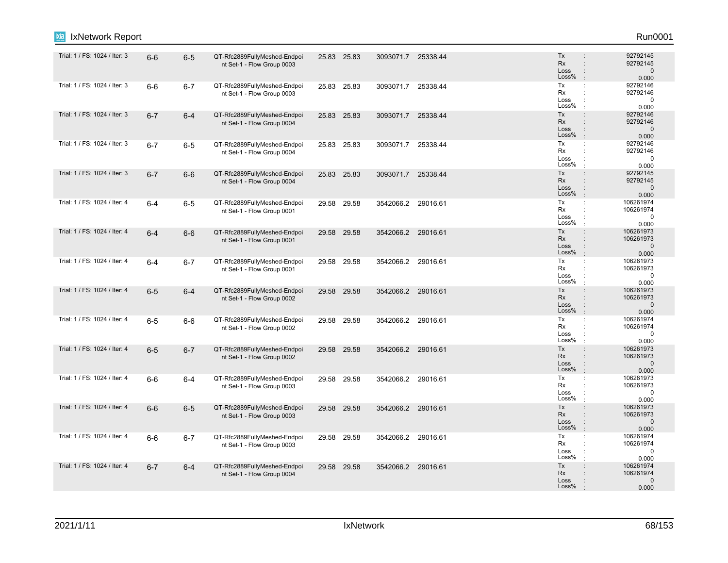| | | | | | | | | | |
|---|---|---|---|---|---|---|---|---|---|
| Trial: 1 / FS: 1024 / Iter: 3 | 6-6 | 6-5 | QT-Rfc2889FullyMeshed-Endpoint Set-1 - Flow Group 0003 | 25.83 | 25.83 | 3093071.7 | 25338.44 | | Tx : 92792145<br>Rx : 92792145<br>Loss : 0<br>Loss% : 0.000 |
| Trial: 1 / FS: 1024 / Iter: 3 | 6-6 | 6-7 | QT-Rfc2889FullyMeshed-Endpoint Set-1 - Flow Group 0003 | 25.83 | 25.83 | 3093071.7 | 25338.44 | | Tx : 92792146<br>Rx : 92792146<br>Loss : 0<br>Loss% : 0.000 |
| Trial: 1 / FS: 1024 / Iter: 3 | 6-7 | 6-4 | QT-Rfc2889FullyMeshed-Endpoint Set-1 - Flow Group 0004 | 25.83 | 25.83 | 3093071.7 | 25338.44 | | Tx : 92792146<br>Rx : 92792146<br>Loss : 0<br>Loss% : 0.000 |
| Trial: 1 / FS: 1024 / Iter: 3 | 6-7 | 6-5 | QT-Rfc2889FullyMeshed-Endpoint Set-1 - Flow Group 0004 | 25.83 | 25.83 | 3093071.7 | 25338.44 | | Tx : 92792146<br>Rx : 92792146<br>Loss : 0<br>Loss% : 0.000 |
| Trial: 1 / FS: 1024 / Iter: 3 | 6-7 | 6-6 | QT-Rfc2889FullyMeshed-Endpoint Set-1 - Flow Group 0004 | 25.83 | 25.83 | 3093071.7 | 25338.44 | | Tx : 92792145<br>Rx : 92792145<br>Loss : 0<br>Loss% : 0.000 |
| Trial: 1 / FS: 1024 / Iter: 4 | 6-4 | 6-5 | QT-Rfc2889FullyMeshed-Endpoint Set-1 - Flow Group 0001 | 29.58 | 29.58 | 3542066.2 | 29016.61 | | Tx : 106261974<br>Rx : 106261974<br>Loss : 0<br>Loss% : 0.000 |
| Trial: 1 / FS: 1024 / Iter: 4 | 6-4 | 6-6 | QT-Rfc2889FullyMeshed-Endpoint Set-1 - Flow Group 0001 | 29.58 | 29.58 | 3542066.2 | 29016.61 | | Tx : 106261973<br>Rx : 106261973<br>Loss : 0<br>Loss% : 0.000 |
| Trial: 1 / FS: 1024 / Iter: 4 | 6-4 | 6-7 | QT-Rfc2889FullyMeshed-Endpoint Set-1 - Flow Group 0001 | 29.58 | 29.58 | 3542066.2 | 29016.61 | | Tx : 106261973<br>Rx : 106261973<br>Loss : 0<br>Loss% : 0.000 |
| Trial: 1 / FS: 1024 / Iter: 4 | 6-5 | 6-4 | QT-Rfc2889FullyMeshed-Endpoint Set-1 - Flow Group 0002 | 29.58 | 29.58 | 3542066.2 | 29016.61 | | Tx : 106261973<br>Rx : 106261973<br>Loss : 0<br>Loss% : 0.000 |
| Trial: 1 / FS: 1024 / Iter: 4 | 6-5 | 6-6 | QT-Rfc2889FullyMeshed-Endpoint Set-1 - Flow Group 0002 | 29.58 | 29.58 | 3542066.2 | 29016.61 | | Tx : 106261974<br>Rx : 106261974<br>Loss : 0<br>Loss% : 0.000 |
| Trial: 1 / FS: 1024 / Iter: 4 | 6-5 | 6-7 | QT-Rfc2889FullyMeshed-Endpoint Set-1 - Flow Group 0002 | 29.58 | 29.58 | 3542066.2 | 29016.61 | | Tx : 106261973<br>Rx : 106261973<br>Loss : 0<br>Loss% : 0.000 |
| Trial: 1 / FS: 1024 / Iter: 4 | 6-6 | 6-4 | QT-Rfc2889FullyMeshed-Endpoint Set-1 - Flow Group 0003 | 29.58 | 29.58 | 3542066.2 | 29016.61 | | Tx : 106261973<br>Rx : 106261973<br>Loss : 0<br>Loss% : 0.000 |
| Trial: 1 / FS: 1024 / Iter: 4 | 6-6 | 6-5 | QT-Rfc2889FullyMeshed-Endpoint Set-1 - Flow Group 0003 | 29.58 | 29.58 | 3542066.2 | 29016.61 | | Tx : 106261973<br>Rx : 106261973<br>Loss : 0<br>Loss% : 0.000 |
| Trial: 1 / FS: 1024 / Iter: 4 | 6-6 | 6-7 | QT-Rfc2889FullyMeshed-Endpoint Set-1 - Flow Group 0003 | 29.58 | 29.58 | 3542066.2 | 29016.61 | | Tx : 106261974<br>Rx : 106261974<br>Loss : 0<br>Loss% : 0.000 |
| Trial: 1 / FS: 1024 / Iter: 4 | 6-7 | 6-4 | QT-Rfc2889FullyMeshed-Endpoint Set-1 - Flow Group 0004 | 29.58 | 29.58 | 3542066.2 | 29016.61 | | Tx : 106261974<br>Rx : 106261974<br>Loss : 0<br>Loss% : 0.000 |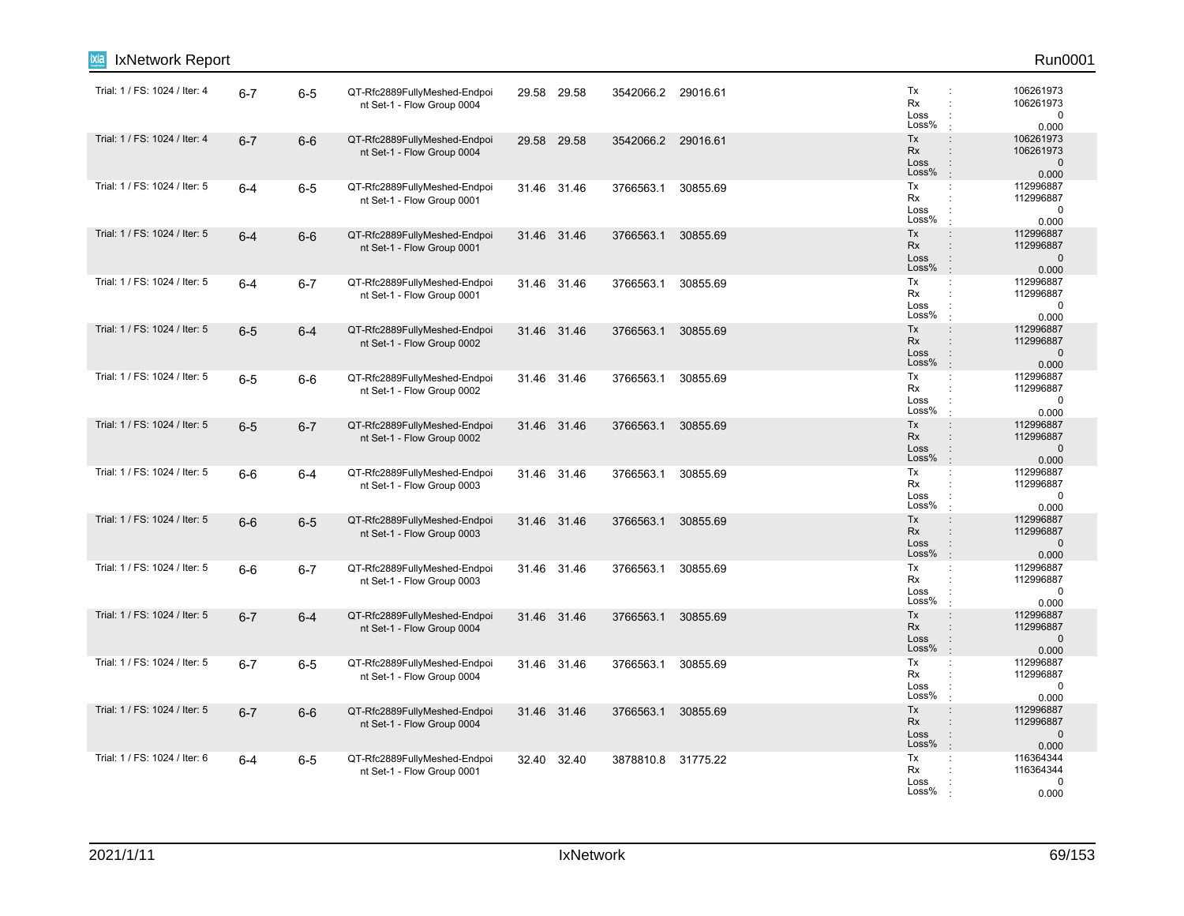| | | | | | | | | |
|---|---|---|---|---|---|---|---|---|
| Trial: 1 / FS: 1024 / Iter: 4 | 6-7 | 6-5 | QT-Rfc2889FullyMeshed-Endpoint Set-1 - Flow Group 0004 | 29.58 | 29.58 | 3542066.2 | 29016.61 | Tx : 106261973<br>Rx : 106261973<br>Loss : 0<br>Loss% : 0.000 |
| Trial: 1 / FS: 1024 / Iter: 4 | 6-7 | 6-6 | QT-Rfc2889FullyMeshed-Endpoint Set-1 - Flow Group 0004 | 29.58 | 29.58 | 3542066.2 | 29016.61 | Tx : 106261973<br>Rx : 106261973<br>Loss : 0<br>Loss% : 0.000 |
| Trial: 1 / FS: 1024 / Iter: 5 | 6-4 | 6-5 | QT-Rfc2889FullyMeshed-Endpoint Set-1 - Flow Group 0001 | 31.46 | 31.46 | 3766563.1 | 30855.69 | Tx : 112996887<br>Rx : 112996887<br>Loss : 0<br>Loss% : 0.000 |
| Trial: 1 / FS: 1024 / Iter: 5 | 6-4 | 6-6 | QT-Rfc2889FullyMeshed-Endpoint Set-1 - Flow Group 0001 | 31.46 | 31.46 | 3766563.1 | 30855.69 | Tx : 112996887<br>Rx : 112996887<br>Loss : 0<br>Loss% : 0.000 |
| Trial: 1 / FS: 1024 / Iter: 5 | 6-4 | 6-7 | QT-Rfc2889FullyMeshed-Endpoint Set-1 - Flow Group 0001 | 31.46 | 31.46 | 3766563.1 | 30855.69 | Tx : 112996887<br>Rx : 112996887<br>Loss : 0<br>Loss% : 0.000 |
| Trial: 1 / FS: 1024 / Iter: 5 | 6-5 | 6-4 | QT-Rfc2889FullyMeshed-Endpoint Set-1 - Flow Group 0002 | 31.46 | 31.46 | 3766563.1 | 30855.69 | Tx : 112996887<br>Rx : 112996887<br>Loss : 0<br>Loss% : 0.000 |
| Trial: 1 / FS: 1024 / Iter: 5 | 6-5 | 6-6 | QT-Rfc2889FullyMeshed-Endpoint Set-1 - Flow Group 0002 | 31.46 | 31.46 | 3766563.1 | 30855.69 | Tx : 112996887<br>Rx : 112996887<br>Loss : 0<br>Loss% : 0.000 |
| Trial: 1 / FS: 1024 / Iter: 5 | 6-5 | 6-7 | QT-Rfc2889FullyMeshed-Endpoint Set-1 - Flow Group 0002 | 31.46 | 31.46 | 3766563.1 | 30855.69 | Tx : 112996887<br>Rx : 112996887<br>Loss : 0<br>Loss% : 0.000 |
| Trial: 1 / FS: 1024 / Iter: 5 | 6-6 | 6-4 | QT-Rfc2889FullyMeshed-Endpoint Set-1 - Flow Group 0003 | 31.46 | 31.46 | 3766563.1 | 30855.69 | Tx : 112996887<br>Rx : 112996887<br>Loss : 0<br>Loss% : 0.000 |
| Trial: 1 / FS: 1024 / Iter: 5 | 6-6 | 6-5 | QT-Rfc2889FullyMeshed-Endpoint Set-1 - Flow Group 0003 | 31.46 | 31.46 | 3766563.1 | 30855.69 | Tx : 112996887<br>Rx : 112996887<br>Loss : 0<br>Loss% : 0.000 |
| Trial: 1 / FS: 1024 / Iter: 5 | 6-6 | 6-7 | QT-Rfc2889FullyMeshed-Endpoint Set-1 - Flow Group 0003 | 31.46 | 31.46 | 3766563.1 | 30855.69 | Tx : 112996887<br>Rx : 112996887<br>Loss : 0<br>Loss% : 0.000 |
| Trial: 1 / FS: 1024 / Iter: 5 | 6-7 | 6-4 | QT-Rfc2889FullyMeshed-Endpoint Set-1 - Flow Group 0004 | 31.46 | 31.46 | 3766563.1 | 30855.69 | Tx : 112996887<br>Rx : 112996887<br>Loss : 0<br>Loss% : 0.000 |
| Trial: 1 / FS: 1024 / Iter: 5 | 6-7 | 6-5 | QT-Rfc2889FullyMeshed-Endpoint Set-1 - Flow Group 0004 | 31.46 | 31.46 | 3766563.1 | 30855.69 | Tx : 112996887<br>Rx : 112996887<br>Loss : 0<br>Loss% : 0.000 |
| Trial: 1 / FS: 1024 / Iter: 5 | 6-7 | 6-6 | QT-Rfc2889FullyMeshed-Endpoint Set-1 - Flow Group 0004 | 31.46 | 31.46 | 3766563.1 | 30855.69 | Tx : 112996887<br>Rx : 112996887<br>Loss : 0<br>Loss% : 0.000 |
| Trial: 1 / FS: 1024 / Iter: 6 | 6-4 | 6-5 | QT-Rfc2889FullyMeshed-Endpoint Set-1 - Flow Group 0001 | 32.40 | 32.40 | 3878810.8 | 31775.22 | Tx : 116364344<br>Rx : 116364344<br>Loss : 0<br>Loss% : 0.000 |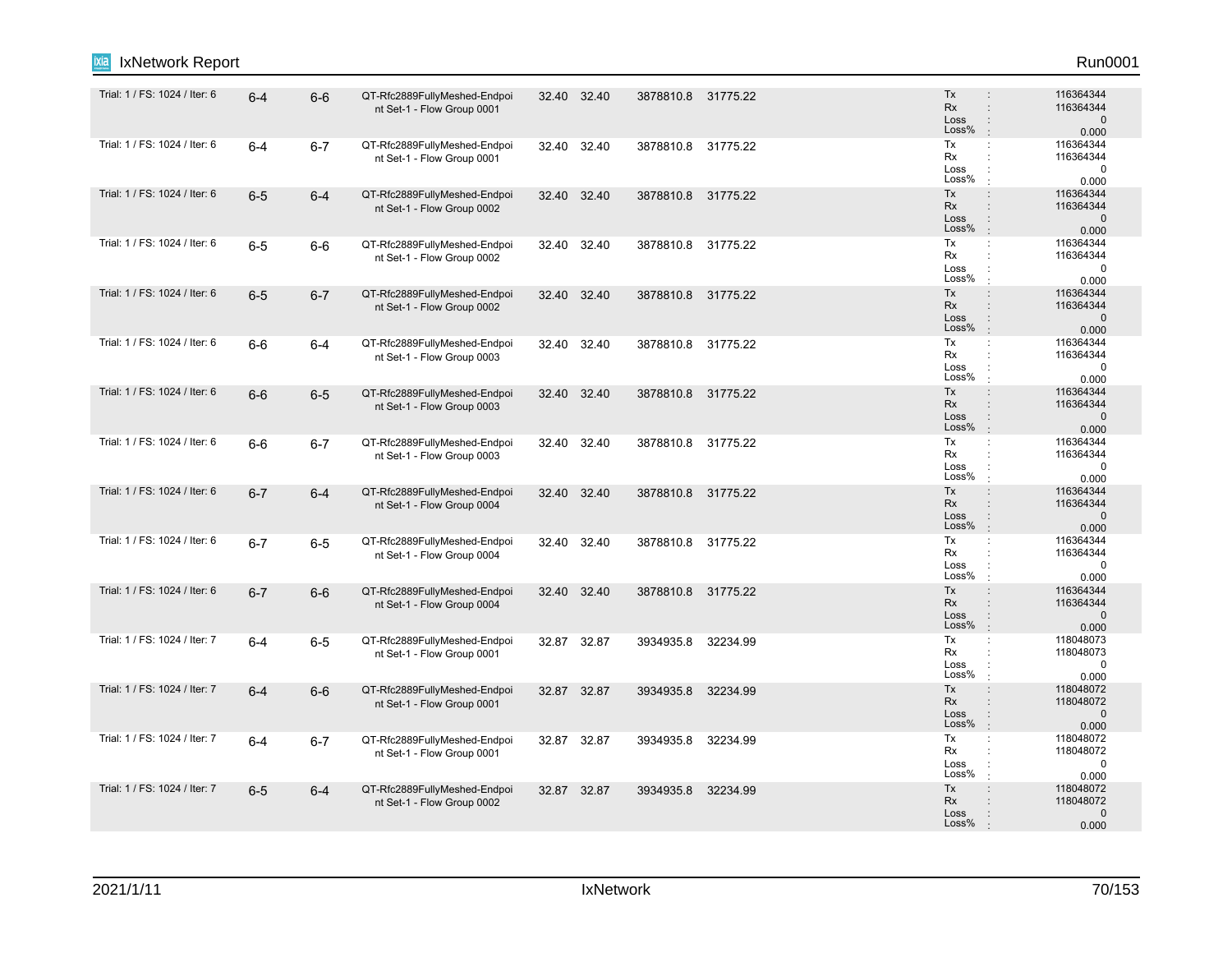| | | | | | | | | |
|---|---|---|---|---|---|---|---|---|
| Trial: 1 / FS: 1024 / Iter: 6 | 6-4 | 6-6 | QT-Rfc2889FullyMeshed-Endpoint Set-1 - Flow Group 0001 | 32.40 | 32.40 | 3878810.8 | 31775.22 | Tx : 116364344<br>Rx : 116364344<br>Loss : 0<br>Loss% : 0.000 |
| Trial: 1 / FS: 1024 / Iter: 6 | 6-4 | 6-7 | QT-Rfc2889FullyMeshed-Endpoint Set-1 - Flow Group 0001 | 32.40 | 32.40 | 3878810.8 | 31775.22 | Tx : 116364344<br>Rx : 116364344<br>Loss : 0<br>Loss% : 0.000 |
| Trial: 1 / FS: 1024 / Iter: 6 | 6-5 | 6-4 | QT-Rfc2889FullyMeshed-Endpoint Set-1 - Flow Group 0002 | 32.40 | 32.40 | 3878810.8 | 31775.22 | Tx : 116364344<br>Rx : 116364344<br>Loss : 0<br>Loss% : 0.000 |
| Trial: 1 / FS: 1024 / Iter: 6 | 6-5 | 6-6 | QT-Rfc2889FullyMeshed-Endpoint Set-1 - Flow Group 0002 | 32.40 | 32.40 | 3878810.8 | 31775.22 | Tx : 116364344<br>Rx : 116364344<br>Loss : 0<br>Loss% : 0.000 |
| Trial: 1 / FS: 1024 / Iter: 6 | 6-5 | 6-7 | QT-Rfc2889FullyMeshed-Endpoint Set-1 - Flow Group 0002 | 32.40 | 32.40 | 3878810.8 | 31775.22 | Tx : 116364344<br>Rx : 116364344<br>Loss : 0<br>Loss% : 0.000 |
| Trial: 1 / FS: 1024 / Iter: 6 | 6-6 | 6-4 | QT-Rfc2889FullyMeshed-Endpoint Set-1 - Flow Group 0003 | 32.40 | 32.40 | 3878810.8 | 31775.22 | Tx : 116364344<br>Rx : 116364344<br>Loss : 0<br>Loss% : 0.000 |
| Trial: 1 / FS: 1024 / Iter: 6 | 6-6 | 6-5 | QT-Rfc2889FullyMeshed-Endpoint Set-1 - Flow Group 0003 | 32.40 | 32.40 | 3878810.8 | 31775.22 | Tx : 116364344<br>Rx : 116364344<br>Loss : 0<br>Loss% : 0.000 |
| Trial: 1 / FS: 1024 / Iter: 6 | 6-6 | 6-7 | QT-Rfc2889FullyMeshed-Endpoint Set-1 - Flow Group 0003 | 32.40 | 32.40 | 3878810.8 | 31775.22 | Tx : 116364344<br>Rx : 116364344<br>Loss : 0<br>Loss% : 0.000 |
| Trial: 1 / FS: 1024 / Iter: 6 | 6-7 | 6-4 | QT-Rfc2889FullyMeshed-Endpoint Set-1 - Flow Group 0004 | 32.40 | 32.40 | 3878810.8 | 31775.22 | Tx : 116364344<br>Rx : 116364344<br>Loss : 0<br>Loss% : 0.000 |
| Trial: 1 / FS: 1024 / Iter: 6 | 6-7 | 6-5 | QT-Rfc2889FullyMeshed-Endpoint Set-1 - Flow Group 0004 | 32.40 | 32.40 | 3878810.8 | 31775.22 | Tx : 116364344<br>Rx : 116364344<br>Loss : 0<br>Loss% : 0.000 |
| Trial: 1 / FS: 1024 / Iter: 6 | 6-7 | 6-6 | QT-Rfc2889FullyMeshed-Endpoint Set-1 - Flow Group 0004 | 32.40 | 32.40 | 3878810.8 | 31775.22 | Tx : 116364344<br>Rx : 116364344<br>Loss : 0<br>Loss% : 0.000 |
| Trial: 1 / FS: 1024 / Iter: 7 | 6-4 | 6-5 | QT-Rfc2889FullyMeshed-Endpoint Set-1 - Flow Group 0001 | 32.87 | 32.87 | 3934935.8 | 32234.99 | Tx : 118048073<br>Rx : 118048073<br>Loss : 0<br>Loss% : 0.000 |
| Trial: 1 / FS: 1024 / Iter: 7 | 6-4 | 6-6 | QT-Rfc2889FullyMeshed-Endpoint Set-1 - Flow Group 0001 | 32.87 | 32.87 | 3934935.8 | 32234.99 | Tx : 118048072<br>Rx : 118048072<br>Loss : 0<br>Loss% : 0.000 |
| Trial: 1 / FS: 1024 / Iter: 7 | 6-4 | 6-7 | QT-Rfc2889FullyMeshed-Endpoint Set-1 - Flow Group 0001 | 32.87 | 32.87 | 3934935.8 | 32234.99 | Tx : 118048072<br>Rx : 118048072<br>Loss : 0<br>Loss% : 0.000 |
| Trial: 1 / FS: 1024 / Iter: 7 | 6-5 | 6-4 | QT-Rfc2889FullyMeshed-Endpoint Set-1 - Flow Group 0002 | 32.87 | 32.87 | 3934935.8 | 32234.99 | Tx : 118048072<br>Rx : 118048072<br>Loss : 0<br>Loss% : 0.000 |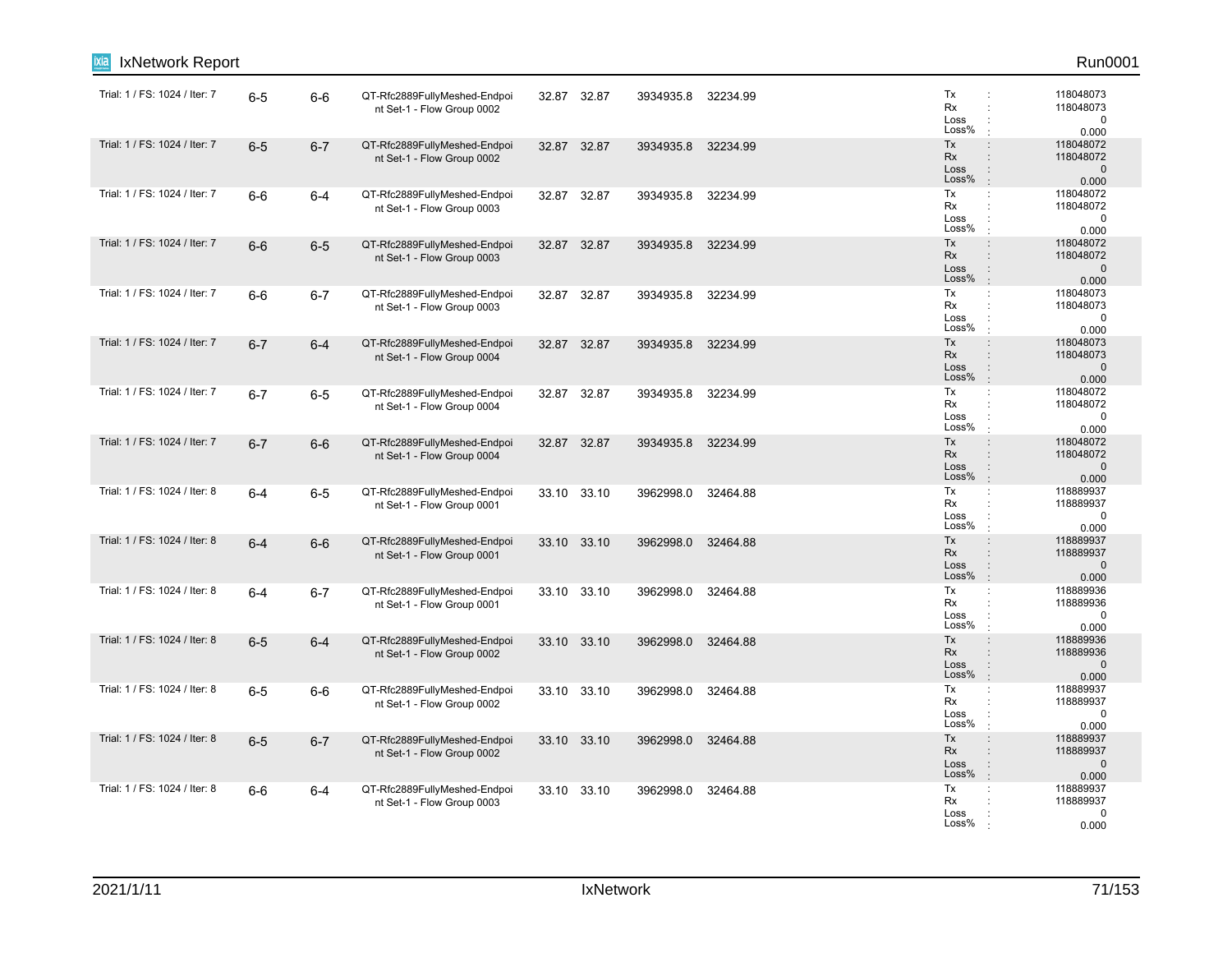| Trial | Tx Port | Rx Port | Traffic Item | | | | | Stats |
|---|---|---|---|---|---|---|---|---|
| Trial: 1 / FS: 1024 / Iter: 7 | 6-5 | 6-6 | QT-Rfc2889FullyMeshed-Endpoint Set-1 - Flow Group 0002 | 32.87 | 32.87 | 3934935.8 | 32234.99 | Tx : 118048073<br>Rx : 118048073<br>Loss : 0<br>Loss% : 0.000 |
| Trial: 1 / FS: 1024 / Iter: 7 | 6-5 | 6-7 | QT-Rfc2889FullyMeshed-Endpoint Set-1 - Flow Group 0002 | 32.87 | 32.87 | 3934935.8 | 32234.99 | Tx : 118048072<br>Rx : 118048072<br>Loss : 0<br>Loss% : 0.000 |
| Trial: 1 / FS: 1024 / Iter: 7 | 6-6 | 6-4 | QT-Rfc2889FullyMeshed-Endpoint Set-1 - Flow Group 0003 | 32.87 | 32.87 | 3934935.8 | 32234.99 | Tx : 118048072<br>Rx : 118048072<br>Loss : 0<br>Loss% : 0.000 |
| Trial: 1 / FS: 1024 / Iter: 7 | 6-6 | 6-5 | QT-Rfc2889FullyMeshed-Endpoint Set-1 - Flow Group 0003 | 32.87 | 32.87 | 3934935.8 | 32234.99 | Tx : 118048072<br>Rx : 118048072<br>Loss : 0<br>Loss% : 0.000 |
| Trial: 1 / FS: 1024 / Iter: 7 | 6-6 | 6-7 | QT-Rfc2889FullyMeshed-Endpoint Set-1 - Flow Group 0003 | 32.87 | 32.87 | 3934935.8 | 32234.99 | Tx : 118048073<br>Rx : 118048073<br>Loss : 0<br>Loss% : 0.000 |
| Trial: 1 / FS: 1024 / Iter: 7 | 6-7 | 6-4 | QT-Rfc2889FullyMeshed-Endpoint Set-1 - Flow Group 0004 | 32.87 | 32.87 | 3934935.8 | 32234.99 | Tx : 118048073<br>Rx : 118048073<br>Loss : 0<br>Loss% : 0.000 |
| Trial: 1 / FS: 1024 / Iter: 7 | 6-7 | 6-5 | QT-Rfc2889FullyMeshed-Endpoint Set-1 - Flow Group 0004 | 32.87 | 32.87 | 3934935.8 | 32234.99 | Tx : 118048072<br>Rx : 118048072<br>Loss : 0<br>Loss% : 0.000 |
| Trial: 1 / FS: 1024 / Iter: 7 | 6-7 | 6-6 | QT-Rfc2889FullyMeshed-Endpoint Set-1 - Flow Group 0004 | 32.87 | 32.87 | 3934935.8 | 32234.99 | Tx : 118048072<br>Rx : 118048072<br>Loss : 0<br>Loss% : 0.000 |
| Trial: 1 / FS: 1024 / Iter: 8 | 6-4 | 6-5 | QT-Rfc2889FullyMeshed-Endpoint Set-1 - Flow Group 0001 | 33.10 | 33.10 | 3962998.0 | 32464.88 | Tx : 118889937<br>Rx : 118889937<br>Loss : 0<br>Loss% : 0.000 |
| Trial: 1 / FS: 1024 / Iter: 8 | 6-4 | 6-6 | QT-Rfc2889FullyMeshed-Endpoint Set-1 - Flow Group 0001 | 33.10 | 33.10 | 3962998.0 | 32464.88 | Tx : 118889937<br>Rx : 118889937<br>Loss : 0<br>Loss% : 0.000 |
| Trial: 1 / FS: 1024 / Iter: 8 | 6-4 | 6-7 | QT-Rfc2889FullyMeshed-Endpoint Set-1 - Flow Group 0001 | 33.10 | 33.10 | 3962998.0 | 32464.88 | Tx : 118889936<br>Rx : 118889936<br>Loss : 0<br>Loss% : 0.000 |
| Trial: 1 / FS: 1024 / Iter: 8 | 6-5 | 6-4 | QT-Rfc2889FullyMeshed-Endpoint Set-1 - Flow Group 0002 | 33.10 | 33.10 | 3962998.0 | 32464.88 | Tx : 118889936<br>Rx : 118889936<br>Loss : 0<br>Loss% : 0.000 |
| Trial: 1 / FS: 1024 / Iter: 8 | 6-5 | 6-6 | QT-Rfc2889FullyMeshed-Endpoint Set-1 - Flow Group 0002 | 33.10 | 33.10 | 3962998.0 | 32464.88 | Tx : 118889937<br>Rx : 118889937<br>Loss : 0<br>Loss% : 0.000 |
| Trial: 1 / FS: 1024 / Iter: 8 | 6-5 | 6-7 | QT-Rfc2889FullyMeshed-Endpoint Set-1 - Flow Group 0002 | 33.10 | 33.10 | 3962998.0 | 32464.88 | Tx : 118889937<br>Rx : 118889937<br>Loss : 0<br>Loss% : 0.000 |
| Trial: 1 / FS: 1024 / Iter: 8 | 6-6 | 6-4 | QT-Rfc2889FullyMeshed-Endpoint Set-1 - Flow Group 0003 | 33.10 | 33.10 | 3962998.0 | 32464.88 | Tx : 118889937<br>Rx : 118889937<br>Loss : 0<br>Loss% : 0.000 |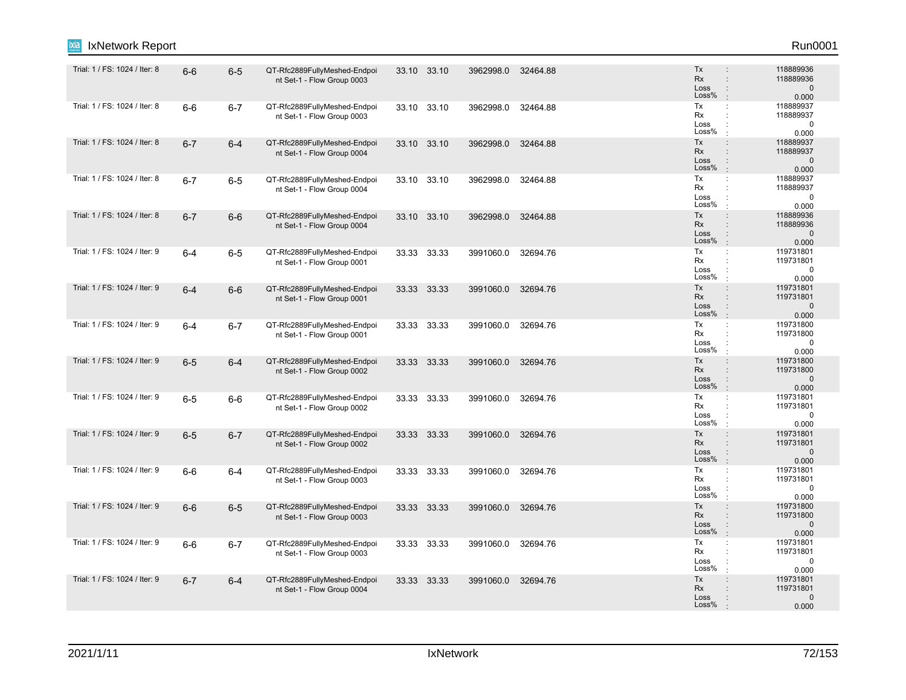| | | | | | | | | | |
|---|---|---|---|---|---|---|---|---|---|
| Trial: 1 / FS: 1024 / Iter: 8 | 6-6 | 6-5 | QT-Rfc2889FullyMeshed-Endpoint Set-1 - Flow Group 0003 | 33.10 | 33.10 | 3962998.0 | 32464.88 | | Tx : 118889936<br>Rx : 118889936<br>Loss : 0<br>Loss% : 0.000 |
| Trial: 1 / FS: 1024 / Iter: 8 | 6-6 | 6-7 | QT-Rfc2889FullyMeshed-Endpoint Set-1 - Flow Group 0003 | 33.10 | 33.10 | 3962998.0 | 32464.88 | | Tx : 118889937<br>Rx : 118889937<br>Loss : 0<br>Loss% : 0.000 |
| Trial: 1 / FS: 1024 / Iter: 8 | 6-7 | 6-4 | QT-Rfc2889FullyMeshed-Endpoint Set-1 - Flow Group 0004 | 33.10 | 33.10 | 3962998.0 | 32464.88 | | Tx : 118889937<br>Rx : 118889937<br>Loss : 0<br>Loss% : 0.000 |
| Trial: 1 / FS: 1024 / Iter: 8 | 6-7 | 6-5 | QT-Rfc2889FullyMeshed-Endpoint Set-1 - Flow Group 0004 | 33.10 | 33.10 | 3962998.0 | 32464.88 | | Tx : 118889937<br>Rx : 118889937<br>Loss : 0<br>Loss% : 0.000 |
| Trial: 1 / FS: 1024 / Iter: 8 | 6-7 | 6-6 | QT-Rfc2889FullyMeshed-Endpoint Set-1 - Flow Group 0004 | 33.10 | 33.10 | 3962998.0 | 32464.88 | | Tx : 118889936<br>Rx : 118889936<br>Loss : 0<br>Loss% : 0.000 |
| Trial: 1 / FS: 1024 / Iter: 9 | 6-4 | 6-5 | QT-Rfc2889FullyMeshed-Endpoint Set-1 - Flow Group 0001 | 33.33 | 33.33 | 3991060.0 | 32694.76 | | Tx : 119731801<br>Rx : 119731801<br>Loss : 0<br>Loss% : 0.000 |
| Trial: 1 / FS: 1024 / Iter: 9 | 6-4 | 6-6 | QT-Rfc2889FullyMeshed-Endpoint Set-1 - Flow Group 0001 | 33.33 | 33.33 | 3991060.0 | 32694.76 | | Tx : 119731801<br>Rx : 119731801<br>Loss : 0<br>Loss% : 0.000 |
| Trial: 1 / FS: 1024 / Iter: 9 | 6-4 | 6-7 | QT-Rfc2889FullyMeshed-Endpoint Set-1 - Flow Group 0001 | 33.33 | 33.33 | 3991060.0 | 32694.76 | | Tx : 119731800<br>Rx : 119731800<br>Loss : 0<br>Loss% : 0.000 |
| Trial: 1 / FS: 1024 / Iter: 9 | 6-5 | 6-4 | QT-Rfc2889FullyMeshed-Endpoint Set-1 - Flow Group 0002 | 33.33 | 33.33 | 3991060.0 | 32694.76 | | Tx : 119731800<br>Rx : 119731800<br>Loss : 0<br>Loss% : 0.000 |
| Trial: 1 / FS: 1024 / Iter: 9 | 6-5 | 6-6 | QT-Rfc2889FullyMeshed-Endpoint Set-1 - Flow Group 0002 | 33.33 | 33.33 | 3991060.0 | 32694.76 | | Tx : 119731801<br>Rx : 119731801<br>Loss : 0<br>Loss% : 0.000 |
| Trial: 1 / FS: 1024 / Iter: 9 | 6-5 | 6-7 | QT-Rfc2889FullyMeshed-Endpoint Set-1 - Flow Group 0002 | 33.33 | 33.33 | 3991060.0 | 32694.76 | | Tx : 119731801<br>Rx : 119731801<br>Loss : 0<br>Loss% : 0.000 |
| Trial: 1 / FS: 1024 / Iter: 9 | 6-6 | 6-4 | QT-Rfc2889FullyMeshed-Endpoint Set-1 - Flow Group 0003 | 33.33 | 33.33 | 3991060.0 | 32694.76 | | Tx : 119731801<br>Rx : 119731801<br>Loss : 0<br>Loss% : 0.000 |
| Trial: 1 / FS: 1024 / Iter: 9 | 6-6 | 6-5 | QT-Rfc2889FullyMeshed-Endpoint Set-1 - Flow Group 0003 | 33.33 | 33.33 | 3991060.0 | 32694.76 | | Tx : 119731800<br>Rx : 119731800<br>Loss : 0<br>Loss% : 0.000 |
| Trial: 1 / FS: 1024 / Iter: 9 | 6-6 | 6-7 | QT-Rfc2889FullyMeshed-Endpoint Set-1 - Flow Group 0003 | 33.33 | 33.33 | 3991060.0 | 32694.76 | | Tx : 119731801<br>Rx : 119731801<br>Loss : 0<br>Loss% : 0.000 |
| Trial: 1 / FS: 1024 / Iter: 9 | 6-7 | 6-4 | QT-Rfc2889FullyMeshed-Endpoint Set-1 - Flow Group 0004 | 33.33 | 33.33 | 3991060.0 | 32694.76 | | Tx : 119731801<br>Rx : 119731801<br>Loss : 0<br>Loss% : 0.000 |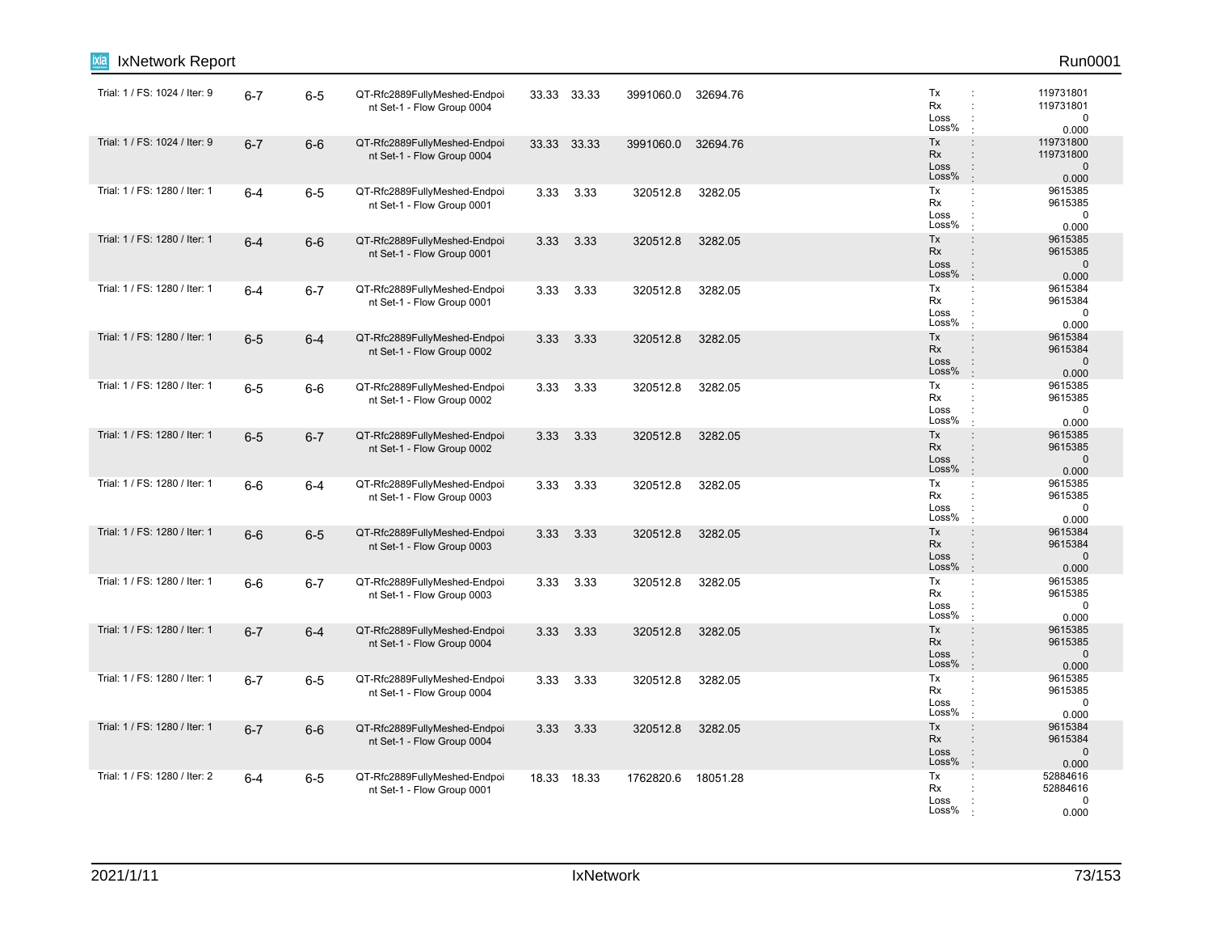| | | | | | | | | |
|---|---|---|---|---|---|---|---|---|
| Trial: 1 / FS: 1024 / Iter: 9 | 6-7 | 6-5 | QT-Rfc2889FullyMeshed-Endpoint Set-1 - Flow Group 0004 | 33.33 | 33.33 | 3991060.0 | 32694.76 | Tx : 119731801<br>Rx : 119731801<br>Loss : 0<br>Loss% : 0.000 |
| Trial: 1 / FS: 1024 / Iter: 9 | 6-7 | 6-6 | QT-Rfc2889FullyMeshed-Endpoint Set-1 - Flow Group 0004 | 33.33 | 33.33 | 3991060.0 | 32694.76 | Tx : 119731800<br>Rx : 119731800<br>Loss : 0<br>Loss% : 0.000 |
| Trial: 1 / FS: 1280 / Iter: 1 | 6-4 | 6-5 | QT-Rfc2889FullyMeshed-Endpoint Set-1 - Flow Group 0001 | 3.33 | 3.33 | 320512.8 | 3282.05 | Tx : 9615385<br>Rx : 9615385<br>Loss : 0<br>Loss% : 0.000 |
| Trial: 1 / FS: 1280 / Iter: 1 | 6-4 | 6-6 | QT-Rfc2889FullyMeshed-Endpoint Set-1 - Flow Group 0001 | 3.33 | 3.33 | 320512.8 | 3282.05 | Tx : 9615385<br>Rx : 9615385<br>Loss : 0<br>Loss% : 0.000 |
| Trial: 1 / FS: 1280 / Iter: 1 | 6-4 | 6-7 | QT-Rfc2889FullyMeshed-Endpoint Set-1 - Flow Group 0001 | 3.33 | 3.33 | 320512.8 | 3282.05 | Tx : 9615384<br>Rx : 9615384<br>Loss : 0<br>Loss% : 0.000 |
| Trial: 1 / FS: 1280 / Iter: 1 | 6-5 | 6-4 | QT-Rfc2889FullyMeshed-Endpoint Set-1 - Flow Group 0002 | 3.33 | 3.33 | 320512.8 | 3282.05 | Tx : 9615384<br>Rx : 9615384<br>Loss : 0<br>Loss% : 0.000 |
| Trial: 1 / FS: 1280 / Iter: 1 | 6-5 | 6-6 | QT-Rfc2889FullyMeshed-Endpoint Set-1 - Flow Group 0002 | 3.33 | 3.33 | 320512.8 | 3282.05 | Tx : 9615385<br>Rx : 9615385<br>Loss : 0<br>Loss% : 0.000 |
| Trial: 1 / FS: 1280 / Iter: 1 | 6-5 | 6-7 | QT-Rfc2889FullyMeshed-Endpoint Set-1 - Flow Group 0002 | 3.33 | 3.33 | 320512.8 | 3282.05 | Tx : 9615385<br>Rx : 9615385<br>Loss : 0<br>Loss% : 0.000 |
| Trial: 1 / FS: 1280 / Iter: 1 | 6-6 | 6-4 | QT-Rfc2889FullyMeshed-Endpoint Set-1 - Flow Group 0003 | 3.33 | 3.33 | 320512.8 | 3282.05 | Tx : 9615385<br>Rx : 9615385<br>Loss : 0<br>Loss% : 0.000 |
| Trial: 1 / FS: 1280 / Iter: 1 | 6-6 | 6-5 | QT-Rfc2889FullyMeshed-Endpoint Set-1 - Flow Group 0003 | 3.33 | 3.33 | 320512.8 | 3282.05 | Tx : 9615384<br>Rx : 9615384<br>Loss : 0<br>Loss% : 0.000 |
| Trial: 1 / FS: 1280 / Iter: 1 | 6-6 | 6-7 | QT-Rfc2889FullyMeshed-Endpoint Set-1 - Flow Group 0003 | 3.33 | 3.33 | 320512.8 | 3282.05 | Tx : 9615385<br>Rx : 9615385<br>Loss : 0<br>Loss% : 0.000 |
| Trial: 1 / FS: 1280 / Iter: 1 | 6-7 | 6-4 | QT-Rfc2889FullyMeshed-Endpoint Set-1 - Flow Group 0004 | 3.33 | 3.33 | 320512.8 | 3282.05 | Tx : 9615385<br>Rx : 9615385<br>Loss : 0<br>Loss% : 0.000 |
| Trial: 1 / FS: 1280 / Iter: 1 | 6-7 | 6-5 | QT-Rfc2889FullyMeshed-Endpoint Set-1 - Flow Group 0004 | 3.33 | 3.33 | 320512.8 | 3282.05 | Tx : 9615385<br>Rx : 9615385<br>Loss : 0<br>Loss% : 0.000 |
| Trial: 1 / FS: 1280 / Iter: 1 | 6-7 | 6-6 | QT-Rfc2889FullyMeshed-Endpoint Set-1 - Flow Group 0004 | 3.33 | 3.33 | 320512.8 | 3282.05 | Tx : 9615384<br>Rx : 9615384<br>Loss : 0<br>Loss% : 0.000 |
| Trial: 1 / FS: 1280 / Iter: 2 | 6-4 | 6-5 | QT-Rfc2889FullyMeshed-Endpoint Set-1 - Flow Group 0001 | 18.33 | 18.33 | 1762820.6 | 18051.28 | Tx : 52884616<br>Rx : 52884616<br>Loss : 0<br>Loss% : 0.000 |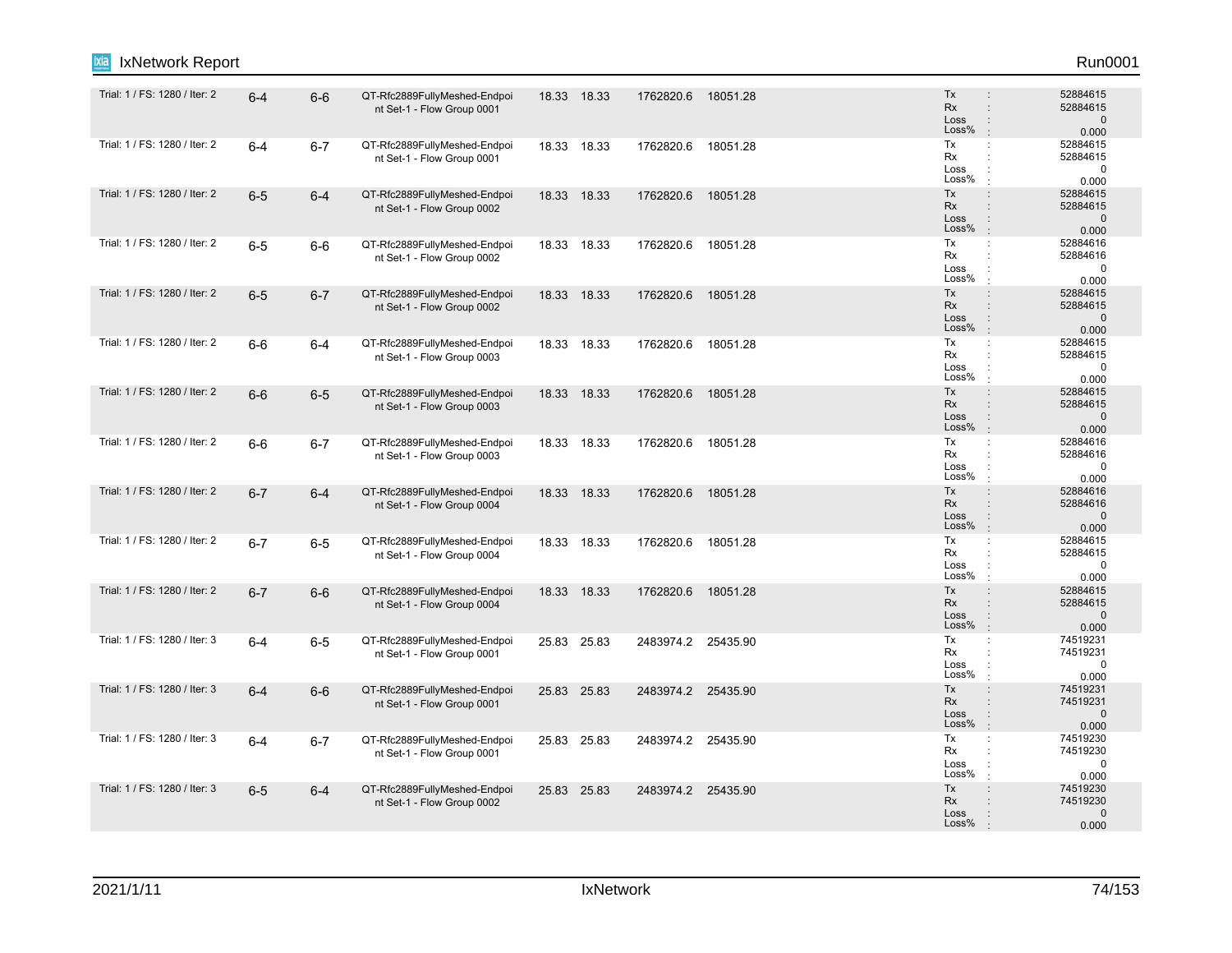| | | | | | | | | | | |
|---|---|---|---|---|---|---|---|---|---|---|
| Trial: 1 / FS: 1280 / Iter: 2 | 6-4 | 6-6 | QT-Rfc2889FullyMeshed-Endpoint Set-1 - Flow Group 0001 | 18.33 | 18.33 | 1762820.6 | 18051.28 | Tx<br>Rx<br>Loss<br>Loss% | :<br>:<br>:<br>: | 52884615<br>52884615<br>0<br>0.000 |
| Trial: 1 / FS: 1280 / Iter: 2 | 6-4 | 6-7 | QT-Rfc2889FullyMeshed-Endpoint Set-1 - Flow Group 0001 | 18.33 | 18.33 | 1762820.6 | 18051.28 | Tx<br>Rx<br>Loss<br>Loss% | :<br>:<br>:<br>: | 52884615<br>52884615<br>0<br>0.000 |
| Trial: 1 / FS: 1280 / Iter: 2 | 6-5 | 6-4 | QT-Rfc2889FullyMeshed-Endpoint Set-1 - Flow Group 0002 | 18.33 | 18.33 | 1762820.6 | 18051.28 | Tx<br>Rx<br>Loss<br>Loss% | :<br>:<br>:<br>: | 52884615<br>52884615<br>0<br>0.000 |
| Trial: 1 / FS: 1280 / Iter: 2 | 6-5 | 6-6 | QT-Rfc2889FullyMeshed-Endpoint Set-1 - Flow Group 0002 | 18.33 | 18.33 | 1762820.6 | 18051.28 | Tx<br>Rx<br>Loss<br>Loss% | :<br>:<br>:<br>: | 52884616<br>52884616<br>0<br>0.000 |
| Trial: 1 / FS: 1280 / Iter: 2 | 6-5 | 6-7 | QT-Rfc2889FullyMeshed-Endpoint Set-1 - Flow Group 0002 | 18.33 | 18.33 | 1762820.6 | 18051.28 | Tx<br>Rx<br>Loss<br>Loss% | :<br>:<br>:<br>: | 52884615<br>52884615<br>0<br>0.000 |
| Trial: 1 / FS: 1280 / Iter: 2 | 6-6 | 6-4 | QT-Rfc2889FullyMeshed-Endpoint Set-1 - Flow Group 0003 | 18.33 | 18.33 | 1762820.6 | 18051.28 | Tx<br>Rx<br>Loss<br>Loss% | :<br>:<br>:<br>: | 52884615<br>52884615<br>0<br>0.000 |
| Trial: 1 / FS: 1280 / Iter: 2 | 6-6 | 6-5 | QT-Rfc2889FullyMeshed-Endpoint Set-1 - Flow Group 0003 | 18.33 | 18.33 | 1762820.6 | 18051.28 | Tx<br>Rx<br>Loss<br>Loss% | :<br>:<br>:<br>: | 52884615<br>52884615<br>0<br>0.000 |
| Trial: 1 / FS: 1280 / Iter: 2 | 6-6 | 6-7 | QT-Rfc2889FullyMeshed-Endpoint Set-1 - Flow Group 0003 | 18.33 | 18.33 | 1762820.6 | 18051.28 | Tx<br>Rx<br>Loss<br>Loss% | :<br>:<br>:<br>: | 52884616<br>52884616<br>0<br>0.000 |
| Trial: 1 / FS: 1280 / Iter: 2 | 6-7 | 6-4 | QT-Rfc2889FullyMeshed-Endpoint Set-1 - Flow Group 0004 | 18.33 | 18.33 | 1762820.6 | 18051.28 | Tx<br>Rx<br>Loss<br>Loss% | :<br>:<br>:<br>: | 52884616<br>52884616<br>0<br>0.000 |
| Trial: 1 / FS: 1280 / Iter: 2 | 6-7 | 6-5 | QT-Rfc2889FullyMeshed-Endpoint Set-1 - Flow Group 0004 | 18.33 | 18.33 | 1762820.6 | 18051.28 | Tx<br>Rx<br>Loss<br>Loss% | :<br>:<br>:<br>: | 52884615<br>52884615<br>0<br>0.000 |
| Trial: 1 / FS: 1280 / Iter: 2 | 6-7 | 6-6 | QT-Rfc2889FullyMeshed-Endpoint Set-1 - Flow Group 0004 | 18.33 | 18.33 | 1762820.6 | 18051.28 | Tx<br>Rx<br>Loss<br>Loss% | :<br>:<br>:<br>: | 52884615<br>52884615<br>0<br>0.000 |
| Trial: 1 / FS: 1280 / Iter: 3 | 6-4 | 6-5 | QT-Rfc2889FullyMeshed-Endpoint Set-1 - Flow Group 0001 | 25.83 | 25.83 | 2483974.2 | 25435.90 | Tx<br>Rx<br>Loss<br>Loss% | :<br>:<br>:<br>: | 74519231<br>74519231<br>0<br>0.000 |
| Trial: 1 / FS: 1280 / Iter: 3 | 6-4 | 6-6 | QT-Rfc2889FullyMeshed-Endpoint Set-1 - Flow Group 0001 | 25.83 | 25.83 | 2483974.2 | 25435.90 | Tx<br>Rx<br>Loss<br>Loss% | :<br>:<br>:<br>: | 74519231<br>74519231<br>0<br>0.000 |
| Trial: 1 / FS: 1280 / Iter: 3 | 6-4 | 6-7 | QT-Rfc2889FullyMeshed-Endpoint Set-1 - Flow Group 0001 | 25.83 | 25.83 | 2483974.2 | 25435.90 | Tx<br>Rx<br>Loss<br>Loss% | :<br>:<br>:<br>: | 74519230<br>74519230<br>0<br>0.000 |
| Trial: 1 / FS: 1280 / Iter: 3 | 6-5 | 6-4 | QT-Rfc2889FullyMeshed-Endpoint Set-1 - Flow Group 0002 | 25.83 | 25.83 | 2483974.2 | 25435.90 | Tx<br>Rx<br>Loss<br>Loss% | :<br>:<br>:<br>: | 74519230<br>74519230<br>0<br>0.000 |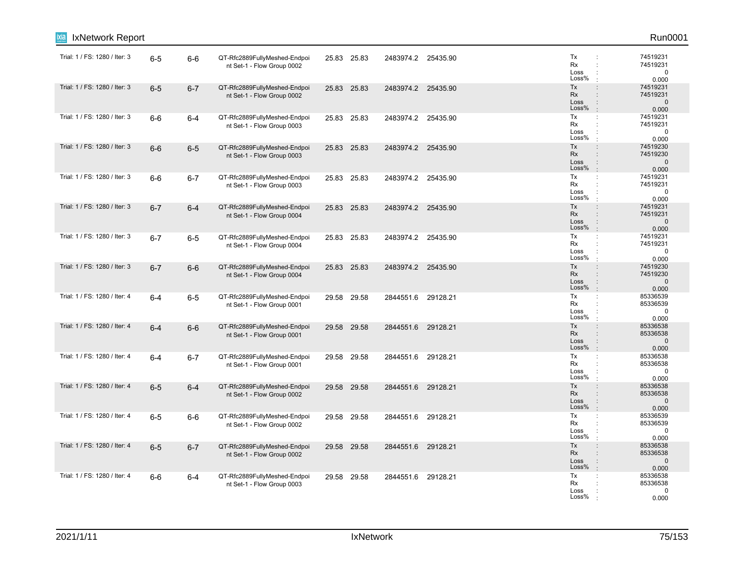| | | | | | | | | | |
|---|---|---|---|---|---|---|---|---|---|
| Trial: 1 / FS: 1280 / Iter: 3 | 6-5 | 6-6 | QT-Rfc2889FullyMeshed-Endpoint Set-1 - Flow Group 0002 | 25.83 | 25.83 | 2483974.2 | 25435.90 | Tx : 74519231<br>Rx : 74519231<br>Loss : 0<br>Loss% : 0.000 |
| Trial: 1 / FS: 1280 / Iter: 3 | 6-5 | 6-7 | QT-Rfc2889FullyMeshed-Endpoint Set-1 - Flow Group 0002 | 25.83 | 25.83 | 2483974.2 | 25435.90 | Tx : 74519231<br>Rx : 74519231<br>Loss : 0<br>Loss% : 0.000 |
| Trial: 1 / FS: 1280 / Iter: 3 | 6-6 | 6-4 | QT-Rfc2889FullyMeshed-Endpoint Set-1 - Flow Group 0003 | 25.83 | 25.83 | 2483974.2 | 25435.90 | Tx : 74519231<br>Rx : 74519231<br>Loss : 0<br>Loss% : 0.000 |
| Trial: 1 / FS: 1280 / Iter: 3 | 6-6 | 6-5 | QT-Rfc2889FullyMeshed-Endpoint Set-1 - Flow Group 0003 | 25.83 | 25.83 | 2483974.2 | 25435.90 | Tx : 74519230<br>Rx : 74519230<br>Loss : 0<br>Loss% : 0.000 |
| Trial: 1 / FS: 1280 / Iter: 3 | 6-6 | 6-7 | QT-Rfc2889FullyMeshed-Endpoint Set-1 - Flow Group 0003 | 25.83 | 25.83 | 2483974.2 | 25435.90 | Tx : 74519231<br>Rx : 74519231<br>Loss : 0<br>Loss% : 0.000 |
| Trial: 1 / FS: 1280 / Iter: 3 | 6-7 | 6-4 | QT-Rfc2889FullyMeshed-Endpoint Set-1 - Flow Group 0004 | 25.83 | 25.83 | 2483974.2 | 25435.90 | Tx : 74519231<br>Rx : 74519231<br>Loss : 0<br>Loss% : 0.000 |
| Trial: 1 / FS: 1280 / Iter: 3 | 6-7 | 6-5 | QT-Rfc2889FullyMeshed-Endpoint Set-1 - Flow Group 0004 | 25.83 | 25.83 | 2483974.2 | 25435.90 | Tx : 74519231<br>Rx : 74519231<br>Loss : 0<br>Loss% : 0.000 |
| Trial: 1 / FS: 1280 / Iter: 3 | 6-7 | 6-6 | QT-Rfc2889FullyMeshed-Endpoint Set-1 - Flow Group 0004 | 25.83 | 25.83 | 2483974.2 | 25435.90 | Tx : 74519230<br>Rx : 74519230<br>Loss : 0<br>Loss% : 0.000 |
| Trial: 1 / FS: 1280 / Iter: 4 | 6-4 | 6-5 | QT-Rfc2889FullyMeshed-Endpoint Set-1 - Flow Group 0001 | 29.58 | 29.58 | 2844551.6 | 29128.21 | Tx : 85336539<br>Rx : 85336539<br>Loss : 0<br>Loss% : 0.000 |
| Trial: 1 / FS: 1280 / Iter: 4 | 6-4 | 6-6 | QT-Rfc2889FullyMeshed-Endpoint Set-1 - Flow Group 0001 | 29.58 | 29.58 | 2844551.6 | 29128.21 | Tx : 85336538<br>Rx : 85336538<br>Loss : 0<br>Loss% : 0.000 |
| Trial: 1 / FS: 1280 / Iter: 4 | 6-4 | 6-7 | QT-Rfc2889FullyMeshed-Endpoint Set-1 - Flow Group 0001 | 29.58 | 29.58 | 2844551.6 | 29128.21 | Tx : 85336538<br>Rx : 85336538<br>Loss : 0<br>Loss% : 0.000 |
| Trial: 1 / FS: 1280 / Iter: 4 | 6-5 | 6-4 | QT-Rfc2889FullyMeshed-Endpoint Set-1 - Flow Group 0002 | 29.58 | 29.58 | 2844551.6 | 29128.21 | Tx : 85336538<br>Rx : 85336538<br>Loss : 0<br>Loss% : 0.000 |
| Trial: 1 / FS: 1280 / Iter: 4 | 6-5 | 6-6 | QT-Rfc2889FullyMeshed-Endpoint Set-1 - Flow Group 0002 | 29.58 | 29.58 | 2844551.6 | 29128.21 | Tx : 85336539<br>Rx : 85336539<br>Loss : 0<br>Loss% : 0.000 |
| Trial: 1 / FS: 1280 / Iter: 4 | 6-5 | 6-7 | QT-Rfc2889FullyMeshed-Endpoint Set-1 - Flow Group 0002 | 29.58 | 29.58 | 2844551.6 | 29128.21 | Tx : 85336538<br>Rx : 85336538<br>Loss : 0<br>Loss% : 0.000 |
| Trial: 1 / FS: 1280 / Iter: 4 | 6-6 | 6-4 | QT-Rfc2889FullyMeshed-Endpoint Set-1 - Flow Group 0003 | 29.58 | 29.58 | 2844551.6 | 29128.21 | Tx : 85336538<br>Rx : 85336538<br>Loss : 0<br>Loss% : 0.000 |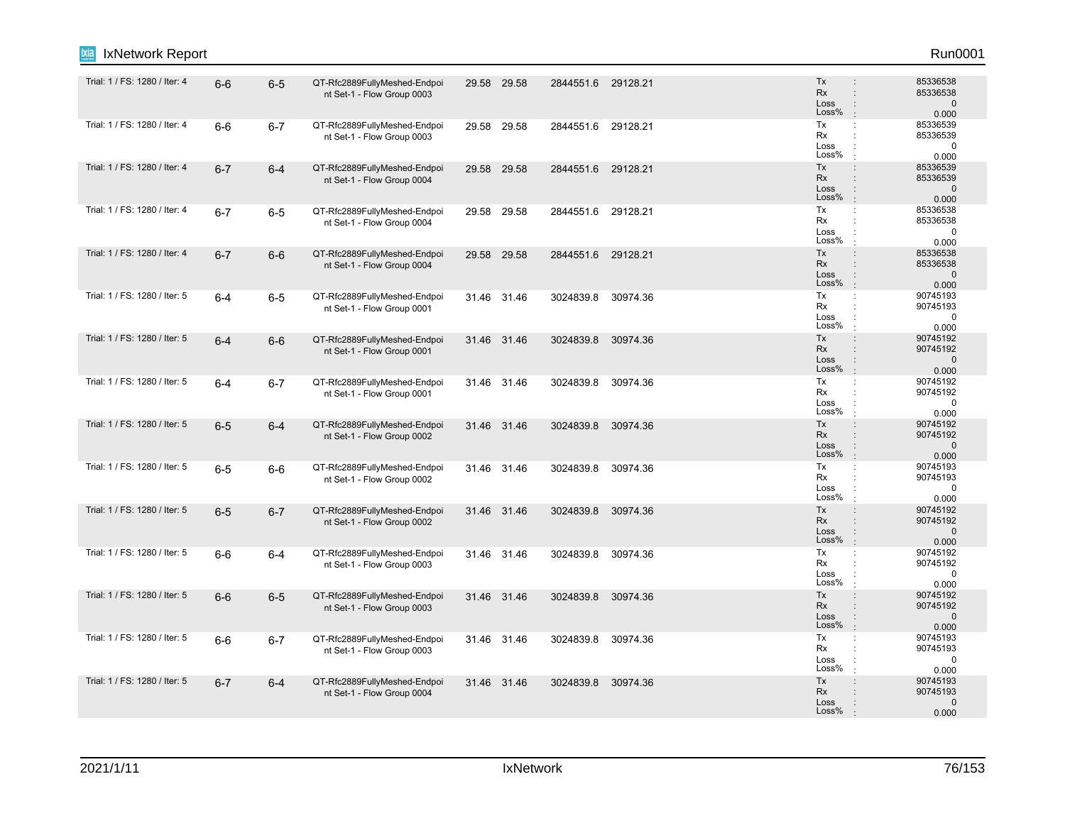| | | | | | | | | | |
|---|---|---|---|---|---|---|---|---|---|
| Trial: 1 / FS: 1280 / Iter: 4 | 6-6 | 6-5 | QT-Rfc2889FullyMeshed-Endpoint Set-1 - Flow Group 0003 | 29.58 | 29.58 | 2844551.6 | 29128.21 | | Tx : 85336538<br>Rx : 85336538<br>Loss : 0<br>Loss% : 0.000 |
| Trial: 1 / FS: 1280 / Iter: 4 | 6-6 | 6-7 | QT-Rfc2889FullyMeshed-Endpoint Set-1 - Flow Group 0003 | 29.58 | 29.58 | 2844551.6 | 29128.21 | | Tx : 85336539<br>Rx : 85336539<br>Loss : 0<br>Loss% : 0.000 |
| Trial: 1 / FS: 1280 / Iter: 4 | 6-7 | 6-4 | QT-Rfc2889FullyMeshed-Endpoint Set-1 - Flow Group 0004 | 29.58 | 29.58 | 2844551.6 | 29128.21 | | Tx : 85336539<br>Rx : 85336539<br>Loss : 0<br>Loss% : 0.000 |
| Trial: 1 / FS: 1280 / Iter: 4 | 6-7 | 6-5 | QT-Rfc2889FullyMeshed-Endpoint Set-1 - Flow Group 0004 | 29.58 | 29.58 | 2844551.6 | 29128.21 | | Tx : 85336538<br>Rx : 85336538<br>Loss : 0<br>Loss% : 0.000 |
| Trial: 1 / FS: 1280 / Iter: 4 | 6-7 | 6-6 | QT-Rfc2889FullyMeshed-Endpoint Set-1 - Flow Group 0004 | 29.58 | 29.58 | 2844551.6 | 29128.21 | | Tx : 85336538<br>Rx : 85336538<br>Loss : 0<br>Loss% : 0.000 |
| Trial: 1 / FS: 1280 / Iter: 5 | 6-4 | 6-5 | QT-Rfc2889FullyMeshed-Endpoint Set-1 - Flow Group 0001 | 31.46 | 31.46 | 3024839.8 | 30974.36 | | Tx : 90745193<br>Rx : 90745193<br>Loss : 0<br>Loss% : 0.000 |
| Trial: 1 / FS: 1280 / Iter: 5 | 6-4 | 6-6 | QT-Rfc2889FullyMeshed-Endpoint Set-1 - Flow Group 0001 | 31.46 | 31.46 | 3024839.8 | 30974.36 | | Tx : 90745192<br>Rx : 90745192<br>Loss : 0<br>Loss% : 0.000 |
| Trial: 1 / FS: 1280 / Iter: 5 | 6-4 | 6-7 | QT-Rfc2889FullyMeshed-Endpoint Set-1 - Flow Group 0001 | 31.46 | 31.46 | 3024839.8 | 30974.36 | | Tx : 90745192<br>Rx : 90745192<br>Loss : 0<br>Loss% : 0.000 |
| Trial: 1 / FS: 1280 / Iter: 5 | 6-5 | 6-4 | QT-Rfc2889FullyMeshed-Endpoint Set-1 - Flow Group 0002 | 31.46 | 31.46 | 3024839.8 | 30974.36 | | Tx : 90745192<br>Rx : 90745192<br>Loss : 0<br>Loss% : 0.000 |
| Trial: 1 / FS: 1280 / Iter: 5 | 6-5 | 6-6 | QT-Rfc2889FullyMeshed-Endpoint Set-1 - Flow Group 0002 | 31.46 | 31.46 | 3024839.8 | 30974.36 | | Tx : 90745193<br>Rx : 90745193<br>Loss : 0<br>Loss% : 0.000 |
| Trial: 1 / FS: 1280 / Iter: 5 | 6-5 | 6-7 | QT-Rfc2889FullyMeshed-Endpoint Set-1 - Flow Group 0002 | 31.46 | 31.46 | 3024839.8 | 30974.36 | | Tx : 90745192<br>Rx : 90745192<br>Loss : 0<br>Loss% : 0.000 |
| Trial: 1 / FS: 1280 / Iter: 5 | 6-6 | 6-4 | QT-Rfc2889FullyMeshed-Endpoint Set-1 - Flow Group 0003 | 31.46 | 31.46 | 3024839.8 | 30974.36 | | Tx : 90745192<br>Rx : 90745192<br>Loss : 0<br>Loss% : 0.000 |
| Trial: 1 / FS: 1280 / Iter: 5 | 6-6 | 6-5 | QT-Rfc2889FullyMeshed-Endpoint Set-1 - Flow Group 0003 | 31.46 | 31.46 | 3024839.8 | 30974.36 | | Tx : 90745192<br>Rx : 90745192<br>Loss : 0<br>Loss% : 0.000 |
| Trial: 1 / FS: 1280 / Iter: 5 | 6-6 | 6-7 | QT-Rfc2889FullyMeshed-Endpoint Set-1 - Flow Group 0003 | 31.46 | 31.46 | 3024839.8 | 30974.36 | | Tx : 90745193<br>Rx : 90745193<br>Loss : 0<br>Loss% : 0.000 |
| Trial: 1 / FS: 1280 / Iter: 5 | 6-7 | 6-4 | QT-Rfc2889FullyMeshed-Endpoint Set-1 - Flow Group 0004 | 31.46 | 31.46 | 3024839.8 | 30974.36 | | Tx : 90745193<br>Rx : 90745193<br>Loss : 0<br>Loss% : 0.000 |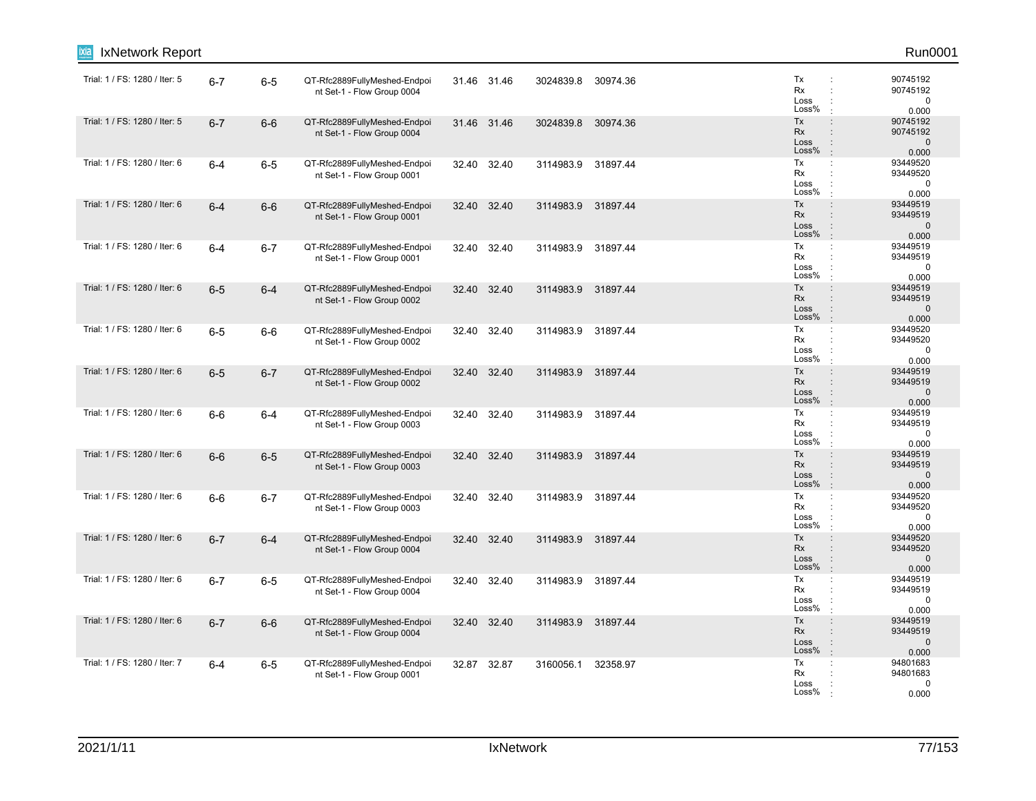| | | | | | | | | |
|---|---|---|---|---|---|---|---|---|
| Trial: 1 / FS: 1280 / Iter: 5 | 6-7 | 6-5 | QT-Rfc2889FullyMeshed-Endpoint Set-1 - Flow Group 0004 | 31.46 | 31.46 | 3024839.8 | 30974.36 | Tx : 90745192<br>Rx : 90745192<br>Loss : 0<br>Loss% : 0.000 |
| Trial: 1 / FS: 1280 / Iter: 5 | 6-7 | 6-6 | QT-Rfc2889FullyMeshed-Endpoint Set-1 - Flow Group 0004 | 31.46 | 31.46 | 3024839.8 | 30974.36 | Tx : 90745192<br>Rx : 90745192<br>Loss : 0<br>Loss% : 0.000 |
| Trial: 1 / FS: 1280 / Iter: 6 | 6-4 | 6-5 | QT-Rfc2889FullyMeshed-Endpoint Set-1 - Flow Group 0001 | 32.40 | 32.40 | 3114983.9 | 31897.44 | Tx : 93449520<br>Rx : 93449520<br>Loss : 0<br>Loss% : 0.000 |
| Trial: 1 / FS: 1280 / Iter: 6 | 6-4 | 6-6 | QT-Rfc2889FullyMeshed-Endpoint Set-1 - Flow Group 0001 | 32.40 | 32.40 | 3114983.9 | 31897.44 | Tx : 93449519<br>Rx : 93449519<br>Loss : 0<br>Loss% : 0.000 |
| Trial: 1 / FS: 1280 / Iter: 6 | 6-4 | 6-7 | QT-Rfc2889FullyMeshed-Endpoint Set-1 - Flow Group 0001 | 32.40 | 32.40 | 3114983.9 | 31897.44 | Tx : 93449519<br>Rx : 93449519<br>Loss : 0<br>Loss% : 0.000 |
| Trial: 1 / FS: 1280 / Iter: 6 | 6-5 | 6-4 | QT-Rfc2889FullyMeshed-Endpoint Set-1 - Flow Group 0002 | 32.40 | 32.40 | 3114983.9 | 31897.44 | Tx : 93449519<br>Rx : 93449519<br>Loss : 0<br>Loss% : 0.000 |
| Trial: 1 / FS: 1280 / Iter: 6 | 6-5 | 6-6 | QT-Rfc2889FullyMeshed-Endpoint Set-1 - Flow Group 0002 | 32.40 | 32.40 | 3114983.9 | 31897.44 | Tx : 93449520<br>Rx : 93449520<br>Loss : 0<br>Loss% : 0.000 |
| Trial: 1 / FS: 1280 / Iter: 6 | 6-5 | 6-7 | QT-Rfc2889FullyMeshed-Endpoint Set-1 - Flow Group 0002 | 32.40 | 32.40 | 3114983.9 | 31897.44 | Tx : 93449519<br>Rx : 93449519<br>Loss : 0<br>Loss% : 0.000 |
| Trial: 1 / FS: 1280 / Iter: 6 | 6-6 | 6-4 | QT-Rfc2889FullyMeshed-Endpoint Set-1 - Flow Group 0003 | 32.40 | 32.40 | 3114983.9 | 31897.44 | Tx : 93449519<br>Rx : 93449519<br>Loss : 0<br>Loss% : 0.000 |
| Trial: 1 / FS: 1280 / Iter: 6 | 6-6 | 6-5 | QT-Rfc2889FullyMeshed-Endpoint Set-1 - Flow Group 0003 | 32.40 | 32.40 | 3114983.9 | 31897.44 | Tx : 93449519<br>Rx : 93449519<br>Loss : 0<br>Loss% : 0.000 |
| Trial: 1 / FS: 1280 / Iter: 6 | 6-6 | 6-7 | QT-Rfc2889FullyMeshed-Endpoint Set-1 - Flow Group 0003 | 32.40 | 32.40 | 3114983.9 | 31897.44 | Tx : 93449520<br>Rx : 93449520<br>Loss : 0<br>Loss% : 0.000 |
| Trial: 1 / FS: 1280 / Iter: 6 | 6-7 | 6-4 | QT-Rfc2889FullyMeshed-Endpoint Set-1 - Flow Group 0004 | 32.40 | 32.40 | 3114983.9 | 31897.44 | Tx : 93449520<br>Rx : 93449520<br>Loss : 0<br>Loss% : 0.000 |
| Trial: 1 / FS: 1280 / Iter: 6 | 6-7 | 6-5 | QT-Rfc2889FullyMeshed-Endpoint Set-1 - Flow Group 0004 | 32.40 | 32.40 | 3114983.9 | 31897.44 | Tx : 93449519<br>Rx : 93449519<br>Loss : 0<br>Loss% : 0.000 |
| Trial: 1 / FS: 1280 / Iter: 6 | 6-7 | 6-6 | QT-Rfc2889FullyMeshed-Endpoint Set-1 - Flow Group 0004 | 32.40 | 32.40 | 3114983.9 | 31897.44 | Tx : 93449519<br>Rx : 93449519<br>Loss : 0<br>Loss% : 0.000 |
| Trial: 1 / FS: 1280 / Iter: 7 | 6-4 | 6-5 | QT-Rfc2889FullyMeshed-Endpoint Set-1 - Flow Group 0001 | 32.87 | 32.87 | 3160056.1 | 32358.97 | Tx : 94801683<br>Rx : 94801683<br>Loss : 0<br>Loss% : 0.000 |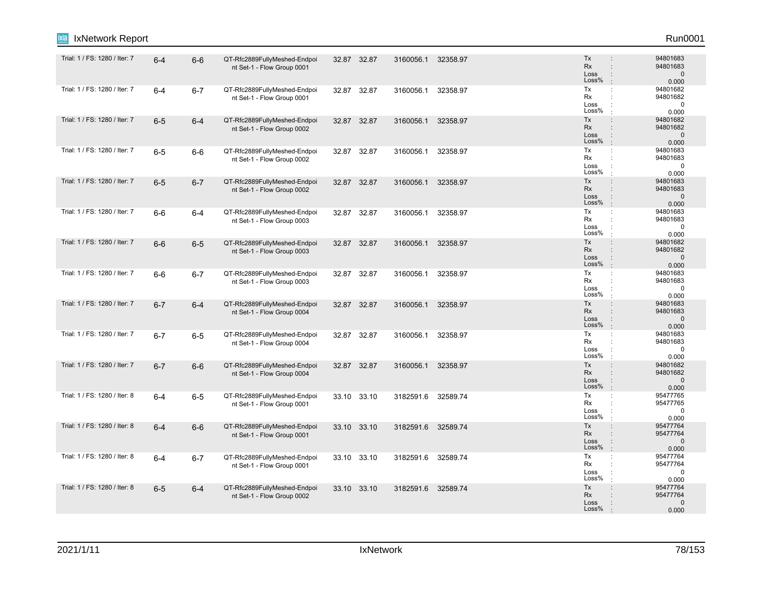| | | | | | | | | |
|---|---|---|---|---|---|---|---|---|
| Trial: 1 / FS: 1280 / Iter: 7 | 6-4 | 6-6 | QT-Rfc2889FullyMeshed-Endpoint Set-1 - Flow Group 0001 | 32.87 | 32.87 | 3160056.1 | 32358.97 | Tx : 94801683<br>Rx : 94801683<br>Loss : 0<br>Loss% : 0.000 |
| Trial: 1 / FS: 1280 / Iter: 7 | 6-4 | 6-7 | QT-Rfc2889FullyMeshed-Endpoint Set-1 - Flow Group 0001 | 32.87 | 32.87 | 3160056.1 | 32358.97 | Tx : 94801682<br>Rx : 94801682<br>Loss : 0<br>Loss% : 0.000 |
| Trial: 1 / FS: 1280 / Iter: 7 | 6-5 | 6-4 | QT-Rfc2889FullyMeshed-Endpoint Set-1 - Flow Group 0002 | 32.87 | 32.87 | 3160056.1 | 32358.97 | Tx : 94801682<br>Rx : 94801682<br>Loss : 0<br>Loss% : 0.000 |
| Trial: 1 / FS: 1280 / Iter: 7 | 6-5 | 6-6 | QT-Rfc2889FullyMeshed-Endpoint Set-1 - Flow Group 0002 | 32.87 | 32.87 | 3160056.1 | 32358.97 | Tx : 94801683<br>Rx : 94801683<br>Loss : 0<br>Loss% : 0.000 |
| Trial: 1 / FS: 1280 / Iter: 7 | 6-5 | 6-7 | QT-Rfc2889FullyMeshed-Endpoint Set-1 - Flow Group 0002 | 32.87 | 32.87 | 3160056.1 | 32358.97 | Tx : 94801683<br>Rx : 94801683<br>Loss : 0<br>Loss% : 0.000 |
| Trial: 1 / FS: 1280 / Iter: 7 | 6-6 | 6-4 | QT-Rfc2889FullyMeshed-Endpoint Set-1 - Flow Group 0003 | 32.87 | 32.87 | 3160056.1 | 32358.97 | Tx : 94801683<br>Rx : 94801683<br>Loss : 0<br>Loss% : 0.000 |
| Trial: 1 / FS: 1280 / Iter: 7 | 6-6 | 6-5 | QT-Rfc2889FullyMeshed-Endpoint Set-1 - Flow Group 0003 | 32.87 | 32.87 | 3160056.1 | 32358.97 | Tx : 94801682<br>Rx : 94801682<br>Loss : 0<br>Loss% : 0.000 |
| Trial: 1 / FS: 1280 / Iter: 7 | 6-6 | 6-7 | QT-Rfc2889FullyMeshed-Endpoint Set-1 - Flow Group 0003 | 32.87 | 32.87 | 3160056.1 | 32358.97 | Tx : 94801683<br>Rx : 94801683<br>Loss : 0<br>Loss% : 0.000 |
| Trial: 1 / FS: 1280 / Iter: 7 | 6-7 | 6-4 | QT-Rfc2889FullyMeshed-Endpoint Set-1 - Flow Group 0004 | 32.87 | 32.87 | 3160056.1 | 32358.97 | Tx : 94801683<br>Rx : 94801683<br>Loss : 0<br>Loss% : 0.000 |
| Trial: 1 / FS: 1280 / Iter: 7 | 6-7 | 6-5 | QT-Rfc2889FullyMeshed-Endpoint Set-1 - Flow Group 0004 | 32.87 | 32.87 | 3160056.1 | 32358.97 | Tx : 94801683<br>Rx : 94801683<br>Loss : 0<br>Loss% : 0.000 |
| Trial: 1 / FS: 1280 / Iter: 7 | 6-7 | 6-6 | QT-Rfc2889FullyMeshed-Endpoint Set-1 - Flow Group 0004 | 32.87 | 32.87 | 3160056.1 | 32358.97 | Tx : 94801682<br>Rx : 94801682<br>Loss : 0<br>Loss% : 0.000 |
| Trial: 1 / FS: 1280 / Iter: 8 | 6-4 | 6-5 | QT-Rfc2889FullyMeshed-Endpoint Set-1 - Flow Group 0001 | 33.10 | 33.10 | 3182591.6 | 32589.74 | Tx : 95477765<br>Rx : 95477765<br>Loss : 0<br>Loss% : 0.000 |
| Trial: 1 / FS: 1280 / Iter: 8 | 6-4 | 6-6 | QT-Rfc2889FullyMeshed-Endpoint Set-1 - Flow Group 0001 | 33.10 | 33.10 | 3182591.6 | 32589.74 | Tx : 95477764<br>Rx : 95477764<br>Loss : 0<br>Loss% : 0.000 |
| Trial: 1 / FS: 1280 / Iter: 8 | 6-4 | 6-7 | QT-Rfc2889FullyMeshed-Endpoint Set-1 - Flow Group 0001 | 33.10 | 33.10 | 3182591.6 | 32589.74 | Tx : 95477764<br>Rx : 95477764<br>Loss : 0<br>Loss% : 0.000 |
| Trial: 1 / FS: 1280 / Iter: 8 | 6-5 | 6-4 | QT-Rfc2889FullyMeshed-Endpoint Set-1 - Flow Group 0002 | 33.10 | 33.10 | 3182591.6 | 32589.74 | Tx : 95477764<br>Rx : 95477764<br>Loss : 0<br>Loss% : 0.000 |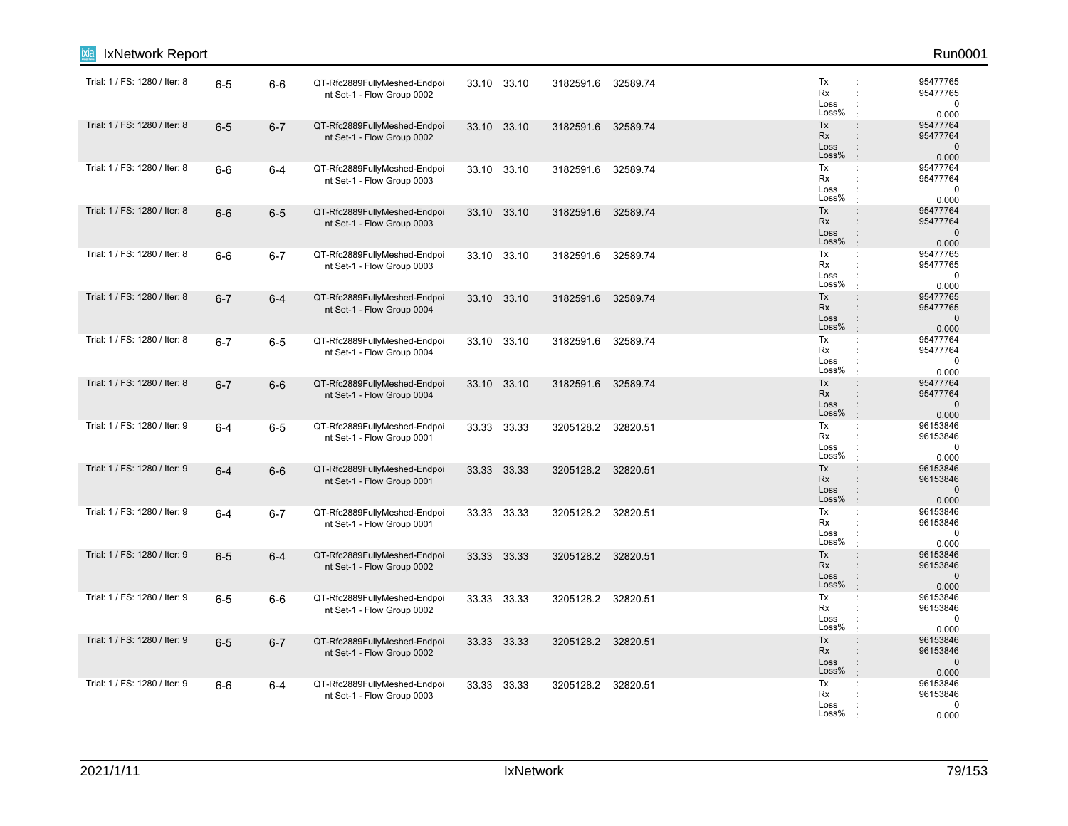| | | | | | | | | |
|---|---|---|---|---|---|---|---|---|
| Trial: 1 / FS: 1280 / Iter: 8 | 6-5 | 6-6 | QT-Rfc2889FullyMeshed-Endpoint Set-1 - Flow Group 0002 | 33.10 | 33.10 | 3182591.6 | 32589.74 | Tx : 95477765<br>Rx : 95477765<br>Loss : 0<br>Loss% : 0.000 |
| Trial: 1 / FS: 1280 / Iter: 8 | 6-5 | 6-7 | QT-Rfc2889FullyMeshed-Endpoint Set-1 - Flow Group 0002 | 33.10 | 33.10 | 3182591.6 | 32589.74 | Tx : 95477764<br>Rx : 95477764<br>Loss : 0<br>Loss% : 0.000 |
| Trial: 1 / FS: 1280 / Iter: 8 | 6-6 | 6-4 | QT-Rfc2889FullyMeshed-Endpoint Set-1 - Flow Group 0003 | 33.10 | 33.10 | 3182591.6 | 32589.74 | Tx : 95477764<br>Rx : 95477764<br>Loss : 0<br>Loss% : 0.000 |
| Trial: 1 / FS: 1280 / Iter: 8 | 6-6 | 6-5 | QT-Rfc2889FullyMeshed-Endpoint Set-1 - Flow Group 0003 | 33.10 | 33.10 | 3182591.6 | 32589.74 | Tx : 95477764<br>Rx : 95477764<br>Loss : 0<br>Loss% : 0.000 |
| Trial: 1 / FS: 1280 / Iter: 8 | 6-6 | 6-7 | QT-Rfc2889FullyMeshed-Endpoint Set-1 - Flow Group 0003 | 33.10 | 33.10 | 3182591.6 | 32589.74 | Tx : 95477765<br>Rx : 95477765<br>Loss : 0<br>Loss% : 0.000 |
| Trial: 1 / FS: 1280 / Iter: 8 | 6-7 | 6-4 | QT-Rfc2889FullyMeshed-Endpoint Set-1 - Flow Group 0004 | 33.10 | 33.10 | 3182591.6 | 32589.74 | Tx : 95477765<br>Rx : 95477765<br>Loss : 0<br>Loss% : 0.000 |
| Trial: 1 / FS: 1280 / Iter: 8 | 6-7 | 6-5 | QT-Rfc2889FullyMeshed-Endpoint Set-1 - Flow Group 0004 | 33.10 | 33.10 | 3182591.6 | 32589.74 | Tx : 95477764<br>Rx : 95477764<br>Loss : 0<br>Loss% : 0.000 |
| Trial: 1 / FS: 1280 / Iter: 8 | 6-7 | 6-6 | QT-Rfc2889FullyMeshed-Endpoint Set-1 - Flow Group 0004 | 33.10 | 33.10 | 3182591.6 | 32589.74 | Tx : 95477764<br>Rx : 95477764<br>Loss : 0<br>Loss% : 0.000 |
| Trial: 1 / FS: 1280 / Iter: 9 | 6-4 | 6-5 | QT-Rfc2889FullyMeshed-Endpoint Set-1 - Flow Group 0001 | 33.33 | 33.33 | 3205128.2 | 32820.51 | Tx : 96153846<br>Rx : 96153846<br>Loss : 0<br>Loss% : 0.000 |
| Trial: 1 / FS: 1280 / Iter: 9 | 6-4 | 6-6 | QT-Rfc2889FullyMeshed-Endpoint Set-1 - Flow Group 0001 | 33.33 | 33.33 | 3205128.2 | 32820.51 | Tx : 96153846<br>Rx : 96153846<br>Loss : 0<br>Loss% : 0.000 |
| Trial: 1 / FS: 1280 / Iter: 9 | 6-4 | 6-7 | QT-Rfc2889FullyMeshed-Endpoint Set-1 - Flow Group 0001 | 33.33 | 33.33 | 3205128.2 | 32820.51 | Tx : 96153846<br>Rx : 96153846<br>Loss : 0<br>Loss% : 0.000 |
| Trial: 1 / FS: 1280 / Iter: 9 | 6-5 | 6-4 | QT-Rfc2889FullyMeshed-Endpoint Set-1 - Flow Group 0002 | 33.33 | 33.33 | 3205128.2 | 32820.51 | Tx : 96153846<br>Rx : 96153846<br>Loss : 0<br>Loss% : 0.000 |
| Trial: 1 / FS: 1280 / Iter: 9 | 6-5 | 6-6 | QT-Rfc2889FullyMeshed-Endpoint Set-1 - Flow Group 0002 | 33.33 | 33.33 | 3205128.2 | 32820.51 | Tx : 96153846<br>Rx : 96153846<br>Loss : 0<br>Loss% : 0.000 |
| Trial: 1 / FS: 1280 / Iter: 9 | 6-5 | 6-7 | QT-Rfc2889FullyMeshed-Endpoint Set-1 - Flow Group 0002 | 33.33 | 33.33 | 3205128.2 | 32820.51 | Tx : 96153846<br>Rx : 96153846<br>Loss : 0<br>Loss% : 0.000 |
| Trial: 1 / FS: 1280 / Iter: 9 | 6-6 | 6-4 | QT-Rfc2889FullyMeshed-Endpoint Set-1 - Flow Group 0003 | 33.33 | 33.33 | 3205128.2 | 32820.51 | Tx : 96153846<br>Rx : 96153846<br>Loss : 0<br>Loss% : 0.000 |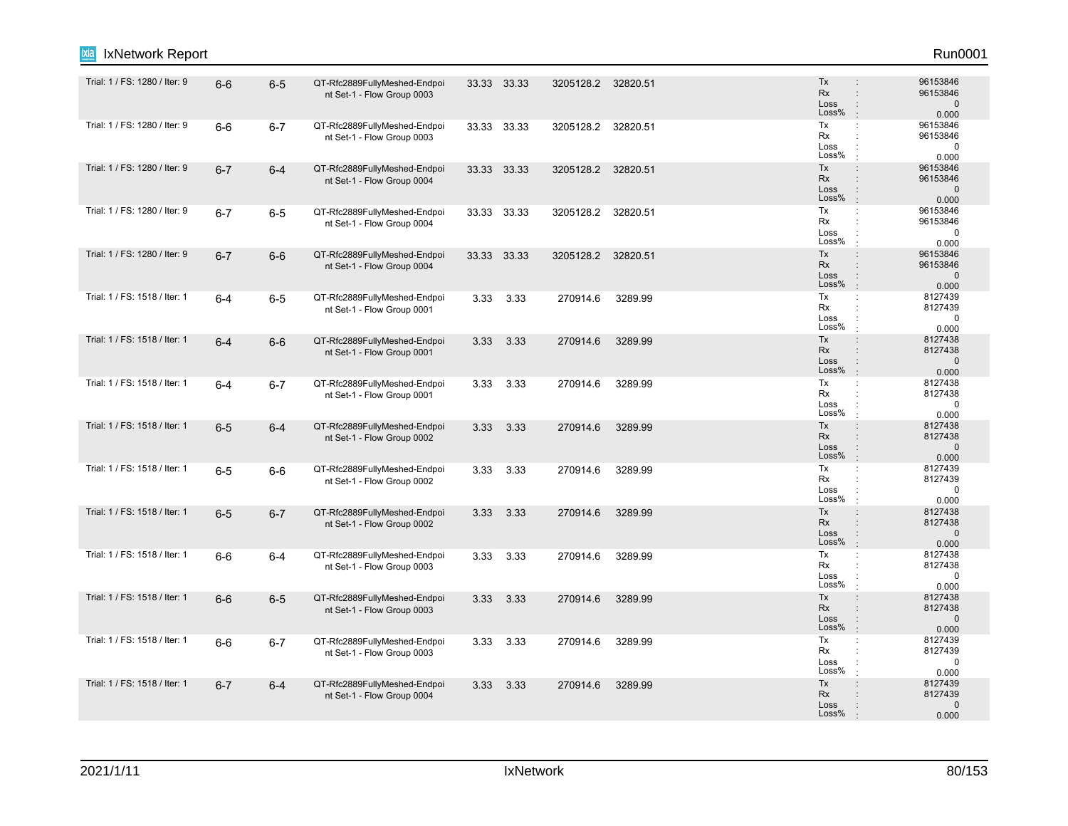| | | | | | | | | | |
|---|---|---|---|---|---|---|---|---|---|
| Trial: 1 / FS: 1280 / Iter: 9 | 6-6 | 6-5 | QT-Rfc2889FullyMeshed-Endpoint Set-1 - Flow Group 0003 | 33.33 | 33.33 | 3205128.2 | 32820.51 | Tx<br>Rx<br>Loss<br>Loss% | 96153846<br>96153846<br>0<br>0.000 |
| Trial: 1 / FS: 1280 / Iter: 9 | 6-6 | 6-7 | QT-Rfc2889FullyMeshed-Endpoint Set-1 - Flow Group 0003 | 33.33 | 33.33 | 3205128.2 | 32820.51 | Tx<br>Rx<br>Loss<br>Loss% | 96153846<br>96153846<br>0<br>0.000 |
| Trial: 1 / FS: 1280 / Iter: 9 | 6-7 | 6-4 | QT-Rfc2889FullyMeshed-Endpoint Set-1 - Flow Group 0004 | 33.33 | 33.33 | 3205128.2 | 32820.51 | Tx<br>Rx<br>Loss<br>Loss% | 96153846<br>96153846<br>0<br>0.000 |
| Trial: 1 / FS: 1280 / Iter: 9 | 6-7 | 6-5 | QT-Rfc2889FullyMeshed-Endpoint Set-1 - Flow Group 0004 | 33.33 | 33.33 | 3205128.2 | 32820.51 | Tx<br>Rx<br>Loss<br>Loss% | 96153846<br>96153846<br>0<br>0.000 |
| Trial: 1 / FS: 1280 / Iter: 9 | 6-7 | 6-6 | QT-Rfc2889FullyMeshed-Endpoint Set-1 - Flow Group 0004 | 33.33 | 33.33 | 3205128.2 | 32820.51 | Tx<br>Rx<br>Loss<br>Loss% | 96153846<br>96153846<br>0<br>0.000 |
| Trial: 1 / FS: 1518 / Iter: 1 | 6-4 | 6-5 | QT-Rfc2889FullyMeshed-Endpoint Set-1 - Flow Group 0001 | 3.33 | 3.33 | 270914.6 | 3289.99 | Tx<br>Rx<br>Loss<br>Loss% | 8127439<br>8127439<br>0<br>0.000 |
| Trial: 1 / FS: 1518 / Iter: 1 | 6-4 | 6-6 | QT-Rfc2889FullyMeshed-Endpoint Set-1 - Flow Group 0001 | 3.33 | 3.33 | 270914.6 | 3289.99 | Tx<br>Rx<br>Loss<br>Loss% | 8127438<br>8127438<br>0<br>0.000 |
| Trial: 1 / FS: 1518 / Iter: 1 | 6-4 | 6-7 | QT-Rfc2889FullyMeshed-Endpoint Set-1 - Flow Group 0001 | 3.33 | 3.33 | 270914.6 | 3289.99 | Tx<br>Rx<br>Loss<br>Loss% | 8127438<br>8127438<br>0<br>0.000 |
| Trial: 1 / FS: 1518 / Iter: 1 | 6-5 | 6-4 | QT-Rfc2889FullyMeshed-Endpoint Set-1 - Flow Group 0002 | 3.33 | 3.33 | 270914.6 | 3289.99 | Tx<br>Rx<br>Loss<br>Loss% | 8127438<br>8127438<br>0<br>0.000 |
| Trial: 1 / FS: 1518 / Iter: 1 | 6-5 | 6-6 | QT-Rfc2889FullyMeshed-Endpoint Set-1 - Flow Group 0002 | 3.33 | 3.33 | 270914.6 | 3289.99 | Tx<br>Rx<br>Loss<br>Loss% | 8127439<br>8127439<br>0<br>0.000 |
| Trial: 1 / FS: 1518 / Iter: 1 | 6-5 | 6-7 | QT-Rfc2889FullyMeshed-Endpoint Set-1 - Flow Group 0002 | 3.33 | 3.33 | 270914.6 | 3289.99 | Tx<br>Rx<br>Loss<br>Loss% | 8127438<br>8127438<br>0<br>0.000 |
| Trial: 1 / FS: 1518 / Iter: 1 | 6-6 | 6-4 | QT-Rfc2889FullyMeshed-Endpoint Set-1 - Flow Group 0003 | 3.33 | 3.33 | 270914.6 | 3289.99 | Tx<br>Rx<br>Loss<br>Loss% | 8127438<br>8127438<br>0<br>0.000 |
| Trial: 1 / FS: 1518 / Iter: 1 | 6-6 | 6-5 | QT-Rfc2889FullyMeshed-Endpoint Set-1 - Flow Group 0003 | 3.33 | 3.33 | 270914.6 | 3289.99 | Tx<br>Rx<br>Loss<br>Loss% | 8127438<br>8127438<br>0<br>0.000 |
| Trial: 1 / FS: 1518 / Iter: 1 | 6-6 | 6-7 | QT-Rfc2889FullyMeshed-Endpoint Set-1 - Flow Group 0003 | 3.33 | 3.33 | 270914.6 | 3289.99 | Tx<br>Rx<br>Loss<br>Loss% | 8127439<br>8127439<br>0<br>0.000 |
| Trial: 1 / FS: 1518 / Iter: 1 | 6-7 | 6-4 | QT-Rfc2889FullyMeshed-Endpoint Set-1 - Flow Group 0004 | 3.33 | 3.33 | 270914.6 | 3289.99 | Tx<br>Rx<br>Loss<br>Loss% | 8127439<br>8127439<br>0<br>0.000 |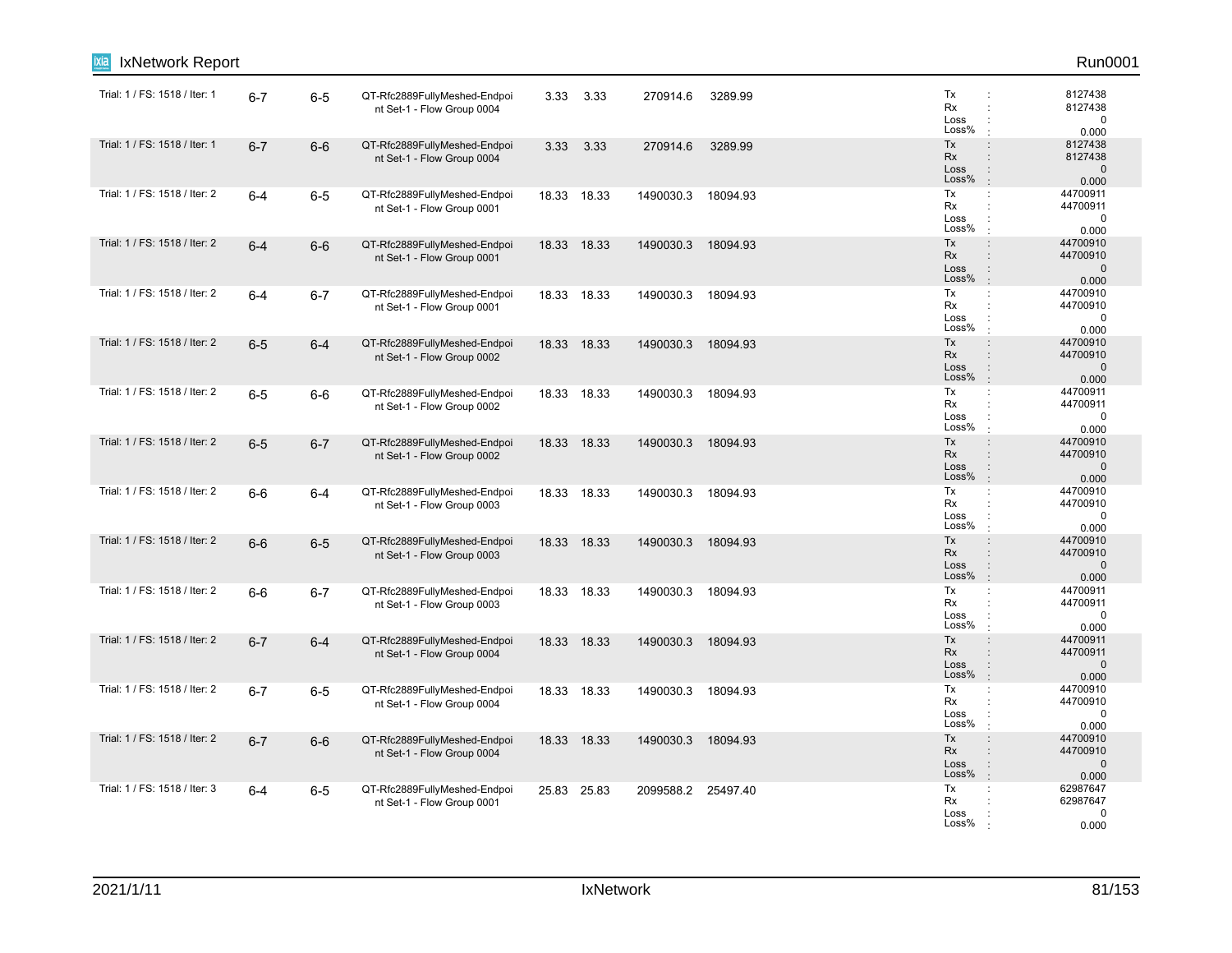| | | | | | | | | | |
|---|---|---|---|---|---|---|---|---|---|
| Trial: 1 / FS: 1518 / Iter: 1 | 6-7 | 6-5 | QT-Rfc2889FullyMeshed-Endpoint Set-1 - Flow Group 0004 | 3.33 | 3.33 | 270914.6 | 3289.99 | Tx :<br>Rx :<br>Loss :<br>Loss% : | 8127438<br>8127438<br>0<br>0.000 |
| Trial: 1 / FS: 1518 / Iter: 1 | 6-7 | 6-6 | QT-Rfc2889FullyMeshed-Endpoint Set-1 - Flow Group 0004 | 3.33 | 3.33 | 270914.6 | 3289.99 | Tx :<br>Rx :<br>Loss :<br>Loss% : | 8127438<br>8127438<br>0<br>0.000 |
| Trial: 1 / FS: 1518 / Iter: 2 | 6-4 | 6-5 | QT-Rfc2889FullyMeshed-Endpoint Set-1 - Flow Group 0001 | 18.33 | 18.33 | 1490030.3 | 18094.93 | Tx :<br>Rx :<br>Loss :<br>Loss% : | 44700911<br>44700911<br>0<br>0.000 |
| Trial: 1 / FS: 1518 / Iter: 2 | 6-4 | 6-6 | QT-Rfc2889FullyMeshed-Endpoint Set-1 - Flow Group 0001 | 18.33 | 18.33 | 1490030.3 | 18094.93 | Tx :<br>Rx :<br>Loss :<br>Loss% : | 44700910<br>44700910<br>0<br>0.000 |
| Trial: 1 / FS: 1518 / Iter: 2 | 6-4 | 6-7 | QT-Rfc2889FullyMeshed-Endpoint Set-1 - Flow Group 0001 | 18.33 | 18.33 | 1490030.3 | 18094.93 | Tx :<br>Rx :<br>Loss :<br>Loss% : | 44700910<br>44700910<br>0<br>0.000 |
| Trial: 1 / FS: 1518 / Iter: 2 | 6-5 | 6-4 | QT-Rfc2889FullyMeshed-Endpoint Set-1 - Flow Group 0002 | 18.33 | 18.33 | 1490030.3 | 18094.93 | Tx :<br>Rx :<br>Loss :<br>Loss% : | 44700910<br>44700910<br>0<br>0.000 |
| Trial: 1 / FS: 1518 / Iter: 2 | 6-5 | 6-6 | QT-Rfc2889FullyMeshed-Endpoint Set-1 - Flow Group 0002 | 18.33 | 18.33 | 1490030.3 | 18094.93 | Tx :<br>Rx :<br>Loss :<br>Loss% : | 44700911<br>44700911<br>0<br>0.000 |
| Trial: 1 / FS: 1518 / Iter: 2 | 6-5 | 6-7 | QT-Rfc2889FullyMeshed-Endpoint Set-1 - Flow Group 0002 | 18.33 | 18.33 | 1490030.3 | 18094.93 | Tx :<br>Rx :<br>Loss :<br>Loss% : | 44700910<br>44700910<br>0<br>0.000 |
| Trial: 1 / FS: 1518 / Iter: 2 | 6-6 | 6-4 | QT-Rfc2889FullyMeshed-Endpoint Set-1 - Flow Group 0003 | 18.33 | 18.33 | 1490030.3 | 18094.93 | Tx :<br>Rx :<br>Loss :<br>Loss% : | 44700910<br>44700910<br>0<br>0.000 |
| Trial: 1 / FS: 1518 / Iter: 2 | 6-6 | 6-5 | QT-Rfc2889FullyMeshed-Endpoint Set-1 - Flow Group 0003 | 18.33 | 18.33 | 1490030.3 | 18094.93 | Tx :<br>Rx :<br>Loss :<br>Loss% : | 44700910<br>44700910<br>0<br>0.000 |
| Trial: 1 / FS: 1518 / Iter: 2 | 6-6 | 6-7 | QT-Rfc2889FullyMeshed-Endpoint Set-1 - Flow Group 0003 | 18.33 | 18.33 | 1490030.3 | 18094.93 | Tx :<br>Rx :<br>Loss :<br>Loss% : | 44700911<br>44700911<br>0<br>0.000 |
| Trial: 1 / FS: 1518 / Iter: 2 | 6-7 | 6-4 | QT-Rfc2889FullyMeshed-Endpoint Set-1 - Flow Group 0004 | 18.33 | 18.33 | 1490030.3 | 18094.93 | Tx :<br>Rx :<br>Loss :<br>Loss% : | 44700911<br>44700911<br>0<br>0.000 |
| Trial: 1 / FS: 1518 / Iter: 2 | 6-7 | 6-5 | QT-Rfc2889FullyMeshed-Endpoint Set-1 - Flow Group 0004 | 18.33 | 18.33 | 1490030.3 | 18094.93 | Tx :<br>Rx :<br>Loss :<br>Loss% : | 44700910<br>44700910<br>0<br>0.000 |
| Trial: 1 / FS: 1518 / Iter: 2 | 6-7 | 6-6 | QT-Rfc2889FullyMeshed-Endpoint Set-1 - Flow Group 0004 | 18.33 | 18.33 | 1490030.3 | 18094.93 | Tx :<br>Rx :<br>Loss :<br>Loss% : | 44700910<br>44700910<br>0<br>0.000 |
| Trial: 1 / FS: 1518 / Iter: 3 | 6-4 | 6-5 | QT-Rfc2889FullyMeshed-Endpoint Set-1 - Flow Group 0001 | 25.83 | 25.83 | 2099588.2 | 25497.40 | Tx :<br>Rx :<br>Loss :<br>Loss% : | 62987647<br>62987647<br>0<br>0.000 |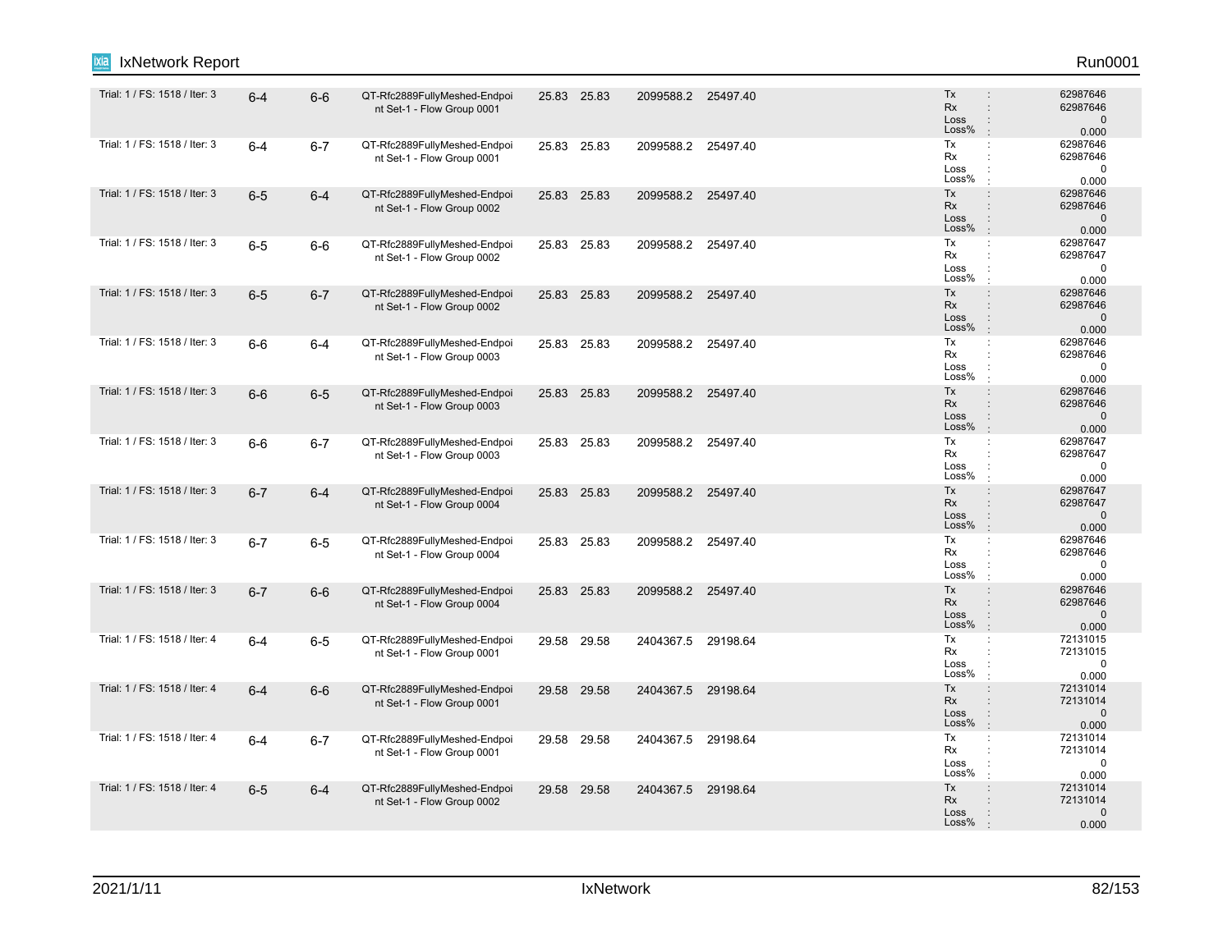| | | | | | | | | | |
|---|---|---|---|---|---|---|---|---|---|
| Trial: 1 / FS: 1518 / Iter: 3 | 6-4 | 6-6 | QT-Rfc2889FullyMeshed-Endpoint Set-1 - Flow Group 0001 | 25.83 | 25.83 | 2099588.2 | 25497.40 | Tx : <br> Rx : <br> Loss : <br> Loss% : | 62987646 <br> 62987646 <br> 0 <br> 0.000 |
| Trial: 1 / FS: 1518 / Iter: 3 | 6-4 | 6-7 | QT-Rfc2889FullyMeshed-Endpoint Set-1 - Flow Group 0001 | 25.83 | 25.83 | 2099588.2 | 25497.40 | Tx : <br> Rx : <br> Loss : <br> Loss% : | 62987646 <br> 62987646 <br> 0 <br> 0.000 |
| Trial: 1 / FS: 1518 / Iter: 3 | 6-5 | 6-4 | QT-Rfc2889FullyMeshed-Endpoint Set-1 - Flow Group 0002 | 25.83 | 25.83 | 2099588.2 | 25497.40 | Tx : <br> Rx : <br> Loss : <br> Loss% : | 62987646 <br> 62987646 <br> 0 <br> 0.000 |
| Trial: 1 / FS: 1518 / Iter: 3 | 6-5 | 6-6 | QT-Rfc2889FullyMeshed-Endpoint Set-1 - Flow Group 0002 | 25.83 | 25.83 | 2099588.2 | 25497.40 | Tx : <br> Rx : <br> Loss : <br> Loss% : | 62987647 <br> 62987647 <br> 0 <br> 0.000 |
| Trial: 1 / FS: 1518 / Iter: 3 | 6-5 | 6-7 | QT-Rfc2889FullyMeshed-Endpoint Set-1 - Flow Group 0002 | 25.83 | 25.83 | 2099588.2 | 25497.40 | Tx : <br> Rx : <br> Loss : <br> Loss% : | 62987646 <br> 62987646 <br> 0 <br> 0.000 |
| Trial: 1 / FS: 1518 / Iter: 3 | 6-6 | 6-4 | QT-Rfc2889FullyMeshed-Endpoint Set-1 - Flow Group 0003 | 25.83 | 25.83 | 2099588.2 | 25497.40 | Tx : <br> Rx : <br> Loss : <br> Loss% : | 62987646 <br> 62987646 <br> 0 <br> 0.000 |
| Trial: 1 / FS: 1518 / Iter: 3 | 6-6 | 6-5 | QT-Rfc2889FullyMeshed-Endpoint Set-1 - Flow Group 0003 | 25.83 | 25.83 | 2099588.2 | 25497.40 | Tx : <br> Rx : <br> Loss : <br> Loss% : | 62987646 <br> 62987646 <br> 0 <br> 0.000 |
| Trial: 1 / FS: 1518 / Iter: 3 | 6-6 | 6-7 | QT-Rfc2889FullyMeshed-Endpoint Set-1 - Flow Group 0003 | 25.83 | 25.83 | 2099588.2 | 25497.40 | Tx : <br> Rx : <br> Loss : <br> Loss% : | 62987647 <br> 62987647 <br> 0 <br> 0.000 |
| Trial: 1 / FS: 1518 / Iter: 3 | 6-7 | 6-4 | QT-Rfc2889FullyMeshed-Endpoint Set-1 - Flow Group 0004 | 25.83 | 25.83 | 2099588.2 | 25497.40 | Tx : <br> Rx : <br> Loss : <br> Loss% : | 62987647 <br> 62987647 <br> 0 <br> 0.000 |
| Trial: 1 / FS: 1518 / Iter: 3 | 6-7 | 6-5 | QT-Rfc2889FullyMeshed-Endpoint Set-1 - Flow Group 0004 | 25.83 | 25.83 | 2099588.2 | 25497.40 | Tx : <br> Rx : <br> Loss : <br> Loss% : | 62987646 <br> 62987646 <br> 0 <br> 0.000 |
| Trial: 1 / FS: 1518 / Iter: 3 | 6-7 | 6-6 | QT-Rfc2889FullyMeshed-Endpoint Set-1 - Flow Group 0004 | 25.83 | 25.83 | 2099588.2 | 25497.40 | Tx : <br> Rx : <br> Loss : <br> Loss% : | 62987646 <br> 62987646 <br> 0 <br> 0.000 |
| Trial: 1 / FS: 1518 / Iter: 4 | 6-4 | 6-5 | QT-Rfc2889FullyMeshed-Endpoint Set-1 - Flow Group 0001 | 29.58 | 29.58 | 2404367.5 | 29198.64 | Tx : <br> Rx : <br> Loss : <br> Loss% : | 72131015 <br> 72131015 <br> 0 <br> 0.000 |
| Trial: 1 / FS: 1518 / Iter: 4 | 6-4 | 6-6 | QT-Rfc2889FullyMeshed-Endpoint Set-1 - Flow Group 0001 | 29.58 | 29.58 | 2404367.5 | 29198.64 | Tx : <br> Rx : <br> Loss : <br> Loss% : | 72131014 <br> 72131014 <br> 0 <br> 0.000 |
| Trial: 1 / FS: 1518 / Iter: 4 | 6-4 | 6-7 | QT-Rfc2889FullyMeshed-Endpoint Set-1 - Flow Group 0001 | 29.58 | 29.58 | 2404367.5 | 29198.64 | Tx : <br> Rx : <br> Loss : <br> Loss% : | 72131014 <br> 72131014 <br> 0 <br> 0.000 |
| Trial: 1 / FS: 1518 / Iter: 4 | 6-5 | 6-4 | QT-Rfc2889FullyMeshed-Endpoint Set-1 - Flow Group 0002 | 29.58 | 29.58 | 2404367.5 | 29198.64 | Tx : <br> Rx : <br> Loss : <br> Loss% : | 72131014 <br> 72131014 <br> 0 <br> 0.000 |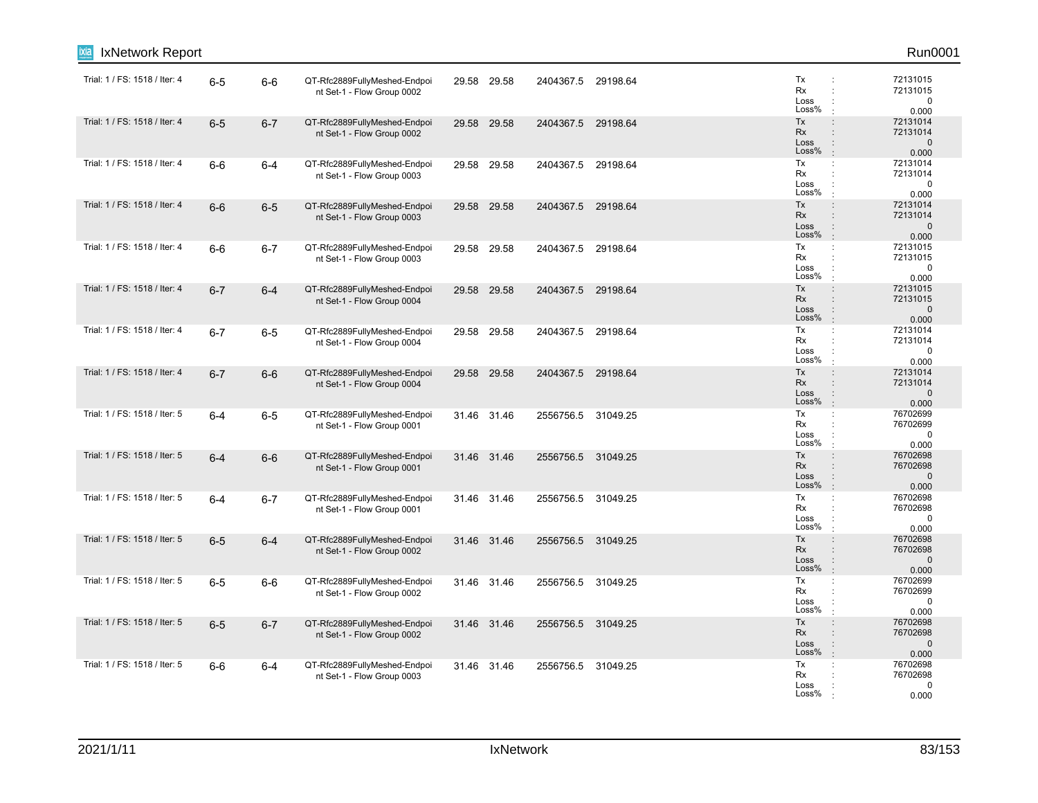| | | | | | | | | | | |
|---|---|---|---|---|---|---|---|---|---|---|
| Trial: 1 / FS: 1518 / Iter: 4 | 6-5 | 6-6 | QT-Rfc2889FullyMeshed-Endpoint Set-1 - Flow Group 0002 | 29.58 | 29.58 | 2404367.5 | 29198.64 | Tx<br>Rx<br>Loss<br>Loss% | :<br>:<br>:<br>: | 72131015<br>72131015<br>0<br>0.000 |
| Trial: 1 / FS: 1518 / Iter: 4 | 6-5 | 6-7 | QT-Rfc2889FullyMeshed-Endpoint Set-1 - Flow Group 0002 | 29.58 | 29.58 | 2404367.5 | 29198.64 | Tx<br>Rx<br>Loss<br>Loss% | :<br>:<br>:<br>: | 72131014<br>72131014<br>0<br>0.000 |
| Trial: 1 / FS: 1518 / Iter: 4 | 6-6 | 6-4 | QT-Rfc2889FullyMeshed-Endpoint Set-1 - Flow Group 0003 | 29.58 | 29.58 | 2404367.5 | 29198.64 | Tx<br>Rx<br>Loss<br>Loss% | :<br>:<br>:<br>: | 72131014<br>72131014<br>0<br>0.000 |
| Trial: 1 / FS: 1518 / Iter: 4 | 6-6 | 6-5 | QT-Rfc2889FullyMeshed-Endpoint Set-1 - Flow Group 0003 | 29.58 | 29.58 | 2404367.5 | 29198.64 | Tx<br>Rx<br>Loss<br>Loss% | :<br>:<br>:<br>: | 72131014<br>72131014<br>0<br>0.000 |
| Trial: 1 / FS: 1518 / Iter: 4 | 6-6 | 6-7 | QT-Rfc2889FullyMeshed-Endpoint Set-1 - Flow Group 0003 | 29.58 | 29.58 | 2404367.5 | 29198.64 | Tx<br>Rx<br>Loss<br>Loss% | :<br>:<br>:<br>: | 72131015<br>72131015<br>0<br>0.000 |
| Trial: 1 / FS: 1518 / Iter: 4 | 6-7 | 6-4 | QT-Rfc2889FullyMeshed-Endpoint Set-1 - Flow Group 0004 | 29.58 | 29.58 | 2404367.5 | 29198.64 | Tx<br>Rx<br>Loss<br>Loss% | :<br>:<br>:<br>: | 72131015<br>72131015<br>0<br>0.000 |
| Trial: 1 / FS: 1518 / Iter: 4 | 6-7 | 6-5 | QT-Rfc2889FullyMeshed-Endpoint Set-1 - Flow Group 0004 | 29.58 | 29.58 | 2404367.5 | 29198.64 | Tx<br>Rx<br>Loss<br>Loss% | :<br>:<br>:<br>: | 72131014<br>72131014<br>0<br>0.000 |
| Trial: 1 / FS: 1518 / Iter: 4 | 6-7 | 6-6 | QT-Rfc2889FullyMeshed-Endpoint Set-1 - Flow Group 0004 | 29.58 | 29.58 | 2404367.5 | 29198.64 | Tx<br>Rx<br>Loss<br>Loss% | :<br>:<br>:<br>: | 72131014<br>72131014<br>0<br>0.000 |
| Trial: 1 / FS: 1518 / Iter: 5 | 6-4 | 6-5 | QT-Rfc2889FullyMeshed-Endpoint Set-1 - Flow Group 0001 | 31.46 | 31.46 | 2556756.5 | 31049.25 | Tx<br>Rx<br>Loss<br>Loss% | :<br>:<br>:<br>: | 76702699<br>76702699<br>0<br>0.000 |
| Trial: 1 / FS: 1518 / Iter: 5 | 6-4 | 6-6 | QT-Rfc2889FullyMeshed-Endpoint Set-1 - Flow Group 0001 | 31.46 | 31.46 | 2556756.5 | 31049.25 | Tx<br>Rx<br>Loss<br>Loss% | :<br>:<br>:<br>: | 76702698<br>76702698<br>0<br>0.000 |
| Trial: 1 / FS: 1518 / Iter: 5 | 6-4 | 6-7 | QT-Rfc2889FullyMeshed-Endpoint Set-1 - Flow Group 0001 | 31.46 | 31.46 | 2556756.5 | 31049.25 | Tx<br>Rx<br>Loss<br>Loss% | :<br>:<br>:<br>: | 76702698<br>76702698<br>0<br>0.000 |
| Trial: 1 / FS: 1518 / Iter: 5 | 6-5 | 6-4 | QT-Rfc2889FullyMeshed-Endpoint Set-1 - Flow Group 0002 | 31.46 | 31.46 | 2556756.5 | 31049.25 | Tx<br>Rx<br>Loss<br>Loss% | :<br>:<br>:<br>: | 76702698<br>76702698<br>0<br>0.000 |
| Trial: 1 / FS: 1518 / Iter: 5 | 6-5 | 6-6 | QT-Rfc2889FullyMeshed-Endpoint Set-1 - Flow Group 0002 | 31.46 | 31.46 | 2556756.5 | 31049.25 | Tx<br>Rx<br>Loss<br>Loss% | :<br>:<br>:<br>: | 76702699<br>76702699<br>0<br>0.000 |
| Trial: 1 / FS: 1518 / Iter: 5 | 6-5 | 6-7 | QT-Rfc2889FullyMeshed-Endpoint Set-1 - Flow Group 0002 | 31.46 | 31.46 | 2556756.5 | 31049.25 | Tx<br>Rx<br>Loss<br>Loss% | :<br>:<br>:<br>: | 76702698<br>76702698<br>0<br>0.000 |
| Trial: 1 / FS: 1518 / Iter: 5 | 6-6 | 6-4 | QT-Rfc2889FullyMeshed-Endpoint Set-1 - Flow Group 0003 | 31.46 | 31.46 | 2556756.5 | 31049.25 | Tx<br>Rx<br>Loss<br>Loss% | :<br>:<br>:<br>: | 76702698<br>76702698<br>0<br>0.000 |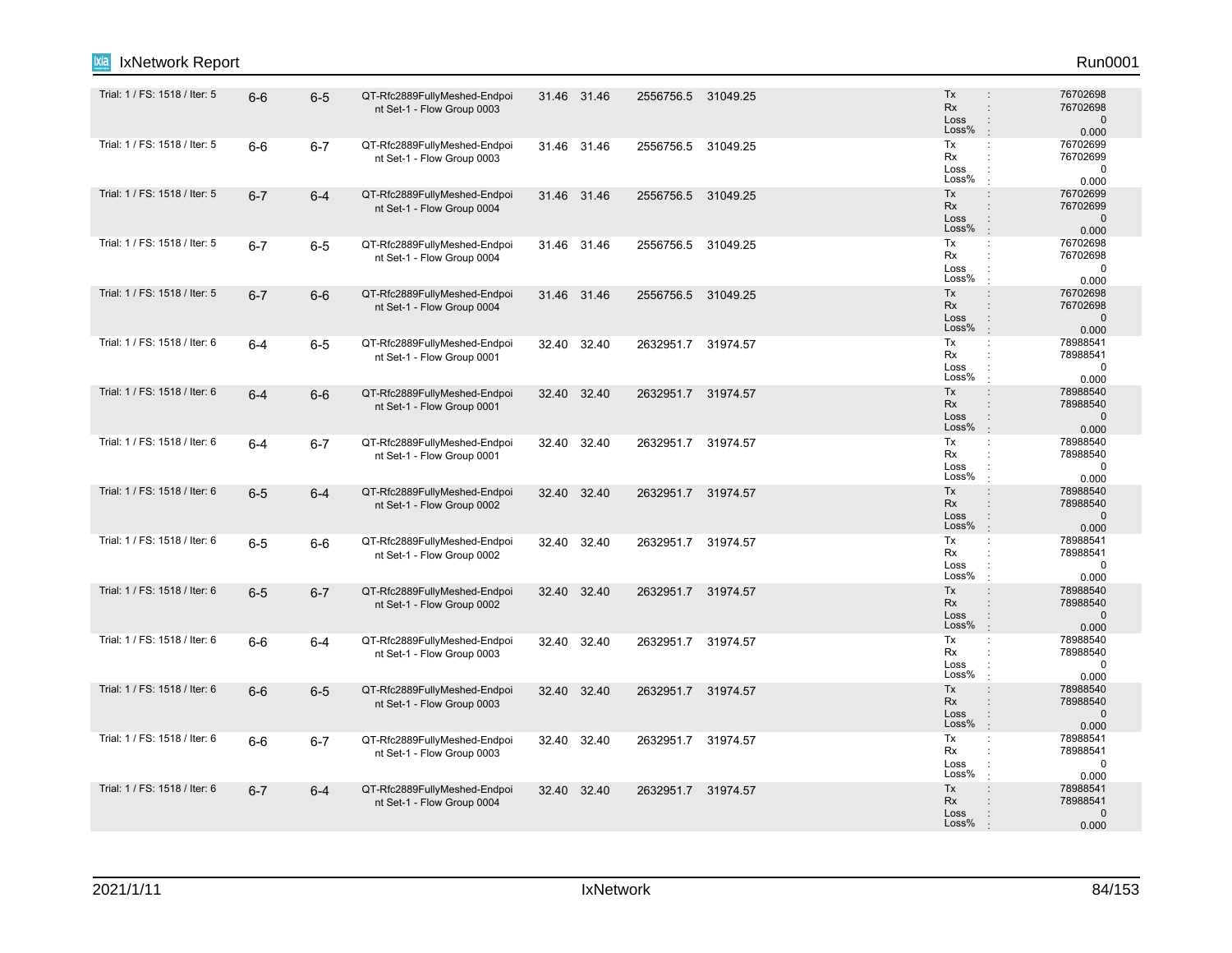| | | | | | | | | |
|---|---|---|---|---|---|---|---|---|
| Trial: 1 / FS: 1518 / Iter: 5 | 6-6 | 6-5 | QT-Rfc2889FullyMeshed-Endpoint Set-1 - Flow Group 0003 | 31.46 | 31.46 | 2556756.5 | 31049.25 | Tx : 76702698<br>Rx : 76702698<br>Loss : 0<br>Loss% : 0.000 |
| Trial: 1 / FS: 1518 / Iter: 5 | 6-6 | 6-7 | QT-Rfc2889FullyMeshed-Endpoint Set-1 - Flow Group 0003 | 31.46 | 31.46 | 2556756.5 | 31049.25 | Tx : 76702699<br>Rx : 76702699<br>Loss : 0<br>Loss% : 0.000 |
| Trial: 1 / FS: 1518 / Iter: 5 | 6-7 | 6-4 | QT-Rfc2889FullyMeshed-Endpoint Set-1 - Flow Group 0004 | 31.46 | 31.46 | 2556756.5 | 31049.25 | Tx : 76702699<br>Rx : 76702699<br>Loss : 0<br>Loss% : 0.000 |
| Trial: 1 / FS: 1518 / Iter: 5 | 6-7 | 6-5 | QT-Rfc2889FullyMeshed-Endpoint Set-1 - Flow Group 0004 | 31.46 | 31.46 | 2556756.5 | 31049.25 | Tx : 76702698<br>Rx : 76702698<br>Loss : 0<br>Loss% : 0.000 |
| Trial: 1 / FS: 1518 / Iter: 5 | 6-7 | 6-6 | QT-Rfc2889FullyMeshed-Endpoint Set-1 - Flow Group 0004 | 31.46 | 31.46 | 2556756.5 | 31049.25 | Tx : 76702698<br>Rx : 76702698<br>Loss : 0<br>Loss% : 0.000 |
| Trial: 1 / FS: 1518 / Iter: 6 | 6-4 | 6-5 | QT-Rfc2889FullyMeshed-Endpoint Set-1 - Flow Group 0001 | 32.40 | 32.40 | 2632951.7 | 31974.57 | Tx : 78988541<br>Rx : 78988541<br>Loss : 0<br>Loss% : 0.000 |
| Trial: 1 / FS: 1518 / Iter: 6 | 6-4 | 6-6 | QT-Rfc2889FullyMeshed-Endpoint Set-1 - Flow Group 0001 | 32.40 | 32.40 | 2632951.7 | 31974.57 | Tx : 78988540<br>Rx : 78988540<br>Loss : 0<br>Loss% : 0.000 |
| Trial: 1 / FS: 1518 / Iter: 6 | 6-4 | 6-7 | QT-Rfc2889FullyMeshed-Endpoint Set-1 - Flow Group 0001 | 32.40 | 32.40 | 2632951.7 | 31974.57 | Tx : 78988540<br>Rx : 78988540<br>Loss : 0<br>Loss% : 0.000 |
| Trial: 1 / FS: 1518 / Iter: 6 | 6-5 | 6-4 | QT-Rfc2889FullyMeshed-Endpoint Set-1 - Flow Group 0002 | 32.40 | 32.40 | 2632951.7 | 31974.57 | Tx : 78988540<br>Rx : 78988540<br>Loss : 0<br>Loss% : 0.000 |
| Trial: 1 / FS: 1518 / Iter: 6 | 6-5 | 6-6 | QT-Rfc2889FullyMeshed-Endpoint Set-1 - Flow Group 0002 | 32.40 | 32.40 | 2632951.7 | 31974.57 | Tx : 78988541<br>Rx : 78988541<br>Loss : 0<br>Loss% : 0.000 |
| Trial: 1 / FS: 1518 / Iter: 6 | 6-5 | 6-7 | QT-Rfc2889FullyMeshed-Endpoint Set-1 - Flow Group 0002 | 32.40 | 32.40 | 2632951.7 | 31974.57 | Tx : 78988540<br>Rx : 78988540<br>Loss : 0<br>Loss% : 0.000 |
| Trial: 1 / FS: 1518 / Iter: 6 | 6-6 | 6-4 | QT-Rfc2889FullyMeshed-Endpoint Set-1 - Flow Group 0003 | 32.40 | 32.40 | 2632951.7 | 31974.57 | Tx : 78988540<br>Rx : 78988540<br>Loss : 0<br>Loss% : 0.000 |
| Trial: 1 / FS: 1518 / Iter: 6 | 6-6 | 6-5 | QT-Rfc2889FullyMeshed-Endpoint Set-1 - Flow Group 0003 | 32.40 | 32.40 | 2632951.7 | 31974.57 | Tx : 78988540<br>Rx : 78988540<br>Loss : 0<br>Loss% : 0.000 |
| Trial: 1 / FS: 1518 / Iter: 6 | 6-6 | 6-7 | QT-Rfc2889FullyMeshed-Endpoint Set-1 - Flow Group 0003 | 32.40 | 32.40 | 2632951.7 | 31974.57 | Tx : 78988541<br>Rx : 78988541<br>Loss : 0<br>Loss% : 0.000 |
| Trial: 1 / FS: 1518 / Iter: 6 | 6-7 | 6-4 | QT-Rfc2889FullyMeshed-Endpoint Set-1 - Flow Group 0004 | 32.40 | 32.40 | 2632951.7 | 31974.57 | Tx : 78988541<br>Rx : 78988541<br>Loss : 0<br>Loss% : 0.000 |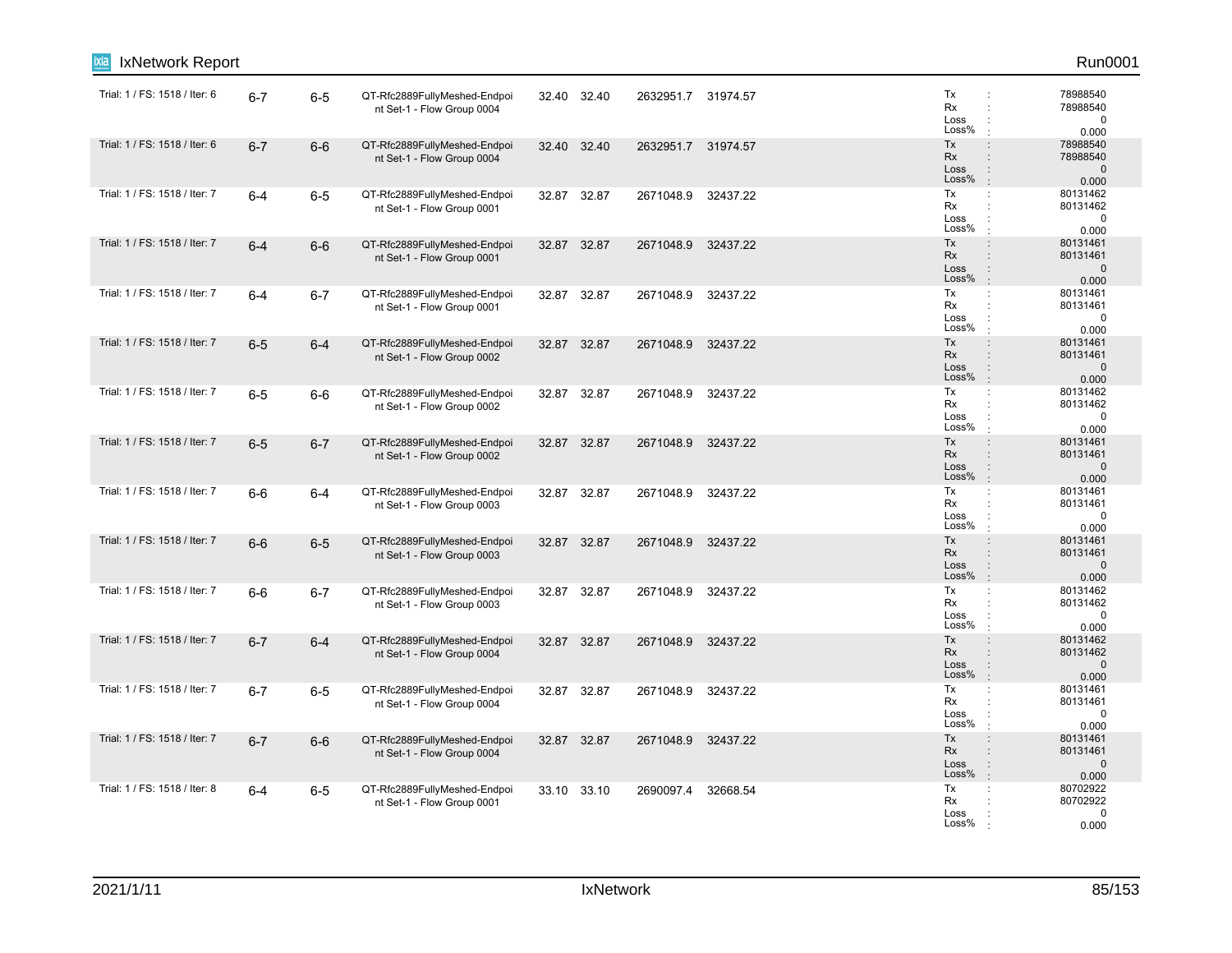| | | | | | | | | |
|---|---|---|---|---|---|---|---|---|
| Trial: 1 / FS: 1518 / Iter: 6 | 6-7 | 6-5 | QT-Rfc2889FullyMeshed-Endpoint Set-1 - Flow Group 0004 | 32.40 | 32.40 | 2632951.7 | 31974.57 | Tx : 78988540<br>Rx : 78988540<br>Loss : 0<br>Loss% : 0.000 |
| Trial: 1 / FS: 1518 / Iter: 6 | 6-7 | 6-6 | QT-Rfc2889FullyMeshed-Endpoint Set-1 - Flow Group 0004 | 32.40 | 32.40 | 2632951.7 | 31974.57 | Tx : 78988540<br>Rx : 78988540<br>Loss : 0<br>Loss% : 0.000 |
| Trial: 1 / FS: 1518 / Iter: 7 | 6-4 | 6-5 | QT-Rfc2889FullyMeshed-Endpoint Set-1 - Flow Group 0001 | 32.87 | 32.87 | 2671048.9 | 32437.22 | Tx : 80131462<br>Rx : 80131462<br>Loss : 0<br>Loss% : 0.000 |
| Trial: 1 / FS: 1518 / Iter: 7 | 6-4 | 6-6 | QT-Rfc2889FullyMeshed-Endpoint Set-1 - Flow Group 0001 | 32.87 | 32.87 | 2671048.9 | 32437.22 | Tx : 80131461<br>Rx : 80131461<br>Loss : 0<br>Loss% : 0.000 |
| Trial: 1 / FS: 1518 / Iter: 7 | 6-4 | 6-7 | QT-Rfc2889FullyMeshed-Endpoint Set-1 - Flow Group 0001 | 32.87 | 32.87 | 2671048.9 | 32437.22 | Tx : 80131461<br>Rx : 80131461<br>Loss : 0<br>Loss% : 0.000 |
| Trial: 1 / FS: 1518 / Iter: 7 | 6-5 | 6-4 | QT-Rfc2889FullyMeshed-Endpoint Set-1 - Flow Group 0002 | 32.87 | 32.87 | 2671048.9 | 32437.22 | Tx : 80131461<br>Rx : 80131461<br>Loss : 0<br>Loss% : 0.000 |
| Trial: 1 / FS: 1518 / Iter: 7 | 6-5 | 6-6 | QT-Rfc2889FullyMeshed-Endpoint Set-1 - Flow Group 0002 | 32.87 | 32.87 | 2671048.9 | 32437.22 | Tx : 80131462<br>Rx : 80131462<br>Loss : 0<br>Loss% : 0.000 |
| Trial: 1 / FS: 1518 / Iter: 7 | 6-5 | 6-7 | QT-Rfc2889FullyMeshed-Endpoint Set-1 - Flow Group 0002 | 32.87 | 32.87 | 2671048.9 | 32437.22 | Tx : 80131461<br>Rx : 80131461<br>Loss : 0<br>Loss% : 0.000 |
| Trial: 1 / FS: 1518 / Iter: 7 | 6-6 | 6-4 | QT-Rfc2889FullyMeshed-Endpoint Set-1 - Flow Group 0003 | 32.87 | 32.87 | 2671048.9 | 32437.22 | Tx : 80131461<br>Rx : 80131461<br>Loss : 0<br>Loss% : 0.000 |
| Trial: 1 / FS: 1518 / Iter: 7 | 6-6 | 6-5 | QT-Rfc2889FullyMeshed-Endpoint Set-1 - Flow Group 0003 | 32.87 | 32.87 | 2671048.9 | 32437.22 | Tx : 80131461<br>Rx : 80131461<br>Loss : 0<br>Loss% : 0.000 |
| Trial: 1 / FS: 1518 / Iter: 7 | 6-6 | 6-7 | QT-Rfc2889FullyMeshed-Endpoint Set-1 - Flow Group 0003 | 32.87 | 32.87 | 2671048.9 | 32437.22 | Tx : 80131462<br>Rx : 80131462<br>Loss : 0<br>Loss% : 0.000 |
| Trial: 1 / FS: 1518 / Iter: 7 | 6-7 | 6-4 | QT-Rfc2889FullyMeshed-Endpoint Set-1 - Flow Group 0004 | 32.87 | 32.87 | 2671048.9 | 32437.22 | Tx : 80131462<br>Rx : 80131462<br>Loss : 0<br>Loss% : 0.000 |
| Trial: 1 / FS: 1518 / Iter: 7 | 6-7 | 6-5 | QT-Rfc2889FullyMeshed-Endpoint Set-1 - Flow Group 0004 | 32.87 | 32.87 | 2671048.9 | 32437.22 | Tx : 80131461<br>Rx : 80131461<br>Loss : 0<br>Loss% : 0.000 |
| Trial: 1 / FS: 1518 / Iter: 7 | 6-7 | 6-6 | QT-Rfc2889FullyMeshed-Endpoint Set-1 - Flow Group 0004 | 32.87 | 32.87 | 2671048.9 | 32437.22 | Tx : 80131461<br>Rx : 80131461<br>Loss : 0<br>Loss% : 0.000 |
| Trial: 1 / FS: 1518 / Iter: 8 | 6-4 | 6-5 | QT-Rfc2889FullyMeshed-Endpoint Set-1 - Flow Group 0001 | 33.10 | 33.10 | 2690097.4 | 32668.54 | Tx : 80702922<br>Rx : 80702922<br>Loss : 0<br>Loss% : 0.000 |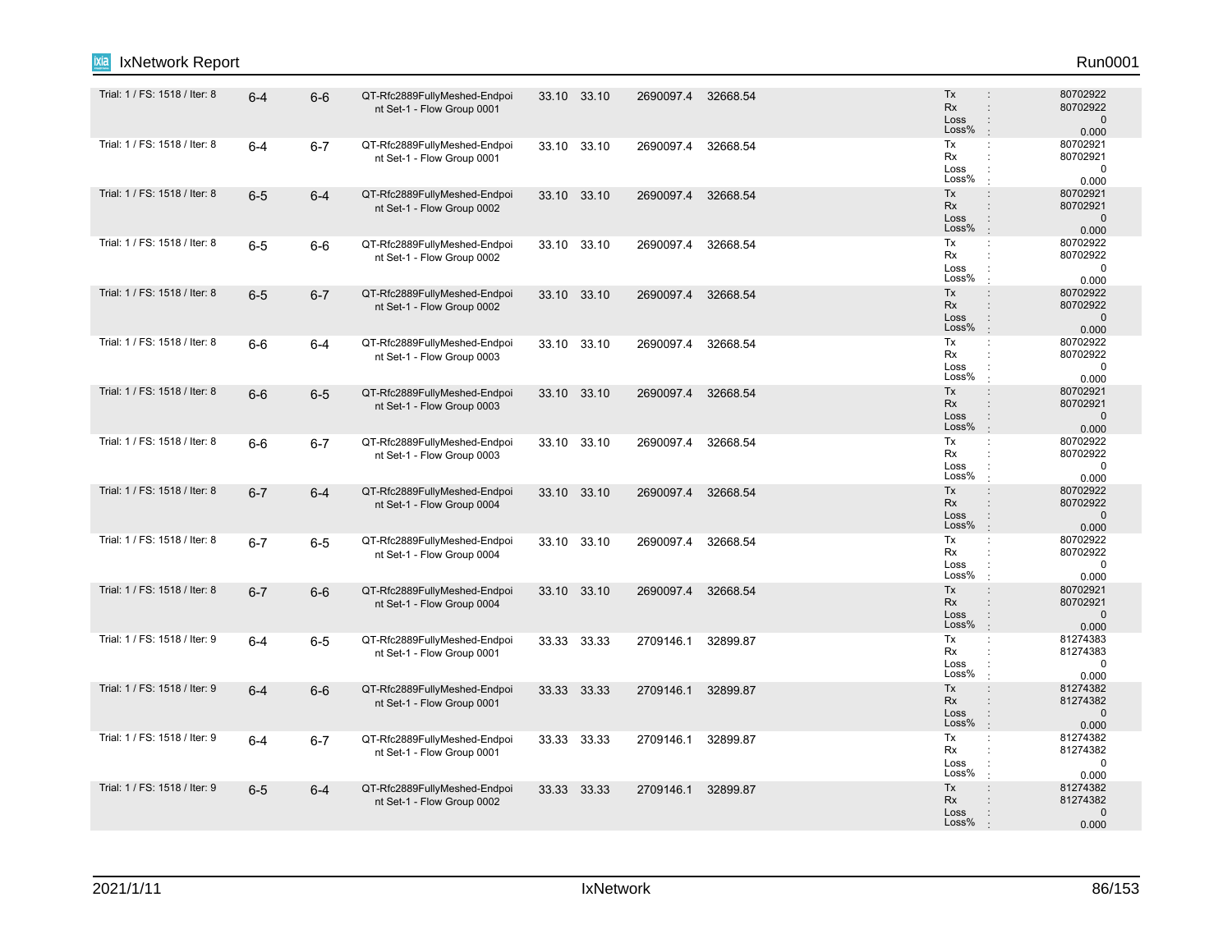| | | | | | | | | | |
|---|---|---|---|---|---|---|---|---|---|
| Trial: 1 / FS: 1518 / Iter: 8 | 6-4 | 6-6 | QT-Rfc2889FullyMeshed-Endpoint Set-1 - Flow Group 0001 | 33.10 | 33.10 | 2690097.4 | 32668.54 | Tx :<br>Rx :<br>Loss :<br>Loss% : | 80702922<br>80702922<br>0<br>0.000 |
| Trial: 1 / FS: 1518 / Iter: 8 | 6-4 | 6-7 | QT-Rfc2889FullyMeshed-Endpoint Set-1 - Flow Group 0001 | 33.10 | 33.10 | 2690097.4 | 32668.54 | Tx :<br>Rx :<br>Loss :<br>Loss% : | 80702921<br>80702921<br>0<br>0.000 |
| Trial: 1 / FS: 1518 / Iter: 8 | 6-5 | 6-4 | QT-Rfc2889FullyMeshed-Endpoint Set-1 - Flow Group 0002 | 33.10 | 33.10 | 2690097.4 | 32668.54 | Tx :<br>Rx :<br>Loss :<br>Loss% : | 80702921<br>80702921<br>0<br>0.000 |
| Trial: 1 / FS: 1518 / Iter: 8 | 6-5 | 6-6 | QT-Rfc2889FullyMeshed-Endpoint Set-1 - Flow Group 0002 | 33.10 | 33.10 | 2690097.4 | 32668.54 | Tx :<br>Rx :<br>Loss :<br>Loss% : | 80702922<br>80702922<br>0<br>0.000 |
| Trial: 1 / FS: 1518 / Iter: 8 | 6-5 | 6-7 | QT-Rfc2889FullyMeshed-Endpoint Set-1 - Flow Group 0002 | 33.10 | 33.10 | 2690097.4 | 32668.54 | Tx :<br>Rx :<br>Loss :<br>Loss% : | 80702922<br>80702922<br>0<br>0.000 |
| Trial: 1 / FS: 1518 / Iter: 8 | 6-6 | 6-4 | QT-Rfc2889FullyMeshed-Endpoint Set-1 - Flow Group 0003 | 33.10 | 33.10 | 2690097.4 | 32668.54 | Tx :<br>Rx :<br>Loss :<br>Loss% : | 80702922<br>80702922<br>0<br>0.000 |
| Trial: 1 / FS: 1518 / Iter: 8 | 6-6 | 6-5 | QT-Rfc2889FullyMeshed-Endpoint Set-1 - Flow Group 0003 | 33.10 | 33.10 | 2690097.4 | 32668.54 | Tx :<br>Rx :<br>Loss :<br>Loss% : | 80702921<br>80702921<br>0<br>0.000 |
| Trial: 1 / FS: 1518 / Iter: 8 | 6-6 | 6-7 | QT-Rfc2889FullyMeshed-Endpoint Set-1 - Flow Group 0003 | 33.10 | 33.10 | 2690097.4 | 32668.54 | Tx :<br>Rx :<br>Loss :<br>Loss% : | 80702922<br>80702922<br>0<br>0.000 |
| Trial: 1 / FS: 1518 / Iter: 8 | 6-7 | 6-4 | QT-Rfc2889FullyMeshed-Endpoint Set-1 - Flow Group 0004 | 33.10 | 33.10 | 2690097.4 | 32668.54 | Tx :<br>Rx :<br>Loss :<br>Loss% : | 80702922<br>80702922<br>0<br>0.000 |
| Trial: 1 / FS: 1518 / Iter: 8 | 6-7 | 6-5 | QT-Rfc2889FullyMeshed-Endpoint Set-1 - Flow Group 0004 | 33.10 | 33.10 | 2690097.4 | 32668.54 | Tx :<br>Rx :<br>Loss :<br>Loss% : | 80702922<br>80702922<br>0<br>0.000 |
| Trial: 1 / FS: 1518 / Iter: 8 | 6-7 | 6-6 | QT-Rfc2889FullyMeshed-Endpoint Set-1 - Flow Group 0004 | 33.10 | 33.10 | 2690097.4 | 32668.54 | Tx :<br>Rx :<br>Loss :<br>Loss% : | 80702921<br>80702921<br>0<br>0.000 |
| Trial: 1 / FS: 1518 / Iter: 9 | 6-4 | 6-5 | QT-Rfc2889FullyMeshed-Endpoint Set-1 - Flow Group 0001 | 33.33 | 33.33 | 2709146.1 | 32899.87 | Tx :<br>Rx :<br>Loss :<br>Loss% : | 81274383<br>81274383<br>0<br>0.000 |
| Trial: 1 / FS: 1518 / Iter: 9 | 6-4 | 6-6 | QT-Rfc2889FullyMeshed-Endpoint Set-1 - Flow Group 0001 | 33.33 | 33.33 | 2709146.1 | 32899.87 | Tx :<br>Rx :<br>Loss :<br>Loss% : | 81274382<br>81274382<br>0<br>0.000 |
| Trial: 1 / FS: 1518 / Iter: 9 | 6-4 | 6-7 | QT-Rfc2889FullyMeshed-Endpoint Set-1 - Flow Group 0001 | 33.33 | 33.33 | 2709146.1 | 32899.87 | Tx :<br>Rx :<br>Loss :<br>Loss% : | 81274382<br>81274382<br>0<br>0.000 |
| Trial: 1 / FS: 1518 / Iter: 9 | 6-5 | 6-4 | QT-Rfc2889FullyMeshed-Endpoint Set-1 - Flow Group 0002 | 33.33 | 33.33 | 2709146.1 | 32899.87 | Tx :<br>Rx :<br>Loss :<br>Loss% : | 81274382<br>81274382<br>0<br>0.000 |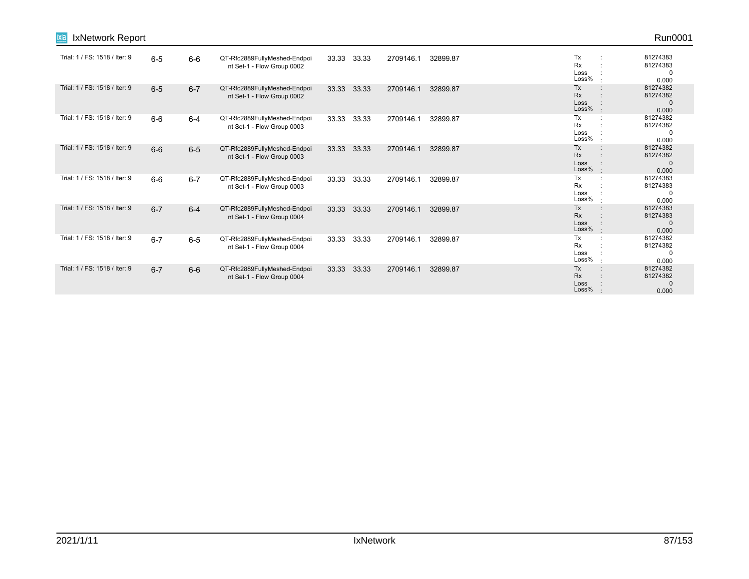| | | | | | | | | | |
|---|---|---|---|---|---|---|---|---|---|
| Trial: 1 / FS: 1518 / Iter: 9 | 6-5 | 6-6 | QT-Rfc2889FullyMeshed-Endpoint Set-1 - Flow Group 0002 | 33.33 | 33.33 | 2709146.1 | 32899.87 | Tx :<br>Rx :<br>Loss :<br>Loss% : | 81274383<br>81274383<br>0<br>0.000 |
| Trial: 1 / FS: 1518 / Iter: 9 | 6-5 | 6-7 | QT-Rfc2889FullyMeshed-Endpoint Set-1 - Flow Group 0002 | 33.33 | 33.33 | 2709146.1 | 32899.87 | Tx :<br>Rx :<br>Loss :<br>Loss% : | 81274382<br>81274382<br>0<br>0.000 |
| Trial: 1 / FS: 1518 / Iter: 9 | 6-6 | 6-4 | QT-Rfc2889FullyMeshed-Endpoint Set-1 - Flow Group 0003 | 33.33 | 33.33 | 2709146.1 | 32899.87 | Tx :<br>Rx :<br>Loss :<br>Loss% : | 81274382<br>81274382<br>0<br>0.000 |
| Trial: 1 / FS: 1518 / Iter: 9 | 6-6 | 6-5 | QT-Rfc2889FullyMeshed-Endpoint Set-1 - Flow Group 0003 | 33.33 | 33.33 | 2709146.1 | 32899.87 | Tx :<br>Rx :<br>Loss :<br>Loss% : | 81274382<br>81274382<br>0<br>0.000 |
| Trial: 1 / FS: 1518 / Iter: 9 | 6-6 | 6-7 | QT-Rfc2889FullyMeshed-Endpoint Set-1 - Flow Group 0003 | 33.33 | 33.33 | 2709146.1 | 32899.87 | Tx :<br>Rx :<br>Loss :<br>Loss% : | 81274383<br>81274383<br>0<br>0.000 |
| Trial: 1 / FS: 1518 / Iter: 9 | 6-7 | 6-4 | QT-Rfc2889FullyMeshed-Endpoint Set-1 - Flow Group 0004 | 33.33 | 33.33 | 2709146.1 | 32899.87 | Tx :<br>Rx :<br>Loss :<br>Loss% : | 81274383<br>81274383<br>0<br>0.000 |
| Trial: 1 / FS: 1518 / Iter: 9 | 6-7 | 6-5 | QT-Rfc2889FullyMeshed-Endpoint Set-1 - Flow Group 0004 | 33.33 | 33.33 | 2709146.1 | 32899.87 | Tx :<br>Rx :<br>Loss :<br>Loss% : | 81274382<br>81274382<br>0<br>0.000 |
| Trial: 1 / FS: 1518 / Iter: 9 | 6-7 | 6-6 | QT-Rfc2889FullyMeshed-Endpoint Set-1 - Flow Group 0004 | 33.33 | 33.33 | 2709146.1 | 32899.87 | Tx :<br>Rx :<br>Loss :<br>Loss% : | 81274382<br>81274382<br>0<br>0.000 |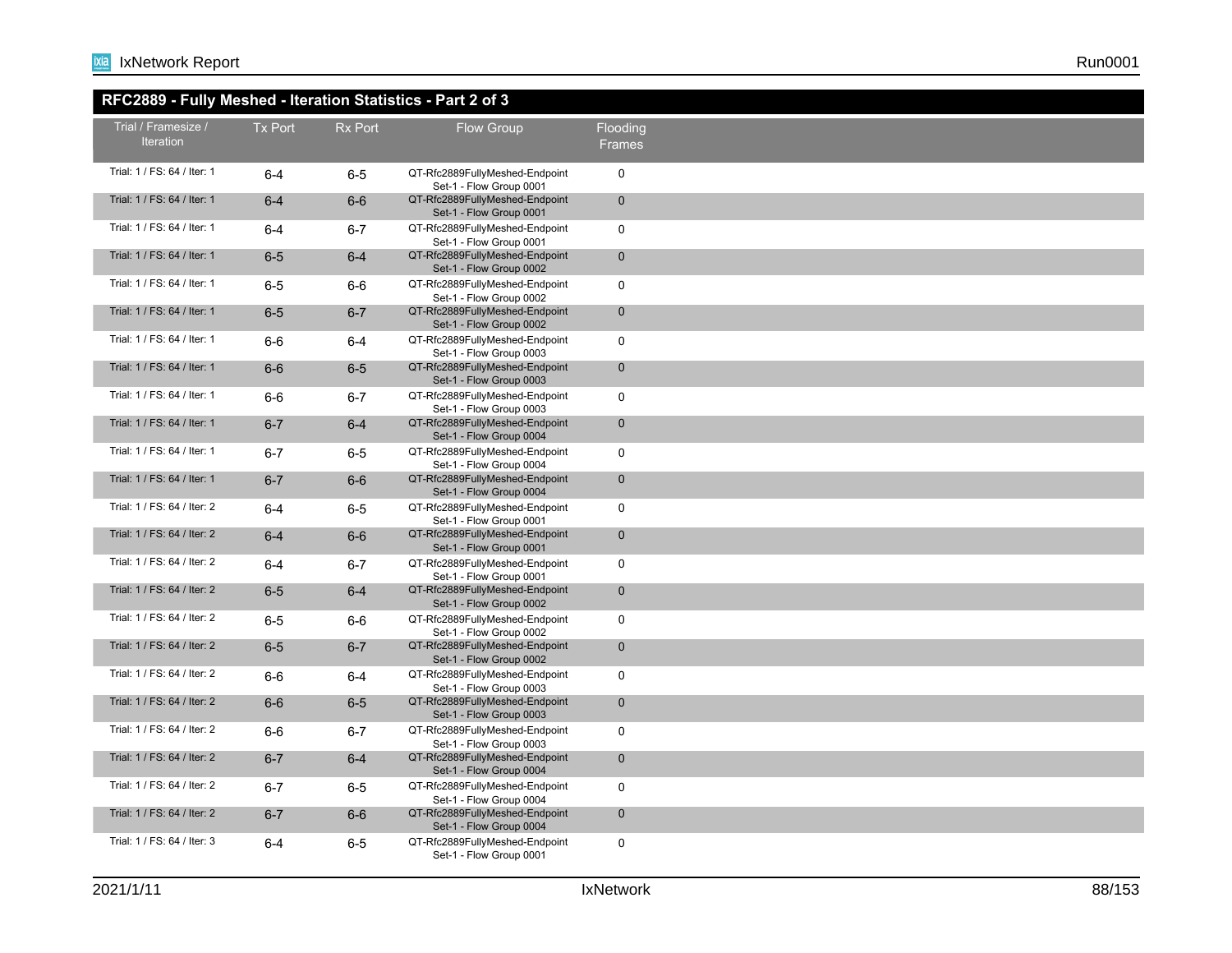## RFC2889 - Fully Meshed - Iteration Statistics - Part 2 of 3

| Trial / Framesize / Iteration | Tx Port | Rx Port | Flow Group | Flooding Frames |
|---|---|---|---|---|
| Trial: 1 / FS: 64 / Iter: 1 | 6-4 | 6-5 | QT-Rfc2889FullyMeshed-Endpoint Set-1 - Flow Group 0001 | 0 |
| Trial: 1 / FS: 64 / Iter: 1 | 6-4 | 6-6 | QT-Rfc2889FullyMeshed-Endpoint Set-1 - Flow Group 0001 | 0 |
| Trial: 1 / FS: 64 / Iter: 1 | 6-4 | 6-7 | QT-Rfc2889FullyMeshed-Endpoint Set-1 - Flow Group 0001 | 0 |
| Trial: 1 / FS: 64 / Iter: 1 | 6-5 | 6-4 | QT-Rfc2889FullyMeshed-Endpoint Set-1 - Flow Group 0002 | 0 |
| Trial: 1 / FS: 64 / Iter: 1 | 6-5 | 6-6 | QT-Rfc2889FullyMeshed-Endpoint Set-1 - Flow Group 0002 | 0 |
| Trial: 1 / FS: 64 / Iter: 1 | 6-5 | 6-7 | QT-Rfc2889FullyMeshed-Endpoint Set-1 - Flow Group 0002 | 0 |
| Trial: 1 / FS: 64 / Iter: 1 | 6-6 | 6-4 | QT-Rfc2889FullyMeshed-Endpoint Set-1 - Flow Group 0003 | 0 |
| Trial: 1 / FS: 64 / Iter: 1 | 6-6 | 6-5 | QT-Rfc2889FullyMeshed-Endpoint Set-1 - Flow Group 0003 | 0 |
| Trial: 1 / FS: 64 / Iter: 1 | 6-6 | 6-7 | QT-Rfc2889FullyMeshed-Endpoint Set-1 - Flow Group 0003 | 0 |
| Trial: 1 / FS: 64 / Iter: 1 | 6-7 | 6-4 | QT-Rfc2889FullyMeshed-Endpoint Set-1 - Flow Group 0004 | 0 |
| Trial: 1 / FS: 64 / Iter: 1 | 6-7 | 6-5 | QT-Rfc2889FullyMeshed-Endpoint Set-1 - Flow Group 0004 | 0 |
| Trial: 1 / FS: 64 / Iter: 1 | 6-7 | 6-6 | QT-Rfc2889FullyMeshed-Endpoint Set-1 - Flow Group 0004 | 0 |
| Trial: 1 / FS: 64 / Iter: 2 | 6-4 | 6-5 | QT-Rfc2889FullyMeshed-Endpoint Set-1 - Flow Group 0001 | 0 |
| Trial: 1 / FS: 64 / Iter: 2 | 6-4 | 6-6 | QT-Rfc2889FullyMeshed-Endpoint Set-1 - Flow Group 0001 | 0 |
| Trial: 1 / FS: 64 / Iter: 2 | 6-4 | 6-7 | QT-Rfc2889FullyMeshed-Endpoint Set-1 - Flow Group 0001 | 0 |
| Trial: 1 / FS: 64 / Iter: 2 | 6-5 | 6-4 | QT-Rfc2889FullyMeshed-Endpoint Set-1 - Flow Group 0002 | 0 |
| Trial: 1 / FS: 64 / Iter: 2 | 6-5 | 6-6 | QT-Rfc2889FullyMeshed-Endpoint Set-1 - Flow Group 0002 | 0 |
| Trial: 1 / FS: 64 / Iter: 2 | 6-5 | 6-7 | QT-Rfc2889FullyMeshed-Endpoint Set-1 - Flow Group 0002 | 0 |
| Trial: 1 / FS: 64 / Iter: 2 | 6-6 | 6-4 | QT-Rfc2889FullyMeshed-Endpoint Set-1 - Flow Group 0003 | 0 |
| Trial: 1 / FS: 64 / Iter: 2 | 6-6 | 6-5 | QT-Rfc2889FullyMeshed-Endpoint Set-1 - Flow Group 0003 | 0 |
| Trial: 1 / FS: 64 / Iter: 2 | 6-6 | 6-7 | QT-Rfc2889FullyMeshed-Endpoint Set-1 - Flow Group 0003 | 0 |
| Trial: 1 / FS: 64 / Iter: 2 | 6-7 | 6-4 | QT-Rfc2889FullyMeshed-Endpoint Set-1 - Flow Group 0004 | 0 |
| Trial: 1 / FS: 64 / Iter: 2 | 6-7 | 6-5 | QT-Rfc2889FullyMeshed-Endpoint Set-1 - Flow Group 0004 | 0 |
| Trial: 1 / FS: 64 / Iter: 2 | 6-7 | 6-6 | QT-Rfc2889FullyMeshed-Endpoint Set-1 - Flow Group 0004 | 0 |
| Trial: 1 / FS: 64 / Iter: 3 | 6-4 | 6-5 | QT-Rfc2889FullyMeshed-Endpoint Set-1 - Flow Group 0001 | 0 |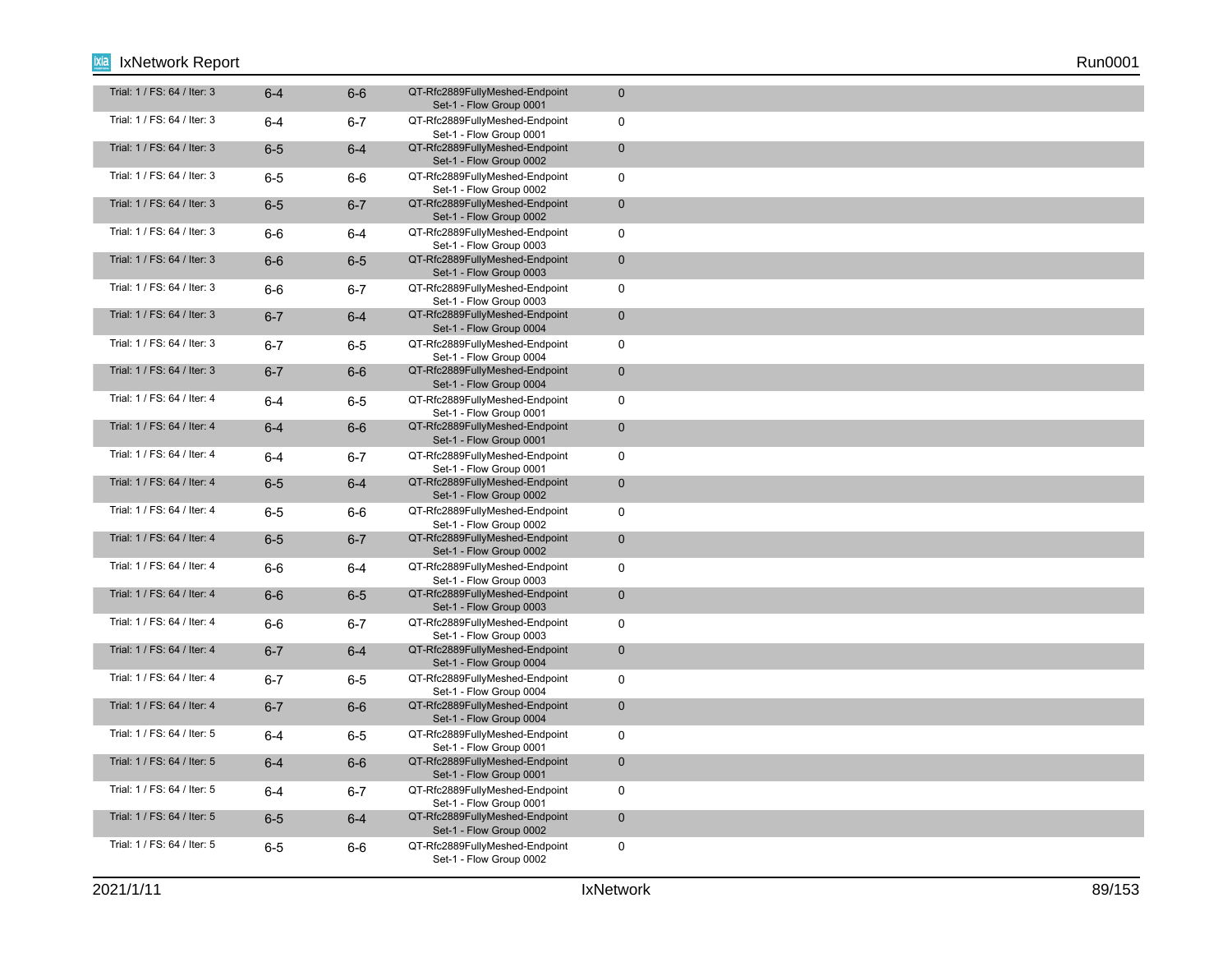| | | | | |
|---|---|---|---|---|
| Trial: 1 / FS: 64 / Iter: 3 | 6-4 | 6-6 | QT-Rfc2889FullyMeshed-Endpoint Set-1 - Flow Group 0001 | 0 |
| Trial: 1 / FS: 64 / Iter: 3 | 6-4 | 6-7 | QT-Rfc2889FullyMeshed-Endpoint Set-1 - Flow Group 0001 | 0 |
| Trial: 1 / FS: 64 / Iter: 3 | 6-5 | 6-4 | QT-Rfc2889FullyMeshed-Endpoint Set-1 - Flow Group 0002 | 0 |
| Trial: 1 / FS: 64 / Iter: 3 | 6-5 | 6-6 | QT-Rfc2889FullyMeshed-Endpoint Set-1 - Flow Group 0002 | 0 |
| Trial: 1 / FS: 64 / Iter: 3 | 6-5 | 6-7 | QT-Rfc2889FullyMeshed-Endpoint Set-1 - Flow Group 0002 | 0 |
| Trial: 1 / FS: 64 / Iter: 3 | 6-6 | 6-4 | QT-Rfc2889FullyMeshed-Endpoint Set-1 - Flow Group 0003 | 0 |
| Trial: 1 / FS: 64 / Iter: 3 | 6-6 | 6-5 | QT-Rfc2889FullyMeshed-Endpoint Set-1 - Flow Group 0003 | 0 |
| Trial: 1 / FS: 64 / Iter: 3 | 6-6 | 6-7 | QT-Rfc2889FullyMeshed-Endpoint Set-1 - Flow Group 0003 | 0 |
| Trial: 1 / FS: 64 / Iter: 3 | 6-7 | 6-4 | QT-Rfc2889FullyMeshed-Endpoint Set-1 - Flow Group 0004 | 0 |
| Trial: 1 / FS: 64 / Iter: 3 | 6-7 | 6-5 | QT-Rfc2889FullyMeshed-Endpoint Set-1 - Flow Group 0004 | 0 |
| Trial: 1 / FS: 64 / Iter: 3 | 6-7 | 6-6 | QT-Rfc2889FullyMeshed-Endpoint Set-1 - Flow Group 0004 | 0 |
| Trial: 1 / FS: 64 / Iter: 4 | 6-4 | 6-5 | QT-Rfc2889FullyMeshed-Endpoint Set-1 - Flow Group 0001 | 0 |
| Trial: 1 / FS: 64 / Iter: 4 | 6-4 | 6-6 | QT-Rfc2889FullyMeshed-Endpoint Set-1 - Flow Group 0001 | 0 |
| Trial: 1 / FS: 64 / Iter: 4 | 6-4 | 6-7 | QT-Rfc2889FullyMeshed-Endpoint Set-1 - Flow Group 0001 | 0 |
| Trial: 1 / FS: 64 / Iter: 4 | 6-5 | 6-4 | QT-Rfc2889FullyMeshed-Endpoint Set-1 - Flow Group 0002 | 0 |
| Trial: 1 / FS: 64 / Iter: 4 | 6-5 | 6-6 | QT-Rfc2889FullyMeshed-Endpoint Set-1 - Flow Group 0002 | 0 |
| Trial: 1 / FS: 64 / Iter: 4 | 6-5 | 6-7 | QT-Rfc2889FullyMeshed-Endpoint Set-1 - Flow Group 0002 | 0 |
| Trial: 1 / FS: 64 / Iter: 4 | 6-6 | 6-4 | QT-Rfc2889FullyMeshed-Endpoint Set-1 - Flow Group 0003 | 0 |
| Trial: 1 / FS: 64 / Iter: 4 | 6-6 | 6-5 | QT-Rfc2889FullyMeshed-Endpoint Set-1 - Flow Group 0003 | 0 |
| Trial: 1 / FS: 64 / Iter: 4 | 6-6 | 6-7 | QT-Rfc2889FullyMeshed-Endpoint Set-1 - Flow Group 0003 | 0 |
| Trial: 1 / FS: 64 / Iter: 4 | 6-7 | 6-4 | QT-Rfc2889FullyMeshed-Endpoint Set-1 - Flow Group 0004 | 0 |
| Trial: 1 / FS: 64 / Iter: 4 | 6-7 | 6-5 | QT-Rfc2889FullyMeshed-Endpoint Set-1 - Flow Group 0004 | 0 |
| Trial: 1 / FS: 64 / Iter: 4 | 6-7 | 6-6 | QT-Rfc2889FullyMeshed-Endpoint Set-1 - Flow Group 0004 | 0 |
| Trial: 1 / FS: 64 / Iter: 5 | 6-4 | 6-5 | QT-Rfc2889FullyMeshed-Endpoint Set-1 - Flow Group 0001 | 0 |
| Trial: 1 / FS: 64 / Iter: 5 | 6-4 | 6-6 | QT-Rfc2889FullyMeshed-Endpoint Set-1 - Flow Group 0001 | 0 |
| Trial: 1 / FS: 64 / Iter: 5 | 6-4 | 6-7 | QT-Rfc2889FullyMeshed-Endpoint Set-1 - Flow Group 0001 | 0 |
| Trial: 1 / FS: 64 / Iter: 5 | 6-5 | 6-4 | QT-Rfc2889FullyMeshed-Endpoint Set-1 - Flow Group 0002 | 0 |
| Trial: 1 / FS: 64 / Iter: 5 | 6-5 | 6-6 | QT-Rfc2889FullyMeshed-Endpoint Set-1 - Flow Group 0002 | 0 |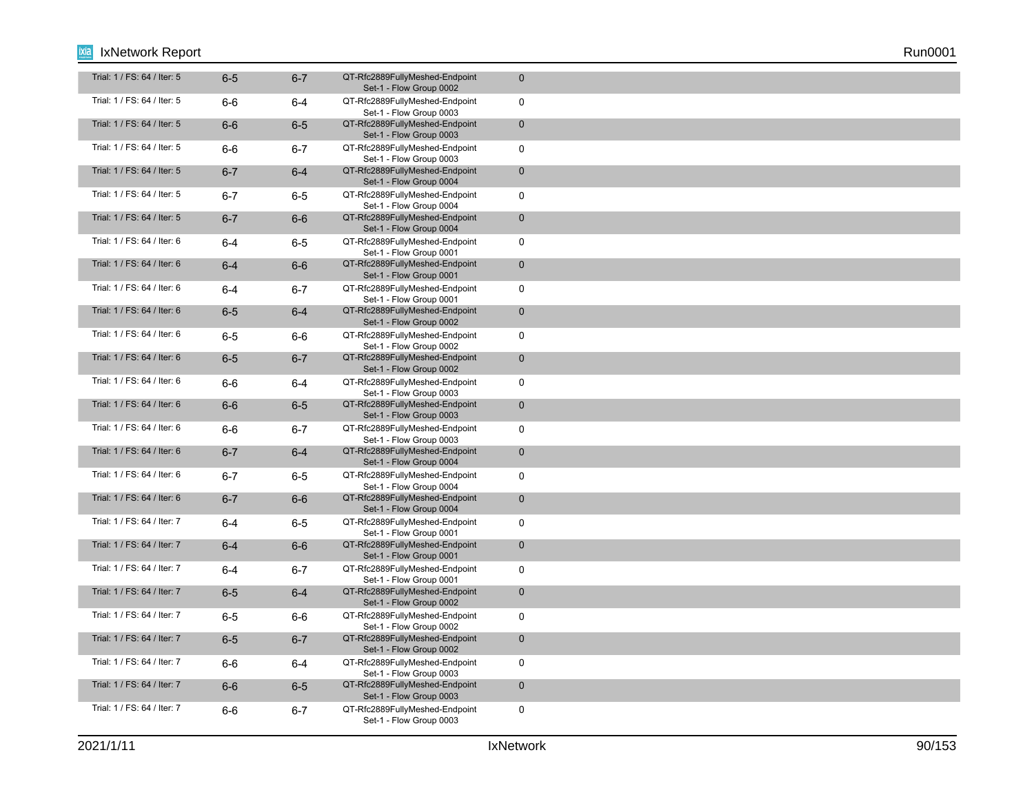| | | | | |
|---|---|---|---|---|
| Trial: 1 / FS: 64 / Iter: 5 | 6-5 | 6-7 | QT-Rfc2889FullyMeshed-Endpoint Set-1 - Flow Group 0002 | 0 |
| Trial: 1 / FS: 64 / Iter: 5 | 6-6 | 6-4 | QT-Rfc2889FullyMeshed-Endpoint Set-1 - Flow Group 0003 | 0 |
| Trial: 1 / FS: 64 / Iter: 5 | 6-6 | 6-5 | QT-Rfc2889FullyMeshed-Endpoint Set-1 - Flow Group 0003 | 0 |
| Trial: 1 / FS: 64 / Iter: 5 | 6-6 | 6-7 | QT-Rfc2889FullyMeshed-Endpoint Set-1 - Flow Group 0003 | 0 |
| Trial: 1 / FS: 64 / Iter: 5 | 6-7 | 6-4 | QT-Rfc2889FullyMeshed-Endpoint Set-1 - Flow Group 0004 | 0 |
| Trial: 1 / FS: 64 / Iter: 5 | 6-7 | 6-5 | QT-Rfc2889FullyMeshed-Endpoint Set-1 - Flow Group 0004 | 0 |
| Trial: 1 / FS: 64 / Iter: 5 | 6-7 | 6-6 | QT-Rfc2889FullyMeshed-Endpoint Set-1 - Flow Group 0004 | 0 |
| Trial: 1 / FS: 64 / Iter: 6 | 6-4 | 6-5 | QT-Rfc2889FullyMeshed-Endpoint Set-1 - Flow Group 0001 | 0 |
| Trial: 1 / FS: 64 / Iter: 6 | 6-4 | 6-6 | QT-Rfc2889FullyMeshed-Endpoint Set-1 - Flow Group 0001 | 0 |
| Trial: 1 / FS: 64 / Iter: 6 | 6-4 | 6-7 | QT-Rfc2889FullyMeshed-Endpoint Set-1 - Flow Group 0001 | 0 |
| Trial: 1 / FS: 64 / Iter: 6 | 6-5 | 6-4 | QT-Rfc2889FullyMeshed-Endpoint Set-1 - Flow Group 0002 | 0 |
| Trial: 1 / FS: 64 / Iter: 6 | 6-5 | 6-6 | QT-Rfc2889FullyMeshed-Endpoint Set-1 - Flow Group 0002 | 0 |
| Trial: 1 / FS: 64 / Iter: 6 | 6-5 | 6-7 | QT-Rfc2889FullyMeshed-Endpoint Set-1 - Flow Group 0002 | 0 |
| Trial: 1 / FS: 64 / Iter: 6 | 6-6 | 6-4 | QT-Rfc2889FullyMeshed-Endpoint Set-1 - Flow Group 0003 | 0 |
| Trial: 1 / FS: 64 / Iter: 6 | 6-6 | 6-5 | QT-Rfc2889FullyMeshed-Endpoint Set-1 - Flow Group 0003 | 0 |
| Trial: 1 / FS: 64 / Iter: 6 | 6-6 | 6-7 | QT-Rfc2889FullyMeshed-Endpoint Set-1 - Flow Group 0003 | 0 |
| Trial: 1 / FS: 64 / Iter: 6 | 6-7 | 6-4 | QT-Rfc2889FullyMeshed-Endpoint Set-1 - Flow Group 0004 | 0 |
| Trial: 1 / FS: 64 / Iter: 6 | 6-7 | 6-5 | QT-Rfc2889FullyMeshed-Endpoint Set-1 - Flow Group 0004 | 0 |
| Trial: 1 / FS: 64 / Iter: 6 | 6-7 | 6-6 | QT-Rfc2889FullyMeshed-Endpoint Set-1 - Flow Group 0004 | 0 |
| Trial: 1 / FS: 64 / Iter: 7 | 6-4 | 6-5 | QT-Rfc2889FullyMeshed-Endpoint Set-1 - Flow Group 0001 | 0 |
| Trial: 1 / FS: 64 / Iter: 7 | 6-4 | 6-6 | QT-Rfc2889FullyMeshed-Endpoint Set-1 - Flow Group 0001 | 0 |
| Trial: 1 / FS: 64 / Iter: 7 | 6-4 | 6-7 | QT-Rfc2889FullyMeshed-Endpoint Set-1 - Flow Group 0001 | 0 |
| Trial: 1 / FS: 64 / Iter: 7 | 6-5 | 6-4 | QT-Rfc2889FullyMeshed-Endpoint Set-1 - Flow Group 0002 | 0 |
| Trial: 1 / FS: 64 / Iter: 7 | 6-5 | 6-6 | QT-Rfc2889FullyMeshed-Endpoint Set-1 - Flow Group 0002 | 0 |
| Trial: 1 / FS: 64 / Iter: 7 | 6-5 | 6-7 | QT-Rfc2889FullyMeshed-Endpoint Set-1 - Flow Group 0002 | 0 |
| Trial: 1 / FS: 64 / Iter: 7 | 6-6 | 6-4 | QT-Rfc2889FullyMeshed-Endpoint Set-1 - Flow Group 0003 | 0 |
| Trial: 1 / FS: 64 / Iter: 7 | 6-6 | 6-5 | QT-Rfc2889FullyMeshed-Endpoint Set-1 - Flow Group 0003 | 0 |
| Trial: 1 / FS: 64 / Iter: 7 | 6-6 | 6-7 | QT-Rfc2889FullyMeshed-Endpoint Set-1 - Flow Group 0003 | 0 |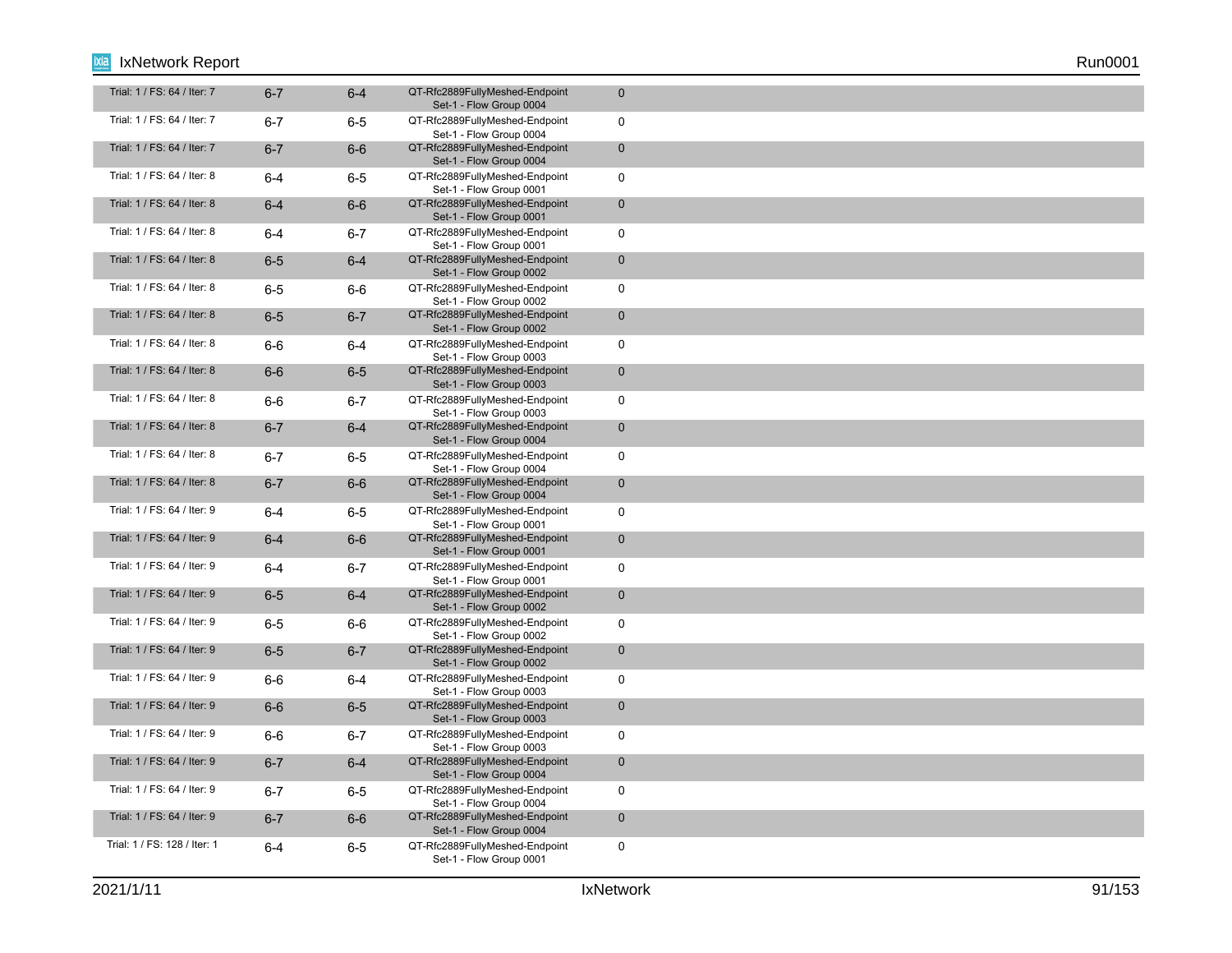| | | | | |
|---|---|---|---|---|
| Trial: 1 / FS: 64 / Iter: 7 | 6-7 | 6-4 | QT-Rfc2889FullyMeshed-Endpoint Set-1 - Flow Group 0004 | 0 |
| Trial: 1 / FS: 64 / Iter: 7 | 6-7 | 6-5 | QT-Rfc2889FullyMeshed-Endpoint Set-1 - Flow Group 0004 | 0 |
| Trial: 1 / FS: 64 / Iter: 7 | 6-7 | 6-6 | QT-Rfc2889FullyMeshed-Endpoint Set-1 - Flow Group 0004 | 0 |
| Trial: 1 / FS: 64 / Iter: 8 | 6-4 | 6-5 | QT-Rfc2889FullyMeshed-Endpoint Set-1 - Flow Group 0001 | 0 |
| Trial: 1 / FS: 64 / Iter: 8 | 6-4 | 6-6 | QT-Rfc2889FullyMeshed-Endpoint Set-1 - Flow Group 0001 | 0 |
| Trial: 1 / FS: 64 / Iter: 8 | 6-4 | 6-7 | QT-Rfc2889FullyMeshed-Endpoint Set-1 - Flow Group 0001 | 0 |
| Trial: 1 / FS: 64 / Iter: 8 | 6-5 | 6-4 | QT-Rfc2889FullyMeshed-Endpoint Set-1 - Flow Group 0002 | 0 |
| Trial: 1 / FS: 64 / Iter: 8 | 6-5 | 6-6 | QT-Rfc2889FullyMeshed-Endpoint Set-1 - Flow Group 0002 | 0 |
| Trial: 1 / FS: 64 / Iter: 8 | 6-5 | 6-7 | QT-Rfc2889FullyMeshed-Endpoint Set-1 - Flow Group 0002 | 0 |
| Trial: 1 / FS: 64 / Iter: 8 | 6-6 | 6-4 | QT-Rfc2889FullyMeshed-Endpoint Set-1 - Flow Group 0003 | 0 |
| Trial: 1 / FS: 64 / Iter: 8 | 6-6 | 6-5 | QT-Rfc2889FullyMeshed-Endpoint Set-1 - Flow Group 0003 | 0 |
| Trial: 1 / FS: 64 / Iter: 8 | 6-6 | 6-7 | QT-Rfc2889FullyMeshed-Endpoint Set-1 - Flow Group 0003 | 0 |
| Trial: 1 / FS: 64 / Iter: 8 | 6-7 | 6-4 | QT-Rfc2889FullyMeshed-Endpoint Set-1 - Flow Group 0004 | 0 |
| Trial: 1 / FS: 64 / Iter: 8 | 6-7 | 6-5 | QT-Rfc2889FullyMeshed-Endpoint Set-1 - Flow Group 0004 | 0 |
| Trial: 1 / FS: 64 / Iter: 8 | 6-7 | 6-6 | QT-Rfc2889FullyMeshed-Endpoint Set-1 - Flow Group 0004 | 0 |
| Trial: 1 / FS: 64 / Iter: 9 | 6-4 | 6-5 | QT-Rfc2889FullyMeshed-Endpoint Set-1 - Flow Group 0001 | 0 |
| Trial: 1 / FS: 64 / Iter: 9 | 6-4 | 6-6 | QT-Rfc2889FullyMeshed-Endpoint Set-1 - Flow Group 0001 | 0 |
| Trial: 1 / FS: 64 / Iter: 9 | 6-4 | 6-7 | QT-Rfc2889FullyMeshed-Endpoint Set-1 - Flow Group 0001 | 0 |
| Trial: 1 / FS: 64 / Iter: 9 | 6-5 | 6-4 | QT-Rfc2889FullyMeshed-Endpoint Set-1 - Flow Group 0002 | 0 |
| Trial: 1 / FS: 64 / Iter: 9 | 6-5 | 6-6 | QT-Rfc2889FullyMeshed-Endpoint Set-1 - Flow Group 0002 | 0 |
| Trial: 1 / FS: 64 / Iter: 9 | 6-5 | 6-7 | QT-Rfc2889FullyMeshed-Endpoint Set-1 - Flow Group 0002 | 0 |
| Trial: 1 / FS: 64 / Iter: 9 | 6-6 | 6-4 | QT-Rfc2889FullyMeshed-Endpoint Set-1 - Flow Group 0003 | 0 |
| Trial: 1 / FS: 64 / Iter: 9 | 6-6 | 6-5 | QT-Rfc2889FullyMeshed-Endpoint Set-1 - Flow Group 0003 | 0 |
| Trial: 1 / FS: 64 / Iter: 9 | 6-6 | 6-7 | QT-Rfc2889FullyMeshed-Endpoint Set-1 - Flow Group 0003 | 0 |
| Trial: 1 / FS: 64 / Iter: 9 | 6-7 | 6-4 | QT-Rfc2889FullyMeshed-Endpoint Set-1 - Flow Group 0004 | 0 |
| Trial: 1 / FS: 64 / Iter: 9 | 6-7 | 6-5 | QT-Rfc2889FullyMeshed-Endpoint Set-1 - Flow Group 0004 | 0 |
| Trial: 1 / FS: 64 / Iter: 9 | 6-7 | 6-6 | QT-Rfc2889FullyMeshed-Endpoint Set-1 - Flow Group 0004 | 0 |
| Trial: 1 / FS: 128 / Iter: 1 | 6-4 | 6-5 | QT-Rfc2889FullyMeshed-Endpoint Set-1 - Flow Group 0001 | 0 |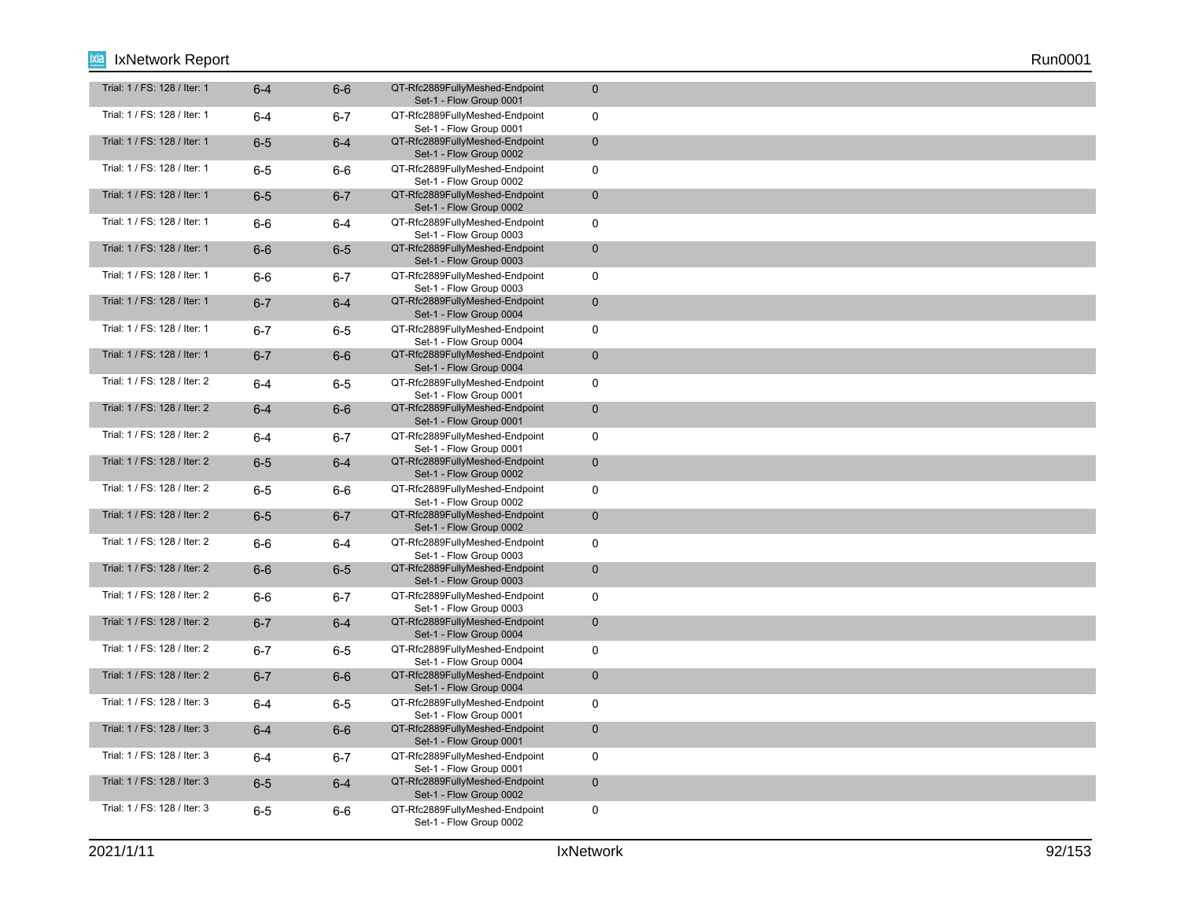| | | | | |
|---|---|---|---|---|
| Trial: 1 / FS: 128 / Iter: 1 | 6-4 | 6-6 | QT-Rfc2889FullyMeshed-Endpoint Set-1 - Flow Group 0001 | 0 |
| Trial: 1 / FS: 128 / Iter: 1 | 6-4 | 6-7 | QT-Rfc2889FullyMeshed-Endpoint Set-1 - Flow Group 0001 | 0 |
| Trial: 1 / FS: 128 / Iter: 1 | 6-5 | 6-4 | QT-Rfc2889FullyMeshed-Endpoint Set-1 - Flow Group 0002 | 0 |
| Trial: 1 / FS: 128 / Iter: 1 | 6-5 | 6-6 | QT-Rfc2889FullyMeshed-Endpoint Set-1 - Flow Group 0002 | 0 |
| Trial: 1 / FS: 128 / Iter: 1 | 6-5 | 6-7 | QT-Rfc2889FullyMeshed-Endpoint Set-1 - Flow Group 0002 | 0 |
| Trial: 1 / FS: 128 / Iter: 1 | 6-6 | 6-4 | QT-Rfc2889FullyMeshed-Endpoint Set-1 - Flow Group 0003 | 0 |
| Trial: 1 / FS: 128 / Iter: 1 | 6-6 | 6-5 | QT-Rfc2889FullyMeshed-Endpoint Set-1 - Flow Group 0003 | 0 |
| Trial: 1 / FS: 128 / Iter: 1 | 6-6 | 6-7 | QT-Rfc2889FullyMeshed-Endpoint Set-1 - Flow Group 0003 | 0 |
| Trial: 1 / FS: 128 / Iter: 1 | 6-7 | 6-4 | QT-Rfc2889FullyMeshed-Endpoint Set-1 - Flow Group 0004 | 0 |
| Trial: 1 / FS: 128 / Iter: 1 | 6-7 | 6-5 | QT-Rfc2889FullyMeshed-Endpoint Set-1 - Flow Group 0004 | 0 |
| Trial: 1 / FS: 128 / Iter: 1 | 6-7 | 6-6 | QT-Rfc2889FullyMeshed-Endpoint Set-1 - Flow Group 0004 | 0 |
| Trial: 1 / FS: 128 / Iter: 2 | 6-4 | 6-5 | QT-Rfc2889FullyMeshed-Endpoint Set-1 - Flow Group 0001 | 0 |
| Trial: 1 / FS: 128 / Iter: 2 | 6-4 | 6-6 | QT-Rfc2889FullyMeshed-Endpoint Set-1 - Flow Group 0001 | 0 |
| Trial: 1 / FS: 128 / Iter: 2 | 6-4 | 6-7 | QT-Rfc2889FullyMeshed-Endpoint Set-1 - Flow Group 0001 | 0 |
| Trial: 1 / FS: 128 / Iter: 2 | 6-5 | 6-4 | QT-Rfc2889FullyMeshed-Endpoint Set-1 - Flow Group 0002 | 0 |
| Trial: 1 / FS: 128 / Iter: 2 | 6-5 | 6-6 | QT-Rfc2889FullyMeshed-Endpoint Set-1 - Flow Group 0002 | 0 |
| Trial: 1 / FS: 128 / Iter: 2 | 6-5 | 6-7 | QT-Rfc2889FullyMeshed-Endpoint Set-1 - Flow Group 0002 | 0 |
| Trial: 1 / FS: 128 / Iter: 2 | 6-6 | 6-4 | QT-Rfc2889FullyMeshed-Endpoint Set-1 - Flow Group 0003 | 0 |
| Trial: 1 / FS: 128 / Iter: 2 | 6-6 | 6-5 | QT-Rfc2889FullyMeshed-Endpoint Set-1 - Flow Group 0003 | 0 |
| Trial: 1 / FS: 128 / Iter: 2 | 6-6 | 6-7 | QT-Rfc2889FullyMeshed-Endpoint Set-1 - Flow Group 0003 | 0 |
| Trial: 1 / FS: 128 / Iter: 2 | 6-7 | 6-4 | QT-Rfc2889FullyMeshed-Endpoint Set-1 - Flow Group 0004 | 0 |
| Trial: 1 / FS: 128 / Iter: 2 | 6-7 | 6-5 | QT-Rfc2889FullyMeshed-Endpoint Set-1 - Flow Group 0004 | 0 |
| Trial: 1 / FS: 128 / Iter: 2 | 6-7 | 6-6 | QT-Rfc2889FullyMeshed-Endpoint Set-1 - Flow Group 0004 | 0 |
| Trial: 1 / FS: 128 / Iter: 3 | 6-4 | 6-5 | QT-Rfc2889FullyMeshed-Endpoint Set-1 - Flow Group 0001 | 0 |
| Trial: 1 / FS: 128 / Iter: 3 | 6-4 | 6-6 | QT-Rfc2889FullyMeshed-Endpoint Set-1 - Flow Group 0001 | 0 |
| Trial: 1 / FS: 128 / Iter: 3 | 6-4 | 6-7 | QT-Rfc2889FullyMeshed-Endpoint Set-1 - Flow Group 0001 | 0 |
| Trial: 1 / FS: 128 / Iter: 3 | 6-5 | 6-4 | QT-Rfc2889FullyMeshed-Endpoint Set-1 - Flow Group 0002 | 0 |
| Trial: 1 / FS: 128 / Iter: 3 | 6-5 | 6-6 | QT-Rfc2889FullyMeshed-Endpoint Set-1 - Flow Group 0002 | 0 |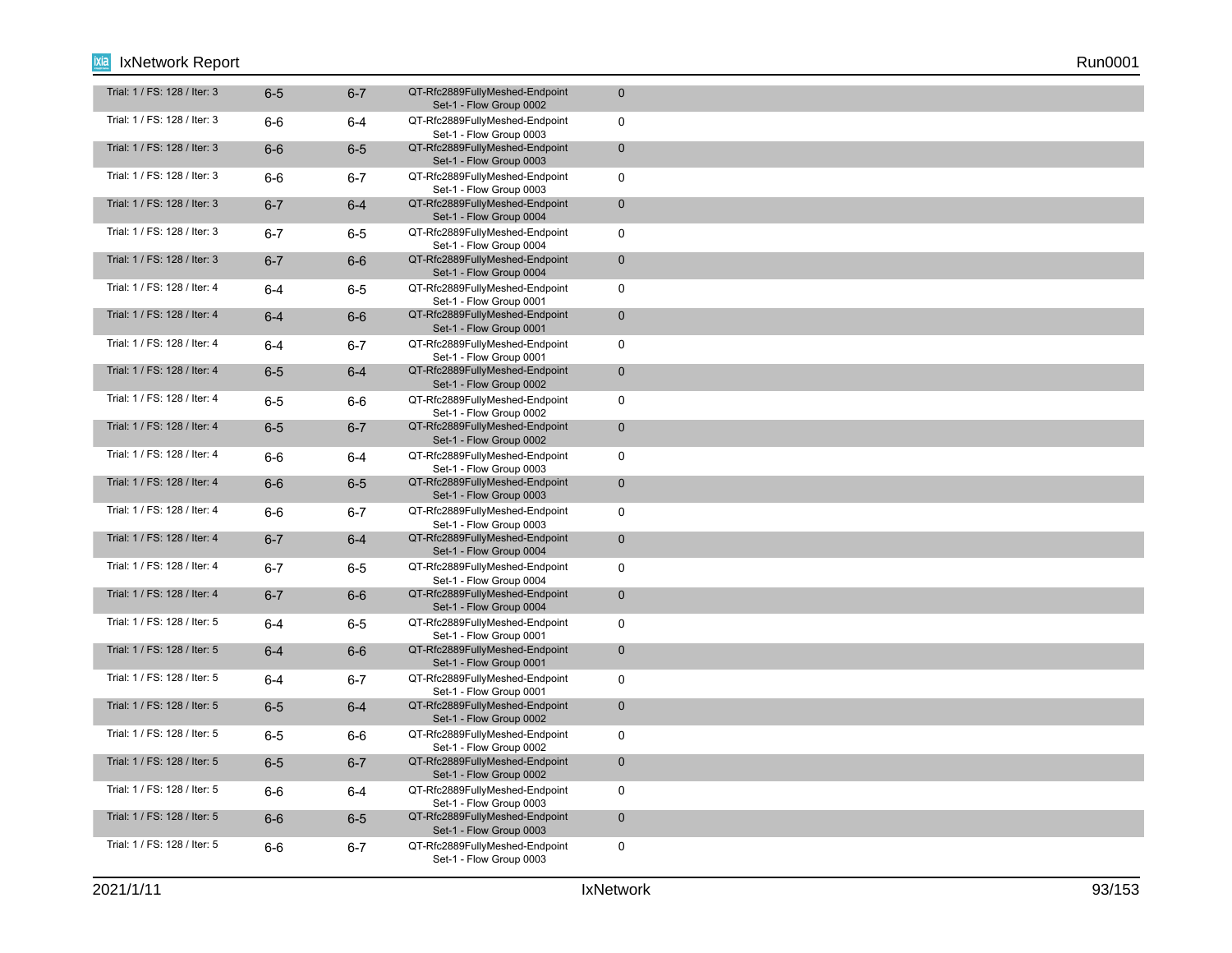| | | | | |
|---|---|---|---|---|
| Trial: 1 / FS: 128 / Iter: 3 | 6-5 | 6-7 | QT-Rfc2889FullyMeshed-Endpoint Set-1 - Flow Group 0002 | 0 |
| Trial: 1 / FS: 128 / Iter: 3 | 6-6 | 6-4 | QT-Rfc2889FullyMeshed-Endpoint Set-1 - Flow Group 0003 | 0 |
| Trial: 1 / FS: 128 / Iter: 3 | 6-6 | 6-5 | QT-Rfc2889FullyMeshed-Endpoint Set-1 - Flow Group 0003 | 0 |
| Trial: 1 / FS: 128 / Iter: 3 | 6-6 | 6-7 | QT-Rfc2889FullyMeshed-Endpoint Set-1 - Flow Group 0003 | 0 |
| Trial: 1 / FS: 128 / Iter: 3 | 6-7 | 6-4 | QT-Rfc2889FullyMeshed-Endpoint Set-1 - Flow Group 0004 | 0 |
| Trial: 1 / FS: 128 / Iter: 3 | 6-7 | 6-5 | QT-Rfc2889FullyMeshed-Endpoint Set-1 - Flow Group 0004 | 0 |
| Trial: 1 / FS: 128 / Iter: 3 | 6-7 | 6-6 | QT-Rfc2889FullyMeshed-Endpoint Set-1 - Flow Group 0004 | 0 |
| Trial: 1 / FS: 128 / Iter: 4 | 6-4 | 6-5 | QT-Rfc2889FullyMeshed-Endpoint Set-1 - Flow Group 0001 | 0 |
| Trial: 1 / FS: 128 / Iter: 4 | 6-4 | 6-6 | QT-Rfc2889FullyMeshed-Endpoint Set-1 - Flow Group 0001 | 0 |
| Trial: 1 / FS: 128 / Iter: 4 | 6-4 | 6-7 | QT-Rfc2889FullyMeshed-Endpoint Set-1 - Flow Group 0001 | 0 |
| Trial: 1 / FS: 128 / Iter: 4 | 6-5 | 6-4 | QT-Rfc2889FullyMeshed-Endpoint Set-1 - Flow Group 0002 | 0 |
| Trial: 1 / FS: 128 / Iter: 4 | 6-5 | 6-6 | QT-Rfc2889FullyMeshed-Endpoint Set-1 - Flow Group 0002 | 0 |
| Trial: 1 / FS: 128 / Iter: 4 | 6-5 | 6-7 | QT-Rfc2889FullyMeshed-Endpoint Set-1 - Flow Group 0002 | 0 |
| Trial: 1 / FS: 128 / Iter: 4 | 6-6 | 6-4 | QT-Rfc2889FullyMeshed-Endpoint Set-1 - Flow Group 0003 | 0 |
| Trial: 1 / FS: 128 / Iter: 4 | 6-6 | 6-5 | QT-Rfc2889FullyMeshed-Endpoint Set-1 - Flow Group 0003 | 0 |
| Trial: 1 / FS: 128 / Iter: 4 | 6-6 | 6-7 | QT-Rfc2889FullyMeshed-Endpoint Set-1 - Flow Group 0003 | 0 |
| Trial: 1 / FS: 128 / Iter: 4 | 6-7 | 6-4 | QT-Rfc2889FullyMeshed-Endpoint Set-1 - Flow Group 0004 | 0 |
| Trial: 1 / FS: 128 / Iter: 4 | 6-7 | 6-5 | QT-Rfc2889FullyMeshed-Endpoint Set-1 - Flow Group 0004 | 0 |
| Trial: 1 / FS: 128 / Iter: 4 | 6-7 | 6-6 | QT-Rfc2889FullyMeshed-Endpoint Set-1 - Flow Group 0004 | 0 |
| Trial: 1 / FS: 128 / Iter: 5 | 6-4 | 6-5 | QT-Rfc2889FullyMeshed-Endpoint Set-1 - Flow Group 0001 | 0 |
| Trial: 1 / FS: 128 / Iter: 5 | 6-4 | 6-6 | QT-Rfc2889FullyMeshed-Endpoint Set-1 - Flow Group 0001 | 0 |
| Trial: 1 / FS: 128 / Iter: 5 | 6-4 | 6-7 | QT-Rfc2889FullyMeshed-Endpoint Set-1 - Flow Group 0001 | 0 |
| Trial: 1 / FS: 128 / Iter: 5 | 6-5 | 6-4 | QT-Rfc2889FullyMeshed-Endpoint Set-1 - Flow Group 0002 | 0 |
| Trial: 1 / FS: 128 / Iter: 5 | 6-5 | 6-6 | QT-Rfc2889FullyMeshed-Endpoint Set-1 - Flow Group 0002 | 0 |
| Trial: 1 / FS: 128 / Iter: 5 | 6-5 | 6-7 | QT-Rfc2889FullyMeshed-Endpoint Set-1 - Flow Group 0002 | 0 |
| Trial: 1 / FS: 128 / Iter: 5 | 6-6 | 6-4 | QT-Rfc2889FullyMeshed-Endpoint Set-1 - Flow Group 0003 | 0 |
| Trial: 1 / FS: 128 / Iter: 5 | 6-6 | 6-5 | QT-Rfc2889FullyMeshed-Endpoint Set-1 - Flow Group 0003 | 0 |
| Trial: 1 / FS: 128 / Iter: 5 | 6-6 | 6-7 | QT-Rfc2889FullyMeshed-Endpoint Set-1 - Flow Group 0003 | 0 |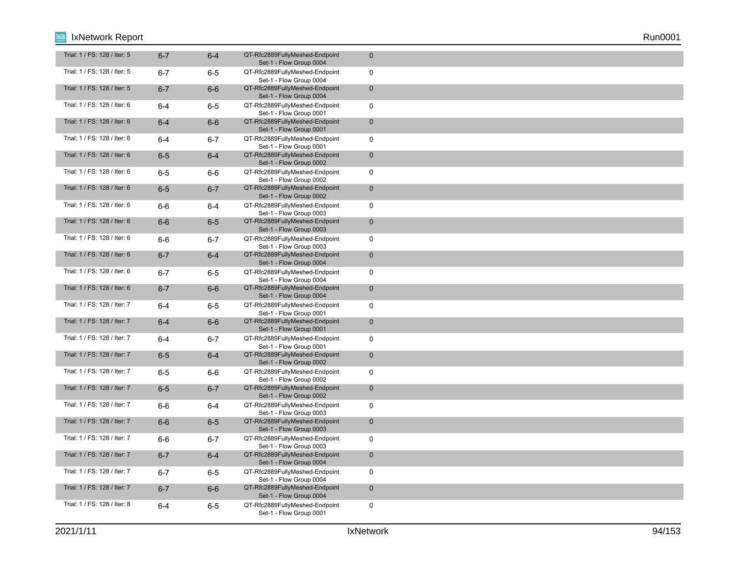| | | | | |
|---|---|---|---|---|
| Trial: 1 / FS: 128 / Iter: 5 | 6-7 | 6-4 | QT-Rfc2889FullyMeshed-Endpoint Set-1 - Flow Group 0004 | 0 |
| Trial: 1 / FS: 128 / Iter: 5 | 6-7 | 6-5 | QT-Rfc2889FullyMeshed-Endpoint Set-1 - Flow Group 0004 | 0 |
| Trial: 1 / FS: 128 / Iter: 5 | 6-7 | 6-6 | QT-Rfc2889FullyMeshed-Endpoint Set-1 - Flow Group 0004 | 0 |
| Trial: 1 / FS: 128 / Iter: 6 | 6-4 | 6-5 | QT-Rfc2889FullyMeshed-Endpoint Set-1 - Flow Group 0001 | 0 |
| Trial: 1 / FS: 128 / Iter: 6 | 6-4 | 6-6 | QT-Rfc2889FullyMeshed-Endpoint Set-1 - Flow Group 0001 | 0 |
| Trial: 1 / FS: 128 / Iter: 6 | 6-4 | 6-7 | QT-Rfc2889FullyMeshed-Endpoint Set-1 - Flow Group 0001 | 0 |
| Trial: 1 / FS: 128 / Iter: 6 | 6-5 | 6-4 | QT-Rfc2889FullyMeshed-Endpoint Set-1 - Flow Group 0002 | 0 |
| Trial: 1 / FS: 128 / Iter: 6 | 6-5 | 6-6 | QT-Rfc2889FullyMeshed-Endpoint Set-1 - Flow Group 0002 | 0 |
| Trial: 1 / FS: 128 / Iter: 6 | 6-5 | 6-7 | QT-Rfc2889FullyMeshed-Endpoint Set-1 - Flow Group 0002 | 0 |
| Trial: 1 / FS: 128 / Iter: 6 | 6-6 | 6-4 | QT-Rfc2889FullyMeshed-Endpoint Set-1 - Flow Group 0003 | 0 |
| Trial: 1 / FS: 128 / Iter: 6 | 6-6 | 6-5 | QT-Rfc2889FullyMeshed-Endpoint Set-1 - Flow Group 0003 | 0 |
| Trial: 1 / FS: 128 / Iter: 6 | 6-6 | 6-7 | QT-Rfc2889FullyMeshed-Endpoint Set-1 - Flow Group 0003 | 0 |
| Trial: 1 / FS: 128 / Iter: 6 | 6-7 | 6-4 | QT-Rfc2889FullyMeshed-Endpoint Set-1 - Flow Group 0004 | 0 |
| Trial: 1 / FS: 128 / Iter: 6 | 6-7 | 6-5 | QT-Rfc2889FullyMeshed-Endpoint Set-1 - Flow Group 0004 | 0 |
| Trial: 1 / FS: 128 / Iter: 6 | 6-7 | 6-6 | QT-Rfc2889FullyMeshed-Endpoint Set-1 - Flow Group 0004 | 0 |
| Trial: 1 / FS: 128 / Iter: 7 | 6-4 | 6-5 | QT-Rfc2889FullyMeshed-Endpoint Set-1 - Flow Group 0001 | 0 |
| Trial: 1 / FS: 128 / Iter: 7 | 6-4 | 6-6 | QT-Rfc2889FullyMeshed-Endpoint Set-1 - Flow Group 0001 | 0 |
| Trial: 1 / FS: 128 / Iter: 7 | 6-4 | 6-7 | QT-Rfc2889FullyMeshed-Endpoint Set-1 - Flow Group 0001 | 0 |
| Trial: 1 / FS: 128 / Iter: 7 | 6-5 | 6-4 | QT-Rfc2889FullyMeshed-Endpoint Set-1 - Flow Group 0002 | 0 |
| Trial: 1 / FS: 128 / Iter: 7 | 6-5 | 6-6 | QT-Rfc2889FullyMeshed-Endpoint Set-1 - Flow Group 0002 | 0 |
| Trial: 1 / FS: 128 / Iter: 7 | 6-5 | 6-7 | QT-Rfc2889FullyMeshed-Endpoint Set-1 - Flow Group 0002 | 0 |
| Trial: 1 / FS: 128 / Iter: 7 | 6-6 | 6-4 | QT-Rfc2889FullyMeshed-Endpoint Set-1 - Flow Group 0003 | 0 |
| Trial: 1 / FS: 128 / Iter: 7 | 6-6 | 6-5 | QT-Rfc2889FullyMeshed-Endpoint Set-1 - Flow Group 0003 | 0 |
| Trial: 1 / FS: 128 / Iter: 7 | 6-6 | 6-7 | QT-Rfc2889FullyMeshed-Endpoint Set-1 - Flow Group 0003 | 0 |
| Trial: 1 / FS: 128 / Iter: 7 | 6-7 | 6-4 | QT-Rfc2889FullyMeshed-Endpoint Set-1 - Flow Group 0004 | 0 |
| Trial: 1 / FS: 128 / Iter: 7 | 6-7 | 6-5 | QT-Rfc2889FullyMeshed-Endpoint Set-1 - Flow Group 0004 | 0 |
| Trial: 1 / FS: 128 / Iter: 7 | 6-7 | 6-6 | QT-Rfc2889FullyMeshed-Endpoint Set-1 - Flow Group 0004 | 0 |
| Trial: 1 / FS: 128 / Iter: 8 | 6-4 | 6-5 | QT-Rfc2889FullyMeshed-Endpoint Set-1 - Flow Group 0001 | 0 |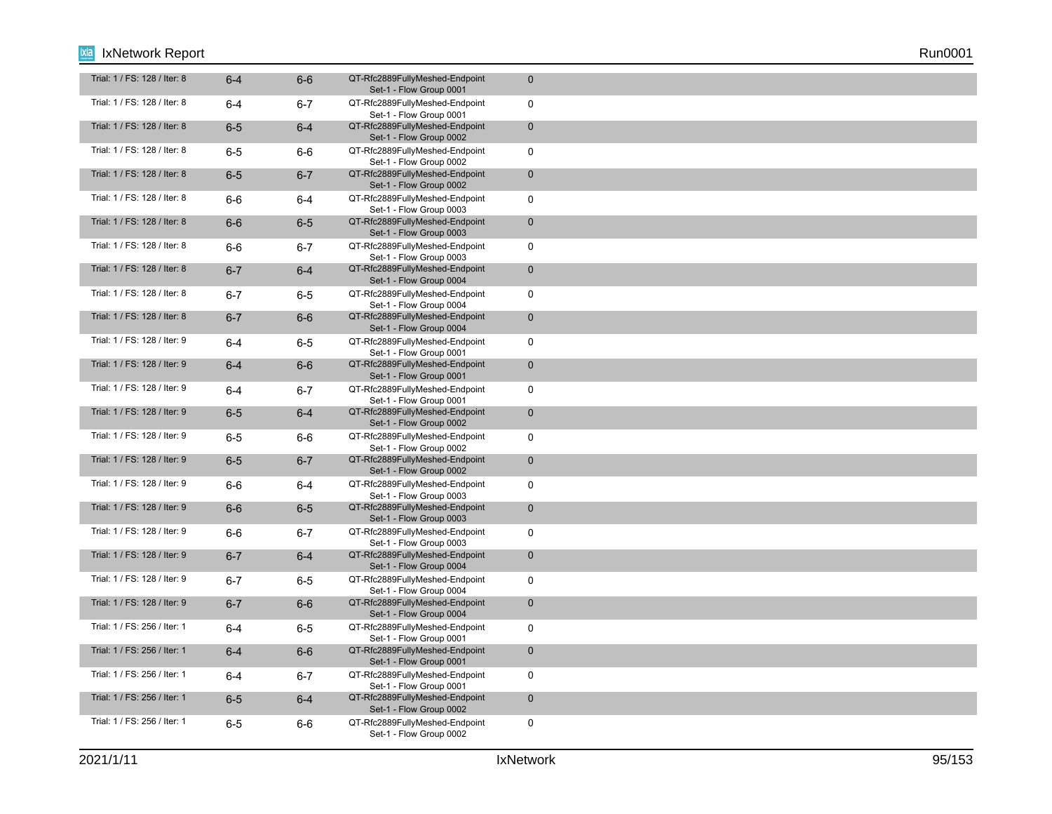| | | | | |
|---|---|---|---|---|
| Trial: 1 / FS: 128 / Iter: 8 | 6-4 | 6-6 | QT-Rfc2889FullyMeshed-Endpoint Set-1 - Flow Group 0001 | 0 |
| Trial: 1 / FS: 128 / Iter: 8 | 6-4 | 6-7 | QT-Rfc2889FullyMeshed-Endpoint Set-1 - Flow Group 0001 | 0 |
| Trial: 1 / FS: 128 / Iter: 8 | 6-5 | 6-4 | QT-Rfc2889FullyMeshed-Endpoint Set-1 - Flow Group 0002 | 0 |
| Trial: 1 / FS: 128 / Iter: 8 | 6-5 | 6-6 | QT-Rfc2889FullyMeshed-Endpoint Set-1 - Flow Group 0002 | 0 |
| Trial: 1 / FS: 128 / Iter: 8 | 6-5 | 6-7 | QT-Rfc2889FullyMeshed-Endpoint Set-1 - Flow Group 0002 | 0 |
| Trial: 1 / FS: 128 / Iter: 8 | 6-6 | 6-4 | QT-Rfc2889FullyMeshed-Endpoint Set-1 - Flow Group 0003 | 0 |
| Trial: 1 / FS: 128 / Iter: 8 | 6-6 | 6-5 | QT-Rfc2889FullyMeshed-Endpoint Set-1 - Flow Group 0003 | 0 |
| Trial: 1 / FS: 128 / Iter: 8 | 6-6 | 6-7 | QT-Rfc2889FullyMeshed-Endpoint Set-1 - Flow Group 0003 | 0 |
| Trial: 1 / FS: 128 / Iter: 8 | 6-7 | 6-4 | QT-Rfc2889FullyMeshed-Endpoint Set-1 - Flow Group 0004 | 0 |
| Trial: 1 / FS: 128 / Iter: 8 | 6-7 | 6-5 | QT-Rfc2889FullyMeshed-Endpoint Set-1 - Flow Group 0004 | 0 |
| Trial: 1 / FS: 128 / Iter: 8 | 6-7 | 6-6 | QT-Rfc2889FullyMeshed-Endpoint Set-1 - Flow Group 0004 | 0 |
| Trial: 1 / FS: 128 / Iter: 9 | 6-4 | 6-5 | QT-Rfc2889FullyMeshed-Endpoint Set-1 - Flow Group 0001 | 0 |
| Trial: 1 / FS: 128 / Iter: 9 | 6-4 | 6-6 | QT-Rfc2889FullyMeshed-Endpoint Set-1 - Flow Group 0001 | 0 |
| Trial: 1 / FS: 128 / Iter: 9 | 6-4 | 6-7 | QT-Rfc2889FullyMeshed-Endpoint Set-1 - Flow Group 0001 | 0 |
| Trial: 1 / FS: 128 / Iter: 9 | 6-5 | 6-4 | QT-Rfc2889FullyMeshed-Endpoint Set-1 - Flow Group 0002 | 0 |
| Trial: 1 / FS: 128 / Iter: 9 | 6-5 | 6-6 | QT-Rfc2889FullyMeshed-Endpoint Set-1 - Flow Group 0002 | 0 |
| Trial: 1 / FS: 128 / Iter: 9 | 6-5 | 6-7 | QT-Rfc2889FullyMeshed-Endpoint Set-1 - Flow Group 0002 | 0 |
| Trial: 1 / FS: 128 / Iter: 9 | 6-6 | 6-4 | QT-Rfc2889FullyMeshed-Endpoint Set-1 - Flow Group 0003 | 0 |
| Trial: 1 / FS: 128 / Iter: 9 | 6-6 | 6-5 | QT-Rfc2889FullyMeshed-Endpoint Set-1 - Flow Group 0003 | 0 |
| Trial: 1 / FS: 128 / Iter: 9 | 6-6 | 6-7 | QT-Rfc2889FullyMeshed-Endpoint Set-1 - Flow Group 0003 | 0 |
| Trial: 1 / FS: 128 / Iter: 9 | 6-7 | 6-4 | QT-Rfc2889FullyMeshed-Endpoint Set-1 - Flow Group 0004 | 0 |
| Trial: 1 / FS: 128 / Iter: 9 | 6-7 | 6-5 | QT-Rfc2889FullyMeshed-Endpoint Set-1 - Flow Group 0004 | 0 |
| Trial: 1 / FS: 128 / Iter: 9 | 6-7 | 6-6 | QT-Rfc2889FullyMeshed-Endpoint Set-1 - Flow Group 0004 | 0 |
| Trial: 1 / FS: 256 / Iter: 1 | 6-4 | 6-5 | QT-Rfc2889FullyMeshed-Endpoint Set-1 - Flow Group 0001 | 0 |
| Trial: 1 / FS: 256 / Iter: 1 | 6-4 | 6-6 | QT-Rfc2889FullyMeshed-Endpoint Set-1 - Flow Group 0001 | 0 |
| Trial: 1 / FS: 256 / Iter: 1 | 6-4 | 6-7 | QT-Rfc2889FullyMeshed-Endpoint Set-1 - Flow Group 0001 | 0 |
| Trial: 1 / FS: 256 / Iter: 1 | 6-5 | 6-4 | QT-Rfc2889FullyMeshed-Endpoint Set-1 - Flow Group 0002 | 0 |
| Trial: 1 / FS: 256 / Iter: 1 | 6-5 | 6-6 | QT-Rfc2889FullyMeshed-Endpoint Set-1 - Flow Group 0002 | 0 |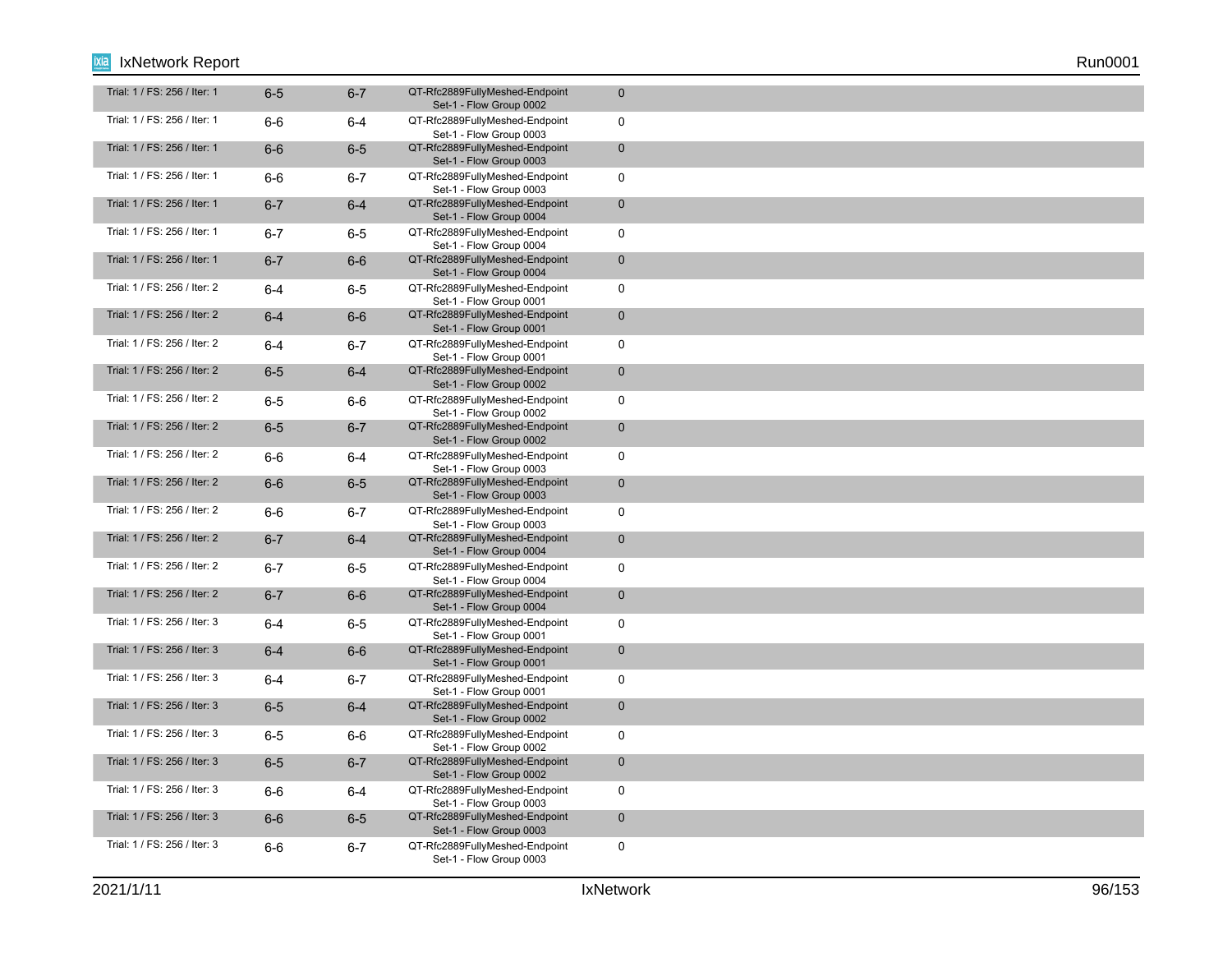| | | | | |
|---|---|---|---|---|
| Trial: 1 / FS: 256 / Iter: 1 | 6-5 | 6-7 | QT-Rfc2889FullyMeshed-Endpoint Set-1 - Flow Group 0002 | 0 |
| Trial: 1 / FS: 256 / Iter: 1 | 6-6 | 6-4 | QT-Rfc2889FullyMeshed-Endpoint Set-1 - Flow Group 0003 | 0 |
| Trial: 1 / FS: 256 / Iter: 1 | 6-6 | 6-5 | QT-Rfc2889FullyMeshed-Endpoint Set-1 - Flow Group 0003 | 0 |
| Trial: 1 / FS: 256 / Iter: 1 | 6-6 | 6-7 | QT-Rfc2889FullyMeshed-Endpoint Set-1 - Flow Group 0003 | 0 |
| Trial: 1 / FS: 256 / Iter: 1 | 6-7 | 6-4 | QT-Rfc2889FullyMeshed-Endpoint Set-1 - Flow Group 0004 | 0 |
| Trial: 1 / FS: 256 / Iter: 1 | 6-7 | 6-5 | QT-Rfc2889FullyMeshed-Endpoint Set-1 - Flow Group 0004 | 0 |
| Trial: 1 / FS: 256 / Iter: 1 | 6-7 | 6-6 | QT-Rfc2889FullyMeshed-Endpoint Set-1 - Flow Group 0004 | 0 |
| Trial: 1 / FS: 256 / Iter: 2 | 6-4 | 6-5 | QT-Rfc2889FullyMeshed-Endpoint Set-1 - Flow Group 0001 | 0 |
| Trial: 1 / FS: 256 / Iter: 2 | 6-4 | 6-6 | QT-Rfc2889FullyMeshed-Endpoint Set-1 - Flow Group 0001 | 0 |
| Trial: 1 / FS: 256 / Iter: 2 | 6-4 | 6-7 | QT-Rfc2889FullyMeshed-Endpoint Set-1 - Flow Group 0001 | 0 |
| Trial: 1 / FS: 256 / Iter: 2 | 6-5 | 6-4 | QT-Rfc2889FullyMeshed-Endpoint Set-1 - Flow Group 0002 | 0 |
| Trial: 1 / FS: 256 / Iter: 2 | 6-5 | 6-6 | QT-Rfc2889FullyMeshed-Endpoint Set-1 - Flow Group 0002 | 0 |
| Trial: 1 / FS: 256 / Iter: 2 | 6-5 | 6-7 | QT-Rfc2889FullyMeshed-Endpoint Set-1 - Flow Group 0002 | 0 |
| Trial: 1 / FS: 256 / Iter: 2 | 6-6 | 6-4 | QT-Rfc2889FullyMeshed-Endpoint Set-1 - Flow Group 0003 | 0 |
| Trial: 1 / FS: 256 / Iter: 2 | 6-6 | 6-5 | QT-Rfc2889FullyMeshed-Endpoint Set-1 - Flow Group 0003 | 0 |
| Trial: 1 / FS: 256 / Iter: 2 | 6-6 | 6-7 | QT-Rfc2889FullyMeshed-Endpoint Set-1 - Flow Group 0003 | 0 |
| Trial: 1 / FS: 256 / Iter: 2 | 6-7 | 6-4 | QT-Rfc2889FullyMeshed-Endpoint Set-1 - Flow Group 0004 | 0 |
| Trial: 1 / FS: 256 / Iter: 2 | 6-7 | 6-5 | QT-Rfc2889FullyMeshed-Endpoint Set-1 - Flow Group 0004 | 0 |
| Trial: 1 / FS: 256 / Iter: 2 | 6-7 | 6-6 | QT-Rfc2889FullyMeshed-Endpoint Set-1 - Flow Group 0004 | 0 |
| Trial: 1 / FS: 256 / Iter: 3 | 6-4 | 6-5 | QT-Rfc2889FullyMeshed-Endpoint Set-1 - Flow Group 0001 | 0 |
| Trial: 1 / FS: 256 / Iter: 3 | 6-4 | 6-6 | QT-Rfc2889FullyMeshed-Endpoint Set-1 - Flow Group 0001 | 0 |
| Trial: 1 / FS: 256 / Iter: 3 | 6-4 | 6-7 | QT-Rfc2889FullyMeshed-Endpoint Set-1 - Flow Group 0001 | 0 |
| Trial: 1 / FS: 256 / Iter: 3 | 6-5 | 6-4 | QT-Rfc2889FullyMeshed-Endpoint Set-1 - Flow Group 0002 | 0 |
| Trial: 1 / FS: 256 / Iter: 3 | 6-5 | 6-6 | QT-Rfc2889FullyMeshed-Endpoint Set-1 - Flow Group 0002 | 0 |
| Trial: 1 / FS: 256 / Iter: 3 | 6-5 | 6-7 | QT-Rfc2889FullyMeshed-Endpoint Set-1 - Flow Group 0002 | 0 |
| Trial: 1 / FS: 256 / Iter: 3 | 6-6 | 6-4 | QT-Rfc2889FullyMeshed-Endpoint Set-1 - Flow Group 0003 | 0 |
| Trial: 1 / FS: 256 / Iter: 3 | 6-6 | 6-5 | QT-Rfc2889FullyMeshed-Endpoint Set-1 - Flow Group 0003 | 0 |
| Trial: 1 / FS: 256 / Iter: 3 | 6-6 | 6-7 | QT-Rfc2889FullyMeshed-Endpoint Set-1 - Flow Group 0003 | 0 |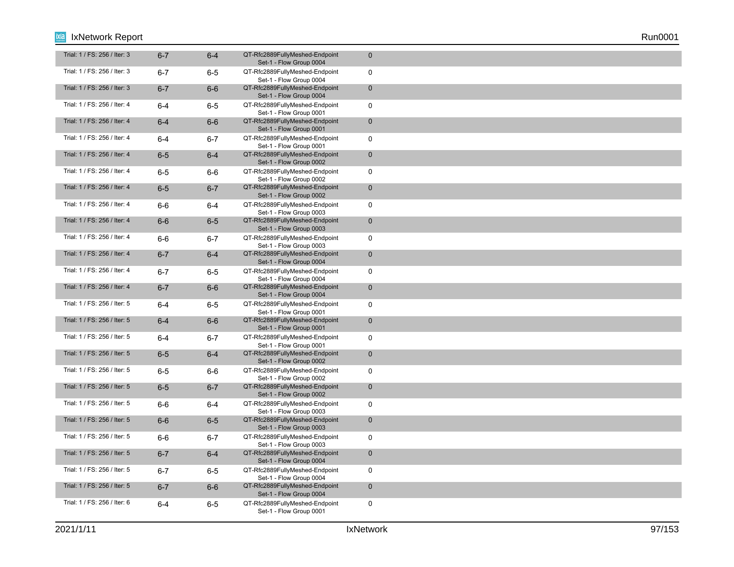| | | | | |
|---|---|---|---|---|
| Trial: 1 / FS: 256 / Iter: 3 | 6-7 | 6-4 | QT-Rfc2889FullyMeshed-Endpoint Set-1 - Flow Group 0004 | 0 |
| Trial: 1 / FS: 256 / Iter: 3 | 6-7 | 6-5 | QT-Rfc2889FullyMeshed-Endpoint Set-1 - Flow Group 0004 | 0 |
| Trial: 1 / FS: 256 / Iter: 3 | 6-7 | 6-6 | QT-Rfc2889FullyMeshed-Endpoint Set-1 - Flow Group 0004 | 0 |
| Trial: 1 / FS: 256 / Iter: 4 | 6-4 | 6-5 | QT-Rfc2889FullyMeshed-Endpoint Set-1 - Flow Group 0001 | 0 |
| Trial: 1 / FS: 256 / Iter: 4 | 6-4 | 6-6 | QT-Rfc2889FullyMeshed-Endpoint Set-1 - Flow Group 0001 | 0 |
| Trial: 1 / FS: 256 / Iter: 4 | 6-4 | 6-7 | QT-Rfc2889FullyMeshed-Endpoint Set-1 - Flow Group 0001 | 0 |
| Trial: 1 / FS: 256 / Iter: 4 | 6-5 | 6-4 | QT-Rfc2889FullyMeshed-Endpoint Set-1 - Flow Group 0002 | 0 |
| Trial: 1 / FS: 256 / Iter: 4 | 6-5 | 6-6 | QT-Rfc2889FullyMeshed-Endpoint Set-1 - Flow Group 0002 | 0 |
| Trial: 1 / FS: 256 / Iter: 4 | 6-5 | 6-7 | QT-Rfc2889FullyMeshed-Endpoint Set-1 - Flow Group 0002 | 0 |
| Trial: 1 / FS: 256 / Iter: 4 | 6-6 | 6-4 | QT-Rfc2889FullyMeshed-Endpoint Set-1 - Flow Group 0003 | 0 |
| Trial: 1 / FS: 256 / Iter: 4 | 6-6 | 6-5 | QT-Rfc2889FullyMeshed-Endpoint Set-1 - Flow Group 0003 | 0 |
| Trial: 1 / FS: 256 / Iter: 4 | 6-6 | 6-7 | QT-Rfc2889FullyMeshed-Endpoint Set-1 - Flow Group 0003 | 0 |
| Trial: 1 / FS: 256 / Iter: 4 | 6-7 | 6-4 | QT-Rfc2889FullyMeshed-Endpoint Set-1 - Flow Group 0004 | 0 |
| Trial: 1 / FS: 256 / Iter: 4 | 6-7 | 6-5 | QT-Rfc2889FullyMeshed-Endpoint Set-1 - Flow Group 0004 | 0 |
| Trial: 1 / FS: 256 / Iter: 4 | 6-7 | 6-6 | QT-Rfc2889FullyMeshed-Endpoint Set-1 - Flow Group 0004 | 0 |
| Trial: 1 / FS: 256 / Iter: 5 | 6-4 | 6-5 | QT-Rfc2889FullyMeshed-Endpoint Set-1 - Flow Group 0001 | 0 |
| Trial: 1 / FS: 256 / Iter: 5 | 6-4 | 6-6 | QT-Rfc2889FullyMeshed-Endpoint Set-1 - Flow Group 0001 | 0 |
| Trial: 1 / FS: 256 / Iter: 5 | 6-4 | 6-7 | QT-Rfc2889FullyMeshed-Endpoint Set-1 - Flow Group 0001 | 0 |
| Trial: 1 / FS: 256 / Iter: 5 | 6-5 | 6-4 | QT-Rfc2889FullyMeshed-Endpoint Set-1 - Flow Group 0002 | 0 |
| Trial: 1 / FS: 256 / Iter: 5 | 6-5 | 6-6 | QT-Rfc2889FullyMeshed-Endpoint Set-1 - Flow Group 0002 | 0 |
| Trial: 1 / FS: 256 / Iter: 5 | 6-5 | 6-7 | QT-Rfc2889FullyMeshed-Endpoint Set-1 - Flow Group 0002 | 0 |
| Trial: 1 / FS: 256 / Iter: 5 | 6-6 | 6-4 | QT-Rfc2889FullyMeshed-Endpoint Set-1 - Flow Group 0003 | 0 |
| Trial: 1 / FS: 256 / Iter: 5 | 6-6 | 6-5 | QT-Rfc2889FullyMeshed-Endpoint Set-1 - Flow Group 0003 | 0 |
| Trial: 1 / FS: 256 / Iter: 5 | 6-6 | 6-7 | QT-Rfc2889FullyMeshed-Endpoint Set-1 - Flow Group 0003 | 0 |
| Trial: 1 / FS: 256 / Iter: 5 | 6-7 | 6-4 | QT-Rfc2889FullyMeshed-Endpoint Set-1 - Flow Group 0004 | 0 |
| Trial: 1 / FS: 256 / Iter: 5 | 6-7 | 6-5 | QT-Rfc2889FullyMeshed-Endpoint Set-1 - Flow Group 0004 | 0 |
| Trial: 1 / FS: 256 / Iter: 5 | 6-7 | 6-6 | QT-Rfc2889FullyMeshed-Endpoint Set-1 - Flow Group 0004 | 0 |
| Trial: 1 / FS: 256 / Iter: 6 | 6-4 | 6-5 | QT-Rfc2889FullyMeshed-Endpoint Set-1 - Flow Group 0001 | 0 |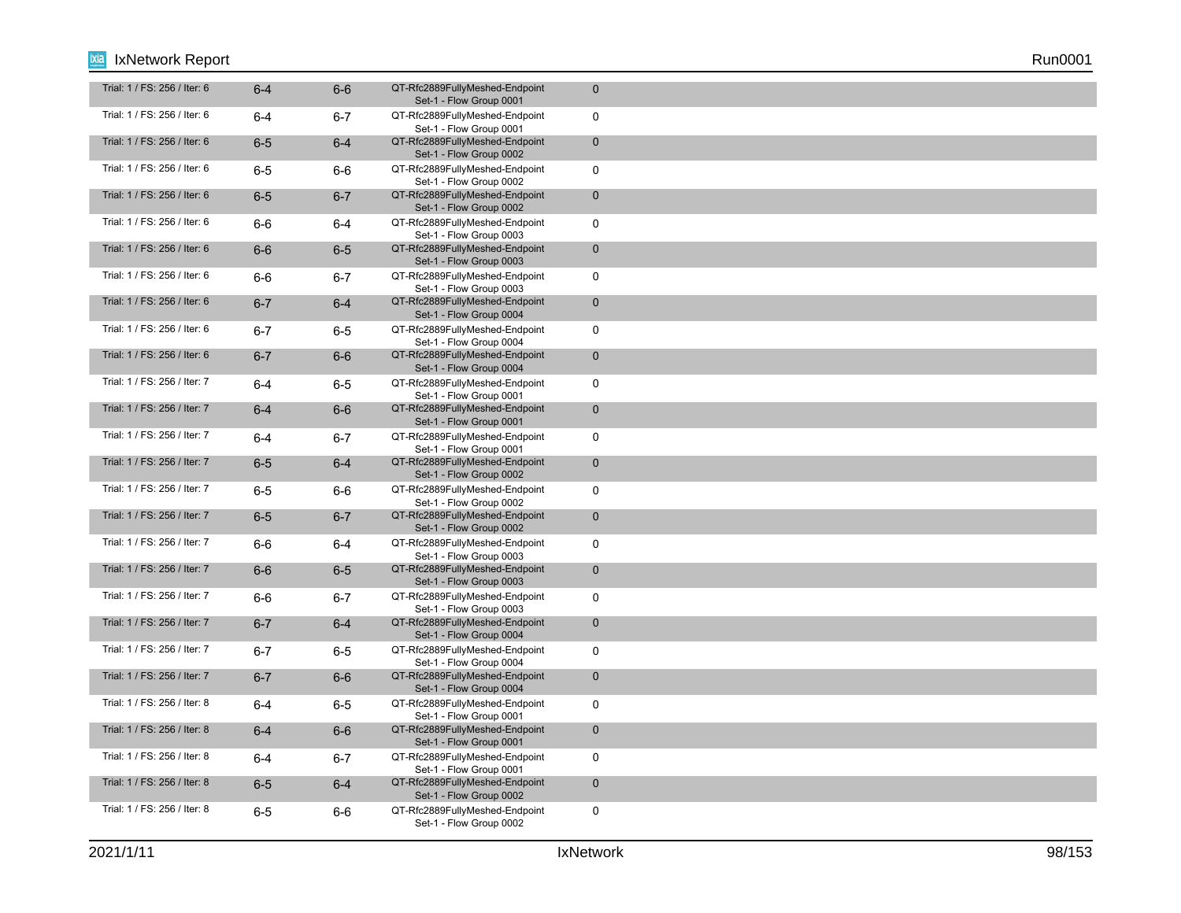| | | | | |
|---|---|---|---|---|
| Trial: 1 / FS: 256 / Iter: 6 | 6-4 | 6-6 | QT-Rfc2889FullyMeshed-Endpoint Set-1 - Flow Group 0001 | 0 |
| Trial: 1 / FS: 256 / Iter: 6 | 6-4 | 6-7 | QT-Rfc2889FullyMeshed-Endpoint Set-1 - Flow Group 0001 | 0 |
| Trial: 1 / FS: 256 / Iter: 6 | 6-5 | 6-4 | QT-Rfc2889FullyMeshed-Endpoint Set-1 - Flow Group 0002 | 0 |
| Trial: 1 / FS: 256 / Iter: 6 | 6-5 | 6-6 | QT-Rfc2889FullyMeshed-Endpoint Set-1 - Flow Group 0002 | 0 |
| Trial: 1 / FS: 256 / Iter: 6 | 6-5 | 6-7 | QT-Rfc2889FullyMeshed-Endpoint Set-1 - Flow Group 0002 | 0 |
| Trial: 1 / FS: 256 / Iter: 6 | 6-6 | 6-4 | QT-Rfc2889FullyMeshed-Endpoint Set-1 - Flow Group 0003 | 0 |
| Trial: 1 / FS: 256 / Iter: 6 | 6-6 | 6-5 | QT-Rfc2889FullyMeshed-Endpoint Set-1 - Flow Group 0003 | 0 |
| Trial: 1 / FS: 256 / Iter: 6 | 6-6 | 6-7 | QT-Rfc2889FullyMeshed-Endpoint Set-1 - Flow Group 0003 | 0 |
| Trial: 1 / FS: 256 / Iter: 6 | 6-7 | 6-4 | QT-Rfc2889FullyMeshed-Endpoint Set-1 - Flow Group 0004 | 0 |
| Trial: 1 / FS: 256 / Iter: 6 | 6-7 | 6-5 | QT-Rfc2889FullyMeshed-Endpoint Set-1 - Flow Group 0004 | 0 |
| Trial: 1 / FS: 256 / Iter: 6 | 6-7 | 6-6 | QT-Rfc2889FullyMeshed-Endpoint Set-1 - Flow Group 0004 | 0 |
| Trial: 1 / FS: 256 / Iter: 7 | 6-4 | 6-5 | QT-Rfc2889FullyMeshed-Endpoint Set-1 - Flow Group 0001 | 0 |
| Trial: 1 / FS: 256 / Iter: 7 | 6-4 | 6-6 | QT-Rfc2889FullyMeshed-Endpoint Set-1 - Flow Group 0001 | 0 |
| Trial: 1 / FS: 256 / Iter: 7 | 6-4 | 6-7 | QT-Rfc2889FullyMeshed-Endpoint Set-1 - Flow Group 0001 | 0 |
| Trial: 1 / FS: 256 / Iter: 7 | 6-5 | 6-4 | QT-Rfc2889FullyMeshed-Endpoint Set-1 - Flow Group 0002 | 0 |
| Trial: 1 / FS: 256 / Iter: 7 | 6-5 | 6-6 | QT-Rfc2889FullyMeshed-Endpoint Set-1 - Flow Group 0002 | 0 |
| Trial: 1 / FS: 256 / Iter: 7 | 6-5 | 6-7 | QT-Rfc2889FullyMeshed-Endpoint Set-1 - Flow Group 0002 | 0 |
| Trial: 1 / FS: 256 / Iter: 7 | 6-6 | 6-4 | QT-Rfc2889FullyMeshed-Endpoint Set-1 - Flow Group 0003 | 0 |
| Trial: 1 / FS: 256 / Iter: 7 | 6-6 | 6-5 | QT-Rfc2889FullyMeshed-Endpoint Set-1 - Flow Group 0003 | 0 |
| Trial: 1 / FS: 256 / Iter: 7 | 6-6 | 6-7 | QT-Rfc2889FullyMeshed-Endpoint Set-1 - Flow Group 0003 | 0 |
| Trial: 1 / FS: 256 / Iter: 7 | 6-7 | 6-4 | QT-Rfc2889FullyMeshed-Endpoint Set-1 - Flow Group 0004 | 0 |
| Trial: 1 / FS: 256 / Iter: 7 | 6-7 | 6-5 | QT-Rfc2889FullyMeshed-Endpoint Set-1 - Flow Group 0004 | 0 |
| Trial: 1 / FS: 256 / Iter: 7 | 6-7 | 6-6 | QT-Rfc2889FullyMeshed-Endpoint Set-1 - Flow Group 0004 | 0 |
| Trial: 1 / FS: 256 / Iter: 8 | 6-4 | 6-5 | QT-Rfc2889FullyMeshed-Endpoint Set-1 - Flow Group 0001 | 0 |
| Trial: 1 / FS: 256 / Iter: 8 | 6-4 | 6-6 | QT-Rfc2889FullyMeshed-Endpoint Set-1 - Flow Group 0001 | 0 |
| Trial: 1 / FS: 256 / Iter: 8 | 6-4 | 6-7 | QT-Rfc2889FullyMeshed-Endpoint Set-1 - Flow Group 0001 | 0 |
| Trial: 1 / FS: 256 / Iter: 8 | 6-5 | 6-4 | QT-Rfc2889FullyMeshed-Endpoint Set-1 - Flow Group 0002 | 0 |
| Trial: 1 / FS: 256 / Iter: 8 | 6-5 | 6-6 | QT-Rfc2889FullyMeshed-Endpoint Set-1 - Flow Group 0002 | 0 |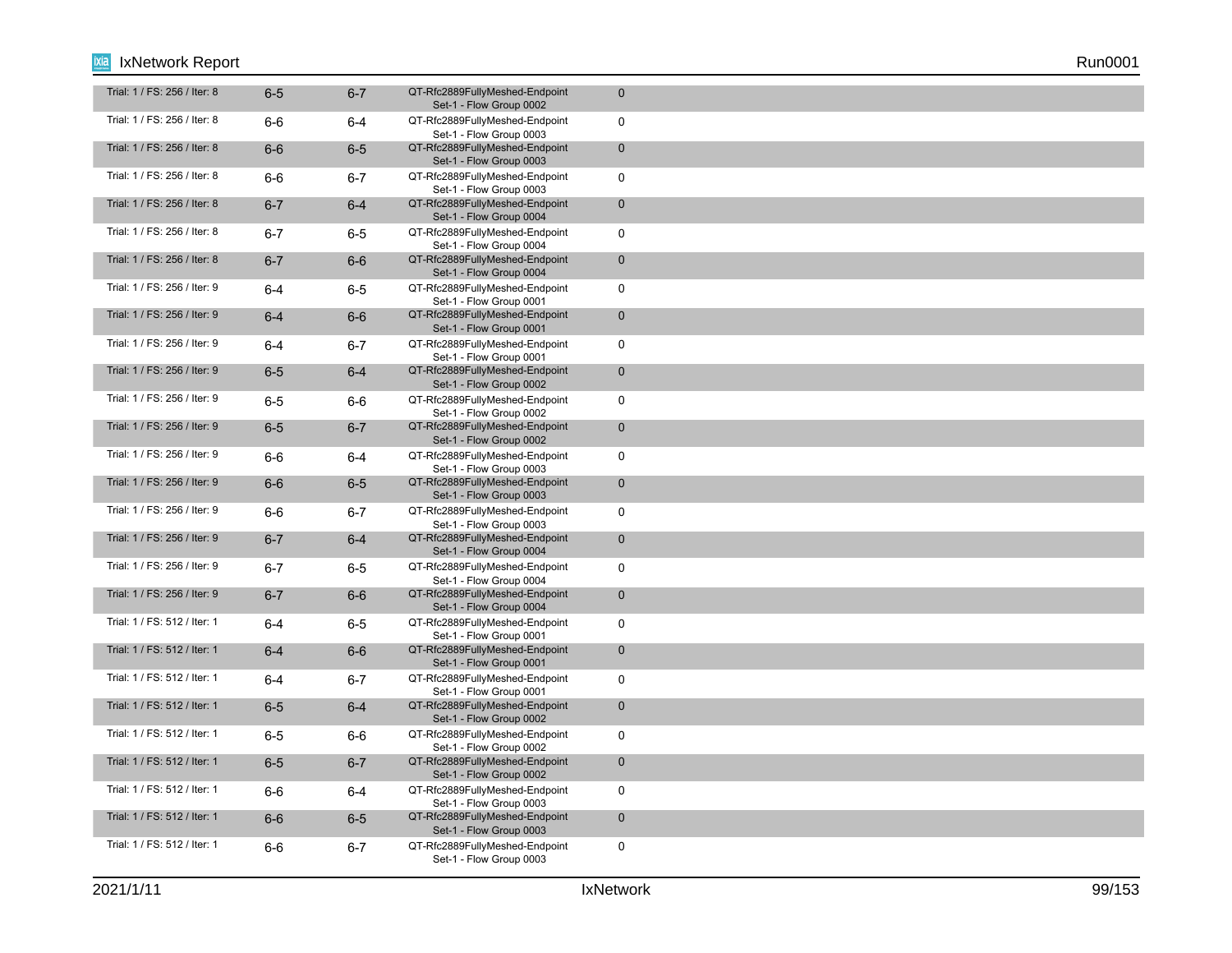| | | | | |
|---|---|---|---|---|
| Trial: 1 / FS: 256 / Iter: 8 | 6-5 | 6-7 | QT-Rfc2889FullyMeshed-Endpoint Set-1 - Flow Group 0002 | 0 |
| Trial: 1 / FS: 256 / Iter: 8 | 6-6 | 6-4 | QT-Rfc2889FullyMeshed-Endpoint Set-1 - Flow Group 0003 | 0 |
| Trial: 1 / FS: 256 / Iter: 8 | 6-6 | 6-5 | QT-Rfc2889FullyMeshed-Endpoint Set-1 - Flow Group 0003 | 0 |
| Trial: 1 / FS: 256 / Iter: 8 | 6-6 | 6-7 | QT-Rfc2889FullyMeshed-Endpoint Set-1 - Flow Group 0003 | 0 |
| Trial: 1 / FS: 256 / Iter: 8 | 6-7 | 6-4 | QT-Rfc2889FullyMeshed-Endpoint Set-1 - Flow Group 0004 | 0 |
| Trial: 1 / FS: 256 / Iter: 8 | 6-7 | 6-5 | QT-Rfc2889FullyMeshed-Endpoint Set-1 - Flow Group 0004 | 0 |
| Trial: 1 / FS: 256 / Iter: 8 | 6-7 | 6-6 | QT-Rfc2889FullyMeshed-Endpoint Set-1 - Flow Group 0004 | 0 |
| Trial: 1 / FS: 256 / Iter: 9 | 6-4 | 6-5 | QT-Rfc2889FullyMeshed-Endpoint Set-1 - Flow Group 0001 | 0 |
| Trial: 1 / FS: 256 / Iter: 9 | 6-4 | 6-6 | QT-Rfc2889FullyMeshed-Endpoint Set-1 - Flow Group 0001 | 0 |
| Trial: 1 / FS: 256 / Iter: 9 | 6-4 | 6-7 | QT-Rfc2889FullyMeshed-Endpoint Set-1 - Flow Group 0001 | 0 |
| Trial: 1 / FS: 256 / Iter: 9 | 6-5 | 6-4 | QT-Rfc2889FullyMeshed-Endpoint Set-1 - Flow Group 0002 | 0 |
| Trial: 1 / FS: 256 / Iter: 9 | 6-5 | 6-6 | QT-Rfc2889FullyMeshed-Endpoint Set-1 - Flow Group 0002 | 0 |
| Trial: 1 / FS: 256 / Iter: 9 | 6-5 | 6-7 | QT-Rfc2889FullyMeshed-Endpoint Set-1 - Flow Group 0002 | 0 |
| Trial: 1 / FS: 256 / Iter: 9 | 6-6 | 6-4 | QT-Rfc2889FullyMeshed-Endpoint Set-1 - Flow Group 0003 | 0 |
| Trial: 1 / FS: 256 / Iter: 9 | 6-6 | 6-5 | QT-Rfc2889FullyMeshed-Endpoint Set-1 - Flow Group 0003 | 0 |
| Trial: 1 / FS: 256 / Iter: 9 | 6-6 | 6-7 | QT-Rfc2889FullyMeshed-Endpoint Set-1 - Flow Group 0003 | 0 |
| Trial: 1 / FS: 256 / Iter: 9 | 6-7 | 6-4 | QT-Rfc2889FullyMeshed-Endpoint Set-1 - Flow Group 0004 | 0 |
| Trial: 1 / FS: 256 / Iter: 9 | 6-7 | 6-5 | QT-Rfc2889FullyMeshed-Endpoint Set-1 - Flow Group 0004 | 0 |
| Trial: 1 / FS: 256 / Iter: 9 | 6-7 | 6-6 | QT-Rfc2889FullyMeshed-Endpoint Set-1 - Flow Group 0004 | 0 |
| Trial: 1 / FS: 512 / Iter: 1 | 6-4 | 6-5 | QT-Rfc2889FullyMeshed-Endpoint Set-1 - Flow Group 0001 | 0 |
| Trial: 1 / FS: 512 / Iter: 1 | 6-4 | 6-6 | QT-Rfc2889FullyMeshed-Endpoint Set-1 - Flow Group 0001 | 0 |
| Trial: 1 / FS: 512 / Iter: 1 | 6-4 | 6-7 | QT-Rfc2889FullyMeshed-Endpoint Set-1 - Flow Group 0001 | 0 |
| Trial: 1 / FS: 512 / Iter: 1 | 6-5 | 6-4 | QT-Rfc2889FullyMeshed-Endpoint Set-1 - Flow Group 0002 | 0 |
| Trial: 1 / FS: 512 / Iter: 1 | 6-5 | 6-6 | QT-Rfc2889FullyMeshed-Endpoint Set-1 - Flow Group 0002 | 0 |
| Trial: 1 / FS: 512 / Iter: 1 | 6-5 | 6-7 | QT-Rfc2889FullyMeshed-Endpoint Set-1 - Flow Group 0002 | 0 |
| Trial: 1 / FS: 512 / Iter: 1 | 6-6 | 6-4 | QT-Rfc2889FullyMeshed-Endpoint Set-1 - Flow Group 0003 | 0 |
| Trial: 1 / FS: 512 / Iter: 1 | 6-6 | 6-5 | QT-Rfc2889FullyMeshed-Endpoint Set-1 - Flow Group 0003 | 0 |
| Trial: 1 / FS: 512 / Iter: 1 | 6-6 | 6-7 | QT-Rfc2889FullyMeshed-Endpoint Set-1 - Flow Group 0003 | 0 |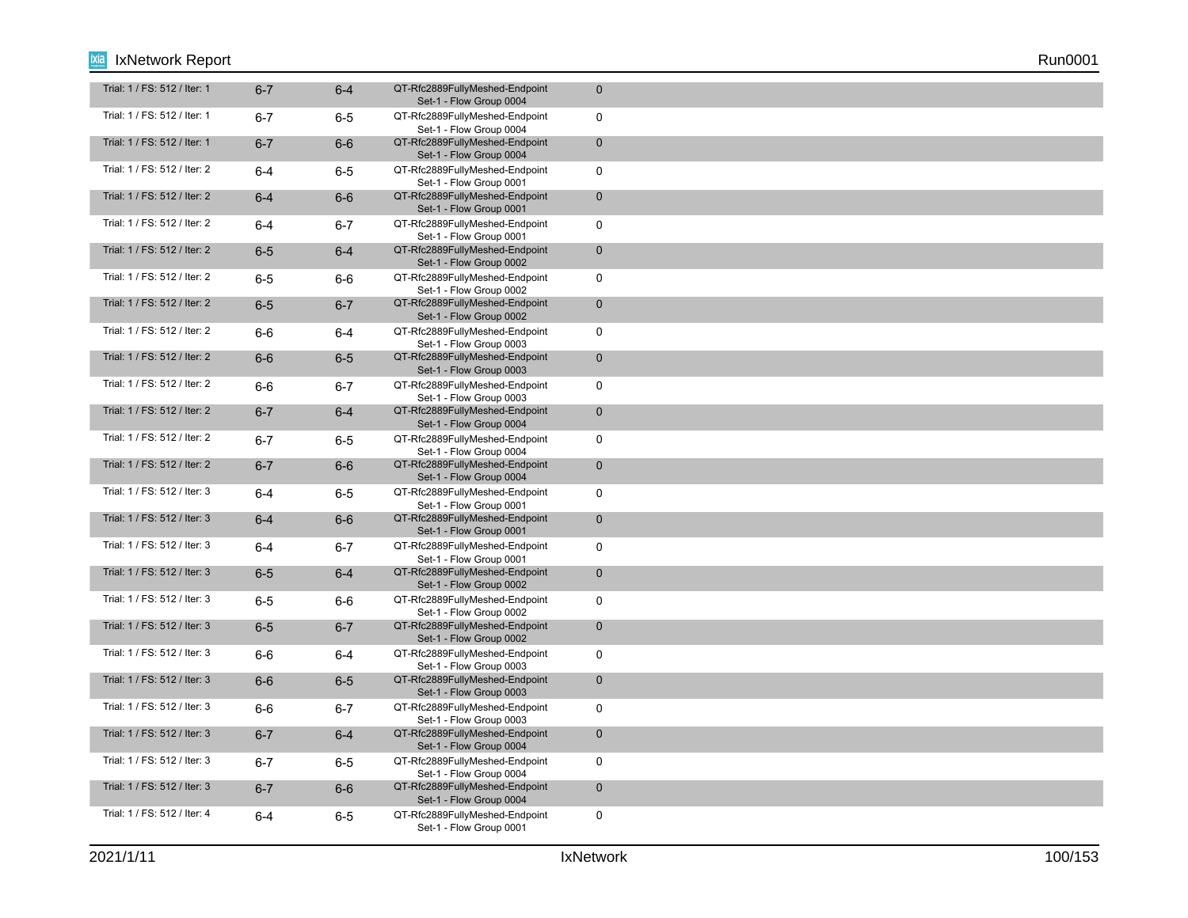| | | | | |
|---|---|---|---|---|
| Trial: 1 / FS: 512 / Iter: 1 | 6-7 | 6-4 | QT-Rfc2889FullyMeshed-Endpoint Set-1 - Flow Group 0004 | 0 |
| Trial: 1 / FS: 512 / Iter: 1 | 6-7 | 6-5 | QT-Rfc2889FullyMeshed-Endpoint Set-1 - Flow Group 0004 | 0 |
| Trial: 1 / FS: 512 / Iter: 1 | 6-7 | 6-6 | QT-Rfc2889FullyMeshed-Endpoint Set-1 - Flow Group 0004 | 0 |
| Trial: 1 / FS: 512 / Iter: 2 | 6-4 | 6-5 | QT-Rfc2889FullyMeshed-Endpoint Set-1 - Flow Group 0001 | 0 |
| Trial: 1 / FS: 512 / Iter: 2 | 6-4 | 6-6 | QT-Rfc2889FullyMeshed-Endpoint Set-1 - Flow Group 0001 | 0 |
| Trial: 1 / FS: 512 / Iter: 2 | 6-4 | 6-7 | QT-Rfc2889FullyMeshed-Endpoint Set-1 - Flow Group 0001 | 0 |
| Trial: 1 / FS: 512 / Iter: 2 | 6-5 | 6-4 | QT-Rfc2889FullyMeshed-Endpoint Set-1 - Flow Group 0002 | 0 |
| Trial: 1 / FS: 512 / Iter: 2 | 6-5 | 6-6 | QT-Rfc2889FullyMeshed-Endpoint Set-1 - Flow Group 0002 | 0 |
| Trial: 1 / FS: 512 / Iter: 2 | 6-5 | 6-7 | QT-Rfc2889FullyMeshed-Endpoint Set-1 - Flow Group 0002 | 0 |
| Trial: 1 / FS: 512 / Iter: 2 | 6-6 | 6-4 | QT-Rfc2889FullyMeshed-Endpoint Set-1 - Flow Group 0003 | 0 |
| Trial: 1 / FS: 512 / Iter: 2 | 6-6 | 6-5 | QT-Rfc2889FullyMeshed-Endpoint Set-1 - Flow Group 0003 | 0 |
| Trial: 1 / FS: 512 / Iter: 2 | 6-6 | 6-7 | QT-Rfc2889FullyMeshed-Endpoint Set-1 - Flow Group 0003 | 0 |
| Trial: 1 / FS: 512 / Iter: 2 | 6-7 | 6-4 | QT-Rfc2889FullyMeshed-Endpoint Set-1 - Flow Group 0004 | 0 |
| Trial: 1 / FS: 512 / Iter: 2 | 6-7 | 6-5 | QT-Rfc2889FullyMeshed-Endpoint Set-1 - Flow Group 0004 | 0 |
| Trial: 1 / FS: 512 / Iter: 2 | 6-7 | 6-6 | QT-Rfc2889FullyMeshed-Endpoint Set-1 - Flow Group 0004 | 0 |
| Trial: 1 / FS: 512 / Iter: 3 | 6-4 | 6-5 | QT-Rfc2889FullyMeshed-Endpoint Set-1 - Flow Group 0001 | 0 |
| Trial: 1 / FS: 512 / Iter: 3 | 6-4 | 6-6 | QT-Rfc2889FullyMeshed-Endpoint Set-1 - Flow Group 0001 | 0 |
| Trial: 1 / FS: 512 / Iter: 3 | 6-4 | 6-7 | QT-Rfc2889FullyMeshed-Endpoint Set-1 - Flow Group 0001 | 0 |
| Trial: 1 / FS: 512 / Iter: 3 | 6-5 | 6-4 | QT-Rfc2889FullyMeshed-Endpoint Set-1 - Flow Group 0002 | 0 |
| Trial: 1 / FS: 512 / Iter: 3 | 6-5 | 6-6 | QT-Rfc2889FullyMeshed-Endpoint Set-1 - Flow Group 0002 | 0 |
| Trial: 1 / FS: 512 / Iter: 3 | 6-5 | 6-7 | QT-Rfc2889FullyMeshed-Endpoint Set-1 - Flow Group 0002 | 0 |
| Trial: 1 / FS: 512 / Iter: 3 | 6-6 | 6-4 | QT-Rfc2889FullyMeshed-Endpoint Set-1 - Flow Group 0003 | 0 |
| Trial: 1 / FS: 512 / Iter: 3 | 6-6 | 6-5 | QT-Rfc2889FullyMeshed-Endpoint Set-1 - Flow Group 0003 | 0 |
| Trial: 1 / FS: 512 / Iter: 3 | 6-6 | 6-7 | QT-Rfc2889FullyMeshed-Endpoint Set-1 - Flow Group 0003 | 0 |
| Trial: 1 / FS: 512 / Iter: 3 | 6-7 | 6-4 | QT-Rfc2889FullyMeshed-Endpoint Set-1 - Flow Group 0004 | 0 |
| Trial: 1 / FS: 512 / Iter: 3 | 6-7 | 6-5 | QT-Rfc2889FullyMeshed-Endpoint Set-1 - Flow Group 0004 | 0 |
| Trial: 1 / FS: 512 / Iter: 3 | 6-7 | 6-6 | QT-Rfc2889FullyMeshed-Endpoint Set-1 - Flow Group 0004 | 0 |
| Trial: 1 / FS: 512 / Iter: 4 | 6-4 | 6-5 | QT-Rfc2889FullyMeshed-Endpoint Set-1 - Flow Group 0001 | 0 |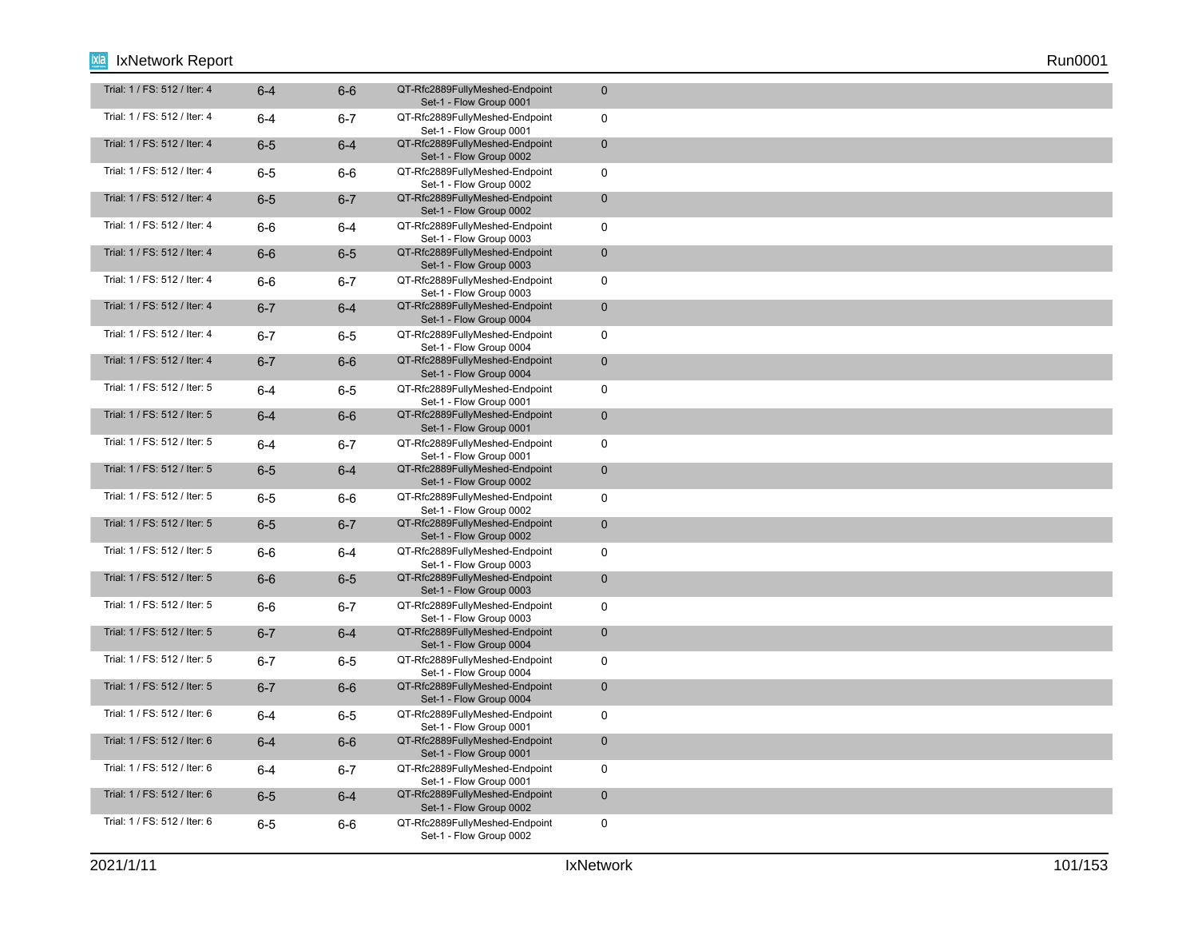| | | | | |
|---|---|---|---|---|
| Trial: 1 / FS: 512 / Iter: 4 | 6-4 | 6-6 | QT-Rfc2889FullyMeshed-Endpoint Set-1 - Flow Group 0001 | 0 |
| Trial: 1 / FS: 512 / Iter: 4 | 6-4 | 6-7 | QT-Rfc2889FullyMeshed-Endpoint Set-1 - Flow Group 0001 | 0 |
| Trial: 1 / FS: 512 / Iter: 4 | 6-5 | 6-4 | QT-Rfc2889FullyMeshed-Endpoint Set-1 - Flow Group 0002 | 0 |
| Trial: 1 / FS: 512 / Iter: 4 | 6-5 | 6-6 | QT-Rfc2889FullyMeshed-Endpoint Set-1 - Flow Group 0002 | 0 |
| Trial: 1 / FS: 512 / Iter: 4 | 6-5 | 6-7 | QT-Rfc2889FullyMeshed-Endpoint Set-1 - Flow Group 0002 | 0 |
| Trial: 1 / FS: 512 / Iter: 4 | 6-6 | 6-4 | QT-Rfc2889FullyMeshed-Endpoint Set-1 - Flow Group 0003 | 0 |
| Trial: 1 / FS: 512 / Iter: 4 | 6-6 | 6-5 | QT-Rfc2889FullyMeshed-Endpoint Set-1 - Flow Group 0003 | 0 |
| Trial: 1 / FS: 512 / Iter: 4 | 6-6 | 6-7 | QT-Rfc2889FullyMeshed-Endpoint Set-1 - Flow Group 0003 | 0 |
| Trial: 1 / FS: 512 / Iter: 4 | 6-7 | 6-4 | QT-Rfc2889FullyMeshed-Endpoint Set-1 - Flow Group 0004 | 0 |
| Trial: 1 / FS: 512 / Iter: 4 | 6-7 | 6-5 | QT-Rfc2889FullyMeshed-Endpoint Set-1 - Flow Group 0004 | 0 |
| Trial: 1 / FS: 512 / Iter: 4 | 6-7 | 6-6 | QT-Rfc2889FullyMeshed-Endpoint Set-1 - Flow Group 0004 | 0 |
| Trial: 1 / FS: 512 / Iter: 5 | 6-4 | 6-5 | QT-Rfc2889FullyMeshed-Endpoint Set-1 - Flow Group 0001 | 0 |
| Trial: 1 / FS: 512 / Iter: 5 | 6-4 | 6-6 | QT-Rfc2889FullyMeshed-Endpoint Set-1 - Flow Group 0001 | 0 |
| Trial: 1 / FS: 512 / Iter: 5 | 6-4 | 6-7 | QT-Rfc2889FullyMeshed-Endpoint Set-1 - Flow Group 0001 | 0 |
| Trial: 1 / FS: 512 / Iter: 5 | 6-5 | 6-4 | QT-Rfc2889FullyMeshed-Endpoint Set-1 - Flow Group 0002 | 0 |
| Trial: 1 / FS: 512 / Iter: 5 | 6-5 | 6-6 | QT-Rfc2889FullyMeshed-Endpoint Set-1 - Flow Group 0002 | 0 |
| Trial: 1 / FS: 512 / Iter: 5 | 6-5 | 6-7 | QT-Rfc2889FullyMeshed-Endpoint Set-1 - Flow Group 0002 | 0 |
| Trial: 1 / FS: 512 / Iter: 5 | 6-6 | 6-4 | QT-Rfc2889FullyMeshed-Endpoint Set-1 - Flow Group 0003 | 0 |
| Trial: 1 / FS: 512 / Iter: 5 | 6-6 | 6-5 | QT-Rfc2889FullyMeshed-Endpoint Set-1 - Flow Group 0003 | 0 |
| Trial: 1 / FS: 512 / Iter: 5 | 6-6 | 6-7 | QT-Rfc2889FullyMeshed-Endpoint Set-1 - Flow Group 0003 | 0 |
| Trial: 1 / FS: 512 / Iter: 5 | 6-7 | 6-4 | QT-Rfc2889FullyMeshed-Endpoint Set-1 - Flow Group 0004 | 0 |
| Trial: 1 / FS: 512 / Iter: 5 | 6-7 | 6-5 | QT-Rfc2889FullyMeshed-Endpoint Set-1 - Flow Group 0004 | 0 |
| Trial: 1 / FS: 512 / Iter: 5 | 6-7 | 6-6 | QT-Rfc2889FullyMeshed-Endpoint Set-1 - Flow Group 0004 | 0 |
| Trial: 1 / FS: 512 / Iter: 6 | 6-4 | 6-5 | QT-Rfc2889FullyMeshed-Endpoint Set-1 - Flow Group 0001 | 0 |
| Trial: 1 / FS: 512 / Iter: 6 | 6-4 | 6-6 | QT-Rfc2889FullyMeshed-Endpoint Set-1 - Flow Group 0001 | 0 |
| Trial: 1 / FS: 512 / Iter: 6 | 6-4 | 6-7 | QT-Rfc2889FullyMeshed-Endpoint Set-1 - Flow Group 0001 | 0 |
| Trial: 1 / FS: 512 / Iter: 6 | 6-5 | 6-4 | QT-Rfc2889FullyMeshed-Endpoint Set-1 - Flow Group 0002 | 0 |
| Trial: 1 / FS: 512 / Iter: 6 | 6-5 | 6-6 | QT-Rfc2889FullyMeshed-Endpoint Set-1 - Flow Group 0002 | 0 |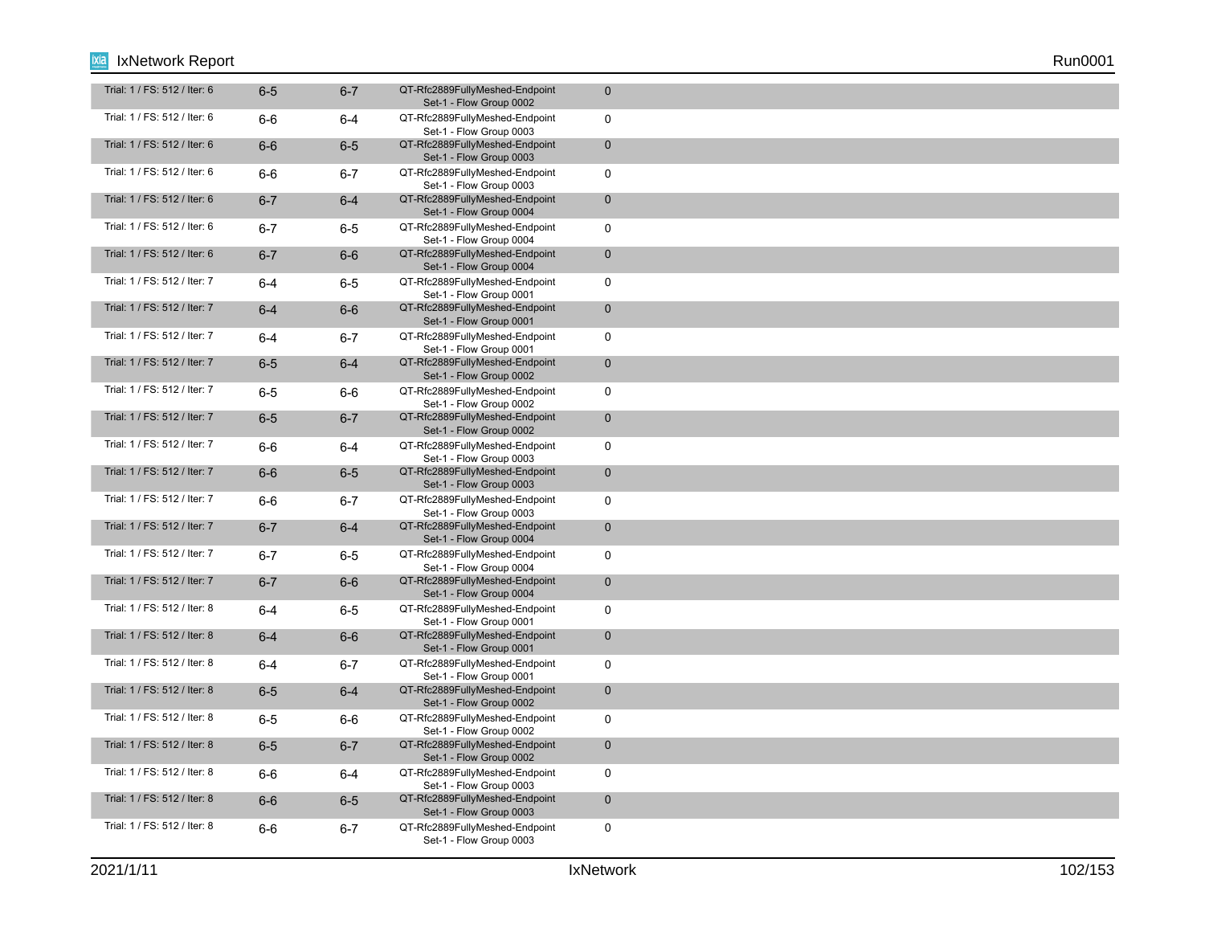| | | | | |
|---|---|---|---|---|
| Trial: 1 / FS: 512 / Iter: 6 | 6-5 | 6-7 | QT-Rfc2889FullyMeshed-Endpoint Set-1 - Flow Group 0002 | 0 |
| Trial: 1 / FS: 512 / Iter: 6 | 6-6 | 6-4 | QT-Rfc2889FullyMeshed-Endpoint Set-1 - Flow Group 0003 | 0 |
| Trial: 1 / FS: 512 / Iter: 6 | 6-6 | 6-5 | QT-Rfc2889FullyMeshed-Endpoint Set-1 - Flow Group 0003 | 0 |
| Trial: 1 / FS: 512 / Iter: 6 | 6-6 | 6-7 | QT-Rfc2889FullyMeshed-Endpoint Set-1 - Flow Group 0003 | 0 |
| Trial: 1 / FS: 512 / Iter: 6 | 6-7 | 6-4 | QT-Rfc2889FullyMeshed-Endpoint Set-1 - Flow Group 0004 | 0 |
| Trial: 1 / FS: 512 / Iter: 6 | 6-7 | 6-5 | QT-Rfc2889FullyMeshed-Endpoint Set-1 - Flow Group 0004 | 0 |
| Trial: 1 / FS: 512 / Iter: 6 | 6-7 | 6-6 | QT-Rfc2889FullyMeshed-Endpoint Set-1 - Flow Group 0004 | 0 |
| Trial: 1 / FS: 512 / Iter: 7 | 6-4 | 6-5 | QT-Rfc2889FullyMeshed-Endpoint Set-1 - Flow Group 0001 | 0 |
| Trial: 1 / FS: 512 / Iter: 7 | 6-4 | 6-6 | QT-Rfc2889FullyMeshed-Endpoint Set-1 - Flow Group 0001 | 0 |
| Trial: 1 / FS: 512 / Iter: 7 | 6-4 | 6-7 | QT-Rfc2889FullyMeshed-Endpoint Set-1 - Flow Group 0001 | 0 |
| Trial: 1 / FS: 512 / Iter: 7 | 6-5 | 6-4 | QT-Rfc2889FullyMeshed-Endpoint Set-1 - Flow Group 0002 | 0 |
| Trial: 1 / FS: 512 / Iter: 7 | 6-5 | 6-6 | QT-Rfc2889FullyMeshed-Endpoint Set-1 - Flow Group 0002 | 0 |
| Trial: 1 / FS: 512 / Iter: 7 | 6-5 | 6-7 | QT-Rfc2889FullyMeshed-Endpoint Set-1 - Flow Group 0002 | 0 |
| Trial: 1 / FS: 512 / Iter: 7 | 6-6 | 6-4 | QT-Rfc2889FullyMeshed-Endpoint Set-1 - Flow Group 0003 | 0 |
| Trial: 1 / FS: 512 / Iter: 7 | 6-6 | 6-5 | QT-Rfc2889FullyMeshed-Endpoint Set-1 - Flow Group 0003 | 0 |
| Trial: 1 / FS: 512 / Iter: 7 | 6-6 | 6-7 | QT-Rfc2889FullyMeshed-Endpoint Set-1 - Flow Group 0003 | 0 |
| Trial: 1 / FS: 512 / Iter: 7 | 6-7 | 6-4 | QT-Rfc2889FullyMeshed-Endpoint Set-1 - Flow Group 0004 | 0 |
| Trial: 1 / FS: 512 / Iter: 7 | 6-7 | 6-5 | QT-Rfc2889FullyMeshed-Endpoint Set-1 - Flow Group 0004 | 0 |
| Trial: 1 / FS: 512 / Iter: 7 | 6-7 | 6-6 | QT-Rfc2889FullyMeshed-Endpoint Set-1 - Flow Group 0004 | 0 |
| Trial: 1 / FS: 512 / Iter: 8 | 6-4 | 6-5 | QT-Rfc2889FullyMeshed-Endpoint Set-1 - Flow Group 0001 | 0 |
| Trial: 1 / FS: 512 / Iter: 8 | 6-4 | 6-6 | QT-Rfc2889FullyMeshed-Endpoint Set-1 - Flow Group 0001 | 0 |
| Trial: 1 / FS: 512 / Iter: 8 | 6-4 | 6-7 | QT-Rfc2889FullyMeshed-Endpoint Set-1 - Flow Group 0001 | 0 |
| Trial: 1 / FS: 512 / Iter: 8 | 6-5 | 6-4 | QT-Rfc2889FullyMeshed-Endpoint Set-1 - Flow Group 0002 | 0 |
| Trial: 1 / FS: 512 / Iter: 8 | 6-5 | 6-6 | QT-Rfc2889FullyMeshed-Endpoint Set-1 - Flow Group 0002 | 0 |
| Trial: 1 / FS: 512 / Iter: 8 | 6-5 | 6-7 | QT-Rfc2889FullyMeshed-Endpoint Set-1 - Flow Group 0002 | 0 |
| Trial: 1 / FS: 512 / Iter: 8 | 6-6 | 6-4 | QT-Rfc2889FullyMeshed-Endpoint Set-1 - Flow Group 0003 | 0 |
| Trial: 1 / FS: 512 / Iter: 8 | 6-6 | 6-5 | QT-Rfc2889FullyMeshed-Endpoint Set-1 - Flow Group 0003 | 0 |
| Trial: 1 / FS: 512 / Iter: 8 | 6-6 | 6-7 | QT-Rfc2889FullyMeshed-Endpoint Set-1 - Flow Group 0003 | 0 |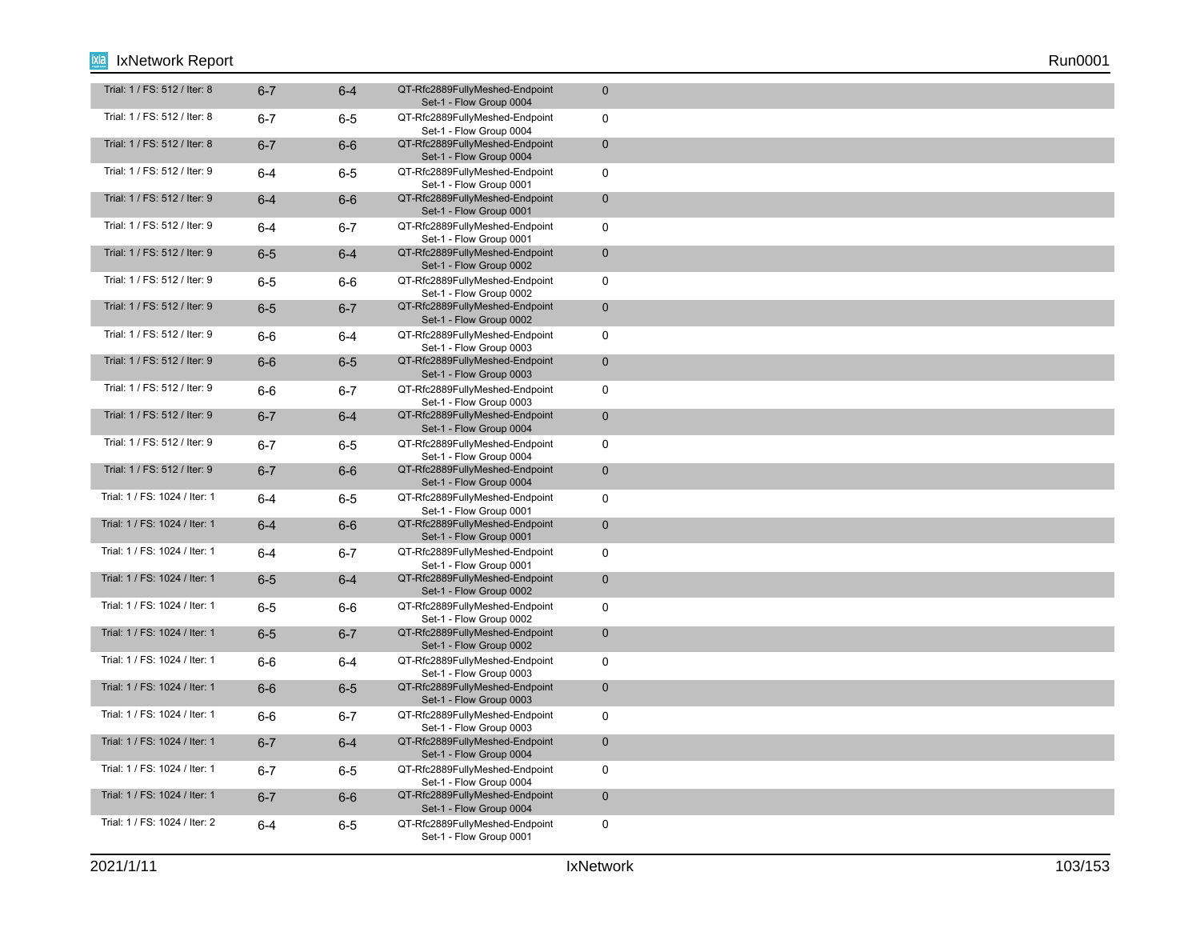| | | | | |
|---|---|---|---|---|
| Trial: 1 / FS: 512 / Iter: 8 | 6-7 | 6-4 | QT-Rfc2889FullyMeshed-Endpoint Set-1 - Flow Group 0004 | 0 |
| Trial: 1 / FS: 512 / Iter: 8 | 6-7 | 6-5 | QT-Rfc2889FullyMeshed-Endpoint Set-1 - Flow Group 0004 | 0 |
| Trial: 1 / FS: 512 / Iter: 8 | 6-7 | 6-6 | QT-Rfc2889FullyMeshed-Endpoint Set-1 - Flow Group 0004 | 0 |
| Trial: 1 / FS: 512 / Iter: 9 | 6-4 | 6-5 | QT-Rfc2889FullyMeshed-Endpoint Set-1 - Flow Group 0001 | 0 |
| Trial: 1 / FS: 512 / Iter: 9 | 6-4 | 6-6 | QT-Rfc2889FullyMeshed-Endpoint Set-1 - Flow Group 0001 | 0 |
| Trial: 1 / FS: 512 / Iter: 9 | 6-4 | 6-7 | QT-Rfc2889FullyMeshed-Endpoint Set-1 - Flow Group 0001 | 0 |
| Trial: 1 / FS: 512 / Iter: 9 | 6-5 | 6-4 | QT-Rfc2889FullyMeshed-Endpoint Set-1 - Flow Group 0002 | 0 |
| Trial: 1 / FS: 512 / Iter: 9 | 6-5 | 6-6 | QT-Rfc2889FullyMeshed-Endpoint Set-1 - Flow Group 0002 | 0 |
| Trial: 1 / FS: 512 / Iter: 9 | 6-5 | 6-7 | QT-Rfc2889FullyMeshed-Endpoint Set-1 - Flow Group 0002 | 0 |
| Trial: 1 / FS: 512 / Iter: 9 | 6-6 | 6-4 | QT-Rfc2889FullyMeshed-Endpoint Set-1 - Flow Group 0003 | 0 |
| Trial: 1 / FS: 512 / Iter: 9 | 6-6 | 6-5 | QT-Rfc2889FullyMeshed-Endpoint Set-1 - Flow Group 0003 | 0 |
| Trial: 1 / FS: 512 / Iter: 9 | 6-6 | 6-7 | QT-Rfc2889FullyMeshed-Endpoint Set-1 - Flow Group 0003 | 0 |
| Trial: 1 / FS: 512 / Iter: 9 | 6-7 | 6-4 | QT-Rfc2889FullyMeshed-Endpoint Set-1 - Flow Group 0004 | 0 |
| Trial: 1 / FS: 512 / Iter: 9 | 6-7 | 6-5 | QT-Rfc2889FullyMeshed-Endpoint Set-1 - Flow Group 0004 | 0 |
| Trial: 1 / FS: 512 / Iter: 9 | 6-7 | 6-6 | QT-Rfc2889FullyMeshed-Endpoint Set-1 - Flow Group 0004 | 0 |
| Trial: 1 / FS: 1024 / Iter: 1 | 6-4 | 6-5 | QT-Rfc2889FullyMeshed-Endpoint Set-1 - Flow Group 0001 | 0 |
| Trial: 1 / FS: 1024 / Iter: 1 | 6-4 | 6-6 | QT-Rfc2889FullyMeshed-Endpoint Set-1 - Flow Group 0001 | 0 |
| Trial: 1 / FS: 1024 / Iter: 1 | 6-4 | 6-7 | QT-Rfc2889FullyMeshed-Endpoint Set-1 - Flow Group 0001 | 0 |
| Trial: 1 / FS: 1024 / Iter: 1 | 6-5 | 6-4 | QT-Rfc2889FullyMeshed-Endpoint Set-1 - Flow Group 0002 | 0 |
| Trial: 1 / FS: 1024 / Iter: 1 | 6-5 | 6-6 | QT-Rfc2889FullyMeshed-Endpoint Set-1 - Flow Group 0002 | 0 |
| Trial: 1 / FS: 1024 / Iter: 1 | 6-5 | 6-7 | QT-Rfc2889FullyMeshed-Endpoint Set-1 - Flow Group 0002 | 0 |
| Trial: 1 / FS: 1024 / Iter: 1 | 6-6 | 6-4 | QT-Rfc2889FullyMeshed-Endpoint Set-1 - Flow Group 0003 | 0 |
| Trial: 1 / FS: 1024 / Iter: 1 | 6-6 | 6-5 | QT-Rfc2889FullyMeshed-Endpoint Set-1 - Flow Group 0003 | 0 |
| Trial: 1 / FS: 1024 / Iter: 1 | 6-6 | 6-7 | QT-Rfc2889FullyMeshed-Endpoint Set-1 - Flow Group 0003 | 0 |
| Trial: 1 / FS: 1024 / Iter: 1 | 6-7 | 6-4 | QT-Rfc2889FullyMeshed-Endpoint Set-1 - Flow Group 0004 | 0 |
| Trial: 1 / FS: 1024 / Iter: 1 | 6-7 | 6-5 | QT-Rfc2889FullyMeshed-Endpoint Set-1 - Flow Group 0004 | 0 |
| Trial: 1 / FS: 1024 / Iter: 1 | 6-7 | 6-6 | QT-Rfc2889FullyMeshed-Endpoint Set-1 - Flow Group 0004 | 0 |
| Trial: 1 / FS: 1024 / Iter: 2 | 6-4 | 6-5 | QT-Rfc2889FullyMeshed-Endpoint Set-1 - Flow Group 0001 | 0 |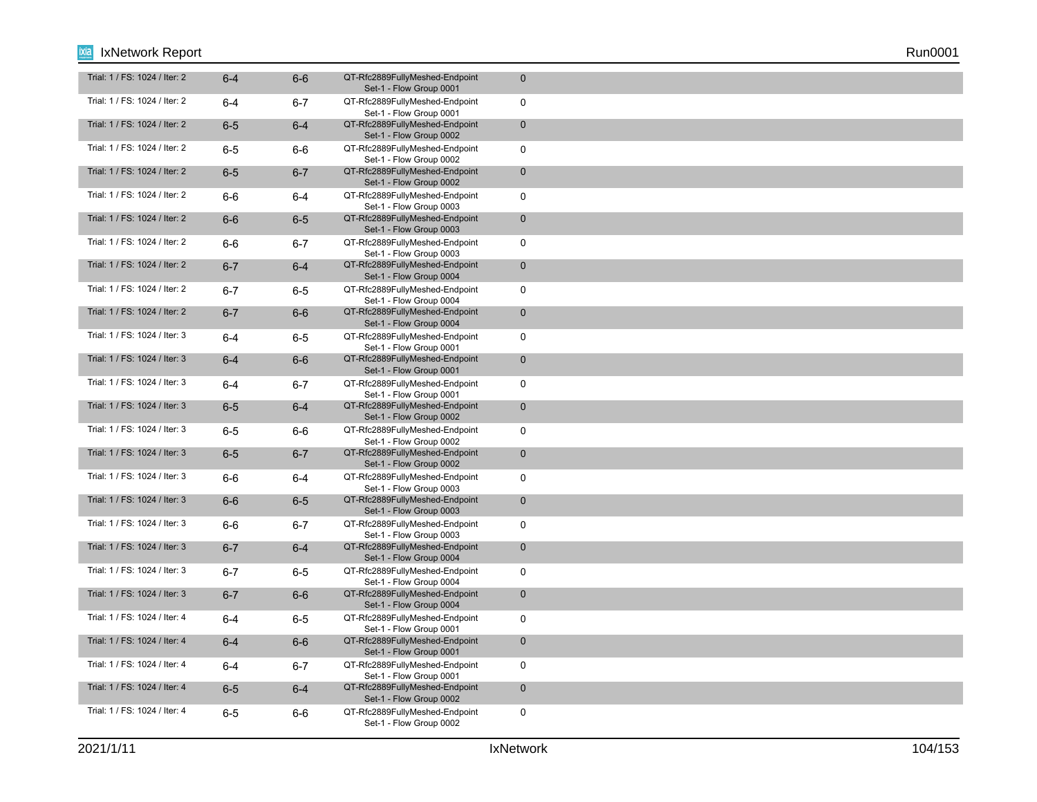| | | | | |
|---|---|---|---|---|
| Trial: 1 / FS: 1024 / Iter: 2 | 6-4 | 6-6 | QT-Rfc2889FullyMeshed-Endpoint Set-1 - Flow Group 0001 | 0 |
| Trial: 1 / FS: 1024 / Iter: 2 | 6-4 | 6-7 | QT-Rfc2889FullyMeshed-Endpoint Set-1 - Flow Group 0001 | 0 |
| Trial: 1 / FS: 1024 / Iter: 2 | 6-5 | 6-4 | QT-Rfc2889FullyMeshed-Endpoint Set-1 - Flow Group 0002 | 0 |
| Trial: 1 / FS: 1024 / Iter: 2 | 6-5 | 6-6 | QT-Rfc2889FullyMeshed-Endpoint Set-1 - Flow Group 0002 | 0 |
| Trial: 1 / FS: 1024 / Iter: 2 | 6-5 | 6-7 | QT-Rfc2889FullyMeshed-Endpoint Set-1 - Flow Group 0002 | 0 |
| Trial: 1 / FS: 1024 / Iter: 2 | 6-6 | 6-4 | QT-Rfc2889FullyMeshed-Endpoint Set-1 - Flow Group 0003 | 0 |
| Trial: 1 / FS: 1024 / Iter: 2 | 6-6 | 6-5 | QT-Rfc2889FullyMeshed-Endpoint Set-1 - Flow Group 0003 | 0 |
| Trial: 1 / FS: 1024 / Iter: 2 | 6-6 | 6-7 | QT-Rfc2889FullyMeshed-Endpoint Set-1 - Flow Group 0003 | 0 |
| Trial: 1 / FS: 1024 / Iter: 2 | 6-7 | 6-4 | QT-Rfc2889FullyMeshed-Endpoint Set-1 - Flow Group 0004 | 0 |
| Trial: 1 / FS: 1024 / Iter: 2 | 6-7 | 6-5 | QT-Rfc2889FullyMeshed-Endpoint Set-1 - Flow Group 0004 | 0 |
| Trial: 1 / FS: 1024 / Iter: 2 | 6-7 | 6-6 | QT-Rfc2889FullyMeshed-Endpoint Set-1 - Flow Group 0004 | 0 |
| Trial: 1 / FS: 1024 / Iter: 3 | 6-4 | 6-5 | QT-Rfc2889FullyMeshed-Endpoint Set-1 - Flow Group 0001 | 0 |
| Trial: 1 / FS: 1024 / Iter: 3 | 6-4 | 6-6 | QT-Rfc2889FullyMeshed-Endpoint Set-1 - Flow Group 0001 | 0 |
| Trial: 1 / FS: 1024 / Iter: 3 | 6-4 | 6-7 | QT-Rfc2889FullyMeshed-Endpoint Set-1 - Flow Group 0001 | 0 |
| Trial: 1 / FS: 1024 / Iter: 3 | 6-5 | 6-4 | QT-Rfc2889FullyMeshed-Endpoint Set-1 - Flow Group 0002 | 0 |
| Trial: 1 / FS: 1024 / Iter: 3 | 6-5 | 6-6 | QT-Rfc2889FullyMeshed-Endpoint Set-1 - Flow Group 0002 | 0 |
| Trial: 1 / FS: 1024 / Iter: 3 | 6-5 | 6-7 | QT-Rfc2889FullyMeshed-Endpoint Set-1 - Flow Group 0002 | 0 |
| Trial: 1 / FS: 1024 / Iter: 3 | 6-6 | 6-4 | QT-Rfc2889FullyMeshed-Endpoint Set-1 - Flow Group 0003 | 0 |
| Trial: 1 / FS: 1024 / Iter: 3 | 6-6 | 6-5 | QT-Rfc2889FullyMeshed-Endpoint Set-1 - Flow Group 0003 | 0 |
| Trial: 1 / FS: 1024 / Iter: 3 | 6-6 | 6-7 | QT-Rfc2889FullyMeshed-Endpoint Set-1 - Flow Group 0003 | 0 |
| Trial: 1 / FS: 1024 / Iter: 3 | 6-7 | 6-4 | QT-Rfc2889FullyMeshed-Endpoint Set-1 - Flow Group 0004 | 0 |
| Trial: 1 / FS: 1024 / Iter: 3 | 6-7 | 6-5 | QT-Rfc2889FullyMeshed-Endpoint Set-1 - Flow Group 0004 | 0 |
| Trial: 1 / FS: 1024 / Iter: 3 | 6-7 | 6-6 | QT-Rfc2889FullyMeshed-Endpoint Set-1 - Flow Group 0004 | 0 |
| Trial: 1 / FS: 1024 / Iter: 4 | 6-4 | 6-5 | QT-Rfc2889FullyMeshed-Endpoint Set-1 - Flow Group 0001 | 0 |
| Trial: 1 / FS: 1024 / Iter: 4 | 6-4 | 6-6 | QT-Rfc2889FullyMeshed-Endpoint Set-1 - Flow Group 0001 | 0 |
| Trial: 1 / FS: 1024 / Iter: 4 | 6-4 | 6-7 | QT-Rfc2889FullyMeshed-Endpoint Set-1 - Flow Group 0001 | 0 |
| Trial: 1 / FS: 1024 / Iter: 4 | 6-5 | 6-4 | QT-Rfc2889FullyMeshed-Endpoint Set-1 - Flow Group 0002 | 0 |
| Trial: 1 / FS: 1024 / Iter: 4 | 6-5 | 6-6 | QT-Rfc2889FullyMeshed-Endpoint Set-1 - Flow Group 0002 | 0 |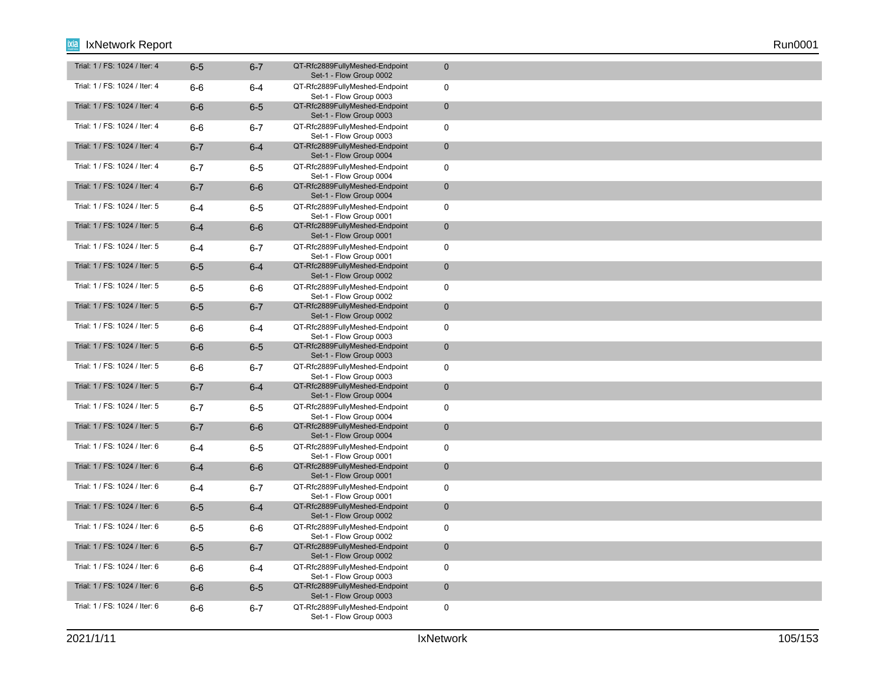| | | | | |
|---|---|---|---|---|
| Trial: 1 / FS: 1024 / Iter: 4 | 6-5 | 6-7 | QT-Rfc2889FullyMeshed-Endpoint Set-1 - Flow Group 0002 | 0 |
| Trial: 1 / FS: 1024 / Iter: 4 | 6-6 | 6-4 | QT-Rfc2889FullyMeshed-Endpoint Set-1 - Flow Group 0003 | 0 |
| Trial: 1 / FS: 1024 / Iter: 4 | 6-6 | 6-5 | QT-Rfc2889FullyMeshed-Endpoint Set-1 - Flow Group 0003 | 0 |
| Trial: 1 / FS: 1024 / Iter: 4 | 6-6 | 6-7 | QT-Rfc2889FullyMeshed-Endpoint Set-1 - Flow Group 0003 | 0 |
| Trial: 1 / FS: 1024 / Iter: 4 | 6-7 | 6-4 | QT-Rfc2889FullyMeshed-Endpoint Set-1 - Flow Group 0004 | 0 |
| Trial: 1 / FS: 1024 / Iter: 4 | 6-7 | 6-5 | QT-Rfc2889FullyMeshed-Endpoint Set-1 - Flow Group 0004 | 0 |
| Trial: 1 / FS: 1024 / Iter: 4 | 6-7 | 6-6 | QT-Rfc2889FullyMeshed-Endpoint Set-1 - Flow Group 0004 | 0 |
| Trial: 1 / FS: 1024 / Iter: 5 | 6-4 | 6-5 | QT-Rfc2889FullyMeshed-Endpoint Set-1 - Flow Group 0001 | 0 |
| Trial: 1 / FS: 1024 / Iter: 5 | 6-4 | 6-6 | QT-Rfc2889FullyMeshed-Endpoint Set-1 - Flow Group 0001 | 0 |
| Trial: 1 / FS: 1024 / Iter: 5 | 6-4 | 6-7 | QT-Rfc2889FullyMeshed-Endpoint Set-1 - Flow Group 0001 | 0 |
| Trial: 1 / FS: 1024 / Iter: 5 | 6-5 | 6-4 | QT-Rfc2889FullyMeshed-Endpoint Set-1 - Flow Group 0002 | 0 |
| Trial: 1 / FS: 1024 / Iter: 5 | 6-5 | 6-6 | QT-Rfc2889FullyMeshed-Endpoint Set-1 - Flow Group 0002 | 0 |
| Trial: 1 / FS: 1024 / Iter: 5 | 6-5 | 6-7 | QT-Rfc2889FullyMeshed-Endpoint Set-1 - Flow Group 0002 | 0 |
| Trial: 1 / FS: 1024 / Iter: 5 | 6-6 | 6-4 | QT-Rfc2889FullyMeshed-Endpoint Set-1 - Flow Group 0003 | 0 |
| Trial: 1 / FS: 1024 / Iter: 5 | 6-6 | 6-5 | QT-Rfc2889FullyMeshed-Endpoint Set-1 - Flow Group 0003 | 0 |
| Trial: 1 / FS: 1024 / Iter: 5 | 6-6 | 6-7 | QT-Rfc2889FullyMeshed-Endpoint Set-1 - Flow Group 0003 | 0 |
| Trial: 1 / FS: 1024 / Iter: 5 | 6-7 | 6-4 | QT-Rfc2889FullyMeshed-Endpoint Set-1 - Flow Group 0004 | 0 |
| Trial: 1 / FS: 1024 / Iter: 5 | 6-7 | 6-5 | QT-Rfc2889FullyMeshed-Endpoint Set-1 - Flow Group 0004 | 0 |
| Trial: 1 / FS: 1024 / Iter: 5 | 6-7 | 6-6 | QT-Rfc2889FullyMeshed-Endpoint Set-1 - Flow Group 0004 | 0 |
| Trial: 1 / FS: 1024 / Iter: 6 | 6-4 | 6-5 | QT-Rfc2889FullyMeshed-Endpoint Set-1 - Flow Group 0001 | 0 |
| Trial: 1 / FS: 1024 / Iter: 6 | 6-4 | 6-6 | QT-Rfc2889FullyMeshed-Endpoint Set-1 - Flow Group 0001 | 0 |
| Trial: 1 / FS: 1024 / Iter: 6 | 6-4 | 6-7 | QT-Rfc2889FullyMeshed-Endpoint Set-1 - Flow Group 0001 | 0 |
| Trial: 1 / FS: 1024 / Iter: 6 | 6-5 | 6-4 | QT-Rfc2889FullyMeshed-Endpoint Set-1 - Flow Group 0002 | 0 |
| Trial: 1 / FS: 1024 / Iter: 6 | 6-5 | 6-6 | QT-Rfc2889FullyMeshed-Endpoint Set-1 - Flow Group 0002 | 0 |
| Trial: 1 / FS: 1024 / Iter: 6 | 6-5 | 6-7 | QT-Rfc2889FullyMeshed-Endpoint Set-1 - Flow Group 0002 | 0 |
| Trial: 1 / FS: 1024 / Iter: 6 | 6-6 | 6-4 | QT-Rfc2889FullyMeshed-Endpoint Set-1 - Flow Group 0003 | 0 |
| Trial: 1 / FS: 1024 / Iter: 6 | 6-6 | 6-5 | QT-Rfc2889FullyMeshed-Endpoint Set-1 - Flow Group 0003 | 0 |
| Trial: 1 / FS: 1024 / Iter: 6 | 6-6 | 6-7 | QT-Rfc2889FullyMeshed-Endpoint Set-1 - Flow Group 0003 | 0 |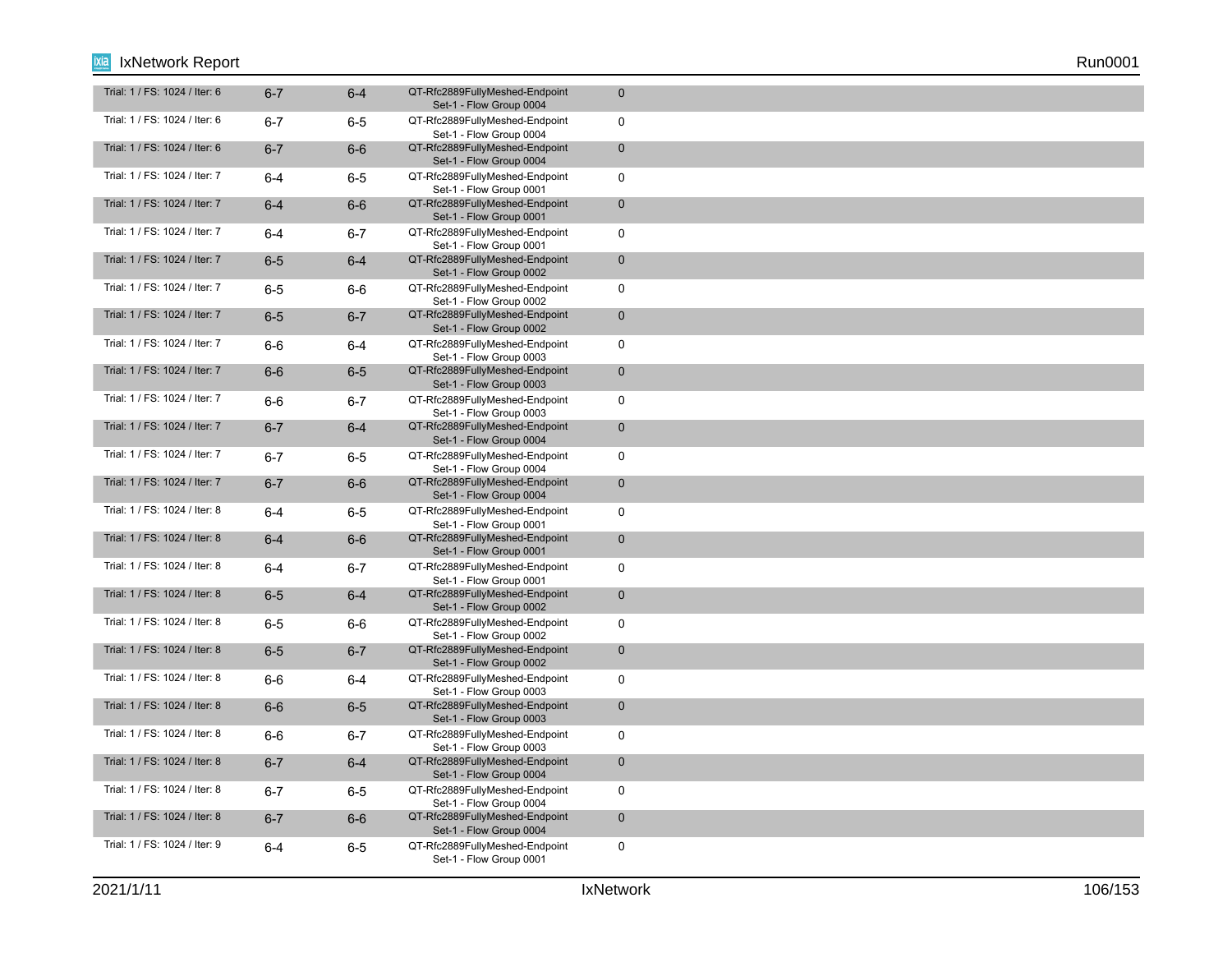| | | | | |
|---|---|---|---|---|
| Trial: 1 / FS: 1024 / Iter: 6 | 6-7 | 6-4 | QT-Rfc2889FullyMeshed-Endpoint Set-1 - Flow Group 0004 | 0 |
| Trial: 1 / FS: 1024 / Iter: 6 | 6-7 | 6-5 | QT-Rfc2889FullyMeshed-Endpoint Set-1 - Flow Group 0004 | 0 |
| Trial: 1 / FS: 1024 / Iter: 6 | 6-7 | 6-6 | QT-Rfc2889FullyMeshed-Endpoint Set-1 - Flow Group 0004 | 0 |
| Trial: 1 / FS: 1024 / Iter: 7 | 6-4 | 6-5 | QT-Rfc2889FullyMeshed-Endpoint Set-1 - Flow Group 0001 | 0 |
| Trial: 1 / FS: 1024 / Iter: 7 | 6-4 | 6-6 | QT-Rfc2889FullyMeshed-Endpoint Set-1 - Flow Group 0001 | 0 |
| Trial: 1 / FS: 1024 / Iter: 7 | 6-4 | 6-7 | QT-Rfc2889FullyMeshed-Endpoint Set-1 - Flow Group 0001 | 0 |
| Trial: 1 / FS: 1024 / Iter: 7 | 6-5 | 6-4 | QT-Rfc2889FullyMeshed-Endpoint Set-1 - Flow Group 0002 | 0 |
| Trial: 1 / FS: 1024 / Iter: 7 | 6-5 | 6-6 | QT-Rfc2889FullyMeshed-Endpoint Set-1 - Flow Group 0002 | 0 |
| Trial: 1 / FS: 1024 / Iter: 7 | 6-5 | 6-7 | QT-Rfc2889FullyMeshed-Endpoint Set-1 - Flow Group 0002 | 0 |
| Trial: 1 / FS: 1024 / Iter: 7 | 6-6 | 6-4 | QT-Rfc2889FullyMeshed-Endpoint Set-1 - Flow Group 0003 | 0 |
| Trial: 1 / FS: 1024 / Iter: 7 | 6-6 | 6-5 | QT-Rfc2889FullyMeshed-Endpoint Set-1 - Flow Group 0003 | 0 |
| Trial: 1 / FS: 1024 / Iter: 7 | 6-6 | 6-7 | QT-Rfc2889FullyMeshed-Endpoint Set-1 - Flow Group 0003 | 0 |
| Trial: 1 / FS: 1024 / Iter: 7 | 6-7 | 6-4 | QT-Rfc2889FullyMeshed-Endpoint Set-1 - Flow Group 0004 | 0 |
| Trial: 1 / FS: 1024 / Iter: 7 | 6-7 | 6-5 | QT-Rfc2889FullyMeshed-Endpoint Set-1 - Flow Group 0004 | 0 |
| Trial: 1 / FS: 1024 / Iter: 7 | 6-7 | 6-6 | QT-Rfc2889FullyMeshed-Endpoint Set-1 - Flow Group 0004 | 0 |
| Trial: 1 / FS: 1024 / Iter: 8 | 6-4 | 6-5 | QT-Rfc2889FullyMeshed-Endpoint Set-1 - Flow Group 0001 | 0 |
| Trial: 1 / FS: 1024 / Iter: 8 | 6-4 | 6-6 | QT-Rfc2889FullyMeshed-Endpoint Set-1 - Flow Group 0001 | 0 |
| Trial: 1 / FS: 1024 / Iter: 8 | 6-4 | 6-7 | QT-Rfc2889FullyMeshed-Endpoint Set-1 - Flow Group 0001 | 0 |
| Trial: 1 / FS: 1024 / Iter: 8 | 6-5 | 6-4 | QT-Rfc2889FullyMeshed-Endpoint Set-1 - Flow Group 0002 | 0 |
| Trial: 1 / FS: 1024 / Iter: 8 | 6-5 | 6-6 | QT-Rfc2889FullyMeshed-Endpoint Set-1 - Flow Group 0002 | 0 |
| Trial: 1 / FS: 1024 / Iter: 8 | 6-5 | 6-7 | QT-Rfc2889FullyMeshed-Endpoint Set-1 - Flow Group 0002 | 0 |
| Trial: 1 / FS: 1024 / Iter: 8 | 6-6 | 6-4 | QT-Rfc2889FullyMeshed-Endpoint Set-1 - Flow Group 0003 | 0 |
| Trial: 1 / FS: 1024 / Iter: 8 | 6-6 | 6-5 | QT-Rfc2889FullyMeshed-Endpoint Set-1 - Flow Group 0003 | 0 |
| Trial: 1 / FS: 1024 / Iter: 8 | 6-6 | 6-7 | QT-Rfc2889FullyMeshed-Endpoint Set-1 - Flow Group 0003 | 0 |
| Trial: 1 / FS: 1024 / Iter: 8 | 6-7 | 6-4 | QT-Rfc2889FullyMeshed-Endpoint Set-1 - Flow Group 0004 | 0 |
| Trial: 1 / FS: 1024 / Iter: 8 | 6-7 | 6-5 | QT-Rfc2889FullyMeshed-Endpoint Set-1 - Flow Group 0004 | 0 |
| Trial: 1 / FS: 1024 / Iter: 8 | 6-7 | 6-6 | QT-Rfc2889FullyMeshed-Endpoint Set-1 - Flow Group 0004 | 0 |
| Trial: 1 / FS: 1024 / Iter: 9 | 6-4 | 6-5 | QT-Rfc2889FullyMeshed-Endpoint Set-1 - Flow Group 0001 | 0 |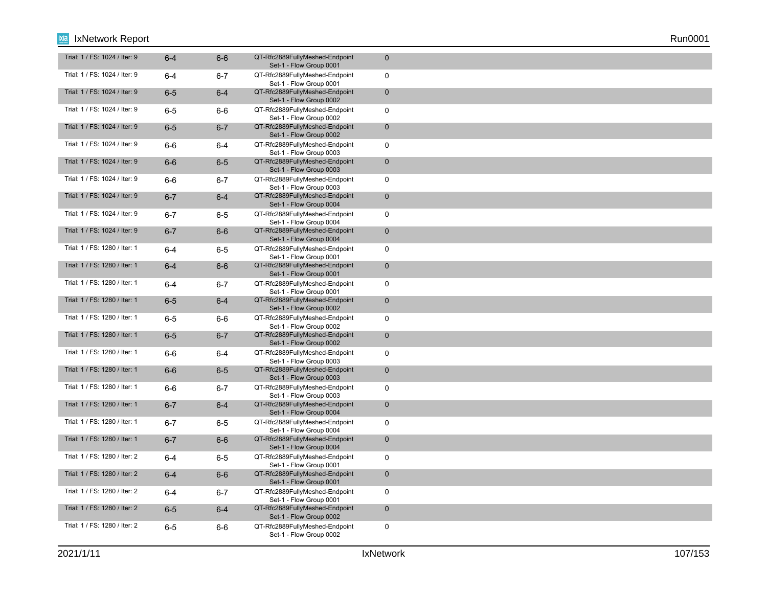| | | | | |
|---|---|---|---|---|
| Trial: 1 / FS: 1024 / Iter: 9 | 6-4 | 6-6 | QT-Rfc2889FullyMeshed-Endpoint Set-1 - Flow Group 0001 | 0 |
| Trial: 1 / FS: 1024 / Iter: 9 | 6-4 | 6-7 | QT-Rfc2889FullyMeshed-Endpoint Set-1 - Flow Group 0001 | 0 |
| Trial: 1 / FS: 1024 / Iter: 9 | 6-5 | 6-4 | QT-Rfc2889FullyMeshed-Endpoint Set-1 - Flow Group 0002 | 0 |
| Trial: 1 / FS: 1024 / Iter: 9 | 6-5 | 6-6 | QT-Rfc2889FullyMeshed-Endpoint Set-1 - Flow Group 0002 | 0 |
| Trial: 1 / FS: 1024 / Iter: 9 | 6-5 | 6-7 | QT-Rfc2889FullyMeshed-Endpoint Set-1 - Flow Group 0002 | 0 |
| Trial: 1 / FS: 1024 / Iter: 9 | 6-6 | 6-4 | QT-Rfc2889FullyMeshed-Endpoint Set-1 - Flow Group 0003 | 0 |
| Trial: 1 / FS: 1024 / Iter: 9 | 6-6 | 6-5 | QT-Rfc2889FullyMeshed-Endpoint Set-1 - Flow Group 0003 | 0 |
| Trial: 1 / FS: 1024 / Iter: 9 | 6-6 | 6-7 | QT-Rfc2889FullyMeshed-Endpoint Set-1 - Flow Group 0003 | 0 |
| Trial: 1 / FS: 1024 / Iter: 9 | 6-7 | 6-4 | QT-Rfc2889FullyMeshed-Endpoint Set-1 - Flow Group 0004 | 0 |
| Trial: 1 / FS: 1024 / Iter: 9 | 6-7 | 6-5 | QT-Rfc2889FullyMeshed-Endpoint Set-1 - Flow Group 0004 | 0 |
| Trial: 1 / FS: 1024 / Iter: 9 | 6-7 | 6-6 | QT-Rfc2889FullyMeshed-Endpoint Set-1 - Flow Group 0004 | 0 |
| Trial: 1 / FS: 1280 / Iter: 1 | 6-4 | 6-5 | QT-Rfc2889FullyMeshed-Endpoint Set-1 - Flow Group 0001 | 0 |
| Trial: 1 / FS: 1280 / Iter: 1 | 6-4 | 6-6 | QT-Rfc2889FullyMeshed-Endpoint Set-1 - Flow Group 0001 | 0 |
| Trial: 1 / FS: 1280 / Iter: 1 | 6-4 | 6-7 | QT-Rfc2889FullyMeshed-Endpoint Set-1 - Flow Group 0001 | 0 |
| Trial: 1 / FS: 1280 / Iter: 1 | 6-5 | 6-4 | QT-Rfc2889FullyMeshed-Endpoint Set-1 - Flow Group 0002 | 0 |
| Trial: 1 / FS: 1280 / Iter: 1 | 6-5 | 6-6 | QT-Rfc2889FullyMeshed-Endpoint Set-1 - Flow Group 0002 | 0 |
| Trial: 1 / FS: 1280 / Iter: 1 | 6-5 | 6-7 | QT-Rfc2889FullyMeshed-Endpoint Set-1 - Flow Group 0002 | 0 |
| Trial: 1 / FS: 1280 / Iter: 1 | 6-6 | 6-4 | QT-Rfc2889FullyMeshed-Endpoint Set-1 - Flow Group 0003 | 0 |
| Trial: 1 / FS: 1280 / Iter: 1 | 6-6 | 6-5 | QT-Rfc2889FullyMeshed-Endpoint Set-1 - Flow Group 0003 | 0 |
| Trial: 1 / FS: 1280 / Iter: 1 | 6-6 | 6-7 | QT-Rfc2889FullyMeshed-Endpoint Set-1 - Flow Group 0003 | 0 |
| Trial: 1 / FS: 1280 / Iter: 1 | 6-7 | 6-4 | QT-Rfc2889FullyMeshed-Endpoint Set-1 - Flow Group 0004 | 0 |
| Trial: 1 / FS: 1280 / Iter: 1 | 6-7 | 6-5 | QT-Rfc2889FullyMeshed-Endpoint Set-1 - Flow Group 0004 | 0 |
| Trial: 1 / FS: 1280 / Iter: 1 | 6-7 | 6-6 | QT-Rfc2889FullyMeshed-Endpoint Set-1 - Flow Group 0004 | 0 |
| Trial: 1 / FS: 1280 / Iter: 2 | 6-4 | 6-5 | QT-Rfc2889FullyMeshed-Endpoint Set-1 - Flow Group 0001 | 0 |
| Trial: 1 / FS: 1280 / Iter: 2 | 6-4 | 6-6 | QT-Rfc2889FullyMeshed-Endpoint Set-1 - Flow Group 0001 | 0 |
| Trial: 1 / FS: 1280 / Iter: 2 | 6-4 | 6-7 | QT-Rfc2889FullyMeshed-Endpoint Set-1 - Flow Group 0001 | 0 |
| Trial: 1 / FS: 1280 / Iter: 2 | 6-5 | 6-4 | QT-Rfc2889FullyMeshed-Endpoint Set-1 - Flow Group 0002 | 0 |
| Trial: 1 / FS: 1280 / Iter: 2 | 6-5 | 6-6 | QT-Rfc2889FullyMeshed-Endpoint Set-1 - Flow Group 0002 | 0 |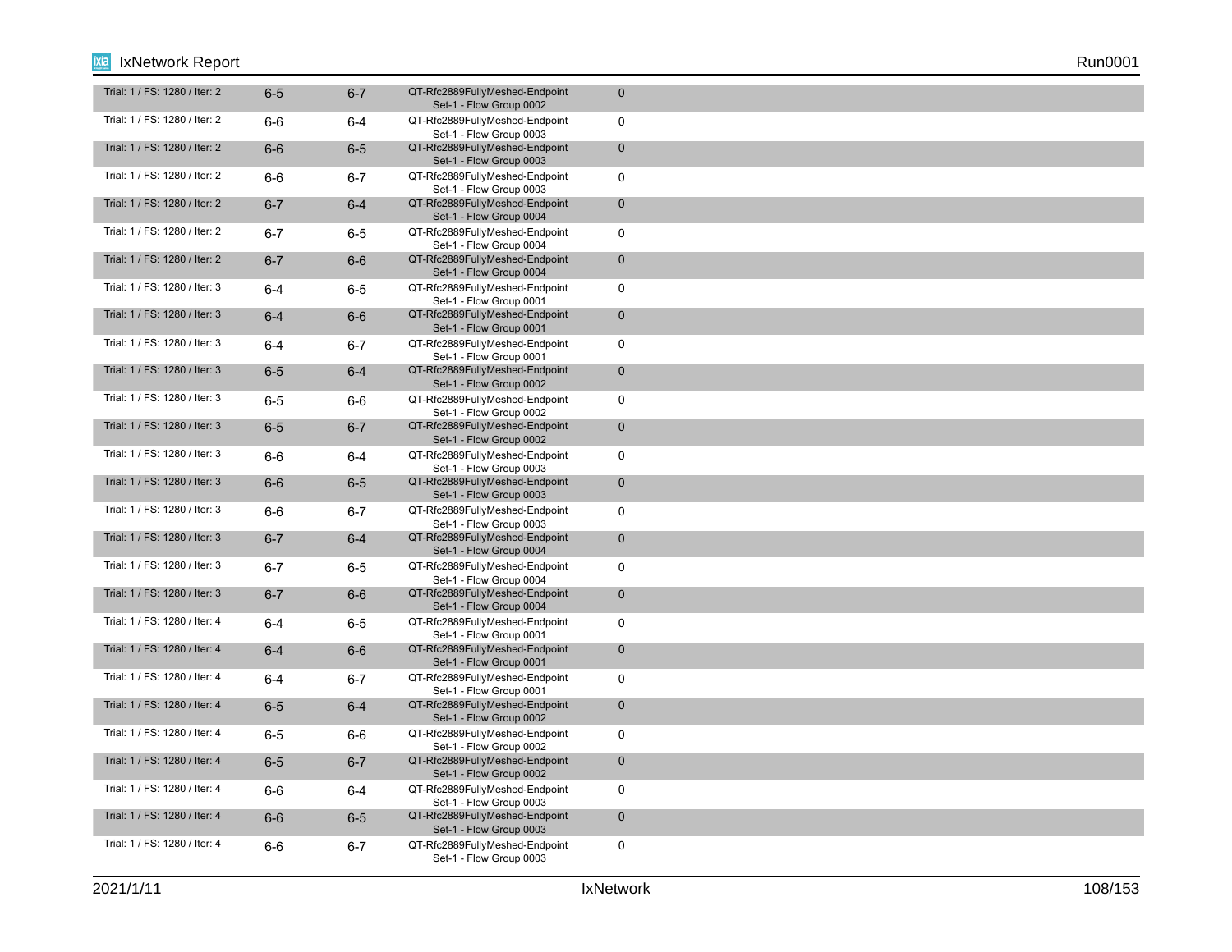| | | | | |
|---|---|---|---|---|
| Trial: 1 / FS: 1280 / Iter: 2 | 6-5 | 6-7 | QT-Rfc2889FullyMeshed-Endpoint Set-1 - Flow Group 0002 | 0 |
| Trial: 1 / FS: 1280 / Iter: 2 | 6-6 | 6-4 | QT-Rfc2889FullyMeshed-Endpoint Set-1 - Flow Group 0003 | 0 |
| Trial: 1 / FS: 1280 / Iter: 2 | 6-6 | 6-5 | QT-Rfc2889FullyMeshed-Endpoint Set-1 - Flow Group 0003 | 0 |
| Trial: 1 / FS: 1280 / Iter: 2 | 6-6 | 6-7 | QT-Rfc2889FullyMeshed-Endpoint Set-1 - Flow Group 0003 | 0 |
| Trial: 1 / FS: 1280 / Iter: 2 | 6-7 | 6-4 | QT-Rfc2889FullyMeshed-Endpoint Set-1 - Flow Group 0004 | 0 |
| Trial: 1 / FS: 1280 / Iter: 2 | 6-7 | 6-5 | QT-Rfc2889FullyMeshed-Endpoint Set-1 - Flow Group 0004 | 0 |
| Trial: 1 / FS: 1280 / Iter: 2 | 6-7 | 6-6 | QT-Rfc2889FullyMeshed-Endpoint Set-1 - Flow Group 0004 | 0 |
| Trial: 1 / FS: 1280 / Iter: 3 | 6-4 | 6-5 | QT-Rfc2889FullyMeshed-Endpoint Set-1 - Flow Group 0001 | 0 |
| Trial: 1 / FS: 1280 / Iter: 3 | 6-4 | 6-6 | QT-Rfc2889FullyMeshed-Endpoint Set-1 - Flow Group 0001 | 0 |
| Trial: 1 / FS: 1280 / Iter: 3 | 6-4 | 6-7 | QT-Rfc2889FullyMeshed-Endpoint Set-1 - Flow Group 0001 | 0 |
| Trial: 1 / FS: 1280 / Iter: 3 | 6-5 | 6-4 | QT-Rfc2889FullyMeshed-Endpoint Set-1 - Flow Group 0002 | 0 |
| Trial: 1 / FS: 1280 / Iter: 3 | 6-5 | 6-6 | QT-Rfc2889FullyMeshed-Endpoint Set-1 - Flow Group 0002 | 0 |
| Trial: 1 / FS: 1280 / Iter: 3 | 6-5 | 6-7 | QT-Rfc2889FullyMeshed-Endpoint Set-1 - Flow Group 0002 | 0 |
| Trial: 1 / FS: 1280 / Iter: 3 | 6-6 | 6-4 | QT-Rfc2889FullyMeshed-Endpoint Set-1 - Flow Group 0003 | 0 |
| Trial: 1 / FS: 1280 / Iter: 3 | 6-6 | 6-5 | QT-Rfc2889FullyMeshed-Endpoint Set-1 - Flow Group 0003 | 0 |
| Trial: 1 / FS: 1280 / Iter: 3 | 6-6 | 6-7 | QT-Rfc2889FullyMeshed-Endpoint Set-1 - Flow Group 0003 | 0 |
| Trial: 1 / FS: 1280 / Iter: 3 | 6-7 | 6-4 | QT-Rfc2889FullyMeshed-Endpoint Set-1 - Flow Group 0004 | 0 |
| Trial: 1 / FS: 1280 / Iter: 3 | 6-7 | 6-5 | QT-Rfc2889FullyMeshed-Endpoint Set-1 - Flow Group 0004 | 0 |
| Trial: 1 / FS: 1280 / Iter: 3 | 6-7 | 6-6 | QT-Rfc2889FullyMeshed-Endpoint Set-1 - Flow Group 0004 | 0 |
| Trial: 1 / FS: 1280 / Iter: 4 | 6-4 | 6-5 | QT-Rfc2889FullyMeshed-Endpoint Set-1 - Flow Group 0001 | 0 |
| Trial: 1 / FS: 1280 / Iter: 4 | 6-4 | 6-6 | QT-Rfc2889FullyMeshed-Endpoint Set-1 - Flow Group 0001 | 0 |
| Trial: 1 / FS: 1280 / Iter: 4 | 6-4 | 6-7 | QT-Rfc2889FullyMeshed-Endpoint Set-1 - Flow Group 0001 | 0 |
| Trial: 1 / FS: 1280 / Iter: 4 | 6-5 | 6-4 | QT-Rfc2889FullyMeshed-Endpoint Set-1 - Flow Group 0002 | 0 |
| Trial: 1 / FS: 1280 / Iter: 4 | 6-5 | 6-6 | QT-Rfc2889FullyMeshed-Endpoint Set-1 - Flow Group 0002 | 0 |
| Trial: 1 / FS: 1280 / Iter: 4 | 6-5 | 6-7 | QT-Rfc2889FullyMeshed-Endpoint Set-1 - Flow Group 0002 | 0 |
| Trial: 1 / FS: 1280 / Iter: 4 | 6-6 | 6-4 | QT-Rfc2889FullyMeshed-Endpoint Set-1 - Flow Group 0003 | 0 |
| Trial: 1 / FS: 1280 / Iter: 4 | 6-6 | 6-5 | QT-Rfc2889FullyMeshed-Endpoint Set-1 - Flow Group 0003 | 0 |
| Trial: 1 / FS: 1280 / Iter: 4 | 6-6 | 6-7 | QT-Rfc2889FullyMeshed-Endpoint Set-1 - Flow Group 0003 | 0 |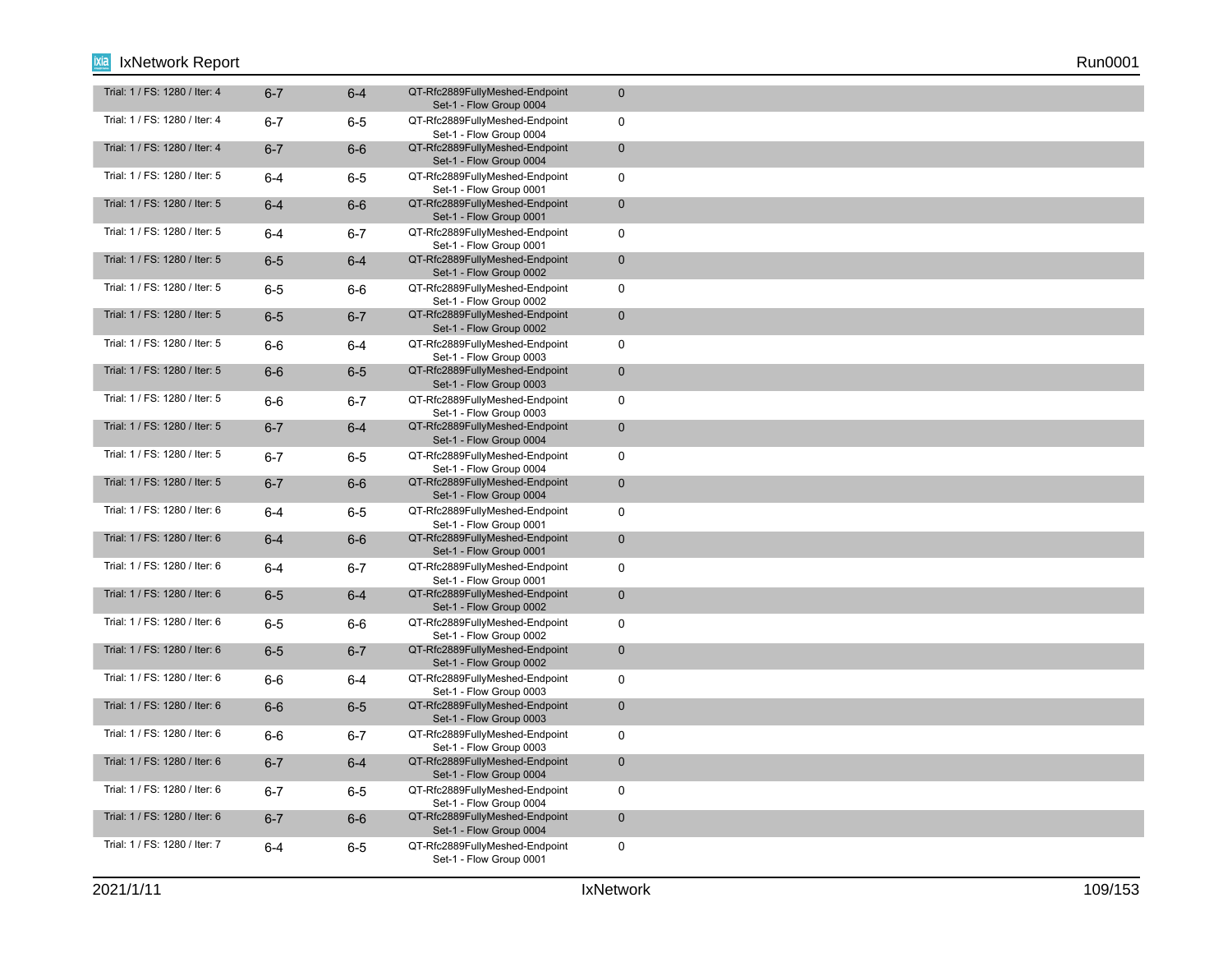| | | | | |
|---|---|---|---|---|
| Trial: 1 / FS: 1280 / Iter: 4 | 6-7 | 6-4 | QT-Rfc2889FullyMeshed-Endpoint Set-1 - Flow Group 0004 | 0 |
| Trial: 1 / FS: 1280 / Iter: 4 | 6-7 | 6-5 | QT-Rfc2889FullyMeshed-Endpoint Set-1 - Flow Group 0004 | 0 |
| Trial: 1 / FS: 1280 / Iter: 4 | 6-7 | 6-6 | QT-Rfc2889FullyMeshed-Endpoint Set-1 - Flow Group 0004 | 0 |
| Trial: 1 / FS: 1280 / Iter: 5 | 6-4 | 6-5 | QT-Rfc2889FullyMeshed-Endpoint Set-1 - Flow Group 0001 | 0 |
| Trial: 1 / FS: 1280 / Iter: 5 | 6-4 | 6-6 | QT-Rfc2889FullyMeshed-Endpoint Set-1 - Flow Group 0001 | 0 |
| Trial: 1 / FS: 1280 / Iter: 5 | 6-4 | 6-7 | QT-Rfc2889FullyMeshed-Endpoint Set-1 - Flow Group 0001 | 0 |
| Trial: 1 / FS: 1280 / Iter: 5 | 6-5 | 6-4 | QT-Rfc2889FullyMeshed-Endpoint Set-1 - Flow Group 0002 | 0 |
| Trial: 1 / FS: 1280 / Iter: 5 | 6-5 | 6-6 | QT-Rfc2889FullyMeshed-Endpoint Set-1 - Flow Group 0002 | 0 |
| Trial: 1 / FS: 1280 / Iter: 5 | 6-5 | 6-7 | QT-Rfc2889FullyMeshed-Endpoint Set-1 - Flow Group 0002 | 0 |
| Trial: 1 / FS: 1280 / Iter: 5 | 6-6 | 6-4 | QT-Rfc2889FullyMeshed-Endpoint Set-1 - Flow Group 0003 | 0 |
| Trial: 1 / FS: 1280 / Iter: 5 | 6-6 | 6-5 | QT-Rfc2889FullyMeshed-Endpoint Set-1 - Flow Group 0003 | 0 |
| Trial: 1 / FS: 1280 / Iter: 5 | 6-6 | 6-7 | QT-Rfc2889FullyMeshed-Endpoint Set-1 - Flow Group 0003 | 0 |
| Trial: 1 / FS: 1280 / Iter: 5 | 6-7 | 6-4 | QT-Rfc2889FullyMeshed-Endpoint Set-1 - Flow Group 0004 | 0 |
| Trial: 1 / FS: 1280 / Iter: 5 | 6-7 | 6-5 | QT-Rfc2889FullyMeshed-Endpoint Set-1 - Flow Group 0004 | 0 |
| Trial: 1 / FS: 1280 / Iter: 5 | 6-7 | 6-6 | QT-Rfc2889FullyMeshed-Endpoint Set-1 - Flow Group 0004 | 0 |
| Trial: 1 / FS: 1280 / Iter: 6 | 6-4 | 6-5 | QT-Rfc2889FullyMeshed-Endpoint Set-1 - Flow Group 0001 | 0 |
| Trial: 1 / FS: 1280 / Iter: 6 | 6-4 | 6-6 | QT-Rfc2889FullyMeshed-Endpoint Set-1 - Flow Group 0001 | 0 |
| Trial: 1 / FS: 1280 / Iter: 6 | 6-4 | 6-7 | QT-Rfc2889FullyMeshed-Endpoint Set-1 - Flow Group 0001 | 0 |
| Trial: 1 / FS: 1280 / Iter: 6 | 6-5 | 6-4 | QT-Rfc2889FullyMeshed-Endpoint Set-1 - Flow Group 0002 | 0 |
| Trial: 1 / FS: 1280 / Iter: 6 | 6-5 | 6-6 | QT-Rfc2889FullyMeshed-Endpoint Set-1 - Flow Group 0002 | 0 |
| Trial: 1 / FS: 1280 / Iter: 6 | 6-5 | 6-7 | QT-Rfc2889FullyMeshed-Endpoint Set-1 - Flow Group 0002 | 0 |
| Trial: 1 / FS: 1280 / Iter: 6 | 6-6 | 6-4 | QT-Rfc2889FullyMeshed-Endpoint Set-1 - Flow Group 0003 | 0 |
| Trial: 1 / FS: 1280 / Iter: 6 | 6-6 | 6-5 | QT-Rfc2889FullyMeshed-Endpoint Set-1 - Flow Group 0003 | 0 |
| Trial: 1 / FS: 1280 / Iter: 6 | 6-6 | 6-7 | QT-Rfc2889FullyMeshed-Endpoint Set-1 - Flow Group 0003 | 0 |
| Trial: 1 / FS: 1280 / Iter: 6 | 6-7 | 6-4 | QT-Rfc2889FullyMeshed-Endpoint Set-1 - Flow Group 0004 | 0 |
| Trial: 1 / FS: 1280 / Iter: 6 | 6-7 | 6-5 | QT-Rfc2889FullyMeshed-Endpoint Set-1 - Flow Group 0004 | 0 |
| Trial: 1 / FS: 1280 / Iter: 6 | 6-7 | 6-6 | QT-Rfc2889FullyMeshed-Endpoint Set-1 - Flow Group 0004 | 0 |
| Trial: 1 / FS: 1280 / Iter: 7 | 6-4 | 6-5 | QT-Rfc2889FullyMeshed-Endpoint Set-1 - Flow Group 0001 | 0 |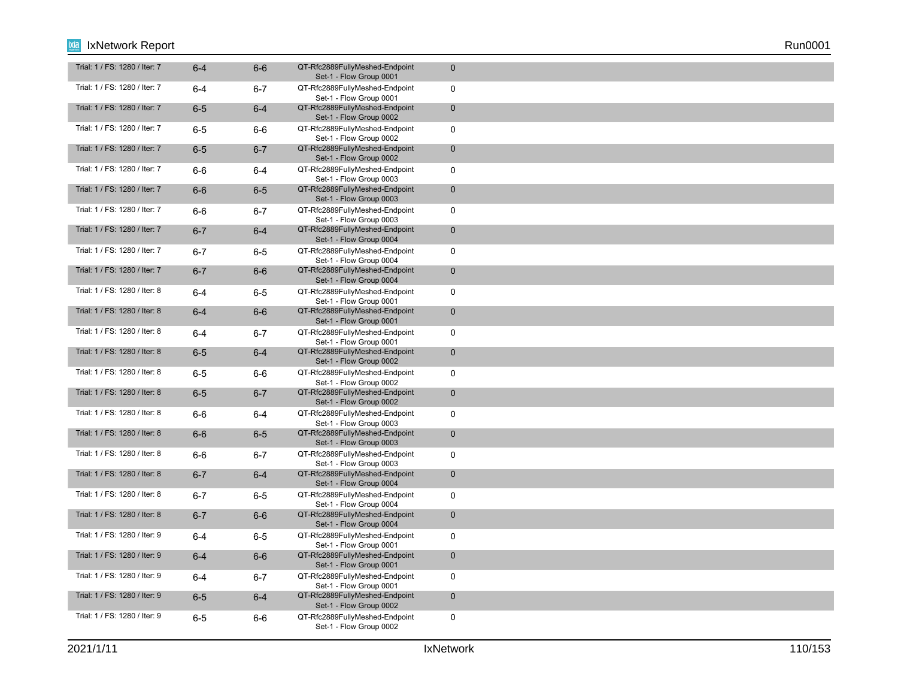| | | | | |
|---|---|---|---|---|
| Trial: 1 / FS: 1280 / Iter: 7 | 6-4 | 6-6 | QT-Rfc2889FullyMeshed-Endpoint Set-1 - Flow Group 0001 | 0 |
| Trial: 1 / FS: 1280 / Iter: 7 | 6-4 | 6-7 | QT-Rfc2889FullyMeshed-Endpoint Set-1 - Flow Group 0001 | 0 |
| Trial: 1 / FS: 1280 / Iter: 7 | 6-5 | 6-4 | QT-Rfc2889FullyMeshed-Endpoint Set-1 - Flow Group 0002 | 0 |
| Trial: 1 / FS: 1280 / Iter: 7 | 6-5 | 6-6 | QT-Rfc2889FullyMeshed-Endpoint Set-1 - Flow Group 0002 | 0 |
| Trial: 1 / FS: 1280 / Iter: 7 | 6-5 | 6-7 | QT-Rfc2889FullyMeshed-Endpoint Set-1 - Flow Group 0002 | 0 |
| Trial: 1 / FS: 1280 / Iter: 7 | 6-6 | 6-4 | QT-Rfc2889FullyMeshed-Endpoint Set-1 - Flow Group 0003 | 0 |
| Trial: 1 / FS: 1280 / Iter: 7 | 6-6 | 6-5 | QT-Rfc2889FullyMeshed-Endpoint Set-1 - Flow Group 0003 | 0 |
| Trial: 1 / FS: 1280 / Iter: 7 | 6-6 | 6-7 | QT-Rfc2889FullyMeshed-Endpoint Set-1 - Flow Group 0003 | 0 |
| Trial: 1 / FS: 1280 / Iter: 7 | 6-7 | 6-4 | QT-Rfc2889FullyMeshed-Endpoint Set-1 - Flow Group 0004 | 0 |
| Trial: 1 / FS: 1280 / Iter: 7 | 6-7 | 6-5 | QT-Rfc2889FullyMeshed-Endpoint Set-1 - Flow Group 0004 | 0 |
| Trial: 1 / FS: 1280 / Iter: 7 | 6-7 | 6-6 | QT-Rfc2889FullyMeshed-Endpoint Set-1 - Flow Group 0004 | 0 |
| Trial: 1 / FS: 1280 / Iter: 8 | 6-4 | 6-5 | QT-Rfc2889FullyMeshed-Endpoint Set-1 - Flow Group 0001 | 0 |
| Trial: 1 / FS: 1280 / Iter: 8 | 6-4 | 6-6 | QT-Rfc2889FullyMeshed-Endpoint Set-1 - Flow Group 0001 | 0 |
| Trial: 1 / FS: 1280 / Iter: 8 | 6-4 | 6-7 | QT-Rfc2889FullyMeshed-Endpoint Set-1 - Flow Group 0001 | 0 |
| Trial: 1 / FS: 1280 / Iter: 8 | 6-5 | 6-4 | QT-Rfc2889FullyMeshed-Endpoint Set-1 - Flow Group 0002 | 0 |
| Trial: 1 / FS: 1280 / Iter: 8 | 6-5 | 6-6 | QT-Rfc2889FullyMeshed-Endpoint Set-1 - Flow Group 0002 | 0 |
| Trial: 1 / FS: 1280 / Iter: 8 | 6-5 | 6-7 | QT-Rfc2889FullyMeshed-Endpoint Set-1 - Flow Group 0002 | 0 |
| Trial: 1 / FS: 1280 / Iter: 8 | 6-6 | 6-4 | QT-Rfc2889FullyMeshed-Endpoint Set-1 - Flow Group 0003 | 0 |
| Trial: 1 / FS: 1280 / Iter: 8 | 6-6 | 6-5 | QT-Rfc2889FullyMeshed-Endpoint Set-1 - Flow Group 0003 | 0 |
| Trial: 1 / FS: 1280 / Iter: 8 | 6-6 | 6-7 | QT-Rfc2889FullyMeshed-Endpoint Set-1 - Flow Group 0003 | 0 |
| Trial: 1 / FS: 1280 / Iter: 8 | 6-7 | 6-4 | QT-Rfc2889FullyMeshed-Endpoint Set-1 - Flow Group 0004 | 0 |
| Trial: 1 / FS: 1280 / Iter: 8 | 6-7 | 6-5 | QT-Rfc2889FullyMeshed-Endpoint Set-1 - Flow Group 0004 | 0 |
| Trial: 1 / FS: 1280 / Iter: 8 | 6-7 | 6-6 | QT-Rfc2889FullyMeshed-Endpoint Set-1 - Flow Group 0004 | 0 |
| Trial: 1 / FS: 1280 / Iter: 9 | 6-4 | 6-5 | QT-Rfc2889FullyMeshed-Endpoint Set-1 - Flow Group 0001 | 0 |
| Trial: 1 / FS: 1280 / Iter: 9 | 6-4 | 6-6 | QT-Rfc2889FullyMeshed-Endpoint Set-1 - Flow Group 0001 | 0 |
| Trial: 1 / FS: 1280 / Iter: 9 | 6-4 | 6-7 | QT-Rfc2889FullyMeshed-Endpoint Set-1 - Flow Group 0001 | 0 |
| Trial: 1 / FS: 1280 / Iter: 9 | 6-5 | 6-4 | QT-Rfc2889FullyMeshed-Endpoint Set-1 - Flow Group 0002 | 0 |
| Trial: 1 / FS: 1280 / Iter: 9 | 6-5 | 6-6 | QT-Rfc2889FullyMeshed-Endpoint Set-1 - Flow Group 0002 | 0 |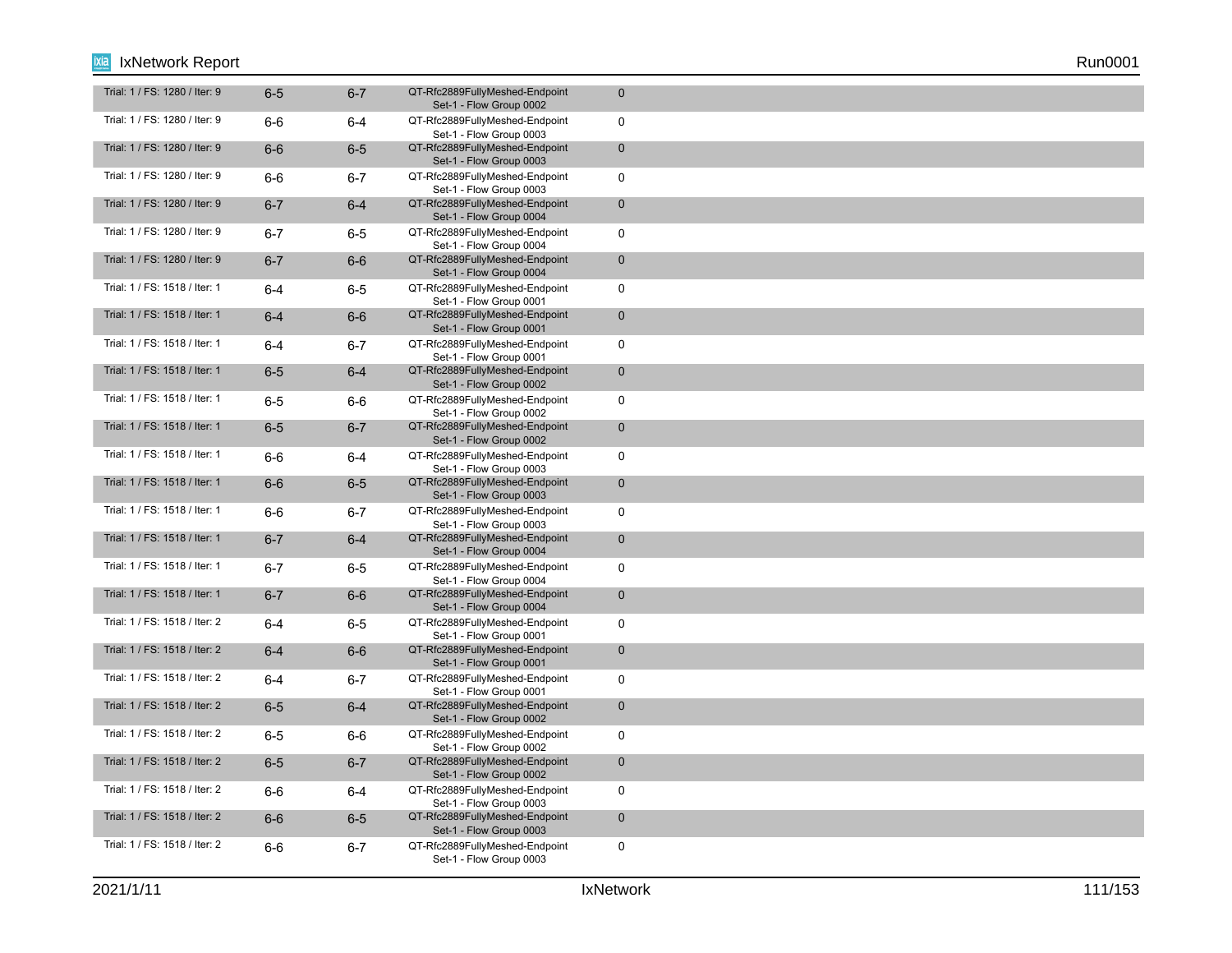| | | | | |
|---|---|---|---|---|
| Trial: 1 / FS: 1280 / Iter: 9 | 6-5 | 6-7 | QT-Rfc2889FullyMeshed-Endpoint Set-1 - Flow Group 0002 | 0 |
| Trial: 1 / FS: 1280 / Iter: 9 | 6-6 | 6-4 | QT-Rfc2889FullyMeshed-Endpoint Set-1 - Flow Group 0003 | 0 |
| Trial: 1 / FS: 1280 / Iter: 9 | 6-6 | 6-5 | QT-Rfc2889FullyMeshed-Endpoint Set-1 - Flow Group 0003 | 0 |
| Trial: 1 / FS: 1280 / Iter: 9 | 6-6 | 6-7 | QT-Rfc2889FullyMeshed-Endpoint Set-1 - Flow Group 0003 | 0 |
| Trial: 1 / FS: 1280 / Iter: 9 | 6-7 | 6-4 | QT-Rfc2889FullyMeshed-Endpoint Set-1 - Flow Group 0004 | 0 |
| Trial: 1 / FS: 1280 / Iter: 9 | 6-7 | 6-5 | QT-Rfc2889FullyMeshed-Endpoint Set-1 - Flow Group 0004 | 0 |
| Trial: 1 / FS: 1280 / Iter: 9 | 6-7 | 6-6 | QT-Rfc2889FullyMeshed-Endpoint Set-1 - Flow Group 0004 | 0 |
| Trial: 1 / FS: 1518 / Iter: 1 | 6-4 | 6-5 | QT-Rfc2889FullyMeshed-Endpoint Set-1 - Flow Group 0001 | 0 |
| Trial: 1 / FS: 1518 / Iter: 1 | 6-4 | 6-6 | QT-Rfc2889FullyMeshed-Endpoint Set-1 - Flow Group 0001 | 0 |
| Trial: 1 / FS: 1518 / Iter: 1 | 6-4 | 6-7 | QT-Rfc2889FullyMeshed-Endpoint Set-1 - Flow Group 0001 | 0 |
| Trial: 1 / FS: 1518 / Iter: 1 | 6-5 | 6-4 | QT-Rfc2889FullyMeshed-Endpoint Set-1 - Flow Group 0002 | 0 |
| Trial: 1 / FS: 1518 / Iter: 1 | 6-5 | 6-6 | QT-Rfc2889FullyMeshed-Endpoint Set-1 - Flow Group 0002 | 0 |
| Trial: 1 / FS: 1518 / Iter: 1 | 6-5 | 6-7 | QT-Rfc2889FullyMeshed-Endpoint Set-1 - Flow Group 0002 | 0 |
| Trial: 1 / FS: 1518 / Iter: 1 | 6-6 | 6-4 | QT-Rfc2889FullyMeshed-Endpoint Set-1 - Flow Group 0003 | 0 |
| Trial: 1 / FS: 1518 / Iter: 1 | 6-6 | 6-5 | QT-Rfc2889FullyMeshed-Endpoint Set-1 - Flow Group 0003 | 0 |
| Trial: 1 / FS: 1518 / Iter: 1 | 6-6 | 6-7 | QT-Rfc2889FullyMeshed-Endpoint Set-1 - Flow Group 0003 | 0 |
| Trial: 1 / FS: 1518 / Iter: 1 | 6-7 | 6-4 | QT-Rfc2889FullyMeshed-Endpoint Set-1 - Flow Group 0004 | 0 |
| Trial: 1 / FS: 1518 / Iter: 1 | 6-7 | 6-5 | QT-Rfc2889FullyMeshed-Endpoint Set-1 - Flow Group 0004 | 0 |
| Trial: 1 / FS: 1518 / Iter: 1 | 6-7 | 6-6 | QT-Rfc2889FullyMeshed-Endpoint Set-1 - Flow Group 0004 | 0 |
| Trial: 1 / FS: 1518 / Iter: 2 | 6-4 | 6-5 | QT-Rfc2889FullyMeshed-Endpoint Set-1 - Flow Group 0001 | 0 |
| Trial: 1 / FS: 1518 / Iter: 2 | 6-4 | 6-6 | QT-Rfc2889FullyMeshed-Endpoint Set-1 - Flow Group 0001 | 0 |
| Trial: 1 / FS: 1518 / Iter: 2 | 6-4 | 6-7 | QT-Rfc2889FullyMeshed-Endpoint Set-1 - Flow Group 0001 | 0 |
| Trial: 1 / FS: 1518 / Iter: 2 | 6-5 | 6-4 | QT-Rfc2889FullyMeshed-Endpoint Set-1 - Flow Group 0002 | 0 |
| Trial: 1 / FS: 1518 / Iter: 2 | 6-5 | 6-6 | QT-Rfc2889FullyMeshed-Endpoint Set-1 - Flow Group 0002 | 0 |
| Trial: 1 / FS: 1518 / Iter: 2 | 6-5 | 6-7 | QT-Rfc2889FullyMeshed-Endpoint Set-1 - Flow Group 0002 | 0 |
| Trial: 1 / FS: 1518 / Iter: 2 | 6-6 | 6-4 | QT-Rfc2889FullyMeshed-Endpoint Set-1 - Flow Group 0003 | 0 |
| Trial: 1 / FS: 1518 / Iter: 2 | 6-6 | 6-5 | QT-Rfc2889FullyMeshed-Endpoint Set-1 - Flow Group 0003 | 0 |
| Trial: 1 / FS: 1518 / Iter: 2 | 6-6 | 6-7 | QT-Rfc2889FullyMeshed-Endpoint Set-1 - Flow Group 0003 | 0 |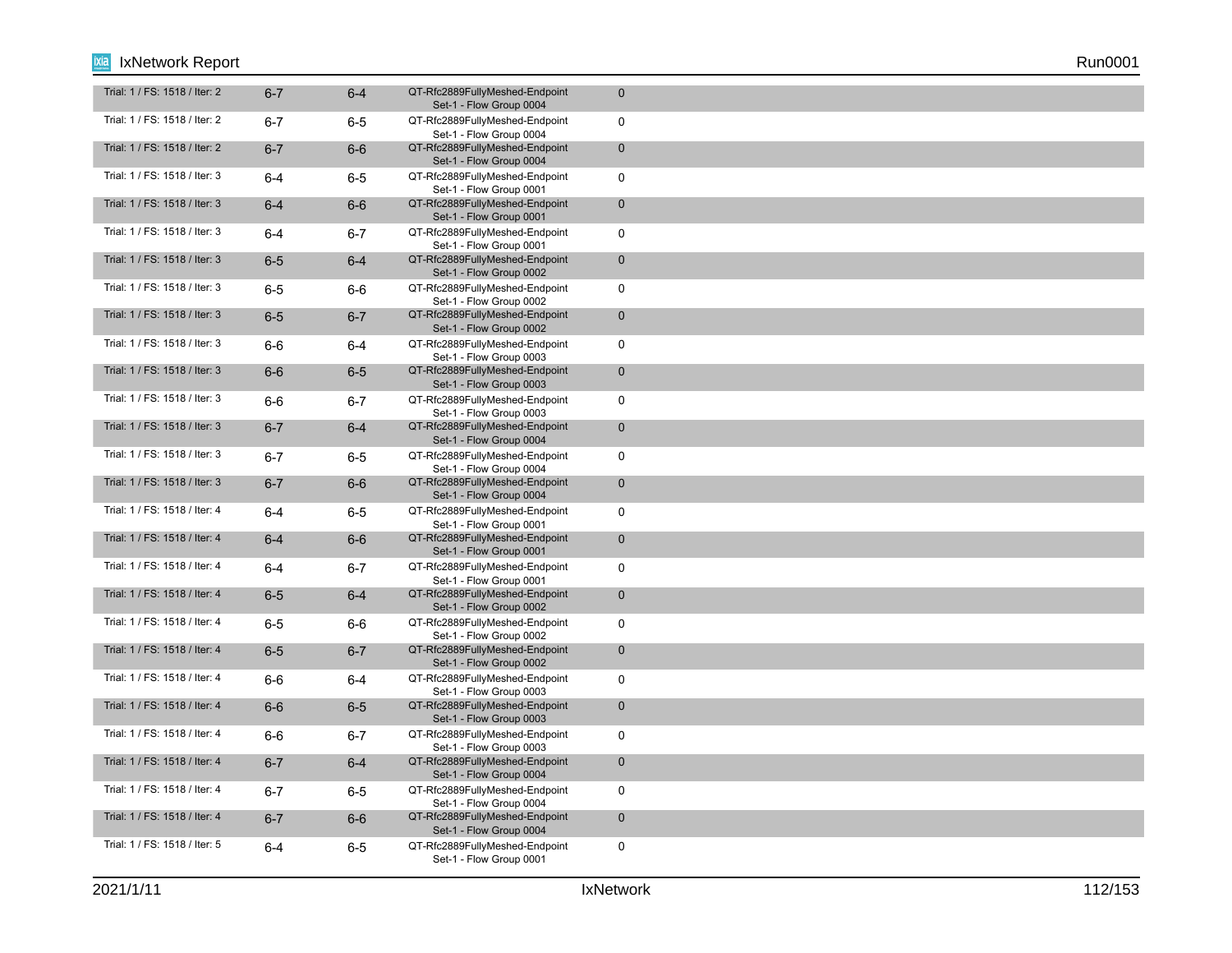| | | | | |
|---|---|---|---|---|
| Trial: 1 / FS: 1518 / Iter: 2 | 6-7 | 6-4 | QT-Rfc2889FullyMeshed-Endpoint Set-1 - Flow Group 0004 | 0 |
| Trial: 1 / FS: 1518 / Iter: 2 | 6-7 | 6-5 | QT-Rfc2889FullyMeshed-Endpoint Set-1 - Flow Group 0004 | 0 |
| Trial: 1 / FS: 1518 / Iter: 2 | 6-7 | 6-6 | QT-Rfc2889FullyMeshed-Endpoint Set-1 - Flow Group 0004 | 0 |
| Trial: 1 / FS: 1518 / Iter: 3 | 6-4 | 6-5 | QT-Rfc2889FullyMeshed-Endpoint Set-1 - Flow Group 0001 | 0 |
| Trial: 1 / FS: 1518 / Iter: 3 | 6-4 | 6-6 | QT-Rfc2889FullyMeshed-Endpoint Set-1 - Flow Group 0001 | 0 |
| Trial: 1 / FS: 1518 / Iter: 3 | 6-4 | 6-7 | QT-Rfc2889FullyMeshed-Endpoint Set-1 - Flow Group 0001 | 0 |
| Trial: 1 / FS: 1518 / Iter: 3 | 6-5 | 6-4 | QT-Rfc2889FullyMeshed-Endpoint Set-1 - Flow Group 0002 | 0 |
| Trial: 1 / FS: 1518 / Iter: 3 | 6-5 | 6-6 | QT-Rfc2889FullyMeshed-Endpoint Set-1 - Flow Group 0002 | 0 |
| Trial: 1 / FS: 1518 / Iter: 3 | 6-5 | 6-7 | QT-Rfc2889FullyMeshed-Endpoint Set-1 - Flow Group 0002 | 0 |
| Trial: 1 / FS: 1518 / Iter: 3 | 6-6 | 6-4 | QT-Rfc2889FullyMeshed-Endpoint Set-1 - Flow Group 0003 | 0 |
| Trial: 1 / FS: 1518 / Iter: 3 | 6-6 | 6-5 | QT-Rfc2889FullyMeshed-Endpoint Set-1 - Flow Group 0003 | 0 |
| Trial: 1 / FS: 1518 / Iter: 3 | 6-6 | 6-7 | QT-Rfc2889FullyMeshed-Endpoint Set-1 - Flow Group 0003 | 0 |
| Trial: 1 / FS: 1518 / Iter: 3 | 6-7 | 6-4 | QT-Rfc2889FullyMeshed-Endpoint Set-1 - Flow Group 0004 | 0 |
| Trial: 1 / FS: 1518 / Iter: 3 | 6-7 | 6-5 | QT-Rfc2889FullyMeshed-Endpoint Set-1 - Flow Group 0004 | 0 |
| Trial: 1 / FS: 1518 / Iter: 3 | 6-7 | 6-6 | QT-Rfc2889FullyMeshed-Endpoint Set-1 - Flow Group 0004 | 0 |
| Trial: 1 / FS: 1518 / Iter: 4 | 6-4 | 6-5 | QT-Rfc2889FullyMeshed-Endpoint Set-1 - Flow Group 0001 | 0 |
| Trial: 1 / FS: 1518 / Iter: 4 | 6-4 | 6-6 | QT-Rfc2889FullyMeshed-Endpoint Set-1 - Flow Group 0001 | 0 |
| Trial: 1 / FS: 1518 / Iter: 4 | 6-4 | 6-7 | QT-Rfc2889FullyMeshed-Endpoint Set-1 - Flow Group 0001 | 0 |
| Trial: 1 / FS: 1518 / Iter: 4 | 6-5 | 6-4 | QT-Rfc2889FullyMeshed-Endpoint Set-1 - Flow Group 0002 | 0 |
| Trial: 1 / FS: 1518 / Iter: 4 | 6-5 | 6-6 | QT-Rfc2889FullyMeshed-Endpoint Set-1 - Flow Group 0002 | 0 |
| Trial: 1 / FS: 1518 / Iter: 4 | 6-5 | 6-7 | QT-Rfc2889FullyMeshed-Endpoint Set-1 - Flow Group 0002 | 0 |
| Trial: 1 / FS: 1518 / Iter: 4 | 6-6 | 6-4 | QT-Rfc2889FullyMeshed-Endpoint Set-1 - Flow Group 0003 | 0 |
| Trial: 1 / FS: 1518 / Iter: 4 | 6-6 | 6-5 | QT-Rfc2889FullyMeshed-Endpoint Set-1 - Flow Group 0003 | 0 |
| Trial: 1 / FS: 1518 / Iter: 4 | 6-6 | 6-7 | QT-Rfc2889FullyMeshed-Endpoint Set-1 - Flow Group 0003 | 0 |
| Trial: 1 / FS: 1518 / Iter: 4 | 6-7 | 6-4 | QT-Rfc2889FullyMeshed-Endpoint Set-1 - Flow Group 0004 | 0 |
| Trial: 1 / FS: 1518 / Iter: 4 | 6-7 | 6-5 | QT-Rfc2889FullyMeshed-Endpoint Set-1 - Flow Group 0004 | 0 |
| Trial: 1 / FS: 1518 / Iter: 4 | 6-7 | 6-6 | QT-Rfc2889FullyMeshed-Endpoint Set-1 - Flow Group 0004 | 0 |
| Trial: 1 / FS: 1518 / Iter: 5 | 6-4 | 6-5 | QT-Rfc2889FullyMeshed-Endpoint Set-1 - Flow Group 0001 | 0 |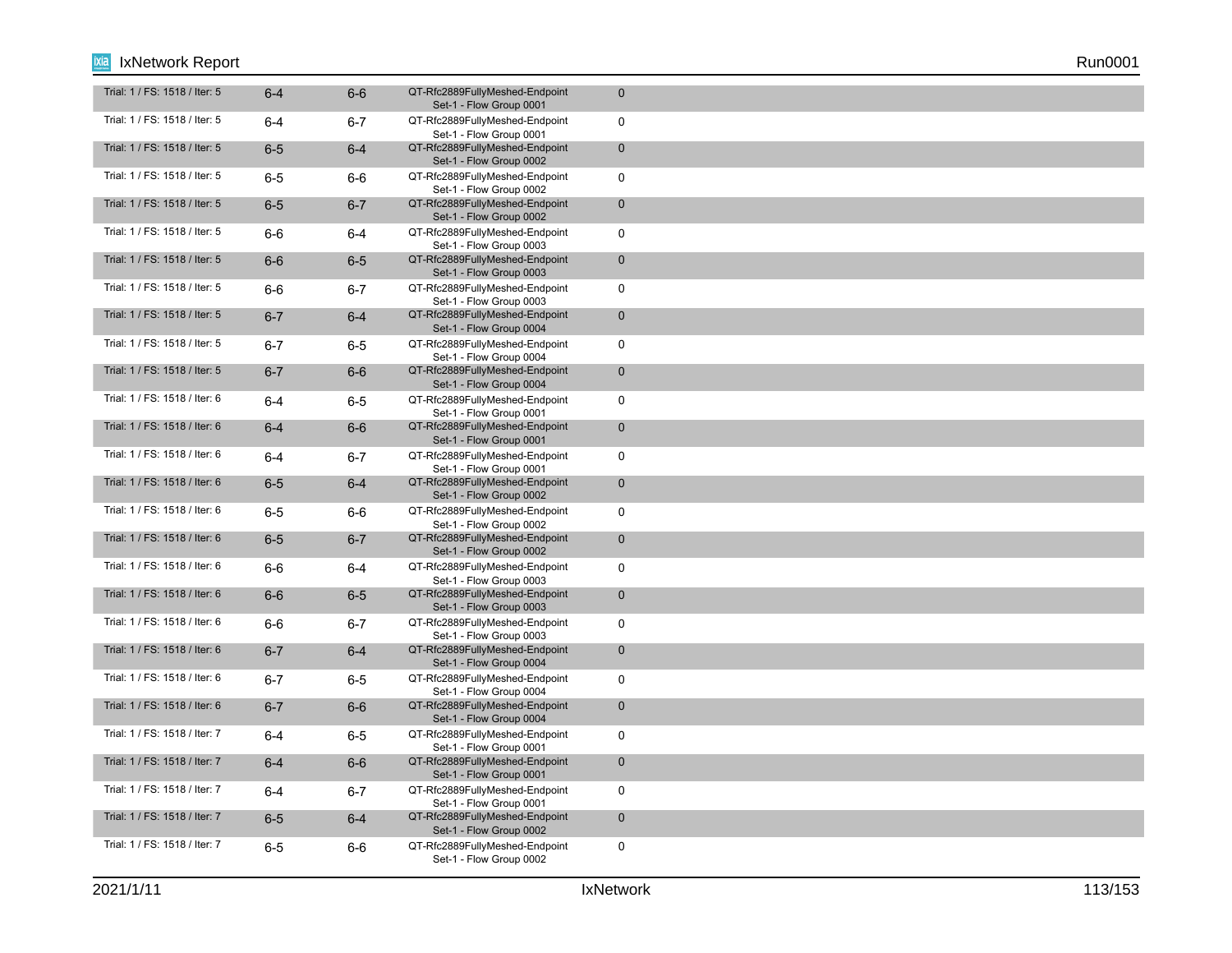| | | | | |
|---|---|---|---|---|
| Trial: 1 / FS: 1518 / Iter: 5 | 6-4 | 6-6 | QT-Rfc2889FullyMeshed-Endpoint Set-1 - Flow Group 0001 | 0 |
| Trial: 1 / FS: 1518 / Iter: 5 | 6-4 | 6-7 | QT-Rfc2889FullyMeshed-Endpoint Set-1 - Flow Group 0001 | 0 |
| Trial: 1 / FS: 1518 / Iter: 5 | 6-5 | 6-4 | QT-Rfc2889FullyMeshed-Endpoint Set-1 - Flow Group 0002 | 0 |
| Trial: 1 / FS: 1518 / Iter: 5 | 6-5 | 6-6 | QT-Rfc2889FullyMeshed-Endpoint Set-1 - Flow Group 0002 | 0 |
| Trial: 1 / FS: 1518 / Iter: 5 | 6-5 | 6-7 | QT-Rfc2889FullyMeshed-Endpoint Set-1 - Flow Group 0002 | 0 |
| Trial: 1 / FS: 1518 / Iter: 5 | 6-6 | 6-4 | QT-Rfc2889FullyMeshed-Endpoint Set-1 - Flow Group 0003 | 0 |
| Trial: 1 / FS: 1518 / Iter: 5 | 6-6 | 6-5 | QT-Rfc2889FullyMeshed-Endpoint Set-1 - Flow Group 0003 | 0 |
| Trial: 1 / FS: 1518 / Iter: 5 | 6-6 | 6-7 | QT-Rfc2889FullyMeshed-Endpoint Set-1 - Flow Group 0003 | 0 |
| Trial: 1 / FS: 1518 / Iter: 5 | 6-7 | 6-4 | QT-Rfc2889FullyMeshed-Endpoint Set-1 - Flow Group 0004 | 0 |
| Trial: 1 / FS: 1518 / Iter: 5 | 6-7 | 6-5 | QT-Rfc2889FullyMeshed-Endpoint Set-1 - Flow Group 0004 | 0 |
| Trial: 1 / FS: 1518 / Iter: 5 | 6-7 | 6-6 | QT-Rfc2889FullyMeshed-Endpoint Set-1 - Flow Group 0004 | 0 |
| Trial: 1 / FS: 1518 / Iter: 6 | 6-4 | 6-5 | QT-Rfc2889FullyMeshed-Endpoint Set-1 - Flow Group 0001 | 0 |
| Trial: 1 / FS: 1518 / Iter: 6 | 6-4 | 6-6 | QT-Rfc2889FullyMeshed-Endpoint Set-1 - Flow Group 0001 | 0 |
| Trial: 1 / FS: 1518 / Iter: 6 | 6-4 | 6-7 | QT-Rfc2889FullyMeshed-Endpoint Set-1 - Flow Group 0001 | 0 |
| Trial: 1 / FS: 1518 / Iter: 6 | 6-5 | 6-4 | QT-Rfc2889FullyMeshed-Endpoint Set-1 - Flow Group 0002 | 0 |
| Trial: 1 / FS: 1518 / Iter: 6 | 6-5 | 6-6 | QT-Rfc2889FullyMeshed-Endpoint Set-1 - Flow Group 0002 | 0 |
| Trial: 1 / FS: 1518 / Iter: 6 | 6-5 | 6-7 | QT-Rfc2889FullyMeshed-Endpoint Set-1 - Flow Group 0002 | 0 |
| Trial: 1 / FS: 1518 / Iter: 6 | 6-6 | 6-4 | QT-Rfc2889FullyMeshed-Endpoint Set-1 - Flow Group 0003 | 0 |
| Trial: 1 / FS: 1518 / Iter: 6 | 6-6 | 6-5 | QT-Rfc2889FullyMeshed-Endpoint Set-1 - Flow Group 0003 | 0 |
| Trial: 1 / FS: 1518 / Iter: 6 | 6-6 | 6-7 | QT-Rfc2889FullyMeshed-Endpoint Set-1 - Flow Group 0003 | 0 |
| Trial: 1 / FS: 1518 / Iter: 6 | 6-7 | 6-4 | QT-Rfc2889FullyMeshed-Endpoint Set-1 - Flow Group 0004 | 0 |
| Trial: 1 / FS: 1518 / Iter: 6 | 6-7 | 6-5 | QT-Rfc2889FullyMeshed-Endpoint Set-1 - Flow Group 0004 | 0 |
| Trial: 1 / FS: 1518 / Iter: 6 | 6-7 | 6-6 | QT-Rfc2889FullyMeshed-Endpoint Set-1 - Flow Group 0004 | 0 |
| Trial: 1 / FS: 1518 / Iter: 7 | 6-4 | 6-5 | QT-Rfc2889FullyMeshed-Endpoint Set-1 - Flow Group 0001 | 0 |
| Trial: 1 / FS: 1518 / Iter: 7 | 6-4 | 6-6 | QT-Rfc2889FullyMeshed-Endpoint Set-1 - Flow Group 0001 | 0 |
| Trial: 1 / FS: 1518 / Iter: 7 | 6-4 | 6-7 | QT-Rfc2889FullyMeshed-Endpoint Set-1 - Flow Group 0001 | 0 |
| Trial: 1 / FS: 1518 / Iter: 7 | 6-5 | 6-4 | QT-Rfc2889FullyMeshed-Endpoint Set-1 - Flow Group 0002 | 0 |
| Trial: 1 / FS: 1518 / Iter: 7 | 6-5 | 6-6 | QT-Rfc2889FullyMeshed-Endpoint Set-1 - Flow Group 0002 | 0 |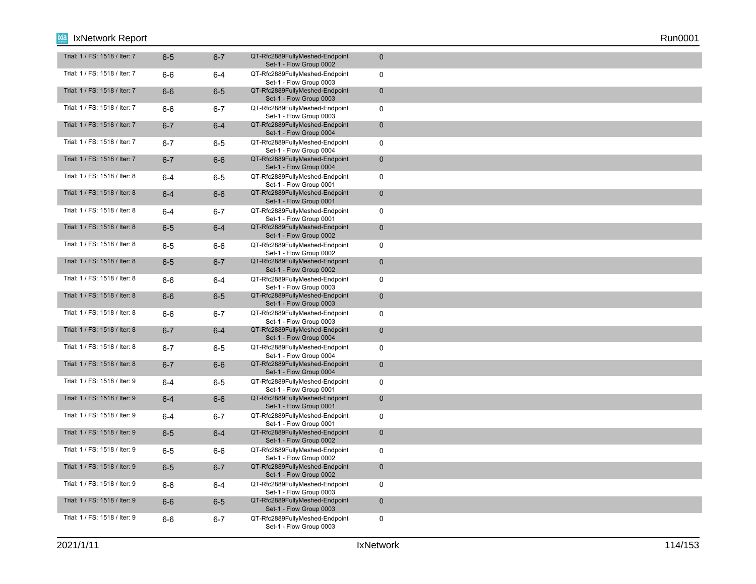| | | | | |
|---|---|---|---|---|
| Trial: 1 / FS: 1518 / Iter: 7 | 6-5 | 6-7 | QT-Rfc2889FullyMeshed-Endpoint Set-1 - Flow Group 0002 | 0 |
| Trial: 1 / FS: 1518 / Iter: 7 | 6-6 | 6-4 | QT-Rfc2889FullyMeshed-Endpoint Set-1 - Flow Group 0003 | 0 |
| Trial: 1 / FS: 1518 / Iter: 7 | 6-6 | 6-5 | QT-Rfc2889FullyMeshed-Endpoint Set-1 - Flow Group 0003 | 0 |
| Trial: 1 / FS: 1518 / Iter: 7 | 6-6 | 6-7 | QT-Rfc2889FullyMeshed-Endpoint Set-1 - Flow Group 0003 | 0 |
| Trial: 1 / FS: 1518 / Iter: 7 | 6-7 | 6-4 | QT-Rfc2889FullyMeshed-Endpoint Set-1 - Flow Group 0004 | 0 |
| Trial: 1 / FS: 1518 / Iter: 7 | 6-7 | 6-5 | QT-Rfc2889FullyMeshed-Endpoint Set-1 - Flow Group 0004 | 0 |
| Trial: 1 / FS: 1518 / Iter: 7 | 6-7 | 6-6 | QT-Rfc2889FullyMeshed-Endpoint Set-1 - Flow Group 0004 | 0 |
| Trial: 1 / FS: 1518 / Iter: 8 | 6-4 | 6-5 | QT-Rfc2889FullyMeshed-Endpoint Set-1 - Flow Group 0001 | 0 |
| Trial: 1 / FS: 1518 / Iter: 8 | 6-4 | 6-6 | QT-Rfc2889FullyMeshed-Endpoint Set-1 - Flow Group 0001 | 0 |
| Trial: 1 / FS: 1518 / Iter: 8 | 6-4 | 6-7 | QT-Rfc2889FullyMeshed-Endpoint Set-1 - Flow Group 0001 | 0 |
| Trial: 1 / FS: 1518 / Iter: 8 | 6-5 | 6-4 | QT-Rfc2889FullyMeshed-Endpoint Set-1 - Flow Group 0002 | 0 |
| Trial: 1 / FS: 1518 / Iter: 8 | 6-5 | 6-6 | QT-Rfc2889FullyMeshed-Endpoint Set-1 - Flow Group 0002 | 0 |
| Trial: 1 / FS: 1518 / Iter: 8 | 6-5 | 6-7 | QT-Rfc2889FullyMeshed-Endpoint Set-1 - Flow Group 0002 | 0 |
| Trial: 1 / FS: 1518 / Iter: 8 | 6-6 | 6-4 | QT-Rfc2889FullyMeshed-Endpoint Set-1 - Flow Group 0003 | 0 |
| Trial: 1 / FS: 1518 / Iter: 8 | 6-6 | 6-5 | QT-Rfc2889FullyMeshed-Endpoint Set-1 - Flow Group 0003 | 0 |
| Trial: 1 / FS: 1518 / Iter: 8 | 6-6 | 6-7 | QT-Rfc2889FullyMeshed-Endpoint Set-1 - Flow Group 0003 | 0 |
| Trial: 1 / FS: 1518 / Iter: 8 | 6-7 | 6-4 | QT-Rfc2889FullyMeshed-Endpoint Set-1 - Flow Group 0004 | 0 |
| Trial: 1 / FS: 1518 / Iter: 8 | 6-7 | 6-5 | QT-Rfc2889FullyMeshed-Endpoint Set-1 - Flow Group 0004 | 0 |
| Trial: 1 / FS: 1518 / Iter: 8 | 6-7 | 6-6 | QT-Rfc2889FullyMeshed-Endpoint Set-1 - Flow Group 0004 | 0 |
| Trial: 1 / FS: 1518 / Iter: 9 | 6-4 | 6-5 | QT-Rfc2889FullyMeshed-Endpoint Set-1 - Flow Group 0001 | 0 |
| Trial: 1 / FS: 1518 / Iter: 9 | 6-4 | 6-6 | QT-Rfc2889FullyMeshed-Endpoint Set-1 - Flow Group 0001 | 0 |
| Trial: 1 / FS: 1518 / Iter: 9 | 6-4 | 6-7 | QT-Rfc2889FullyMeshed-Endpoint Set-1 - Flow Group 0001 | 0 |
| Trial: 1 / FS: 1518 / Iter: 9 | 6-5 | 6-4 | QT-Rfc2889FullyMeshed-Endpoint Set-1 - Flow Group 0002 | 0 |
| Trial: 1 / FS: 1518 / Iter: 9 | 6-5 | 6-6 | QT-Rfc2889FullyMeshed-Endpoint Set-1 - Flow Group 0002 | 0 |
| Trial: 1 / FS: 1518 / Iter: 9 | 6-5 | 6-7 | QT-Rfc2889FullyMeshed-Endpoint Set-1 - Flow Group 0002 | 0 |
| Trial: 1 / FS: 1518 / Iter: 9 | 6-6 | 6-4 | QT-Rfc2889FullyMeshed-Endpoint Set-1 - Flow Group 0003 | 0 |
| Trial: 1 / FS: 1518 / Iter: 9 | 6-6 | 6-5 | QT-Rfc2889FullyMeshed-Endpoint Set-1 - Flow Group 0003 | 0 |
| Trial: 1 / FS: 1518 / Iter: 9 | 6-6 | 6-7 | QT-Rfc2889FullyMeshed-Endpoint Set-1 - Flow Group 0003 | 0 |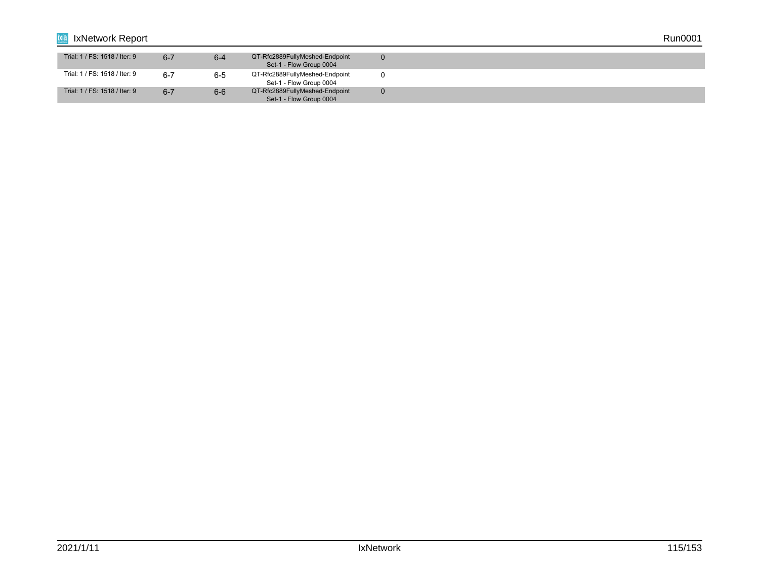| | | | | |
|---|---|---|---|---|
| Trial: 1 / FS: 1518 / Iter: 9 | 6-7 | 6-4 | QT-Rfc2889FullyMeshed-Endpoint Set-1 - Flow Group 0004 | 0 |
| Trial: 1 / FS: 1518 / Iter: 9 | 6-7 | 6-5 | QT-Rfc2889FullyMeshed-Endpoint Set-1 - Flow Group 0004 | 0 |
| Trial: 1 / FS: 1518 / Iter: 9 | 6-7 | 6-6 | QT-Rfc2889FullyMeshed-Endpoint Set-1 - Flow Group 0004 | 0 |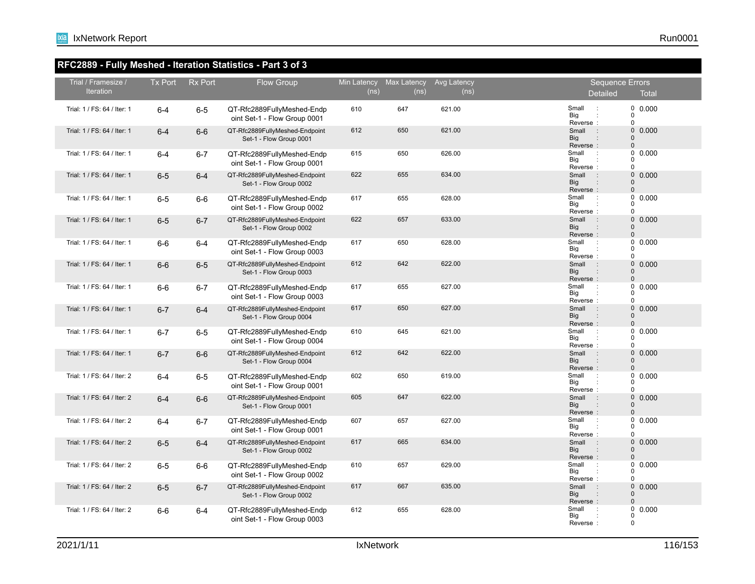## RFC2889 - Fully Meshed - Iteration Statistics - Part 3 of 3

| Trial / Framesize / Iteration | Tx Port | Rx Port | Flow Group | Min Latency (ns) | Max Latency (ns) | Avg Latency (ns) | Sequence Errors Detailed | Sequence Errors Total |
|---|---|---|---|---|---|---|---|---|
| Trial: 1 / FS: 64 / Iter: 1 | 6-4 | 6-5 | QT-Rfc2889FullyMeshed-Endpoint Set-1 - Flow Group 0001 | 610 | 647 | 621.00 | Small : 0 Big : 0 Reverse : 0 | 0.000 |
| Trial: 1 / FS: 64 / Iter: 1 | 6-4 | 6-6 | QT-Rfc2889FullyMeshed-Endpoint Set-1 - Flow Group 0001 | 612 | 650 | 621.00 | Small : 0 Big : 0 Reverse : 0 | 0.000 |
| Trial: 1 / FS: 64 / Iter: 1 | 6-4 | 6-7 | QT-Rfc2889FullyMeshed-Endpoint Set-1 - Flow Group 0001 | 615 | 650 | 626.00 | Small : 0 Big : 0 Reverse : 0 | 0.000 |
| Trial: 1 / FS: 64 / Iter: 1 | 6-5 | 6-4 | QT-Rfc2889FullyMeshed-Endpoint Set-1 - Flow Group 0002 | 622 | 655 | 634.00 | Small : 0 Big : 0 Reverse : 0 | 0.000 |
| Trial: 1 / FS: 64 / Iter: 1 | 6-5 | 6-6 | QT-Rfc2889FullyMeshed-Endpoint Set-1 - Flow Group 0002 | 617 | 655 | 628.00 | Small : 0 Big : 0 Reverse : 0 | 0.000 |
| Trial: 1 / FS: 64 / Iter: 1 | 6-5 | 6-7 | QT-Rfc2889FullyMeshed-Endpoint Set-1 - Flow Group 0002 | 622 | 657 | 633.00 | Small : 0 Big : 0 Reverse : 0 | 0.000 |
| Trial: 1 / FS: 64 / Iter: 1 | 6-6 | 6-4 | QT-Rfc2889FullyMeshed-Endpoint Set-1 - Flow Group 0003 | 617 | 650 | 628.00 | Small : 0 Big : 0 Reverse : 0 | 0.000 |
| Trial: 1 / FS: 64 / Iter: 1 | 6-6 | 6-5 | QT-Rfc2889FullyMeshed-Endpoint Set-1 - Flow Group 0003 | 612 | 642 | 622.00 | Small : 0 Big : 0 Reverse : 0 | 0.000 |
| Trial: 1 / FS: 64 / Iter: 1 | 6-6 | 6-7 | QT-Rfc2889FullyMeshed-Endpoint Set-1 - Flow Group 0003 | 617 | 655 | 627.00 | Small : 0 Big : 0 Reverse : 0 | 0.000 |
| Trial: 1 / FS: 64 / Iter: 1 | 6-7 | 6-4 | QT-Rfc2889FullyMeshed-Endpoint Set-1 - Flow Group 0004 | 617 | 650 | 627.00 | Small : 0 Big : 0 Reverse : 0 | 0.000 |
| Trial: 1 / FS: 64 / Iter: 1 | 6-7 | 6-5 | QT-Rfc2889FullyMeshed-Endpoint Set-1 - Flow Group 0004 | 610 | 645 | 621.00 | Small : 0 Big : 0 Reverse : 0 | 0.000 |
| Trial: 1 / FS: 64 / Iter: 1 | 6-7 | 6-6 | QT-Rfc2889FullyMeshed-Endpoint Set-1 - Flow Group 0004 | 612 | 642 | 622.00 | Small : 0 Big : 0 Reverse : 0 | 0.000 |
| Trial: 1 / FS: 64 / Iter: 2 | 6-4 | 6-5 | QT-Rfc2889FullyMeshed-Endpoint Set-1 - Flow Group 0001 | 602 | 650 | 619.00 | Small : 0 Big : 0 Reverse : 0 | 0.000 |
| Trial: 1 / FS: 64 / Iter: 2 | 6-4 | 6-6 | QT-Rfc2889FullyMeshed-Endpoint Set-1 - Flow Group 0001 | 605 | 647 | 622.00 | Small : 0 Big : 0 Reverse : 0 | 0.000 |
| Trial: 1 / FS: 64 / Iter: 2 | 6-4 | 6-7 | QT-Rfc2889FullyMeshed-Endpoint Set-1 - Flow Group 0001 | 607 | 657 | 627.00 | Small : 0 Big : 0 Reverse : 0 | 0.000 |
| Trial: 1 / FS: 64 / Iter: 2 | 6-5 | 6-4 | QT-Rfc2889FullyMeshed-Endpoint Set-1 - Flow Group 0002 | 617 | 665 | 634.00 | Small : 0 Big : 0 Reverse : 0 | 0.000 |
| Trial: 1 / FS: 64 / Iter: 2 | 6-5 | 6-6 | QT-Rfc2889FullyMeshed-Endpoint Set-1 - Flow Group 0002 | 610 | 657 | 629.00 | Small : 0 Big : 0 Reverse : 0 | 0.000 |
| Trial: 1 / FS: 64 / Iter: 2 | 6-5 | 6-7 | QT-Rfc2889FullyMeshed-Endpoint Set-1 - Flow Group 0002 | 617 | 667 | 635.00 | Small : 0 Big : 0 Reverse : 0 | 0.000 |
| Trial: 1 / FS: 64 / Iter: 2 | 6-6 | 6-4 | QT-Rfc2889FullyMeshed-Endpoint Set-1 - Flow Group 0003 | 612 | 655 | 628.00 | Small : 0 Big : 0 Reverse : 0 | 0.000 |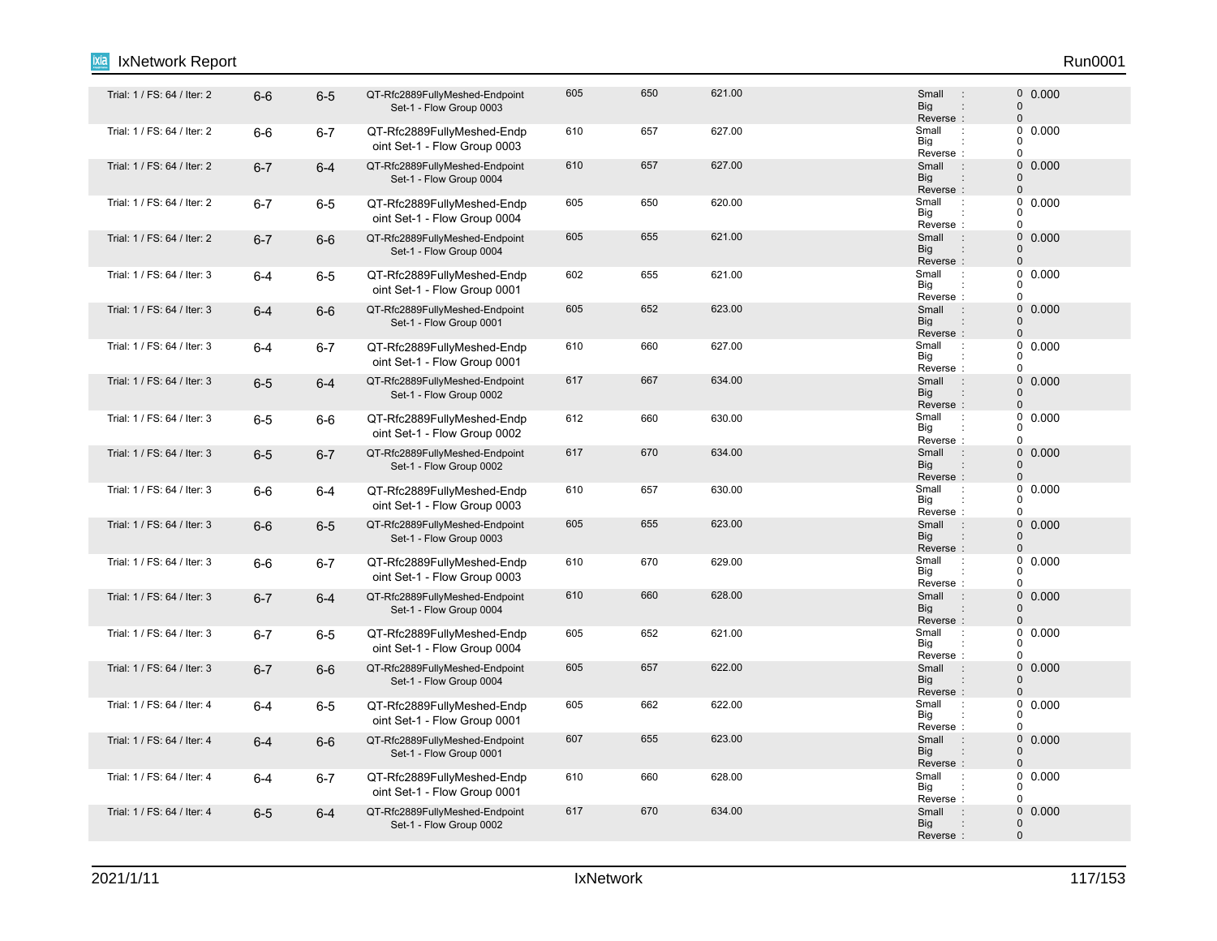| | | | | | | | | |
|---|---|---|---|---|---|---|---|---|
| Trial: 1 / FS: 64 / Iter: 2 | 6-6 | 6-5 | QT-Rfc2889FullyMeshed-Endpoint Set-1 - Flow Group 0003 | 605 | 650 | 621.00 | Small : 0<br>Big : 0<br>Reverse : 0 | 0.000 |
| Trial: 1 / FS: 64 / Iter: 2 | 6-6 | 6-7 | QT-Rfc2889FullyMeshed-Endpoint Set-1 - Flow Group 0003 | 610 | 657 | 627.00 | Small : 0<br>Big : 0<br>Reverse : 0 | 0.000 |
| Trial: 1 / FS: 64 / Iter: 2 | 6-7 | 6-4 | QT-Rfc2889FullyMeshed-Endpoint Set-1 - Flow Group 0004 | 610 | 657 | 627.00 | Small : 0<br>Big : 0<br>Reverse : 0 | 0.000 |
| Trial: 1 / FS: 64 / Iter: 2 | 6-7 | 6-5 | QT-Rfc2889FullyMeshed-Endpoint Set-1 - Flow Group 0004 | 605 | 650 | 620.00 | Small : 0<br>Big : 0<br>Reverse : 0 | 0.000 |
| Trial: 1 / FS: 64 / Iter: 2 | 6-7 | 6-6 | QT-Rfc2889FullyMeshed-Endpoint Set-1 - Flow Group 0004 | 605 | 655 | 621.00 | Small : 0<br>Big : 0<br>Reverse : 0 | 0.000 |
| Trial: 1 / FS: 64 / Iter: 3 | 6-4 | 6-5 | QT-Rfc2889FullyMeshed-Endpoint Set-1 - Flow Group 0001 | 602 | 655 | 621.00 | Small : 0<br>Big : 0<br>Reverse : 0 | 0.000 |
| Trial: 1 / FS: 64 / Iter: 3 | 6-4 | 6-6 | QT-Rfc2889FullyMeshed-Endpoint Set-1 - Flow Group 0001 | 605 | 652 | 623.00 | Small : 0<br>Big : 0<br>Reverse : 0 | 0.000 |
| Trial: 1 / FS: 64 / Iter: 3 | 6-4 | 6-7 | QT-Rfc2889FullyMeshed-Endpoint Set-1 - Flow Group 0001 | 610 | 660 | 627.00 | Small : 0<br>Big : 0<br>Reverse : 0 | 0.000 |
| Trial: 1 / FS: 64 / Iter: 3 | 6-5 | 6-4 | QT-Rfc2889FullyMeshed-Endpoint Set-1 - Flow Group 0002 | 617 | 667 | 634.00 | Small : 0<br>Big : 0<br>Reverse : 0 | 0.000 |
| Trial: 1 / FS: 64 / Iter: 3 | 6-5 | 6-6 | QT-Rfc2889FullyMeshed-Endpoint Set-1 - Flow Group 0002 | 612 | 660 | 630.00 | Small : 0<br>Big : 0<br>Reverse : 0 | 0.000 |
| Trial: 1 / FS: 64 / Iter: 3 | 6-5 | 6-7 | QT-Rfc2889FullyMeshed-Endpoint Set-1 - Flow Group 0002 | 617 | 670 | 634.00 | Small : 0<br>Big : 0<br>Reverse : 0 | 0.000 |
| Trial: 1 / FS: 64 / Iter: 3 | 6-6 | 6-4 | QT-Rfc2889FullyMeshed-Endpoint Set-1 - Flow Group 0003 | 610 | 657 | 630.00 | Small : 0<br>Big : 0<br>Reverse : 0 | 0.000 |
| Trial: 1 / FS: 64 / Iter: 3 | 6-6 | 6-5 | QT-Rfc2889FullyMeshed-Endpoint Set-1 - Flow Group 0003 | 605 | 655 | 623.00 | Small : 0<br>Big : 0<br>Reverse : 0 | 0.000 |
| Trial: 1 / FS: 64 / Iter: 3 | 6-6 | 6-7 | QT-Rfc2889FullyMeshed-Endpoint Set-1 - Flow Group 0003 | 610 | 670 | 629.00 | Small : 0<br>Big : 0<br>Reverse : 0 | 0.000 |
| Trial: 1 / FS: 64 / Iter: 3 | 6-7 | 6-4 | QT-Rfc2889FullyMeshed-Endpoint Set-1 - Flow Group 0004 | 610 | 660 | 628.00 | Small : 0<br>Big : 0<br>Reverse : 0 | 0.000 |
| Trial: 1 / FS: 64 / Iter: 3 | 6-7 | 6-5 | QT-Rfc2889FullyMeshed-Endpoint Set-1 - Flow Group 0004 | 605 | 652 | 621.00 | Small : 0<br>Big : 0<br>Reverse : 0 | 0.000 |
| Trial: 1 / FS: 64 / Iter: 3 | 6-7 | 6-6 | QT-Rfc2889FullyMeshed-Endpoint Set-1 - Flow Group 0004 | 605 | 657 | 622.00 | Small : 0<br>Big : 0<br>Reverse : 0 | 0.000 |
| Trial: 1 / FS: 64 / Iter: 4 | 6-4 | 6-5 | QT-Rfc2889FullyMeshed-Endpoint Set-1 - Flow Group 0001 | 605 | 662 | 622.00 | Small : 0<br>Big : 0<br>Reverse : 0 | 0.000 |
| Trial: 1 / FS: 64 / Iter: 4 | 6-4 | 6-6 | QT-Rfc2889FullyMeshed-Endpoint Set-1 - Flow Group 0001 | 607 | 655 | 623.00 | Small : 0<br>Big : 0<br>Reverse : 0 | 0.000 |
| Trial: 1 / FS: 64 / Iter: 4 | 6-4 | 6-7 | QT-Rfc2889FullyMeshed-Endpoint Set-1 - Flow Group 0001 | 610 | 660 | 628.00 | Small : 0<br>Big : 0<br>Reverse : 0 | 0.000 |
| Trial: 1 / FS: 64 / Iter: 4 | 6-5 | 6-4 | QT-Rfc2889FullyMeshed-Endpoint Set-1 - Flow Group 0002 | 617 | 670 | 634.00 | Small : 0<br>Big : 0<br>Reverse : 0 | 0.000 |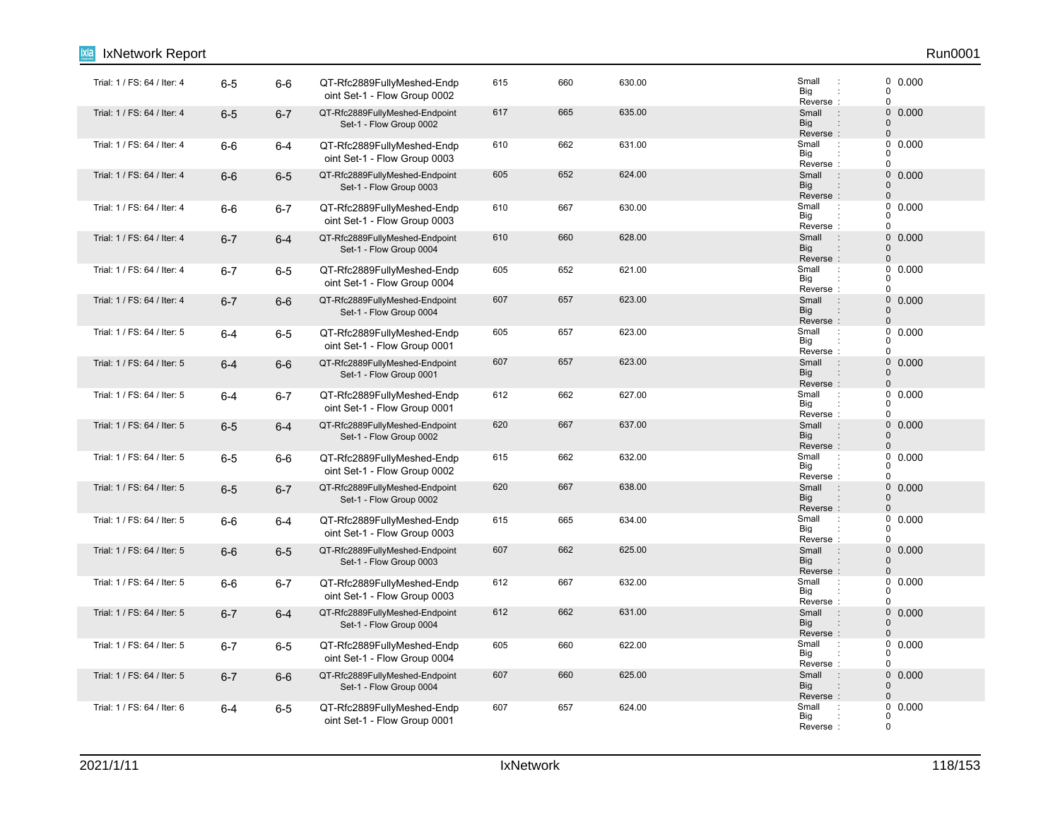| | | | | | | | | |
|---|---|---|---|---|---|---|---|---|
| Trial: 1 / FS: 64 / Iter: 4 | 6-5 | 6-6 | QT-Rfc2889FullyMeshed-Endpoint Set-1 - Flow Group 0002 | 615 | 660 | 630.00 | Small : 0<br>Big : 0<br>Reverse : 0 | 0.000 |
| Trial: 1 / FS: 64 / Iter: 4 | 6-5 | 6-7 | QT-Rfc2889FullyMeshed-Endpoint Set-1 - Flow Group 0002 | 617 | 665 | 635.00 | Small : 0<br>Big : 0<br>Reverse : 0 | 0.000 |
| Trial: 1 / FS: 64 / Iter: 4 | 6-6 | 6-4 | QT-Rfc2889FullyMeshed-Endpoint Set-1 - Flow Group 0003 | 610 | 662 | 631.00 | Small : 0<br>Big : 0<br>Reverse : 0 | 0.000 |
| Trial: 1 / FS: 64 / Iter: 4 | 6-6 | 6-5 | QT-Rfc2889FullyMeshed-Endpoint Set-1 - Flow Group 0003 | 605 | 652 | 624.00 | Small : 0<br>Big : 0<br>Reverse : 0 | 0.000 |
| Trial: 1 / FS: 64 / Iter: 4 | 6-6 | 6-7 | QT-Rfc2889FullyMeshed-Endpoint Set-1 - Flow Group 0003 | 610 | 667 | 630.00 | Small : 0<br>Big : 0<br>Reverse : 0 | 0.000 |
| Trial: 1 / FS: 64 / Iter: 4 | 6-7 | 6-4 | QT-Rfc2889FullyMeshed-Endpoint Set-1 - Flow Group 0004 | 610 | 660 | 628.00 | Small : 0<br>Big : 0<br>Reverse : 0 | 0.000 |
| Trial: 1 / FS: 64 / Iter: 4 | 6-7 | 6-5 | QT-Rfc2889FullyMeshed-Endpoint Set-1 - Flow Group 0004 | 605 | 652 | 621.00 | Small : 0<br>Big : 0<br>Reverse : 0 | 0.000 |
| Trial: 1 / FS: 64 / Iter: 4 | 6-7 | 6-6 | QT-Rfc2889FullyMeshed-Endpoint Set-1 - Flow Group 0004 | 607 | 657 | 623.00 | Small : 0<br>Big : 0<br>Reverse : 0 | 0.000 |
| Trial: 1 / FS: 64 / Iter: 5 | 6-4 | 6-5 | QT-Rfc2889FullyMeshed-Endpoint Set-1 - Flow Group 0001 | 605 | 657 | 623.00 | Small : 0<br>Big : 0<br>Reverse : 0 | 0.000 |
| Trial: 1 / FS: 64 / Iter: 5 | 6-4 | 6-6 | QT-Rfc2889FullyMeshed-Endpoint Set-1 - Flow Group 0001 | 607 | 657 | 623.00 | Small : 0<br>Big : 0<br>Reverse : 0 | 0.000 |
| Trial: 1 / FS: 64 / Iter: 5 | 6-4 | 6-7 | QT-Rfc2889FullyMeshed-Endpoint Set-1 - Flow Group 0001 | 612 | 662 | 627.00 | Small : 0<br>Big : 0<br>Reverse : 0 | 0.000 |
| Trial: 1 / FS: 64 / Iter: 5 | 6-5 | 6-4 | QT-Rfc2889FullyMeshed-Endpoint Set-1 - Flow Group 0002 | 620 | 667 | 637.00 | Small : 0<br>Big : 0<br>Reverse : 0 | 0.000 |
| Trial: 1 / FS: 64 / Iter: 5 | 6-5 | 6-6 | QT-Rfc2889FullyMeshed-Endpoint Set-1 - Flow Group 0002 | 615 | 662 | 632.00 | Small : 0<br>Big : 0<br>Reverse : 0 | 0.000 |
| Trial: 1 / FS: 64 / Iter: 5 | 6-5 | 6-7 | QT-Rfc2889FullyMeshed-Endpoint Set-1 - Flow Group 0002 | 620 | 667 | 638.00 | Small : 0<br>Big : 0<br>Reverse : 0 | 0.000 |
| Trial: 1 / FS: 64 / Iter: 5 | 6-6 | 6-4 | QT-Rfc2889FullyMeshed-Endpoint Set-1 - Flow Group 0003 | 615 | 665 | 634.00 | Small : 0<br>Big : 0<br>Reverse : 0 | 0.000 |
| Trial: 1 / FS: 64 / Iter: 5 | 6-6 | 6-5 | QT-Rfc2889FullyMeshed-Endpoint Set-1 - Flow Group 0003 | 607 | 662 | 625.00 | Small : 0<br>Big : 0<br>Reverse : 0 | 0.000 |
| Trial: 1 / FS: 64 / Iter: 5 | 6-6 | 6-7 | QT-Rfc2889FullyMeshed-Endpoint Set-1 - Flow Group 0003 | 612 | 667 | 632.00 | Small : 0<br>Big : 0<br>Reverse : 0 | 0.000 |
| Trial: 1 / FS: 64 / Iter: 5 | 6-7 | 6-4 | QT-Rfc2889FullyMeshed-Endpoint Set-1 - Flow Group 0004 | 612 | 662 | 631.00 | Small : 0<br>Big : 0<br>Reverse : 0 | 0.000 |
| Trial: 1 / FS: 64 / Iter: 5 | 6-7 | 6-5 | QT-Rfc2889FullyMeshed-Endpoint Set-1 - Flow Group 0004 | 605 | 660 | 622.00 | Small : 0<br>Big : 0<br>Reverse : 0 | 0.000 |
| Trial: 1 / FS: 64 / Iter: 5 | 6-7 | 6-6 | QT-Rfc2889FullyMeshed-Endpoint Set-1 - Flow Group 0004 | 607 | 660 | 625.00 | Small : 0<br>Big : 0<br>Reverse : 0 | 0.000 |
| Trial: 1 / FS: 64 / Iter: 6 | 6-4 | 6-5 | QT-Rfc2889FullyMeshed-Endpoint Set-1 - Flow Group 0001 | 607 | 657 | 624.00 | Small : 0<br>Big : 0<br>Reverse : 0 | 0.000 |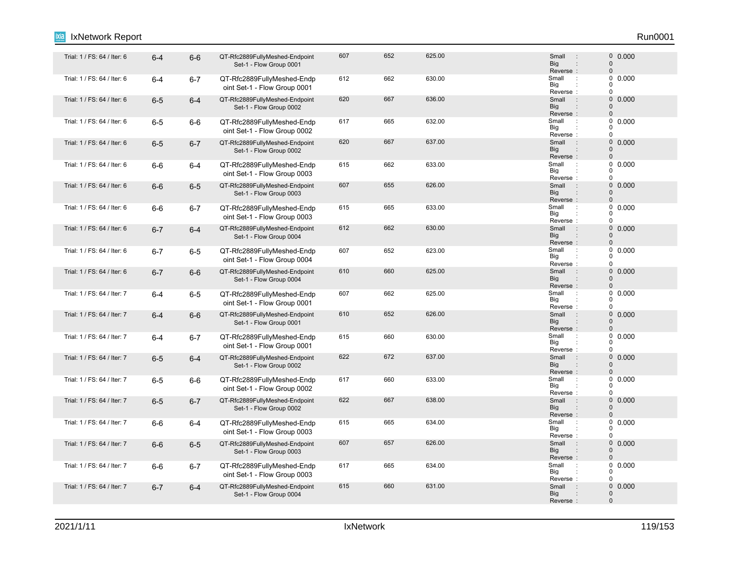| | | | | | | | | |
|---|---|---|---|---|---|---|---|---|
| Trial: 1 / FS: 64 / Iter: 6 | 6-4 | 6-6 | QT-Rfc2889FullyMeshed-Endpoint Set-1 - Flow Group 0001 | 607 | 652 | 625.00 | Small : 0<br>Big : 0<br>Reverse : 0 | 0.000 |
| Trial: 1 / FS: 64 / Iter: 6 | 6-4 | 6-7 | QT-Rfc2889FullyMeshed-Endpoint Set-1 - Flow Group 0001 | 612 | 662 | 630.00 | Small : 0<br>Big : 0<br>Reverse : 0 | 0.000 |
| Trial: 1 / FS: 64 / Iter: 6 | 6-5 | 6-4 | QT-Rfc2889FullyMeshed-Endpoint Set-1 - Flow Group 0002 | 620 | 667 | 636.00 | Small : 0<br>Big : 0<br>Reverse : 0 | 0.000 |
| Trial: 1 / FS: 64 / Iter: 6 | 6-5 | 6-6 | QT-Rfc2889FullyMeshed-Endpoint Set-1 - Flow Group 0002 | 617 | 665 | 632.00 | Small : 0<br>Big : 0<br>Reverse : 0 | 0.000 |
| Trial: 1 / FS: 64 / Iter: 6 | 6-5 | 6-7 | QT-Rfc2889FullyMeshed-Endpoint Set-1 - Flow Group 0002 | 620 | 667 | 637.00 | Small : 0<br>Big : 0<br>Reverse : 0 | 0.000 |
| Trial: 1 / FS: 64 / Iter: 6 | 6-6 | 6-4 | QT-Rfc2889FullyMeshed-Endpoint Set-1 - Flow Group 0003 | 615 | 662 | 633.00 | Small : 0<br>Big : 0<br>Reverse : 0 | 0.000 |
| Trial: 1 / FS: 64 / Iter: 6 | 6-6 | 6-5 | QT-Rfc2889FullyMeshed-Endpoint Set-1 - Flow Group 0003 | 607 | 655 | 626.00 | Small : 0<br>Big : 0<br>Reverse : 0 | 0.000 |
| Trial: 1 / FS: 64 / Iter: 6 | 6-6 | 6-7 | QT-Rfc2889FullyMeshed-Endpoint Set-1 - Flow Group 0003 | 615 | 665 | 633.00 | Small : 0<br>Big : 0<br>Reverse : 0 | 0.000 |
| Trial: 1 / FS: 64 / Iter: 6 | 6-7 | 6-4 | QT-Rfc2889FullyMeshed-Endpoint Set-1 - Flow Group 0004 | 612 | 662 | 630.00 | Small : 0<br>Big : 0<br>Reverse : 0 | 0.000 |
| Trial: 1 / FS: 64 / Iter: 6 | 6-7 | 6-5 | QT-Rfc2889FullyMeshed-Endpoint Set-1 - Flow Group 0004 | 607 | 652 | 623.00 | Small : 0<br>Big : 0<br>Reverse : 0 | 0.000 |
| Trial: 1 / FS: 64 / Iter: 6 | 6-7 | 6-6 | QT-Rfc2889FullyMeshed-Endpoint Set-1 - Flow Group 0004 | 610 | 660 | 625.00 | Small : 0<br>Big : 0<br>Reverse : 0 | 0.000 |
| Trial: 1 / FS: 64 / Iter: 7 | 6-4 | 6-5 | QT-Rfc2889FullyMeshed-Endpoint Set-1 - Flow Group 0001 | 607 | 662 | 625.00 | Small : 0<br>Big : 0<br>Reverse : 0 | 0.000 |
| Trial: 1 / FS: 64 / Iter: 7 | 6-4 | 6-6 | QT-Rfc2889FullyMeshed-Endpoint Set-1 - Flow Group 0001 | 610 | 652 | 626.00 | Small : 0<br>Big : 0<br>Reverse : 0 | 0.000 |
| Trial: 1 / FS: 64 / Iter: 7 | 6-4 | 6-7 | QT-Rfc2889FullyMeshed-Endpoint Set-1 - Flow Group 0001 | 615 | 660 | 630.00 | Small : 0<br>Big : 0<br>Reverse : 0 | 0.000 |
| Trial: 1 / FS: 64 / Iter: 7 | 6-5 | 6-4 | QT-Rfc2889FullyMeshed-Endpoint Set-1 - Flow Group 0002 | 622 | 672 | 637.00 | Small : 0<br>Big : 0<br>Reverse : 0 | 0.000 |
| Trial: 1 / FS: 64 / Iter: 7 | 6-5 | 6-6 | QT-Rfc2889FullyMeshed-Endpoint Set-1 - Flow Group 0002 | 617 | 660 | 633.00 | Small : 0<br>Big : 0<br>Reverse : 0 | 0.000 |
| Trial: 1 / FS: 64 / Iter: 7 | 6-5 | 6-7 | QT-Rfc2889FullyMeshed-Endpoint Set-1 - Flow Group 0002 | 622 | 667 | 638.00 | Small : 0<br>Big : 0<br>Reverse : 0 | 0.000 |
| Trial: 1 / FS: 64 / Iter: 7 | 6-6 | 6-4 | QT-Rfc2889FullyMeshed-Endpoint Set-1 - Flow Group 0003 | 615 | 665 | 634.00 | Small : 0<br>Big : 0<br>Reverse : 0 | 0.000 |
| Trial: 1 / FS: 64 / Iter: 7 | 6-6 | 6-5 | QT-Rfc2889FullyMeshed-Endpoint Set-1 - Flow Group 0003 | 607 | 657 | 626.00 | Small : 0<br>Big : 0<br>Reverse : 0 | 0.000 |
| Trial: 1 / FS: 64 / Iter: 7 | 6-6 | 6-7 | QT-Rfc2889FullyMeshed-Endpoint Set-1 - Flow Group 0003 | 617 | 665 | 634.00 | Small : 0<br>Big : 0<br>Reverse : 0 | 0.000 |
| Trial: 1 / FS: 64 / Iter: 7 | 6-7 | 6-4 | QT-Rfc2889FullyMeshed-Endpoint Set-1 - Flow Group 0004 | 615 | 660 | 631.00 | Small : 0<br>Big : 0<br>Reverse : 0 | 0.000 |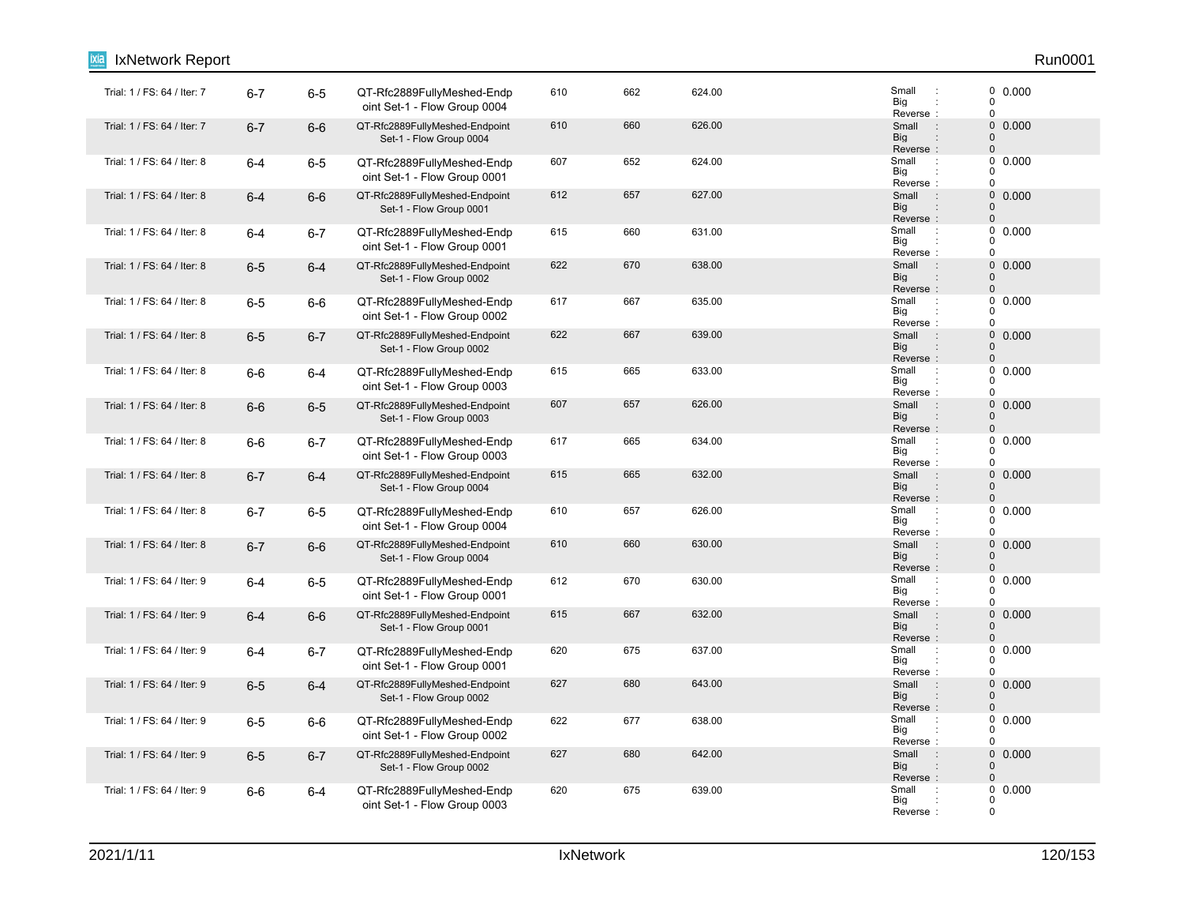| Trial / FS / Iter | Tx Port | Rx Port | Traffic Item | Min | Max | Avg | Sequence Errors | | Loss % |
|---|---|---|---|---|---|---|---|---|---|
| Trial: 1 / FS: 64 / Iter: 7 | 6-7 | 6-5 | QT-Rfc2889FullyMeshed-Endpoint Set-1 - Flow Group 0004 | 610 | 662 | 624.00 | Small :<br>Big :<br>Reverse : | 0<br>0<br>0 | 0.000 |
| Trial: 1 / FS: 64 / Iter: 7 | 6-7 | 6-6 | QT-Rfc2889FullyMeshed-Endpoint Set-1 - Flow Group 0004 | 610 | 660 | 626.00 | Small :<br>Big :<br>Reverse : | 0<br>0<br>0 | 0.000 |
| Trial: 1 / FS: 64 / Iter: 8 | 6-4 | 6-5 | QT-Rfc2889FullyMeshed-Endpoint Set-1 - Flow Group 0001 | 607 | 652 | 624.00 | Small :<br>Big :<br>Reverse : | 0<br>0<br>0 | 0.000 |
| Trial: 1 / FS: 64 / Iter: 8 | 6-4 | 6-6 | QT-Rfc2889FullyMeshed-Endpoint Set-1 - Flow Group 0001 | 612 | 657 | 627.00 | Small :<br>Big :<br>Reverse : | 0<br>0<br>0 | 0.000 |
| Trial: 1 / FS: 64 / Iter: 8 | 6-4 | 6-7 | QT-Rfc2889FullyMeshed-Endpoint Set-1 - Flow Group 0001 | 615 | 660 | 631.00 | Small :<br>Big :<br>Reverse : | 0<br>0<br>0 | 0.000 |
| Trial: 1 / FS: 64 / Iter: 8 | 6-5 | 6-4 | QT-Rfc2889FullyMeshed-Endpoint Set-1 - Flow Group 0002 | 622 | 670 | 638.00 | Small :<br>Big :<br>Reverse : | 0<br>0<br>0 | 0.000 |
| Trial: 1 / FS: 64 / Iter: 8 | 6-5 | 6-6 | QT-Rfc2889FullyMeshed-Endpoint Set-1 - Flow Group 0002 | 617 | 667 | 635.00 | Small :<br>Big :<br>Reverse : | 0<br>0<br>0 | 0.000 |
| Trial: 1 / FS: 64 / Iter: 8 | 6-5 | 6-7 | QT-Rfc2889FullyMeshed-Endpoint Set-1 - Flow Group 0002 | 622 | 667 | 639.00 | Small :<br>Big :<br>Reverse : | 0<br>0<br>0 | 0.000 |
| Trial: 1 / FS: 64 / Iter: 8 | 6-6 | 6-4 | QT-Rfc2889FullyMeshed-Endpoint Set-1 - Flow Group 0003 | 615 | 665 | 633.00 | Small :<br>Big :<br>Reverse : | 0<br>0<br>0 | 0.000 |
| Trial: 1 / FS: 64 / Iter: 8 | 6-6 | 6-5 | QT-Rfc2889FullyMeshed-Endpoint Set-1 - Flow Group 0003 | 607 | 657 | 626.00 | Small :<br>Big :<br>Reverse : | 0<br>0<br>0 | 0.000 |
| Trial: 1 / FS: 64 / Iter: 8 | 6-6 | 6-7 | QT-Rfc2889FullyMeshed-Endpoint Set-1 - Flow Group 0003 | 617 | 665 | 634.00 | Small :<br>Big :<br>Reverse : | 0<br>0<br>0 | 0.000 |
| Trial: 1 / FS: 64 / Iter: 8 | 6-7 | 6-4 | QT-Rfc2889FullyMeshed-Endpoint Set-1 - Flow Group 0004 | 615 | 665 | 632.00 | Small :<br>Big :<br>Reverse : | 0<br>0<br>0 | 0.000 |
| Trial: 1 / FS: 64 / Iter: 8 | 6-7 | 6-5 | QT-Rfc2889FullyMeshed-Endpoint Set-1 - Flow Group 0004 | 610 | 657 | 626.00 | Small :<br>Big :<br>Reverse : | 0<br>0<br>0 | 0.000 |
| Trial: 1 / FS: 64 / Iter: 8 | 6-7 | 6-6 | QT-Rfc2889FullyMeshed-Endpoint Set-1 - Flow Group 0004 | 610 | 660 | 630.00 | Small :<br>Big :<br>Reverse : | 0<br>0<br>0 | 0.000 |
| Trial: 1 / FS: 64 / Iter: 9 | 6-4 | 6-5 | QT-Rfc2889FullyMeshed-Endpoint Set-1 - Flow Group 0001 | 612 | 670 | 630.00 | Small :<br>Big :<br>Reverse : | 0<br>0<br>0 | 0.000 |
| Trial: 1 / FS: 64 / Iter: 9 | 6-4 | 6-6 | QT-Rfc2889FullyMeshed-Endpoint Set-1 - Flow Group 0001 | 615 | 667 | 632.00 | Small :<br>Big :<br>Reverse : | 0<br>0<br>0 | 0.000 |
| Trial: 1 / FS: 64 / Iter: 9 | 6-4 | 6-7 | QT-Rfc2889FullyMeshed-Endpoint Set-1 - Flow Group 0001 | 620 | 675 | 637.00 | Small :<br>Big :<br>Reverse : | 0<br>0<br>0 | 0.000 |
| Trial: 1 / FS: 64 / Iter: 9 | 6-5 | 6-4 | QT-Rfc2889FullyMeshed-Endpoint Set-1 - Flow Group 0002 | 627 | 680 | 643.00 | Small :<br>Big :<br>Reverse : | 0<br>0<br>0 | 0.000 |
| Trial: 1 / FS: 64 / Iter: 9 | 6-5 | 6-6 | QT-Rfc2889FullyMeshed-Endpoint Set-1 - Flow Group 0002 | 622 | 677 | 638.00 | Small :<br>Big :<br>Reverse : | 0<br>0<br>0 | 0.000 |
| Trial: 1 / FS: 64 / Iter: 9 | 6-5 | 6-7 | QT-Rfc2889FullyMeshed-Endpoint Set-1 - Flow Group 0002 | 627 | 680 | 642.00 | Small :<br>Big :<br>Reverse : | 0<br>0<br>0 | 0.000 |
| Trial: 1 / FS: 64 / Iter: 9 | 6-6 | 6-4 | QT-Rfc2889FullyMeshed-Endpoint Set-1 - Flow Group 0003 | 620 | 675 | 639.00 | Small :<br>Big :<br>Reverse : | 0<br>0<br>0 | 0.000 |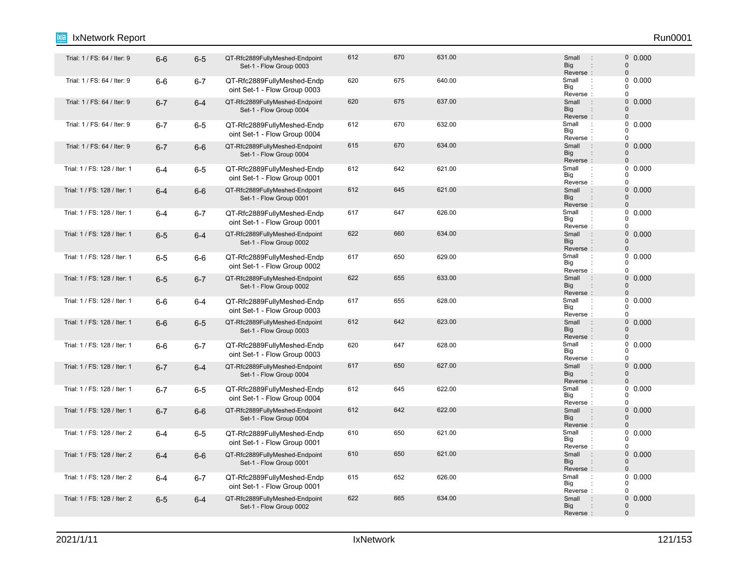| Trial: 1 / FS: 64 / Iter: 9 | 6-6 | 6-5 | QT-Rfc2889FullyMeshed-Endpoint Set-1 - Flow Group 0003 | 612 | 670 | 631.00 | Small : 0<br>Big : 0<br>Reverse : 0 | 0.000 |
|---|---|---|---|---|---|---|---|---|
| Trial: 1 / FS: 64 / Iter: 9 | 6-6 | 6-7 | QT-Rfc2889FullyMeshed-Endpoint Set-1 - Flow Group 0003 | 620 | 675 | 640.00 | Small : 0<br>Big : 0<br>Reverse : 0 | 0.000 |
| Trial: 1 / FS: 64 / Iter: 9 | 6-7 | 6-4 | QT-Rfc2889FullyMeshed-Endpoint Set-1 - Flow Group 0004 | 620 | 675 | 637.00 | Small : 0<br>Big : 0<br>Reverse : 0 | 0.000 |
| Trial: 1 / FS: 64 / Iter: 9 | 6-7 | 6-5 | QT-Rfc2889FullyMeshed-Endpoint Set-1 - Flow Group 0004 | 612 | 670 | 632.00 | Small : 0<br>Big : 0<br>Reverse : 0 | 0.000 |
| Trial: 1 / FS: 64 / Iter: 9 | 6-7 | 6-6 | QT-Rfc2889FullyMeshed-Endpoint Set-1 - Flow Group 0004 | 615 | 670 | 634.00 | Small : 0<br>Big : 0<br>Reverse : 0 | 0.000 |
| Trial: 1 / FS: 128 / Iter: 1 | 6-4 | 6-5 | QT-Rfc2889FullyMeshed-Endpoint Set-1 - Flow Group 0001 | 612 | 642 | 621.00 | Small : 0<br>Big : 0<br>Reverse : 0 | 0.000 |
| Trial: 1 / FS: 128 / Iter: 1 | 6-4 | 6-6 | QT-Rfc2889FullyMeshed-Endpoint Set-1 - Flow Group 0001 | 612 | 645 | 621.00 | Small : 0<br>Big : 0<br>Reverse : 0 | 0.000 |
| Trial: 1 / FS: 128 / Iter: 1 | 6-4 | 6-7 | QT-Rfc2889FullyMeshed-Endpoint Set-1 - Flow Group 0001 | 617 | 647 | 626.00 | Small : 0<br>Big : 0<br>Reverse : 0 | 0.000 |
| Trial: 1 / FS: 128 / Iter: 1 | 6-5 | 6-4 | QT-Rfc2889FullyMeshed-Endpoint Set-1 - Flow Group 0002 | 622 | 660 | 634.00 | Small : 0<br>Big : 0<br>Reverse : 0 | 0.000 |
| Trial: 1 / FS: 128 / Iter: 1 | 6-5 | 6-6 | QT-Rfc2889FullyMeshed-Endpoint Set-1 - Flow Group 0002 | 617 | 650 | 629.00 | Small : 0<br>Big : 0<br>Reverse : 0 | 0.000 |
| Trial: 1 / FS: 128 / Iter: 1 | 6-5 | 6-7 | QT-Rfc2889FullyMeshed-Endpoint Set-1 - Flow Group 0002 | 622 | 655 | 633.00 | Small : 0<br>Big : 0<br>Reverse : 0 | 0.000 |
| Trial: 1 / FS: 128 / Iter: 1 | 6-6 | 6-4 | QT-Rfc2889FullyMeshed-Endpoint Set-1 - Flow Group 0003 | 617 | 655 | 628.00 | Small : 0<br>Big : 0<br>Reverse : 0 | 0.000 |
| Trial: 1 / FS: 128 / Iter: 1 | 6-6 | 6-5 | QT-Rfc2889FullyMeshed-Endpoint Set-1 - Flow Group 0003 | 612 | 642 | 623.00 | Small : 0<br>Big : 0<br>Reverse : 0 | 0.000 |
| Trial: 1 / FS: 128 / Iter: 1 | 6-6 | 6-7 | QT-Rfc2889FullyMeshed-Endpoint Set-1 - Flow Group 0003 | 620 | 647 | 628.00 | Small : 0<br>Big : 0<br>Reverse : 0 | 0.000 |
| Trial: 1 / FS: 128 / Iter: 1 | 6-7 | 6-4 | QT-Rfc2889FullyMeshed-Endpoint Set-1 - Flow Group 0004 | 617 | 650 | 627.00 | Small : 0<br>Big : 0<br>Reverse : 0 | 0.000 |
| Trial: 1 / FS: 128 / Iter: 1 | 6-7 | 6-5 | QT-Rfc2889FullyMeshed-Endpoint Set-1 - Flow Group 0004 | 612 | 645 | 622.00 | Small : 0<br>Big : 0<br>Reverse : 0 | 0.000 |
| Trial: 1 / FS: 128 / Iter: 1 | 6-7 | 6-6 | QT-Rfc2889FullyMeshed-Endpoint Set-1 - Flow Group 0004 | 612 | 642 | 622.00 | Small : 0<br>Big : 0<br>Reverse : 0 | 0.000 |
| Trial: 1 / FS: 128 / Iter: 2 | 6-4 | 6-5 | QT-Rfc2889FullyMeshed-Endpoint Set-1 - Flow Group 0001 | 610 | 650 | 621.00 | Small : 0<br>Big : 0<br>Reverse : 0 | 0.000 |
| Trial: 1 / FS: 128 / Iter: 2 | 6-4 | 6-6 | QT-Rfc2889FullyMeshed-Endpoint Set-1 - Flow Group 0001 | 610 | 650 | 621.00 | Small : 0<br>Big : 0<br>Reverse : 0 | 0.000 |
| Trial: 1 / FS: 128 / Iter: 2 | 6-4 | 6-7 | QT-Rfc2889FullyMeshed-Endpoint Set-1 - Flow Group 0001 | 615 | 652 | 626.00 | Small : 0<br>Big : 0<br>Reverse : 0 | 0.000 |
| Trial: 1 / FS: 128 / Iter: 2 | 6-5 | 6-4 | QT-Rfc2889FullyMeshed-Endpoint Set-1 - Flow Group 0002 | 622 | 665 | 634.00 | Small : 0<br>Big : 0<br>Reverse : 0 | 0.000 |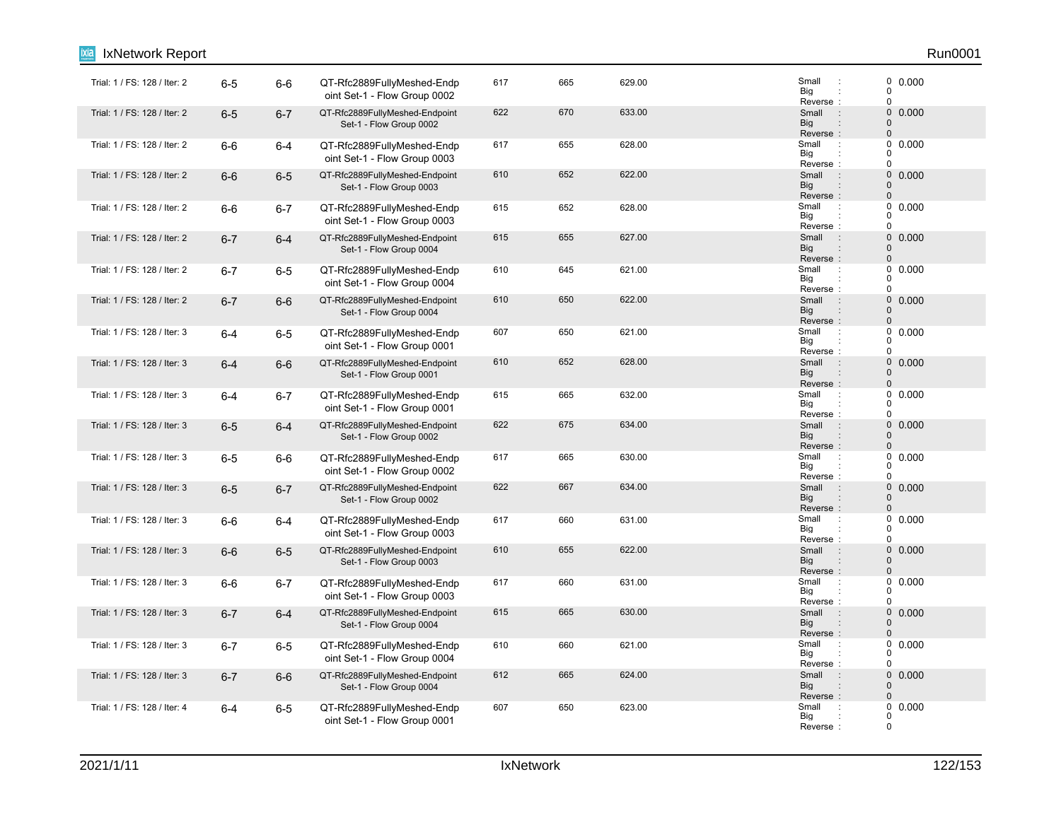| | | | | | | | | |
|---|---|---|---|---|---|---|---|---|
| Trial: 1 / FS: 128 / Iter: 2 | 6-5 | 6-6 | QT-Rfc2889FullyMeshed-Endpoint Set-1 - Flow Group 0002 | 617 | 665 | 629.00 | Small : 0 Big : 0 Reverse : 0 | 0.000 |
| Trial: 1 / FS: 128 / Iter: 2 | 6-5 | 6-7 | QT-Rfc2889FullyMeshed-Endpoint Set-1 - Flow Group 0002 | 622 | 670 | 633.00 | Small : 0 Big : 0 Reverse : 0 | 0.000 |
| Trial: 1 / FS: 128 / Iter: 2 | 6-6 | 6-4 | QT-Rfc2889FullyMeshed-Endpoint Set-1 - Flow Group 0003 | 617 | 655 | 628.00 | Small : 0 Big : 0 Reverse : 0 | 0.000 |
| Trial: 1 / FS: 128 / Iter: 2 | 6-6 | 6-5 | QT-Rfc2889FullyMeshed-Endpoint Set-1 - Flow Group 0003 | 610 | 652 | 622.00 | Small : 0 Big : 0 Reverse : 0 | 0.000 |
| Trial: 1 / FS: 128 / Iter: 2 | 6-6 | 6-7 | QT-Rfc2889FullyMeshed-Endpoint Set-1 - Flow Group 0003 | 615 | 652 | 628.00 | Small : 0 Big : 0 Reverse : 0 | 0.000 |
| Trial: 1 / FS: 128 / Iter: 2 | 6-7 | 6-4 | QT-Rfc2889FullyMeshed-Endpoint Set-1 - Flow Group 0004 | 615 | 655 | 627.00 | Small : 0 Big : 0 Reverse : 0 | 0.000 |
| Trial: 1 / FS: 128 / Iter: 2 | 6-7 | 6-5 | QT-Rfc2889FullyMeshed-Endpoint Set-1 - Flow Group 0004 | 610 | 645 | 621.00 | Small : 0 Big : 0 Reverse : 0 | 0.000 |
| Trial: 1 / FS: 128 / Iter: 2 | 6-7 | 6-6 | QT-Rfc2889FullyMeshed-Endpoint Set-1 - Flow Group 0004 | 610 | 650 | 622.00 | Small : 0 Big : 0 Reverse : 0 | 0.000 |
| Trial: 1 / FS: 128 / Iter: 3 | 6-4 | 6-5 | QT-Rfc2889FullyMeshed-Endpoint Set-1 - Flow Group 0001 | 607 | 650 | 621.00 | Small : 0 Big : 0 Reverse : 0 | 0.000 |
| Trial: 1 / FS: 128 / Iter: 3 | 6-4 | 6-6 | QT-Rfc2889FullyMeshed-Endpoint Set-1 - Flow Group 0001 | 610 | 652 | 628.00 | Small : 0 Big : 0 Reverse : 0 | 0.000 |
| Trial: 1 / FS: 128 / Iter: 3 | 6-4 | 6-7 | QT-Rfc2889FullyMeshed-Endpoint Set-1 - Flow Group 0001 | 615 | 665 | 632.00 | Small : 0 Big : 0 Reverse : 0 | 0.000 |
| Trial: 1 / FS: 128 / Iter: 3 | 6-5 | 6-4 | QT-Rfc2889FullyMeshed-Endpoint Set-1 - Flow Group 0002 | 622 | 675 | 634.00 | Small : 0 Big : 0 Reverse : 0 | 0.000 |
| Trial: 1 / FS: 128 / Iter: 3 | 6-5 | 6-6 | QT-Rfc2889FullyMeshed-Endpoint Set-1 - Flow Group 0002 | 617 | 665 | 630.00 | Small : 0 Big : 0 Reverse : 0 | 0.000 |
| Trial: 1 / FS: 128 / Iter: 3 | 6-5 | 6-7 | QT-Rfc2889FullyMeshed-Endpoint Set-1 - Flow Group 0002 | 622 | 667 | 634.00 | Small : 0 Big : 0 Reverse : 0 | 0.000 |
| Trial: 1 / FS: 128 / Iter: 3 | 6-6 | 6-4 | QT-Rfc2889FullyMeshed-Endpoint Set-1 - Flow Group 0003 | 617 | 660 | 631.00 | Small : 0 Big : 0 Reverse : 0 | 0.000 |
| Trial: 1 / FS: 128 / Iter: 3 | 6-6 | 6-5 | QT-Rfc2889FullyMeshed-Endpoint Set-1 - Flow Group 0003 | 610 | 655 | 622.00 | Small : 0 Big : 0 Reverse : 0 | 0.000 |
| Trial: 1 / FS: 128 / Iter: 3 | 6-6 | 6-7 | QT-Rfc2889FullyMeshed-Endpoint Set-1 - Flow Group 0003 | 617 | 660 | 631.00 | Small : 0 Big : 0 Reverse : 0 | 0.000 |
| Trial: 1 / FS: 128 / Iter: 3 | 6-7 | 6-4 | QT-Rfc2889FullyMeshed-Endpoint Set-1 - Flow Group 0004 | 615 | 665 | 630.00 | Small : 0 Big : 0 Reverse : 0 | 0.000 |
| Trial: 1 / FS: 128 / Iter: 3 | 6-7 | 6-5 | QT-Rfc2889FullyMeshed-Endpoint Set-1 - Flow Group 0004 | 610 | 660 | 621.00 | Small : 0 Big : 0 Reverse : 0 | 0.000 |
| Trial: 1 / FS: 128 / Iter: 3 | 6-7 | 6-6 | QT-Rfc2889FullyMeshed-Endpoint Set-1 - Flow Group 0004 | 612 | 665 | 624.00 | Small : 0 Big : 0 Reverse : 0 | 0.000 |
| Trial: 1 / FS: 128 / Iter: 4 | 6-4 | 6-5 | QT-Rfc2889FullyMeshed-Endpoint Set-1 - Flow Group 0001 | 607 | 650 | 623.00 | Small : 0 Big : 0 Reverse : 0 | 0.000 |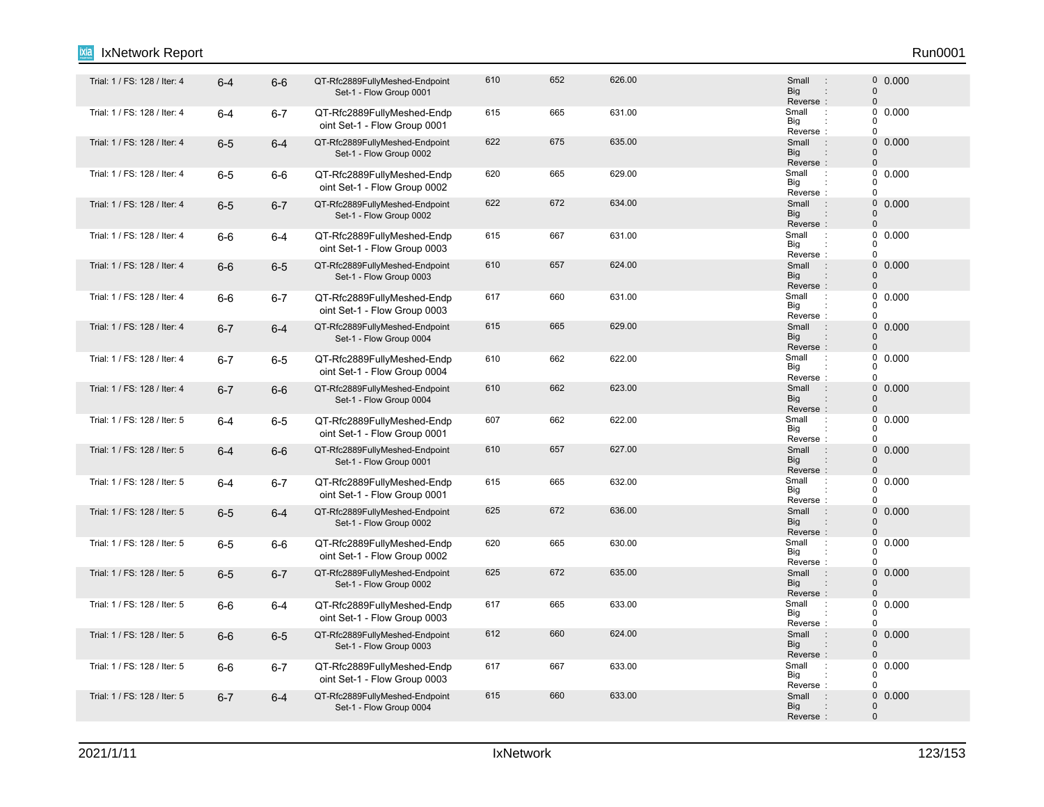| Trial: 1 / FS: 128 / Iter: 4 | 6-4 | 6-6 | QT-Rfc2889FullyMeshed-Endpoint Set-1 - Flow Group 0001 | 610 | 652 | 626.00 | Small : 0<br>Big : 0<br>Reverse : 0 | 0.000 |
|---|---|---|---|---|---|---|---|---|
| Trial: 1 / FS: 128 / Iter: 4 | 6-4 | 6-7 | QT-Rfc2889FullyMeshed-Endpoint Set-1 - Flow Group 0001 | 615 | 665 | 631.00 | Small : 0<br>Big : 0<br>Reverse : 0 | 0.000 |
| Trial: 1 / FS: 128 / Iter: 4 | 6-5 | 6-4 | QT-Rfc2889FullyMeshed-Endpoint Set-1 - Flow Group 0002 | 622 | 675 | 635.00 | Small : 0<br>Big : 0<br>Reverse : 0 | 0.000 |
| Trial: 1 / FS: 128 / Iter: 4 | 6-5 | 6-6 | QT-Rfc2889FullyMeshed-Endpoint Set-1 - Flow Group 0002 | 620 | 665 | 629.00 | Small : 0<br>Big : 0<br>Reverse : 0 | 0.000 |
| Trial: 1 / FS: 128 / Iter: 4 | 6-5 | 6-7 | QT-Rfc2889FullyMeshed-Endpoint Set-1 - Flow Group 0002 | 622 | 672 | 634.00 | Small : 0<br>Big : 0<br>Reverse : 0 | 0.000 |
| Trial: 1 / FS: 128 / Iter: 4 | 6-6 | 6-4 | QT-Rfc2889FullyMeshed-Endpoint Set-1 - Flow Group 0003 | 615 | 667 | 631.00 | Small : 0<br>Big : 0<br>Reverse : 0 | 0.000 |
| Trial: 1 / FS: 128 / Iter: 4 | 6-6 | 6-5 | QT-Rfc2889FullyMeshed-Endpoint Set-1 - Flow Group 0003 | 610 | 657 | 624.00 | Small : 0<br>Big : 0<br>Reverse : 0 | 0.000 |
| Trial: 1 / FS: 128 / Iter: 4 | 6-6 | 6-7 | QT-Rfc2889FullyMeshed-Endpoint Set-1 - Flow Group 0003 | 617 | 660 | 631.00 | Small : 0<br>Big : 0<br>Reverse : 0 | 0.000 |
| Trial: 1 / FS: 128 / Iter: 4 | 6-7 | 6-4 | QT-Rfc2889FullyMeshed-Endpoint Set-1 - Flow Group 0004 | 615 | 665 | 629.00 | Small : 0<br>Big : 0<br>Reverse : 0 | 0.000 |
| Trial: 1 / FS: 128 / Iter: 4 | 6-7 | 6-5 | QT-Rfc2889FullyMeshed-Endpoint Set-1 - Flow Group 0004 | 610 | 662 | 622.00 | Small : 0<br>Big : 0<br>Reverse : 0 | 0.000 |
| Trial: 1 / FS: 128 / Iter: 4 | 6-7 | 6-6 | QT-Rfc2889FullyMeshed-Endpoint Set-1 - Flow Group 0004 | 610 | 662 | 623.00 | Small : 0<br>Big : 0<br>Reverse : 0 | 0.000 |
| Trial: 1 / FS: 128 / Iter: 5 | 6-4 | 6-5 | QT-Rfc2889FullyMeshed-Endpoint Set-1 - Flow Group 0001 | 607 | 662 | 622.00 | Small : 0<br>Big : 0<br>Reverse : 0 | 0.000 |
| Trial: 1 / FS: 128 / Iter: 5 | 6-4 | 6-6 | QT-Rfc2889FullyMeshed-Endpoint Set-1 - Flow Group 0001 | 610 | 657 | 627.00 | Small : 0<br>Big : 0<br>Reverse : 0 | 0.000 |
| Trial: 1 / FS: 128 / Iter: 5 | 6-4 | 6-7 | QT-Rfc2889FullyMeshed-Endpoint Set-1 - Flow Group 0001 | 615 | 665 | 632.00 | Small : 0<br>Big : 0<br>Reverse : 0 | 0.000 |
| Trial: 1 / FS: 128 / Iter: 5 | 6-5 | 6-4 | QT-Rfc2889FullyMeshed-Endpoint Set-1 - Flow Group 0002 | 625 | 672 | 636.00 | Small : 0<br>Big : 0<br>Reverse : 0 | 0.000 |
| Trial: 1 / FS: 128 / Iter: 5 | 6-5 | 6-6 | QT-Rfc2889FullyMeshed-Endpoint Set-1 - Flow Group 0002 | 620 | 665 | 630.00 | Small : 0<br>Big : 0<br>Reverse : 0 | 0.000 |
| Trial: 1 / FS: 128 / Iter: 5 | 6-5 | 6-7 | QT-Rfc2889FullyMeshed-Endpoint Set-1 - Flow Group 0002 | 625 | 672 | 635.00 | Small : 0<br>Big : 0<br>Reverse : 0 | 0.000 |
| Trial: 1 / FS: 128 / Iter: 5 | 6-6 | 6-4 | QT-Rfc2889FullyMeshed-Endpoint Set-1 - Flow Group 0003 | 617 | 665 | 633.00 | Small : 0<br>Big : 0<br>Reverse : 0 | 0.000 |
| Trial: 1 / FS: 128 / Iter: 5 | 6-6 | 6-5 | QT-Rfc2889FullyMeshed-Endpoint Set-1 - Flow Group 0003 | 612 | 660 | 624.00 | Small : 0<br>Big : 0<br>Reverse : 0 | 0.000 |
| Trial: 1 / FS: 128 / Iter: 5 | 6-6 | 6-7 | QT-Rfc2889FullyMeshed-Endpoint Set-1 - Flow Group 0003 | 617 | 667 | 633.00 | Small : 0<br>Big : 0<br>Reverse : 0 | 0.000 |
| Trial: 1 / FS: 128 / Iter: 5 | 6-7 | 6-4 | QT-Rfc2889FullyMeshed-Endpoint Set-1 - Flow Group 0004 | 615 | 660 | 633.00 | Small : 0<br>Big : 0<br>Reverse : 0 | 0.000 |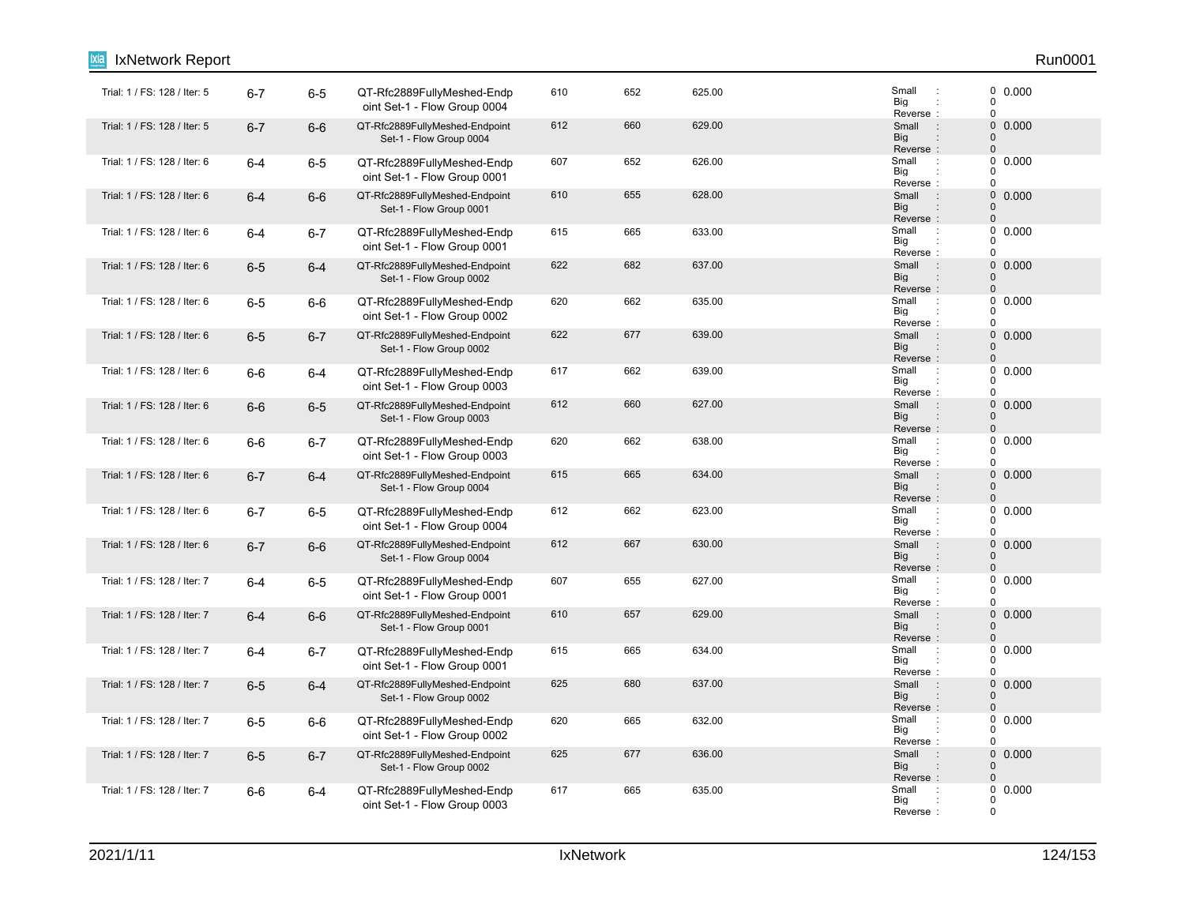| | | | | | | | | |
|---|---|---|---|---|---|---|---|---|
| Trial: 1 / FS: 128 / Iter: 5 | 6-7 | 6-5 | QT-Rfc2889FullyMeshed-Endpoint Set-1 - Flow Group 0004 | 610 | 652 | 625.00 | Small : 0<br>Big : 0<br>Reverse : 0 | 0.000 |
| Trial: 1 / FS: 128 / Iter: 5 | 6-7 | 6-6 | QT-Rfc2889FullyMeshed-Endpoint Set-1 - Flow Group 0004 | 612 | 660 | 629.00 | Small : 0<br>Big : 0<br>Reverse : 0 | 0.000 |
| Trial: 1 / FS: 128 / Iter: 6 | 6-4 | 6-5 | QT-Rfc2889FullyMeshed-Endpoint Set-1 - Flow Group 0001 | 607 | 652 | 626.00 | Small : 0<br>Big : 0<br>Reverse : 0 | 0.000 |
| Trial: 1 / FS: 128 / Iter: 6 | 6-4 | 6-6 | QT-Rfc2889FullyMeshed-Endpoint Set-1 - Flow Group 0001 | 610 | 655 | 628.00 | Small : 0<br>Big : 0<br>Reverse : 0 | 0.000 |
| Trial: 1 / FS: 128 / Iter: 6 | 6-4 | 6-7 | QT-Rfc2889FullyMeshed-Endpoint Set-1 - Flow Group 0001 | 615 | 665 | 633.00 | Small : 0<br>Big : 0<br>Reverse : 0 | 0.000 |
| Trial: 1 / FS: 128 / Iter: 6 | 6-5 | 6-4 | QT-Rfc2889FullyMeshed-Endpoint Set-1 - Flow Group 0002 | 622 | 682 | 637.00 | Small : 0<br>Big : 0<br>Reverse : 0 | 0.000 |
| Trial: 1 / FS: 128 / Iter: 6 | 6-5 | 6-6 | QT-Rfc2889FullyMeshed-Endpoint Set-1 - Flow Group 0002 | 620 | 662 | 635.00 | Small : 0<br>Big : 0<br>Reverse : 0 | 0.000 |
| Trial: 1 / FS: 128 / Iter: 6 | 6-5 | 6-7 | QT-Rfc2889FullyMeshed-Endpoint Set-1 - Flow Group 0002 | 622 | 677 | 639.00 | Small : 0<br>Big : 0<br>Reverse : 0 | 0.000 |
| Trial: 1 / FS: 128 / Iter: 6 | 6-6 | 6-4 | QT-Rfc2889FullyMeshed-Endpoint Set-1 - Flow Group 0003 | 617 | 662 | 639.00 | Small : 0<br>Big : 0<br>Reverse : 0 | 0.000 |
| Trial: 1 / FS: 128 / Iter: 6 | 6-6 | 6-5 | QT-Rfc2889FullyMeshed-Endpoint Set-1 - Flow Group 0003 | 612 | 660 | 627.00 | Small : 0<br>Big : 0<br>Reverse : 0 | 0.000 |
| Trial: 1 / FS: 128 / Iter: 6 | 6-6 | 6-7 | QT-Rfc2889FullyMeshed-Endpoint Set-1 - Flow Group 0003 | 620 | 662 | 638.00 | Small : 0<br>Big : 0<br>Reverse : 0 | 0.000 |
| Trial: 1 / FS: 128 / Iter: 6 | 6-7 | 6-4 | QT-Rfc2889FullyMeshed-Endpoint Set-1 - Flow Group 0004 | 615 | 665 | 634.00 | Small : 0<br>Big : 0<br>Reverse : 0 | 0.000 |
| Trial: 1 / FS: 128 / Iter: 6 | 6-7 | 6-5 | QT-Rfc2889FullyMeshed-Endpoint Set-1 - Flow Group 0004 | 612 | 662 | 623.00 | Small : 0<br>Big : 0<br>Reverse : 0 | 0.000 |
| Trial: 1 / FS: 128 / Iter: 6 | 6-7 | 6-6 | QT-Rfc2889FullyMeshed-Endpoint Set-1 - Flow Group 0004 | 612 | 667 | 630.00 | Small : 0<br>Big : 0<br>Reverse : 0 | 0.000 |
| Trial: 1 / FS: 128 / Iter: 7 | 6-4 | 6-5 | QT-Rfc2889FullyMeshed-Endpoint Set-1 - Flow Group 0001 | 607 | 655 | 627.00 | Small : 0<br>Big : 0<br>Reverse : 0 | 0.000 |
| Trial: 1 / FS: 128 / Iter: 7 | 6-4 | 6-6 | QT-Rfc2889FullyMeshed-Endpoint Set-1 - Flow Group 0001 | 610 | 657 | 629.00 | Small : 0<br>Big : 0<br>Reverse : 0 | 0.000 |
| Trial: 1 / FS: 128 / Iter: 7 | 6-4 | 6-7 | QT-Rfc2889FullyMeshed-Endpoint Set-1 - Flow Group 0001 | 615 | 665 | 634.00 | Small : 0<br>Big : 0<br>Reverse : 0 | 0.000 |
| Trial: 1 / FS: 128 / Iter: 7 | 6-5 | 6-4 | QT-Rfc2889FullyMeshed-Endpoint Set-1 - Flow Group 0002 | 625 | 680 | 637.00 | Small : 0<br>Big : 0<br>Reverse : 0 | 0.000 |
| Trial: 1 / FS: 128 / Iter: 7 | 6-5 | 6-6 | QT-Rfc2889FullyMeshed-Endpoint Set-1 - Flow Group 0002 | 620 | 665 | 632.00 | Small : 0<br>Big : 0<br>Reverse : 0 | 0.000 |
| Trial: 1 / FS: 128 / Iter: 7 | 6-5 | 6-7 | QT-Rfc2889FullyMeshed-Endpoint Set-1 - Flow Group 0002 | 625 | 677 | 636.00 | Small : 0<br>Big : 0<br>Reverse : 0 | 0.000 |
| Trial: 1 / FS: 128 / Iter: 7 | 6-6 | 6-4 | QT-Rfc2889FullyMeshed-Endpoint Set-1 - Flow Group 0003 | 617 | 665 | 635.00 | Small : 0<br>Big : 0<br>Reverse : 0 | 0.000 |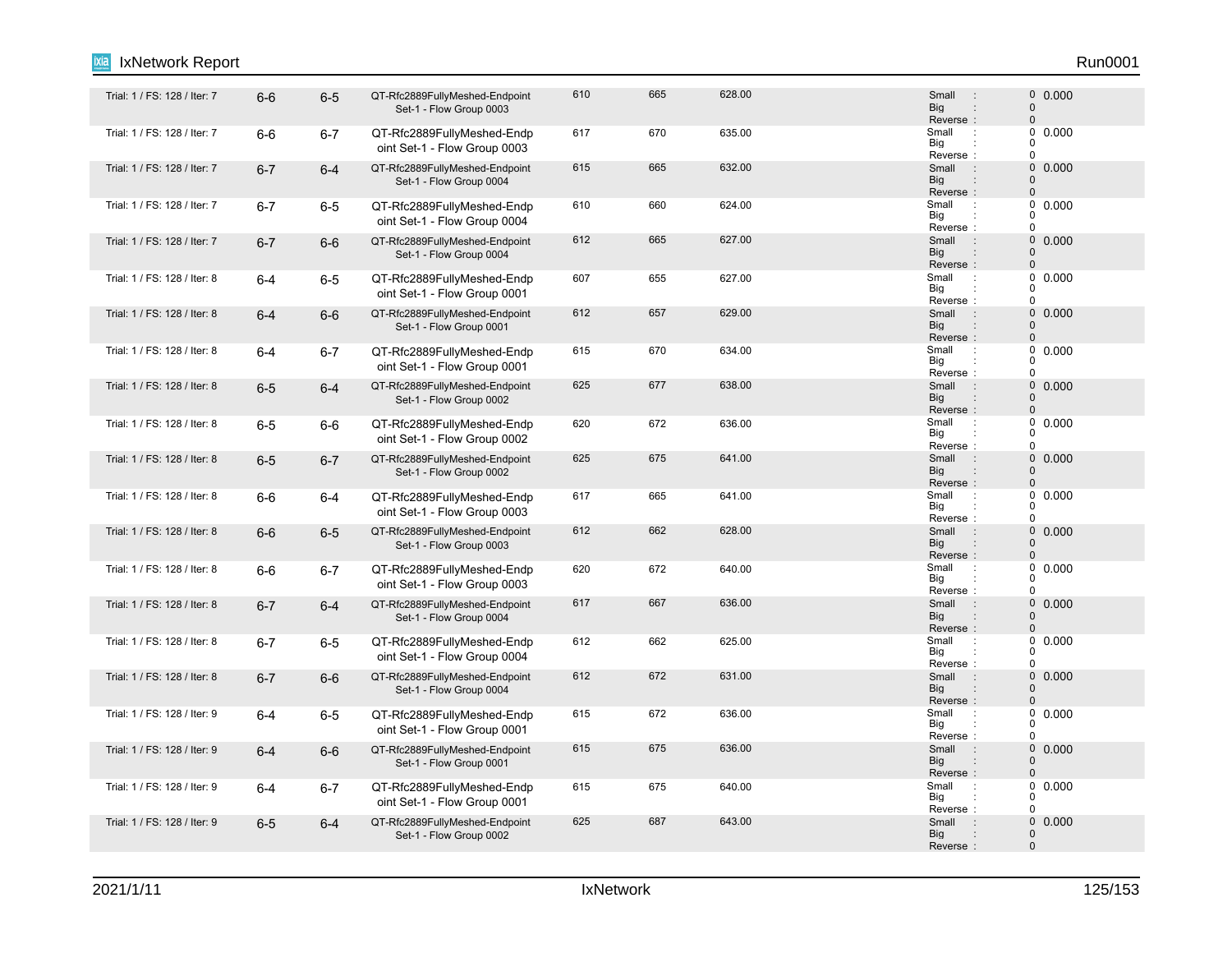| | | | | | | | | |
|---|---|---|---|---|---|---|---|---|
| Trial: 1 / FS: 128 / Iter: 7 | 6-6 | 6-5 | QT-Rfc2889FullyMeshed-Endpoint Set-1 - Flow Group 0003 | 610 | 665 | 628.00 | Small : 0<br>Big : 0<br>Reverse : 0 | 0.000 |
| Trial: 1 / FS: 128 / Iter: 7 | 6-6 | 6-7 | QT-Rfc2889FullyMeshed-Endpoint Set-1 - Flow Group 0003 | 617 | 670 | 635.00 | Small : 0<br>Big : 0<br>Reverse : 0 | 0.000 |
| Trial: 1 / FS: 128 / Iter: 7 | 6-7 | 6-4 | QT-Rfc2889FullyMeshed-Endpoint Set-1 - Flow Group 0004 | 615 | 665 | 632.00 | Small : 0<br>Big : 0<br>Reverse : 0 | 0.000 |
| Trial: 1 / FS: 128 / Iter: 7 | 6-7 | 6-5 | QT-Rfc2889FullyMeshed-Endpoint Set-1 - Flow Group 0004 | 610 | 660 | 624.00 | Small : 0<br>Big : 0<br>Reverse : 0 | 0.000 |
| Trial: 1 / FS: 128 / Iter: 7 | 6-7 | 6-6 | QT-Rfc2889FullyMeshed-Endpoint Set-1 - Flow Group 0004 | 612 | 665 | 627.00 | Small : 0<br>Big : 0<br>Reverse : 0 | 0.000 |
| Trial: 1 / FS: 128 / Iter: 8 | 6-4 | 6-5 | QT-Rfc2889FullyMeshed-Endpoint Set-1 - Flow Group 0001 | 607 | 655 | 627.00 | Small : 0<br>Big : 0<br>Reverse : 0 | 0.000 |
| Trial: 1 / FS: 128 / Iter: 8 | 6-4 | 6-6 | QT-Rfc2889FullyMeshed-Endpoint Set-1 - Flow Group 0001 | 612 | 657 | 629.00 | Small : 0<br>Big : 0<br>Reverse : 0 | 0.000 |
| Trial: 1 / FS: 128 / Iter: 8 | 6-4 | 6-7 | QT-Rfc2889FullyMeshed-Endpoint Set-1 - Flow Group 0001 | 615 | 670 | 634.00 | Small : 0<br>Big : 0<br>Reverse : 0 | 0.000 |
| Trial: 1 / FS: 128 / Iter: 8 | 6-5 | 6-4 | QT-Rfc2889FullyMeshed-Endpoint Set-1 - Flow Group 0002 | 625 | 677 | 638.00 | Small : 0<br>Big : 0<br>Reverse : 0 | 0.000 |
| Trial: 1 / FS: 128 / Iter: 8 | 6-5 | 6-6 | QT-Rfc2889FullyMeshed-Endpoint Set-1 - Flow Group 0002 | 620 | 672 | 636.00 | Small : 0<br>Big : 0<br>Reverse : 0 | 0.000 |
| Trial: 1 / FS: 128 / Iter: 8 | 6-5 | 6-7 | QT-Rfc2889FullyMeshed-Endpoint Set-1 - Flow Group 0002 | 625 | 675 | 641.00 | Small : 0<br>Big : 0<br>Reverse : 0 | 0.000 |
| Trial: 1 / FS: 128 / Iter: 8 | 6-6 | 6-4 | QT-Rfc2889FullyMeshed-Endpoint Set-1 - Flow Group 0003 | 617 | 665 | 641.00 | Small : 0<br>Big : 0<br>Reverse : 0 | 0.000 |
| Trial: 1 / FS: 128 / Iter: 8 | 6-6 | 6-5 | QT-Rfc2889FullyMeshed-Endpoint Set-1 - Flow Group 0003 | 612 | 662 | 628.00 | Small : 0<br>Big : 0<br>Reverse : 0 | 0.000 |
| Trial: 1 / FS: 128 / Iter: 8 | 6-6 | 6-7 | QT-Rfc2889FullyMeshed-Endpoint Set-1 - Flow Group 0003 | 620 | 672 | 640.00 | Small : 0<br>Big : 0<br>Reverse : 0 | 0.000 |
| Trial: 1 / FS: 128 / Iter: 8 | 6-7 | 6-4 | QT-Rfc2889FullyMeshed-Endpoint Set-1 - Flow Group 0004 | 617 | 667 | 636.00 | Small : 0<br>Big : 0<br>Reverse : 0 | 0.000 |
| Trial: 1 / FS: 128 / Iter: 8 | 6-7 | 6-5 | QT-Rfc2889FullyMeshed-Endpoint Set-1 - Flow Group 0004 | 612 | 662 | 625.00 | Small : 0<br>Big : 0<br>Reverse : 0 | 0.000 |
| Trial: 1 / FS: 128 / Iter: 8 | 6-7 | 6-6 | QT-Rfc2889FullyMeshed-Endpoint Set-1 - Flow Group 0004 | 612 | 672 | 631.00 | Small : 0<br>Big : 0<br>Reverse : 0 | 0.000 |
| Trial: 1 / FS: 128 / Iter: 9 | 6-4 | 6-5 | QT-Rfc2889FullyMeshed-Endpoint Set-1 - Flow Group 0001 | 615 | 672 | 636.00 | Small : 0<br>Big : 0<br>Reverse : 0 | 0.000 |
| Trial: 1 / FS: 128 / Iter: 9 | 6-4 | 6-6 | QT-Rfc2889FullyMeshed-Endpoint Set-1 - Flow Group 0001 | 615 | 675 | 636.00 | Small : 0<br>Big : 0<br>Reverse : 0 | 0.000 |
| Trial: 1 / FS: 128 / Iter: 9 | 6-4 | 6-7 | QT-Rfc2889FullyMeshed-Endpoint Set-1 - Flow Group 0001 | 615 | 675 | 640.00 | Small : 0<br>Big : 0<br>Reverse : 0 | 0.000 |
| Trial: 1 / FS: 128 / Iter: 9 | 6-5 | 6-4 | QT-Rfc2889FullyMeshed-Endpoint Set-1 - Flow Group 0002 | 625 | 687 | 643.00 | Small : 0<br>Big : 0<br>Reverse : 0 | 0.000 |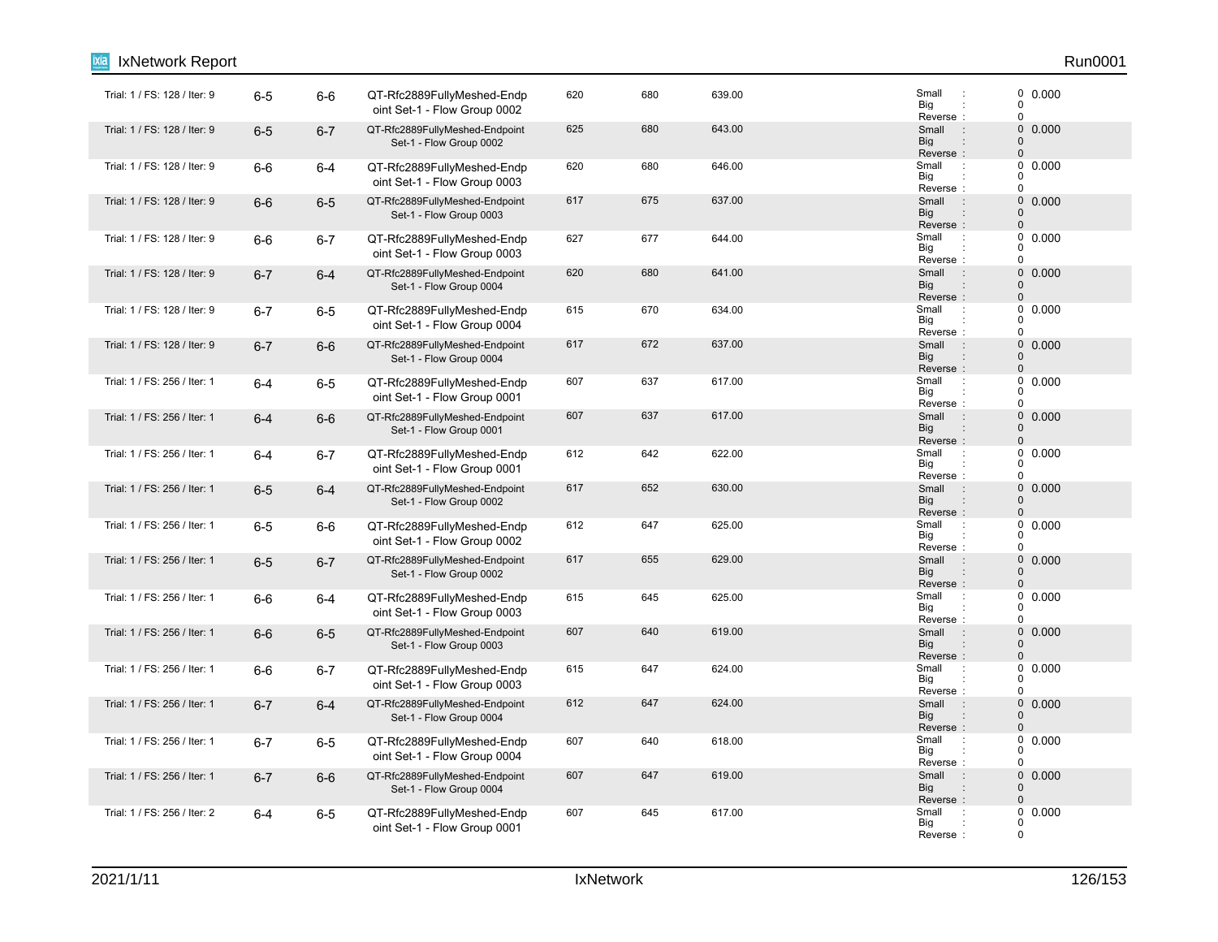| | | | | | | | | |
|---|---|---|---|---|---|---|---|---|
| Trial: 1 / FS: 128 / Iter: 9 | 6-5 | 6-6 | QT-Rfc2889FullyMeshed-Endpoint Set-1 - Flow Group 0002 | 620 | 680 | 639.00 | Small : 0<br>Big : 0<br>Reverse : 0 | 0.000 |
| Trial: 1 / FS: 128 / Iter: 9 | 6-5 | 6-7 | QT-Rfc2889FullyMeshed-Endpoint Set-1 - Flow Group 0002 | 625 | 680 | 643.00 | Small : 0<br>Big : 0<br>Reverse : 0 | 0.000 |
| Trial: 1 / FS: 128 / Iter: 9 | 6-6 | 6-4 | QT-Rfc2889FullyMeshed-Endpoint Set-1 - Flow Group 0003 | 620 | 680 | 646.00 | Small : 0<br>Big : 0<br>Reverse : 0 | 0.000 |
| Trial: 1 / FS: 128 / Iter: 9 | 6-6 | 6-5 | QT-Rfc2889FullyMeshed-Endpoint Set-1 - Flow Group 0003 | 617 | 675 | 637.00 | Small : 0<br>Big : 0<br>Reverse : 0 | 0.000 |
| Trial: 1 / FS: 128 / Iter: 9 | 6-6 | 6-7 | QT-Rfc2889FullyMeshed-Endpoint Set-1 - Flow Group 0003 | 627 | 677 | 644.00 | Small : 0<br>Big : 0<br>Reverse : 0 | 0.000 |
| Trial: 1 / FS: 128 / Iter: 9 | 6-7 | 6-4 | QT-Rfc2889FullyMeshed-Endpoint Set-1 - Flow Group 0004 | 620 | 680 | 641.00 | Small : 0<br>Big : 0<br>Reverse : 0 | 0.000 |
| Trial: 1 / FS: 128 / Iter: 9 | 6-7 | 6-5 | QT-Rfc2889FullyMeshed-Endpoint Set-1 - Flow Group 0004 | 615 | 670 | 634.00 | Small : 0<br>Big : 0<br>Reverse : 0 | 0.000 |
| Trial: 1 / FS: 128 / Iter: 9 | 6-7 | 6-6 | QT-Rfc2889FullyMeshed-Endpoint Set-1 - Flow Group 0004 | 617 | 672 | 637.00 | Small : 0<br>Big : 0<br>Reverse : 0 | 0.000 |
| Trial: 1 / FS: 256 / Iter: 1 | 6-4 | 6-5 | QT-Rfc2889FullyMeshed-Endpoint Set-1 - Flow Group 0001 | 607 | 637 | 617.00 | Small : 0<br>Big : 0<br>Reverse : 0 | 0.000 |
| Trial: 1 / FS: 256 / Iter: 1 | 6-4 | 6-6 | QT-Rfc2889FullyMeshed-Endpoint Set-1 - Flow Group 0001 | 607 | 637 | 617.00 | Small : 0<br>Big : 0<br>Reverse : 0 | 0.000 |
| Trial: 1 / FS: 256 / Iter: 1 | 6-4 | 6-7 | QT-Rfc2889FullyMeshed-Endpoint Set-1 - Flow Group 0001 | 612 | 642 | 622.00 | Small : 0<br>Big : 0<br>Reverse : 0 | 0.000 |
| Trial: 1 / FS: 256 / Iter: 1 | 6-5 | 6-4 | QT-Rfc2889FullyMeshed-Endpoint Set-1 - Flow Group 0002 | 617 | 652 | 630.00 | Small : 0<br>Big : 0<br>Reverse : 0 | 0.000 |
| Trial: 1 / FS: 256 / Iter: 1 | 6-5 | 6-6 | QT-Rfc2889FullyMeshed-Endpoint Set-1 - Flow Group 0002 | 612 | 647 | 625.00 | Small : 0<br>Big : 0<br>Reverse : 0 | 0.000 |
| Trial: 1 / FS: 256 / Iter: 1 | 6-5 | 6-7 | QT-Rfc2889FullyMeshed-Endpoint Set-1 - Flow Group 0002 | 617 | 655 | 629.00 | Small : 0<br>Big : 0<br>Reverse : 0 | 0.000 |
| Trial: 1 / FS: 256 / Iter: 1 | 6-6 | 6-4 | QT-Rfc2889FullyMeshed-Endpoint Set-1 - Flow Group 0003 | 615 | 645 | 625.00 | Small : 0<br>Big : 0<br>Reverse : 0 | 0.000 |
| Trial: 1 / FS: 256 / Iter: 1 | 6-6 | 6-5 | QT-Rfc2889FullyMeshed-Endpoint Set-1 - Flow Group 0003 | 607 | 640 | 619.00 | Small : 0<br>Big : 0<br>Reverse : 0 | 0.000 |
| Trial: 1 / FS: 256 / Iter: 1 | 6-6 | 6-7 | QT-Rfc2889FullyMeshed-Endpoint Set-1 - Flow Group 0003 | 615 | 647 | 624.00 | Small : 0<br>Big : 0<br>Reverse : 0 | 0.000 |
| Trial: 1 / FS: 256 / Iter: 1 | 6-7 | 6-4 | QT-Rfc2889FullyMeshed-Endpoint Set-1 - Flow Group 0004 | 612 | 647 | 624.00 | Small : 0<br>Big : 0<br>Reverse : 0 | 0.000 |
| Trial: 1 / FS: 256 / Iter: 1 | 6-7 | 6-5 | QT-Rfc2889FullyMeshed-Endpoint Set-1 - Flow Group 0004 | 607 | 640 | 618.00 | Small : 0<br>Big : 0<br>Reverse : 0 | 0.000 |
| Trial: 1 / FS: 256 / Iter: 1 | 6-7 | 6-6 | QT-Rfc2889FullyMeshed-Endpoint Set-1 - Flow Group 0004 | 607 | 647 | 619.00 | Small : 0<br>Big : 0<br>Reverse : 0 | 0.000 |
| Trial: 1 / FS: 256 / Iter: 2 | 6-4 | 6-5 | QT-Rfc2889FullyMeshed-Endpoint Set-1 - Flow Group 0001 | 607 | 645 | 617.00 | Small : 0<br>Big : 0<br>Reverse : 0 | 0.000 |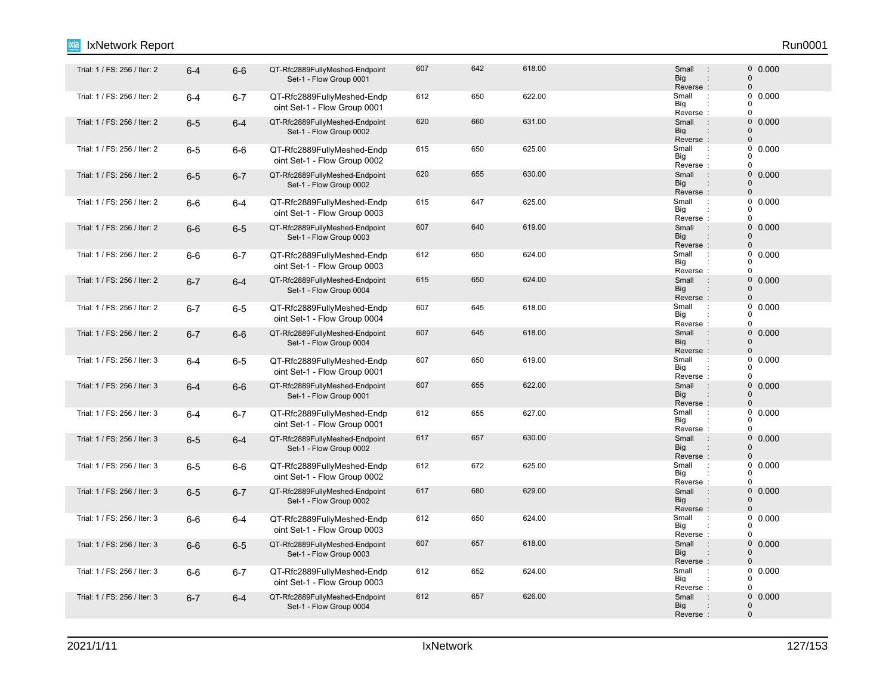| Trial | Tx Port | Rx Port | Traffic Item | Min | Max | Avg | Sequence Errors | Loss % |
|---|---|---|---|---|---|---|---|---|
| Trial: 1 / FS: 256 / Iter: 2 | 6-4 | 6-6 | QT-Rfc2889FullyMeshed-Endpoint Set-1 - Flow Group 0001 | 607 | 642 | 618.00 | Small : 0<br>Big : 0<br>Reverse : 0 | 0.000 |
| Trial: 1 / FS: 256 / Iter: 2 | 6-4 | 6-7 | QT-Rfc2889FullyMeshed-Endpoint Set-1 - Flow Group 0001 | 612 | 650 | 622.00 | Small : 0<br>Big : 0<br>Reverse : 0 | 0.000 |
| Trial: 1 / FS: 256 / Iter: 2 | 6-5 | 6-4 | QT-Rfc2889FullyMeshed-Endpoint Set-1 - Flow Group 0002 | 620 | 660 | 631.00 | Small : 0<br>Big : 0<br>Reverse : 0 | 0.000 |
| Trial: 1 / FS: 256 / Iter: 2 | 6-5 | 6-6 | QT-Rfc2889FullyMeshed-Endpoint Set-1 - Flow Group 0002 | 615 | 650 | 625.00 | Small : 0<br>Big : 0<br>Reverse : 0 | 0.000 |
| Trial: 1 / FS: 256 / Iter: 2 | 6-5 | 6-7 | QT-Rfc2889FullyMeshed-Endpoint Set-1 - Flow Group 0002 | 620 | 655 | 630.00 | Small : 0<br>Big : 0<br>Reverse : 0 | 0.000 |
| Trial: 1 / FS: 256 / Iter: 2 | 6-6 | 6-4 | QT-Rfc2889FullyMeshed-Endpoint Set-1 - Flow Group 0003 | 615 | 647 | 625.00 | Small : 0<br>Big : 0<br>Reverse : 0 | 0.000 |
| Trial: 1 / FS: 256 / Iter: 2 | 6-6 | 6-5 | QT-Rfc2889FullyMeshed-Endpoint Set-1 - Flow Group 0003 | 607 | 640 | 619.00 | Small : 0<br>Big : 0<br>Reverse : 0 | 0.000 |
| Trial: 1 / FS: 256 / Iter: 2 | 6-6 | 6-7 | QT-Rfc2889FullyMeshed-Endpoint Set-1 - Flow Group 0003 | 612 | 650 | 624.00 | Small : 0<br>Big : 0<br>Reverse : 0 | 0.000 |
| Trial: 1 / FS: 256 / Iter: 2 | 6-7 | 6-4 | QT-Rfc2889FullyMeshed-Endpoint Set-1 - Flow Group 0004 | 615 | 650 | 624.00 | Small : 0<br>Big : 0<br>Reverse : 0 | 0.000 |
| Trial: 1 / FS: 256 / Iter: 2 | 6-7 | 6-5 | QT-Rfc2889FullyMeshed-Endpoint Set-1 - Flow Group 0004 | 607 | 645 | 618.00 | Small : 0<br>Big : 0<br>Reverse : 0 | 0.000 |
| Trial: 1 / FS: 256 / Iter: 2 | 6-7 | 6-6 | QT-Rfc2889FullyMeshed-Endpoint Set-1 - Flow Group 0004 | 607 | 645 | 618.00 | Small : 0<br>Big : 0<br>Reverse : 0 | 0.000 |
| Trial: 1 / FS: 256 / Iter: 3 | 6-4 | 6-5 | QT-Rfc2889FullyMeshed-Endpoint Set-1 - Flow Group 0001 | 607 | 650 | 619.00 | Small : 0<br>Big : 0<br>Reverse : 0 | 0.000 |
| Trial: 1 / FS: 256 / Iter: 3 | 6-4 | 6-6 | QT-Rfc2889FullyMeshed-Endpoint Set-1 - Flow Group 0001 | 607 | 655 | 622.00 | Small : 0<br>Big : 0<br>Reverse : 0 | 0.000 |
| Trial: 1 / FS: 256 / Iter: 3 | 6-4 | 6-7 | QT-Rfc2889FullyMeshed-Endpoint Set-1 - Flow Group 0001 | 612 | 655 | 627.00 | Small : 0<br>Big : 0<br>Reverse : 0 | 0.000 |
| Trial: 1 / FS: 256 / Iter: 3 | 6-5 | 6-4 | QT-Rfc2889FullyMeshed-Endpoint Set-1 - Flow Group 0002 | 617 | 657 | 630.00 | Small : 0<br>Big : 0<br>Reverse : 0 | 0.000 |
| Trial: 1 / FS: 256 / Iter: 3 | 6-5 | 6-6 | QT-Rfc2889FullyMeshed-Endpoint Set-1 - Flow Group 0002 | 612 | 672 | 625.00 | Small : 0<br>Big : 0<br>Reverse : 0 | 0.000 |
| Trial: 1 / FS: 256 / Iter: 3 | 6-5 | 6-7 | QT-Rfc2889FullyMeshed-Endpoint Set-1 - Flow Group 0002 | 617 | 680 | 629.00 | Small : 0<br>Big : 0<br>Reverse : 0 | 0.000 |
| Trial: 1 / FS: 256 / Iter: 3 | 6-6 | 6-4 | QT-Rfc2889FullyMeshed-Endpoint Set-1 - Flow Group 0003 | 612 | 650 | 624.00 | Small : 0<br>Big : 0<br>Reverse : 0 | 0.000 |
| Trial: 1 / FS: 256 / Iter: 3 | 6-6 | 6-5 | QT-Rfc2889FullyMeshed-Endpoint Set-1 - Flow Group 0003 | 607 | 657 | 618.00 | Small : 0<br>Big : 0<br>Reverse : 0 | 0.000 |
| Trial: 1 / FS: 256 / Iter: 3 | 6-6 | 6-7 | QT-Rfc2889FullyMeshed-Endpoint Set-1 - Flow Group 0003 | 612 | 652 | 624.00 | Small : 0<br>Big : 0<br>Reverse : 0 | 0.000 |
| Trial: 1 / FS: 256 / Iter: 3 | 6-7 | 6-4 | QT-Rfc2889FullyMeshed-Endpoint Set-1 - Flow Group 0004 | 612 | 657 | 626.00 | Small : 0<br>Big : 0<br>Reverse : 0 | 0.000 |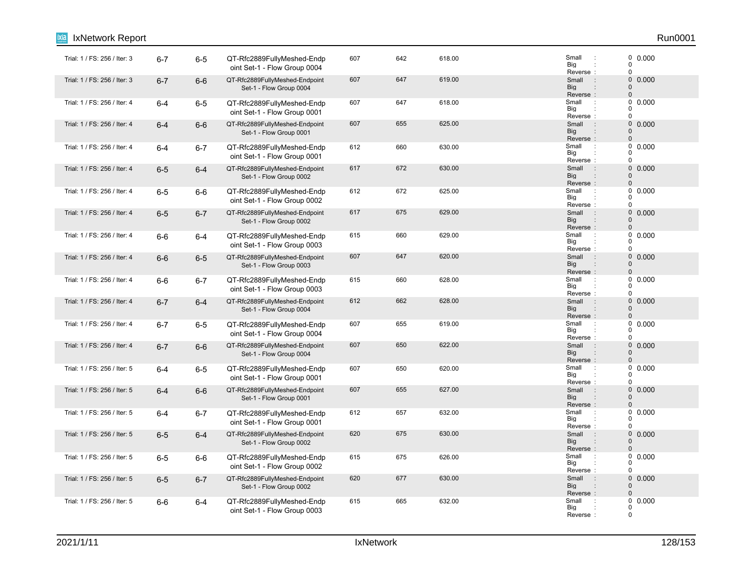| | | | | | | | | |
|---|---|---|---|---|---|---|---|---|
| Trial: 1 / FS: 256 / Iter: 3 | 6-7 | 6-5 | QT-Rfc2889FullyMeshed-Endpoint Set-1 - Flow Group 0004 | 607 | 642 | 618.00 | Small : 0<br>Big : 0<br>Reverse : 0 | 0.000 |
| Trial: 1 / FS: 256 / Iter: 3 | 6-7 | 6-6 | QT-Rfc2889FullyMeshed-Endpoint Set-1 - Flow Group 0004 | 607 | 647 | 619.00 | Small : 0<br>Big : 0<br>Reverse : 0 | 0.000 |
| Trial: 1 / FS: 256 / Iter: 4 | 6-4 | 6-5 | QT-Rfc2889FullyMeshed-Endpoint Set-1 - Flow Group 0001 | 607 | 647 | 618.00 | Small : 0<br>Big : 0<br>Reverse : 0 | 0.000 |
| Trial: 1 / FS: 256 / Iter: 4 | 6-4 | 6-6 | QT-Rfc2889FullyMeshed-Endpoint Set-1 - Flow Group 0001 | 607 | 655 | 625.00 | Small : 0<br>Big : 0<br>Reverse : 0 | 0.000 |
| Trial: 1 / FS: 256 / Iter: 4 | 6-4 | 6-7 | QT-Rfc2889FullyMeshed-Endpoint Set-1 - Flow Group 0001 | 612 | 660 | 630.00 | Small : 0<br>Big : 0<br>Reverse : 0 | 0.000 |
| Trial: 1 / FS: 256 / Iter: 4 | 6-5 | 6-4 | QT-Rfc2889FullyMeshed-Endpoint Set-1 - Flow Group 0002 | 617 | 672 | 630.00 | Small : 0<br>Big : 0<br>Reverse : 0 | 0.000 |
| Trial: 1 / FS: 256 / Iter: 4 | 6-5 | 6-6 | QT-Rfc2889FullyMeshed-Endpoint Set-1 - Flow Group 0002 | 612 | 672 | 625.00 | Small : 0<br>Big : 0<br>Reverse : 0 | 0.000 |
| Trial: 1 / FS: 256 / Iter: 4 | 6-5 | 6-7 | QT-Rfc2889FullyMeshed-Endpoint Set-1 - Flow Group 0002 | 617 | 675 | 629.00 | Small : 0<br>Big : 0<br>Reverse : 0 | 0.000 |
| Trial: 1 / FS: 256 / Iter: 4 | 6-6 | 6-4 | QT-Rfc2889FullyMeshed-Endpoint Set-1 - Flow Group 0003 | 615 | 660 | 629.00 | Small : 0<br>Big : 0<br>Reverse : 0 | 0.000 |
| Trial: 1 / FS: 256 / Iter: 4 | 6-6 | 6-5 | QT-Rfc2889FullyMeshed-Endpoint Set-1 - Flow Group 0003 | 607 | 647 | 620.00 | Small : 0<br>Big : 0<br>Reverse : 0 | 0.000 |
| Trial: 1 / FS: 256 / Iter: 4 | 6-6 | 6-7 | QT-Rfc2889FullyMeshed-Endpoint Set-1 - Flow Group 0003 | 615 | 660 | 628.00 | Small : 0<br>Big : 0<br>Reverse : 0 | 0.000 |
| Trial: 1 / FS: 256 / Iter: 4 | 6-7 | 6-4 | QT-Rfc2889FullyMeshed-Endpoint Set-1 - Flow Group 0004 | 612 | 662 | 628.00 | Small : 0<br>Big : 0<br>Reverse : 0 | 0.000 |
| Trial: 1 / FS: 256 / Iter: 4 | 6-7 | 6-5 | QT-Rfc2889FullyMeshed-Endpoint Set-1 - Flow Group 0004 | 607 | 655 | 619.00 | Small : 0<br>Big : 0<br>Reverse : 0 | 0.000 |
| Trial: 1 / FS: 256 / Iter: 4 | 6-7 | 6-6 | QT-Rfc2889FullyMeshed-Endpoint Set-1 - Flow Group 0004 | 607 | 650 | 622.00 | Small : 0<br>Big : 0<br>Reverse : 0 | 0.000 |
| Trial: 1 / FS: 256 / Iter: 5 | 6-4 | 6-5 | QT-Rfc2889FullyMeshed-Endpoint Set-1 - Flow Group 0001 | 607 | 650 | 620.00 | Small : 0<br>Big : 0<br>Reverse : 0 | 0.000 |
| Trial: 1 / FS: 256 / Iter: 5 | 6-4 | 6-6 | QT-Rfc2889FullyMeshed-Endpoint Set-1 - Flow Group 0001 | 607 | 655 | 627.00 | Small : 0<br>Big : 0<br>Reverse : 0 | 0.000 |
| Trial: 1 / FS: 256 / Iter: 5 | 6-4 | 6-7 | QT-Rfc2889FullyMeshed-Endpoint Set-1 - Flow Group 0001 | 612 | 657 | 632.00 | Small : 0<br>Big : 0<br>Reverse : 0 | 0.000 |
| Trial: 1 / FS: 256 / Iter: 5 | 6-5 | 6-4 | QT-Rfc2889FullyMeshed-Endpoint Set-1 - Flow Group 0002 | 620 | 675 | 630.00 | Small : 0<br>Big : 0<br>Reverse : 0 | 0.000 |
| Trial: 1 / FS: 256 / Iter: 5 | 6-5 | 6-6 | QT-Rfc2889FullyMeshed-Endpoint Set-1 - Flow Group 0002 | 615 | 675 | 626.00 | Small : 0<br>Big : 0<br>Reverse : 0 | 0.000 |
| Trial: 1 / FS: 256 / Iter: 5 | 6-5 | 6-7 | QT-Rfc2889FullyMeshed-Endpoint Set-1 - Flow Group 0002 | 620 | 677 | 630.00 | Small : 0<br>Big : 0<br>Reverse : 0 | 0.000 |
| Trial: 1 / FS: 256 / Iter: 5 | 6-6 | 6-4 | QT-Rfc2889FullyMeshed-Endpoint Set-1 - Flow Group 0003 | 615 | 665 | 632.00 | Small : 0<br>Big : 0<br>Reverse : 0 | 0.000 |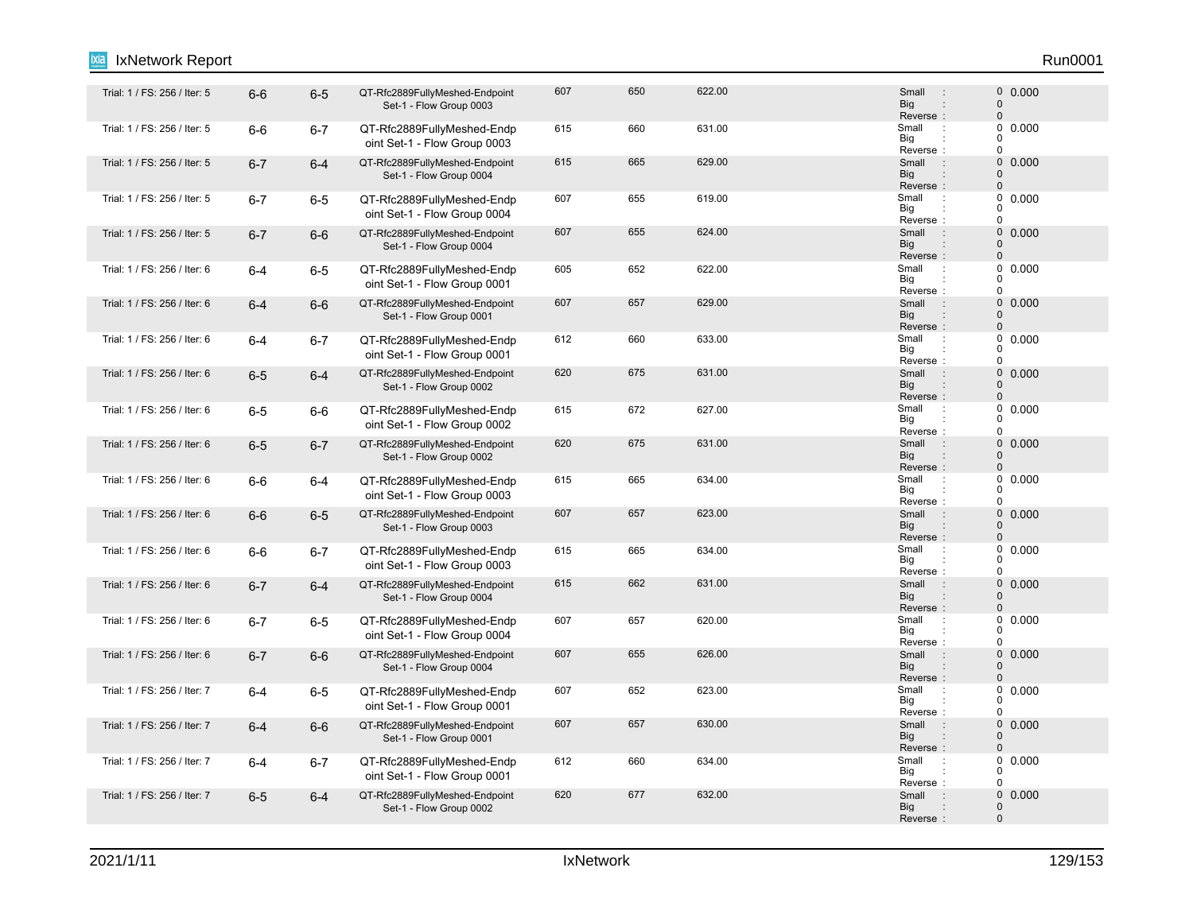| | | | | | | | | |
|---|---|---|---|---|---|---|---|---|
| Trial: 1 / FS: 256 / Iter: 5 | 6-6 | 6-5 | QT-Rfc2889FullyMeshed-Endpoint Set-1 - Flow Group 0003 | 607 | 650 | 622.00 | Small : 0<br>Big : 0<br>Reverse : 0 | 0.000 |
| Trial: 1 / FS: 256 / Iter: 5 | 6-6 | 6-7 | QT-Rfc2889FullyMeshed-Endpoint Set-1 - Flow Group 0003 | 615 | 660 | 631.00 | Small : 0<br>Big : 0<br>Reverse : 0 | 0.000 |
| Trial: 1 / FS: 256 / Iter: 5 | 6-7 | 6-4 | QT-Rfc2889FullyMeshed-Endpoint Set-1 - Flow Group 0004 | 615 | 665 | 629.00 | Small : 0<br>Big : 0<br>Reverse : 0 | 0.000 |
| Trial: 1 / FS: 256 / Iter: 5 | 6-7 | 6-5 | QT-Rfc2889FullyMeshed-Endpoint Set-1 - Flow Group 0004 | 607 | 655 | 619.00 | Small : 0<br>Big : 0<br>Reverse : 0 | 0.000 |
| Trial: 1 / FS: 256 / Iter: 5 | 6-7 | 6-6 | QT-Rfc2889FullyMeshed-Endpoint Set-1 - Flow Group 0004 | 607 | 655 | 624.00 | Small : 0<br>Big : 0<br>Reverse : 0 | 0.000 |
| Trial: 1 / FS: 256 / Iter: 6 | 6-4 | 6-5 | QT-Rfc2889FullyMeshed-Endpoint Set-1 - Flow Group 0001 | 605 | 652 | 622.00 | Small : 0<br>Big : 0<br>Reverse : 0 | 0.000 |
| Trial: 1 / FS: 256 / Iter: 6 | 6-4 | 6-6 | QT-Rfc2889FullyMeshed-Endpoint Set-1 - Flow Group 0001 | 607 | 657 | 629.00 | Small : 0<br>Big : 0<br>Reverse : 0 | 0.000 |
| Trial: 1 / FS: 256 / Iter: 6 | 6-4 | 6-7 | QT-Rfc2889FullyMeshed-Endpoint Set-1 - Flow Group 0001 | 612 | 660 | 633.00 | Small : 0<br>Big : 0<br>Reverse : 0 | 0.000 |
| Trial: 1 / FS: 256 / Iter: 6 | 6-5 | 6-4 | QT-Rfc2889FullyMeshed-Endpoint Set-1 - Flow Group 0002 | 620 | 675 | 631.00 | Small : 0<br>Big : 0<br>Reverse : 0 | 0.000 |
| Trial: 1 / FS: 256 / Iter: 6 | 6-5 | 6-6 | QT-Rfc2889FullyMeshed-Endpoint Set-1 - Flow Group 0002 | 615 | 672 | 627.00 | Small : 0<br>Big : 0<br>Reverse : 0 | 0.000 |
| Trial: 1 / FS: 256 / Iter: 6 | 6-5 | 6-7 | QT-Rfc2889FullyMeshed-Endpoint Set-1 - Flow Group 0002 | 620 | 675 | 631.00 | Small : 0<br>Big : 0<br>Reverse : 0 | 0.000 |
| Trial: 1 / FS: 256 / Iter: 6 | 6-6 | 6-4 | QT-Rfc2889FullyMeshed-Endpoint Set-1 - Flow Group 0003 | 615 | 665 | 634.00 | Small : 0<br>Big : 0<br>Reverse : 0 | 0.000 |
| Trial: 1 / FS: 256 / Iter: 6 | 6-6 | 6-5 | QT-Rfc2889FullyMeshed-Endpoint Set-1 - Flow Group 0003 | 607 | 657 | 623.00 | Small : 0<br>Big : 0<br>Reverse : 0 | 0.000 |
| Trial: 1 / FS: 256 / Iter: 6 | 6-6 | 6-7 | QT-Rfc2889FullyMeshed-Endpoint Set-1 - Flow Group 0003 | 615 | 665 | 634.00 | Small : 0<br>Big : 0<br>Reverse : 0 | 0.000 |
| Trial: 1 / FS: 256 / Iter: 6 | 6-7 | 6-4 | QT-Rfc2889FullyMeshed-Endpoint Set-1 - Flow Group 0004 | 615 | 662 | 631.00 | Small : 0<br>Big : 0<br>Reverse : 0 | 0.000 |
| Trial: 1 / FS: 256 / Iter: 6 | 6-7 | 6-5 | QT-Rfc2889FullyMeshed-Endpoint Set-1 - Flow Group 0004 | 607 | 657 | 620.00 | Small : 0<br>Big : 0<br>Reverse : 0 | 0.000 |
| Trial: 1 / FS: 256 / Iter: 6 | 6-7 | 6-6 | QT-Rfc2889FullyMeshed-Endpoint Set-1 - Flow Group 0004 | 607 | 655 | 626.00 | Small : 0<br>Big : 0<br>Reverse : 0 | 0.000 |
| Trial: 1 / FS: 256 / Iter: 7 | 6-4 | 6-5 | QT-Rfc2889FullyMeshed-Endpoint Set-1 - Flow Group 0001 | 607 | 652 | 623.00 | Small : 0<br>Big : 0<br>Reverse : 0 | 0.000 |
| Trial: 1 / FS: 256 / Iter: 7 | 6-4 | 6-6 | QT-Rfc2889FullyMeshed-Endpoint Set-1 - Flow Group 0001 | 607 | 657 | 630.00 | Small : 0<br>Big : 0<br>Reverse : 0 | 0.000 |
| Trial: 1 / FS: 256 / Iter: 7 | 6-4 | 6-7 | QT-Rfc2889FullyMeshed-Endpoint Set-1 - Flow Group 0001 | 612 | 660 | 634.00 | Small : 0<br>Big : 0<br>Reverse : 0 | 0.000 |
| Trial: 1 / FS: 256 / Iter: 7 | 6-5 | 6-4 | QT-Rfc2889FullyMeshed-Endpoint Set-1 - Flow Group 0002 | 620 | 677 | 632.00 | Small : 0<br>Big : 0<br>Reverse : 0 | 0.000 |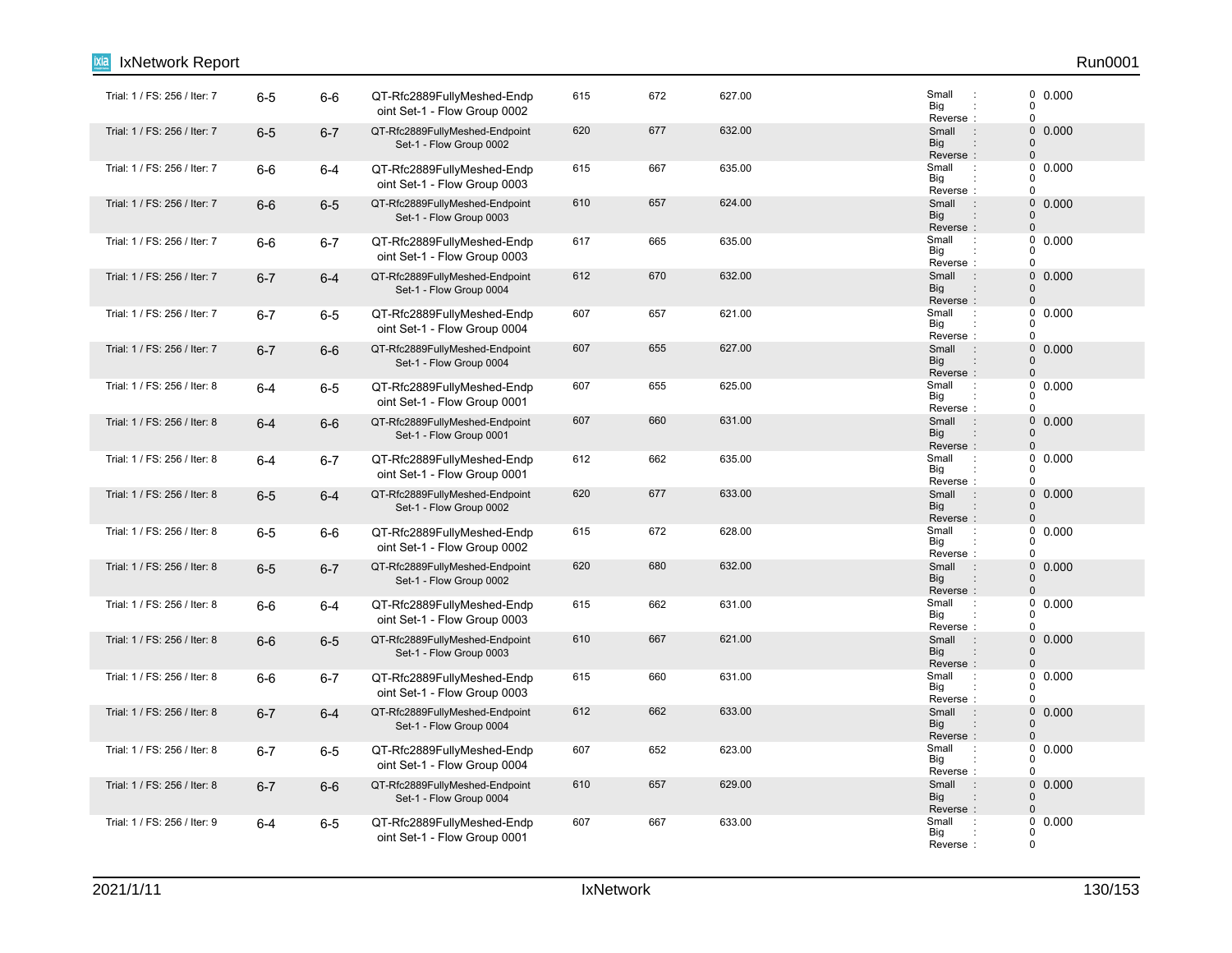| | | | | | | | | |
|---|---|---|---|---|---|---|---|---|
| Trial: 1 / FS: 256 / Iter: 7 | 6-5 | 6-6 | QT-Rfc2889FullyMeshed-Endpoint Set-1 - Flow Group 0002 | 615 | 672 | 627.00 | Small : 0<br>Big : 0<br>Reverse : 0 | 0.000 |
| Trial: 1 / FS: 256 / Iter: 7 | 6-5 | 6-7 | QT-Rfc2889FullyMeshed-Endpoint Set-1 - Flow Group 0002 | 620 | 677 | 632.00 | Small : 0<br>Big : 0<br>Reverse : 0 | 0.000 |
| Trial: 1 / FS: 256 / Iter: 7 | 6-6 | 6-4 | QT-Rfc2889FullyMeshed-Endpoint Set-1 - Flow Group 0003 | 615 | 667 | 635.00 | Small : 0<br>Big : 0<br>Reverse : 0 | 0.000 |
| Trial: 1 / FS: 256 / Iter: 7 | 6-6 | 6-5 | QT-Rfc2889FullyMeshed-Endpoint Set-1 - Flow Group 0003 | 610 | 657 | 624.00 | Small : 0<br>Big : 0<br>Reverse : 0 | 0.000 |
| Trial: 1 / FS: 256 / Iter: 7 | 6-6 | 6-7 | QT-Rfc2889FullyMeshed-Endpoint Set-1 - Flow Group 0003 | 617 | 665 | 635.00 | Small : 0<br>Big : 0<br>Reverse : 0 | 0.000 |
| Trial: 1 / FS: 256 / Iter: 7 | 6-7 | 6-4 | QT-Rfc2889FullyMeshed-Endpoint Set-1 - Flow Group 0004 | 612 | 670 | 632.00 | Small : 0<br>Big : 0<br>Reverse : 0 | 0.000 |
| Trial: 1 / FS: 256 / Iter: 7 | 6-7 | 6-5 | QT-Rfc2889FullyMeshed-Endpoint Set-1 - Flow Group 0004 | 607 | 657 | 621.00 | Small : 0<br>Big : 0<br>Reverse : 0 | 0.000 |
| Trial: 1 / FS: 256 / Iter: 7 | 6-7 | 6-6 | QT-Rfc2889FullyMeshed-Endpoint Set-1 - Flow Group 0004 | 607 | 655 | 627.00 | Small : 0<br>Big : 0<br>Reverse : 0 | 0.000 |
| Trial: 1 / FS: 256 / Iter: 8 | 6-4 | 6-5 | QT-Rfc2889FullyMeshed-Endpoint Set-1 - Flow Group 0001 | 607 | 655 | 625.00 | Small : 0<br>Big : 0<br>Reverse : 0 | 0.000 |
| Trial: 1 / FS: 256 / Iter: 8 | 6-4 | 6-6 | QT-Rfc2889FullyMeshed-Endpoint Set-1 - Flow Group 0001 | 607 | 660 | 631.00 | Small : 0<br>Big : 0<br>Reverse : 0 | 0.000 |
| Trial: 1 / FS: 256 / Iter: 8 | 6-4 | 6-7 | QT-Rfc2889FullyMeshed-Endpoint Set-1 - Flow Group 0001 | 612 | 662 | 635.00 | Small : 0<br>Big : 0<br>Reverse : 0 | 0.000 |
| Trial: 1 / FS: 256 / Iter: 8 | 6-5 | 6-4 | QT-Rfc2889FullyMeshed-Endpoint Set-1 - Flow Group 0002 | 620 | 677 | 633.00 | Small : 0<br>Big : 0<br>Reverse : 0 | 0.000 |
| Trial: 1 / FS: 256 / Iter: 8 | 6-5 | 6-6 | QT-Rfc2889FullyMeshed-Endpoint Set-1 - Flow Group 0002 | 615 | 672 | 628.00 | Small : 0<br>Big : 0<br>Reverse : 0 | 0.000 |
| Trial: 1 / FS: 256 / Iter: 8 | 6-5 | 6-7 | QT-Rfc2889FullyMeshed-Endpoint Set-1 - Flow Group 0002 | 620 | 680 | 632.00 | Small : 0<br>Big : 0<br>Reverse : 0 | 0.000 |
| Trial: 1 / FS: 256 / Iter: 8 | 6-6 | 6-4 | QT-Rfc2889FullyMeshed-Endpoint Set-1 - Flow Group 0003 | 615 | 662 | 631.00 | Small : 0<br>Big : 0<br>Reverse : 0 | 0.000 |
| Trial: 1 / FS: 256 / Iter: 8 | 6-6 | 6-5 | QT-Rfc2889FullyMeshed-Endpoint Set-1 - Flow Group 0003 | 610 | 667 | 621.00 | Small : 0<br>Big : 0<br>Reverse : 0 | 0.000 |
| Trial: 1 / FS: 256 / Iter: 8 | 6-6 | 6-7 | QT-Rfc2889FullyMeshed-Endpoint Set-1 - Flow Group 0003 | 615 | 660 | 631.00 | Small : 0<br>Big : 0<br>Reverse : 0 | 0.000 |
| Trial: 1 / FS: 256 / Iter: 8 | 6-7 | 6-4 | QT-Rfc2889FullyMeshed-Endpoint Set-1 - Flow Group 0004 | 612 | 662 | 633.00 | Small : 0<br>Big : 0<br>Reverse : 0 | 0.000 |
| Trial: 1 / FS: 256 / Iter: 8 | 6-7 | 6-5 | QT-Rfc2889FullyMeshed-Endpoint Set-1 - Flow Group 0004 | 607 | 652 | 623.00 | Small : 0<br>Big : 0<br>Reverse : 0 | 0.000 |
| Trial: 1 / FS: 256 / Iter: 8 | 6-7 | 6-6 | QT-Rfc2889FullyMeshed-Endpoint Set-1 - Flow Group 0004 | 610 | 657 | 629.00 | Small : 0<br>Big : 0<br>Reverse : 0 | 0.000 |
| Trial: 1 / FS: 256 / Iter: 9 | 6-4 | 6-5 | QT-Rfc2889FullyMeshed-Endpoint Set-1 - Flow Group 0001 | 607 | 667 | 633.00 | Small : 0<br>Big : 0<br>Reverse : 0 | 0.000 |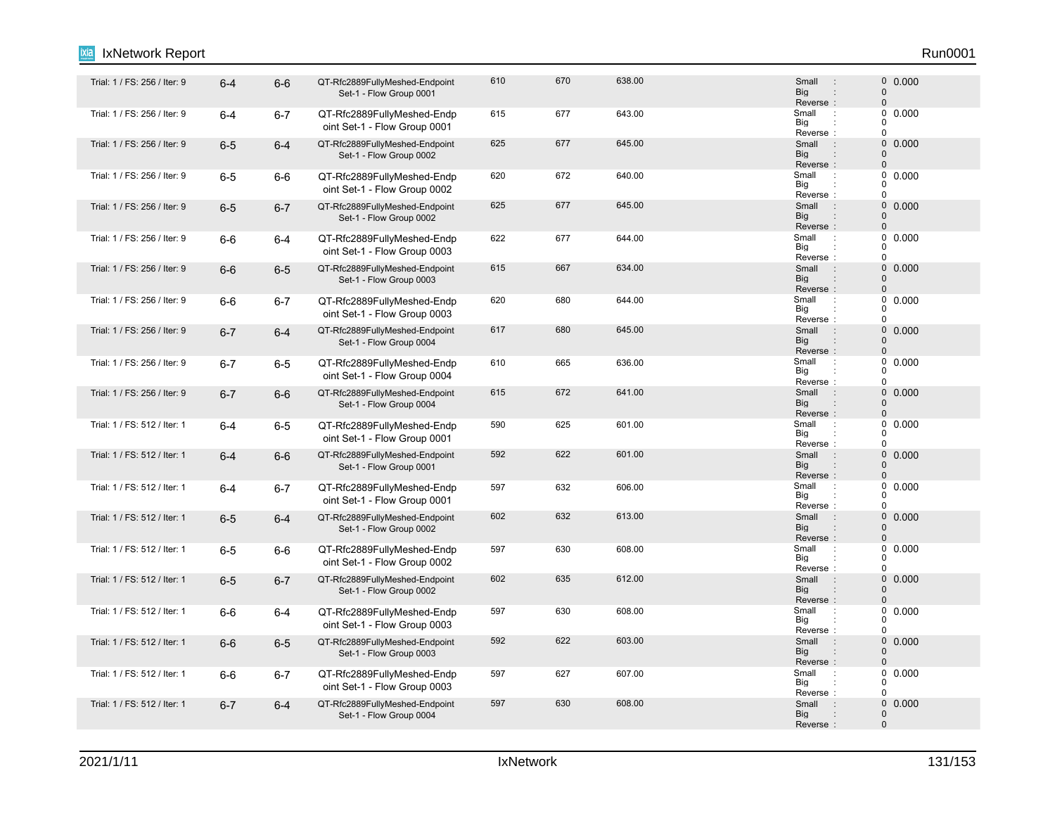| Trial: 1 / FS: 256 / Iter: 9 | 6-4 | 6-6 | QT-Rfc2889FullyMeshed-Endpoint Set-1 - Flow Group 0001 | 610 | 670 | 638.00 | Small : 0 Big : 0 Reverse : 0 | 0.000 |
|---|---|---|---|---|---|---|---|---|
| Trial: 1 / FS: 256 / Iter: 9 | 6-4 | 6-7 | QT-Rfc2889FullyMeshed-Endpoint Set-1 - Flow Group 0001 | 615 | 677 | 643.00 | Small : 0 Big : 0 Reverse : 0 | 0.000 |
| Trial: 1 / FS: 256 / Iter: 9 | 6-5 | 6-4 | QT-Rfc2889FullyMeshed-Endpoint Set-1 - Flow Group 0002 | 625 | 677 | 645.00 | Small : 0 Big : 0 Reverse : 0 | 0.000 |
| Trial: 1 / FS: 256 / Iter: 9 | 6-5 | 6-6 | QT-Rfc2889FullyMeshed-Endpoint Set-1 - Flow Group 0002 | 620 | 672 | 640.00 | Small : 0 Big : 0 Reverse : 0 | 0.000 |
| Trial: 1 / FS: 256 / Iter: 9 | 6-5 | 6-7 | QT-Rfc2889FullyMeshed-Endpoint Set-1 - Flow Group 0002 | 625 | 677 | 645.00 | Small : 0 Big : 0 Reverse : 0 | 0.000 |
| Trial: 1 / FS: 256 / Iter: 9 | 6-6 | 6-4 | QT-Rfc2889FullyMeshed-Endpoint Set-1 - Flow Group 0003 | 622 | 677 | 644.00 | Small : 0 Big : 0 Reverse : 0 | 0.000 |
| Trial: 1 / FS: 256 / Iter: 9 | 6-6 | 6-5 | QT-Rfc2889FullyMeshed-Endpoint Set-1 - Flow Group 0003 | 615 | 667 | 634.00 | Small : 0 Big : 0 Reverse : 0 | 0.000 |
| Trial: 1 / FS: 256 / Iter: 9 | 6-6 | 6-7 | QT-Rfc2889FullyMeshed-Endpoint Set-1 - Flow Group 0003 | 620 | 680 | 644.00 | Small : 0 Big : 0 Reverse : 0 | 0.000 |
| Trial: 1 / FS: 256 / Iter: 9 | 6-7 | 6-4 | QT-Rfc2889FullyMeshed-Endpoint Set-1 - Flow Group 0004 | 617 | 680 | 645.00 | Small : 0 Big : 0 Reverse : 0 | 0.000 |
| Trial: 1 / FS: 256 / Iter: 9 | 6-7 | 6-5 | QT-Rfc2889FullyMeshed-Endpoint Set-1 - Flow Group 0004 | 610 | 665 | 636.00 | Small : 0 Big : 0 Reverse : 0 | 0.000 |
| Trial: 1 / FS: 256 / Iter: 9 | 6-7 | 6-6 | QT-Rfc2889FullyMeshed-Endpoint Set-1 - Flow Group 0004 | 615 | 672 | 641.00 | Small : 0 Big : 0 Reverse : 0 | 0.000 |
| Trial: 1 / FS: 512 / Iter: 1 | 6-4 | 6-5 | QT-Rfc2889FullyMeshed-Endpoint Set-1 - Flow Group 0001 | 590 | 625 | 601.00 | Small : 0 Big : 0 Reverse : 0 | 0.000 |
| Trial: 1 / FS: 512 / Iter: 1 | 6-4 | 6-6 | QT-Rfc2889FullyMeshed-Endpoint Set-1 - Flow Group 0001 | 592 | 622 | 601.00 | Small : 0 Big : 0 Reverse : 0 | 0.000 |
| Trial: 1 / FS: 512 / Iter: 1 | 6-4 | 6-7 | QT-Rfc2889FullyMeshed-Endpoint Set-1 - Flow Group 0001 | 597 | 632 | 606.00 | Small : 0 Big : 0 Reverse : 0 | 0.000 |
| Trial: 1 / FS: 512 / Iter: 1 | 6-5 | 6-4 | QT-Rfc2889FullyMeshed-Endpoint Set-1 - Flow Group 0002 | 602 | 632 | 613.00 | Small : 0 Big : 0 Reverse : 0 | 0.000 |
| Trial: 1 / FS: 512 / Iter: 1 | 6-5 | 6-6 | QT-Rfc2889FullyMeshed-Endpoint Set-1 - Flow Group 0002 | 597 | 630 | 608.00 | Small : 0 Big : 0 Reverse : 0 | 0.000 |
| Trial: 1 / FS: 512 / Iter: 1 | 6-5 | 6-7 | QT-Rfc2889FullyMeshed-Endpoint Set-1 - Flow Group 0002 | 602 | 635 | 612.00 | Small : 0 Big : 0 Reverse : 0 | 0.000 |
| Trial: 1 / FS: 512 / Iter: 1 | 6-6 | 6-4 | QT-Rfc2889FullyMeshed-Endpoint Set-1 - Flow Group 0003 | 597 | 630 | 608.00 | Small : 0 Big : 0 Reverse : 0 | 0.000 |
| Trial: 1 / FS: 512 / Iter: 1 | 6-6 | 6-5 | QT-Rfc2889FullyMeshed-Endpoint Set-1 - Flow Group 0003 | 592 | 622 | 603.00 | Small : 0 Big : 0 Reverse : 0 | 0.000 |
| Trial: 1 / FS: 512 / Iter: 1 | 6-6 | 6-7 | QT-Rfc2889FullyMeshed-Endpoint Set-1 - Flow Group 0003 | 597 | 627 | 607.00 | Small : 0 Big : 0 Reverse : 0 | 0.000 |
| Trial: 1 / FS: 512 / Iter: 1 | 6-7 | 6-4 | QT-Rfc2889FullyMeshed-Endpoint Set-1 - Flow Group 0004 | 597 | 630 | 608.00 | Small : 0 Big : 0 Reverse : 0 | 0.000 |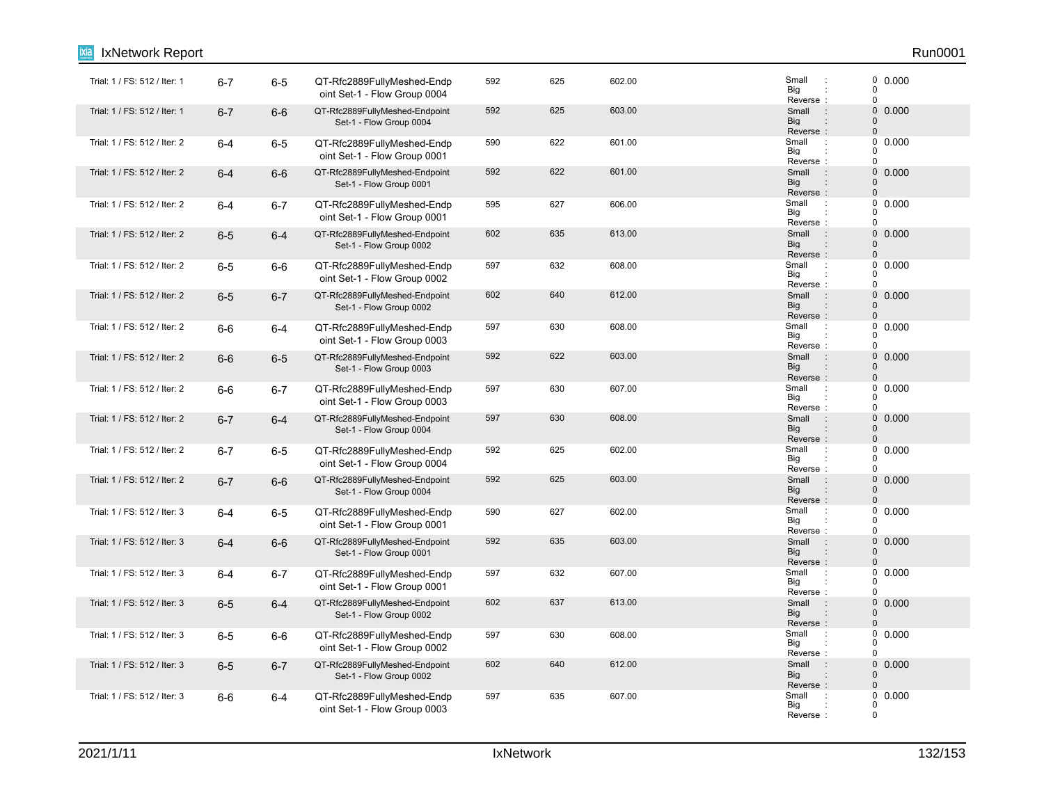| | | | | | | | | |
|---|---|---|---|---|---|---|---|---|
| Trial: 1 / FS: 512 / Iter: 1 | 6-7 | 6-5 | QT-Rfc2889FullyMeshed-Endpoint Set-1 - Flow Group 0004 | 592 | 625 | 602.00 | Small : 0<br>Big : 0<br>Reverse : 0 | 0.000 |
| Trial: 1 / FS: 512 / Iter: 1 | 6-7 | 6-6 | QT-Rfc2889FullyMeshed-Endpoint Set-1 - Flow Group 0004 | 592 | 625 | 603.00 | Small : 0<br>Big : 0<br>Reverse : 0 | 0.000 |
| Trial: 1 / FS: 512 / Iter: 2 | 6-4 | 6-5 | QT-Rfc2889FullyMeshed-Endpoint Set-1 - Flow Group 0001 | 590 | 622 | 601.00 | Small : 0<br>Big : 0<br>Reverse : 0 | 0.000 |
| Trial: 1 / FS: 512 / Iter: 2 | 6-4 | 6-6 | QT-Rfc2889FullyMeshed-Endpoint Set-1 - Flow Group 0001 | 592 | 622 | 601.00 | Small : 0<br>Big : 0<br>Reverse : 0 | 0.000 |
| Trial: 1 / FS: 512 / Iter: 2 | 6-4 | 6-7 | QT-Rfc2889FullyMeshed-Endpoint Set-1 - Flow Group 0001 | 595 | 627 | 606.00 | Small : 0<br>Big : 0<br>Reverse : 0 | 0.000 |
| Trial: 1 / FS: 512 / Iter: 2 | 6-5 | 6-4 | QT-Rfc2889FullyMeshed-Endpoint Set-1 - Flow Group 0002 | 602 | 635 | 613.00 | Small : 0<br>Big : 0<br>Reverse : 0 | 0.000 |
| Trial: 1 / FS: 512 / Iter: 2 | 6-5 | 6-6 | QT-Rfc2889FullyMeshed-Endpoint Set-1 - Flow Group 0002 | 597 | 632 | 608.00 | Small : 0<br>Big : 0<br>Reverse : 0 | 0.000 |
| Trial: 1 / FS: 512 / Iter: 2 | 6-5 | 6-7 | QT-Rfc2889FullyMeshed-Endpoint Set-1 - Flow Group 0002 | 602 | 640 | 612.00 | Small : 0<br>Big : 0<br>Reverse : 0 | 0.000 |
| Trial: 1 / FS: 512 / Iter: 2 | 6-6 | 6-4 | QT-Rfc2889FullyMeshed-Endpoint Set-1 - Flow Group 0003 | 597 | 630 | 608.00 | Small : 0<br>Big : 0<br>Reverse : 0 | 0.000 |
| Trial: 1 / FS: 512 / Iter: 2 | 6-6 | 6-5 | QT-Rfc2889FullyMeshed-Endpoint Set-1 - Flow Group 0003 | 592 | 622 | 603.00 | Small : 0<br>Big : 0<br>Reverse : 0 | 0.000 |
| Trial: 1 / FS: 512 / Iter: 2 | 6-6 | 6-7 | QT-Rfc2889FullyMeshed-Endpoint Set-1 - Flow Group 0003 | 597 | 630 | 607.00 | Small : 0<br>Big : 0<br>Reverse : 0 | 0.000 |
| Trial: 1 / FS: 512 / Iter: 2 | 6-7 | 6-4 | QT-Rfc2889FullyMeshed-Endpoint Set-1 - Flow Group 0004 | 597 | 630 | 608.00 | Small : 0<br>Big : 0<br>Reverse : 0 | 0.000 |
| Trial: 1 / FS: 512 / Iter: 2 | 6-7 | 6-5 | QT-Rfc2889FullyMeshed-Endpoint Set-1 - Flow Group 0004 | 592 | 625 | 602.00 | Small : 0<br>Big : 0<br>Reverse : 0 | 0.000 |
| Trial: 1 / FS: 512 / Iter: 2 | 6-7 | 6-6 | QT-Rfc2889FullyMeshed-Endpoint Set-1 - Flow Group 0004 | 592 | 625 | 603.00 | Small : 0<br>Big : 0<br>Reverse : 0 | 0.000 |
| Trial: 1 / FS: 512 / Iter: 3 | 6-4 | 6-5 | QT-Rfc2889FullyMeshed-Endpoint Set-1 - Flow Group 0001 | 590 | 627 | 602.00 | Small : 0<br>Big : 0<br>Reverse : 0 | 0.000 |
| Trial: 1 / FS: 512 / Iter: 3 | 6-4 | 6-6 | QT-Rfc2889FullyMeshed-Endpoint Set-1 - Flow Group 0001 | 592 | 635 | 603.00 | Small : 0<br>Big : 0<br>Reverse : 0 | 0.000 |
| Trial: 1 / FS: 512 / Iter: 3 | 6-4 | 6-7 | QT-Rfc2889FullyMeshed-Endpoint Set-1 - Flow Group 0001 | 597 | 632 | 607.00 | Small : 0<br>Big : 0<br>Reverse : 0 | 0.000 |
| Trial: 1 / FS: 512 / Iter: 3 | 6-5 | 6-4 | QT-Rfc2889FullyMeshed-Endpoint Set-1 - Flow Group 0002 | 602 | 637 | 613.00 | Small : 0<br>Big : 0<br>Reverse : 0 | 0.000 |
| Trial: 1 / FS: 512 / Iter: 3 | 6-5 | 6-6 | QT-Rfc2889FullyMeshed-Endpoint Set-1 - Flow Group 0002 | 597 | 630 | 608.00 | Small : 0<br>Big : 0<br>Reverse : 0 | 0.000 |
| Trial: 1 / FS: 512 / Iter: 3 | 6-5 | 6-7 | QT-Rfc2889FullyMeshed-Endpoint Set-1 - Flow Group 0002 | 602 | 640 | 612.00 | Small : 0<br>Big : 0<br>Reverse : 0 | 0.000 |
| Trial: 1 / FS: 512 / Iter: 3 | 6-6 | 6-4 | QT-Rfc2889FullyMeshed-Endpoint Set-1 - Flow Group 0003 | 597 | 635 | 607.00 | Small : 0<br>Big : 0<br>Reverse : 0 | 0.000 |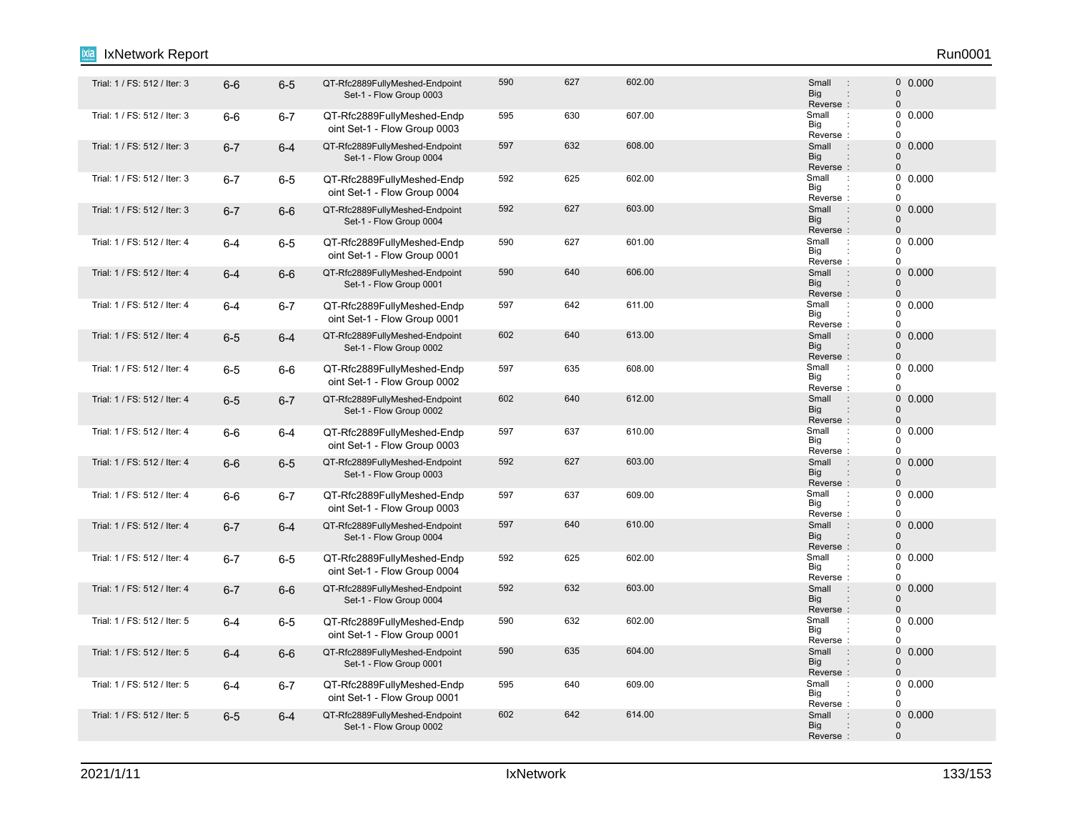| Trial: 1 / FS: 512 / Iter: 3 | 6-6 | 6-5 | QT-Rfc2889FullyMeshed-Endpoint Set-1 - Flow Group 0003 | 590 | 627 | 602.00 | Small : 0 Big : 0 Reverse : 0 | 0.000 |
|---|---|---|---|---|---|---|---|---|
| Trial: 1 / FS: 512 / Iter: 3 | 6-6 | 6-7 | QT-Rfc2889FullyMeshed-Endpoint Set-1 - Flow Group 0003 | 595 | 630 | 607.00 | Small : 0 Big : 0 Reverse : 0 | 0.000 |
| Trial: 1 / FS: 512 / Iter: 3 | 6-7 | 6-4 | QT-Rfc2889FullyMeshed-Endpoint Set-1 - Flow Group 0004 | 597 | 632 | 608.00 | Small : 0 Big : 0 Reverse : 0 | 0.000 |
| Trial: 1 / FS: 512 / Iter: 3 | 6-7 | 6-5 | QT-Rfc2889FullyMeshed-Endpoint Set-1 - Flow Group 0004 | 592 | 625 | 602.00 | Small : 0 Big : 0 Reverse : 0 | 0.000 |
| Trial: 1 / FS: 512 / Iter: 3 | 6-7 | 6-6 | QT-Rfc2889FullyMeshed-Endpoint Set-1 - Flow Group 0004 | 592 | 627 | 603.00 | Small : 0 Big : 0 Reverse : 0 | 0.000 |
| Trial: 1 / FS: 512 / Iter: 4 | 6-4 | 6-5 | QT-Rfc2889FullyMeshed-Endpoint Set-1 - Flow Group 0001 | 590 | 627 | 601.00 | Small : 0 Big : 0 Reverse : 0 | 0.000 |
| Trial: 1 / FS: 512 / Iter: 4 | 6-4 | 6-6 | QT-Rfc2889FullyMeshed-Endpoint Set-1 - Flow Group 0001 | 590 | 640 | 606.00 | Small : 0 Big : 0 Reverse : 0 | 0.000 |
| Trial: 1 / FS: 512 / Iter: 4 | 6-4 | 6-7 | QT-Rfc2889FullyMeshed-Endpoint Set-1 - Flow Group 0001 | 597 | 642 | 611.00 | Small : 0 Big : 0 Reverse : 0 | 0.000 |
| Trial: 1 / FS: 512 / Iter: 4 | 6-5 | 6-4 | QT-Rfc2889FullyMeshed-Endpoint Set-1 - Flow Group 0002 | 602 | 640 | 613.00 | Small : 0 Big : 0 Reverse : 0 | 0.000 |
| Trial: 1 / FS: 512 / Iter: 4 | 6-5 | 6-6 | QT-Rfc2889FullyMeshed-Endpoint Set-1 - Flow Group 0002 | 597 | 635 | 608.00 | Small : 0 Big : 0 Reverse : 0 | 0.000 |
| Trial: 1 / FS: 512 / Iter: 4 | 6-5 | 6-7 | QT-Rfc2889FullyMeshed-Endpoint Set-1 - Flow Group 0002 | 602 | 640 | 612.00 | Small : 0 Big : 0 Reverse : 0 | 0.000 |
| Trial: 1 / FS: 512 / Iter: 4 | 6-6 | 6-4 | QT-Rfc2889FullyMeshed-Endpoint Set-1 - Flow Group 0003 | 597 | 637 | 610.00 | Small : 0 Big : 0 Reverse : 0 | 0.000 |
| Trial: 1 / FS: 512 / Iter: 4 | 6-6 | 6-5 | QT-Rfc2889FullyMeshed-Endpoint Set-1 - Flow Group 0003 | 592 | 627 | 603.00 | Small : 0 Big : 0 Reverse : 0 | 0.000 |
| Trial: 1 / FS: 512 / Iter: 4 | 6-6 | 6-7 | QT-Rfc2889FullyMeshed-Endpoint Set-1 - Flow Group 0003 | 597 | 637 | 609.00 | Small : 0 Big : 0 Reverse : 0 | 0.000 |
| Trial: 1 / FS: 512 / Iter: 4 | 6-7 | 6-4 | QT-Rfc2889FullyMeshed-Endpoint Set-1 - Flow Group 0004 | 597 | 640 | 610.00 | Small : 0 Big : 0 Reverse : 0 | 0.000 |
| Trial: 1 / FS: 512 / Iter: 4 | 6-7 | 6-5 | QT-Rfc2889FullyMeshed-Endpoint Set-1 - Flow Group 0004 | 592 | 625 | 602.00 | Small : 0 Big : 0 Reverse : 0 | 0.000 |
| Trial: 1 / FS: 512 / Iter: 4 | 6-7 | 6-6 | QT-Rfc2889FullyMeshed-Endpoint Set-1 - Flow Group 0004 | 592 | 632 | 603.00 | Small : 0 Big : 0 Reverse : 0 | 0.000 |
| Trial: 1 / FS: 512 / Iter: 5 | 6-4 | 6-5 | QT-Rfc2889FullyMeshed-Endpoint Set-1 - Flow Group 0001 | 590 | 632 | 602.00 | Small : 0 Big : 0 Reverse : 0 | 0.000 |
| Trial: 1 / FS: 512 / Iter: 5 | 6-4 | 6-6 | QT-Rfc2889FullyMeshed-Endpoint Set-1 - Flow Group 0001 | 590 | 635 | 604.00 | Small : 0 Big : 0 Reverse : 0 | 0.000 |
| Trial: 1 / FS: 512 / Iter: 5 | 6-4 | 6-7 | QT-Rfc2889FullyMeshed-Endpoint Set-1 - Flow Group 0001 | 595 | 640 | 609.00 | Small : 0 Big : 0 Reverse : 0 | 0.000 |
| Trial: 1 / FS: 512 / Iter: 5 | 6-5 | 6-4 | QT-Rfc2889FullyMeshed-Endpoint Set-1 - Flow Group 0002 | 602 | 642 | 614.00 | Small : 0 Big : 0 Reverse : 0 | 0.000 |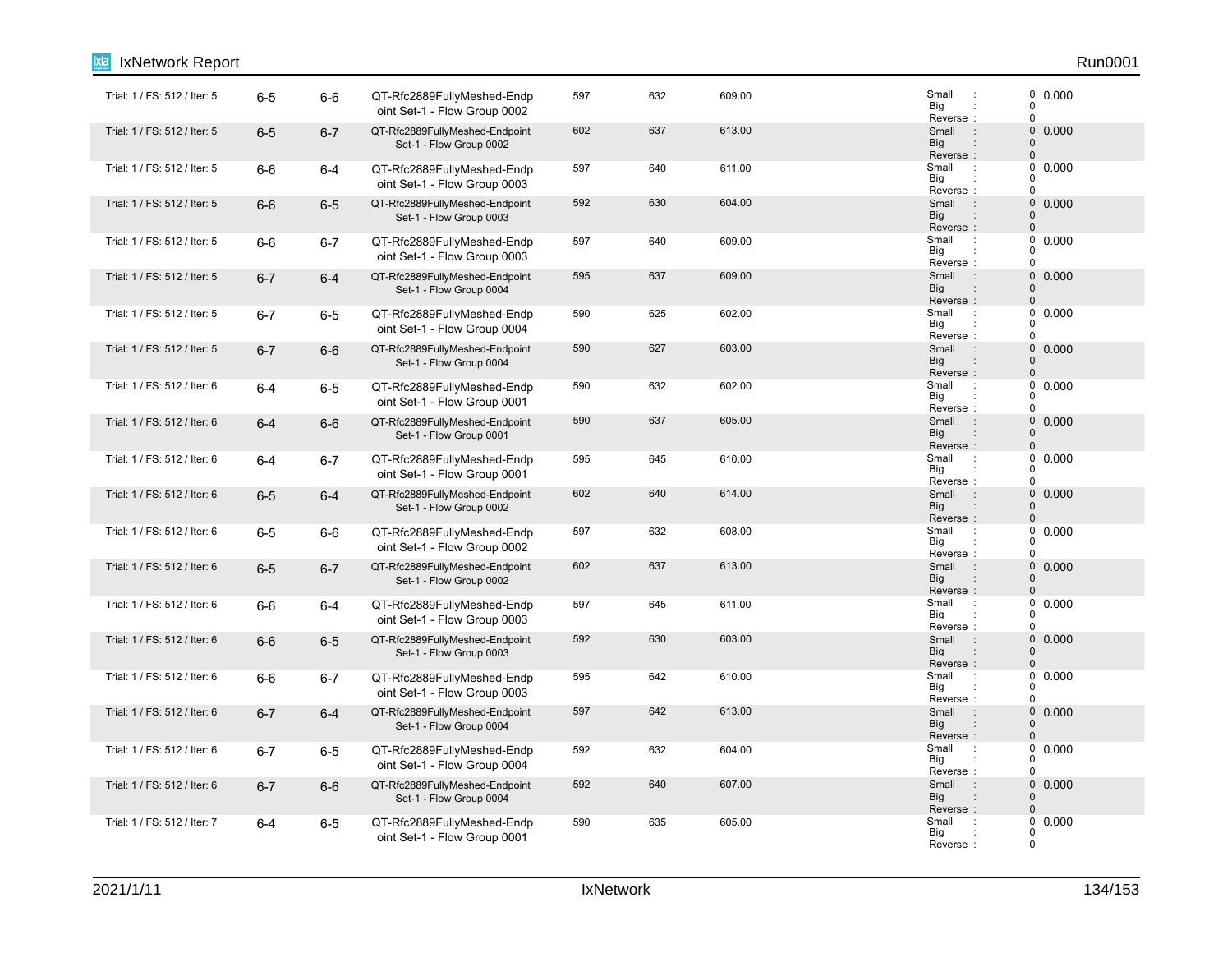| Trial | Tx Port | Rx Port | Traffic Item | Min | Max | Avg | Error Type | Count | Value |
|---|---|---|---|---|---|---|---|---|---|
| Trial: 1 / FS: 512 / Iter: 5 | 6-5 | 6-6 | QT-Rfc2889FullyMeshed-Endpoint Set-1 - Flow Group 0002 | 597 | 632 | 609.00 | Small :<br>Big :<br>Reverse : | 0<br>0<br>0 | 0.000 |
| Trial: 1 / FS: 512 / Iter: 5 | 6-5 | 6-7 | QT-Rfc2889FullyMeshed-Endpoint Set-1 - Flow Group 0002 | 602 | 637 | 613.00 | Small :<br>Big :<br>Reverse : | 0<br>0<br>0 | 0.000 |
| Trial: 1 / FS: 512 / Iter: 5 | 6-6 | 6-4 | QT-Rfc2889FullyMeshed-Endpoint Set-1 - Flow Group 0003 | 597 | 640 | 611.00 | Small :<br>Big :<br>Reverse : | 0<br>0<br>0 | 0.000 |
| Trial: 1 / FS: 512 / Iter: 5 | 6-6 | 6-5 | QT-Rfc2889FullyMeshed-Endpoint Set-1 - Flow Group 0003 | 592 | 630 | 604.00 | Small :<br>Big :<br>Reverse : | 0<br>0<br>0 | 0.000 |
| Trial: 1 / FS: 512 / Iter: 5 | 6-6 | 6-7 | QT-Rfc2889FullyMeshed-Endpoint Set-1 - Flow Group 0003 | 597 | 640 | 609.00 | Small :<br>Big :<br>Reverse : | 0<br>0<br>0 | 0.000 |
| Trial: 1 / FS: 512 / Iter: 5 | 6-7 | 6-4 | QT-Rfc2889FullyMeshed-Endpoint Set-1 - Flow Group 0004 | 595 | 637 | 609.00 | Small :<br>Big :<br>Reverse : | 0<br>0<br>0 | 0.000 |
| Trial: 1 / FS: 512 / Iter: 5 | 6-7 | 6-5 | QT-Rfc2889FullyMeshed-Endpoint Set-1 - Flow Group 0004 | 590 | 625 | 602.00 | Small :<br>Big :<br>Reverse : | 0<br>0<br>0 | 0.000 |
| Trial: 1 / FS: 512 / Iter: 5 | 6-7 | 6-6 | QT-Rfc2889FullyMeshed-Endpoint Set-1 - Flow Group 0004 | 590 | 627 | 603.00 | Small :<br>Big :<br>Reverse : | 0<br>0<br>0 | 0.000 |
| Trial: 1 / FS: 512 / Iter: 6 | 6-4 | 6-5 | QT-Rfc2889FullyMeshed-Endpoint Set-1 - Flow Group 0001 | 590 | 632 | 602.00 | Small :<br>Big :<br>Reverse : | 0<br>0<br>0 | 0.000 |
| Trial: 1 / FS: 512 / Iter: 6 | 6-4 | 6-6 | QT-Rfc2889FullyMeshed-Endpoint Set-1 - Flow Group 0001 | 590 | 637 | 605.00 | Small :<br>Big :<br>Reverse : | 0<br>0<br>0 | 0.000 |
| Trial: 1 / FS: 512 / Iter: 6 | 6-4 | 6-7 | QT-Rfc2889FullyMeshed-Endpoint Set-1 - Flow Group 0001 | 595 | 645 | 610.00 | Small :<br>Big :<br>Reverse : | 0<br>0<br>0 | 0.000 |
| Trial: 1 / FS: 512 / Iter: 6 | 6-5 | 6-4 | QT-Rfc2889FullyMeshed-Endpoint Set-1 - Flow Group 0002 | 602 | 640 | 614.00 | Small :<br>Big :<br>Reverse : | 0<br>0<br>0 | 0.000 |
| Trial: 1 / FS: 512 / Iter: 6 | 6-5 | 6-6 | QT-Rfc2889FullyMeshed-Endpoint Set-1 - Flow Group 0002 | 597 | 632 | 608.00 | Small :<br>Big :<br>Reverse : | 0<br>0<br>0 | 0.000 |
| Trial: 1 / FS: 512 / Iter: 6 | 6-5 | 6-7 | QT-Rfc2889FullyMeshed-Endpoint Set-1 - Flow Group 0002 | 602 | 637 | 613.00 | Small :<br>Big :<br>Reverse : | 0<br>0<br>0 | 0.000 |
| Trial: 1 / FS: 512 / Iter: 6 | 6-6 | 6-4 | QT-Rfc2889FullyMeshed-Endpoint Set-1 - Flow Group 0003 | 597 | 645 | 611.00 | Small :<br>Big :<br>Reverse : | 0<br>0<br>0 | 0.000 |
| Trial: 1 / FS: 512 / Iter: 6 | 6-6 | 6-5 | QT-Rfc2889FullyMeshed-Endpoint Set-1 - Flow Group 0003 | 592 | 630 | 603.00 | Small :<br>Big :<br>Reverse : | 0<br>0<br>0 | 0.000 |
| Trial: 1 / FS: 512 / Iter: 6 | 6-6 | 6-7 | QT-Rfc2889FullyMeshed-Endpoint Set-1 - Flow Group 0003 | 595 | 642 | 610.00 | Small :<br>Big :<br>Reverse : | 0<br>0<br>0 | 0.000 |
| Trial: 1 / FS: 512 / Iter: 6 | 6-7 | 6-4 | QT-Rfc2889FullyMeshed-Endpoint Set-1 - Flow Group 0004 | 597 | 642 | 613.00 | Small :<br>Big :<br>Reverse : | 0<br>0<br>0 | 0.000 |
| Trial: 1 / FS: 512 / Iter: 6 | 6-7 | 6-5 | QT-Rfc2889FullyMeshed-Endpoint Set-1 - Flow Group 0004 | 592 | 632 | 604.00 | Small :<br>Big :<br>Reverse : | 0<br>0<br>0 | 0.000 |
| Trial: 1 / FS: 512 / Iter: 6 | 6-7 | 6-6 | QT-Rfc2889FullyMeshed-Endpoint Set-1 - Flow Group 0004 | 592 | 640 | 607.00 | Small :<br>Big :<br>Reverse : | 0<br>0<br>0 | 0.000 |
| Trial: 1 / FS: 512 / Iter: 7 | 6-4 | 6-5 | QT-Rfc2889FullyMeshed-Endpoint Set-1 - Flow Group 0001 | 590 | 635 | 605.00 | Small :<br>Big :<br>Reverse : | 0<br>0<br>0 | 0.000 |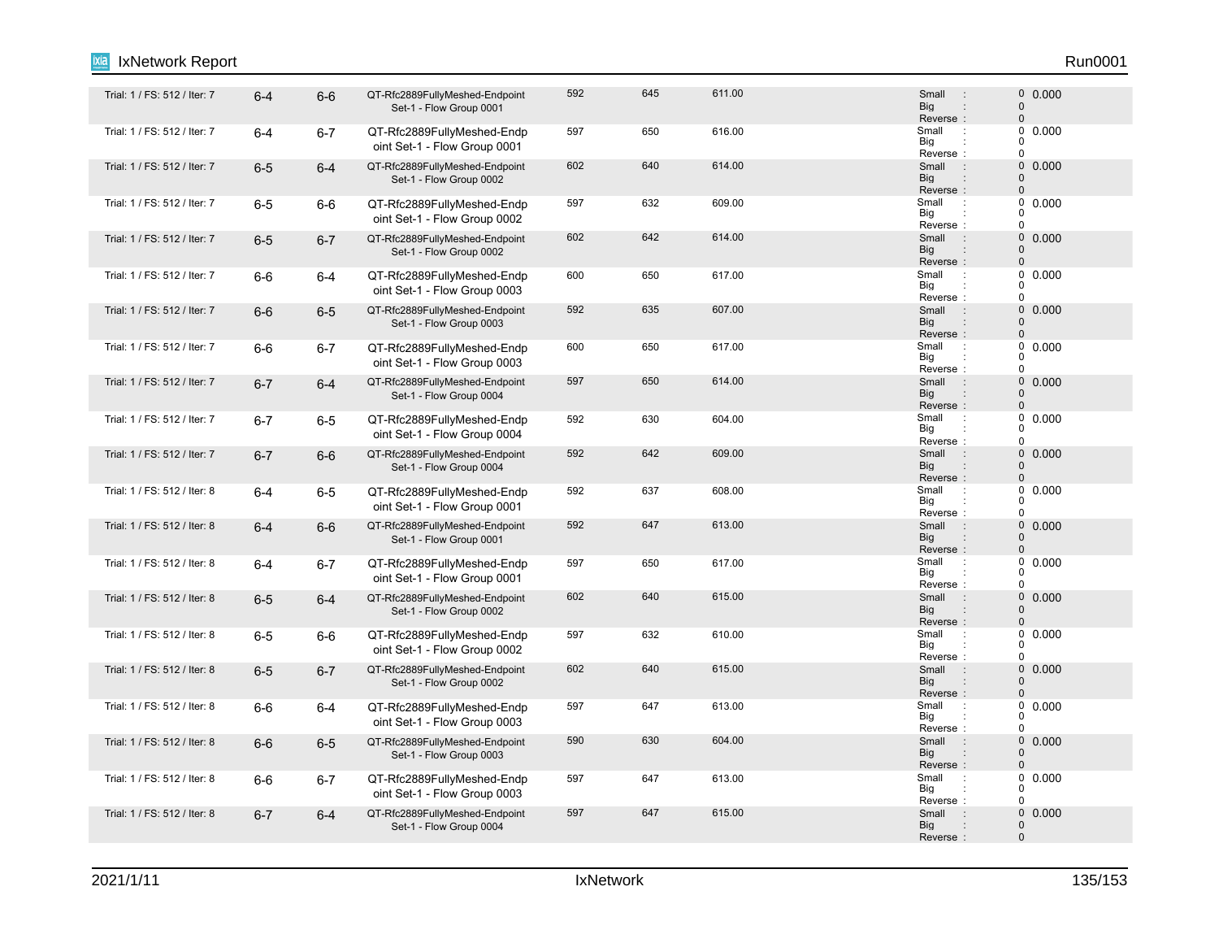| | | | | | | | | |
|---|---|---|---|---|---|---|---|---|
| Trial: 1 / FS: 512 / Iter: 7 | 6-4 | 6-6 | QT-Rfc2889FullyMeshed-Endpoint Set-1 - Flow Group 0001 | 592 | 645 | 611.00 | Small : 0 Big : 0 Reverse : 0 | 0.000 |
| Trial: 1 / FS: 512 / Iter: 7 | 6-4 | 6-7 | QT-Rfc2889FullyMeshed-Endpoint Set-1 - Flow Group 0001 | 597 | 650 | 616.00 | Small : 0 Big : 0 Reverse : 0 | 0.000 |
| Trial: 1 / FS: 512 / Iter: 7 | 6-5 | 6-4 | QT-Rfc2889FullyMeshed-Endpoint Set-1 - Flow Group 0002 | 602 | 640 | 614.00 | Small : 0 Big : 0 Reverse : 0 | 0.000 |
| Trial: 1 / FS: 512 / Iter: 7 | 6-5 | 6-6 | QT-Rfc2889FullyMeshed-Endpoint Set-1 - Flow Group 0002 | 597 | 632 | 609.00 | Small : 0 Big : 0 Reverse : 0 | 0.000 |
| Trial: 1 / FS: 512 / Iter: 7 | 6-5 | 6-7 | QT-Rfc2889FullyMeshed-Endpoint Set-1 - Flow Group 0002 | 602 | 642 | 614.00 | Small : 0 Big : 0 Reverse : 0 | 0.000 |
| Trial: 1 / FS: 512 / Iter: 7 | 6-6 | 6-4 | QT-Rfc2889FullyMeshed-Endpoint Set-1 - Flow Group 0003 | 600 | 650 | 617.00 | Small : 0 Big : 0 Reverse : 0 | 0.000 |
| Trial: 1 / FS: 512 / Iter: 7 | 6-6 | 6-5 | QT-Rfc2889FullyMeshed-Endpoint Set-1 - Flow Group 0003 | 592 | 635 | 607.00 | Small : 0 Big : 0 Reverse : 0 | 0.000 |
| Trial: 1 / FS: 512 / Iter: 7 | 6-6 | 6-7 | QT-Rfc2889FullyMeshed-Endpoint Set-1 - Flow Group 0003 | 600 | 650 | 617.00 | Small : 0 Big : 0 Reverse : 0 | 0.000 |
| Trial: 1 / FS: 512 / Iter: 7 | 6-7 | 6-4 | QT-Rfc2889FullyMeshed-Endpoint Set-1 - Flow Group 0004 | 597 | 650 | 614.00 | Small : 0 Big : 0 Reverse : 0 | 0.000 |
| Trial: 1 / FS: 512 / Iter: 7 | 6-7 | 6-5 | QT-Rfc2889FullyMeshed-Endpoint Set-1 - Flow Group 0004 | 592 | 630 | 604.00 | Small : 0 Big : 0 Reverse : 0 | 0.000 |
| Trial: 1 / FS: 512 / Iter: 7 | 6-7 | 6-6 | QT-Rfc2889FullyMeshed-Endpoint Set-1 - Flow Group 0004 | 592 | 642 | 609.00 | Small : 0 Big : 0 Reverse : 0 | 0.000 |
| Trial: 1 / FS: 512 / Iter: 8 | 6-4 | 6-5 | QT-Rfc2889FullyMeshed-Endpoint Set-1 - Flow Group 0001 | 592 | 637 | 608.00 | Small : 0 Big : 0 Reverse : 0 | 0.000 |
| Trial: 1 / FS: 512 / Iter: 8 | 6-4 | 6-6 | QT-Rfc2889FullyMeshed-Endpoint Set-1 - Flow Group 0001 | 592 | 647 | 613.00 | Small : 0 Big : 0 Reverse : 0 | 0.000 |
| Trial: 1 / FS: 512 / Iter: 8 | 6-4 | 6-7 | QT-Rfc2889FullyMeshed-Endpoint Set-1 - Flow Group 0001 | 597 | 650 | 617.00 | Small : 0 Big : 0 Reverse : 0 | 0.000 |
| Trial: 1 / FS: 512 / Iter: 8 | 6-5 | 6-4 | QT-Rfc2889FullyMeshed-Endpoint Set-1 - Flow Group 0002 | 602 | 640 | 615.00 | Small : 0 Big : 0 Reverse : 0 | 0.000 |
| Trial: 1 / FS: 512 / Iter: 8 | 6-5 | 6-6 | QT-Rfc2889FullyMeshed-Endpoint Set-1 - Flow Group 0002 | 597 | 632 | 610.00 | Small : 0 Big : 0 Reverse : 0 | 0.000 |
| Trial: 1 / FS: 512 / Iter: 8 | 6-5 | 6-7 | QT-Rfc2889FullyMeshed-Endpoint Set-1 - Flow Group 0002 | 602 | 640 | 615.00 | Small : 0 Big : 0 Reverse : 0 | 0.000 |
| Trial: 1 / FS: 512 / Iter: 8 | 6-6 | 6-4 | QT-Rfc2889FullyMeshed-Endpoint Set-1 - Flow Group 0003 | 597 | 647 | 613.00 | Small : 0 Big : 0 Reverse : 0 | 0.000 |
| Trial: 1 / FS: 512 / Iter: 8 | 6-6 | 6-5 | QT-Rfc2889FullyMeshed-Endpoint Set-1 - Flow Group 0003 | 590 | 630 | 604.00 | Small : 0 Big : 0 Reverse : 0 | 0.000 |
| Trial: 1 / FS: 512 / Iter: 8 | 6-6 | 6-7 | QT-Rfc2889FullyMeshed-Endpoint Set-1 - Flow Group 0003 | 597 | 647 | 613.00 | Small : 0 Big : 0 Reverse : 0 | 0.000 |
| Trial: 1 / FS: 512 / Iter: 8 | 6-7 | 6-4 | QT-Rfc2889FullyMeshed-Endpoint Set-1 - Flow Group 0004 | 597 | 647 | 615.00 | Small : 0 Big : 0 Reverse : 0 | |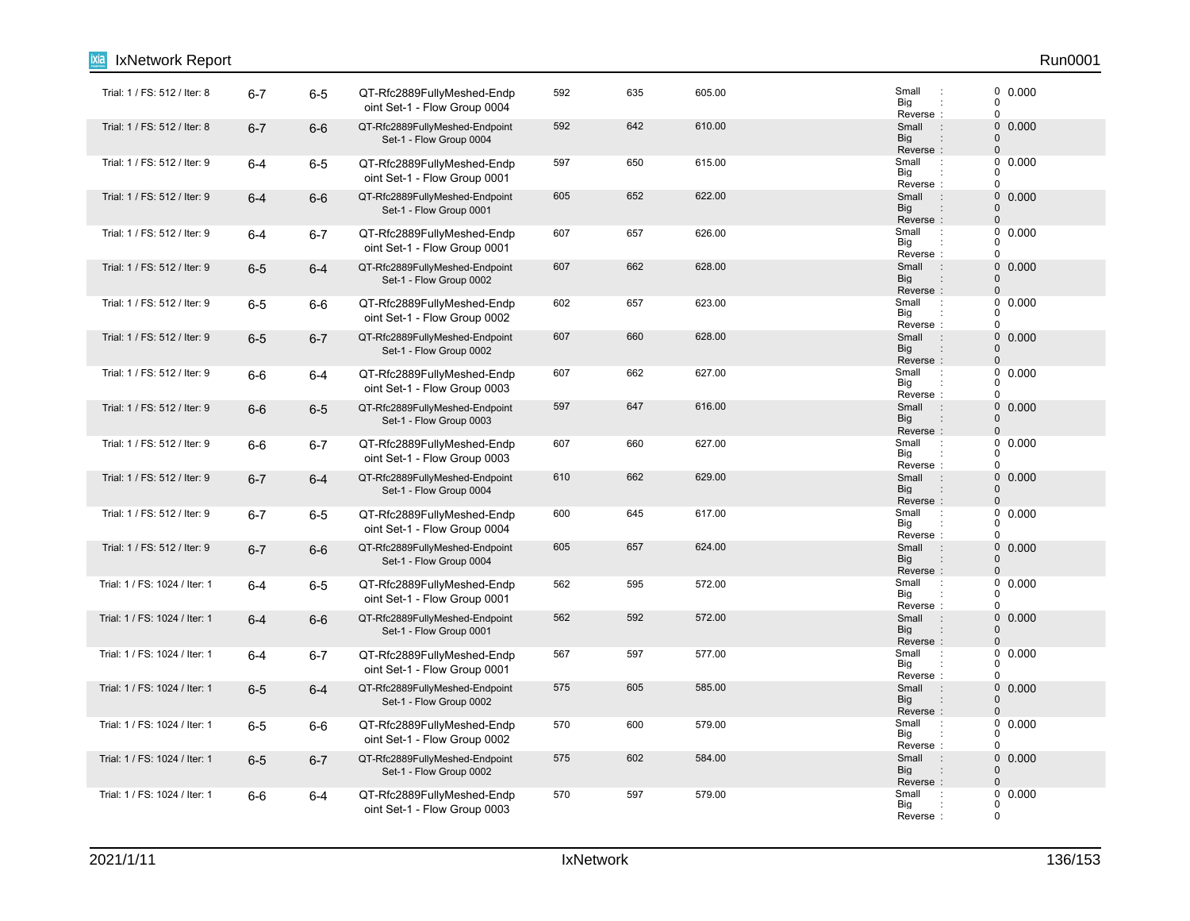| | | | | | | | | | |
|---|---|---|---|---|---|---|---|---|---|
| Trial: 1 / FS: 512 / Iter: 8 | 6-7 | 6-5 | QT-Rfc2889FullyMeshed-Endpoint Set-1 - Flow Group 0004 | 592 | 635 | 605.00 | Small : 0<br>Big : 0<br>Reverse : 0 | 0.000 |
| Trial: 1 / FS: 512 / Iter: 8 | 6-7 | 6-6 | QT-Rfc2889FullyMeshed-Endpoint Set-1 - Flow Group 0004 | 592 | 642 | 610.00 | Small : 0<br>Big : 0<br>Reverse : 0 | 0.000 |
| Trial: 1 / FS: 512 / Iter: 9 | 6-4 | 6-5 | QT-Rfc2889FullyMeshed-Endpoint Set-1 - Flow Group 0001 | 597 | 650 | 615.00 | Small : 0<br>Big : 0<br>Reverse : 0 | 0.000 |
| Trial: 1 / FS: 512 / Iter: 9 | 6-4 | 6-6 | QT-Rfc2889FullyMeshed-Endpoint Set-1 - Flow Group 0001 | 605 | 652 | 622.00 | Small : 0<br>Big : 0<br>Reverse : 0 | 0.000 |
| Trial: 1 / FS: 512 / Iter: 9 | 6-4 | 6-7 | QT-Rfc2889FullyMeshed-Endpoint Set-1 - Flow Group 0001 | 607 | 657 | 626.00 | Small : 0<br>Big : 0<br>Reverse : 0 | 0.000 |
| Trial: 1 / FS: 512 / Iter: 9 | 6-5 | 6-4 | QT-Rfc2889FullyMeshed-Endpoint Set-1 - Flow Group 0002 | 607 | 662 | 628.00 | Small : 0<br>Big : 0<br>Reverse : 0 | 0.000 |
| Trial: 1 / FS: 512 / Iter: 9 | 6-5 | 6-6 | QT-Rfc2889FullyMeshed-Endpoint Set-1 - Flow Group 0002 | 602 | 657 | 623.00 | Small : 0<br>Big : 0<br>Reverse : 0 | 0.000 |
| Trial: 1 / FS: 512 / Iter: 9 | 6-5 | 6-7 | QT-Rfc2889FullyMeshed-Endpoint Set-1 - Flow Group 0002 | 607 | 660 | 628.00 | Small : 0<br>Big : 0<br>Reverse : 0 | 0.000 |
| Trial: 1 / FS: 512 / Iter: 9 | 6-6 | 6-4 | QT-Rfc2889FullyMeshed-Endpoint Set-1 - Flow Group 0003 | 607 | 662 | 627.00 | Small : 0<br>Big : 0<br>Reverse : 0 | 0.000 |
| Trial: 1 / FS: 512 / Iter: 9 | 6-6 | 6-5 | QT-Rfc2889FullyMeshed-Endpoint Set-1 - Flow Group 0003 | 597 | 647 | 616.00 | Small : 0<br>Big : 0<br>Reverse : 0 | 0.000 |
| Trial: 1 / FS: 512 / Iter: 9 | 6-6 | 6-7 | QT-Rfc2889FullyMeshed-Endpoint Set-1 - Flow Group 0003 | 607 | 660 | 627.00 | Small : 0<br>Big : 0<br>Reverse : 0 | 0.000 |
| Trial: 1 / FS: 512 / Iter: 9 | 6-7 | 6-4 | QT-Rfc2889FullyMeshed-Endpoint Set-1 - Flow Group 0004 | 610 | 662 | 629.00 | Small : 0<br>Big : 0<br>Reverse : 0 | 0.000 |
| Trial: 1 / FS: 512 / Iter: 9 | 6-7 | 6-5 | QT-Rfc2889FullyMeshed-Endpoint Set-1 - Flow Group 0004 | 600 | 645 | 617.00 | Small : 0<br>Big : 0<br>Reverse : 0 | 0.000 |
| Trial: 1 / FS: 512 / Iter: 9 | 6-7 | 6-6 | QT-Rfc2889FullyMeshed-Endpoint Set-1 - Flow Group 0004 | 605 | 657 | 624.00 | Small : 0<br>Big : 0<br>Reverse : 0 | 0.000 |
| Trial: 1 / FS: 1024 / Iter: 1 | 6-4 | 6-5 | QT-Rfc2889FullyMeshed-Endpoint Set-1 - Flow Group 0001 | 562 | 595 | 572.00 | Small : 0<br>Big : 0<br>Reverse : 0 | 0.000 |
| Trial: 1 / FS: 1024 / Iter: 1 | 6-4 | 6-6 | QT-Rfc2889FullyMeshed-Endpoint Set-1 - Flow Group 0001 | 562 | 592 | 572.00 | Small : 0<br>Big : 0<br>Reverse : 0 | 0.000 |
| Trial: 1 / FS: 1024 / Iter: 1 | 6-4 | 6-7 | QT-Rfc2889FullyMeshed-Endpoint Set-1 - Flow Group 0001 | 567 | 597 | 577.00 | Small : 0<br>Big : 0<br>Reverse : 0 | 0.000 |
| Trial: 1 / FS: 1024 / Iter: 1 | 6-5 | 6-4 | QT-Rfc2889FullyMeshed-Endpoint Set-1 - Flow Group 0002 | 575 | 605 | 585.00 | Small : 0<br>Big : 0<br>Reverse : 0 | 0.000 |
| Trial: 1 / FS: 1024 / Iter: 1 | 6-5 | 6-6 | QT-Rfc2889FullyMeshed-Endpoint Set-1 - Flow Group 0002 | 570 | 600 | 579.00 | Small : 0<br>Big : 0<br>Reverse : 0 | 0.000 |
| Trial: 1 / FS: 1024 / Iter: 1 | 6-5 | 6-7 | QT-Rfc2889FullyMeshed-Endpoint Set-1 - Flow Group 0002 | 575 | 602 | 584.00 | Small : 0<br>Big : 0<br>Reverse : 0 | 0.000 |
| Trial: 1 / FS: 1024 / Iter: 1 | 6-6 | 6-4 | QT-Rfc2889FullyMeshed-Endpoint Set-1 - Flow Group 0003 | 570 | 597 | 579.00 | Small : 0<br>Big : 0<br>Reverse : 0 | 0.000 |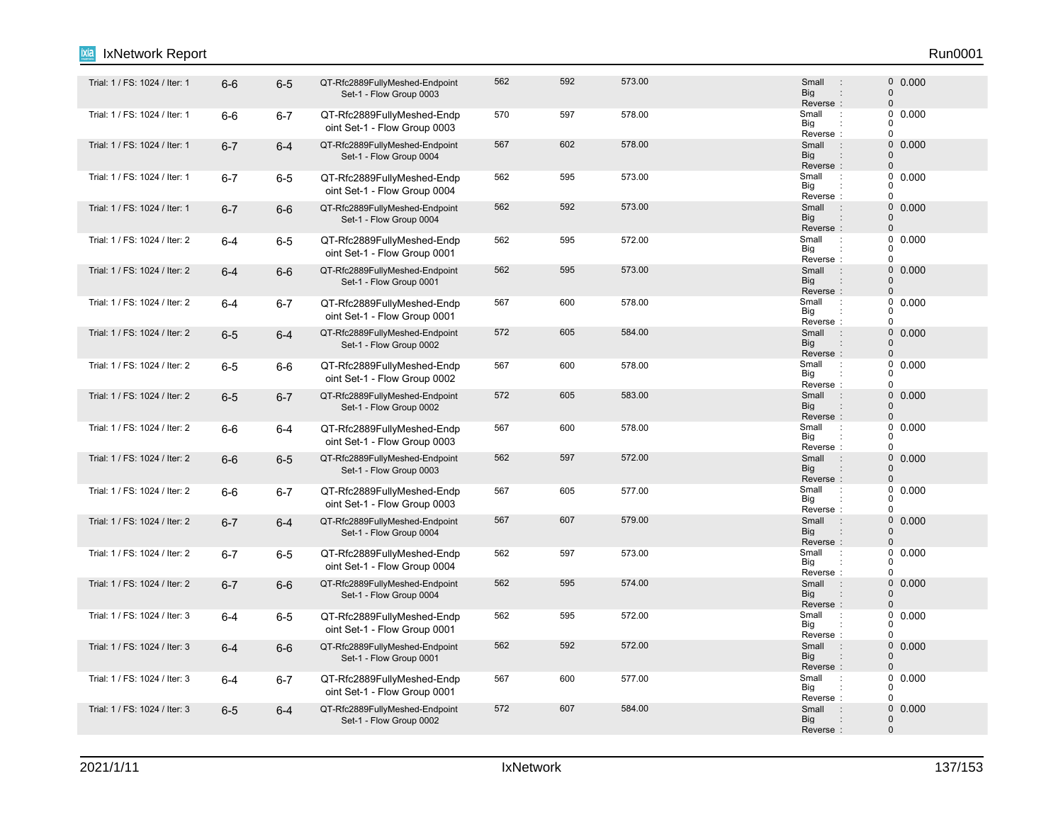| | | | | | | | | |
|---|---|---|---|---|---|---|---|---|
| Trial: 1 / FS: 1024 / Iter: 1 | 6-6 | 6-5 | QT-Rfc2889FullyMeshed-Endpoint Set-1 - Flow Group 0003 | 562 | 592 | 573.00 | Small : 0<br>Big : 0<br>Reverse : 0 | 0.000 |
| Trial: 1 / FS: 1024 / Iter: 1 | 6-6 | 6-7 | QT-Rfc2889FullyMeshed-Endpoint Set-1 - Flow Group 0003 | 570 | 597 | 578.00 | Small : 0<br>Big : 0<br>Reverse : 0 | 0.000 |
| Trial: 1 / FS: 1024 / Iter: 1 | 6-7 | 6-4 | QT-Rfc2889FullyMeshed-Endpoint Set-1 - Flow Group 0004 | 567 | 602 | 578.00 | Small : 0<br>Big : 0<br>Reverse : 0 | 0.000 |
| Trial: 1 / FS: 1024 / Iter: 1 | 6-7 | 6-5 | QT-Rfc2889FullyMeshed-Endpoint Set-1 - Flow Group 0004 | 562 | 595 | 573.00 | Small : 0<br>Big : 0<br>Reverse : 0 | 0.000 |
| Trial: 1 / FS: 1024 / Iter: 1 | 6-7 | 6-6 | QT-Rfc2889FullyMeshed-Endpoint Set-1 - Flow Group 0004 | 562 | 592 | 573.00 | Small : 0<br>Big : 0<br>Reverse : 0 | 0.000 |
| Trial: 1 / FS: 1024 / Iter: 2 | 6-4 | 6-5 | QT-Rfc2889FullyMeshed-Endpoint Set-1 - Flow Group 0001 | 562 | 595 | 572.00 | Small : 0<br>Big : 0<br>Reverse : 0 | 0.000 |
| Trial: 1 / FS: 1024 / Iter: 2 | 6-4 | 6-6 | QT-Rfc2889FullyMeshed-Endpoint Set-1 - Flow Group 0001 | 562 | 595 | 573.00 | Small : 0<br>Big : 0<br>Reverse : 0 | 0.000 |
| Trial: 1 / FS: 1024 / Iter: 2 | 6-4 | 6-7 | QT-Rfc2889FullyMeshed-Endpoint Set-1 - Flow Group 0001 | 567 | 600 | 578.00 | Small : 0<br>Big : 0<br>Reverse : 0 | 0.000 |
| Trial: 1 / FS: 1024 / Iter: 2 | 6-5 | 6-4 | QT-Rfc2889FullyMeshed-Endpoint Set-1 - Flow Group 0002 | 572 | 605 | 584.00 | Small : 0<br>Big : 0<br>Reverse : 0 | 0.000 |
| Trial: 1 / FS: 1024 / Iter: 2 | 6-5 | 6-6 | QT-Rfc2889FullyMeshed-Endpoint Set-1 - Flow Group 0002 | 567 | 600 | 578.00 | Small : 0<br>Big : 0<br>Reverse : 0 | 0.000 |
| Trial: 1 / FS: 1024 / Iter: 2 | 6-5 | 6-7 | QT-Rfc2889FullyMeshed-Endpoint Set-1 - Flow Group 0002 | 572 | 605 | 583.00 | Small : 0<br>Big : 0<br>Reverse : 0 | 0.000 |
| Trial: 1 / FS: 1024 / Iter: 2 | 6-6 | 6-4 | QT-Rfc2889FullyMeshed-Endpoint Set-1 - Flow Group 0003 | 567 | 600 | 578.00 | Small : 0<br>Big : 0<br>Reverse : 0 | 0.000 |
| Trial: 1 / FS: 1024 / Iter: 2 | 6-6 | 6-5 | QT-Rfc2889FullyMeshed-Endpoint Set-1 - Flow Group 0003 | 562 | 597 | 572.00 | Small : 0<br>Big : 0<br>Reverse : 0 | 0.000 |
| Trial: 1 / FS: 1024 / Iter: 2 | 6-6 | 6-7 | QT-Rfc2889FullyMeshed-Endpoint Set-1 - Flow Group 0003 | 567 | 605 | 577.00 | Small : 0<br>Big : 0<br>Reverse : 0 | 0.000 |
| Trial: 1 / FS: 1024 / Iter: 2 | 6-7 | 6-4 | QT-Rfc2889FullyMeshed-Endpoint Set-1 - Flow Group 0004 | 567 | 607 | 579.00 | Small : 0<br>Big : 0<br>Reverse : 0 | 0.000 |
| Trial: 1 / FS: 1024 / Iter: 2 | 6-7 | 6-5 | QT-Rfc2889FullyMeshed-Endpoint Set-1 - Flow Group 0004 | 562 | 597 | 573.00 | Small : 0<br>Big : 0<br>Reverse : 0 | 0.000 |
| Trial: 1 / FS: 1024 / Iter: 2 | 6-7 | 6-6 | QT-Rfc2889FullyMeshed-Endpoint Set-1 - Flow Group 0004 | 562 | 595 | 574.00 | Small : 0<br>Big : 0<br>Reverse : 0 | 0.000 |
| Trial: 1 / FS: 1024 / Iter: 3 | 6-4 | 6-5 | QT-Rfc2889FullyMeshed-Endpoint Set-1 - Flow Group 0001 | 562 | 595 | 572.00 | Small : 0<br>Big : 0<br>Reverse : 0 | 0.000 |
| Trial: 1 / FS: 1024 / Iter: 3 | 6-4 | 6-6 | QT-Rfc2889FullyMeshed-Endpoint Set-1 - Flow Group 0001 | 562 | 592 | 572.00 | Small : 0<br>Big : 0<br>Reverse : 0 | 0.000 |
| Trial: 1 / FS: 1024 / Iter: 3 | 6-4 | 6-7 | QT-Rfc2889FullyMeshed-Endpoint Set-1 - Flow Group 0001 | 567 | 600 | 577.00 | Small : 0<br>Big : 0<br>Reverse : 0 | 0.000 |
| Trial: 1 / FS: 1024 / Iter: 3 | 6-5 | 6-4 | QT-Rfc2889FullyMeshed-Endpoint Set-1 - Flow Group 0002 | 572 | 607 | 584.00 | Small : 0<br>Big : 0<br>Reverse : 0 | 0.000 |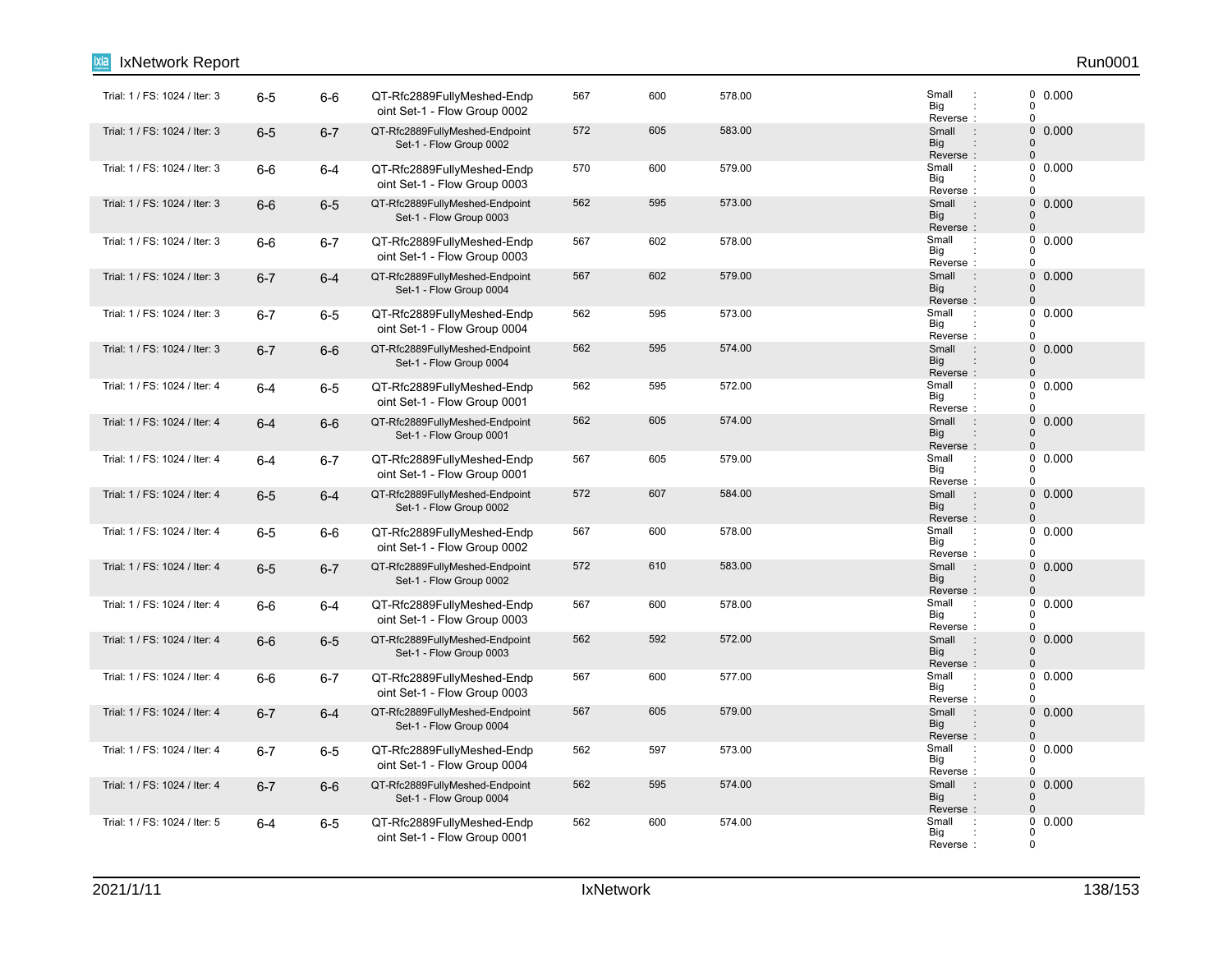| | | | | | | | | |
|---|---|---|---|---|---|---|---|---|
| Trial: 1 / FS: 1024 / Iter: 3 | 6-5 | 6-6 | QT-Rfc2889FullyMeshed-Endpoint Set-1 - Flow Group 0002 | 567 | 600 | 578.00 | Small : 0<br>Big : 0<br>Reverse : 0 | 0.000 |
| Trial: 1 / FS: 1024 / Iter: 3 | 6-5 | 6-7 | QT-Rfc2889FullyMeshed-Endpoint Set-1 - Flow Group 0002 | 572 | 605 | 583.00 | Small : 0<br>Big : 0<br>Reverse : 0 | 0.000 |
| Trial: 1 / FS: 1024 / Iter: 3 | 6-6 | 6-4 | QT-Rfc2889FullyMeshed-Endpoint Set-1 - Flow Group 0003 | 570 | 600 | 579.00 | Small : 0<br>Big : 0<br>Reverse : 0 | 0.000 |
| Trial: 1 / FS: 1024 / Iter: 3 | 6-6 | 6-5 | QT-Rfc2889FullyMeshed-Endpoint Set-1 - Flow Group 0003 | 562 | 595 | 573.00 | Small : 0<br>Big : 0<br>Reverse : 0 | 0.000 |
| Trial: 1 / FS: 1024 / Iter: 3 | 6-6 | 6-7 | QT-Rfc2889FullyMeshed-Endpoint Set-1 - Flow Group 0003 | 567 | 602 | 578.00 | Small : 0<br>Big : 0<br>Reverse : 0 | 0.000 |
| Trial: 1 / FS: 1024 / Iter: 3 | 6-7 | 6-4 | QT-Rfc2889FullyMeshed-Endpoint Set-1 - Flow Group 0004 | 567 | 602 | 579.00 | Small : 0<br>Big : 0<br>Reverse : 0 | 0.000 |
| Trial: 1 / FS: 1024 / Iter: 3 | 6-7 | 6-5 | QT-Rfc2889FullyMeshed-Endpoint Set-1 - Flow Group 0004 | 562 | 595 | 573.00 | Small : 0<br>Big : 0<br>Reverse : 0 | 0.000 |
| Trial: 1 / FS: 1024 / Iter: 3 | 6-7 | 6-6 | QT-Rfc2889FullyMeshed-Endpoint Set-1 - Flow Group 0004 | 562 | 595 | 574.00 | Small : 0<br>Big : 0<br>Reverse : 0 | 0.000 |
| Trial: 1 / FS: 1024 / Iter: 4 | 6-4 | 6-5 | QT-Rfc2889FullyMeshed-Endpoint Set-1 - Flow Group 0001 | 562 | 595 | 572.00 | Small : 0<br>Big : 0<br>Reverse : 0 | 0.000 |
| Trial: 1 / FS: 1024 / Iter: 4 | 6-4 | 6-6 | QT-Rfc2889FullyMeshed-Endpoint Set-1 - Flow Group 0001 | 562 | 605 | 574.00 | Small : 0<br>Big : 0<br>Reverse : 0 | 0.000 |
| Trial: 1 / FS: 1024 / Iter: 4 | 6-4 | 6-7 | QT-Rfc2889FullyMeshed-Endpoint Set-1 - Flow Group 0001 | 567 | 605 | 579.00 | Small : 0<br>Big : 0<br>Reverse : 0 | 0.000 |
| Trial: 1 / FS: 1024 / Iter: 4 | 6-5 | 6-4 | QT-Rfc2889FullyMeshed-Endpoint Set-1 - Flow Group 0002 | 572 | 607 | 584.00 | Small : 0<br>Big : 0<br>Reverse : 0 | 0.000 |
| Trial: 1 / FS: 1024 / Iter: 4 | 6-5 | 6-6 | QT-Rfc2889FullyMeshed-Endpoint Set-1 - Flow Group 0002 | 567 | 600 | 578.00 | Small : 0<br>Big : 0<br>Reverse : 0 | 0.000 |
| Trial: 1 / FS: 1024 / Iter: 4 | 6-5 | 6-7 | QT-Rfc2889FullyMeshed-Endpoint Set-1 - Flow Group 0002 | 572 | 610 | 583.00 | Small : 0<br>Big : 0<br>Reverse : 0 | 0.000 |
| Trial: 1 / FS: 1024 / Iter: 4 | 6-6 | 6-4 | QT-Rfc2889FullyMeshed-Endpoint Set-1 - Flow Group 0003 | 567 | 600 | 578.00 | Small : 0<br>Big : 0<br>Reverse : 0 | 0.000 |
| Trial: 1 / FS: 1024 / Iter: 4 | 6-6 | 6-5 | QT-Rfc2889FullyMeshed-Endpoint Set-1 - Flow Group 0003 | 562 | 592 | 572.00 | Small : 0<br>Big : 0<br>Reverse : 0 | 0.000 |
| Trial: 1 / FS: 1024 / Iter: 4 | 6-6 | 6-7 | QT-Rfc2889FullyMeshed-Endpoint Set-1 - Flow Group 0003 | 567 | 600 | 577.00 | Small : 0<br>Big : 0<br>Reverse : 0 | 0.000 |
| Trial: 1 / FS: 1024 / Iter: 4 | 6-7 | 6-4 | QT-Rfc2889FullyMeshed-Endpoint Set-1 - Flow Group 0004 | 567 | 605 | 579.00 | Small : 0<br>Big : 0<br>Reverse : 0 | 0.000 |
| Trial: 1 / FS: 1024 / Iter: 4 | 6-7 | 6-5 | QT-Rfc2889FullyMeshed-Endpoint Set-1 - Flow Group 0004 | 562 | 597 | 573.00 | Small : 0<br>Big : 0<br>Reverse : 0 | 0.000 |
| Trial: 1 / FS: 1024 / Iter: 4 | 6-7 | 6-6 | QT-Rfc2889FullyMeshed-Endpoint Set-1 - Flow Group 0004 | 562 | 595 | 574.00 | Small : 0<br>Big : 0<br>Reverse : 0 | 0.000 |
| Trial: 1 / FS: 1024 / Iter: 5 | 6-4 | 6-5 | QT-Rfc2889FullyMeshed-Endpoint Set-1 - Flow Group 0001 | 562 | 600 | 574.00 | Small : 0<br>Big : 0<br>Reverse : 0 | 0.000 |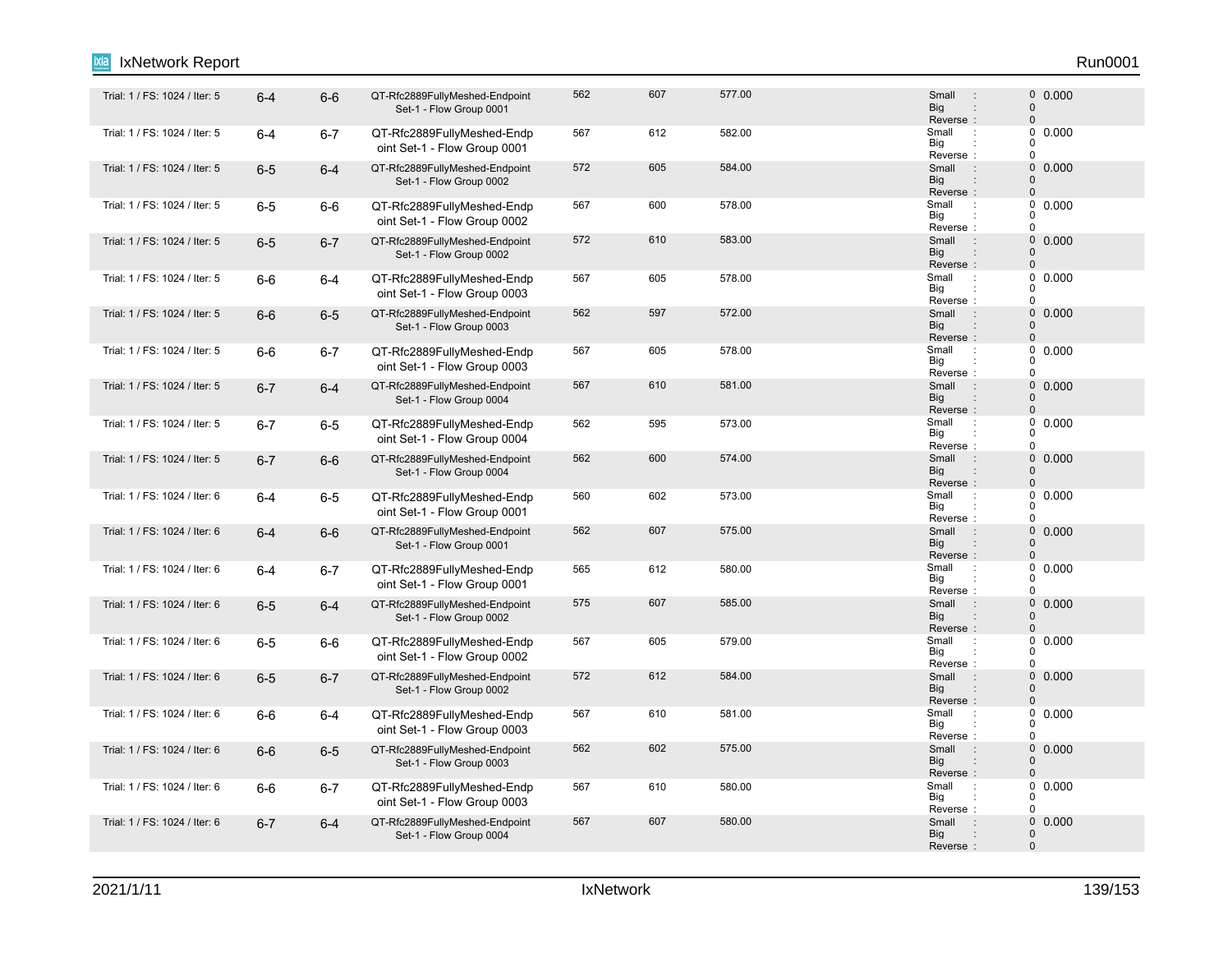| | | | | | | | | |
|---|---|---|---|---|---|---|---|---|
| Trial: 1 / FS: 1024 / Iter: 5 | 6-4 | 6-6 | QT-Rfc2889FullyMeshed-Endpoint Set-1 - Flow Group 0001 | 562 | 607 | 577.00 | Small : 0 Big : 0 Reverse : 0 | 0.000 |
| Trial: 1 / FS: 1024 / Iter: 5 | 6-4 | 6-7 | QT-Rfc2889FullyMeshed-Endpoint Set-1 - Flow Group 0001 | 567 | 612 | 582.00 | Small : 0 Big : 0 Reverse : 0 | 0.000 |
| Trial: 1 / FS: 1024 / Iter: 5 | 6-5 | 6-4 | QT-Rfc2889FullyMeshed-Endpoint Set-1 - Flow Group 0002 | 572 | 605 | 584.00 | Small : 0 Big : 0 Reverse : 0 | 0.000 |
| Trial: 1 / FS: 1024 / Iter: 5 | 6-5 | 6-6 | QT-Rfc2889FullyMeshed-Endpoint Set-1 - Flow Group 0002 | 567 | 600 | 578.00 | Small : 0 Big : 0 Reverse : 0 | 0.000 |
| Trial: 1 / FS: 1024 / Iter: 5 | 6-5 | 6-7 | QT-Rfc2889FullyMeshed-Endpoint Set-1 - Flow Group 0002 | 572 | 610 | 583.00 | Small : 0 Big : 0 Reverse : 0 | 0.000 |
| Trial: 1 / FS: 1024 / Iter: 5 | 6-6 | 6-4 | QT-Rfc2889FullyMeshed-Endpoint Set-1 - Flow Group 0003 | 567 | 605 | 578.00 | Small : 0 Big : 0 Reverse : 0 | 0.000 |
| Trial: 1 / FS: 1024 / Iter: 5 | 6-6 | 6-5 | QT-Rfc2889FullyMeshed-Endpoint Set-1 - Flow Group 0003 | 562 | 597 | 572.00 | Small : 0 Big : 0 Reverse : 0 | 0.000 |
| Trial: 1 / FS: 1024 / Iter: 5 | 6-6 | 6-7 | QT-Rfc2889FullyMeshed-Endpoint Set-1 - Flow Group 0003 | 567 | 605 | 578.00 | Small : 0 Big : 0 Reverse : 0 | 0.000 |
| Trial: 1 / FS: 1024 / Iter: 5 | 6-7 | 6-4 | QT-Rfc2889FullyMeshed-Endpoint Set-1 - Flow Group 0004 | 567 | 610 | 581.00 | Small : 0 Big : 0 Reverse : 0 | 0.000 |
| Trial: 1 / FS: 1024 / Iter: 5 | 6-7 | 6-5 | QT-Rfc2889FullyMeshed-Endpoint Set-1 - Flow Group 0004 | 562 | 595 | 573.00 | Small : 0 Big : 0 Reverse : 0 | 0.000 |
| Trial: 1 / FS: 1024 / Iter: 5 | 6-7 | 6-6 | QT-Rfc2889FullyMeshed-Endpoint Set-1 - Flow Group 0004 | 562 | 600 | 574.00 | Small : 0 Big : 0 Reverse : 0 | 0.000 |
| Trial: 1 / FS: 1024 / Iter: 6 | 6-4 | 6-5 | QT-Rfc2889FullyMeshed-Endpoint Set-1 - Flow Group 0001 | 560 | 602 | 573.00 | Small : 0 Big : 0 Reverse : 0 | 0.000 |
| Trial: 1 / FS: 1024 / Iter: 6 | 6-4 | 6-6 | QT-Rfc2889FullyMeshed-Endpoint Set-1 - Flow Group 0001 | 562 | 607 | 575.00 | Small : 0 Big : 0 Reverse : 0 | 0.000 |
| Trial: 1 / FS: 1024 / Iter: 6 | 6-4 | 6-7 | QT-Rfc2889FullyMeshed-Endpoint Set-1 - Flow Group 0001 | 565 | 612 | 580.00 | Small : 0 Big : 0 Reverse : 0 | 0.000 |
| Trial: 1 / FS: 1024 / Iter: 6 | 6-5 | 6-4 | QT-Rfc2889FullyMeshed-Endpoint Set-1 - Flow Group 0002 | 575 | 607 | 585.00 | Small : 0 Big : 0 Reverse : 0 | 0.000 |
| Trial: 1 / FS: 1024 / Iter: 6 | 6-5 | 6-6 | QT-Rfc2889FullyMeshed-Endpoint Set-1 - Flow Group 0002 | 567 | 605 | 579.00 | Small : 0 Big : 0 Reverse : 0 | 0.000 |
| Trial: 1 / FS: 1024 / Iter: 6 | 6-5 | 6-7 | QT-Rfc2889FullyMeshed-Endpoint Set-1 - Flow Group 0002 | 572 | 612 | 584.00 | Small : 0 Big : 0 Reverse : 0 | 0.000 |
| Trial: 1 / FS: 1024 / Iter: 6 | 6-6 | 6-4 | QT-Rfc2889FullyMeshed-Endpoint Set-1 - Flow Group 0003 | 567 | 610 | 581.00 | Small : 0 Big : 0 Reverse : 0 | 0.000 |
| Trial: 1 / FS: 1024 / Iter: 6 | 6-6 | 6-5 | QT-Rfc2889FullyMeshed-Endpoint Set-1 - Flow Group 0003 | 562 | 602 | 575.00 | Small : 0 Big : 0 Reverse : 0 | 0.000 |
| Trial: 1 / FS: 1024 / Iter: 6 | 6-6 | 6-7 | QT-Rfc2889FullyMeshed-Endpoint Set-1 - Flow Group 0003 | 567 | 610 | 580.00 | Small : 0 Big : 0 Reverse : 0 | 0.000 |
| Trial: 1 / FS: 1024 / Iter: 6 | 6-7 | 6-4 | QT-Rfc2889FullyMeshed-Endpoint Set-1 - Flow Group 0004 | 567 | 607 | 580.00 | Small : 0 Big : 0 Reverse : 0 | 0.000 |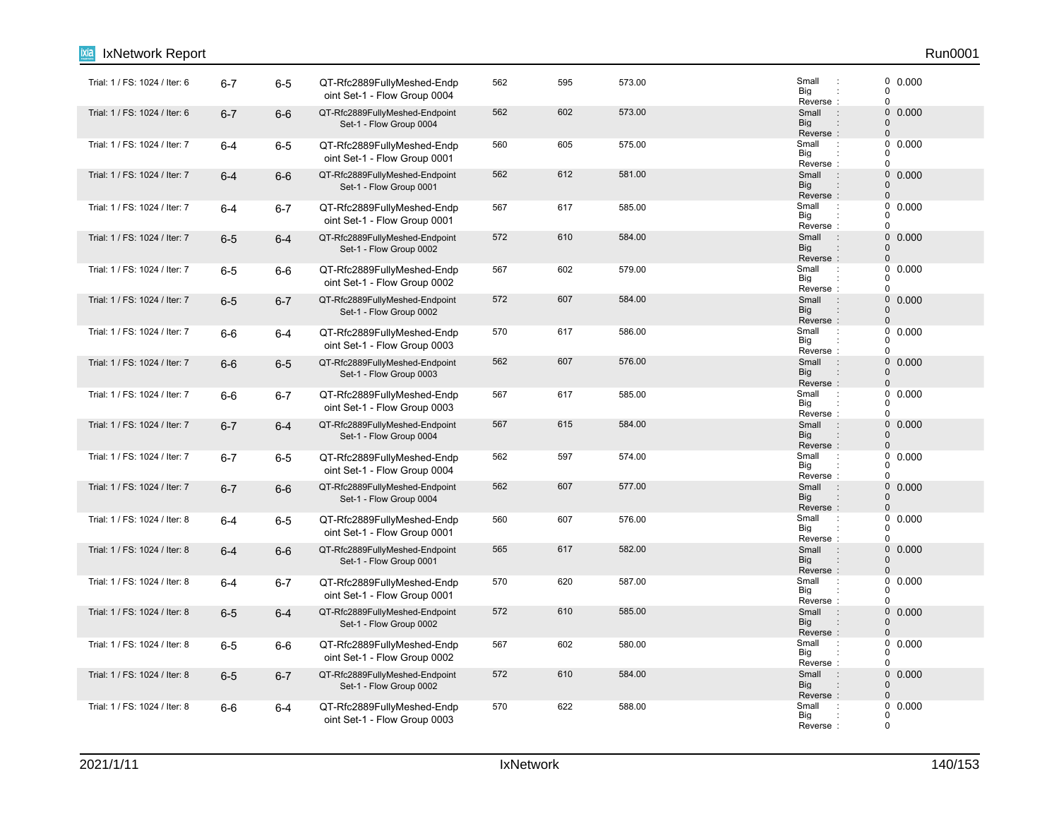| | | | | | | | | |
|---|---|---|---|---|---|---|---|---|
| Trial: 1 / FS: 1024 / Iter: 6 | 6-7 | 6-5 | QT-Rfc2889FullyMeshed-Endpoint Set-1 - Flow Group 0004 | 562 | 595 | 573.00 | Small : 0<br>Big : 0<br>Reverse : 0 | 0.000 |
| Trial: 1 / FS: 1024 / Iter: 6 | 6-7 | 6-6 | QT-Rfc2889FullyMeshed-Endpoint Set-1 - Flow Group 0004 | 562 | 602 | 573.00 | Small : 0<br>Big : 0<br>Reverse : 0 | 0.000 |
| Trial: 1 / FS: 1024 / Iter: 7 | 6-4 | 6-5 | QT-Rfc2889FullyMeshed-Endpoint Set-1 - Flow Group 0001 | 560 | 605 | 575.00 | Small : 0<br>Big : 0<br>Reverse : 0 | 0.000 |
| Trial: 1 / FS: 1024 / Iter: 7 | 6-4 | 6-6 | QT-Rfc2889FullyMeshed-Endpoint Set-1 - Flow Group 0001 | 562 | 612 | 581.00 | Small : 0<br>Big : 0<br>Reverse : 0 | 0.000 |
| Trial: 1 / FS: 1024 / Iter: 7 | 6-4 | 6-7 | QT-Rfc2889FullyMeshed-Endpoint Set-1 - Flow Group 0001 | 567 | 617 | 585.00 | Small : 0<br>Big : 0<br>Reverse : 0 | 0.000 |
| Trial: 1 / FS: 1024 / Iter: 7 | 6-5 | 6-4 | QT-Rfc2889FullyMeshed-Endpoint Set-1 - Flow Group 0002 | 572 | 610 | 584.00 | Small : 0<br>Big : 0<br>Reverse : 0 | 0.000 |
| Trial: 1 / FS: 1024 / Iter: 7 | 6-5 | 6-6 | QT-Rfc2889FullyMeshed-Endpoint Set-1 - Flow Group 0002 | 567 | 602 | 579.00 | Small : 0<br>Big : 0<br>Reverse : 0 | 0.000 |
| Trial: 1 / FS: 1024 / Iter: 7 | 6-5 | 6-7 | QT-Rfc2889FullyMeshed-Endpoint Set-1 - Flow Group 0002 | 572 | 607 | 584.00 | Small : 0<br>Big : 0<br>Reverse : 0 | 0.000 |
| Trial: 1 / FS: 1024 / Iter: 7 | 6-6 | 6-4 | QT-Rfc2889FullyMeshed-Endpoint Set-1 - Flow Group 0003 | 570 | 617 | 586.00 | Small : 0<br>Big : 0<br>Reverse : 0 | 0.000 |
| Trial: 1 / FS: 1024 / Iter: 7 | 6-6 | 6-5 | QT-Rfc2889FullyMeshed-Endpoint Set-1 - Flow Group 0003 | 562 | 607 | 576.00 | Small : 0<br>Big : 0<br>Reverse : 0 | 0.000 |
| Trial: 1 / FS: 1024 / Iter: 7 | 6-6 | 6-7 | QT-Rfc2889FullyMeshed-Endpoint Set-1 - Flow Group 0003 | 567 | 617 | 585.00 | Small : 0<br>Big : 0<br>Reverse : 0 | 0.000 |
| Trial: 1 / FS: 1024 / Iter: 7 | 6-7 | 6-4 | QT-Rfc2889FullyMeshed-Endpoint Set-1 - Flow Group 0004 | 567 | 615 | 584.00 | Small : 0<br>Big : 0<br>Reverse : 0 | 0.000 |
| Trial: 1 / FS: 1024 / Iter: 7 | 6-7 | 6-5 | QT-Rfc2889FullyMeshed-Endpoint Set-1 - Flow Group 0004 | 562 | 597 | 574.00 | Small : 0<br>Big : 0<br>Reverse : 0 | 0.000 |
| Trial: 1 / FS: 1024 / Iter: 7 | 6-7 | 6-6 | QT-Rfc2889FullyMeshed-Endpoint Set-1 - Flow Group 0004 | 562 | 607 | 577.00 | Small : 0<br>Big : 0<br>Reverse : 0 | 0.000 |
| Trial: 1 / FS: 1024 / Iter: 8 | 6-4 | 6-5 | QT-Rfc2889FullyMeshed-Endpoint Set-1 - Flow Group 0001 | 560 | 607 | 576.00 | Small : 0<br>Big : 0<br>Reverse : 0 | 0.000 |
| Trial: 1 / FS: 1024 / Iter: 8 | 6-4 | 6-6 | QT-Rfc2889FullyMeshed-Endpoint Set-1 - Flow Group 0001 | 565 | 617 | 582.00 | Small : 0<br>Big : 0<br>Reverse : 0 | 0.000 |
| Trial: 1 / FS: 1024 / Iter: 8 | 6-4 | 6-7 | QT-Rfc2889FullyMeshed-Endpoint Set-1 - Flow Group 0001 | 570 | 620 | 587.00 | Small : 0<br>Big : 0<br>Reverse : 0 | 0.000 |
| Trial: 1 / FS: 1024 / Iter: 8 | 6-5 | 6-4 | QT-Rfc2889FullyMeshed-Endpoint Set-1 - Flow Group 0002 | 572 | 610 | 585.00 | Small : 0<br>Big : 0<br>Reverse : 0 | 0.000 |
| Trial: 1 / FS: 1024 / Iter: 8 | 6-5 | 6-6 | QT-Rfc2889FullyMeshed-Endpoint Set-1 - Flow Group 0002 | 567 | 602 | 580.00 | Small : 0<br>Big : 0<br>Reverse : 0 | 0.000 |
| Trial: 1 / FS: 1024 / Iter: 8 | 6-5 | 6-7 | QT-Rfc2889FullyMeshed-Endpoint Set-1 - Flow Group 0002 | 572 | 610 | 584.00 | Small : 0<br>Big : 0<br>Reverse : 0 | 0.000 |
| Trial: 1 / FS: 1024 / Iter: 8 | 6-6 | 6-4 | QT-Rfc2889FullyMeshed-Endpoint Set-1 - Flow Group 0003 | 570 | 622 | 588.00 | Small : 0<br>Big : 0<br>Reverse : 0 | 0.000 |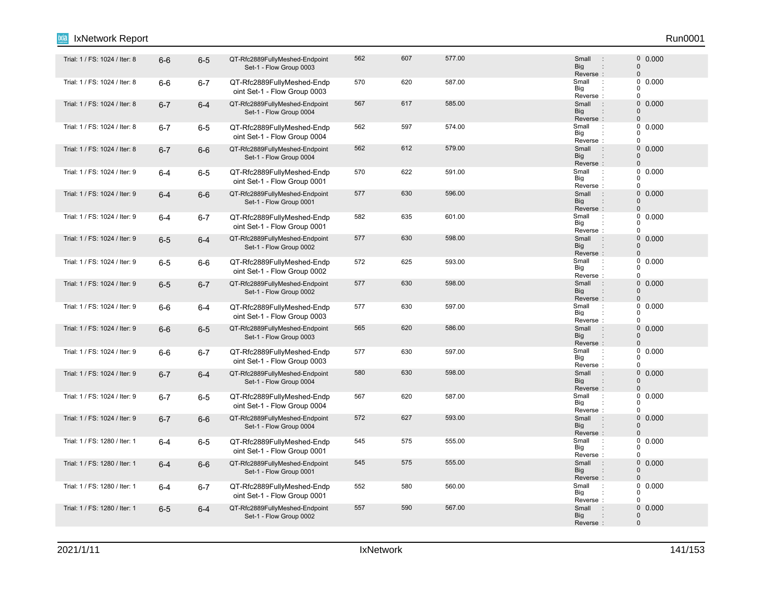| | | | | | | | | |
|---|---|---|---|---|---|---|---|---|
| Trial: 1 / FS: 1024 / Iter: 8 | 6-6 | 6-5 | QT-Rfc2889FullyMeshed-Endpoint Set-1 - Flow Group 0003 | 562 | 607 | 577.00 | Small : 0<br>Big : 0<br>Reverse : 0 | 0.000 |
| Trial: 1 / FS: 1024 / Iter: 8 | 6-6 | 6-7 | QT-Rfc2889FullyMeshed-Endpoint Set-1 - Flow Group 0003 | 570 | 620 | 587.00 | Small : 0<br>Big : 0<br>Reverse : 0 | 0.000 |
| Trial: 1 / FS: 1024 / Iter: 8 | 6-7 | 6-4 | QT-Rfc2889FullyMeshed-Endpoint Set-1 - Flow Group 0004 | 567 | 617 | 585.00 | Small : 0<br>Big : 0<br>Reverse : 0 | 0.000 |
| Trial: 1 / FS: 1024 / Iter: 8 | 6-7 | 6-5 | QT-Rfc2889FullyMeshed-Endpoint Set-1 - Flow Group 0004 | 562 | 597 | 574.00 | Small : 0<br>Big : 0<br>Reverse : 0 | 0.000 |
| Trial: 1 / FS: 1024 / Iter: 8 | 6-7 | 6-6 | QT-Rfc2889FullyMeshed-Endpoint Set-1 - Flow Group 0004 | 562 | 612 | 579.00 | Small : 0<br>Big : 0<br>Reverse : 0 | 0.000 |
| Trial: 1 / FS: 1024 / Iter: 9 | 6-4 | 6-5 | QT-Rfc2889FullyMeshed-Endpoint Set-1 - Flow Group 0001 | 570 | 622 | 591.00 | Small : 0<br>Big : 0<br>Reverse : 0 | 0.000 |
| Trial: 1 / FS: 1024 / Iter: 9 | 6-4 | 6-6 | QT-Rfc2889FullyMeshed-Endpoint Set-1 - Flow Group 0001 | 577 | 630 | 596.00 | Small : 0<br>Big : 0<br>Reverse : 0 | 0.000 |
| Trial: 1 / FS: 1024 / Iter: 9 | 6-4 | 6-7 | QT-Rfc2889FullyMeshed-Endpoint Set-1 - Flow Group 0001 | 582 | 635 | 601.00 | Small : 0<br>Big : 0<br>Reverse : 0 | 0.000 |
| Trial: 1 / FS: 1024 / Iter: 9 | 6-5 | 6-4 | QT-Rfc2889FullyMeshed-Endpoint Set-1 - Flow Group 0002 | 577 | 630 | 598.00 | Small : 0<br>Big : 0<br>Reverse : 0 | 0.000 |
| Trial: 1 / FS: 1024 / Iter: 9 | 6-5 | 6-6 | QT-Rfc2889FullyMeshed-Endpoint Set-1 - Flow Group 0002 | 572 | 625 | 593.00 | Small : 0<br>Big : 0<br>Reverse : 0 | 0.000 |
| Trial: 1 / FS: 1024 / Iter: 9 | 6-5 | 6-7 | QT-Rfc2889FullyMeshed-Endpoint Set-1 - Flow Group 0002 | 577 | 630 | 598.00 | Small : 0<br>Big : 0<br>Reverse : 0 | 0.000 |
| Trial: 1 / FS: 1024 / Iter: 9 | 6-6 | 6-4 | QT-Rfc2889FullyMeshed-Endpoint Set-1 - Flow Group 0003 | 577 | 630 | 597.00 | Small : 0<br>Big : 0<br>Reverse : 0 | 0.000 |
| Trial: 1 / FS: 1024 / Iter: 9 | 6-6 | 6-5 | QT-Rfc2889FullyMeshed-Endpoint Set-1 - Flow Group 0003 | 565 | 620 | 586.00 | Small : 0<br>Big : 0<br>Reverse : 0 | 0.000 |
| Trial: 1 / FS: 1024 / Iter: 9 | 6-6 | 6-7 | QT-Rfc2889FullyMeshed-Endpoint Set-1 - Flow Group 0003 | 577 | 630 | 597.00 | Small : 0<br>Big : 0<br>Reverse : 0 | 0.000 |
| Trial: 1 / FS: 1024 / Iter: 9 | 6-7 | 6-4 | QT-Rfc2889FullyMeshed-Endpoint Set-1 - Flow Group 0004 | 580 | 630 | 598.00 | Small : 0<br>Big : 0<br>Reverse : 0 | 0.000 |
| Trial: 1 / FS: 1024 / Iter: 9 | 6-7 | 6-5 | QT-Rfc2889FullyMeshed-Endpoint Set-1 - Flow Group 0004 | 567 | 620 | 587.00 | Small : 0<br>Big : 0<br>Reverse : 0 | 0.000 |
| Trial: 1 / FS: 1024 / Iter: 9 | 6-7 | 6-6 | QT-Rfc2889FullyMeshed-Endpoint Set-1 - Flow Group 0004 | 572 | 627 | 593.00 | Small : 0<br>Big : 0<br>Reverse : 0 | 0.000 |
| Trial: 1 / FS: 1280 / Iter: 1 | 6-4 | 6-5 | QT-Rfc2889FullyMeshed-Endpoint Set-1 - Flow Group 0001 | 545 | 575 | 555.00 | Small : 0<br>Big : 0<br>Reverse : 0 | 0.000 |
| Trial: 1 / FS: 1280 / Iter: 1 | 6-4 | 6-6 | QT-Rfc2889FullyMeshed-Endpoint Set-1 - Flow Group 0001 | 545 | 575 | 555.00 | Small : 0<br>Big : 0<br>Reverse : 0 | 0.000 |
| Trial: 1 / FS: 1280 / Iter: 1 | 6-4 | 6-7 | QT-Rfc2889FullyMeshed-Endpoint Set-1 - Flow Group 0001 | 552 | 580 | 560.00 | Small : 0<br>Big : 0<br>Reverse : 0 | 0.000 |
| Trial: 1 / FS: 1280 / Iter: 1 | 6-5 | 6-4 | QT-Rfc2889FullyMeshed-Endpoint Set-1 - Flow Group 0002 | 557 | 590 | 567.00 | Small : 0<br>Big : 0<br>Reverse : 0 | 0.000 |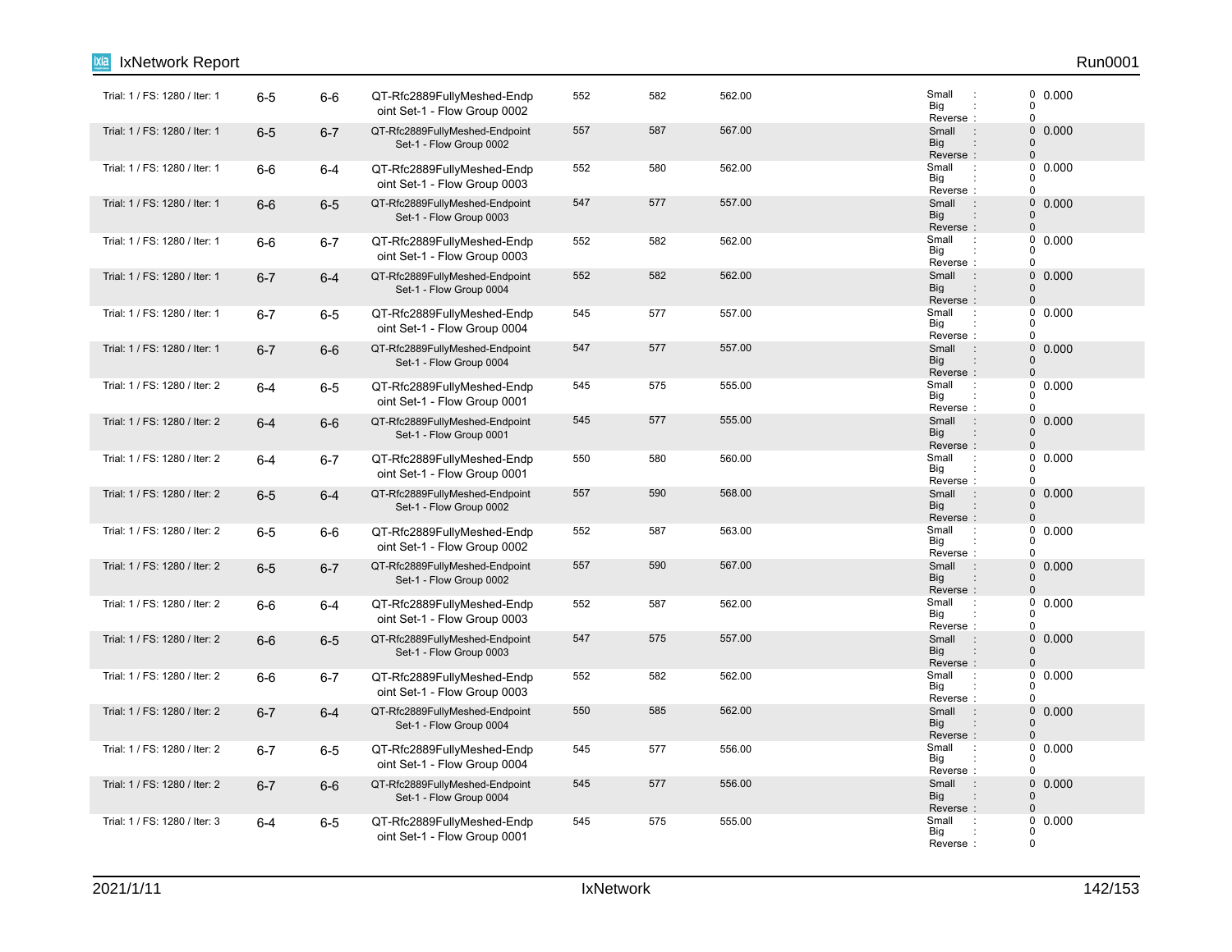| | | | | | | | | |
|---|---|---|---|---|---|---|---|---|
| Trial: 1 / FS: 1280 / Iter: 1 | 6-5 | 6-6 | QT-Rfc2889FullyMeshed-Endpoint Set-1 - Flow Group 0002 | 552 | 582 | 562.00 | Small : 0<br>Big : 0<br>Reverse : 0 | 0.000 |
| Trial: 1 / FS: 1280 / Iter: 1 | 6-5 | 6-7 | QT-Rfc2889FullyMeshed-Endpoint Set-1 - Flow Group 0002 | 557 | 587 | 567.00 | Small : 0<br>Big : 0<br>Reverse : 0 | 0.000 |
| Trial: 1 / FS: 1280 / Iter: 1 | 6-6 | 6-4 | QT-Rfc2889FullyMeshed-Endpoint Set-1 - Flow Group 0003 | 552 | 580 | 562.00 | Small : 0<br>Big : 0<br>Reverse : 0 | 0.000 |
| Trial: 1 / FS: 1280 / Iter: 1 | 6-6 | 6-5 | QT-Rfc2889FullyMeshed-Endpoint Set-1 - Flow Group 0003 | 547 | 577 | 557.00 | Small : 0<br>Big : 0<br>Reverse : 0 | 0.000 |
| Trial: 1 / FS: 1280 / Iter: 1 | 6-6 | 6-7 | QT-Rfc2889FullyMeshed-Endpoint Set-1 - Flow Group 0003 | 552 | 582 | 562.00 | Small : 0<br>Big : 0<br>Reverse : 0 | 0.000 |
| Trial: 1 / FS: 1280 / Iter: 1 | 6-7 | 6-4 | QT-Rfc2889FullyMeshed-Endpoint Set-1 - Flow Group 0004 | 552 | 582 | 562.00 | Small : 0<br>Big : 0<br>Reverse : 0 | 0.000 |
| Trial: 1 / FS: 1280 / Iter: 1 | 6-7 | 6-5 | QT-Rfc2889FullyMeshed-Endpoint Set-1 - Flow Group 0004 | 545 | 577 | 557.00 | Small : 0<br>Big : 0<br>Reverse : 0 | 0.000 |
| Trial: 1 / FS: 1280 / Iter: 1 | 6-7 | 6-6 | QT-Rfc2889FullyMeshed-Endpoint Set-1 - Flow Group 0004 | 547 | 577 | 557.00 | Small : 0<br>Big : 0<br>Reverse : 0 | 0.000 |
| Trial: 1 / FS: 1280 / Iter: 2 | 6-4 | 6-5 | QT-Rfc2889FullyMeshed-Endpoint Set-1 - Flow Group 0001 | 545 | 575 | 555.00 | Small : 0<br>Big : 0<br>Reverse : 0 | 0.000 |
| Trial: 1 / FS: 1280 / Iter: 2 | 6-4 | 6-6 | QT-Rfc2889FullyMeshed-Endpoint Set-1 - Flow Group 0001 | 545 | 577 | 555.00 | Small : 0<br>Big : 0<br>Reverse : 0 | 0.000 |
| Trial: 1 / FS: 1280 / Iter: 2 | 6-4 | 6-7 | QT-Rfc2889FullyMeshed-Endpoint Set-1 - Flow Group 0001 | 550 | 580 | 560.00 | Small : 0<br>Big : 0<br>Reverse : 0 | 0.000 |
| Trial: 1 / FS: 1280 / Iter: 2 | 6-5 | 6-4 | QT-Rfc2889FullyMeshed-Endpoint Set-1 - Flow Group 0002 | 557 | 590 | 568.00 | Small : 0<br>Big : 0<br>Reverse : 0 | 0.000 |
| Trial: 1 / FS: 1280 / Iter: 2 | 6-5 | 6-6 | QT-Rfc2889FullyMeshed-Endpoint Set-1 - Flow Group 0002 | 552 | 587 | 563.00 | Small : 0<br>Big : 0<br>Reverse : 0 | 0.000 |
| Trial: 1 / FS: 1280 / Iter: 2 | 6-5 | 6-7 | QT-Rfc2889FullyMeshed-Endpoint Set-1 - Flow Group 0002 | 557 | 590 | 567.00 | Small : 0<br>Big : 0<br>Reverse : 0 | 0.000 |
| Trial: 1 / FS: 1280 / Iter: 2 | 6-6 | 6-4 | QT-Rfc2889FullyMeshed-Endpoint Set-1 - Flow Group 0003 | 552 | 587 | 562.00 | Small : 0<br>Big : 0<br>Reverse : 0 | 0.000 |
| Trial: 1 / FS: 1280 / Iter: 2 | 6-6 | 6-5 | QT-Rfc2889FullyMeshed-Endpoint Set-1 - Flow Group 0003 | 547 | 575 | 557.00 | Small : 0<br>Big : 0<br>Reverse : 0 | 0.000 |
| Trial: 1 / FS: 1280 / Iter: 2 | 6-6 | 6-7 | QT-Rfc2889FullyMeshed-Endpoint Set-1 - Flow Group 0003 | 552 | 582 | 562.00 | Small : 0<br>Big : 0<br>Reverse : 0 | 0.000 |
| Trial: 1 / FS: 1280 / Iter: 2 | 6-7 | 6-4 | QT-Rfc2889FullyMeshed-Endpoint Set-1 - Flow Group 0004 | 550 | 585 | 562.00 | Small : 0<br>Big : 0<br>Reverse : 0 | 0.000 |
| Trial: 1 / FS: 1280 / Iter: 2 | 6-7 | 6-5 | QT-Rfc2889FullyMeshed-Endpoint Set-1 - Flow Group 0004 | 545 | 577 | 556.00 | Small : 0<br>Big : 0<br>Reverse : 0 | 0.000 |
| Trial: 1 / FS: 1280 / Iter: 2 | 6-7 | 6-6 | QT-Rfc2889FullyMeshed-Endpoint Set-1 - Flow Group 0004 | 545 | 577 | 556.00 | Small : 0<br>Big : 0<br>Reverse : 0 | 0.000 |
| Trial: 1 / FS: 1280 / Iter: 3 | 6-4 | 6-5 | QT-Rfc2889FullyMeshed-Endpoint Set-1 - Flow Group 0001 | 545 | 575 | 555.00 | Small : 0<br>Big : 0<br>Reverse : 0 | 0.000 |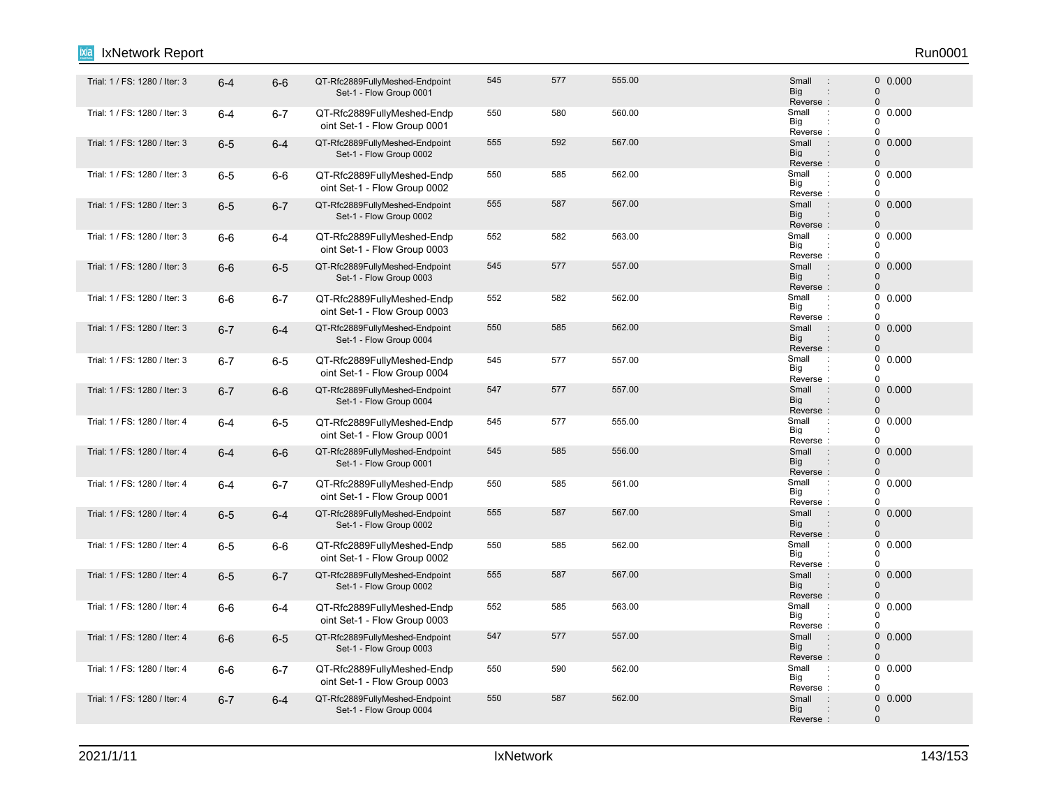| | | | | | | | | |
|---|---|---|---|---|---|---|---|---|
| Trial: 1 / FS: 1280 / Iter: 3 | 6-4 | 6-6 | QT-Rfc2889FullyMeshed-Endpoint Set-1 - Flow Group 0001 | 545 | 577 | 555.00 | Small : 0<br>Big : 0<br>Reverse : 0 | 0.000 |
| Trial: 1 / FS: 1280 / Iter: 3 | 6-4 | 6-7 | QT-Rfc2889FullyMeshed-Endpoint Set-1 - Flow Group 0001 | 550 | 580 | 560.00 | Small : 0<br>Big : 0<br>Reverse : 0 | 0.000 |
| Trial: 1 / FS: 1280 / Iter: 3 | 6-5 | 6-4 | QT-Rfc2889FullyMeshed-Endpoint Set-1 - Flow Group 0002 | 555 | 592 | 567.00 | Small : 0<br>Big : 0<br>Reverse : 0 | 0.000 |
| Trial: 1 / FS: 1280 / Iter: 3 | 6-5 | 6-6 | QT-Rfc2889FullyMeshed-Endpoint Set-1 - Flow Group 0002 | 550 | 585 | 562.00 | Small : 0<br>Big : 0<br>Reverse : 0 | 0.000 |
| Trial: 1 / FS: 1280 / Iter: 3 | 6-5 | 6-7 | QT-Rfc2889FullyMeshed-Endpoint Set-1 - Flow Group 0002 | 555 | 587 | 567.00 | Small : 0<br>Big : 0<br>Reverse : 0 | 0.000 |
| Trial: 1 / FS: 1280 / Iter: 3 | 6-6 | 6-4 | QT-Rfc2889FullyMeshed-Endpoint Set-1 - Flow Group 0003 | 552 | 582 | 563.00 | Small : 0<br>Big : 0<br>Reverse : 0 | 0.000 |
| Trial: 1 / FS: 1280 / Iter: 3 | 6-6 | 6-5 | QT-Rfc2889FullyMeshed-Endpoint Set-1 - Flow Group 0003 | 545 | 577 | 557.00 | Small : 0<br>Big : 0<br>Reverse : 0 | 0.000 |
| Trial: 1 / FS: 1280 / Iter: 3 | 6-6 | 6-7 | QT-Rfc2889FullyMeshed-Endpoint Set-1 - Flow Group 0003 | 552 | 582 | 562.00 | Small : 0<br>Big : 0<br>Reverse : 0 | 0.000 |
| Trial: 1 / FS: 1280 / Iter: 3 | 6-7 | 6-4 | QT-Rfc2889FullyMeshed-Endpoint Set-1 - Flow Group 0004 | 550 | 585 | 562.00 | Small : 0<br>Big : 0<br>Reverse : 0 | 0.000 |
| Trial: 1 / FS: 1280 / Iter: 3 | 6-7 | 6-5 | QT-Rfc2889FullyMeshed-Endpoint Set-1 - Flow Group 0004 | 545 | 577 | 557.00 | Small : 0<br>Big : 0<br>Reverse : 0 | 0.000 |
| Trial: 1 / FS: 1280 / Iter: 3 | 6-7 | 6-6 | QT-Rfc2889FullyMeshed-Endpoint Set-1 - Flow Group 0004 | 547 | 577 | 557.00 | Small : 0<br>Big : 0<br>Reverse : 0 | 0.000 |
| Trial: 1 / FS: 1280 / Iter: 4 | 6-4 | 6-5 | QT-Rfc2889FullyMeshed-Endpoint Set-1 - Flow Group 0001 | 545 | 577 | 555.00 | Small : 0<br>Big : 0<br>Reverse : 0 | 0.000 |
| Trial: 1 / FS: 1280 / Iter: 4 | 6-4 | 6-6 | QT-Rfc2889FullyMeshed-Endpoint Set-1 - Flow Group 0001 | 545 | 585 | 556.00 | Small : 0<br>Big : 0<br>Reverse : 0 | 0.000 |
| Trial: 1 / FS: 1280 / Iter: 4 | 6-4 | 6-7 | QT-Rfc2889FullyMeshed-Endpoint Set-1 - Flow Group 0001 | 550 | 585 | 561.00 | Small : 0<br>Big : 0<br>Reverse : 0 | 0.000 |
| Trial: 1 / FS: 1280 / Iter: 4 | 6-5 | 6-4 | QT-Rfc2889FullyMeshed-Endpoint Set-1 - Flow Group 0002 | 555 | 587 | 567.00 | Small : 0<br>Big : 0<br>Reverse : 0 | 0.000 |
| Trial: 1 / FS: 1280 / Iter: 4 | 6-5 | 6-6 | QT-Rfc2889FullyMeshed-Endpoint Set-1 - Flow Group 0002 | 550 | 585 | 562.00 | Small : 0<br>Big : 0<br>Reverse : 0 | 0.000 |
| Trial: 1 / FS: 1280 / Iter: 4 | 6-5 | 6-7 | QT-Rfc2889FullyMeshed-Endpoint Set-1 - Flow Group 0002 | 555 | 587 | 567.00 | Small : 0<br>Big : 0<br>Reverse : 0 | 0.000 |
| Trial: 1 / FS: 1280 / Iter: 4 | 6-6 | 6-4 | QT-Rfc2889FullyMeshed-Endpoint Set-1 - Flow Group 0003 | 552 | 585 | 563.00 | Small : 0<br>Big : 0<br>Reverse : 0 | 0.000 |
| Trial: 1 / FS: 1280 / Iter: 4 | 6-6 | 6-5 | QT-Rfc2889FullyMeshed-Endpoint Set-1 - Flow Group 0003 | 547 | 577 | 557.00 | Small : 0<br>Big : 0<br>Reverse : 0 | 0.000 |
| Trial: 1 / FS: 1280 / Iter: 4 | 6-6 | 6-7 | QT-Rfc2889FullyMeshed-Endpoint Set-1 - Flow Group 0003 | 550 | 590 | 562.00 | Small : 0<br>Big : 0<br>Reverse : 0 | 0.000 |
| Trial: 1 / FS: 1280 / Iter: 4 | 6-7 | 6-4 | QT-Rfc2889FullyMeshed-Endpoint Set-1 - Flow Group 0004 | 550 | 587 | 562.00 | Small : 0<br>Big : 0<br>Reverse : 0 | 0.000 |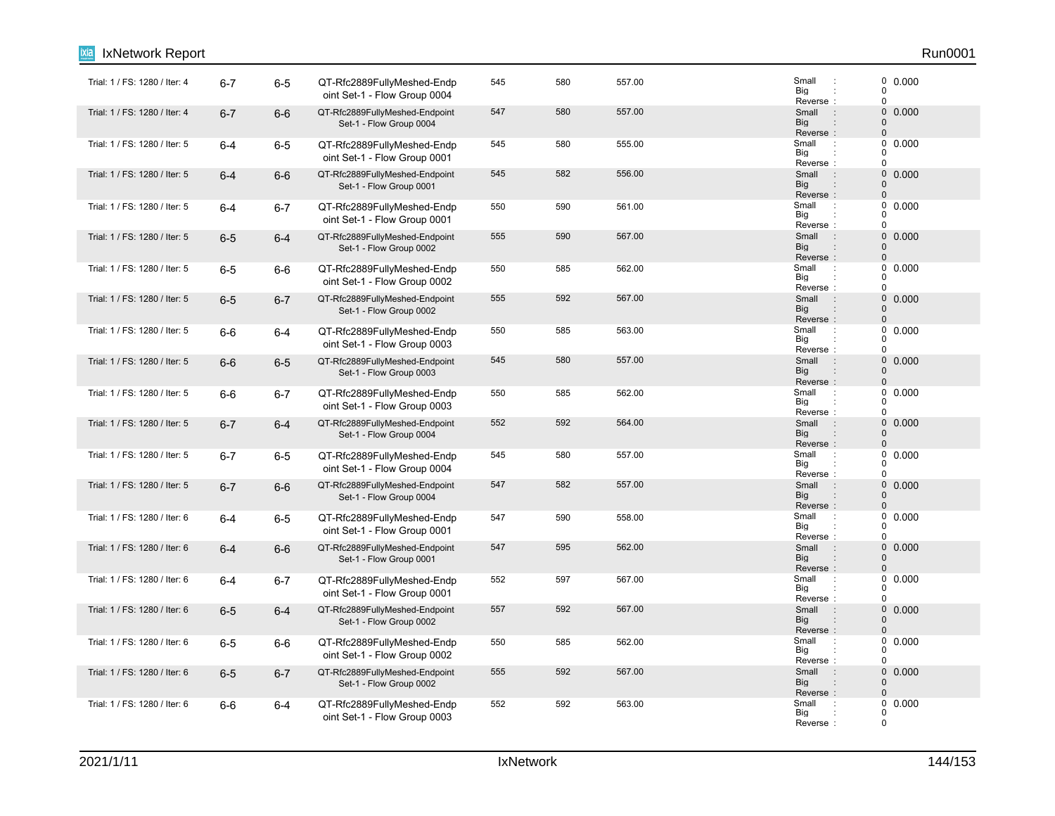| | | | | | | | | |
|---|---|---|---|---|---|---|---|---|
| Trial: 1 / FS: 1280 / Iter: 4 | 6-7 | 6-5 | QT-Rfc2889FullyMeshed-Endpoint Set-1 - Flow Group 0004 | 545 | 580 | 557.00 | Small : 0<br>Big : 0<br>Reverse : 0 | 0.000 |
| Trial: 1 / FS: 1280 / Iter: 4 | 6-7 | 6-6 | QT-Rfc2889FullyMeshed-Endpoint Set-1 - Flow Group 0004 | 547 | 580 | 557.00 | Small : 0<br>Big : 0<br>Reverse : 0 | 0.000 |
| Trial: 1 / FS: 1280 / Iter: 5 | 6-4 | 6-5 | QT-Rfc2889FullyMeshed-Endpoint Set-1 - Flow Group 0001 | 545 | 580 | 555.00 | Small : 0<br>Big : 0<br>Reverse : 0 | 0.000 |
| Trial: 1 / FS: 1280 / Iter: 5 | 6-4 | 6-6 | QT-Rfc2889FullyMeshed-Endpoint Set-1 - Flow Group 0001 | 545 | 582 | 556.00 | Small : 0<br>Big : 0<br>Reverse : 0 | 0.000 |
| Trial: 1 / FS: 1280 / Iter: 5 | 6-4 | 6-7 | QT-Rfc2889FullyMeshed-Endpoint Set-1 - Flow Group 0001 | 550 | 590 | 561.00 | Small : 0<br>Big : 0<br>Reverse : 0 | 0.000 |
| Trial: 1 / FS: 1280 / Iter: 5 | 6-5 | 6-4 | QT-Rfc2889FullyMeshed-Endpoint Set-1 - Flow Group 0002 | 555 | 590 | 567.00 | Small : 0<br>Big : 0<br>Reverse : 0 | 0.000 |
| Trial: 1 / FS: 1280 / Iter: 5 | 6-5 | 6-6 | QT-Rfc2889FullyMeshed-Endpoint Set-1 - Flow Group 0002 | 550 | 585 | 562.00 | Small : 0<br>Big : 0<br>Reverse : 0 | 0.000 |
| Trial: 1 / FS: 1280 / Iter: 5 | 6-5 | 6-7 | QT-Rfc2889FullyMeshed-Endpoint Set-1 - Flow Group 0002 | 555 | 592 | 567.00 | Small : 0<br>Big : 0<br>Reverse : 0 | 0.000 |
| Trial: 1 / FS: 1280 / Iter: 5 | 6-6 | 6-4 | QT-Rfc2889FullyMeshed-Endpoint Set-1 - Flow Group 0003 | 550 | 585 | 563.00 | Small : 0<br>Big : 0<br>Reverse : 0 | 0.000 |
| Trial: 1 / FS: 1280 / Iter: 5 | 6-6 | 6-5 | QT-Rfc2889FullyMeshed-Endpoint Set-1 - Flow Group 0003 | 545 | 580 | 557.00 | Small : 0<br>Big : 0<br>Reverse : 0 | 0.000 |
| Trial: 1 / FS: 1280 / Iter: 5 | 6-6 | 6-7 | QT-Rfc2889FullyMeshed-Endpoint Set-1 - Flow Group 0003 | 550 | 585 | 562.00 | Small : 0<br>Big : 0<br>Reverse : 0 | 0.000 |
| Trial: 1 / FS: 1280 / Iter: 5 | 6-7 | 6-4 | QT-Rfc2889FullyMeshed-Endpoint Set-1 - Flow Group 0004 | 552 | 592 | 564.00 | Small : 0<br>Big : 0<br>Reverse : 0 | 0.000 |
| Trial: 1 / FS: 1280 / Iter: 5 | 6-7 | 6-5 | QT-Rfc2889FullyMeshed-Endpoint Set-1 - Flow Group 0004 | 545 | 580 | 557.00 | Small : 0<br>Big : 0<br>Reverse : 0 | 0.000 |
| Trial: 1 / FS: 1280 / Iter: 5 | 6-7 | 6-6 | QT-Rfc2889FullyMeshed-Endpoint Set-1 - Flow Group 0004 | 547 | 582 | 557.00 | Small : 0<br>Big : 0<br>Reverse : 0 | 0.000 |
| Trial: 1 / FS: 1280 / Iter: 6 | 6-4 | 6-5 | QT-Rfc2889FullyMeshed-Endpoint Set-1 - Flow Group 0001 | 547 | 590 | 558.00 | Small : 0<br>Big : 0<br>Reverse : 0 | 0.000 |
| Trial: 1 / FS: 1280 / Iter: 6 | 6-4 | 6-6 | QT-Rfc2889FullyMeshed-Endpoint Set-1 - Flow Group 0001 | 547 | 595 | 562.00 | Small : 0<br>Big : 0<br>Reverse : 0 | 0.000 |
| Trial: 1 / FS: 1280 / Iter: 6 | 6-4 | 6-7 | QT-Rfc2889FullyMeshed-Endpoint Set-1 - Flow Group 0001 | 552 | 597 | 567.00 | Small : 0<br>Big : 0<br>Reverse : 0 | 0.000 |
| Trial: 1 / FS: 1280 / Iter: 6 | 6-5 | 6-4 | QT-Rfc2889FullyMeshed-Endpoint Set-1 - Flow Group 0002 | 557 | 592 | 567.00 | Small : 0<br>Big : 0<br>Reverse : 0 | 0.000 |
| Trial: 1 / FS: 1280 / Iter: 6 | 6-5 | 6-6 | QT-Rfc2889FullyMeshed-Endpoint Set-1 - Flow Group 0002 | 550 | 585 | 562.00 | Small : 0<br>Big : 0<br>Reverse : 0 | 0.000 |
| Trial: 1 / FS: 1280 / Iter: 6 | 6-5 | 6-7 | QT-Rfc2889FullyMeshed-Endpoint Set-1 - Flow Group 0002 | 555 | 592 | 567.00 | Small : 0<br>Big : 0<br>Reverse : 0 | 0.000 |
| Trial: 1 / FS: 1280 / Iter: 6 | 6-6 | 6-4 | QT-Rfc2889FullyMeshed-Endpoint Set-1 - Flow Group 0003 | 552 | 592 | 563.00 | Small : 0<br>Big : 0<br>Reverse : 0 | 0.000 |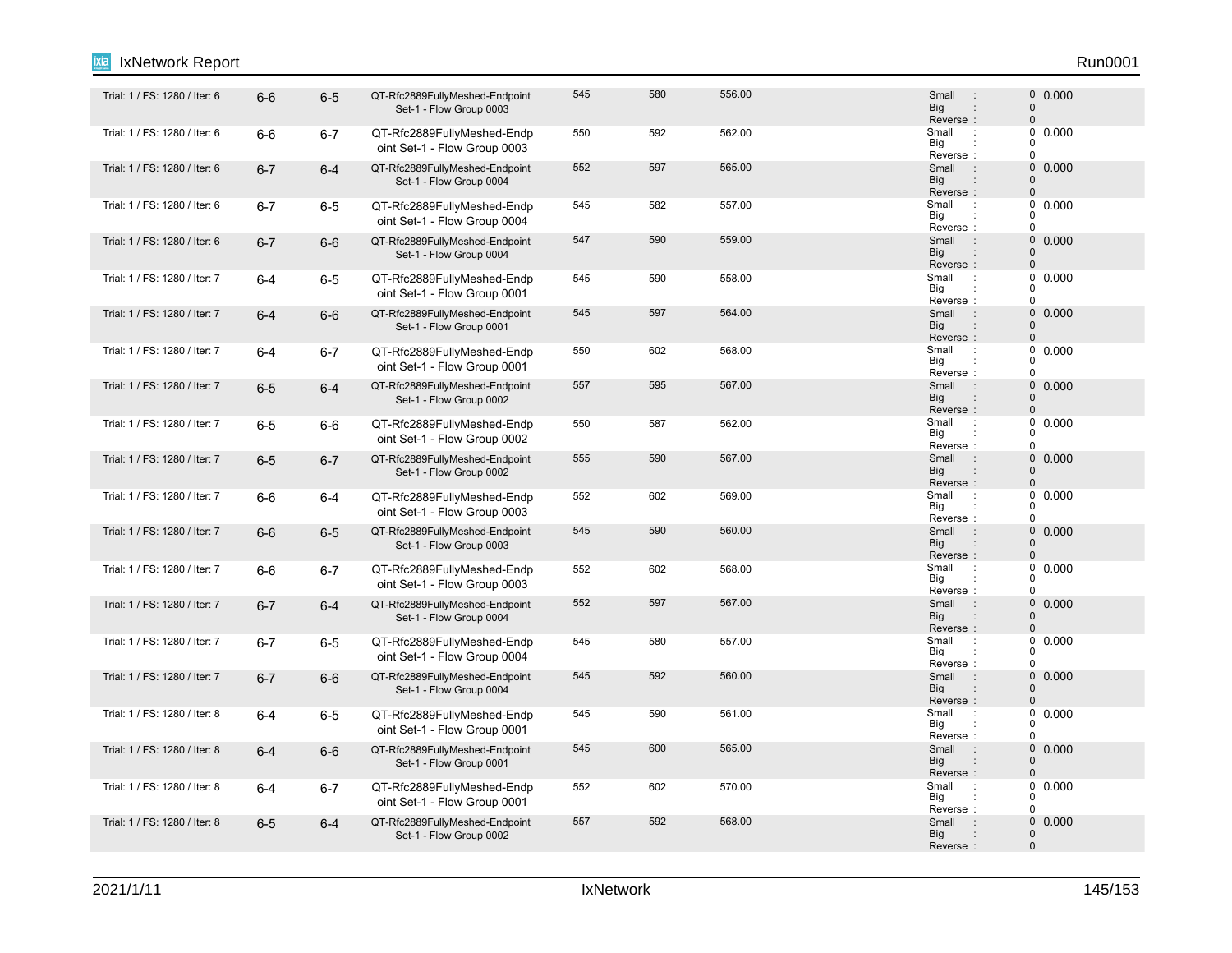| | | | | | | | | |
|---|---|---|---|---|---|---|---|---|
| Trial: 1 / FS: 1280 / Iter: 6 | 6-6 | 6-5 | QT-Rfc2889FullyMeshed-Endpoint Set-1 - Flow Group 0003 | 545 | 580 | 556.00 | Small : 0<br>Big : 0<br>Reverse : 0 | 0.000 |
| Trial: 1 / FS: 1280 / Iter: 6 | 6-6 | 6-7 | QT-Rfc2889FullyMeshed-Endpoint Set-1 - Flow Group 0003 | 550 | 592 | 562.00 | Small : 0<br>Big : 0<br>Reverse : 0 | 0.000 |
| Trial: 1 / FS: 1280 / Iter: 6 | 6-7 | 6-4 | QT-Rfc2889FullyMeshed-Endpoint Set-1 - Flow Group 0004 | 552 | 597 | 565.00 | Small : 0<br>Big : 0<br>Reverse : 0 | 0.000 |
| Trial: 1 / FS: 1280 / Iter: 6 | 6-7 | 6-5 | QT-Rfc2889FullyMeshed-Endpoint Set-1 - Flow Group 0004 | 545 | 582 | 557.00 | Small : 0<br>Big : 0<br>Reverse : 0 | 0.000 |
| Trial: 1 / FS: 1280 / Iter: 6 | 6-7 | 6-6 | QT-Rfc2889FullyMeshed-Endpoint Set-1 - Flow Group 0004 | 547 | 590 | 559.00 | Small : 0<br>Big : 0<br>Reverse : 0 | 0.000 |
| Trial: 1 / FS: 1280 / Iter: 7 | 6-4 | 6-5 | QT-Rfc2889FullyMeshed-Endpoint Set-1 - Flow Group 0001 | 545 | 590 | 558.00 | Small : 0<br>Big : 0<br>Reverse : 0 | 0.000 |
| Trial: 1 / FS: 1280 / Iter: 7 | 6-4 | 6-6 | QT-Rfc2889FullyMeshed-Endpoint Set-1 - Flow Group 0001 | 545 | 597 | 564.00 | Small : 0<br>Big : 0<br>Reverse : 0 | 0.000 |
| Trial: 1 / FS: 1280 / Iter: 7 | 6-4 | 6-7 | QT-Rfc2889FullyMeshed-Endpoint Set-1 - Flow Group 0001 | 550 | 602 | 568.00 | Small : 0<br>Big : 0<br>Reverse : 0 | 0.000 |
| Trial: 1 / FS: 1280 / Iter: 7 | 6-5 | 6-4 | QT-Rfc2889FullyMeshed-Endpoint Set-1 - Flow Group 0002 | 557 | 595 | 567.00 | Small : 0<br>Big : 0<br>Reverse : 0 | 0.000 |
| Trial: 1 / FS: 1280 / Iter: 7 | 6-5 | 6-6 | QT-Rfc2889FullyMeshed-Endpoint Set-1 - Flow Group 0002 | 550 | 587 | 562.00 | Small : 0<br>Big : 0<br>Reverse : 0 | 0.000 |
| Trial: 1 / FS: 1280 / Iter: 7 | 6-5 | 6-7 | QT-Rfc2889FullyMeshed-Endpoint Set-1 - Flow Group 0002 | 555 | 590 | 567.00 | Small : 0<br>Big : 0<br>Reverse : 0 | 0.000 |
| Trial: 1 / FS: 1280 / Iter: 7 | 6-6 | 6-4 | QT-Rfc2889FullyMeshed-Endpoint Set-1 - Flow Group 0003 | 552 | 602 | 569.00 | Small : 0<br>Big : 0<br>Reverse : 0 | 0.000 |
| Trial: 1 / FS: 1280 / Iter: 7 | 6-6 | 6-5 | QT-Rfc2889FullyMeshed-Endpoint Set-1 - Flow Group 0003 | 545 | 590 | 560.00 | Small : 0<br>Big : 0<br>Reverse : 0 | 0.000 |
| Trial: 1 / FS: 1280 / Iter: 7 | 6-6 | 6-7 | QT-Rfc2889FullyMeshed-Endpoint Set-1 - Flow Group 0003 | 552 | 602 | 568.00 | Small : 0<br>Big : 0<br>Reverse : 0 | 0.000 |
| Trial: 1 / FS: 1280 / Iter: 7 | 6-7 | 6-4 | QT-Rfc2889FullyMeshed-Endpoint Set-1 - Flow Group 0004 | 552 | 597 | 567.00 | Small : 0<br>Big : 0<br>Reverse : 0 | 0.000 |
| Trial: 1 / FS: 1280 / Iter: 7 | 6-7 | 6-5 | QT-Rfc2889FullyMeshed-Endpoint Set-1 - Flow Group 0004 | 545 | 580 | 557.00 | Small : 0<br>Big : 0<br>Reverse : 0 | 0.000 |
| Trial: 1 / FS: 1280 / Iter: 7 | 6-7 | 6-6 | QT-Rfc2889FullyMeshed-Endpoint Set-1 - Flow Group 0004 | 545 | 592 | 560.00 | Small : 0<br>Big : 0<br>Reverse : 0 | 0.000 |
| Trial: 1 / FS: 1280 / Iter: 8 | 6-4 | 6-5 | QT-Rfc2889FullyMeshed-Endpoint Set-1 - Flow Group 0001 | 545 | 590 | 561.00 | Small : 0<br>Big : 0<br>Reverse : 0 | 0.000 |
| Trial: 1 / FS: 1280 / Iter: 8 | 6-4 | 6-6 | QT-Rfc2889FullyMeshed-Endpoint Set-1 - Flow Group 0001 | 545 | 600 | 565.00 | Small : 0<br>Big : 0<br>Reverse : 0 | 0.000 |
| Trial: 1 / FS: 1280 / Iter: 8 | 6-4 | 6-7 | QT-Rfc2889FullyMeshed-Endpoint Set-1 - Flow Group 0001 | 552 | 602 | 570.00 | Small : 0<br>Big : 0<br>Reverse : 0 | 0.000 |
| Trial: 1 / FS: 1280 / Iter: 8 | 6-5 | 6-4 | QT-Rfc2889FullyMeshed-Endpoint Set-1 - Flow Group 0002 | 557 | 592 | 568.00 | Small : 0<br>Big : 0<br>Reverse : 0 | 0.000 |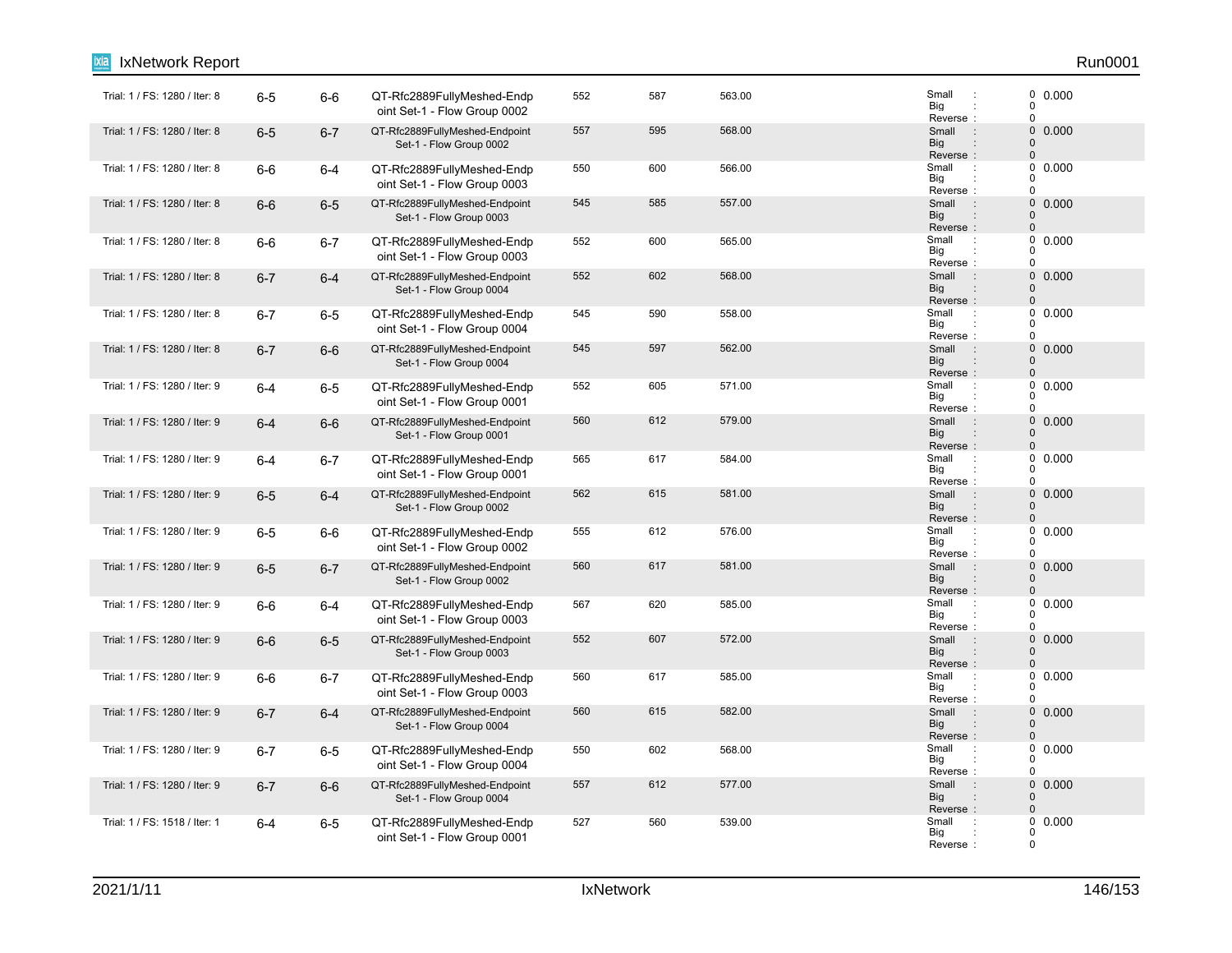| | | | | | | | | |
|---|---|---|---|---|---|---|---|---|
| Trial: 1 / FS: 1280 / Iter: 8 | 6-5 | 6-6 | QT-Rfc2889FullyMeshed-Endpoint Set-1 - Flow Group 0002 | 552 | 587 | 563.00 | Small : 0<br>Big : 0<br>Reverse : 0 | 0.000 |
| Trial: 1 / FS: 1280 / Iter: 8 | 6-5 | 6-7 | QT-Rfc2889FullyMeshed-Endpoint Set-1 - Flow Group 0002 | 557 | 595 | 568.00 | Small : 0<br>Big : 0<br>Reverse : 0 | 0.000 |
| Trial: 1 / FS: 1280 / Iter: 8 | 6-6 | 6-4 | QT-Rfc2889FullyMeshed-Endpoint Set-1 - Flow Group 0003 | 550 | 600 | 566.00 | Small : 0<br>Big : 0<br>Reverse : 0 | 0.000 |
| Trial: 1 / FS: 1280 / Iter: 8 | 6-6 | 6-5 | QT-Rfc2889FullyMeshed-Endpoint Set-1 - Flow Group 0003 | 545 | 585 | 557.00 | Small : 0<br>Big : 0<br>Reverse : 0 | 0.000 |
| Trial: 1 / FS: 1280 / Iter: 8 | 6-6 | 6-7 | QT-Rfc2889FullyMeshed-Endpoint Set-1 - Flow Group 0003 | 552 | 600 | 565.00 | Small : 0<br>Big : 0<br>Reverse : 0 | 0.000 |
| Trial: 1 / FS: 1280 / Iter: 8 | 6-7 | 6-4 | QT-Rfc2889FullyMeshed-Endpoint Set-1 - Flow Group 0004 | 552 | 602 | 568.00 | Small : 0<br>Big : 0<br>Reverse : 0 | 0.000 |
| Trial: 1 / FS: 1280 / Iter: 8 | 6-7 | 6-5 | QT-Rfc2889FullyMeshed-Endpoint Set-1 - Flow Group 0004 | 545 | 590 | 558.00 | Small : 0<br>Big : 0<br>Reverse : 0 | 0.000 |
| Trial: 1 / FS: 1280 / Iter: 8 | 6-7 | 6-6 | QT-Rfc2889FullyMeshed-Endpoint Set-1 - Flow Group 0004 | 545 | 597 | 562.00 | Small : 0<br>Big : 0<br>Reverse : 0 | 0.000 |
| Trial: 1 / FS: 1280 / Iter: 9 | 6-4 | 6-5 | QT-Rfc2889FullyMeshed-Endpoint Set-1 - Flow Group 0001 | 552 | 605 | 571.00 | Small : 0<br>Big : 0<br>Reverse : 0 | 0.000 |
| Trial: 1 / FS: 1280 / Iter: 9 | 6-4 | 6-6 | QT-Rfc2889FullyMeshed-Endpoint Set-1 - Flow Group 0001 | 560 | 612 | 579.00 | Small : 0<br>Big : 0<br>Reverse : 0 | 0.000 |
| Trial: 1 / FS: 1280 / Iter: 9 | 6-4 | 6-7 | QT-Rfc2889FullyMeshed-Endpoint Set-1 - Flow Group 0001 | 565 | 617 | 584.00 | Small : 0<br>Big : 0<br>Reverse : 0 | 0.000 |
| Trial: 1 / FS: 1280 / Iter: 9 | 6-5 | 6-4 | QT-Rfc2889FullyMeshed-Endpoint Set-1 - Flow Group 0002 | 562 | 615 | 581.00 | Small : 0<br>Big : 0<br>Reverse : 0 | 0.000 |
| Trial: 1 / FS: 1280 / Iter: 9 | 6-5 | 6-6 | QT-Rfc2889FullyMeshed-Endpoint Set-1 - Flow Group 0002 | 555 | 612 | 576.00 | Small : 0<br>Big : 0<br>Reverse : 0 | 0.000 |
| Trial: 1 / FS: 1280 / Iter: 9 | 6-5 | 6-7 | QT-Rfc2889FullyMeshed-Endpoint Set-1 - Flow Group 0002 | 560 | 617 | 581.00 | Small : 0<br>Big : 0<br>Reverse : 0 | 0.000 |
| Trial: 1 / FS: 1280 / Iter: 9 | 6-6 | 6-4 | QT-Rfc2889FullyMeshed-Endpoint Set-1 - Flow Group 0003 | 567 | 620 | 585.00 | Small : 0<br>Big : 0<br>Reverse : 0 | 0.000 |
| Trial: 1 / FS: 1280 / Iter: 9 | 6-6 | 6-5 | QT-Rfc2889FullyMeshed-Endpoint Set-1 - Flow Group 0003 | 552 | 607 | 572.00 | Small : 0<br>Big : 0<br>Reverse : 0 | 0.000 |
| Trial: 1 / FS: 1280 / Iter: 9 | 6-6 | 6-7 | QT-Rfc2889FullyMeshed-Endpoint Set-1 - Flow Group 0003 | 560 | 617 | 585.00 | Small : 0<br>Big : 0<br>Reverse : 0 | 0.000 |
| Trial: 1 / FS: 1280 / Iter: 9 | 6-7 | 6-4 | QT-Rfc2889FullyMeshed-Endpoint Set-1 - Flow Group 0004 | 560 | 615 | 582.00 | Small : 0<br>Big : 0<br>Reverse : 0 | 0.000 |
| Trial: 1 / FS: 1280 / Iter: 9 | 6-7 | 6-5 | QT-Rfc2889FullyMeshed-Endpoint Set-1 - Flow Group 0004 | 550 | 602 | 568.00 | Small : 0<br>Big : 0<br>Reverse : 0 | 0.000 |
| Trial: 1 / FS: 1280 / Iter: 9 | 6-7 | 6-6 | QT-Rfc2889FullyMeshed-Endpoint Set-1 - Flow Group 0004 | 557 | 612 | 577.00 | Small : 0<br>Big : 0<br>Reverse : 0 | 0.000 |
| Trial: 1 / FS: 1518 / Iter: 1 | 6-4 | 6-5 | QT-Rfc2889FullyMeshed-Endpoint Set-1 - Flow Group 0001 | 527 | 560 | 539.00 | Small : 0<br>Big : 0<br>Reverse : 0 | 0.000 |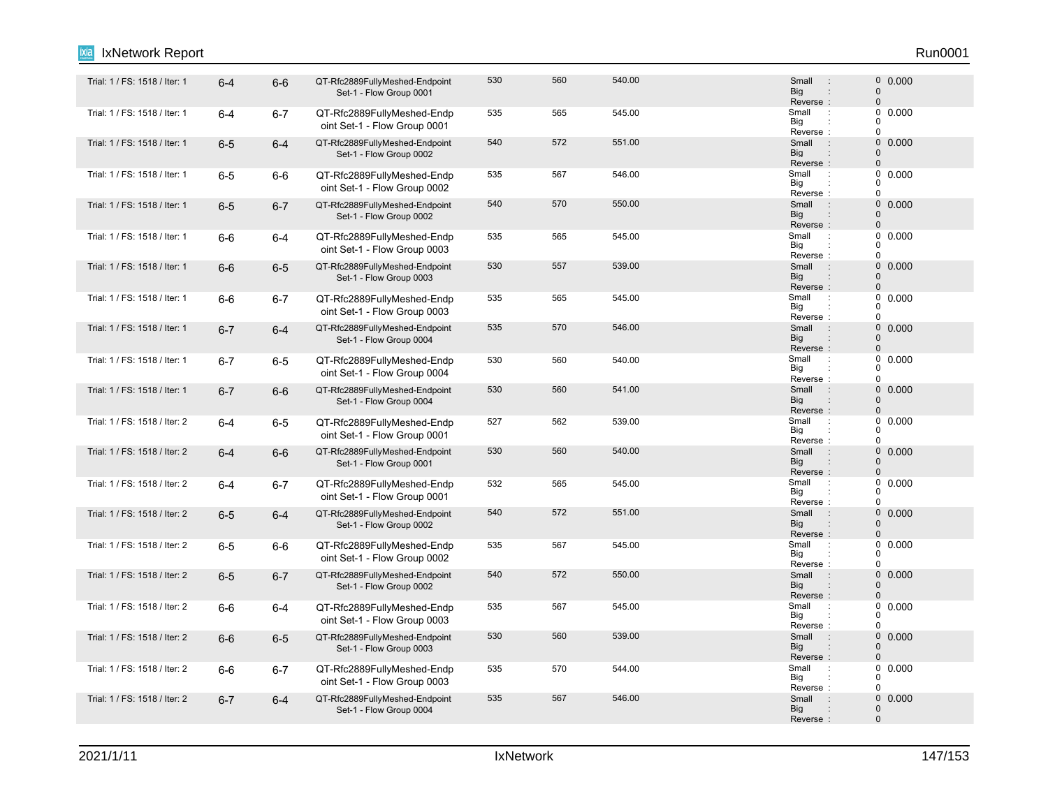| | | | | | | | | |
|---|---|---|---|---|---|---|---|---|
| Trial: 1 / FS: 1518 / Iter: 1 | 6-4 | 6-6 | QT-Rfc2889FullyMeshed-Endpoint Set-1 - Flow Group 0001 | 530 | 560 | 540.00 | Small : 0 Big : 0 Reverse : 0 | 0.000 |
| Trial: 1 / FS: 1518 / Iter: 1 | 6-4 | 6-7 | QT-Rfc2889FullyMeshed-Endpoint Set-1 - Flow Group 0001 | 535 | 565 | 545.00 | Small : 0 Big : 0 Reverse : 0 | 0.000 |
| Trial: 1 / FS: 1518 / Iter: 1 | 6-5 | 6-4 | QT-Rfc2889FullyMeshed-Endpoint Set-1 - Flow Group 0002 | 540 | 572 | 551.00 | Small : 0 Big : 0 Reverse : 0 | 0.000 |
| Trial: 1 / FS: 1518 / Iter: 1 | 6-5 | 6-6 | QT-Rfc2889FullyMeshed-Endpoint Set-1 - Flow Group 0002 | 535 | 567 | 546.00 | Small : 0 Big : 0 Reverse : 0 | 0.000 |
| Trial: 1 / FS: 1518 / Iter: 1 | 6-5 | 6-7 | QT-Rfc2889FullyMeshed-Endpoint Set-1 - Flow Group 0002 | 540 | 570 | 550.00 | Small : 0 Big : 0 Reverse : 0 | 0.000 |
| Trial: 1 / FS: 1518 / Iter: 1 | 6-6 | 6-4 | QT-Rfc2889FullyMeshed-Endpoint Set-1 - Flow Group 0003 | 535 | 565 | 545.00 | Small : 0 Big : 0 Reverse : 0 | 0.000 |
| Trial: 1 / FS: 1518 / Iter: 1 | 6-6 | 6-5 | QT-Rfc2889FullyMeshed-Endpoint Set-1 - Flow Group 0003 | 530 | 557 | 539.00 | Small : 0 Big : 0 Reverse : 0 | 0.000 |
| Trial: 1 / FS: 1518 / Iter: 1 | 6-6 | 6-7 | QT-Rfc2889FullyMeshed-Endpoint Set-1 - Flow Group 0003 | 535 | 565 | 545.00 | Small : 0 Big : 0 Reverse : 0 | 0.000 |
| Trial: 1 / FS: 1518 / Iter: 1 | 6-7 | 6-4 | QT-Rfc2889FullyMeshed-Endpoint Set-1 - Flow Group 0004 | 535 | 570 | 546.00 | Small : 0 Big : 0 Reverse : 0 | 0.000 |
| Trial: 1 / FS: 1518 / Iter: 1 | 6-7 | 6-5 | QT-Rfc2889FullyMeshed-Endpoint Set-1 - Flow Group 0004 | 530 | 560 | 540.00 | Small : 0 Big : 0 Reverse : 0 | 0.000 |
| Trial: 1 / FS: 1518 / Iter: 1 | 6-7 | 6-6 | QT-Rfc2889FullyMeshed-Endpoint Set-1 - Flow Group 0004 | 530 | 560 | 541.00 | Small : 0 Big : 0 Reverse : 0 | 0.000 |
| Trial: 1 / FS: 1518 / Iter: 2 | 6-4 | 6-5 | QT-Rfc2889FullyMeshed-Endpoint Set-1 - Flow Group 0001 | 527 | 562 | 539.00 | Small : 0 Big : 0 Reverse : 0 | 0.000 |
| Trial: 1 / FS: 1518 / Iter: 2 | 6-4 | 6-6 | QT-Rfc2889FullyMeshed-Endpoint Set-1 - Flow Group 0001 | 530 | 560 | 540.00 | Small : 0 Big : 0 Reverse : 0 | 0.000 |
| Trial: 1 / FS: 1518 / Iter: 2 | 6-4 | 6-7 | QT-Rfc2889FullyMeshed-Endpoint Set-1 - Flow Group 0001 | 532 | 565 | 545.00 | Small : 0 Big : 0 Reverse : 0 | 0.000 |
| Trial: 1 / FS: 1518 / Iter: 2 | 6-5 | 6-4 | QT-Rfc2889FullyMeshed-Endpoint Set-1 - Flow Group 0002 | 540 | 572 | 551.00 | Small : 0 Big : 0 Reverse : 0 | 0.000 |
| Trial: 1 / FS: 1518 / Iter: 2 | 6-5 | 6-6 | QT-Rfc2889FullyMeshed-Endpoint Set-1 - Flow Group 0002 | 535 | 567 | 545.00 | Small : 0 Big : 0 Reverse : 0 | 0.000 |
| Trial: 1 / FS: 1518 / Iter: 2 | 6-5 | 6-7 | QT-Rfc2889FullyMeshed-Endpoint Set-1 - Flow Group 0002 | 540 | 572 | 550.00 | Small : 0 Big : 0 Reverse : 0 | 0.000 |
| Trial: 1 / FS: 1518 / Iter: 2 | 6-6 | 6-4 | QT-Rfc2889FullyMeshed-Endpoint Set-1 - Flow Group 0003 | 535 | 567 | 545.00 | Small : 0 Big : 0 Reverse : 0 | 0.000 |
| Trial: 1 / FS: 1518 / Iter: 2 | 6-6 | 6-5 | QT-Rfc2889FullyMeshed-Endpoint Set-1 - Flow Group 0003 | 530 | 560 | 539.00 | Small : 0 Big : 0 Reverse : 0 | 0.000 |
| Trial: 1 / FS: 1518 / Iter: 2 | 6-6 | 6-7 | QT-Rfc2889FullyMeshed-Endpoint Set-1 - Flow Group 0003 | 535 | 570 | 544.00 | Small : 0 Big : 0 Reverse : 0 | 0.000 |
| Trial: 1 / FS: 1518 / Iter: 2 | 6-7 | 6-4 | QT-Rfc2889FullyMeshed-Endpoint Set-1 - Flow Group 0004 | 535 | 567 | 546.00 | Small : 0 Big : 0 Reverse : 0 | 0.000 |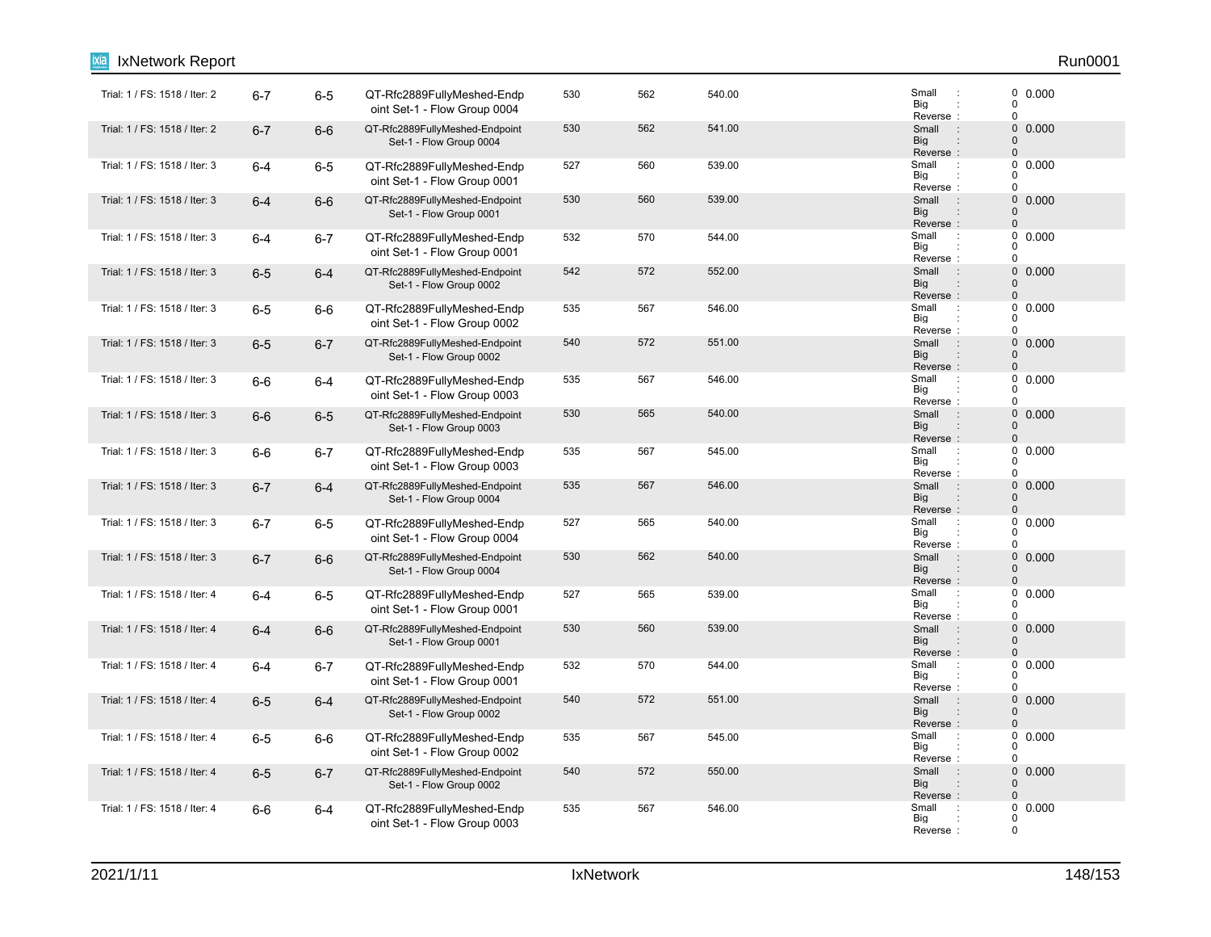| Trial: 1 / FS: 1518 / Iter: 2 | 6-7 | 6-5 | QT-Rfc2889FullyMeshed-Endpoint Set-1 - Flow Group 0004 | 530 | 562 | 540.00 | Small : 0<br>Big : 0<br>Reverse : 0 | 0.000 |
|---|---|---|---|---|---|---|---|---|
| Trial: 1 / FS: 1518 / Iter: 2 | 6-7 | 6-6 | QT-Rfc2889FullyMeshed-Endpoint Set-1 - Flow Group 0004 | 530 | 562 | 541.00 | Small : 0<br>Big : 0<br>Reverse : 0 | 0.000 |
| Trial: 1 / FS: 1518 / Iter: 3 | 6-4 | 6-5 | QT-Rfc2889FullyMeshed-Endpoint Set-1 - Flow Group 0001 | 527 | 560 | 539.00 | Small : 0<br>Big : 0<br>Reverse : 0 | 0.000 |
| Trial: 1 / FS: 1518 / Iter: 3 | 6-4 | 6-6 | QT-Rfc2889FullyMeshed-Endpoint Set-1 - Flow Group 0001 | 530 | 560 | 539.00 | Small : 0<br>Big : 0<br>Reverse : 0 | 0.000 |
| Trial: 1 / FS: 1518 / Iter: 3 | 6-4 | 6-7 | QT-Rfc2889FullyMeshed-Endpoint Set-1 - Flow Group 0001 | 532 | 570 | 544.00 | Small : 0<br>Big : 0<br>Reverse : 0 | 0.000 |
| Trial: 1 / FS: 1518 / Iter: 3 | 6-5 | 6-4 | QT-Rfc2889FullyMeshed-Endpoint Set-1 - Flow Group 0002 | 542 | 572 | 552.00 | Small : 0<br>Big : 0<br>Reverse : 0 | 0.000 |
| Trial: 1 / FS: 1518 / Iter: 3 | 6-5 | 6-6 | QT-Rfc2889FullyMeshed-Endpoint Set-1 - Flow Group 0002 | 535 | 567 | 546.00 | Small : 0<br>Big : 0<br>Reverse : 0 | 0.000 |
| Trial: 1 / FS: 1518 / Iter: 3 | 6-5 | 6-7 | QT-Rfc2889FullyMeshed-Endpoint Set-1 - Flow Group 0002 | 540 | 572 | 551.00 | Small : 0<br>Big : 0<br>Reverse : 0 | 0.000 |
| Trial: 1 / FS: 1518 / Iter: 3 | 6-6 | 6-4 | QT-Rfc2889FullyMeshed-Endpoint Set-1 - Flow Group 0003 | 535 | 567 | 546.00 | Small : 0<br>Big : 0<br>Reverse : 0 | 0.000 |
| Trial: 1 / FS: 1518 / Iter: 3 | 6-6 | 6-5 | QT-Rfc2889FullyMeshed-Endpoint Set-1 - Flow Group 0003 | 530 | 565 | 540.00 | Small : 0<br>Big : 0<br>Reverse : 0 | 0.000 |
| Trial: 1 / FS: 1518 / Iter: 3 | 6-6 | 6-7 | QT-Rfc2889FullyMeshed-Endpoint Set-1 - Flow Group 0003 | 535 | 567 | 545.00 | Small : 0<br>Big : 0<br>Reverse : 0 | 0.000 |
| Trial: 1 / FS: 1518 / Iter: 3 | 6-7 | 6-4 | QT-Rfc2889FullyMeshed-Endpoint Set-1 - Flow Group 0004 | 535 | 567 | 546.00 | Small : 0<br>Big : 0<br>Reverse : 0 | 0.000 |
| Trial: 1 / FS: 1518 / Iter: 3 | 6-7 | 6-5 | QT-Rfc2889FullyMeshed-Endpoint Set-1 - Flow Group 0004 | 527 | 565 | 540.00 | Small : 0<br>Big : 0<br>Reverse : 0 | 0.000 |
| Trial: 1 / FS: 1518 / Iter: 3 | 6-7 | 6-6 | QT-Rfc2889FullyMeshed-Endpoint Set-1 - Flow Group 0004 | 530 | 562 | 540.00 | Small : 0<br>Big : 0<br>Reverse : 0 | 0.000 |
| Trial: 1 / FS: 1518 / Iter: 4 | 6-4 | 6-5 | QT-Rfc2889FullyMeshed-Endpoint Set-1 - Flow Group 0001 | 527 | 565 | 539.00 | Small : 0<br>Big : 0<br>Reverse : 0 | 0.000 |
| Trial: 1 / FS: 1518 / Iter: 4 | 6-4 | 6-6 | QT-Rfc2889FullyMeshed-Endpoint Set-1 - Flow Group 0001 | 530 | 560 | 539.00 | Small : 0<br>Big : 0<br>Reverse : 0 | 0.000 |
| Trial: 1 / FS: 1518 / Iter: 4 | 6-4 | 6-7 | QT-Rfc2889FullyMeshed-Endpoint Set-1 - Flow Group 0001 | 532 | 570 | 544.00 | Small : 0<br>Big : 0<br>Reverse : 0 | 0.000 |
| Trial: 1 / FS: 1518 / Iter: 4 | 6-5 | 6-4 | QT-Rfc2889FullyMeshed-Endpoint Set-1 - Flow Group 0002 | 540 | 572 | 551.00 | Small : 0<br>Big : 0<br>Reverse : 0 | 0.000 |
| Trial: 1 / FS: 1518 / Iter: 4 | 6-5 | 6-6 | QT-Rfc2889FullyMeshed-Endpoint Set-1 - Flow Group 0002 | 535 | 567 | 545.00 | Small : 0<br>Big : 0<br>Reverse : 0 | 0.000 |
| Trial: 1 / FS: 1518 / Iter: 4 | 6-5 | 6-7 | QT-Rfc2889FullyMeshed-Endpoint Set-1 - Flow Group 0002 | 540 | 572 | 550.00 | Small : 0<br>Big : 0<br>Reverse : 0 | 0.000 |
| Trial: 1 / FS: 1518 / Iter: 4 | 6-6 | 6-4 | QT-Rfc2889FullyMeshed-Endpoint Set-1 - Flow Group 0003 | 535 | 567 | 546.00 | Small : 0<br>Big : 0<br>Reverse : 0 | 0.000 |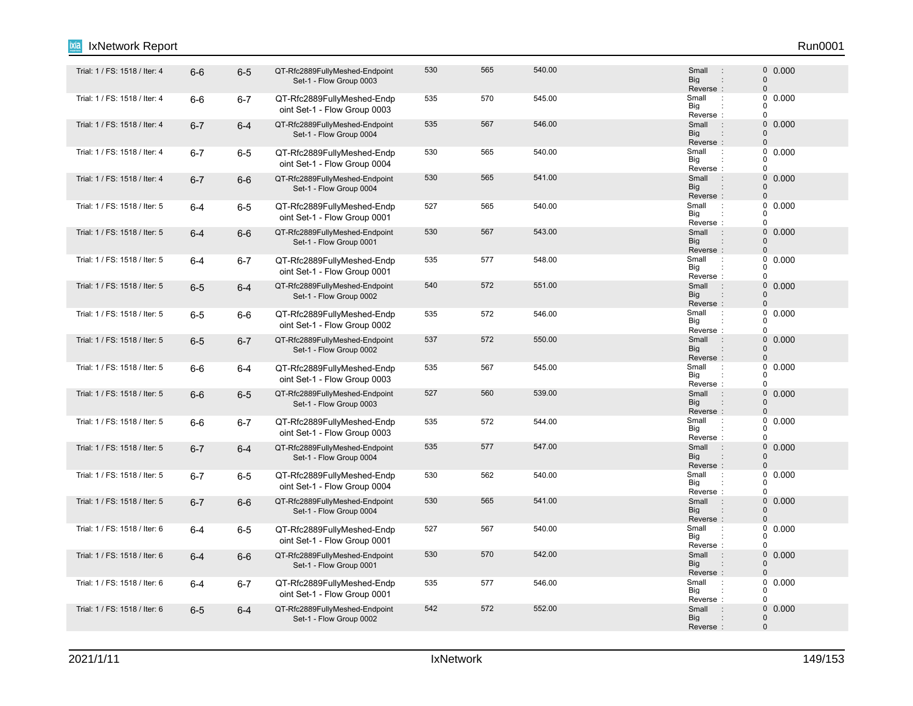| | | | | | | | | |
|---|---|---|---|---|---|---|---|---|
| Trial: 1 / FS: 1518 / Iter: 4 | 6-6 | 6-5 | QT-Rfc2889FullyMeshed-Endpoint Set-1 - Flow Group 0003 | 530 | 565 | 540.00 | Small : 0<br>Big : 0<br>Reverse : 0 | 0.000 |
| Trial: 1 / FS: 1518 / Iter: 4 | 6-6 | 6-7 | QT-Rfc2889FullyMeshed-Endpoint Set-1 - Flow Group 0003 | 535 | 570 | 545.00 | Small : 0<br>Big : 0<br>Reverse : 0 | 0.000 |
| Trial: 1 / FS: 1518 / Iter: 4 | 6-7 | 6-4 | QT-Rfc2889FullyMeshed-Endpoint Set-1 - Flow Group 0004 | 535 | 567 | 546.00 | Small : 0<br>Big : 0<br>Reverse : 0 | 0.000 |
| Trial: 1 / FS: 1518 / Iter: 4 | 6-7 | 6-5 | QT-Rfc2889FullyMeshed-Endpoint Set-1 - Flow Group 0004 | 530 | 565 | 540.00 | Small : 0<br>Big : 0<br>Reverse : 0 | 0.000 |
| Trial: 1 / FS: 1518 / Iter: 4 | 6-7 | 6-6 | QT-Rfc2889FullyMeshed-Endpoint Set-1 - Flow Group 0004 | 530 | 565 | 541.00 | Small : 0<br>Big : 0<br>Reverse : 0 | 0.000 |
| Trial: 1 / FS: 1518 / Iter: 5 | 6-4 | 6-5 | QT-Rfc2889FullyMeshed-Endpoint Set-1 - Flow Group 0001 | 527 | 565 | 540.00 | Small : 0<br>Big : 0<br>Reverse : 0 | 0.000 |
| Trial: 1 / FS: 1518 / Iter: 5 | 6-4 | 6-6 | QT-Rfc2889FullyMeshed-Endpoint Set-1 - Flow Group 0001 | 530 | 567 | 543.00 | Small : 0<br>Big : 0<br>Reverse : 0 | 0.000 |
| Trial: 1 / FS: 1518 / Iter: 5 | 6-4 | 6-7 | QT-Rfc2889FullyMeshed-Endpoint Set-1 - Flow Group 0001 | 535 | 577 | 548.00 | Small : 0<br>Big : 0<br>Reverse : 0 | 0.000 |
| Trial: 1 / FS: 1518 / Iter: 5 | 6-5 | 6-4 | QT-Rfc2889FullyMeshed-Endpoint Set-1 - Flow Group 0002 | 540 | 572 | 551.00 | Small : 0<br>Big : 0<br>Reverse : 0 | 0.000 |
| Trial: 1 / FS: 1518 / Iter: 5 | 6-5 | 6-6 | QT-Rfc2889FullyMeshed-Endpoint Set-1 - Flow Group 0002 | 535 | 572 | 546.00 | Small : 0<br>Big : 0<br>Reverse : 0 | 0.000 |
| Trial: 1 / FS: 1518 / Iter: 5 | 6-5 | 6-7 | QT-Rfc2889FullyMeshed-Endpoint Set-1 - Flow Group 0002 | 537 | 572 | 550.00 | Small : 0<br>Big : 0<br>Reverse : 0 | 0.000 |
| Trial: 1 / FS: 1518 / Iter: 5 | 6-6 | 6-4 | QT-Rfc2889FullyMeshed-Endpoint Set-1 - Flow Group 0003 | 535 | 567 | 545.00 | Small : 0<br>Big : 0<br>Reverse : 0 | 0.000 |
| Trial: 1 / FS: 1518 / Iter: 5 | 6-6 | 6-5 | QT-Rfc2889FullyMeshed-Endpoint Set-1 - Flow Group 0003 | 527 | 560 | 539.00 | Small : 0<br>Big : 0<br>Reverse : 0 | 0.000 |
| Trial: 1 / FS: 1518 / Iter: 5 | 6-6 | 6-7 | QT-Rfc2889FullyMeshed-Endpoint Set-1 - Flow Group 0003 | 535 | 572 | 544.00 | Small : 0<br>Big : 0<br>Reverse : 0 | 0.000 |
| Trial: 1 / FS: 1518 / Iter: 5 | 6-7 | 6-4 | QT-Rfc2889FullyMeshed-Endpoint Set-1 - Flow Group 0004 | 535 | 577 | 547.00 | Small : 0<br>Big : 0<br>Reverse : 0 | 0.000 |
| Trial: 1 / FS: 1518 / Iter: 5 | 6-7 | 6-5 | QT-Rfc2889FullyMeshed-Endpoint Set-1 - Flow Group 0004 | 530 | 562 | 540.00 | Small : 0<br>Big : 0<br>Reverse : 0 | 0.000 |
| Trial: 1 / FS: 1518 / Iter: 5 | 6-7 | 6-6 | QT-Rfc2889FullyMeshed-Endpoint Set-1 - Flow Group 0004 | 530 | 565 | 541.00 | Small : 0<br>Big : 0<br>Reverse : 0 | 0.000 |
| Trial: 1 / FS: 1518 / Iter: 6 | 6-4 | 6-5 | QT-Rfc2889FullyMeshed-Endpoint Set-1 - Flow Group 0001 | 527 | 567 | 540.00 | Small : 0<br>Big : 0<br>Reverse : 0 | 0.000 |
| Trial: 1 / FS: 1518 / Iter: 6 | 6-4 | 6-6 | QT-Rfc2889FullyMeshed-Endpoint Set-1 - Flow Group 0001 | 530 | 570 | 542.00 | Small : 0<br>Big : 0<br>Reverse : 0 | 0.000 |
| Trial: 1 / FS: 1518 / Iter: 6 | 6-4 | 6-7 | QT-Rfc2889FullyMeshed-Endpoint Set-1 - Flow Group 0001 | 535 | 577 | 546.00 | Small : 0<br>Big : 0<br>Reverse : 0 | 0.000 |
| Trial: 1 / FS: 1518 / Iter: 6 | 6-5 | 6-4 | QT-Rfc2889FullyMeshed-Endpoint Set-1 - Flow Group 0002 | 542 | 572 | 552.00 | Small : 0<br>Big : 0<br>Reverse : 0 | 0.000 |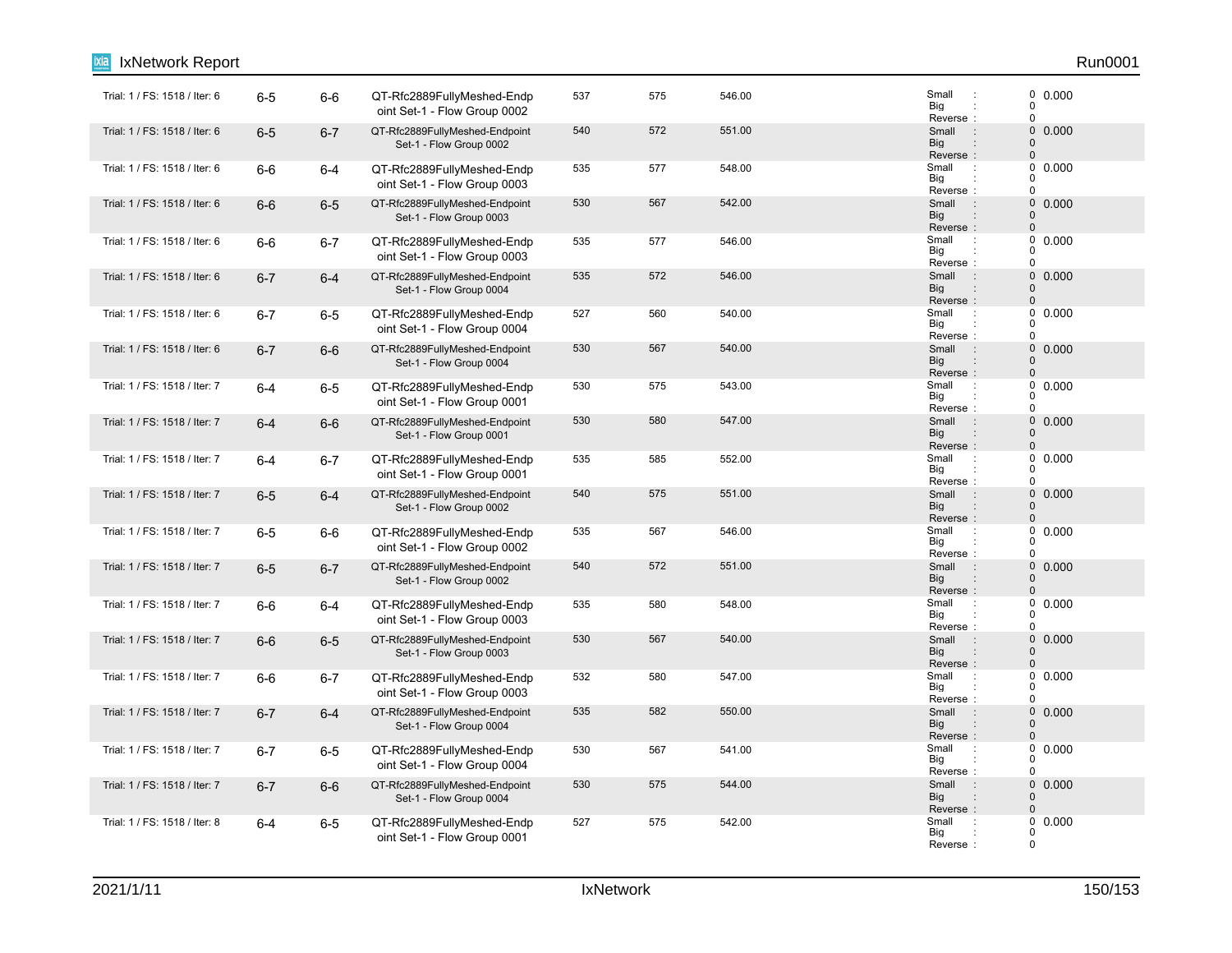| Trial: 1 / FS: 1518 / Iter: 6 | 6-5 | 6-6 | QT-Rfc2889FullyMeshed-Endpoint Set-1 - Flow Group 0002 | 537 | 575 | 546.00 | Small : 0<br>Big : 0<br>Reverse : 0 | 0.000 |
|---|---|---|---|---|---|---|---|---|
| Trial: 1 / FS: 1518 / Iter: 6 | 6-5 | 6-7 | QT-Rfc2889FullyMeshed-Endpoint Set-1 - Flow Group 0002 | 540 | 572 | 551.00 | Small : 0<br>Big : 0<br>Reverse : 0 | 0.000 |
| Trial: 1 / FS: 1518 / Iter: 6 | 6-6 | 6-4 | QT-Rfc2889FullyMeshed-Endpoint Set-1 - Flow Group 0003 | 535 | 577 | 548.00 | Small : 0<br>Big : 0<br>Reverse : 0 | 0.000 |
| Trial: 1 / FS: 1518 / Iter: 6 | 6-6 | 6-5 | QT-Rfc2889FullyMeshed-Endpoint Set-1 - Flow Group 0003 | 530 | 567 | 542.00 | Small : 0<br>Big : 0<br>Reverse : 0 | 0.000 |
| Trial: 1 / FS: 1518 / Iter: 6 | 6-6 | 6-7 | QT-Rfc2889FullyMeshed-Endpoint Set-1 - Flow Group 0003 | 535 | 577 | 546.00 | Small : 0<br>Big : 0<br>Reverse : 0 | 0.000 |
| Trial: 1 / FS: 1518 / Iter: 6 | 6-7 | 6-4 | QT-Rfc2889FullyMeshed-Endpoint Set-1 - Flow Group 0004 | 535 | 572 | 546.00 | Small : 0<br>Big : 0<br>Reverse : 0 | 0.000 |
| Trial: 1 / FS: 1518 / Iter: 6 | 6-7 | 6-5 | QT-Rfc2889FullyMeshed-Endpoint Set-1 - Flow Group 0004 | 527 | 560 | 540.00 | Small : 0<br>Big : 0<br>Reverse : 0 | 0.000 |
| Trial: 1 / FS: 1518 / Iter: 6 | 6-7 | 6-6 | QT-Rfc2889FullyMeshed-Endpoint Set-1 - Flow Group 0004 | 530 | 567 | 540.00 | Small : 0<br>Big : 0<br>Reverse : 0 | 0.000 |
| Trial: 1 / FS: 1518 / Iter: 7 | 6-4 | 6-5 | QT-Rfc2889FullyMeshed-Endpoint Set-1 - Flow Group 0001 | 530 | 575 | 543.00 | Small : 0<br>Big : 0<br>Reverse : 0 | 0.000 |
| Trial: 1 / FS: 1518 / Iter: 7 | 6-4 | 6-6 | QT-Rfc2889FullyMeshed-Endpoint Set-1 - Flow Group 0001 | 530 | 580 | 547.00 | Small : 0<br>Big : 0<br>Reverse : 0 | 0.000 |
| Trial: 1 / FS: 1518 / Iter: 7 | 6-4 | 6-7 | QT-Rfc2889FullyMeshed-Endpoint Set-1 - Flow Group 0001 | 535 | 585 | 552.00 | Small : 0<br>Big : 0<br>Reverse : 0 | 0.000 |
| Trial: 1 / FS: 1518 / Iter: 7 | 6-5 | 6-4 | QT-Rfc2889FullyMeshed-Endpoint Set-1 - Flow Group 0002 | 540 | 575 | 551.00 | Small : 0<br>Big : 0<br>Reverse : 0 | 0.000 |
| Trial: 1 / FS: 1518 / Iter: 7 | 6-5 | 6-6 | QT-Rfc2889FullyMeshed-Endpoint Set-1 - Flow Group 0002 | 535 | 567 | 546.00 | Small : 0<br>Big : 0<br>Reverse : 0 | 0.000 |
| Trial: 1 / FS: 1518 / Iter: 7 | 6-5 | 6-7 | QT-Rfc2889FullyMeshed-Endpoint Set-1 - Flow Group 0002 | 540 | 572 | 551.00 | Small : 0<br>Big : 0<br>Reverse : 0 | 0.000 |
| Trial: 1 / FS: 1518 / Iter: 7 | 6-6 | 6-4 | QT-Rfc2889FullyMeshed-Endpoint Set-1 - Flow Group 0003 | 535 | 580 | 548.00 | Small : 0<br>Big : 0<br>Reverse : 0 | 0.000 |
| Trial: 1 / FS: 1518 / Iter: 7 | 6-6 | 6-5 | QT-Rfc2889FullyMeshed-Endpoint Set-1 - Flow Group 0003 | 530 | 567 | 540.00 | Small : 0<br>Big : 0<br>Reverse : 0 | 0.000 |
| Trial: 1 / FS: 1518 / Iter: 7 | 6-6 | 6-7 | QT-Rfc2889FullyMeshed-Endpoint Set-1 - Flow Group 0003 | 532 | 580 | 547.00 | Small : 0<br>Big : 0<br>Reverse : 0 | 0.000 |
| Trial: 1 / FS: 1518 / Iter: 7 | 6-7 | 6-4 | QT-Rfc2889FullyMeshed-Endpoint Set-1 - Flow Group 0004 | 535 | 582 | 550.00 | Small : 0<br>Big : 0<br>Reverse : 0 | 0.000 |
| Trial: 1 / FS: 1518 / Iter: 7 | 6-7 | 6-5 | QT-Rfc2889FullyMeshed-Endpoint Set-1 - Flow Group 0004 | 530 | 567 | 541.00 | Small : 0<br>Big : 0<br>Reverse : 0 | 0.000 |
| Trial: 1 / FS: 1518 / Iter: 7 | 6-7 | 6-6 | QT-Rfc2889FullyMeshed-Endpoint Set-1 - Flow Group 0004 | 530 | 575 | 544.00 | Small : 0<br>Big : 0<br>Reverse : 0 | 0.000 |
| Trial: 1 / FS: 1518 / Iter: 8 | 6-4 | 6-5 | QT-Rfc2889FullyMeshed-Endpoint Set-1 - Flow Group 0001 | 527 | 575 | 542.00 | Small : 0<br>Big : 0<br>Reverse : 0 | 0.000 |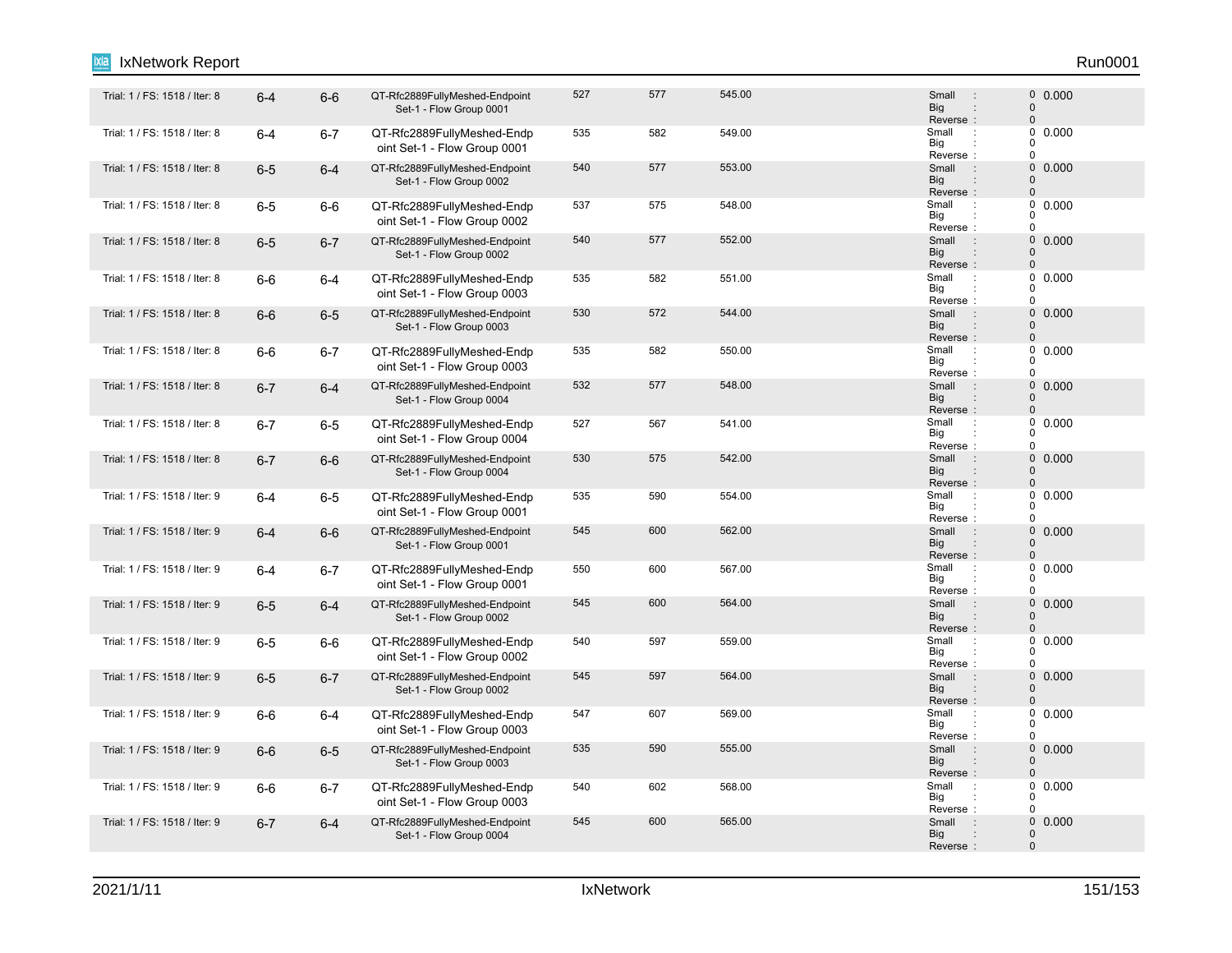| Trial: 1 / FS: 1518 / Iter: 8 | 6-4 | 6-6 | QT-Rfc2889FullyMeshed-Endpoint Set-1 - Flow Group 0001 | 527 | 577 | 545.00 | Small : 0<br>Big : 0<br>Reverse : 0 | 0.000 |
|---|---|---|---|---|---|---|---|---|
| Trial: 1 / FS: 1518 / Iter: 8 | 6-4 | 6-7 | QT-Rfc2889FullyMeshed-Endpoint Set-1 - Flow Group 0001 | 535 | 582 | 549.00 | Small : 0<br>Big : 0<br>Reverse : 0 | 0.000 |
| Trial: 1 / FS: 1518 / Iter: 8 | 6-5 | 6-4 | QT-Rfc2889FullyMeshed-Endpoint Set-1 - Flow Group 0002 | 540 | 577 | 553.00 | Small : 0<br>Big : 0<br>Reverse : 0 | 0.000 |
| Trial: 1 / FS: 1518 / Iter: 8 | 6-5 | 6-6 | QT-Rfc2889FullyMeshed-Endpoint Set-1 - Flow Group 0002 | 537 | 575 | 548.00 | Small : 0<br>Big : 0<br>Reverse : 0 | 0.000 |
| Trial: 1 / FS: 1518 / Iter: 8 | 6-5 | 6-7 | QT-Rfc2889FullyMeshed-Endpoint Set-1 - Flow Group 0002 | 540 | 577 | 552.00 | Small : 0<br>Big : 0<br>Reverse : 0 | 0.000 |
| Trial: 1 / FS: 1518 / Iter: 8 | 6-6 | 6-4 | QT-Rfc2889FullyMeshed-Endpoint Set-1 - Flow Group 0003 | 535 | 582 | 551.00 | Small : 0<br>Big : 0<br>Reverse : 0 | 0.000 |
| Trial: 1 / FS: 1518 / Iter: 8 | 6-6 | 6-5 | QT-Rfc2889FullyMeshed-Endpoint Set-1 - Flow Group 0003 | 530 | 572 | 544.00 | Small : 0<br>Big : 0<br>Reverse : 0 | 0.000 |
| Trial: 1 / FS: 1518 / Iter: 8 | 6-6 | 6-7 | QT-Rfc2889FullyMeshed-Endpoint Set-1 - Flow Group 0003 | 535 | 582 | 550.00 | Small : 0<br>Big : 0<br>Reverse : 0 | 0.000 |
| Trial: 1 / FS: 1518 / Iter: 8 | 6-7 | 6-4 | QT-Rfc2889FullyMeshed-Endpoint Set-1 - Flow Group 0004 | 532 | 577 | 548.00 | Small : 0<br>Big : 0<br>Reverse : 0 | 0.000 |
| Trial: 1 / FS: 1518 / Iter: 8 | 6-7 | 6-5 | QT-Rfc2889FullyMeshed-Endpoint Set-1 - Flow Group 0004 | 527 | 567 | 541.00 | Small : 0<br>Big : 0<br>Reverse : 0 | 0.000 |
| Trial: 1 / FS: 1518 / Iter: 8 | 6-7 | 6-6 | QT-Rfc2889FullyMeshed-Endpoint Set-1 - Flow Group 0004 | 530 | 575 | 542.00 | Small : 0<br>Big : 0<br>Reverse : 0 | 0.000 |
| Trial: 1 / FS: 1518 / Iter: 9 | 6-4 | 6-5 | QT-Rfc2889FullyMeshed-Endpoint Set-1 - Flow Group 0001 | 535 | 590 | 554.00 | Small : 0<br>Big : 0<br>Reverse : 0 | 0.000 |
| Trial: 1 / FS: 1518 / Iter: 9 | 6-4 | 6-6 | QT-Rfc2889FullyMeshed-Endpoint Set-1 - Flow Group 0001 | 545 | 600 | 562.00 | Small : 0<br>Big : 0<br>Reverse : 0 | 0.000 |
| Trial: 1 / FS: 1518 / Iter: 9 | 6-4 | 6-7 | QT-Rfc2889FullyMeshed-Endpoint Set-1 - Flow Group 0001 | 550 | 600 | 567.00 | Small : 0<br>Big : 0<br>Reverse : 0 | 0.000 |
| Trial: 1 / FS: 1518 / Iter: 9 | 6-5 | 6-4 | QT-Rfc2889FullyMeshed-Endpoint Set-1 - Flow Group 0002 | 545 | 600 | 564.00 | Small : 0<br>Big : 0<br>Reverse : 0 | 0.000 |
| Trial: 1 / FS: 1518 / Iter: 9 | 6-5 | 6-6 | QT-Rfc2889FullyMeshed-Endpoint Set-1 - Flow Group 0002 | 540 | 597 | 559.00 | Small : 0<br>Big : 0<br>Reverse : 0 | 0.000 |
| Trial: 1 / FS: 1518 / Iter: 9 | 6-5 | 6-7 | QT-Rfc2889FullyMeshed-Endpoint Set-1 - Flow Group 0002 | 545 | 597 | 564.00 | Small : 0<br>Big : 0<br>Reverse : 0 | 0.000 |
| Trial: 1 / FS: 1518 / Iter: 9 | 6-6 | 6-4 | QT-Rfc2889FullyMeshed-Endpoint Set-1 - Flow Group 0003 | 547 | 607 | 569.00 | Small : 0<br>Big : 0<br>Reverse : 0 | 0.000 |
| Trial: 1 / FS: 1518 / Iter: 9 | 6-6 | 6-5 | QT-Rfc2889FullyMeshed-Endpoint Set-1 - Flow Group 0003 | 535 | 590 | 555.00 | Small : 0<br>Big : 0<br>Reverse : 0 | 0.000 |
| Trial: 1 / FS: 1518 / Iter: 9 | 6-6 | 6-7 | QT-Rfc2889FullyMeshed-Endpoint Set-1 - Flow Group 0003 | 540 | 602 | 568.00 | Small : 0<br>Big : 0<br>Reverse : 0 | 0.000 |
| Trial: 1 / FS: 1518 / Iter: 9 | 6-7 | 6-4 | QT-Rfc2889FullyMeshed-Endpoint Set-1 - Flow Group 0004 | 545 | 600 | 565.00 | Small : 0<br>Big : 0<br>Reverse : 0 | 0.000 |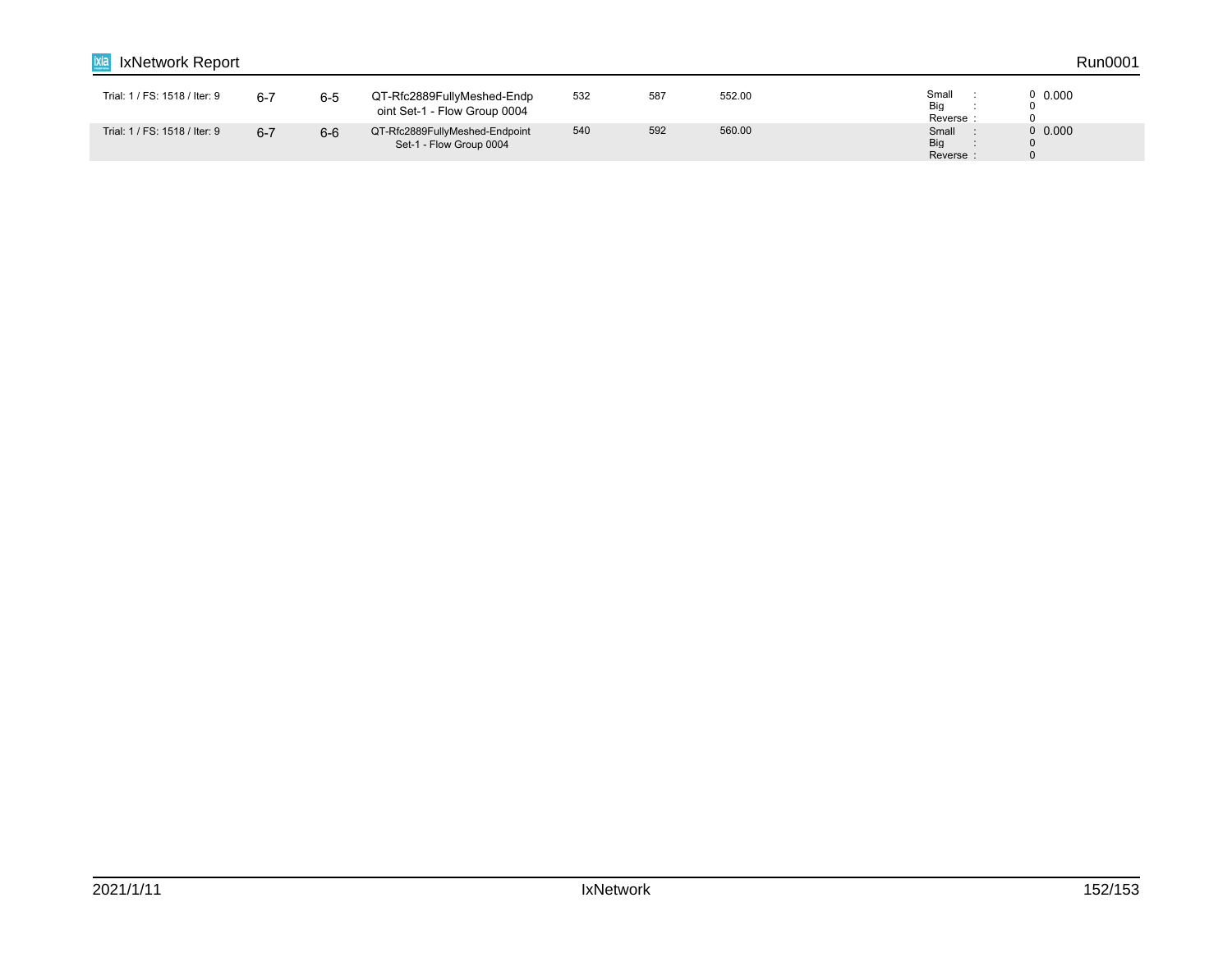| | | | | | | | | |
|---|---|---|---|---|---|---|---|---|
| Trial: 1 / FS: 1518 / Iter: 9 | 6-7 | 6-5 | QT-Rfc2889FullyMeshed-Endpoint Set-1 - Flow Group 0004 | 532 | 587 | 552.00 | Small : 0<br>Big : 0<br>Reverse : 0 | 0.000 |
| Trial: 1 / FS: 1518 / Iter: 9 | 6-7 | 6-6 | QT-Rfc2889FullyMeshed-Endpoint Set-1 - Flow Group 0004 | 540 | 592 | 560.00 | Small : 0<br>Big : 0<br>Reverse : 0 | 0.000 |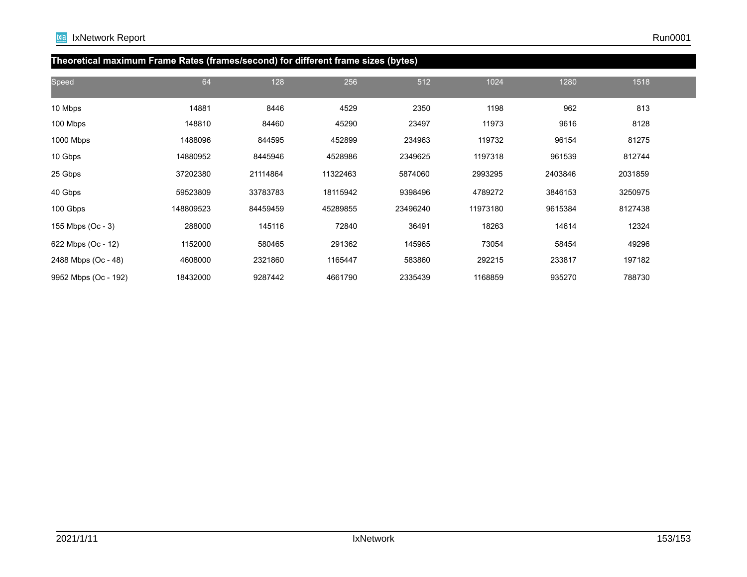## Theoretical maximum Frame Rates (frames/second) for different frame sizes (bytes)

| Speed | 64 | 128 | 256 | 512 | 1024 | 1280 | 1518 |
|---|---|---|---|---|---|---|---|
| 10 Mbps | 14881 | 8446 | 4529 | 2350 | 1198 | 962 | 813 |
| 100 Mbps | 148810 | 84460 | 45290 | 23497 | 11973 | 9616 | 8128 |
| 1000 Mbps | 1488096 | 844595 | 452899 | 234963 | 119732 | 96154 | 81275 |
| 10 Gbps | 14880952 | 8445946 | 4528986 | 2349625 | 1197318 | 961539 | 812744 |
| 25 Gbps | 37202380 | 21114864 | 11322463 | 5874060 | 2993295 | 2403846 | 2031859 |
| 40 Gbps | 59523809 | 33783783 | 18115942 | 9398496 | 4789272 | 3846153 | 3250975 |
| 100 Gbps | 148809523 | 84459459 | 45289855 | 23496240 | 11973180 | 9615384 | 8127438 |
| 155 Mbps (Oc - 3) | 288000 | 145116 | 72840 | 36491 | 18263 | 14614 | 12324 |
| 622 Mbps (Oc - 12) | 1152000 | 580465 | 291362 | 145965 | 73054 | 58454 | 49296 |
| 2488 Mbps (Oc - 48) | 4608000 | 2321860 | 1165447 | 583860 | 292215 | 233817 | 197182 |
| 9952 Mbps (Oc - 192) | 18432000 | 9287442 | 4661790 | 2335439 | 1168859 | 935270 | 788730 |